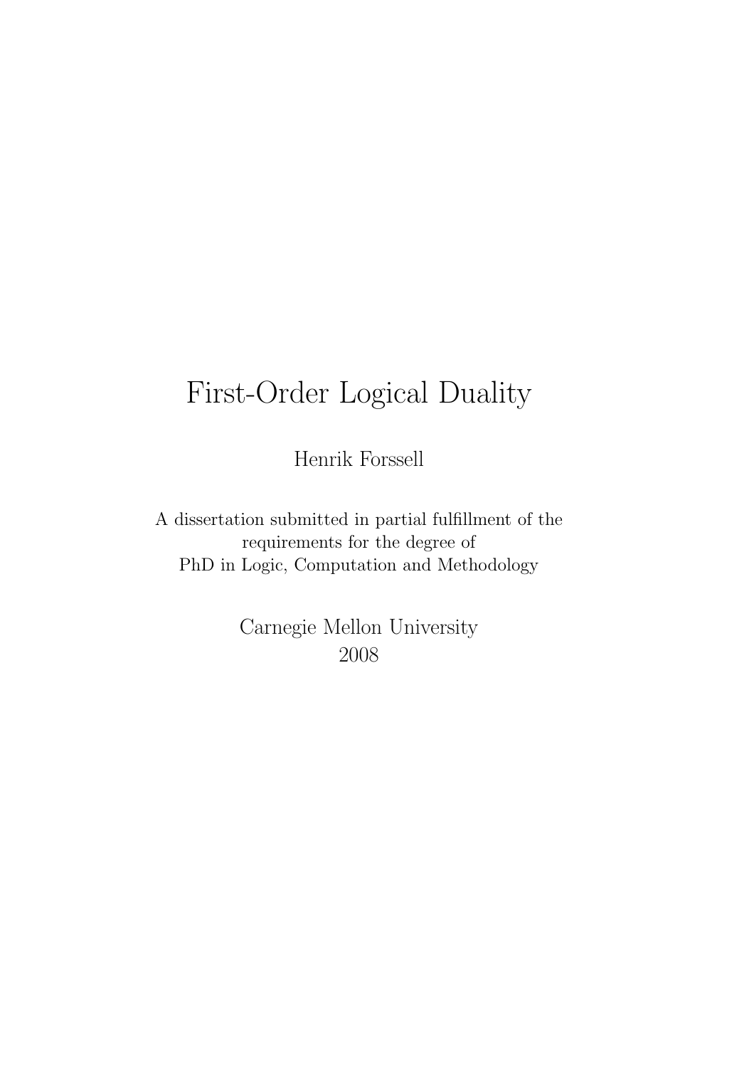# First-Order Logical Duality

Henrik Forssell

A dissertation submitted in partial fulfillment of the requirements for the degree of PhD in Logic, Computation and Methodology

Carnegie Mellon University
2008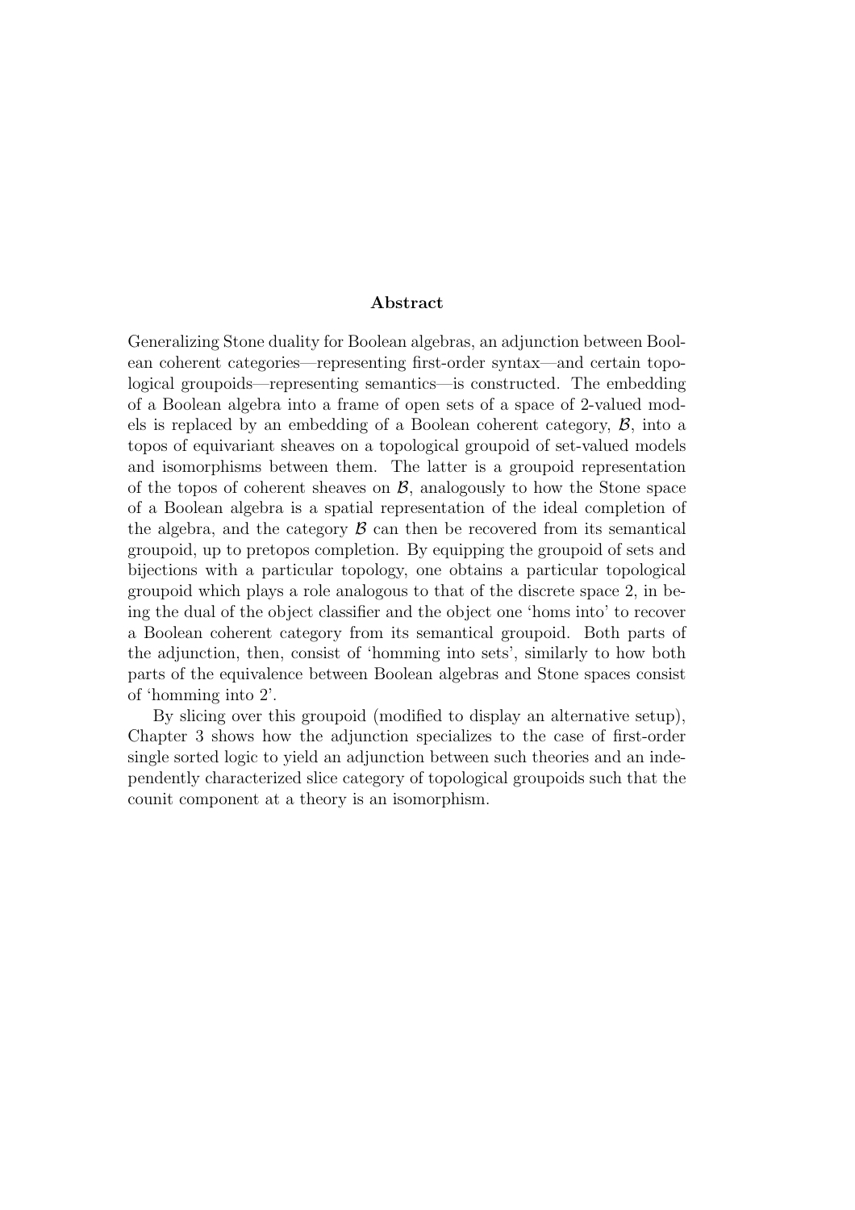## Abstract

Generalizing Stone duality for Boolean algebras, an adjunction between Boolean coherent categories—representing first-order syntax—and certain topological groupoids—representing semantics—is constructed. The embedding of a Boolean algebra into a frame of open sets of a space of 2-valued models is replaced by an embedding of a Boolean coherent category, $\mathcal{B}$, into a topos of equivariant sheaves on a topological groupoid of set-valued models and isomorphisms between them. The latter is a groupoid representation of the topos of coherent sheaves on $\mathcal{B}$, analogously to how the Stone space of a Boolean algebra is a spatial representation of the ideal completion of the algebra, and the category $\mathcal{B}$ can then be recovered from its semantical groupoid, up to pretopos completion. By equipping the groupoid of sets and bijections with a particular topology, one obtains a particular topological groupoid which plays a role analogous to that of the discrete space 2, in being the dual of the object classifier and the object one 'homs into' to recover a Boolean coherent category from its semantical groupoid. Both parts of the adjunction, then, consist of 'homming into sets', similarly to how both parts of the equivalence between Boolean algebras and Stone spaces consist of 'homming into 2'.

By slicing over this groupoid (modified to display an alternative setup), Chapter 3 shows how the adjunction specializes to the case of first-order single sorted logic to yield an adjunction between such theories and an independently characterized slice category of topological groupoids such that the counit component at a theory is an isomorphism.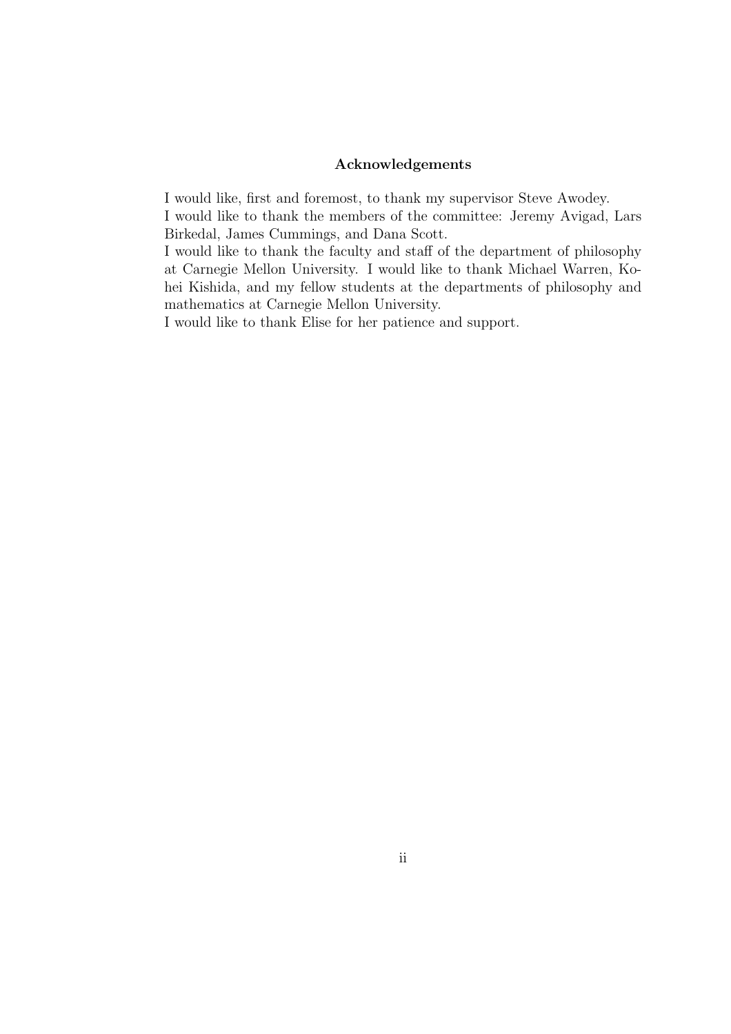## Acknowledgements

I would like, first and foremost, to thank my supervisor Steve Awodey.
I would like to thank the members of the committee: Jeremy Avigad, Lars Birkedal, James Cummings, and Dana Scott.
I would like to thank the faculty and staff of the department of philosophy at Carnegie Mellon University. I would like to thank Michael Warren, Kohei Kishida, and my fellow students at the departments of philosophy and mathematics at Carnegie Mellon University.
I would like to thank Elise for her patience and support.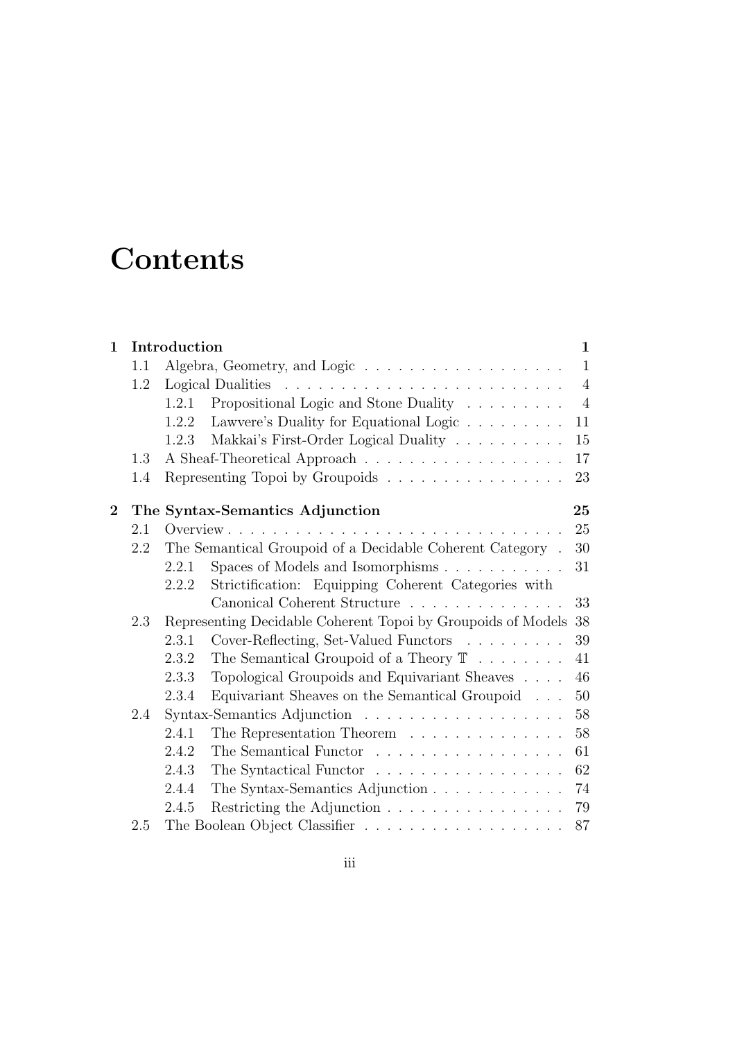# Contents

| | | | |
|---|---|---|---|
| **1** | **Introduction** | | **1** |
| | 1.1 | Algebra, Geometry, and Logic | 1 |
| | 1.2 | Logical Dualities | 4 |
| | | 1.2.1 Propositional Logic and Stone Duality | 4 |
| | | 1.2.2 Lawvere's Duality for Equational Logic | 11 |
| | | 1.2.3 Makkai's First-Order Logical Duality | 15 |
| | 1.3 | A Sheaf-Theoretical Approach | 17 |
| | 1.4 | Representing Topoi by Groupoids | 23 |
| **2** | **The Syntax-Semantics Adjunction** | | **25** |
| | 2.1 | Overview | 25 |
| | 2.2 | The Semantical Groupoid of a Decidable Coherent Category | 30 |
| | | 2.2.1 Spaces of Models and Isomorphisms | 31 |
| | | 2.2.2 Strictification: Equipping Coherent Categories with Canonical Coherent Structure | 33 |
| | 2.3 | Representing Decidable Coherent Topoi by Groupoids of Models | 38 |
| | | 2.3.1 Cover-Reflecting, Set-Valued Functors | 39 |
| | | 2.3.2 The Semantical Groupoid of a Theory $\mathbb{T}$ | 41 |
| | | 2.3.3 Topological Groupoids and Equivariant Sheaves | 46 |
| | | 2.3.4 Equivariant Sheaves on the Semantical Groupoid | 50 |
| | 2.4 | Syntax-Semantics Adjunction | 58 |
| | | 2.4.1 The Representation Theorem | 58 |
| | | 2.4.2 The Semantical Functor | 61 |
| | | 2.4.3 The Syntactical Functor | 62 |
| | | 2.4.4 The Syntax-Semantics Adjunction | 74 |
| | | 2.4.5 Restricting the Adjunction | 79 |
| | 2.5 | The Boolean Object Classifier | 87 |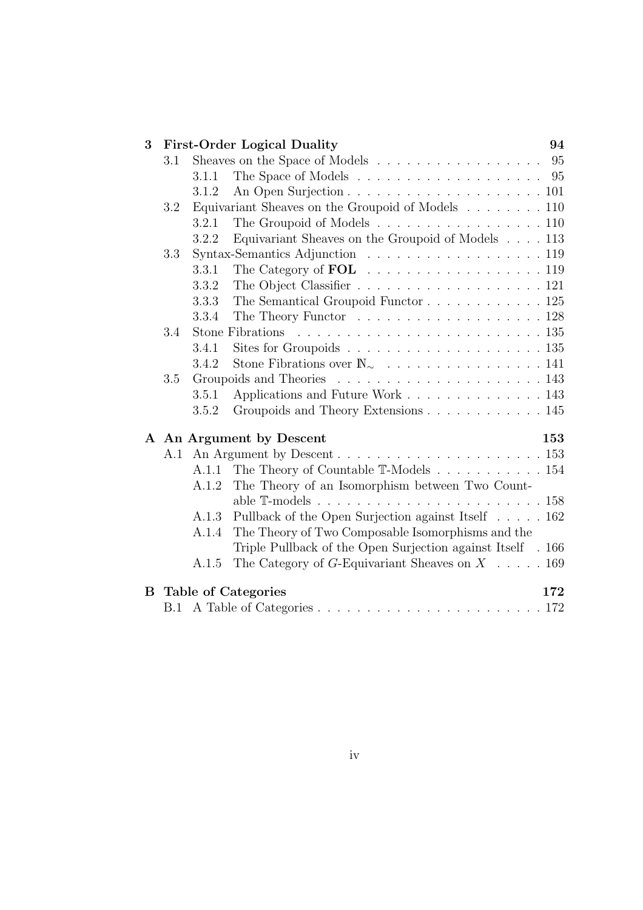**3 First-Order Logical Duality** 94

- 3.1 Sheaves on the Space of Models . . . . . . . . . . . . . . . . . 95
  - 3.1.1 The Space of Models . . . . . . . . . . . . . . . . . . . 95
  - 3.1.2 An Open Surjection . . . . . . . . . . . . . . . . . . . . 101
- 3.2 Equivariant Sheaves on the Groupoid of Models . . . . . . . . 110
  - 3.2.1 The Groupoid of Models . . . . . . . . . . . . . . . . . 110
  - 3.2.2 Equivariant Sheaves on the Groupoid of Models . . . . 113
- 3.3 Syntax-Semantics Adjunction . . . . . . . . . . . . . . . . . . 119
  - 3.3.1 The Category of **FOL** . . . . . . . . . . . . . . . . . . 119
  - 3.3.2 The Object Classifier . . . . . . . . . . . . . . . . . . . 121
  - 3.3.3 The Semantical Groupoid Functor . . . . . . . . . . . . 125
  - 3.3.4 The Theory Functor . . . . . . . . . . . . . . . . . . . 128
- 3.4 Stone Fibrations . . . . . . . . . . . . . . . . . . . . . . . . . 135
  - 3.4.1 Sites for Groupoids . . . . . . . . . . . . . . . . . . . . 135
  - 3.4.2 Stone Fibrations over $\mathbb{N}_{\sim}$ . . . . . . . . . . . . . . . . 141
- 3.5 Groupoids and Theories . . . . . . . . . . . . . . . . . . . . . 143
  - 3.5.1 Applications and Future Work . . . . . . . . . . . . . . 143
  - 3.5.2 Groupoids and Theory Extensions . . . . . . . . . . . . 145

**A An Argument by Descent** 153

- A.1 An Argument by Descent . . . . . . . . . . . . . . . . . . . . . 153
  - A.1.1 The Theory of Countable $\mathbb{T}$-Models . . . . . . . . . . . 154
  - A.1.2 The Theory of an Isomorphism between Two Countable $\mathbb{T}$-models . . . . . . . . . . . . . . . . . . . . . . . 158
  - A.1.3 Pullback of the Open Surjection against Itself . . . . . 162
  - A.1.4 The Theory of Two Composable Isomorphisms and the Triple Pullback of the Open Surjection against Itself . 166
  - A.1.5 The Category of $G$-Equivariant Sheaves on $X$ . . . . . 169

**B Table of Categories** 172

- B.1 A Table of Categories . . . . . . . . . . . . . . . . . . . . . . . 172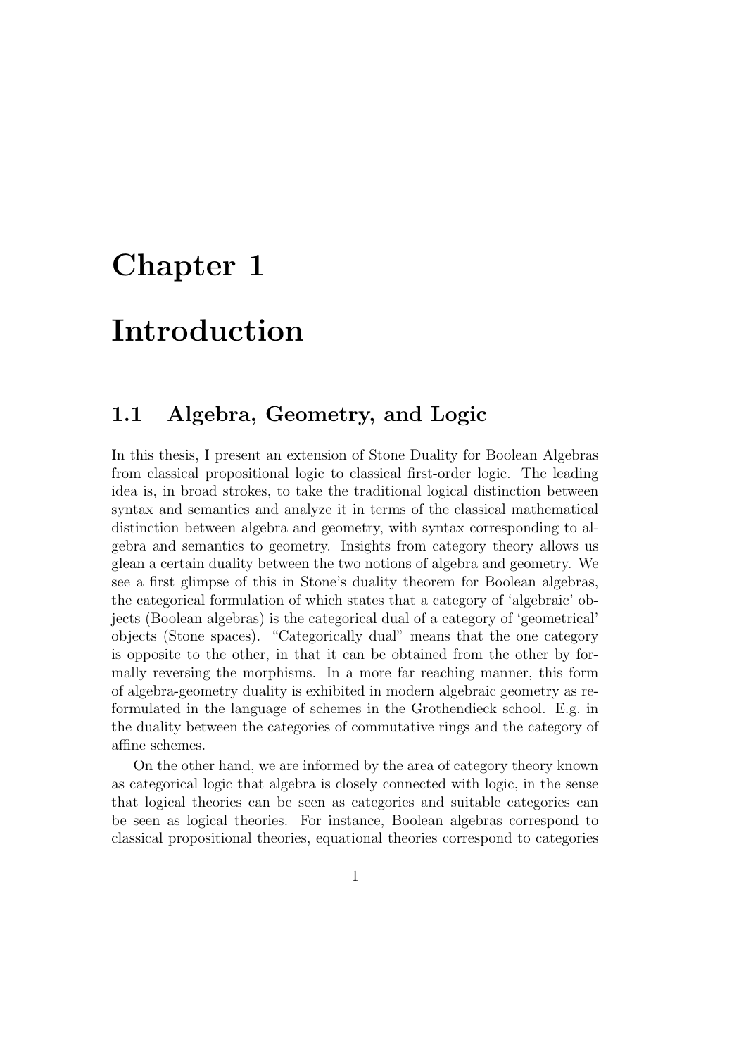# Chapter 1

# Introduction

## 1.1 Algebra, Geometry, and Logic

In this thesis, I present an extension of Stone Duality for Boolean Algebras from classical propositional logic to classical first-order logic. The leading idea is, in broad strokes, to take the traditional logical distinction between syntax and semantics and analyze it in terms of the classical mathematical distinction between algebra and geometry, with syntax corresponding to algebra and semantics to geometry. Insights from category theory allows us glean a certain duality between the two notions of algebra and geometry. We see a first glimpse of this in Stone's duality theorem for Boolean algebras, the categorical formulation of which states that a category of 'algebraic' objects (Boolean algebras) is the categorical dual of a category of 'geometrical' objects (Stone spaces). "Categorically dual" means that the one category is opposite to the other, in that it can be obtained from the other by formally reversing the morphisms. In a more far reaching manner, this form of algebra-geometry duality is exhibited in modern algebraic geometry as reformulated in the language of schemes in the Grothendieck school. E.g. in the duality between the categories of commutative rings and the category of affine schemes.

On the other hand, we are informed by the area of category theory known as categorical logic that algebra is closely connected with logic, in the sense that logical theories can be seen as categories and suitable categories can be seen as logical theories. For instance, Boolean algebras correspond to classical propositional theories, equational theories correspond to categories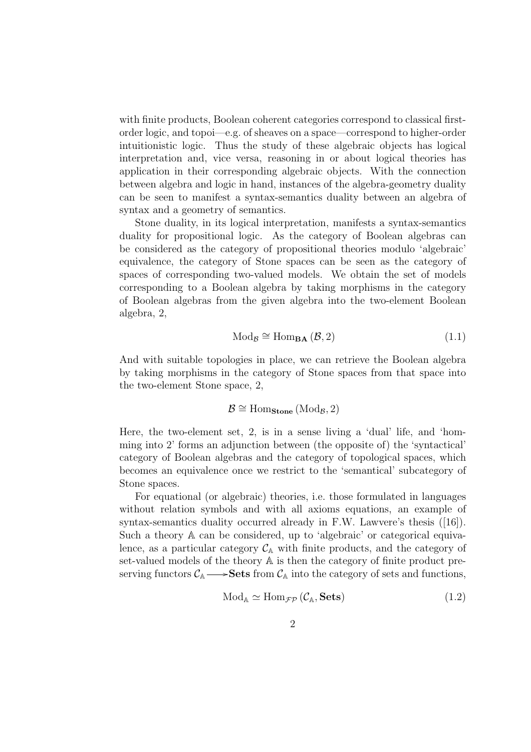with finite products, Boolean coherent categories correspond to classical first-order logic, and topoi—e.g. of sheaves on a space—correspond to higher-order intuitionistic logic. Thus the study of these algebraic objects has logical interpretation and, vice versa, reasoning in or about logical theories has application in their corresponding algebraic objects. With the connection between algebra and logic in hand, instances of the algebra-geometry duality can be seen to manifest a syntax-semantics duality between an algebra of syntax and a geometry of semantics.

Stone duality, in its logical interpretation, manifests a syntax-semantics duality for propositional logic. As the category of Boolean algebras can be considered as the category of propositional theories modulo 'algebraic' equivalence, the category of Stone spaces can be seen as the category of spaces of corresponding two-valued models. We obtain the set of models corresponding to a Boolean algebra by taking morphisms in the category of Boolean algebras from the given algebra into the two-element Boolean algebra, 2,

$$\mathrm{Mod}_{\mathcal{B}} \cong \mathrm{Hom}_{\mathbf{BA}}(\mathcal{B}, 2) \tag{1.1}$$

And with suitable topologies in place, we can retrieve the Boolean algebra by taking morphisms in the category of Stone spaces from that space into the two-element Stone space, 2,

$$\mathcal{B} \cong \mathrm{Hom}_{\mathbf{Stone}}(\mathrm{Mod}_{\mathcal{B}}, 2)$$

Here, the two-element set, 2, is in a sense living a 'dual' life, and 'homming into 2' forms an adjunction between (the opposite of) the 'syntactical' category of Boolean algebras and the category of topological spaces, which becomes an equivalence once we restrict to the 'semantical' subcategory of Stone spaces.

For equational (or algebraic) theories, i.e. those formulated in languages without relation symbols and with all axioms equations, an example of syntax-semantics duality occurred already in F.W. Lawvere's thesis ([16]). Such a theory $\mathbb{A}$ can be considered, up to 'algebraic' or categorical equivalence, as a particular category $\mathcal{C}_{\mathbb{A}}$ with finite products, and the category of set-valued models of the theory $\mathbb{A}$ is then the category of finite product preserving functors $\mathcal{C}_{\mathbb{A}} \longrightarrow \mathbf{Sets}$ from $\mathcal{C}_{\mathbb{A}}$ into the category of sets and functions,

$$\mathrm{Mod}_{\mathbb{A}} \simeq \mathrm{Hom}_{\mathcal{FP}}(\mathcal{C}_{\mathbb{A}}, \mathbf{Sets}) \tag{1.2}$$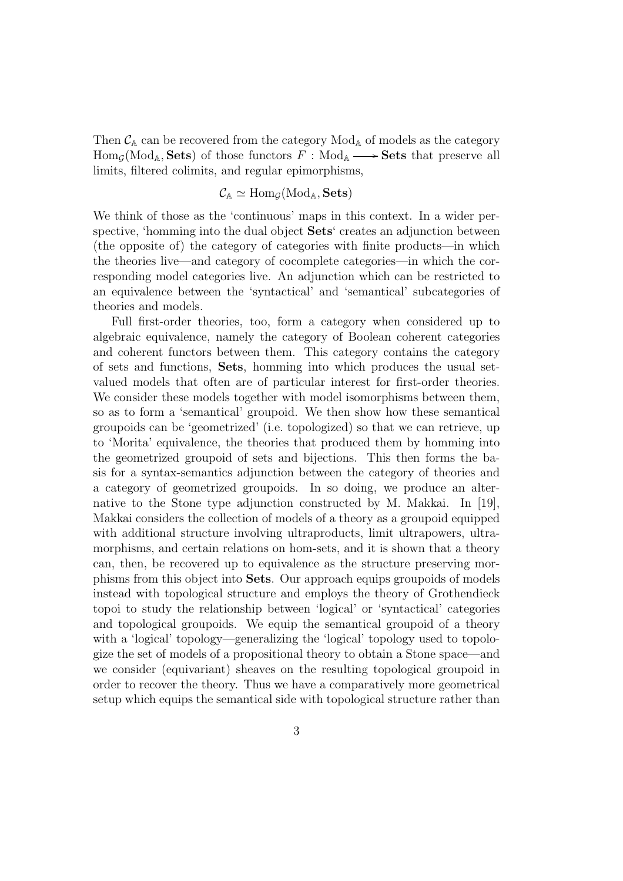Then $\mathcal{C}_{\mathbb{A}}$ can be recovered from the category $\mathrm{Mod}_{\mathbb{A}}$ of models as the category $\mathrm{Hom}_{\mathcal{G}}(\mathrm{Mod}_{\mathbb{A}}, \mathbf{Sets})$ of those functors $F : \mathrm{Mod}_{\mathbb{A}} \longrightarrow \mathbf{Sets}$ that preserve all limits, filtered colimits, and regular epimorphisms,

$$\mathcal{C}_{\mathbb{A}} \simeq \mathrm{Hom}_{\mathcal{G}}(\mathrm{Mod}_{\mathbb{A}}, \mathbf{Sets})$$

We think of those as the 'continuous' maps in this context. In a wider perspective, 'homming into the dual object **Sets**' creates an adjunction between (the opposite of) the category of categories with finite products—in which the theories live—and category of cocomplete categories—in which the corresponding model categories live. An adjunction which can be restricted to an equivalence between the 'syntactical' and 'semantical' subcategories of theories and models.

Full first-order theories, too, form a category when considered up to algebraic equivalence, namely the category of Boolean coherent categories and coherent functors between them. This category contains the category of sets and functions, **Sets**, homming into which produces the usual set-valued models that often are of particular interest for first-order theories. We consider these models together with model isomorphisms between them, so as to form a 'semantical' groupoid. We then show how these semantical groupoids can be 'geometrized' (i.e. topologized) so that we can retrieve, up to 'Morita' equivalence, the theories that produced them by homming into the geometrized groupoid of sets and bijections. This then forms the basis for a syntax-semantics adjunction between the category of theories and a category of geometrized groupoids. In so doing, we produce an alternative to the Stone type adjunction constructed by M. Makkai. In [19], Makkai considers the collection of models of a theory as a groupoid equipped with additional structure involving ultraproducts, limit ultrapowers, ultramorphisms, and certain relations on hom-sets, and it is shown that a theory can, then, be recovered up to equivalence as the structure preserving morphisms from this object into **Sets**. Our approach equips groupoids of models instead with topological structure and employs the theory of Grothendieck topoi to study the relationship between 'logical' or 'syntactical' categories and topological groupoids. We equip the semantical groupoid of a theory with a 'logical' topology—generalizing the 'logical' topology used to topologize the set of models of a propositional theory to obtain a Stone space—and we consider (equivariant) sheaves on the resulting topological groupoid in order to recover the theory. Thus we have a comparatively more geometrical setup which equips the semantical side with topological structure rather than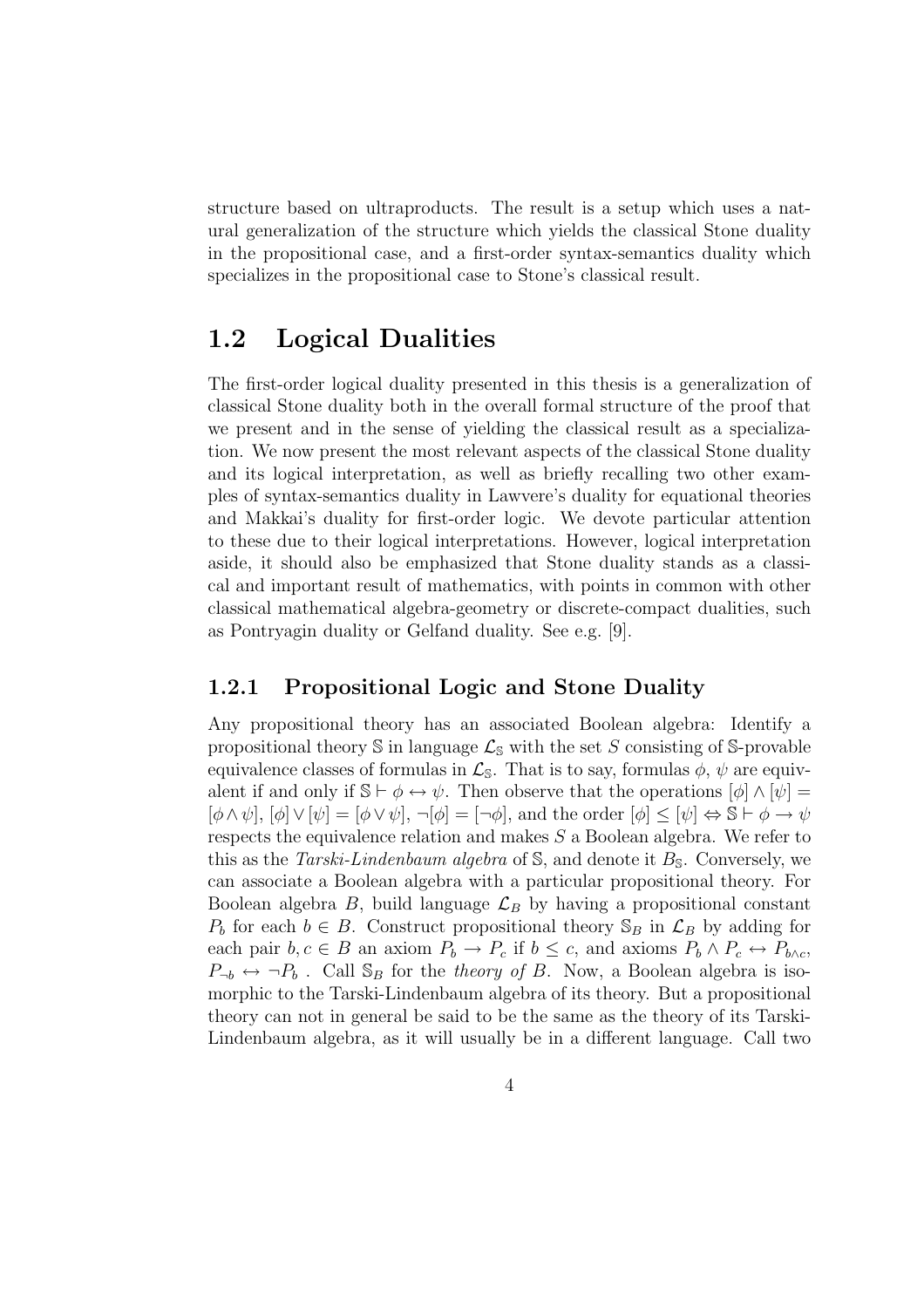structure based on ultraproducts. The result is a setup which uses a natural generalization of the structure which yields the classical Stone duality in the propositional case, and a first-order syntax-semantics duality which specializes in the propositional case to Stone's classical result.

## 1.2 Logical Dualities

The first-order logical duality presented in this thesis is a generalization of classical Stone duality both in the overall formal structure of the proof that we present and in the sense of yielding the classical result as a specialization. We now present the most relevant aspects of the classical Stone duality and its logical interpretation, as well as briefly recalling two other examples of syntax-semantics duality in Lawvere's duality for equational theories and Makkai's duality for first-order logic. We devote particular attention to these due to their logical interpretations. However, logical interpretation aside, it should also be emphasized that Stone duality stands as a classical and important result of mathematics, with points in common with other classical mathematical algebra-geometry or discrete-compact dualities, such as Pontryagin duality or Gelfand duality. See e.g. [9].

### 1.2.1 Propositional Logic and Stone Duality

Any propositional theory has an associated Boolean algebra: Identify a propositional theory $\mathbb{S}$ in language $\mathcal{L}_{\mathbb{S}}$ with the set $S$ consisting of $\mathbb{S}$-provable equivalence classes of formulas in $\mathcal{L}_{\mathbb{S}}$. That is to say, formulas $\phi$, $\psi$ are equivalent if and only if $\mathbb{S} \vdash \phi \leftrightarrow \psi$. Then observe that the operations $[\phi] \wedge [\psi] = [\phi \wedge \psi]$, $[\phi] \vee [\psi] = [\phi \vee \psi]$, $\neg[\phi] = [\neg\phi]$, and the order $[\phi] \leq [\psi] \Leftrightarrow \mathbb{S} \vdash \phi \rightarrow \psi$ respects the equivalence relation and makes $S$ a Boolean algebra. We refer to this as the *Tarski-Lindenbaum algebra* of $\mathbb{S}$, and denote it $B_{\mathbb{S}}$. Conversely, we can associate a Boolean algebra with a particular propositional theory. For Boolean algebra $B$, build language $\mathcal{L}_B$ by having a propositional constant $P_b$ for each $b \in B$. Construct propositional theory $\mathbb{S}_B$ in $\mathcal{L}_B$ by adding for each pair $b, c \in B$ an axiom $P_b \rightarrow P_c$ if $b \leq c$, and axioms $P_b \wedge P_c \leftrightarrow P_{b \wedge c}$, $P_{\neg b} \leftrightarrow \neg P_b$ . Call $\mathbb{S}_B$ for the *theory of* $B$. Now, a Boolean algebra is isomorphic to the Tarski-Lindenbaum algebra of its theory. But a propositional theory can not in general be said to be the same as the theory of its Tarski-Lindenbaum algebra, as it will usually be in a different language. Call two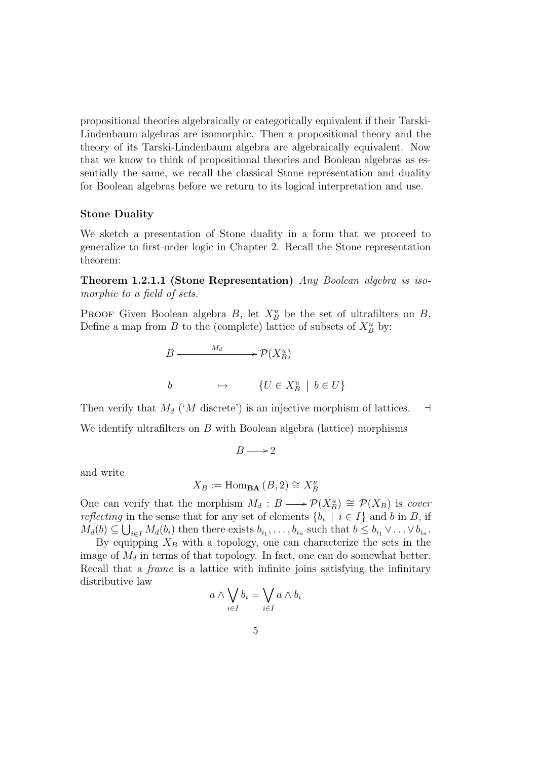propositional theories algebraically or categorically equivalent if their Tarski-Lindenbaum algebras are isomorphic. Then a propositional theory and the theory of its Tarski-Lindenbaum algebra are algebraically equivalent. Now that we know to think of propositional theories and Boolean algebras as essentially the same, we recall the classical Stone representation and duality for Boolean algebras before we return to its logical interpretation and use.

### Stone Duality

We sketch a presentation of Stone duality in a form that we proceed to generalize to first-order logic in Chapter 2. Recall the Stone representation theorem:

**Theorem 1.2.1.1 (Stone Representation)** *Any Boolean algebra is isomorphic to a field of sets.*

Proof Given Boolean algebra $B$, let $X_B^u$ be the set of ultrafilters on $B$. Define a map from $B$ to the (complete) lattice of subsets of $X_B^u$ by:

$$
\begin{array}{ccc}
B & \xrightarrow{\quad M_d \quad} & \mathcal{P}(X_B^u) \\
\\
b & \mapsto & \{U \in X_B^u \mid b \in U\}
\end{array}
$$

Then verify that $M_d$ ('$M$ discrete') is an injective morphism of lattices. $\dashv$

We identify ultrafilters on $B$ with Boolean algebra (lattice) morphisms

$$B \longrightarrow 2$$

and write

$$X_B := \mathrm{Hom}_{\mathbf{BA}}(B, 2) \cong X_B^u$$

One can verify that the morphism $M_d : B \longrightarrow \mathcal{P}(X_B^u) \cong \mathcal{P}(X_B)$ is *cover reflecting* in the sense that for any set of elements $\{b_i \mid i \in I\}$ and $b$ in $B$, if $M_d(b) \subseteq \bigcup_{i \in I} M_d(b_i)$ then there exists $b_{i_1}, \ldots, b_{i_n}$ such that $b \leq b_{i_1} \vee \ldots \vee b_{i_n}$.

By equipping $X_B$ with a topology, one can characterize the sets in the image of $M_d$ in terms of that topology. In fact, one can do somewhat better. Recall that a *frame* is a lattice with infinite joins satisfying the infinitary distributive law

$$a \wedge \bigvee_{i \in I} b_i = \bigvee_{i \in I} a \wedge b_i$$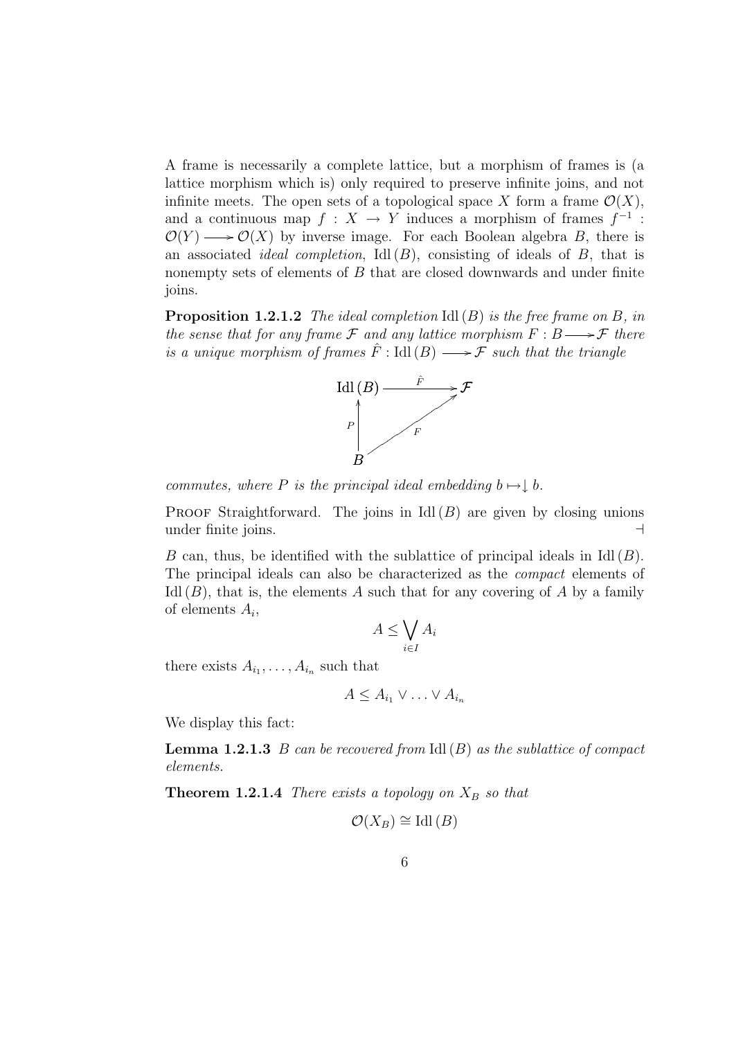A frame is necessarily a complete lattice, but a morphism of frames is (a lattice morphism which is) only required to preserve infinite joins, and not infinite meets. The open sets of a topological space $X$ form a frame $\mathcal{O}(X)$, and a continuous map $f : X \to Y$ induces a morphism of frames $f^{-1} : \mathcal{O}(Y) \longrightarrow \mathcal{O}(X)$ by inverse image. For each Boolean algebra $B$, there is an associated *ideal completion*, $\mathrm{Idl}\,(B)$, consisting of ideals of $B$, that is nonempty sets of elements of $B$ that are closed downwards and under finite joins.

**Proposition 1.2.1.2** *The ideal completion* $\mathrm{Idl}\,(B)$ *is the free frame on* $B$*, in the sense that for any frame* $\mathcal{F}$ *and any lattice morphism* $F : B \longrightarrow \mathcal{F}$ *there is a unique morphism of frames* $\hat{F} : \mathrm{Idl}\,(B) \longrightarrow \mathcal{F}$ *such that the triangle*

$$
\begin{array}{ccc}
\mathrm{Idl}\,(B) & \xrightarrow{\hat{F}} & \mathcal{F} \\
\uparrow P & \nearrow_{F} & \\
B & &
\end{array}
$$

*commutes, where* $P$ *is the principal ideal embedding* $b \mapsto \downarrow b$.

Proof Straightforward. The joins in $\mathrm{Idl}\,(B)$ are given by closing unions under finite joins. ⊣

$B$ can, thus, be identified with the sublattice of principal ideals in $\mathrm{Idl}\,(B)$. The principal ideals can also be characterized as the *compact* elements of $\mathrm{Idl}\,(B)$, that is, the elements $A$ such that for any covering of $A$ by a family of elements $A_i$,

$$A \leq \bigvee_{i \in I} A_i$$

there exists $A_{i_1}, \ldots, A_{i_n}$ such that

$$A \leq A_{i_1} \vee \ldots \vee A_{i_n}$$

We display this fact:

**Lemma 1.2.1.3** *$B$ can be recovered from* $\mathrm{Idl}\,(B)$ *as the sublattice of compact elements.*

**Theorem 1.2.1.4** *There exists a topology on* $X_B$ *so that*

$$\mathcal{O}(X_B) \cong \mathrm{Idl}\,(B)$$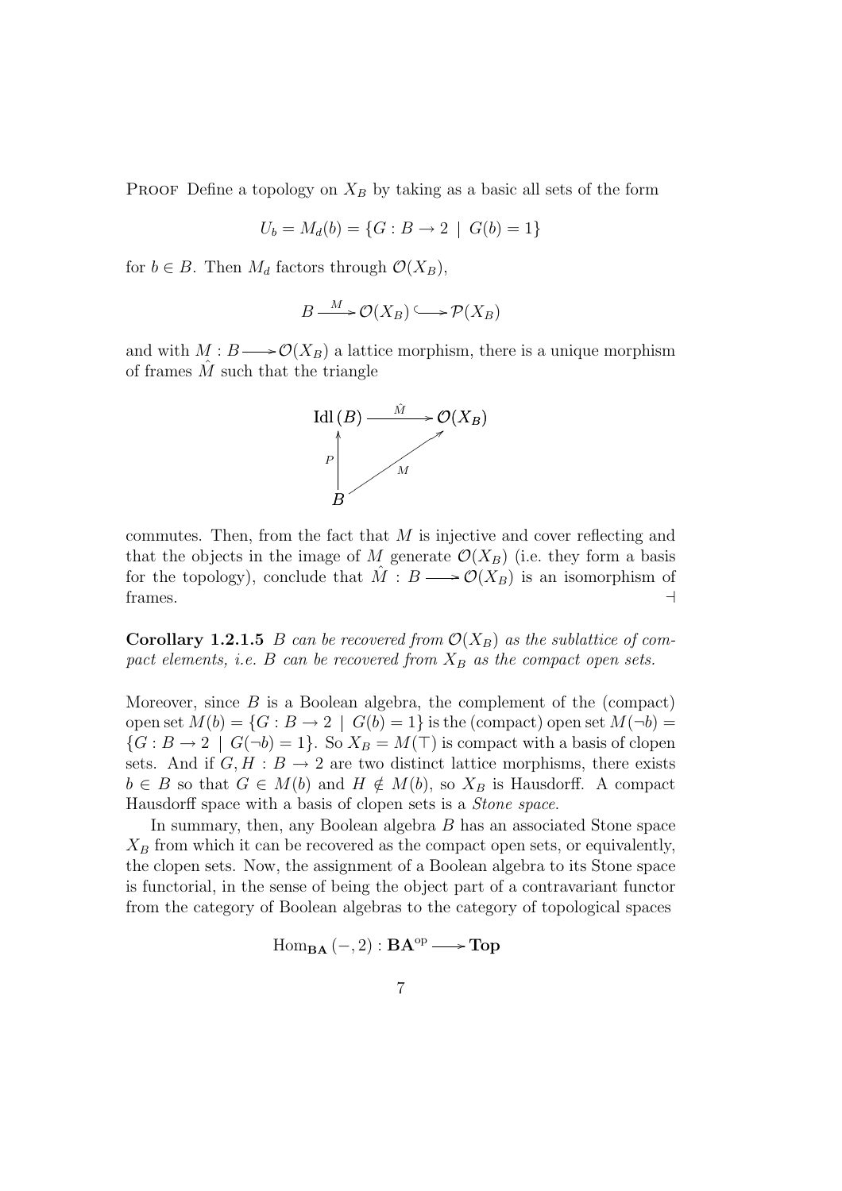**Proof** Define a topology on $X_B$ by taking as a basic all sets of the form

$$U_b = M_d(b) = \{G : B \to 2 \mid G(b) = 1\}$$

for $b \in B$. Then $M_d$ factors through $\mathcal{O}(X_B)$,

$$B \xrightarrow{M} \mathcal{O}(X_B) \hookrightarrow \mathcal{P}(X_B)$$

and with $M : B \longrightarrow \mathcal{O}(X_B)$ a lattice morphism, there is a unique morphism of frames $\hat{M}$ such that the triangle

$$\begin{array}{ccc} \mathrm{Idl}\,(B) & \xrightarrow{\hat{M}} & \mathcal{O}(X_B) \\ {\scriptstyle P}\uparrow & \nearrow{\scriptstyle M} & \\ B & & \end{array}$$

commutes. Then, from the fact that $M$ is injective and cover reflecting and that the objects in the image of $M$ generate $\mathcal{O}(X_B)$ (i.e. they form a basis for the topology), conclude that $\hat{M} : B \longrightarrow \mathcal{O}(X_B)$ is an isomorphism of frames. $\dashv$

**Corollary 1.2.1.5** *$B$ can be recovered from $\mathcal{O}(X_B)$ as the sublattice of compact elements, i.e. $B$ can be recovered from $X_B$ as the compact open sets.*

Moreover, since $B$ is a Boolean algebra, the complement of the (compact) open set $M(b) = \{G : B \to 2 \mid G(b) = 1\}$ is the (compact) open set $M(\neg b) = \{G : B \to 2 \mid G(\neg b) = 1\}$. So $X_B = M(\top)$ is compact with a basis of clopen sets. And if $G, H : B \to 2$ are two distinct lattice morphisms, there exists $b \in B$ so that $G \in M(b)$ and $H \notin M(b)$, so $X_B$ is Hausdorff. A compact Hausdorff space with a basis of clopen sets is a *Stone space*.

In summary, then, any Boolean algebra $B$ has an associated Stone space $X_B$ from which it can be recovered as the compact open sets, or equivalently, the clopen sets. Now, the assignment of a Boolean algebra to its Stone space is functorial, in the sense of being the object part of a contravariant functor from the category of Boolean algebras to the category of topological spaces

$$\mathrm{Hom}_{\mathbf{BA}}(-, 2) : \mathbf{BA}^{\mathrm{op}} \longrightarrow \mathbf{Top}$$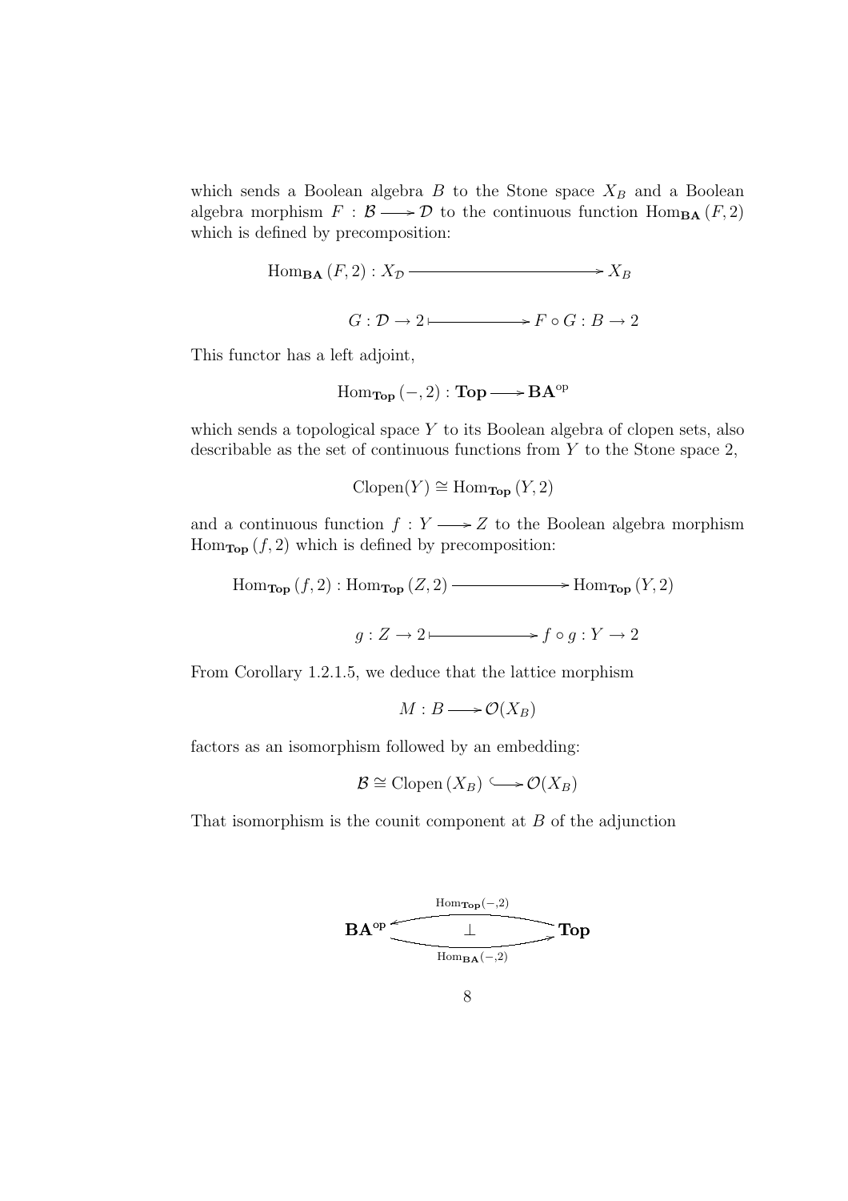which sends a Boolean algebra $B$ to the Stone space $X_B$ and a Boolean algebra morphism $F : \mathcal{B} \longrightarrow \mathcal{D}$ to the continuous function $\mathrm{Hom}_{\mathbf{BA}}(F, 2)$ which is defined by precomposition:

$$\mathrm{Hom}_{\mathbf{BA}}(F, 2) : X_{\mathcal{D}} \longrightarrow X_B$$

$$G : \mathcal{D} \to 2 \longmapsto F \circ G : B \to 2$$

This functor has a left adjoint,

$$\mathrm{Hom}_{\mathbf{Top}}(-, 2) : \mathbf{Top} \longrightarrow \mathbf{BA}^{\mathrm{op}}$$

which sends a topological space $Y$ to its Boolean algebra of clopen sets, also describable as the set of continuous functions from $Y$ to the Stone space 2,

$$\mathrm{Clopen}(Y) \cong \mathrm{Hom}_{\mathbf{Top}}(Y, 2)$$

and a continuous function $f : Y \longrightarrow Z$ to the Boolean algebra morphism $\mathrm{Hom}_{\mathbf{Top}}(f, 2)$ which is defined by precomposition:

$$\mathrm{Hom}_{\mathbf{Top}}(f, 2) : \mathrm{Hom}_{\mathbf{Top}}(Z, 2) \longrightarrow \mathrm{Hom}_{\mathbf{Top}}(Y, 2)$$

$$g : Z \to 2 \longmapsto f \circ g : Y \to 2$$

From Corollary 1.2.1.5, we deduce that the lattice morphism

$$M : B \longrightarrow \mathcal{O}(X_B)$$

factors as an isomorphism followed by an embedding:

$$\mathcal{B} \cong \mathrm{Clopen}(X_B) \hookrightarrow \mathcal{O}(X_B)$$

That isomorphism is the counit component at $B$ of the adjunction

$$\mathbf{BA}^{\mathrm{op}} \underset{\mathrm{Hom}_{\mathbf{BA}}(-,2)}{\overset{\mathrm{Hom}_{\mathbf{Top}}(-,2)}{\rightleftarrows}} \mathbf{Top} \qquad (\bot)$$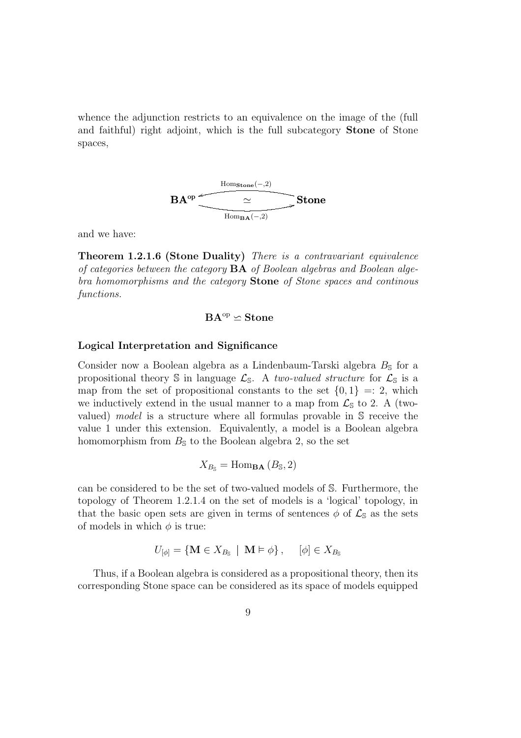whence the adjunction restricts to an equivalence on the image of the (full and faithful) right adjoint, which is the full subcategory **Stone** of Stone spaces,

$$\mathbf{BA}^{\mathrm{op}} \underset{\mathrm{Hom}_{\mathbf{BA}}(-,2)}{\overset{\mathrm{Hom}_{\mathbf{Stone}}(-,2)}{\simeq}} \mathbf{Stone}$$

and we have:

**Theorem 1.2.1.6 (Stone Duality)** *There is a contravariant equivalence of categories between the category* **BA** *of Boolean algebras and Boolean algebra homomorphisms and the category* **Stone** *of Stone spaces and continous functions.*

$$\mathbf{BA}^{\mathrm{op}} \simeq \mathbf{Stone}$$

**Logical Interpretation and Significance**

Consider now a Boolean algebra as a Lindenbaum-Tarski algebra $B_{\mathbb{S}}$ for a propositional theory $\mathbb{S}$ in language $\mathcal{L}_{\mathbb{S}}$. A *two-valued structure* for $\mathcal{L}_{\mathbb{S}}$ is a map from the set of propositional constants to the set $\{0, 1\} =: 2$, which we inductively extend in the usual manner to a map from $\mathcal{L}_{\mathbb{S}}$ to 2. A (two-valued) *model* is a structure where all formulas provable in $\mathbb{S}$ receive the value 1 under this extension. Equivalently, a model is a Boolean algebra homomorphism from $B_{\mathbb{S}}$ to the Boolean algebra 2, so the set

$$X_{B_{\mathbb{S}}} = \mathrm{Hom}_{\mathbf{BA}}\left(B_{\mathbb{S}}, 2\right)$$

can be considered to be the set of two-valued models of $\mathbb{S}$. Furthermore, the topology of Theorem 1.2.1.4 on the set of models is a 'logical' topology, in that the basic open sets are given in terms of sentences $\phi$ of $\mathcal{L}_{\mathbb{S}}$ as the sets of models in which $\phi$ is true:

$$U_{[\phi]} = \left\{ \mathbf{M} \in X_{B_{\mathbb{S}}} \mid \mathbf{M} \vDash \phi \right\}, \qquad [\phi] \in X_{B_{\mathbb{S}}}$$

Thus, if a Boolean algebra is considered as a propositional theory, then its corresponding Stone space can be considered as its space of models equipped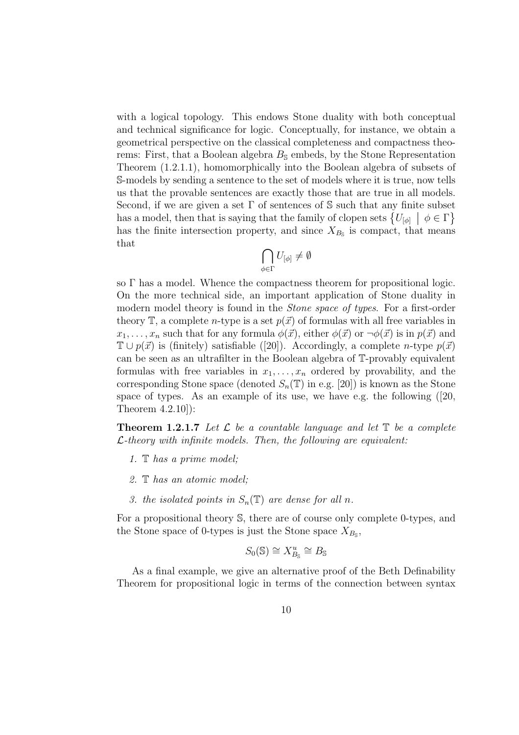with a logical topology. This endows Stone duality with both conceptual and technical significance for logic. Conceptually, for instance, we obtain a geometrical perspective on the classical completeness and compactness theorems: First, that a Boolean algebra $B_{\mathbb{S}}$ embeds, by the Stone Representation Theorem (1.2.1.1), homomorphically into the Boolean algebra of subsets of $\mathbb{S}$-models by sending a sentence to the set of models where it is true, now tells us that the provable sentences are exactly those that are true in all models. Second, if we are given a set $\Gamma$ of sentences of $\mathbb{S}$ such that any finite subset has a model, then that is saying that the family of clopen sets $\left\{ U_{[\phi]} \;\middle|\; \phi \in \Gamma \right\}$ has the finite intersection property, and since $X_{B_{\mathbb{S}}}$ is compact, that means that

$$\bigcap_{\phi \in \Gamma} U_{[\phi]} \neq \emptyset$$

so $\Gamma$ has a model. Whence the compactness theorem for propositional logic. On the more technical side, an important application of Stone duality in modern model theory is found in the *Stone space of types*. For a first-order theory $\mathbb{T}$, a complete $n$-type is a set $p(\vec{x})$ of formulas with all free variables in $x_1, \ldots, x_n$ such that for any formula $\phi(\vec{x})$, either $\phi(\vec{x})$ or $\neg\phi(\vec{x})$ is in $p(\vec{x})$ and $\mathbb{T} \cup p(\vec{x})$ is (finitely) satisfiable ([20]). Accordingly, a complete $n$-type $p(\vec{x})$ can be seen as an ultrafilter in the Boolean algebra of $\mathbb{T}$-provably equivalent formulas with free variables in $x_1, \ldots, x_n$ ordered by provability, and the corresponding Stone space (denoted $S_n(\mathbb{T})$ in e.g. [20]) is known as the Stone space of types. As an example of its use, we have e.g. the following ([20, Theorem 4.2.10]):

**Theorem 1.2.1.7** *Let $\mathcal{L}$ be a countable language and let $\mathbb{T}$ be a complete $\mathcal{L}$-theory with infinite models. Then, the following are equivalent:*

1. *$\mathbb{T}$ has a prime model;*
2. *$\mathbb{T}$ has an atomic model;*
3. *the isolated points in $S_n(\mathbb{T})$ are dense for all $n$.*

For a propositional theory $\mathbb{S}$, there are of course only complete 0-types, and the Stone space of 0-types is just the Stone space $X_{B_{\mathbb{S}}}$,

$$S_0(\mathbb{S}) \cong X^u_{B_{\mathbb{S}}} \cong B_{\mathbb{S}}$$

As a final example, we give an alternative proof of the Beth Definability Theorem for propositional logic in terms of the connection between syntax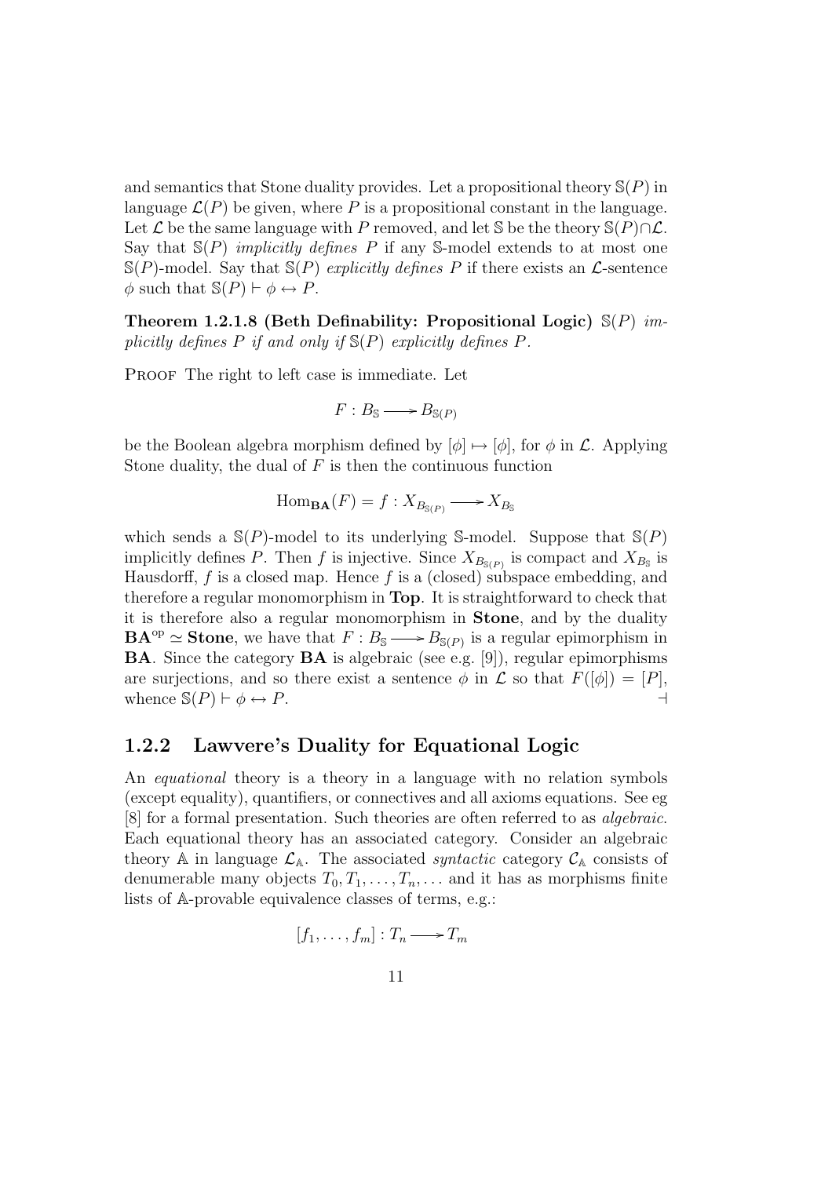and semantics that Stone duality provides. Let a propositional theory $\mathbb{S}(P)$ in language $\mathcal{L}(P)$ be given, where $P$ is a propositional constant in the language. Let $\mathcal{L}$ be the same language with $P$ removed, and let $\mathbb{S}$ be the theory $\mathbb{S}(P) \cap \mathcal{L}$. Say that $\mathbb{S}(P)$ *implicitly defines* $P$ if any $\mathbb{S}$-model extends to at most one $\mathbb{S}(P)$-model. Say that $\mathbb{S}(P)$ *explicitly defines* $P$ if there exists an $\mathcal{L}$-sentence $\phi$ such that $\mathbb{S}(P) \vdash \phi \leftrightarrow P$.

**Theorem 1.2.1.8 (Beth Definability: Propositional Logic)** *$\mathbb{S}(P)$ implicitly defines $P$ if and only if $\mathbb{S}(P)$ explicitly defines $P$.*

Proof The right to left case is immediate. Let

$$F : B_{\mathbb{S}} \longrightarrow B_{\mathbb{S}(P)}$$

be the Boolean algebra morphism defined by $[\phi] \mapsto [\phi]$, for $\phi$ in $\mathcal{L}$. Applying Stone duality, the dual of $F$ is then the continuous function

$$\mathrm{Hom}_{\mathbf{BA}}(F) = f : X_{B_{\mathbb{S}(P)}} \longrightarrow X_{B_{\mathbb{S}}}$$

which sends a $\mathbb{S}(P)$-model to its underlying $\mathbb{S}$-model. Suppose that $\mathbb{S}(P)$ implicitly defines $P$. Then $f$ is injective. Since $X_{B_{\mathbb{S}(P)}}$ is compact and $X_{B_{\mathbb{S}}}$ is Hausdorff, $f$ is a closed map. Hence $f$ is a (closed) subspace embedding, and therefore a regular monomorphism in **Top**. It is straightforward to check that it is therefore also a regular monomorphism in **Stone**, and by the duality $\mathbf{BA}^{\mathrm{op}} \simeq \mathbf{Stone}$, we have that $F : B_{\mathbb{S}} \longrightarrow B_{\mathbb{S}(P)}$ is a regular epimorphism in **BA**. Since the category **BA** is algebraic (see e.g. [9]), regular epimorphisms are surjections, and so there exist a sentence $\phi$ in $\mathcal{L}$ so that $F([\phi]) = [P]$, whence $\mathbb{S}(P) \vdash \phi \leftrightarrow P$. $\dashv$

### 1.2.2 Lawvere's Duality for Equational Logic

An *equational* theory is a theory in a language with no relation symbols (except equality), quantifiers, or connectives and all axioms equations. See eg [8] for a formal presentation. Such theories are often referred to as *algebraic*. Each equational theory has an associated category. Consider an algebraic theory $\mathbb{A}$ in language $\mathcal{L}_{\mathbb{A}}$. The associated *syntactic* category $\mathcal{C}_{\mathbb{A}}$ consists of denumerable many objects $T_0, T_1, \ldots, T_n, \ldots$ and it has as morphisms finite lists of $\mathbb{A}$-provable equivalence classes of terms, e.g.:

$$[f_1, \ldots, f_m] : T_n \longrightarrow T_m$$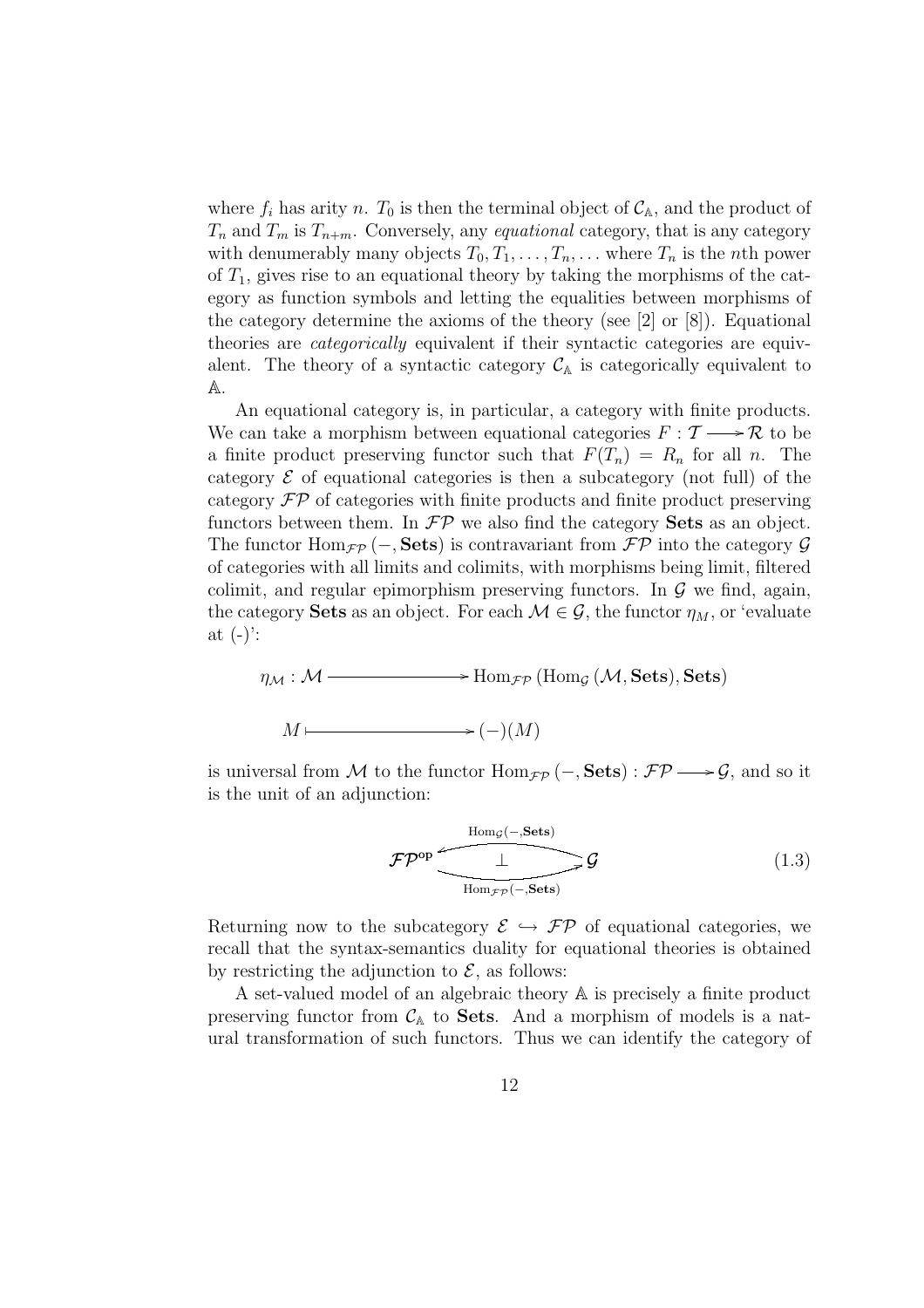where $f_i$ has arity $n$. $T_0$ is then the terminal object of $\mathcal{C}_{\mathbb{A}}$, and the product of $T_n$ and $T_m$ is $T_{n+m}$. Conversely, any *equational* category, that is any category with denumerably many objects $T_0, T_1, \ldots, T_n, \ldots$ where $T_n$ is the $n$th power of $T_1$, gives rise to an equational theory by taking the morphisms of the category as function symbols and letting the equalities between morphisms of the category determine the axioms of the theory (see [2] or [8]). Equational theories are *categorically* equivalent if their syntactic categories are equivalent. The theory of a syntactic category $\mathcal{C}_{\mathbb{A}}$ is categorically equivalent to $\mathbb{A}$.

An equational category is, in particular, a category with finite products. We can take a morphism between equational categories $F : \mathcal{T} \longrightarrow \mathcal{R}$ to be a finite product preserving functor such that $F(T_n) = R_n$ for all $n$. The category $\mathcal{E}$ of equational categories is then a subcategory (not full) of the category $\mathcal{FP}$ of categories with finite products and finite product preserving functors between them. In $\mathcal{FP}$ we also find the category **Sets** as an object. The functor $\mathrm{Hom}_{\mathcal{FP}}(-, \mathbf{Sets})$ is contravariant from $\mathcal{FP}$ into the category $\mathcal{G}$ of categories with all limits and colimits, with morphisms being limit, filtered colimit, and regular epimorphism preserving functors. In $\mathcal{G}$ we find, again, the category **Sets** as an object. For each $\mathcal{M} \in \mathcal{G}$, the functor $\eta_M$, or 'evaluate at (-)':

$$\begin{aligned} \eta_{\mathcal{M}} : \mathcal{M} &\longrightarrow \mathrm{Hom}_{\mathcal{FP}}(\mathrm{Hom}_{\mathcal{G}}(\mathcal{M}, \mathbf{Sets}), \mathbf{Sets}) \\ M &\longmapsto (-)(M) \end{aligned}$$

is universal from $\mathcal{M}$ to the functor $\mathrm{Hom}_{\mathcal{FP}}(-, \mathbf{Sets}) : \mathcal{FP} \longrightarrow \mathcal{G}$, and so it is the unit of an adjunction:

$$\mathcal{FP}^{\mathbf{op}} \underset{\mathrm{Hom}_{\mathcal{FP}}(-,\mathbf{Sets})}{\overset{\mathrm{Hom}_{\mathcal{G}}(-,\mathbf{Sets})}{\underset{\perp}{\rightleftarrows}}} \mathcal{G} \tag{1.3}$$

Returning now to the subcategory $\mathcal{E} \hookrightarrow \mathcal{FP}$ of equational categories, we recall that the syntax-semantics duality for equational theories is obtained by restricting the adjunction to $\mathcal{E}$, as follows:

A set-valued model of an algebraic theory $\mathbb{A}$ is precisely a finite product preserving functor from $\mathcal{C}_{\mathbb{A}}$ to **Sets**. And a morphism of models is a natural transformation of such functors. Thus we can identify the category of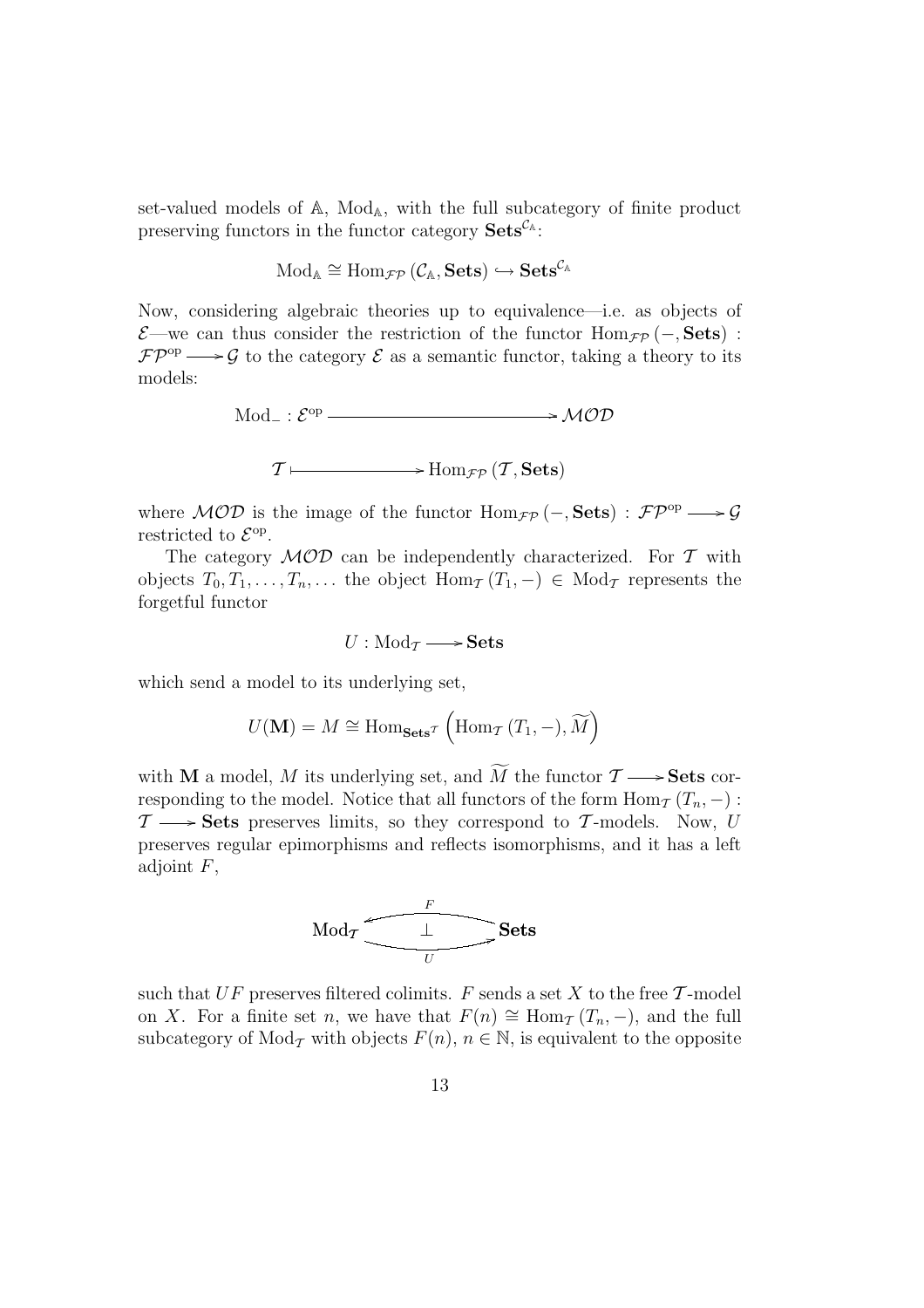set-valued models of $\mathbb{A}$, $\mathrm{Mod}_{\mathbb{A}}$, with the full subcategory of finite product preserving functors in the functor category $\mathbf{Sets}^{\mathcal{C}_{\mathbb{A}}}$:

$$\mathrm{Mod}_{\mathbb{A}} \cong \mathrm{Hom}_{\mathcal{FP}}\left(\mathcal{C}_{\mathbb{A}}, \mathbf{Sets}\right) \hookrightarrow \mathbf{Sets}^{\mathcal{C}_{\mathbb{A}}}$$

Now, considering algebraic theories up to equivalence—i.e. as objects of $\mathcal{E}$—we can thus consider the restriction of the functor $\mathrm{Hom}_{\mathcal{FP}}\left(-, \mathbf{Sets}\right) : \mathcal{FP}^{\mathrm{op}} \longrightarrow \mathcal{G}$ to the category $\mathcal{E}$ as a semantic functor, taking a theory to its models:

$$\mathrm{Mod}_{-} : \mathcal{E}^{\mathrm{op}} \longrightarrow \mathcal{MOD}$$

$$\mathcal{T} \longmapsto \mathrm{Hom}_{\mathcal{FP}}\left(\mathcal{T}, \mathbf{Sets}\right)$$

where $\mathcal{MOD}$ is the image of the functor $\mathrm{Hom}_{\mathcal{FP}}\left(-, \mathbf{Sets}\right) : \mathcal{FP}^{\mathrm{op}} \longrightarrow \mathcal{G}$ restricted to $\mathcal{E}^{\mathrm{op}}$.

The category $\mathcal{MOD}$ can be independently characterized. For $\mathcal{T}$ with objects $T_0, T_1, \ldots, T_n, \ldots$ the object $\mathrm{Hom}_{\mathcal{T}}\left(T_1, -\right) \in \mathrm{Mod}_{\mathcal{T}}$ represents the forgetful functor

$$U : \mathrm{Mod}_{\mathcal{T}} \longrightarrow \mathbf{Sets}$$

which send a model to its underlying set,

$$U(\mathbf{M}) = M \cong \mathrm{Hom}_{\mathbf{Sets}^{\mathcal{T}}}\left(\mathrm{Hom}_{\mathcal{T}}\left(T_1, -\right), \widetilde{M}\right)$$

with $\mathbf{M}$ a model, $M$ its underlying set, and $\widetilde{M}$ the functor $\mathcal{T} \longrightarrow \mathbf{Sets}$ corresponding to the model. Notice that all functors of the form $\mathrm{Hom}_{\mathcal{T}}\left(T_n, -\right) : \mathcal{T} \longrightarrow \mathbf{Sets}$ preserves limits, so they correspond to $\mathcal{T}$-models. Now, $U$ preserves regular epimorphisms and reflects isomorphisms, and it has a left adjoint $F$,

$$\mathrm{Mod}_{\mathcal{T}} \underset{U}{\overset{F}{\rightleftarrows}} \mathbf{Sets} \qquad (F \dashv U)$$

such that $UF$ preserves filtered colimits. $F$ sends a set $X$ to the free $\mathcal{T}$-model on $X$. For a finite set $n$, we have that $F(n) \cong \mathrm{Hom}_{\mathcal{T}}\left(T_n, -\right)$, and the full subcategory of $\mathrm{Mod}_{\mathcal{T}}$ with objects $F(n)$, $n \in \mathbb{N}$, is equivalent to the opposite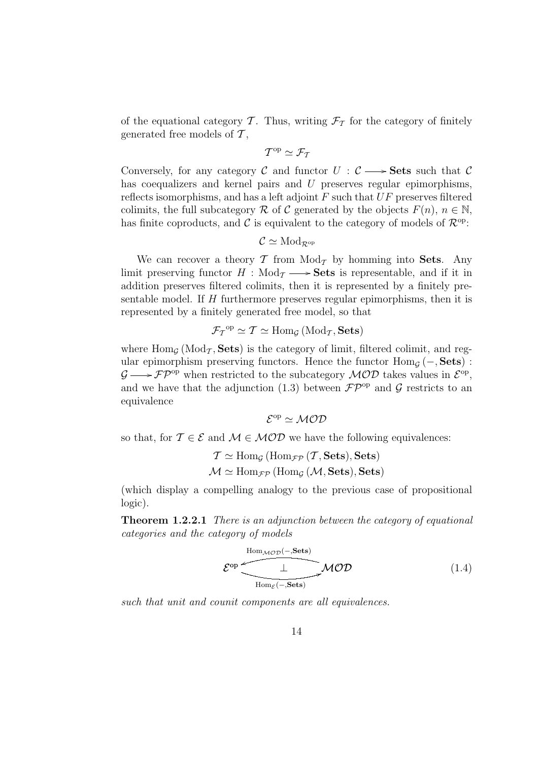of the equational category $\mathcal{T}$. Thus, writing $\mathcal{F}_\mathcal{T}$ for the category of finitely generated free models of $\mathcal{T}$,

$$\mathcal{T}^{\mathrm{op}} \simeq \mathcal{F}_\mathcal{T}$$

Conversely, for any category $\mathcal{C}$ and functor $U : \mathcal{C} \longrightarrow \mathbf{Sets}$ such that $\mathcal{C}$ has coequalizers and kernel pairs and $U$ preserves regular epimorphisms, reflects isomorphisms, and has a left adjoint $F$ such that $UF$ preserves filtered colimits, the full subcategory $\mathcal{R}$ of $\mathcal{C}$ generated by the objects $F(n)$, $n \in \mathbb{N}$, has finite coproducts, and $\mathcal{C}$ is equivalent to the category of models of $\mathcal{R}^{\mathrm{op}}$:

$$\mathcal{C} \simeq \mathrm{Mod}_{\mathcal{R}^{\mathrm{op}}}$$

We can recover a theory $\mathcal{T}$ from $\mathrm{Mod}_\mathcal{T}$ by homming into $\mathbf{Sets}$. Any limit preserving functor $H : \mathrm{Mod}_\mathcal{T} \longrightarrow \mathbf{Sets}$ is representable, and if it in addition preserves filtered colimits, then it is represented by a finitely presentable model. If $H$ furthermore preserves regular epimorphisms, then it is represented by a finitely generated free model, so that

$$\mathcal{F}_\mathcal{T}{}^{\mathrm{op}} \simeq \mathcal{T} \simeq \mathrm{Hom}_\mathcal{G}\left(\mathrm{Mod}_\mathcal{T}, \mathbf{Sets}\right)$$

where $\mathrm{Hom}_\mathcal{G}\left(\mathrm{Mod}_\mathcal{T}, \mathbf{Sets}\right)$ is the category of limit, filtered colimit, and regular epimorphism preserving functors. Hence the functor $\mathrm{Hom}_\mathcal{G}\left(-, \mathbf{Sets}\right) : \mathcal{G} \longrightarrow \mathcal{FP}^{\mathrm{op}}$ when restricted to the subcategory $\mathcal{MOD}$ takes values in $\mathcal{E}^{\mathrm{op}}$, and we have that the adjunction (1.3) between $\mathcal{FP}^{\mathrm{op}}$ and $\mathcal{G}$ restricts to an equivalence

$$\mathcal{E}^{\mathrm{op}} \simeq \mathcal{MOD}$$

so that, for $\mathcal{T} \in \mathcal{E}$ and $\mathcal{M} \in \mathcal{MOD}$ we have the following equivalences:

$$\mathcal{T} \simeq \mathrm{Hom}_\mathcal{G}\left(\mathrm{Hom}_{\mathcal{FP}}\left(\mathcal{T}, \mathbf{Sets}\right), \mathbf{Sets}\right)$$
$$\mathcal{M} \simeq \mathrm{Hom}_{\mathcal{FP}}\left(\mathrm{Hom}_\mathcal{G}\left(\mathcal{M}, \mathbf{Sets}\right), \mathbf{Sets}\right)$$

(which display a compelling analogy to the previous case of propositional logic).

**Theorem 1.2.2.1** *There is an adjunction between the category of equational categories and the category of models*

$$\mathcal{E}^{\mathrm{op}} \underset{\mathrm{Hom}_\mathcal{E}(-,\mathbf{Sets})}{\overset{\mathrm{Hom}_{\mathcal{MOD}}(-,\mathbf{Sets})}{\rightleftarrows}} \mathcal{MOD} \qquad (1.4)$$

*such that unit and counit components are all equivalences.*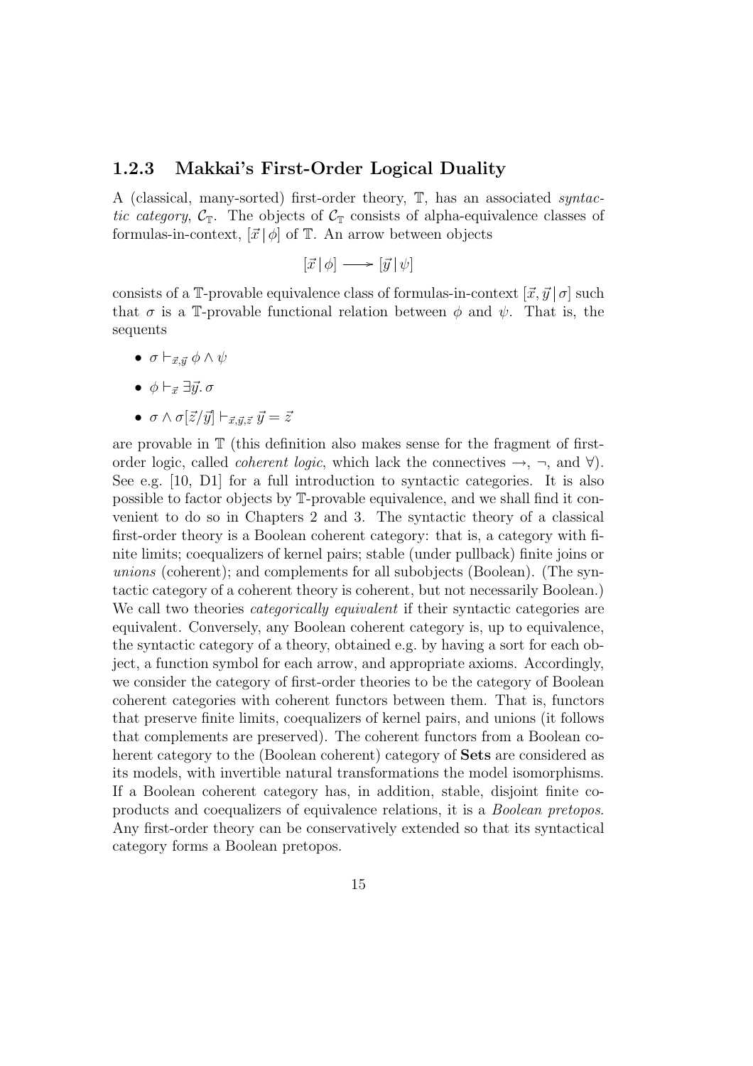### 1.2.3 Makkai's First-Order Logical Duality

A (classical, many-sorted) first-order theory, $\mathbb{T}$, has an associated *syntactic category*, $\mathcal{C}_{\mathbb{T}}$. The objects of $\mathcal{C}_{\mathbb{T}}$ consists of alpha-equivalence classes of formulas-in-context, $[\vec{x} \,|\, \phi]$ of $\mathbb{T}$. An arrow between objects

$$[\vec{x} \,|\, \phi] \longrightarrow [\vec{y} \,|\, \psi]$$

consists of a $\mathbb{T}$-provable equivalence class of formulas-in-context $[\vec{x}, \vec{y} \,|\, \sigma]$ such that $\sigma$ is a $\mathbb{T}$-provable functional relation between $\phi$ and $\psi$. That is, the sequents

- $\sigma \vdash_{\vec{x},\vec{y}} \phi \wedge \psi$
- $\phi \vdash_{\vec{x}} \exists \vec{y}.\, \sigma$
- $\sigma \wedge \sigma[\vec{z}/\vec{y}] \vdash_{\vec{x},\vec{y},\vec{z}} \vec{y} = \vec{z}$

are provable in $\mathbb{T}$ (this definition also makes sense for the fragment of first-order logic, called *coherent logic*, which lack the connectives $\rightarrow$, $\neg$, and $\forall$). See e.g. [10, D1] for a full introduction to syntactic categories. It is also possible to factor objects by $\mathbb{T}$-provable equivalence, and we shall find it convenient to do so in Chapters 2 and 3. The syntactic theory of a classical first-order theory is a Boolean coherent category: that is, a category with finite limits; coequalizers of kernel pairs; stable (under pullback) finite joins or *unions* (coherent); and complements for all subobjects (Boolean). (The syntactic category of a coherent theory is coherent, but not necessarily Boolean.) We call two theories *categorically equivalent* if their syntactic categories are equivalent. Conversely, any Boolean coherent category is, up to equivalence, the syntactic category of a theory, obtained e.g. by having a sort for each object, a function symbol for each arrow, and appropriate axioms. Accordingly, we consider the category of first-order theories to be the category of Boolean coherent categories with coherent functors between them. That is, functors that preserve finite limits, coequalizers of kernel pairs, and unions (it follows that complements are preserved). The coherent functors from a Boolean coherent category to the (Boolean coherent) category of **Sets** are considered as its models, with invertible natural transformations the model isomorphisms. If a Boolean coherent category has, in addition, stable, disjoint finite coproducts and coequalizers of equivalence relations, it is a *Boolean pretopos*. Any first-order theory can be conservatively extended so that its syntactical category forms a Boolean pretopos.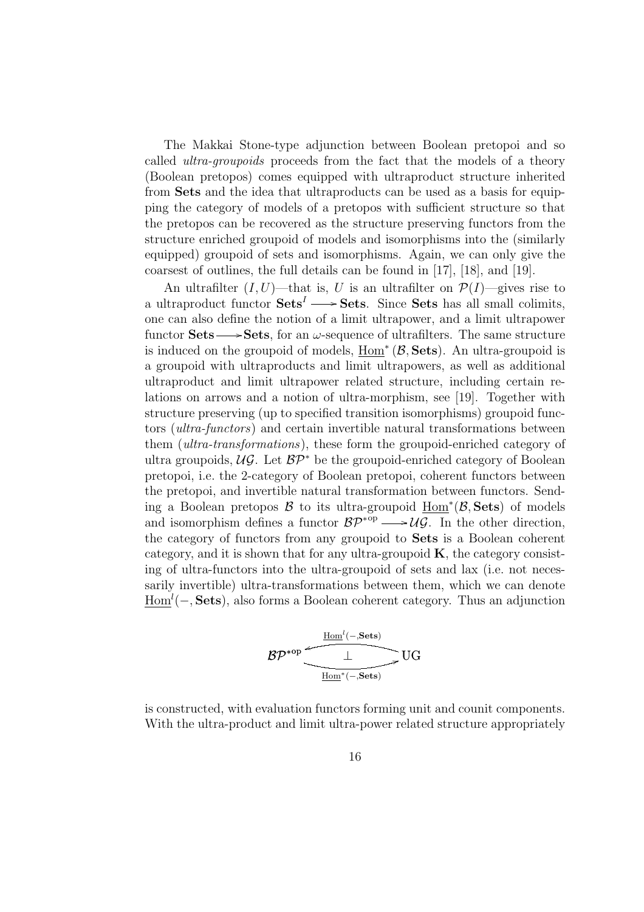The Makkai Stone-type adjunction between Boolean pretopoi and so called *ultra-groupoids* proceeds from the fact that the models of a theory (Boolean pretopos) comes equipped with ultraproduct structure inherited from **Sets** and the idea that ultraproducts can be used as a basis for equipping the category of models of a pretopos with sufficient structure so that the pretopos can be recovered as the structure preserving functors from the structure enriched groupoid of models and isomorphisms into the (similarly equipped) groupoid of sets and isomorphisms. Again, we can only give the coarsest of outlines, the full details can be found in [17], [18], and [19].

An ultrafilter $(I, U)$—that is, $U$ is an ultrafilter on $\mathcal{P}(I)$—gives rise to a ultraproduct functor $\mathbf{Sets}^I \longrightarrow \mathbf{Sets}$. Since **Sets** has all small colimits, one can also define the notion of a limit ultrapower, and a limit ultrapower functor $\mathbf{Sets} \longrightarrow \mathbf{Sets}$, for an $\omega$-sequence of ultrafilters. The same structure is induced on the groupoid of models, $\underline{\mathrm{Hom}}^*(\mathcal{B}, \mathbf{Sets})$. An ultra-groupoid is a groupoid with ultraproducts and limit ultrapowers, as well as additional ultraproduct and limit ultrapower related structure, including certain relations on arrows and a notion of ultra-morphism, see [19]. Together with structure preserving (up to specified transition isomorphisms) groupoid functors (*ultra-functors*) and certain invertible natural transformations between them (*ultra-transformations*), these form the groupoid-enriched category of ultra groupoids, $\mathcal{UG}$. Let $\mathcal{BP}^*$ be the groupoid-enriched category of Boolean pretopoi, i.e. the 2-category of Boolean pretopoi, coherent functors between the pretopoi, and invertible natural transformation between functors. Sending a Boolean pretopos $\mathcal{B}$ to its ultra-groupoid $\underline{\mathrm{Hom}}^*(\mathcal{B}, \mathbf{Sets})$ of models and isomorphism defines a functor $\mathcal{BP}^{*\mathrm{op}} \longrightarrow \mathcal{UG}$. In the other direction, the category of functors from any groupoid to **Sets** is a Boolean coherent category, and it is shown that for any ultra-groupoid $\mathbf{K}$, the category consisting of ultra-functors into the ultra-groupoid of sets and lax (i.e. not necessarily invertible) ultra-transformations between them, which we can denote $\underline{\mathrm{Hom}}^l(-, \mathbf{Sets})$, also forms a Boolean coherent category. Thus an adjunction

$$\mathcal{BP}^{*\mathrm{op}} \underset{\underline{\mathrm{Hom}}^*(-,\mathbf{Sets})}{\overset{\underline{\mathrm{Hom}}^l(-,\mathbf{Sets})}{\underset{\bot}{\rightleftarrows}}} \mathrm{UG}$$

is constructed, with evaluation functors forming unit and counit components. With the ultra-product and limit ultra-power related structure appropriately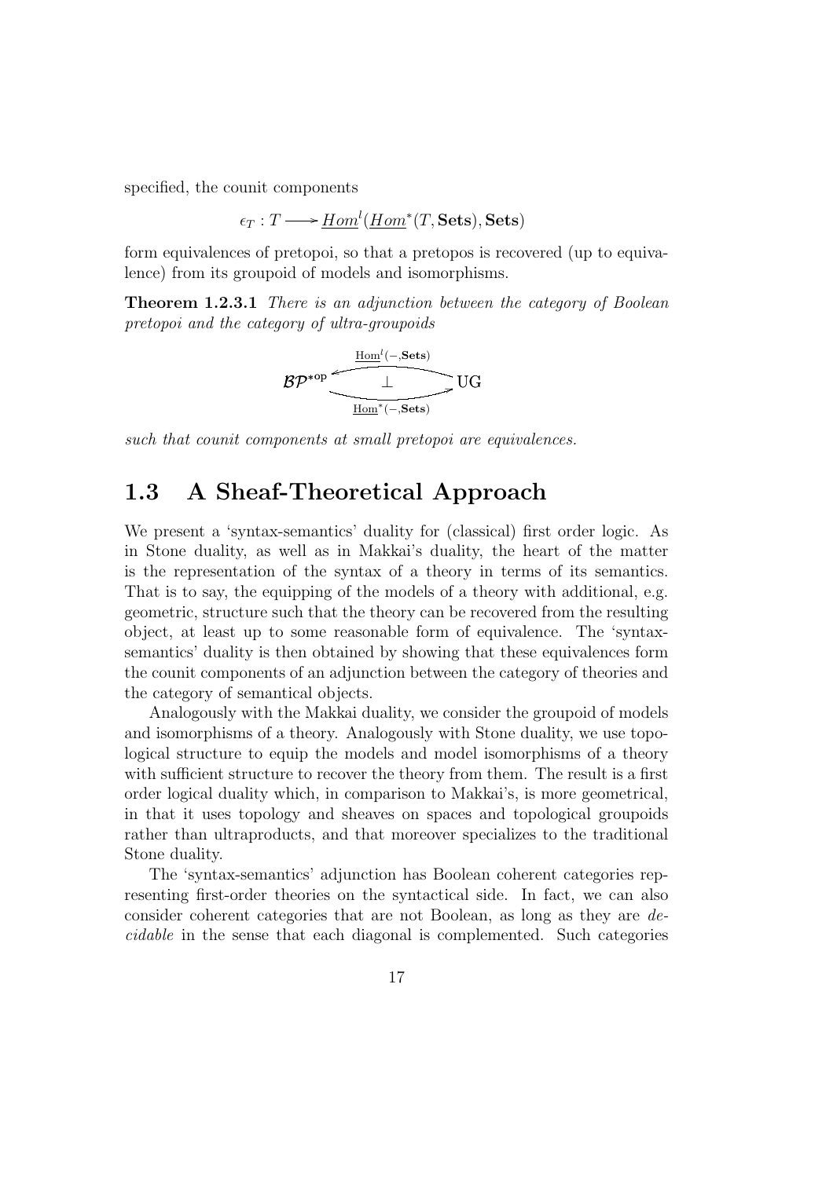specified, the counit components

$$\epsilon_T : T \longrightarrow \underline{Hom}^l(\underline{Hom}^*(T, \mathbf{Sets}), \mathbf{Sets})$$

form equivalences of pretopoi, so that a pretopos is recovered (up to equivalence) from its groupoid of models and isomorphisms.

**Theorem 1.2.3.1** *There is an adjunction between the category of Boolean pretopoi and the category of ultra-groupoids*

$$\mathcal{BP}^{*\mathrm{op}} \underset{\underline{\mathrm{Hom}}^*(-,\mathbf{Sets})}{\overset{\underline{\mathrm{Hom}}^l(-,\mathbf{Sets})}{\rightleftarrows}} \mathrm{UG} \quad (\bot)$$

*such that counit components at small pretopoi are equivalences.*

## 1.3 A Sheaf-Theoretical Approach

We present a 'syntax-semantics' duality for (classical) first order logic. As in Stone duality, as well as in Makkai's duality, the heart of the matter is the representation of the syntax of a theory in terms of its semantics. That is to say, the equipping of the models of a theory with additional, e.g. geometric, structure such that the theory can be recovered from the resulting object, at least up to some reasonable form of equivalence. The 'syntax-semantics' duality is then obtained by showing that these equivalences form the counit components of an adjunction between the category of theories and the category of semantical objects.

Analogously with the Makkai duality, we consider the groupoid of models and isomorphisms of a theory. Analogously with Stone duality, we use topological structure to equip the models and model isomorphisms of a theory with sufficient structure to recover the theory from them. The result is a first order logical duality which, in comparison to Makkai's, is more geometrical, in that it uses topology and sheaves on spaces and topological groupoids rather than ultraproducts, and that moreover specializes to the traditional Stone duality.

The 'syntax-semantics' adjunction has Boolean coherent categories representing first-order theories on the syntactical side. In fact, we can also consider coherent categories that are not Boolean, as long as they are *decidable* in the sense that each diagonal is complemented. Such categories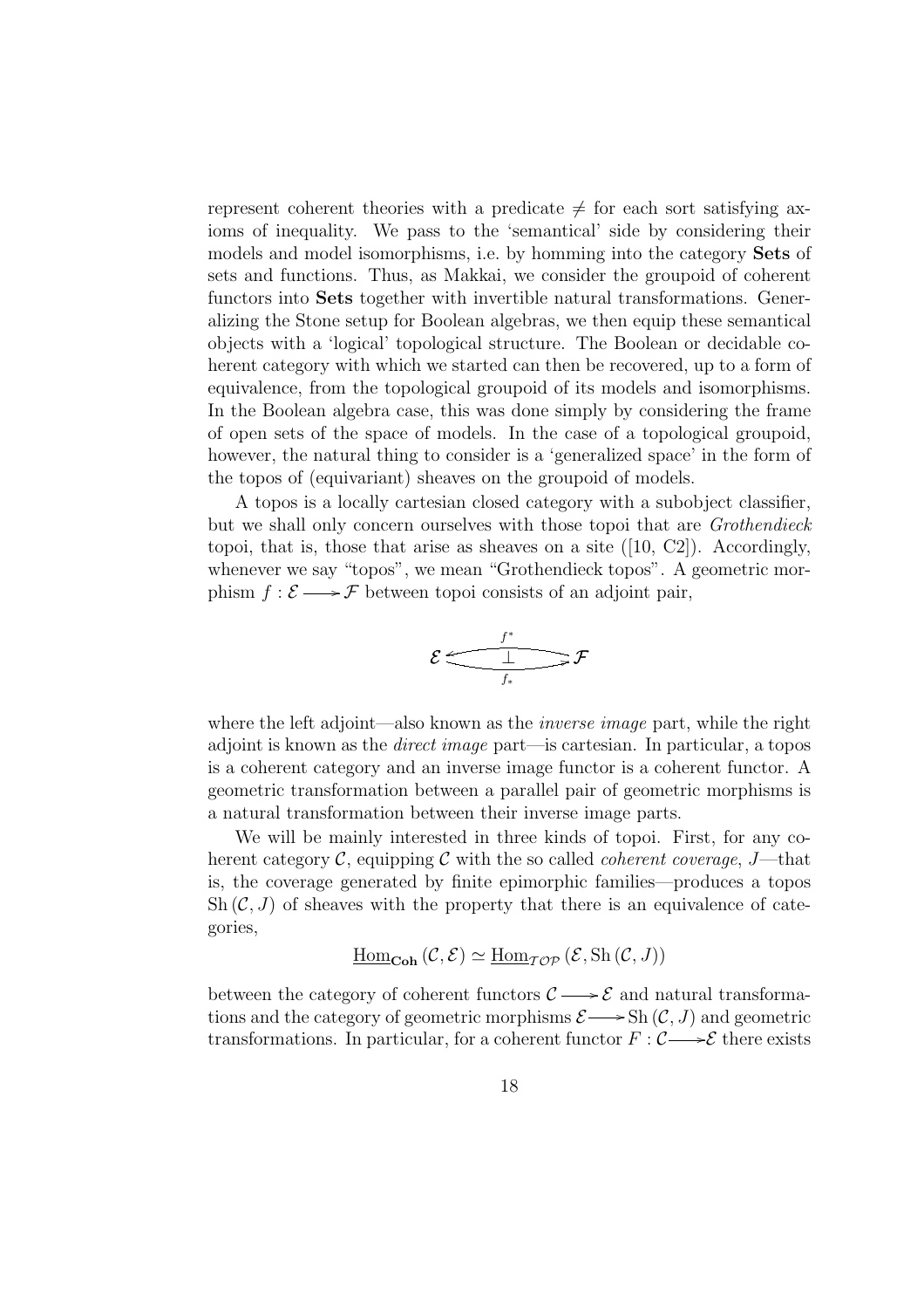represent coherent theories with a predicate $\neq$ for each sort satisfying axioms of inequality. We pass to the 'semantical' side by considering their models and model isomorphisms, i.e. by homming into the category **Sets** of sets and functions. Thus, as Makkai, we consider the groupoid of coherent functors into **Sets** together with invertible natural transformations. Generalizing the Stone setup for Boolean algebras, we then equip these semantical objects with a 'logical' topological structure. The Boolean or decidable coherent category with which we started can then be recovered, up to a form of equivalence, from the topological groupoid of its models and isomorphisms. In the Boolean algebra case, this was done simply by considering the frame of open sets of the space of models. In the case of a topological groupoid, however, the natural thing to consider is a 'generalized space' in the form of the topos of (equivariant) sheaves on the groupoid of models.

A topos is a locally cartesian closed category with a subobject classifier, but we shall only concern ourselves with those topoi that are *Grothendieck* topoi, that is, those that arise as sheaves on a site ([10, C2]). Accordingly, whenever we say "topos", we mean "Grothendieck topos". A geometric morphism $f : \mathcal{E} \longrightarrow \mathcal{F}$ between topoi consists of an adjoint pair,

$$\mathcal{E} \underset{f_*}{\overset{f^*}{\underset{\longrightarrow}{\overset{\longleftarrow}{\bot}}}} \mathcal{F}$$

where the left adjoint—also known as the *inverse image* part, while the right adjoint is known as the *direct image* part—is cartesian. In particular, a topos is a coherent category and an inverse image functor is a coherent functor. A geometric transformation between a parallel pair of geometric morphisms is a natural transformation between their inverse image parts.

We will be mainly interested in three kinds of topoi. First, for any coherent category $\mathcal{C}$, equipping $\mathcal{C}$ with the so called *coherent coverage*, $J$—that is, the coverage generated by finite epimorphic families—produces a topos $\mathrm{Sh}(\mathcal{C}, J)$ of sheaves with the property that there is an equivalence of categories,

$$\underline{\mathrm{Hom}}_{\mathbf{Coh}}(\mathcal{C}, \mathcal{E}) \simeq \underline{\mathrm{Hom}}_{\mathcal{TOP}}(\mathcal{E}, \mathrm{Sh}(\mathcal{C}, J))$$

between the category of coherent functors $\mathcal{C} \longrightarrow \mathcal{E}$ and natural transformations and the category of geometric morphisms $\mathcal{E} \longrightarrow \mathrm{Sh}(\mathcal{C}, J)$ and geometric transformations. In particular, for a coherent functor $F : \mathcal{C} \longrightarrow \mathcal{E}$ there exists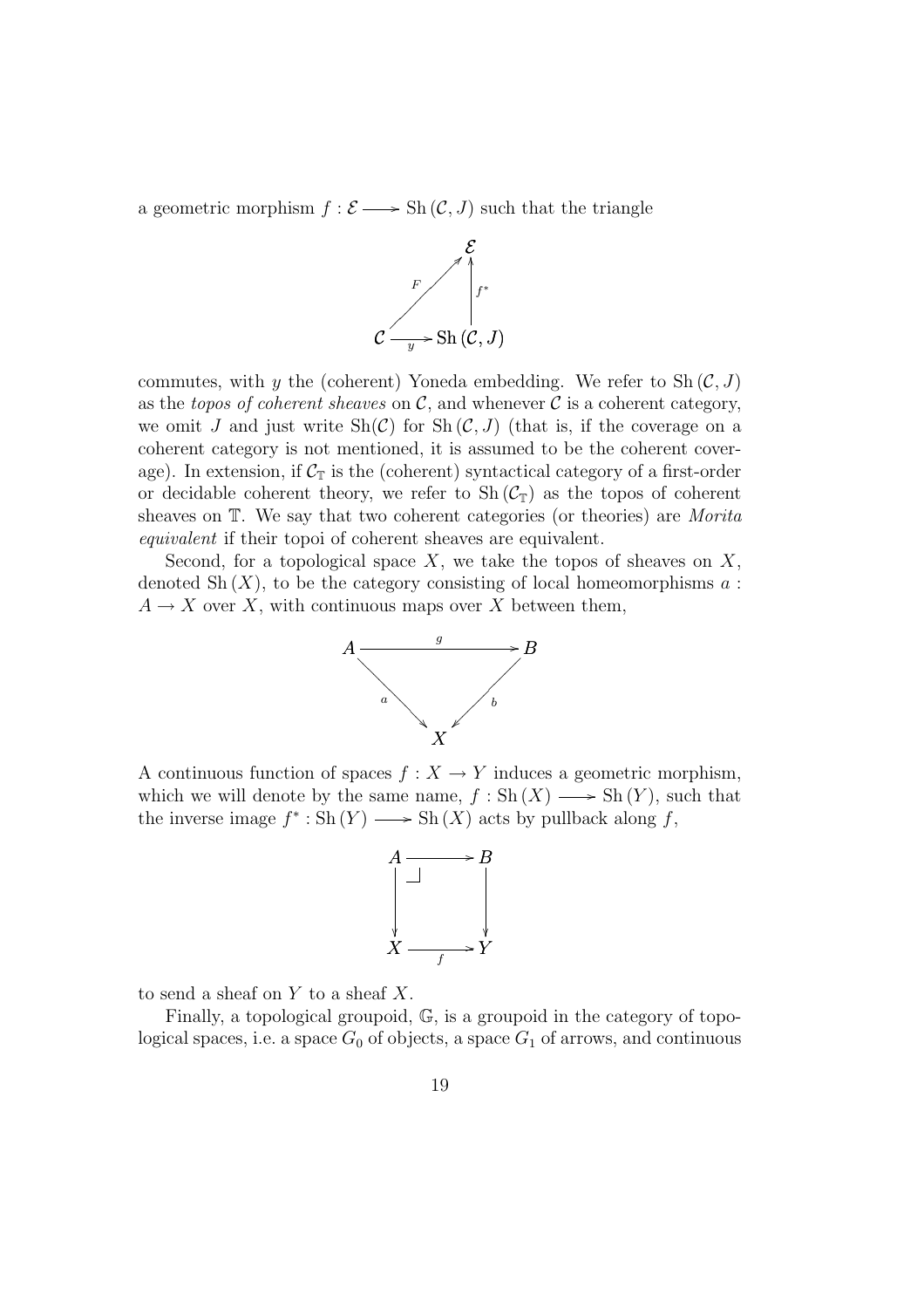a geometric morphism $f : \mathcal{E} \longrightarrow \mathrm{Sh}(\mathcal{C}, J)$ such that the triangle

$$\begin{array}{ccc} & & \mathcal{E} \\ & \overset{F}{\nearrow} & \uparrow f^* \\ \mathcal{C} & \xrightarrow[y]{} & \mathrm{Sh}(\mathcal{C}, J) \end{array}$$

commutes, with $y$ the (coherent) Yoneda embedding. We refer to $\mathrm{Sh}(\mathcal{C}, J)$ as the *topos of coherent sheaves* on $\mathcal{C}$, and whenever $\mathcal{C}$ is a coherent category, we omit $J$ and just write $\mathrm{Sh}(\mathcal{C})$ for $\mathrm{Sh}(\mathcal{C}, J)$ (that is, if the coverage on a coherent category is not mentioned, it is assumed to be the coherent coverage). In extension, if $\mathcal{C}_{\mathbb{T}}$ is the (coherent) syntactical category of a first-order or decidable coherent theory, we refer to $\mathrm{Sh}(\mathcal{C}_{\mathbb{T}})$ as the topos of coherent sheaves on $\mathbb{T}$. We say that two coherent categories (or theories) are *Morita equivalent* if their topoi of coherent sheaves are equivalent.

Second, for a topological space $X$, we take the topos of sheaves on $X$, denoted $\mathrm{Sh}(X)$, to be the category consisting of local homeomorphisms $a : A \to X$ over $X$, with continuous maps over $X$ between them,

$$\begin{array}{ccc} A & \xrightarrow{g} & B \\ & {\scriptstyle a}\searrow \quad \swarrow{\scriptstyle b} & \\ & X & \end{array}$$

A continuous function of spaces $f : X \to Y$ induces a geometric morphism, which we will denote by the same name, $f : \mathrm{Sh}(X) \longrightarrow \mathrm{Sh}(Y)$, such that the inverse image $f^* : \mathrm{Sh}(Y) \longrightarrow \mathrm{Sh}(X)$ acts by pullback along $f$,

$$\begin{array}{ccc} A & \longrightarrow & B \\ \downarrow & \lrcorner & \downarrow \\ X & \xrightarrow[f]{} & Y \end{array}$$

to send a sheaf on $Y$ to a sheaf $X$.

Finally, a topological groupoid, $\mathbb{G}$, is a groupoid in the category of topological spaces, i.e. a space $G_0$ of objects, a space $G_1$ of arrows, and continuous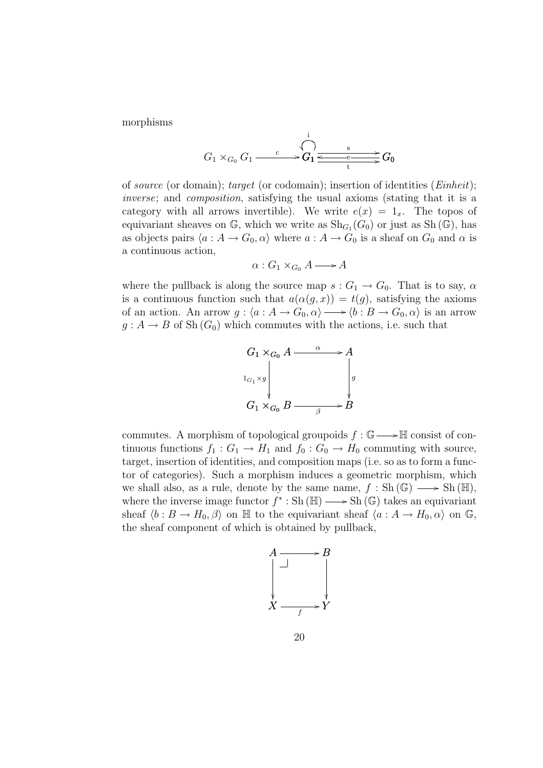morphisms

$$G_1 \times_{G_0} G_1 \xrightarrow{\ \mathrm{c}\ } G_1 \overset{\mathrm{i}}{\circlearrowleft} \quad G_1 \underset{\mathrm{t}}{\overset{\mathrm{s}}{\underset{\mathrm{e}}{\leftrightarrows}}} G_0$$

of *source* (or domain); *target* (or codomain); insertion of identities (*Einheit*); *inverse*; and *composition*, satisfying the usual axioms (stating that it is a category with all arrows invertible). We write $e(x) = 1_x$. The topos of equivariant sheaves on $\mathbb{G}$, which we write as $\mathrm{Sh}_{G_1}(G_0)$ or just as $\mathrm{Sh}(\mathbb{G})$, has as objects pairs $\langle a : A \to G_0, \alpha \rangle$ where $a : A \to G_0$ is a sheaf on $G_0$ and $\alpha$ is a continuous action,

$$\alpha : G_1 \times_{G_0} A \longrightarrow A$$

where the pullback is along the source map $s : G_1 \to G_0$. That is to say, $\alpha$ is a continuous function such that $a(\alpha(g, x)) = t(g)$, satisfying the axioms of an action. An arrow $g : \langle a : A \to G_0, \alpha \rangle \longrightarrow \langle b : B \to G_0, \alpha \rangle$ is an arrow $g : A \to B$ of $\mathrm{Sh}(G_0)$ which commutes with the actions, i.e. such that

$$\begin{array}{ccc}
G_1 \times_{G_0} A & \xrightarrow{\ \alpha\ } & A \\
{\scriptstyle 1_{G_1} \times g} \downarrow & & \downarrow {\scriptstyle g} \\
G_1 \times_{G_0} B & \xrightarrow[\ \beta\ ]{} & B
\end{array}$$

commutes. A morphism of topological groupoids $f : \mathbb{G} \longrightarrow \mathbb{H}$ consist of continuous functions $f_1 : G_1 \to H_1$ and $f_0 : G_0 \to H_0$ commuting with source, target, insertion of identities, and composition maps (i.e. so as to form a functor of categories). Such a morphism induces a geometric morphism, which we shall also, as a rule, denote by the same name, $f : \mathrm{Sh}(\mathbb{G}) \longrightarrow \mathrm{Sh}(\mathbb{H})$, where the inverse image functor $f^* : \mathrm{Sh}(\mathbb{H}) \longrightarrow \mathrm{Sh}(\mathbb{G})$ takes an equivariant sheaf $\langle b : B \to H_0, \beta \rangle$ on $\mathbb{H}$ to the equivariant sheaf $\langle a : A \to H_0, \alpha \rangle$ on $\mathbb{G}$, the sheaf component of which is obtained by pullback,

$$\begin{array}{ccc}
A & \longrightarrow & B \\
\downarrow & \lrcorner & \downarrow \\
X & \xrightarrow[\ f\ ]{} & Y
\end{array}$$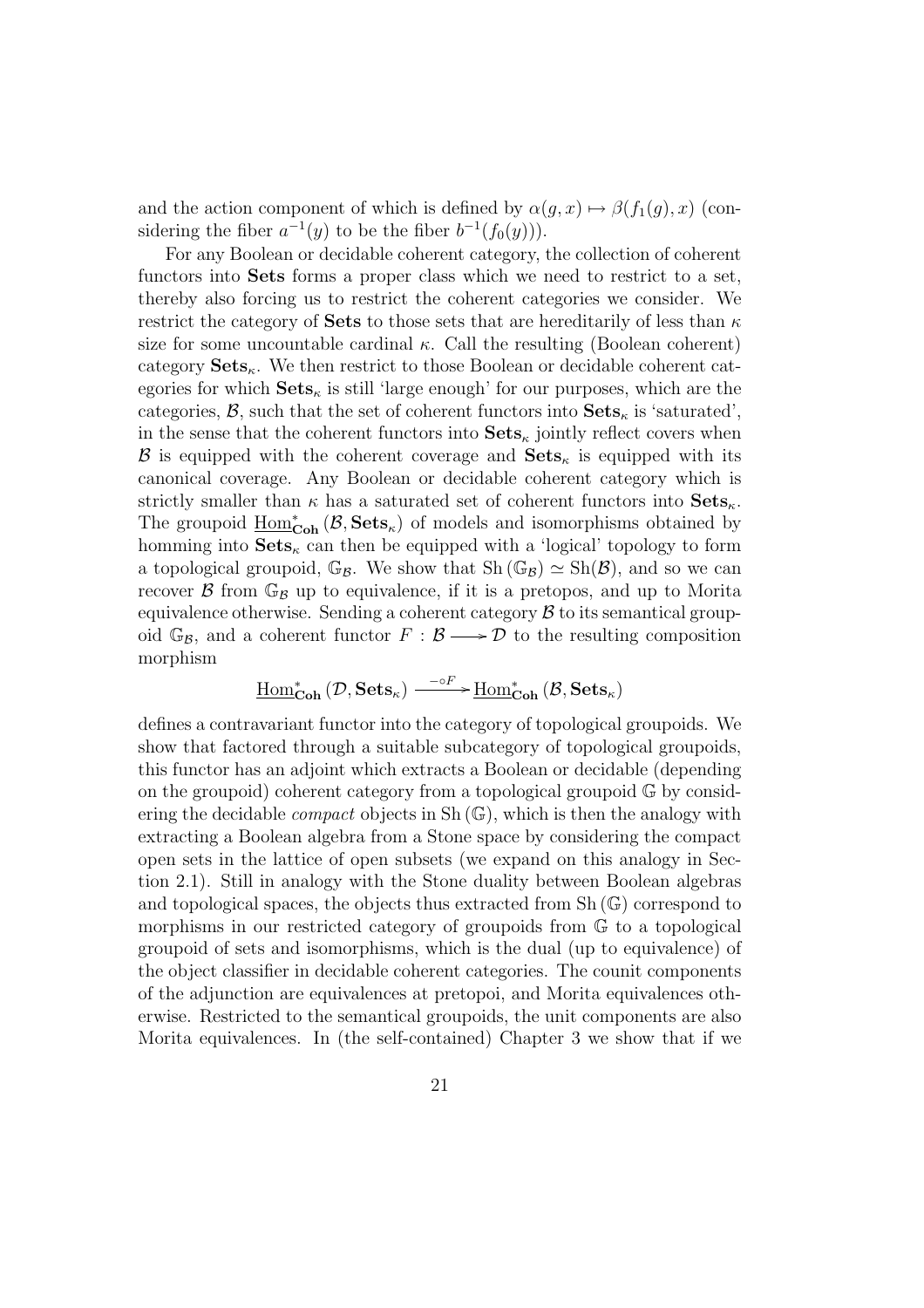and the action component of which is defined by $\alpha(g, x) \mapsto \beta(f_1(g), x)$ (considering the fiber $a^{-1}(y)$ to be the fiber $b^{-1}(f_0(y))$).

For any Boolean or decidable coherent category, the collection of coherent functors into **Sets** forms a proper class which we need to restrict to a set, thereby also forcing us to restrict the coherent categories we consider. We restrict the category of **Sets** to those sets that are hereditarily of less than $\kappa$ size for some uncountable cardinal $\kappa$. Call the resulting (Boolean coherent) category $\mathbf{Sets}_\kappa$. We then restrict to those Boolean or decidable coherent categories for which $\mathbf{Sets}_\kappa$ is still 'large enough' for our purposes, which are the categories, $\mathcal{B}$, such that the set of coherent functors into $\mathbf{Sets}_\kappa$ is 'saturated', in the sense that the coherent functors into $\mathbf{Sets}_\kappa$ jointly reflect covers when $\mathcal{B}$ is equipped with the coherent coverage and $\mathbf{Sets}_\kappa$ is equipped with its canonical coverage. Any Boolean or decidable coherent category which is strictly smaller than $\kappa$ has a saturated set of coherent functors into $\mathbf{Sets}_\kappa$. The groupoid $\underline{\mathrm{Hom}}^*_{\mathbf{Coh}}(\mathcal{B}, \mathbf{Sets}_\kappa)$ of models and isomorphisms obtained by homming into $\mathbf{Sets}_\kappa$ can then be equipped with a 'logical' topology to form a topological groupoid, $\mathbb{G}_\mathcal{B}$. We show that $\mathrm{Sh}(\mathbb{G}_\mathcal{B}) \simeq \mathrm{Sh}(\mathcal{B})$, and so we can recover $\mathcal{B}$ from $\mathbb{G}_\mathcal{B}$ up to equivalence, if it is a pretopos, and up to Morita equivalence otherwise. Sending a coherent category $\mathcal{B}$ to its semantical groupoid $\mathbb{G}_\mathcal{B}$, and a coherent functor $F : \mathcal{B} \longrightarrow \mathcal{D}$ to the resulting composition morphism

$$\underline{\mathrm{Hom}}^*_{\mathbf{Coh}}(\mathcal{D}, \mathbf{Sets}_\kappa) \xrightarrow{-\circ F} \underline{\mathrm{Hom}}^*_{\mathbf{Coh}}(\mathcal{B}, \mathbf{Sets}_\kappa)$$

defines a contravariant functor into the category of topological groupoids. We show that factored through a suitable subcategory of topological groupoids, this functor has an adjoint which extracts a Boolean or decidable (depending on the groupoid) coherent category from a topological groupoid $\mathbb{G}$ by considering the decidable *compact* objects in $\mathrm{Sh}(\mathbb{G})$, which is then the analogy with extracting a Boolean algebra from a Stone space by considering the compact open sets in the lattice of open subsets (we expand on this analogy in Section 2.1). Still in analogy with the Stone duality between Boolean algebras and topological spaces, the objects thus extracted from $\mathrm{Sh}(\mathbb{G})$ correspond to morphisms in our restricted category of groupoids from $\mathbb{G}$ to a topological groupoid of sets and isomorphisms, which is the dual (up to equivalence) of the object classifier in decidable coherent categories. The counit components of the adjunction are equivalences at pretopoi, and Morita equivalences otherwise. Restricted to the semantical groupoids, the unit components are also Morita equivalences. In (the self-contained) Chapter 3 we show that if we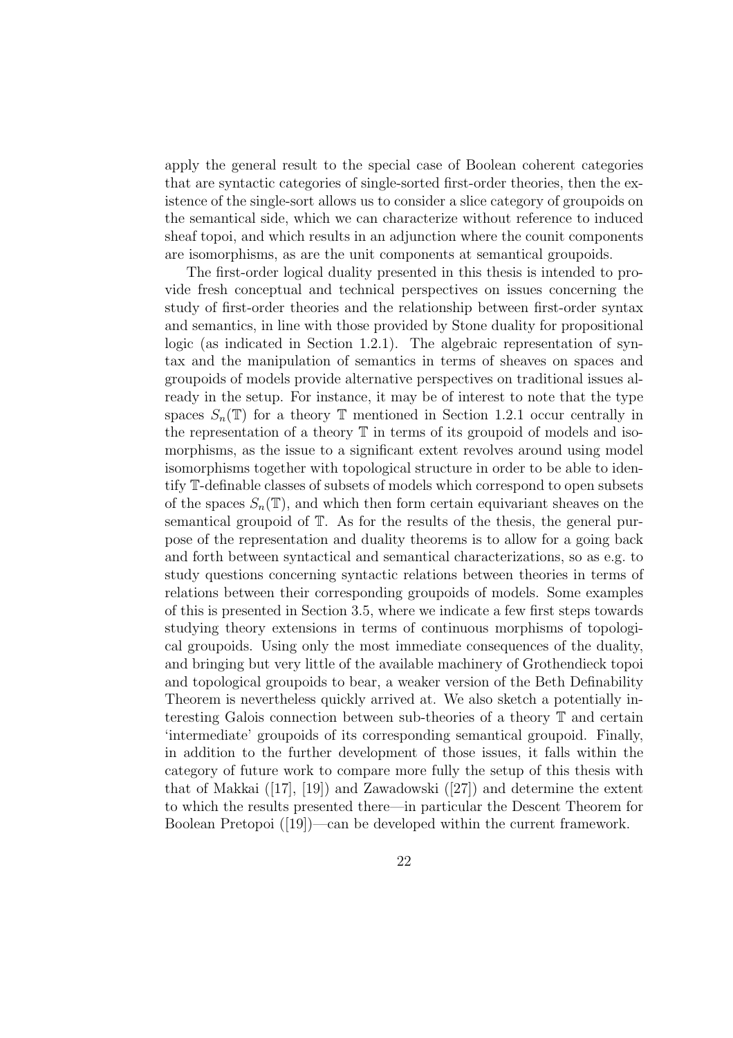apply the general result to the special case of Boolean coherent categories that are syntactic categories of single-sorted first-order theories, then the existence of the single-sort allows us to consider a slice category of groupoids on the semantical side, which we can characterize without reference to induced sheaf topoi, and which results in an adjunction where the counit components are isomorphisms, as are the unit components at semantical groupoids.

The first-order logical duality presented in this thesis is intended to provide fresh conceptual and technical perspectives on issues concerning the study of first-order theories and the relationship between first-order syntax and semantics, in line with those provided by Stone duality for propositional logic (as indicated in Section 1.2.1). The algebraic representation of syntax and the manipulation of semantics in terms of sheaves on spaces and groupoids of models provide alternative perspectives on traditional issues already in the setup. For instance, it may be of interest to note that the type spaces $S_n(\mathbb{T})$ for a theory $\mathbb{T}$ mentioned in Section 1.2.1 occur centrally in the representation of a theory $\mathbb{T}$ in terms of its groupoid of models and isomorphisms, as the issue to a significant extent revolves around using model isomorphisms together with topological structure in order to be able to identify $\mathbb{T}$-definable classes of subsets of models which correspond to open subsets of the spaces $S_n(\mathbb{T})$, and which then form certain equivariant sheaves on the semantical groupoid of $\mathbb{T}$. As for the results of the thesis, the general purpose of the representation and duality theorems is to allow for a going back and forth between syntactical and semantical characterizations, so as e.g. to study questions concerning syntactic relations between theories in terms of relations between their corresponding groupoids of models. Some examples of this is presented in Section 3.5, where we indicate a few first steps towards studying theory extensions in terms of continuous morphisms of topological groupoids. Using only the most immediate consequences of the duality, and bringing but very little of the available machinery of Grothendieck topoi and topological groupoids to bear, a weaker version of the Beth Definability Theorem is nevertheless quickly arrived at. We also sketch a potentially interesting Galois connection between sub-theories of a theory $\mathbb{T}$ and certain 'intermediate' groupoids of its corresponding semantical groupoid. Finally, in addition to the further development of those issues, it falls within the category of future work to compare more fully the setup of this thesis with that of Makkai ([17], [19]) and Zawadowski ([27]) and determine the extent to which the results presented there—in particular the Descent Theorem for Boolean Pretopoi ([19])—can be developed within the current framework.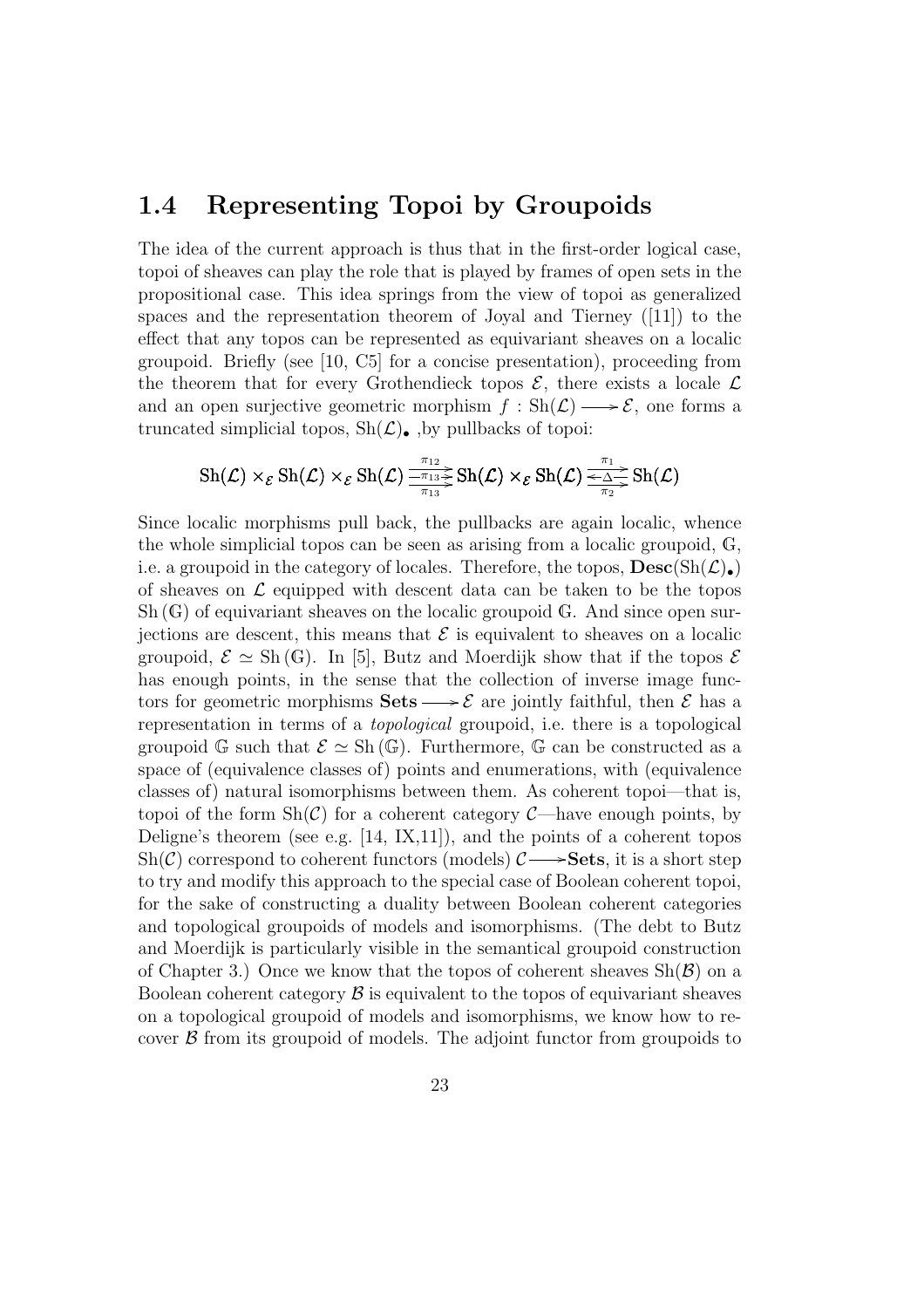## 1.4 Representing Topoi by Groupoids

The idea of the current approach is thus that in the first-order logical case, topoi of sheaves can play the role that is played by frames of open sets in the propositional case. This idea springs from the view of topoi as generalized spaces and the representation theorem of Joyal and Tierney ([11]) to the effect that any topos can be represented as equivariant sheaves on a localic groupoid. Briefly (see [10, C5] for a concise presentation), proceeding from the theorem that for every Grothendieck topos $\mathcal{E}$, there exists a locale $\mathcal{L}$ and an open surjective geometric morphism $f : \mathrm{Sh}(\mathcal{L}) \longrightarrow \mathcal{E}$, one forms a truncated simplicial topos, $\mathrm{Sh}(\mathcal{L})_\bullet$ ,by pullbacks of topoi:

$$\mathrm{Sh}(\mathcal{L}) \times_{\mathcal{E}} \mathrm{Sh}(\mathcal{L}) \times_{\mathcal{E}} \mathrm{Sh}(\mathcal{L}) \underset{\pi_{13}}{\overset{\pi_{12}}{\underset{-\pi_{13}\to}{\rightrightarrows}}} \mathrm{Sh}(\mathcal{L}) \times_{\mathcal{E}} \mathrm{Sh}(\mathcal{L}) \underset{\pi_2}{\overset{\pi_1}{\underset{\leftarrow\Delta-}{\rightrightarrows}}} \mathrm{Sh}(\mathcal{L})$$

Since localic morphisms pull back, the pullbacks are again localic, whence the whole simplicial topos can be seen as arising from a localic groupoid, $\mathbb{G}$, i.e. a groupoid in the category of locales. Therefore, the topos, $\mathbf{Desc}(\mathrm{Sh}(\mathcal{L})_\bullet)$ of sheaves on $\mathcal{L}$ equipped with descent data can be taken to be the topos $\mathrm{Sh}(\mathbb{G})$ of equivariant sheaves on the localic groupoid $\mathbb{G}$. And since open surjections are descent, this means that $\mathcal{E}$ is equivalent to sheaves on a localic groupoid, $\mathcal{E} \simeq \mathrm{Sh}(\mathbb{G})$. In [5], Butz and Moerdijk show that if the topos $\mathcal{E}$ has enough points, in the sense that the collection of inverse image functors for geometric morphisms $\mathbf{Sets} \longrightarrow \mathcal{E}$ are jointly faithful, then $\mathcal{E}$ has a representation in terms of a *topological* groupoid, i.e. there is a topological groupoid $\mathbb{G}$ such that $\mathcal{E} \simeq \mathrm{Sh}(\mathbb{G})$. Furthermore, $\mathbb{G}$ can be constructed as a space of (equivalence classes of) points and enumerations, with (equivalence classes of) natural isomorphisms between them. As coherent topoi—that is, topoi of the form $\mathrm{Sh}(\mathcal{C})$ for a coherent category $\mathcal{C}$—have enough points, by Deligne's theorem (see e.g. [14, IX,11]), and the points of a coherent topos $\mathrm{Sh}(\mathcal{C})$ correspond to coherent functors (models) $\mathcal{C} \longrightarrow \mathbf{Sets}$, it is a short step to try and modify this approach to the special case of Boolean coherent topoi, for the sake of constructing a duality between Boolean coherent categories and topological groupoids of models and isomorphisms. (The debt to Butz and Moerdijk is particularly visible in the semantical groupoid construction of Chapter 3.) Once we know that the topos of coherent sheaves $\mathrm{Sh}(\mathcal{B})$ on a Boolean coherent category $\mathcal{B}$ is equivalent to the topos of equivariant sheaves on a topological groupoid of models and isomorphisms, we know how to recover $\mathcal{B}$ from its groupoid of models. The adjoint functor from groupoids to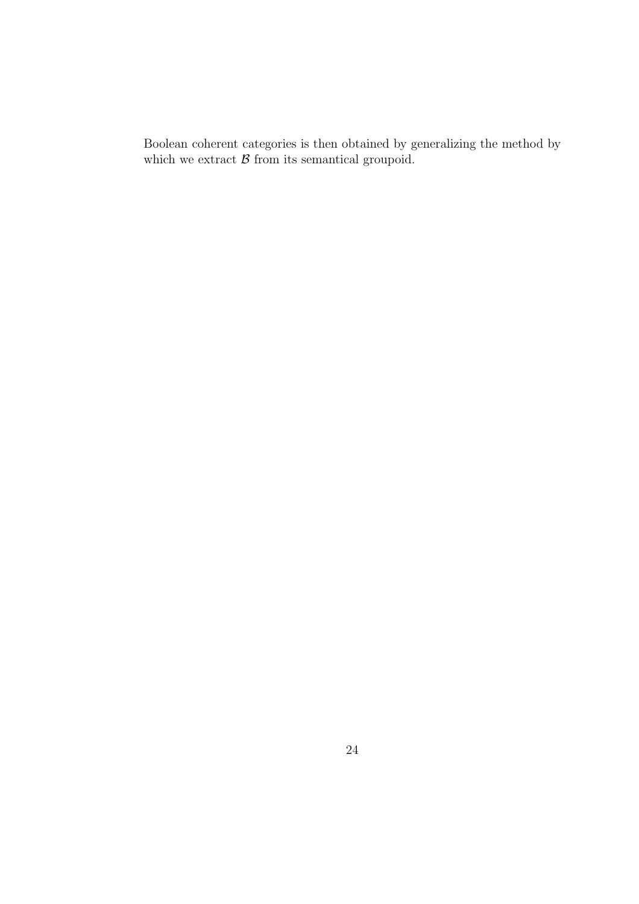Boolean coherent categories is then obtained by generalizing the method by which we extract $\mathcal{B}$ from its semantical groupoid.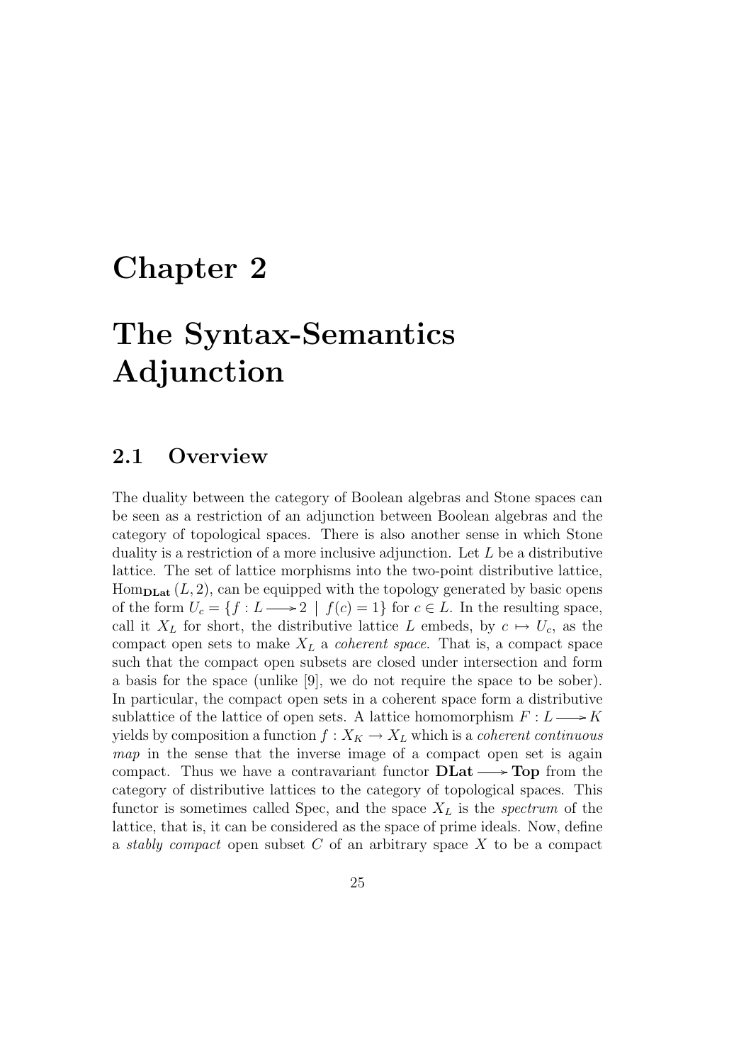# Chapter 2

# The Syntax-Semantics Adjunction

## 2.1 Overview

The duality between the category of Boolean algebras and Stone spaces can be seen as a restriction of an adjunction between Boolean algebras and the category of topological spaces. There is also another sense in which Stone duality is a restriction of a more inclusive adjunction. Let $L$ be a distributive lattice. The set of lattice morphisms into the two-point distributive lattice, $\mathrm{Hom}_{\mathbf{DLat}}(L, 2)$, can be equipped with the topology generated by basic opens of the form $U_c = \{f : L \longrightarrow 2 \mid f(c) = 1\}$ for $c \in L$. In the resulting space, call it $X_L$ for short, the distributive lattice $L$ embeds, by $c \mapsto U_c$, as the compact open sets to make $X_L$ a *coherent space*. That is, a compact space such that the compact open subsets are closed under intersection and form a basis for the space (unlike [9], we do not require the space to be sober). In particular, the compact open sets in a coherent space form a distributive sublattice of the lattice of open sets. A lattice homomorphism $F : L \longrightarrow K$ yields by composition a function $f : X_K \to X_L$ which is a *coherent continuous map* in the sense that the inverse image of a compact open set is again compact. Thus we have a contravariant functor $\mathbf{DLat} \longrightarrow \mathbf{Top}$ from the category of distributive lattices to the category of topological spaces. This functor is sometimes called Spec, and the space $X_L$ is the *spectrum* of the lattice, that is, it can be considered as the space of prime ideals. Now, define a *stably compact* open subset $C$ of an arbitrary space $X$ to be a compact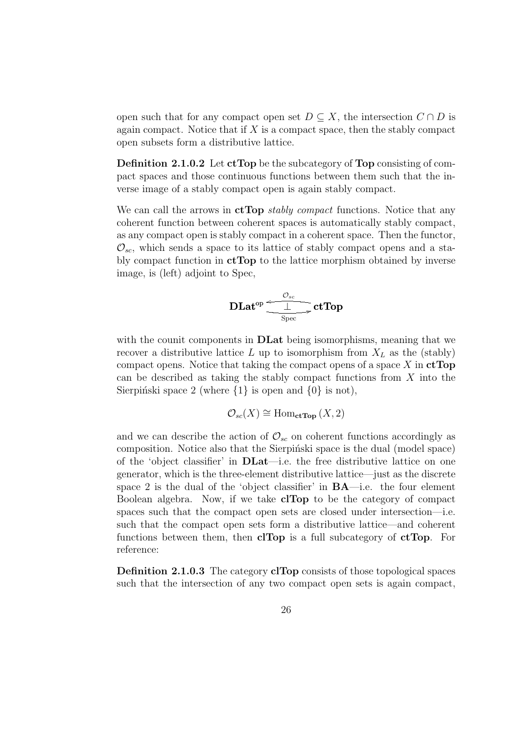open such that for any compact open set $D \subseteq X$, the intersection $C \cap D$ is again compact. Notice that if $X$ is a compact space, then the stably compact open subsets form a distributive lattice.

**Definition 2.1.0.2** Let **ctTop** be the subcategory of **Top** consisting of compact spaces and those continuous functions between them such that the inverse image of a stably compact open is again stably compact.

We can call the arrows in **ctTop** *stably compact* functions. Notice that any coherent function between coherent spaces is automatically stably compact, as any compact open is stably compact in a coherent space. Then the functor, $\mathcal{O}_{sc}$, which sends a space to its lattice of stably compact opens and a stably compact function in **ctTop** to the lattice morphism obtained by inverse image, is (left) adjoint to Spec,

$$\mathbf{DLat}^{\mathrm{op}} \underset{\mathrm{Spec}}{\overset{\mathcal{O}_{sc}}{\underset{\longrightarrow}{\overset{\longleftarrow}{\perp}}}} \mathbf{ctTop}$$

with the counit components in **DLat** being isomorphisms, meaning that we recover a distributive lattice $L$ up to isomorphism from $X_L$ as the (stably) compact opens. Notice that taking the compact opens of a space $X$ in **ctTop** can be described as taking the stably compact functions from $X$ into the Sierpiński space 2 (where $\{1\}$ is open and $\{0\}$ is not),

$$\mathcal{O}_{sc}(X) \cong \mathrm{Hom}_{\mathbf{ctTop}}(X, 2)$$

and we can describe the action of $\mathcal{O}_{sc}$ on coherent functions accordingly as composition. Notice also that the Sierpiński space is the dual (model space) of the 'object classifier' in **DLat**—i.e. the free distributive lattice on one generator, which is the three-element distributive lattice—just as the discrete space 2 is the dual of the 'object classifier' in **BA**—i.e. the four element Boolean algebra. Now, if we take **clTop** to be the category of compact spaces such that the compact open sets are closed under intersection—i.e. such that the compact open sets form a distributive lattice—and coherent functions between them, then **clTop** is a full subcategory of **ctTop**. For reference:

**Definition 2.1.0.3** The category **clTop** consists of those topological spaces such that the intersection of any two compact open sets is again compact,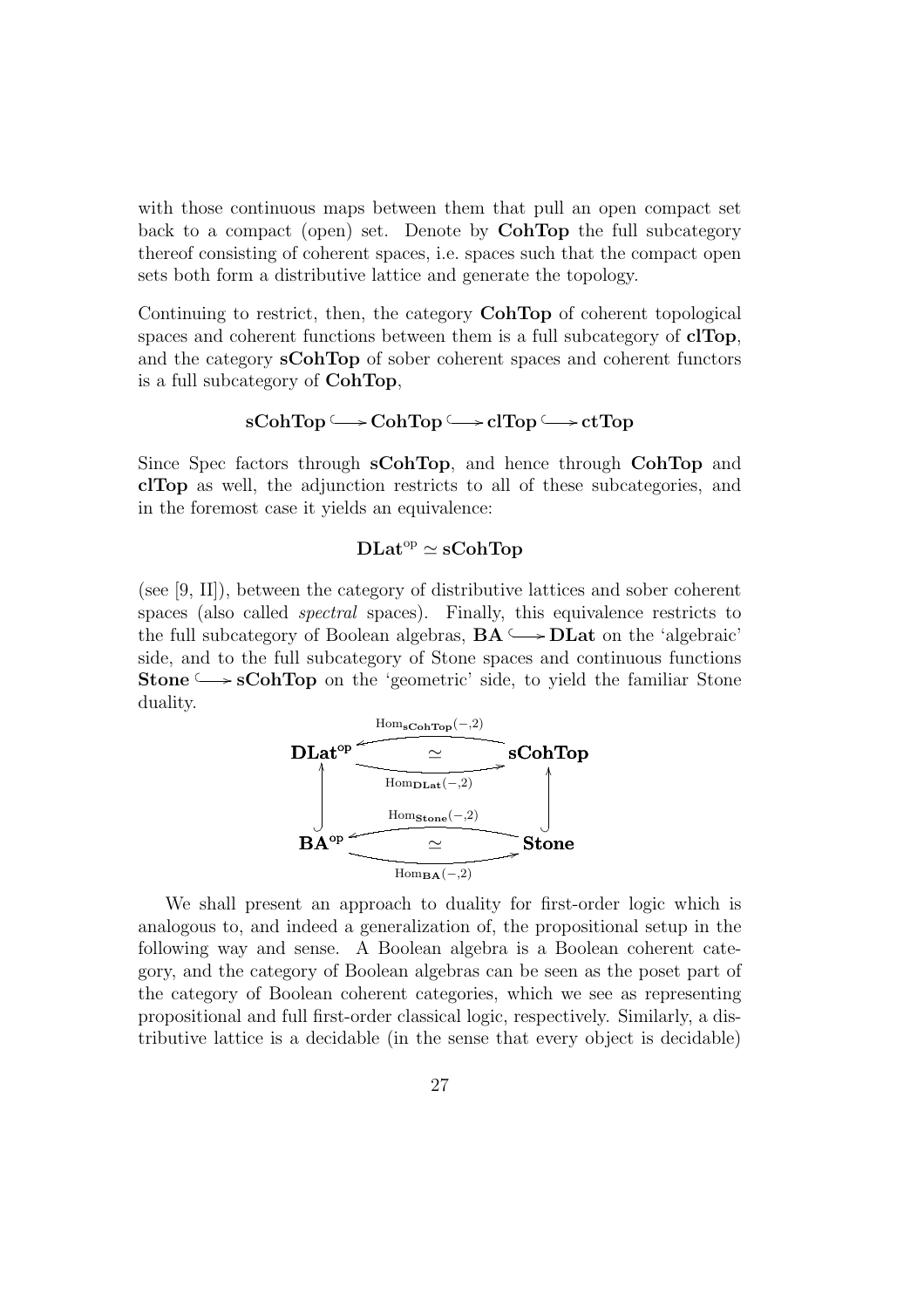with those continuous maps between them that pull an open compact set back to a compact (open) set. Denote by **CohTop** the full subcategory thereof consisting of coherent spaces, i.e. spaces such that the compact open sets both form a distributive lattice and generate the topology.

Continuing to restrict, then, the category **CohTop** of coherent topological spaces and coherent functions between them is a full subcategory of **clTop**, and the category **sCohTop** of sober coherent spaces and coherent functors is a full subcategory of **CohTop**,

$$\mathbf{sCohTop} \hookrightarrow \mathbf{CohTop} \hookrightarrow \mathbf{clTop} \hookrightarrow \mathbf{ctTop}$$

Since Spec factors through **sCohTop**, and hence through **CohTop** and **clTop** as well, the adjunction restricts to all of these subcategories, and in the foremost case it yields an equivalence:

$$\mathbf{DLat}^{\mathrm{op}} \simeq \mathbf{sCohTop}$$

(see [9, II]), between the category of distributive lattices and sober coherent spaces (also called *spectral* spaces). Finally, this equivalence restricts to the full subcategory of Boolean algebras, $\mathbf{BA} \hookrightarrow \mathbf{DLat}$ on the 'algebraic' side, and to the full subcategory of Stone spaces and continuous functions $\mathbf{Stone} \hookrightarrow \mathbf{sCohTop}$ on the 'geometric' side, to yield the familiar Stone duality.

$$\begin{array}{ccc}
\mathbf{DLat^{op}} & \underset{\mathrm{Hom}_{\mathbf{DLat}}(-,2)}{\overset{\mathrm{Hom}_{\mathbf{sCohTop}}(-,2)}{\simeq}} & \mathbf{sCohTop} \\
\uparrow & & \uparrow \\
\mathbf{BA^{op}} & \underset{\mathrm{Hom}_{\mathbf{BA}}(-,2)}{\overset{\mathrm{Hom}_{\mathbf{Stone}}(-,2)}{\simeq}} & \mathbf{Stone}
\end{array}$$

We shall present an approach to duality for first-order logic which is analogous to, and indeed a generalization of, the propositional setup in the following way and sense. A Boolean algebra is a Boolean coherent category, and the category of Boolean algebras can be seen as the poset part of the category of Boolean coherent categories, which we see as representing propositional and full first-order classical logic, respectively. Similarly, a distributive lattice is a decidable (in the sense that every object is decidable)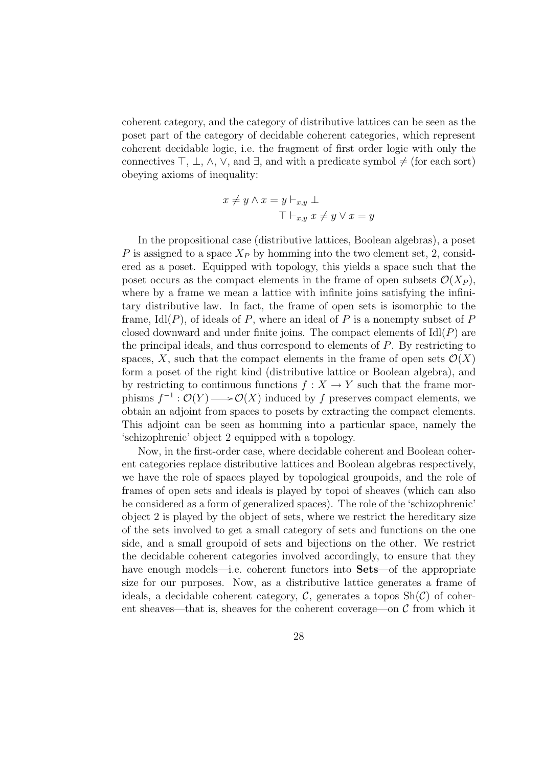coherent category, and the category of distributive lattices can be seen as the poset part of the category of decidable coherent categories, which represent coherent decidable logic, i.e. the fragment of first order logic with only the connectives $\top$, $\bot$, $\wedge$, $\vee$, and $\exists$, and with a predicate symbol $\neq$ (for each sort) obeying axioms of inequality:

$$x \neq y \wedge x = y \vdash_{x,y} \bot$$
$$\top \vdash_{x,y} x \neq y \vee x = y$$

In the propositional case (distributive lattices, Boolean algebras), a poset $P$ is assigned to a space $X_P$ by homming into the two element set, 2, considered as a poset. Equipped with topology, this yields a space such that the poset occurs as the compact elements in the frame of open subsets $\mathcal{O}(X_P)$, where by a frame we mean a lattice with infinite joins satisfying the infinitary distributive law. In fact, the frame of open sets is isomorphic to the frame, $\mathrm{Idl}(P)$, of ideals of $P$, where an ideal of $P$ is a nonempty subset of $P$ closed downward and under finite joins. The compact elements of $\mathrm{Idl}(P)$ are the principal ideals, and thus correspond to elements of $P$. By restricting to spaces, $X$, such that the compact elements in the frame of open sets $\mathcal{O}(X)$ form a poset of the right kind (distributive lattice or Boolean algebra), and by restricting to continuous functions $f : X \to Y$ such that the frame morphisms $f^{-1} : \mathcal{O}(Y) \longrightarrow \mathcal{O}(X)$ induced by $f$ preserves compact elements, we obtain an adjoint from spaces to posets by extracting the compact elements. This adjoint can be seen as homming into a particular space, namely the 'schizophrenic' object 2 equipped with a topology.

Now, in the first-order case, where decidable coherent and Boolean coherent categories replace distributive lattices and Boolean algebras respectively, we have the role of spaces played by topological groupoids, and the role of frames of open sets and ideals is played by topoi of sheaves (which can also be considered as a form of generalized spaces). The role of the 'schizophrenic' object 2 is played by the object of sets, where we restrict the hereditary size of the sets involved to get a small category of sets and functions on the one side, and a small groupoid of sets and bijections on the other. We restrict the decidable coherent categories involved accordingly, to ensure that they have enough models—i.e. coherent functors into **Sets**—of the appropriate size for our purposes. Now, as a distributive lattice generates a frame of ideals, a decidable coherent category, $\mathcal{C}$, generates a topos $\mathrm{Sh}(\mathcal{C})$ of coherent sheaves—that is, sheaves for the coherent coverage—on $\mathcal{C}$ from which it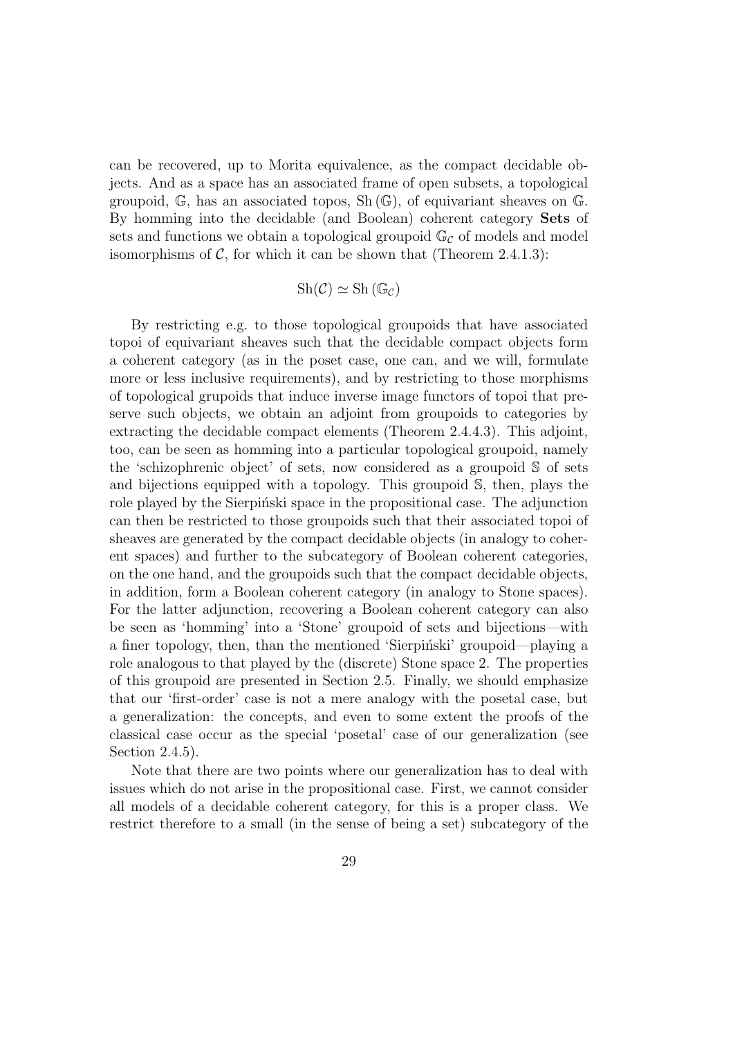can be recovered, up to Morita equivalence, as the compact decidable objects. And as a space has an associated frame of open subsets, a topological groupoid, $\mathbb{G}$, has an associated topos, $\mathrm{Sh}\,(\mathbb{G})$, of equivariant sheaves on $\mathbb{G}$. By homming into the decidable (and Boolean) coherent category **Sets** of sets and functions we obtain a topological groupoid $\mathbb{G}_{\mathcal{C}}$ of models and model isomorphisms of $\mathcal{C}$, for which it can be shown that (Theorem 2.4.1.3):

$$\mathrm{Sh}(\mathcal{C}) \simeq \mathrm{Sh}\,(\mathbb{G}_{\mathcal{C}})$$

By restricting e.g. to those topological groupoids that have associated topoi of equivariant sheaves such that the decidable compact objects form a coherent category (as in the poset case, one can, and we will, formulate more or less inclusive requirements), and by restricting to those morphisms of topological grupoids that induce inverse image functors of topoi that preserve such objects, we obtain an adjoint from groupoids to categories by extracting the decidable compact elements (Theorem 2.4.4.3). This adjoint, too, can be seen as homming into a particular topological groupoid, namely the 'schizophrenic object' of sets, now considered as a groupoid $\mathbb{S}$ of sets and bijections equipped with a topology. This groupoid $\mathbb{S}$, then, plays the role played by the Sierpiński space in the propositional case. The adjunction can then be restricted to those groupoids such that their associated topoi of sheaves are generated by the compact decidable objects (in analogy to coherent spaces) and further to the subcategory of Boolean coherent categories, on the one hand, and the groupoids such that the compact decidable objects, in addition, form a Boolean coherent category (in analogy to Stone spaces). For the latter adjunction, recovering a Boolean coherent category can also be seen as 'homming' into a 'Stone' groupoid of sets and bijections—with a finer topology, then, than the mentioned 'Sierpiński' groupoid—playing a role analogous to that played by the (discrete) Stone space 2. The properties of this groupoid are presented in Section 2.5. Finally, we should emphasize that our 'first-order' case is not a mere analogy with the posetal case, but a generalization: the concepts, and even to some extent the proofs of the classical case occur as the special 'posetal' case of our generalization (see Section 2.4.5).

Note that there are two points where our generalization has to deal with issues which do not arise in the propositional case. First, we cannot consider all models of a decidable coherent category, for this is a proper class. We restrict therefore to a small (in the sense of being a set) subcategory of the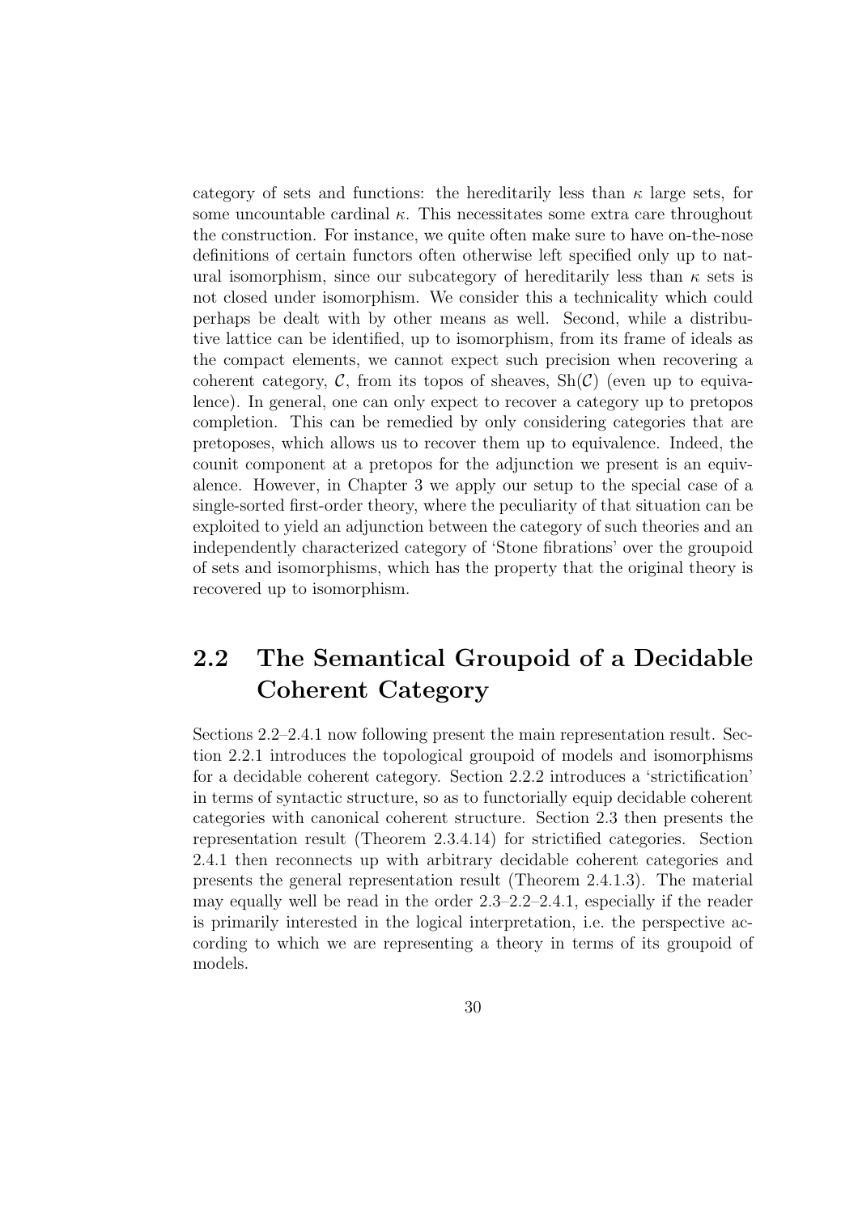category of sets and functions: the hereditarily less than $\kappa$ large sets, for some uncountable cardinal $\kappa$. This necessitates some extra care throughout the construction. For instance, we quite often make sure to have on-the-nose definitions of certain functors often otherwise left specified only up to natural isomorphism, since our subcategory of hereditarily less than $\kappa$ sets is not closed under isomorphism. We consider this a technicality which could perhaps be dealt with by other means as well. Second, while a distributive lattice can be identified, up to isomorphism, from its frame of ideals as the compact elements, we cannot expect such precision when recovering a coherent category, $\mathcal{C}$, from its topos of sheaves, $\mathrm{Sh}(\mathcal{C})$ (even up to equivalence). In general, one can only expect to recover a category up to pretopos completion. This can be remedied by only considering categories that are pretoposes, which allows us to recover them up to equivalence. Indeed, the counit component at a pretopos for the adjunction we present is an equivalence. However, in Chapter 3 we apply our setup to the special case of a single-sorted first-order theory, where the peculiarity of that situation can be exploited to yield an adjunction between the category of such theories and an independently characterized category of 'Stone fibrations' over the groupoid of sets and isomorphisms, which has the property that the original theory is recovered up to isomorphism.

## 2.2 The Semantical Groupoid of a Decidable Coherent Category

Sections 2.2–2.4.1 now following present the main representation result. Section 2.2.1 introduces the topological groupoid of models and isomorphisms for a decidable coherent category. Section 2.2.2 introduces a 'strictification' in terms of syntactic structure, so as to functorially equip decidable coherent categories with canonical coherent structure. Section 2.3 then presents the representation result (Theorem 2.3.4.14) for strictified categories. Section 2.4.1 then reconnects up with arbitrary decidable coherent categories and presents the general representation result (Theorem 2.4.1.3). The material may equally well be read in the order 2.3–2.2–2.4.1, especially if the reader is primarily interested in the logical interpretation, i.e. the perspective according to which we are representing a theory in terms of its groupoid of models.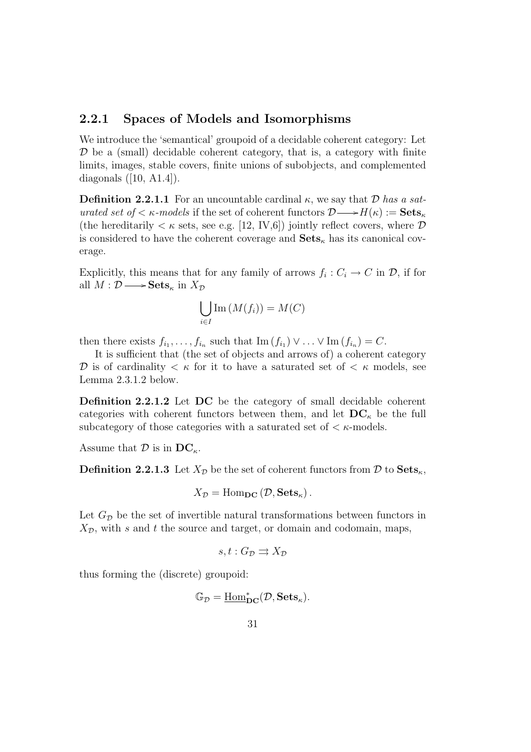### 2.2.1 Spaces of Models and Isomorphisms

We introduce the 'semantical' groupoid of a decidable coherent category: Let $\mathcal{D}$ be a (small) decidable coherent category, that is, a category with finite limits, images, stable covers, finite unions of subobjects, and complemented diagonals ([10, A1.4]).

**Definition 2.2.1.1** For an uncountable cardinal $\kappa$, we say that $\mathcal{D}$ *has a saturated set of* $< \kappa$*-models* if the set of coherent functors $\mathcal{D} \longrightarrow H(\kappa) := \mathbf{Sets}_\kappa$ (the hereditarily $< \kappa$ sets, see e.g. [12, IV,6]) jointly reflect covers, where $\mathcal{D}$ is considered to have the coherent coverage and $\mathbf{Sets}_\kappa$ has its canonical coverage.

Explicitly, this means that for any family of arrows $f_i : C_i \to C$ in $\mathcal{D}$, if for all $M : \mathcal{D} \longrightarrow \mathbf{Sets}_\kappa$ in $X_\mathcal{D}$

$$\bigcup_{i \in I} \mathrm{Im}\,(M(f_i)) = M(C)$$

then there exists $f_{i_1}, \ldots, f_{i_n}$ such that $\mathrm{Im}\,(f_{i_1}) \vee \ldots \vee \mathrm{Im}\,(f_{i_n}) = C$.

It is sufficient that (the set of objects and arrows of) a coherent category $\mathcal{D}$ is of cardinality $< \kappa$ for it to have a saturated set of $< \kappa$ models, see Lemma 2.3.1.2 below.

**Definition 2.2.1.2** Let $\mathbf{DC}$ be the category of small decidable coherent categories with coherent functors between them, and let $\mathbf{DC}_\kappa$ be the full subcategory of those categories with a saturated set of $< \kappa$-models.

Assume that $\mathcal{D}$ is in $\mathbf{DC}_\kappa$.

**Definition 2.2.1.3** Let $X_\mathcal{D}$ be the set of coherent functors from $\mathcal{D}$ to $\mathbf{Sets}_\kappa$,

$$X_\mathcal{D} = \mathrm{Hom}_{\mathbf{DC}}\left(\mathcal{D}, \mathbf{Sets}_\kappa\right).$$

Let $G_\mathcal{D}$ be the set of invertible natural transformations between functors in $X_\mathcal{D}$, with $s$ and $t$ the source and target, or domain and codomain, maps,

$$s, t : G_\mathcal{D} \rightrightarrows X_\mathcal{D}$$

thus forming the (discrete) groupoid:

$$\mathbb{G}_\mathcal{D} = \underline{\mathrm{Hom}}^*_{\mathbf{DC}}(\mathcal{D}, \mathbf{Sets}_\kappa).$$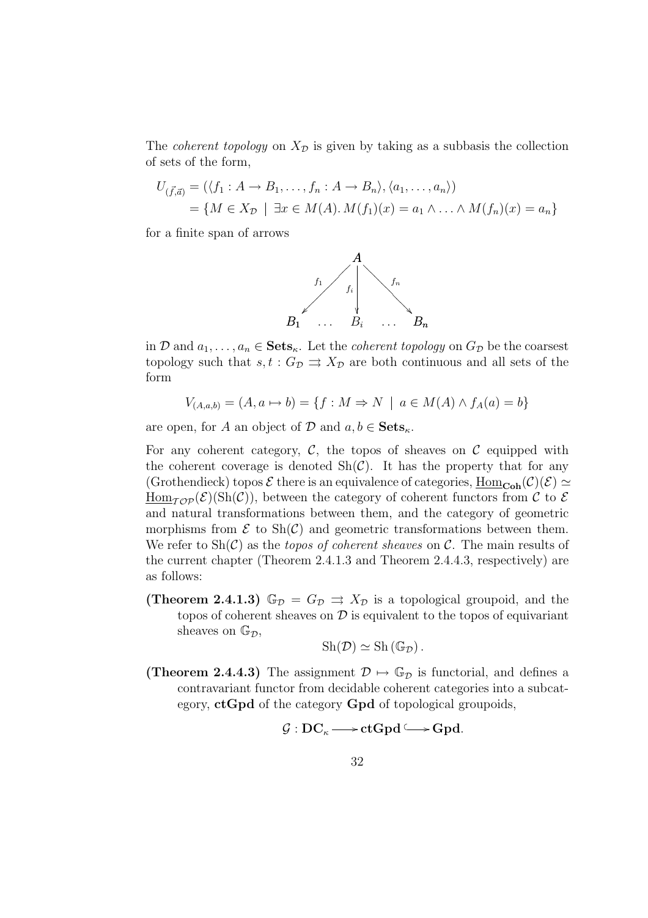The *coherent topology* on $X_{\mathcal{D}}$ is given by taking as a subbasis the collection of sets of the form,

$$
\begin{aligned}
U_{(\vec{f},\vec{a})} &= (\langle f_1 : A \to B_1, \ldots, f_n : A \to B_n \rangle, \langle a_1, \ldots, a_n \rangle) \\
&= \{ M \in X_{\mathcal{D}} \mid \exists x \in M(A).\, M(f_1)(x) = a_1 \wedge \ldots \wedge M(f_n)(x) = a_n \}
\end{aligned}
$$

for a finite span of arrows

$$
\begin{array}{ccccc}
 & & A & & \\
 & \swarrow^{f_1} & \downarrow^{f_i} & \searrow^{f_n} & \\
B_1 & \ldots & B_i & \ldots & B_n
\end{array}
$$

in $\mathcal{D}$ and $a_1, \ldots, a_n \in \mathbf{Sets}_\kappa$. Let the *coherent topology* on $G_{\mathcal{D}}$ be the coarsest topology such that $s, t : G_{\mathcal{D}} \rightrightarrows X_{\mathcal{D}}$ are both continuous and all sets of the form

$$
V_{(A,a,b)} = (A, a \mapsto b) = \{ f : M \Rightarrow N \mid a \in M(A) \wedge f_A(a) = b \}
$$

are open, for $A$ an object of $\mathcal{D}$ and $a, b \in \mathbf{Sets}_\kappa$.

For any coherent category, $\mathcal{C}$, the topos of sheaves on $\mathcal{C}$ equipped with the coherent coverage is denoted $\mathrm{Sh}(\mathcal{C})$. It has the property that for any (Grothendieck) topos $\mathcal{E}$ there is an equivalence of categories, $\underline{\mathrm{Hom}}_{\mathbf{Coh}}(\mathcal{C})(\mathcal{E}) \simeq \underline{\mathrm{Hom}}_{\mathcal{TOP}}(\mathcal{E})(\mathrm{Sh}(\mathcal{C}))$, between the category of coherent functors from $\mathcal{C}$ to $\mathcal{E}$ and natural transformations between them, and the category of geometric morphisms from $\mathcal{E}$ to $\mathrm{Sh}(\mathcal{C})$ and geometric transformations between them. We refer to $\mathrm{Sh}(\mathcal{C})$ as the *topos of coherent sheaves* on $\mathcal{C}$. The main results of the current chapter (Theorem 2.4.1.3 and Theorem 2.4.4.3, respectively) are as follows:

**(Theorem 2.4.1.3)** $\mathbb{G}_{\mathcal{D}} = G_{\mathcal{D}} \rightrightarrows X_{\mathcal{D}}$ is a topological groupoid, and the topos of coherent sheaves on $\mathcal{D}$ is equivalent to the topos of equivariant sheaves on $\mathbb{G}_{\mathcal{D}}$,

$$
\mathrm{Sh}(\mathcal{D}) \simeq \mathrm{Sh}(\mathbb{G}_{\mathcal{D}}).
$$

**(Theorem 2.4.4.3)** The assignment $\mathcal{D} \mapsto \mathbb{G}_{\mathcal{D}}$ is functorial, and defines a contravariant functor from decidable coherent categories into a subcategory, **ctGpd** of the category **Gpd** of topological groupoids,

$$
\mathcal{G} : \mathbf{DC}_\kappa \longrightarrow \mathbf{ctGpd} \hookrightarrow \mathbf{Gpd}.
$$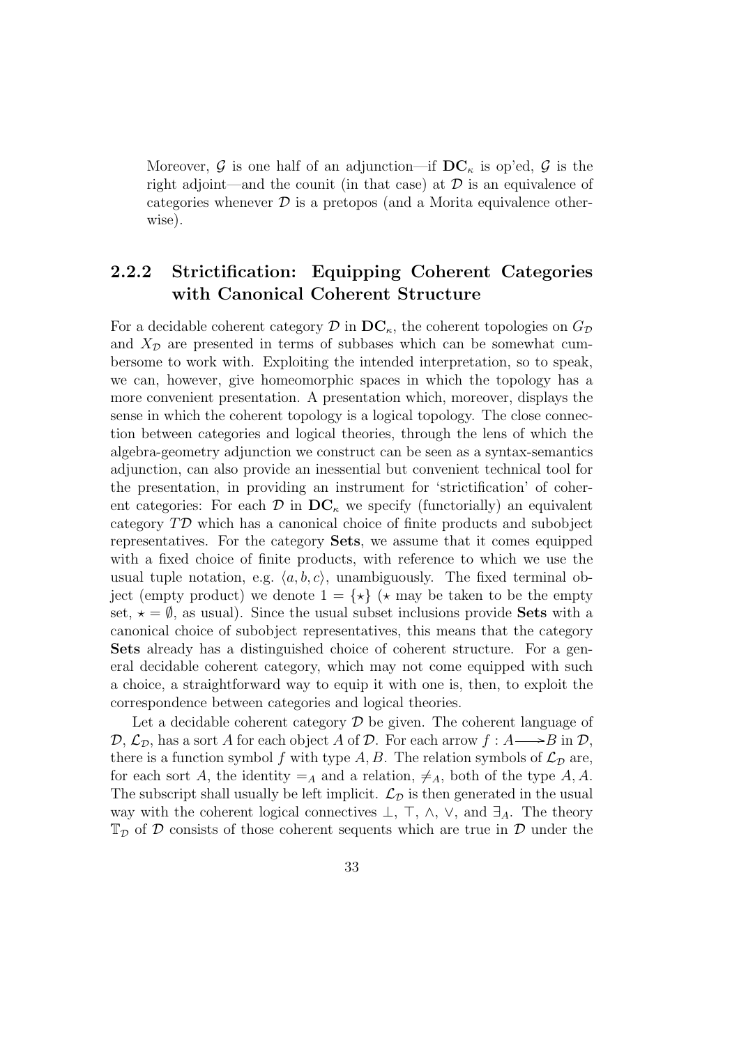Moreover, $\mathcal{G}$ is one half of an adjunction—if $\mathbf{DC}_\kappa$ is op'ed, $\mathcal{G}$ is the right adjoint—and the counit (in that case) at $\mathcal{D}$ is an equivalence of categories whenever $\mathcal{D}$ is a pretopos (and a Morita equivalence otherwise).

### 2.2.2 Strictification: Equipping Coherent Categories with Canonical Coherent Structure

For a decidable coherent category $\mathcal{D}$ in $\mathbf{DC}_\kappa$, the coherent topologies on $G_\mathcal{D}$ and $X_\mathcal{D}$ are presented in terms of subbases which can be somewhat cumbersome to work with. Exploiting the intended interpretation, so to speak, we can, however, give homeomorphic spaces in which the topology has a more convenient presentation. A presentation which, moreover, displays the sense in which the coherent topology is a logical topology. The close connection between categories and logical theories, through the lens of which the algebra-geometry adjunction we construct can be seen as a syntax-semantics adjunction, can also provide an inessential but convenient technical tool for the presentation, in providing an instrument for 'strictification' of coherent categories: For each $\mathcal{D}$ in $\mathbf{DC}_\kappa$ we specify (functorially) an equivalent category $T\mathcal{D}$ which has a canonical choice of finite products and subobject representatives. For the category **Sets**, we assume that it comes equipped with a fixed choice of finite products, with reference to which we use the usual tuple notation, e.g. $\langle a, b, c\rangle$, unambiguously. The fixed terminal object (empty product) we denote $1 = \{\star\}$ ($\star$ may be taken to be the empty set, $\star = \emptyset$, as usual). Since the usual subset inclusions provide **Sets** with a canonical choice of subobject representatives, this means that the category **Sets** already has a distinguished choice of coherent structure. For a general decidable coherent category, which may not come equipped with such a choice, a straightforward way to equip it with one is, then, to exploit the correspondence between categories and logical theories.

Let a decidable coherent category $\mathcal{D}$ be given. The coherent language of $\mathcal{D}$, $\mathcal{L}_\mathcal{D}$, has a sort $A$ for each object $A$ of $\mathcal{D}$. For each arrow $f : A \longrightarrow B$ in $\mathcal{D}$, there is a function symbol $f$ with type $A, B$. The relation symbols of $\mathcal{L}_\mathcal{D}$ are, for each sort $A$, the identity $=_A$ and a relation, $\neq_A$, both of the type $A, A$. The subscript shall usually be left implicit. $\mathcal{L}_\mathcal{D}$ is then generated in the usual way with the coherent logical connectives $\bot$, $\top$, $\wedge$, $\vee$, and $\exists_A$. The theory $\mathbb{T}_\mathcal{D}$ of $\mathcal{D}$ consists of those coherent sequents which are true in $\mathcal{D}$ under the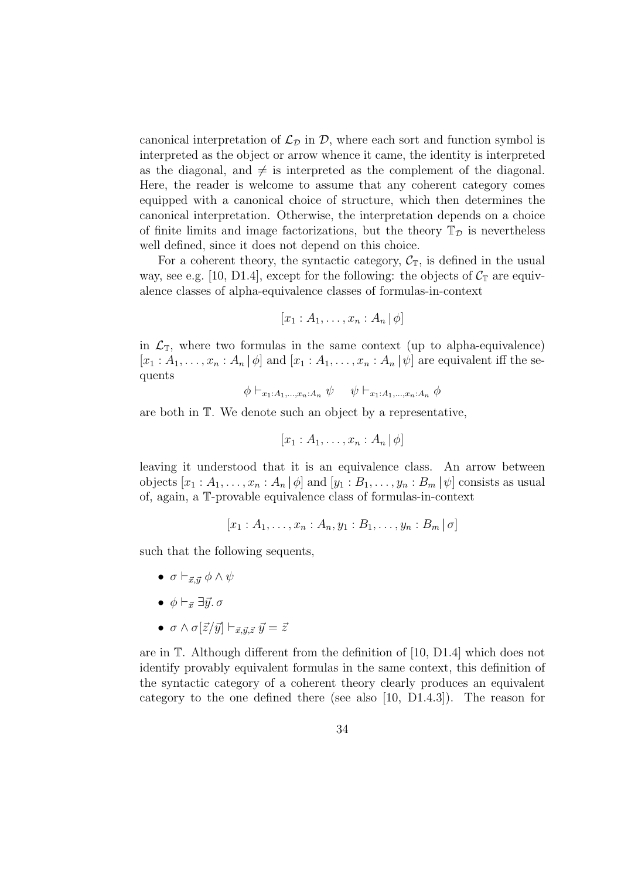canonical interpretation of $\mathcal{L}_{\mathcal{D}}$ in $\mathcal{D}$, where each sort and function symbol is interpreted as the object or arrow whence it came, the identity is interpreted as the diagonal, and $\neq$ is interpreted as the complement of the diagonal. Here, the reader is welcome to assume that any coherent category comes equipped with a canonical choice of structure, which then determines the canonical interpretation. Otherwise, the interpretation depends on a choice of finite limits and image factorizations, but the theory $\mathbb{T}_{\mathcal{D}}$ is nevertheless well defined, since it does not depend on this choice.

For a coherent theory, the syntactic category, $\mathcal{C}_{\mathbb{T}}$, is defined in the usual way, see e.g. [10, D1.4], except for the following: the objects of $\mathcal{C}_{\mathbb{T}}$ are equivalence classes of alpha-equivalence classes of formulas-in-context

$$[x_1 : A_1, \ldots, x_n : A_n \,|\, \phi]$$

in $\mathcal{L}_{\mathbb{T}}$, where two formulas in the same context (up to alpha-equivalence) $[x_1 : A_1, \ldots, x_n : A_n \,|\, \phi]$ and $[x_1 : A_1, \ldots, x_n : A_n \,|\, \psi]$ are equivalent iff the sequents

$$\phi \vdash_{x_1:A_1,\ldots,x_n:A_n} \psi \qquad \psi \vdash_{x_1:A_1,\ldots,x_n:A_n} \phi$$

are both in $\mathbb{T}$. We denote such an object by a representative,

$$[x_1 : A_1, \ldots, x_n : A_n \,|\, \phi]$$

leaving it understood that it is an equivalence class. An arrow between objects $[x_1 : A_1, \ldots, x_n : A_n \,|\, \phi]$ and $[y_1 : B_1, \ldots, y_n : B_m \,|\, \psi]$ consists as usual of, again, a $\mathbb{T}$-provable equivalence class of formulas-in-context

$$[x_1 : A_1, \ldots, x_n : A_n, y_1 : B_1, \ldots, y_n : B_m \,|\, \sigma]$$

such that the following sequents,

- $\sigma \vdash_{\vec{x},\vec{y}} \phi \wedge \psi$
- $\phi \vdash_{\vec{x}} \exists \vec{y}.\, \sigma$
- $\sigma \wedge \sigma[\vec{z}/\vec{y}] \vdash_{\vec{x},\vec{y},\vec{z}} \vec{y} = \vec{z}$

are in $\mathbb{T}$. Although different from the definition of [10, D1.4] which does not identify provably equivalent formulas in the same context, this definition of the syntactic category of a coherent theory clearly produces an equivalent category to the one defined there (see also [10, D1.4.3]). The reason for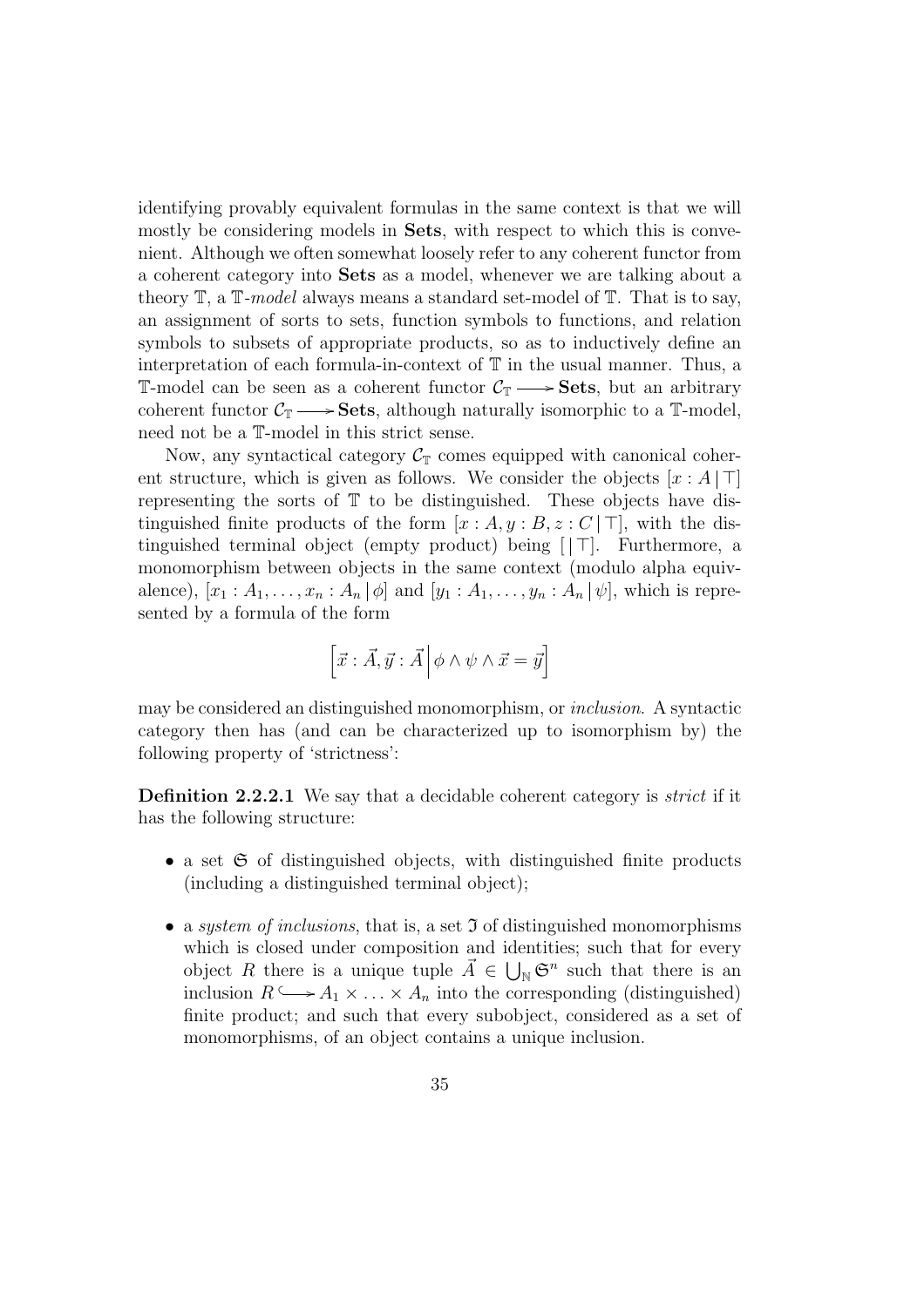identifying provably equivalent formulas in the same context is that we will mostly be considering models in **Sets**, with respect to which this is convenient. Although we often somewhat loosely refer to any coherent functor from a coherent category into **Sets** as a model, whenever we are talking about a theory $\mathbb{T}$, a $\mathbb{T}$-*model* always means a standard set-model of $\mathbb{T}$. That is to say, an assignment of sorts to sets, function symbols to functions, and relation symbols to subsets of appropriate products, so as to inductively define an interpretation of each formula-in-context of $\mathbb{T}$ in the usual manner. Thus, a $\mathbb{T}$-model can be seen as a coherent functor $\mathcal{C}_{\mathbb{T}} \longrightarrow \mathbf{Sets}$, but an arbitrary coherent functor $\mathcal{C}_{\mathbb{T}} \longrightarrow \mathbf{Sets}$, although naturally isomorphic to a $\mathbb{T}$-model, need not be a $\mathbb{T}$-model in this strict sense.

Now, any syntactical category $\mathcal{C}_{\mathbb{T}}$ comes equipped with canonical coherent structure, which is given as follows. We consider the objects $[x : A \,|\, \top]$ representing the sorts of $\mathbb{T}$ to be distinguished. These objects have distinguished finite products of the form $[x : A, y : B, z : C \,|\, \top]$, with the distinguished terminal object (empty product) being $[\,|\,\top]$. Furthermore, a monomorphism between objects in the same context (modulo alpha equivalence), $[x_1 : A_1, \ldots, x_n : A_n \,|\, \phi]$ and $[y_1 : A_1, \ldots, y_n : A_n \,|\, \psi]$, which is represented by a formula of the form

$$\left[\vec{x} : \vec{A}, \vec{y} : \vec{A} \,\middle|\, \phi \wedge \psi \wedge \vec{x} = \vec{y}\right]$$

may be considered an distinguished monomorphism, or *inclusion*. A syntactic category then has (and can be characterized up to isomorphism by) the following property of 'strictness':

**Definition 2.2.2.1** We say that a decidable coherent category is *strict* if it has the following structure:

- a set $\mathfrak{S}$ of distinguished objects, with distinguished finite products (including a distinguished terminal object);
- a *system of inclusions*, that is, a set $\mathfrak{I}$ of distinguished monomorphisms which is closed under composition and identities; such that for every object $R$ there is a unique tuple $\vec{A} \in \bigcup_{\mathbb{N}} \mathfrak{S}^n$ such that there is an inclusion $R \hookrightarrow A_1 \times \ldots \times A_n$ into the corresponding (distinguished) finite product; and such that every subobject, considered as a set of monomorphisms, of an object contains a unique inclusion.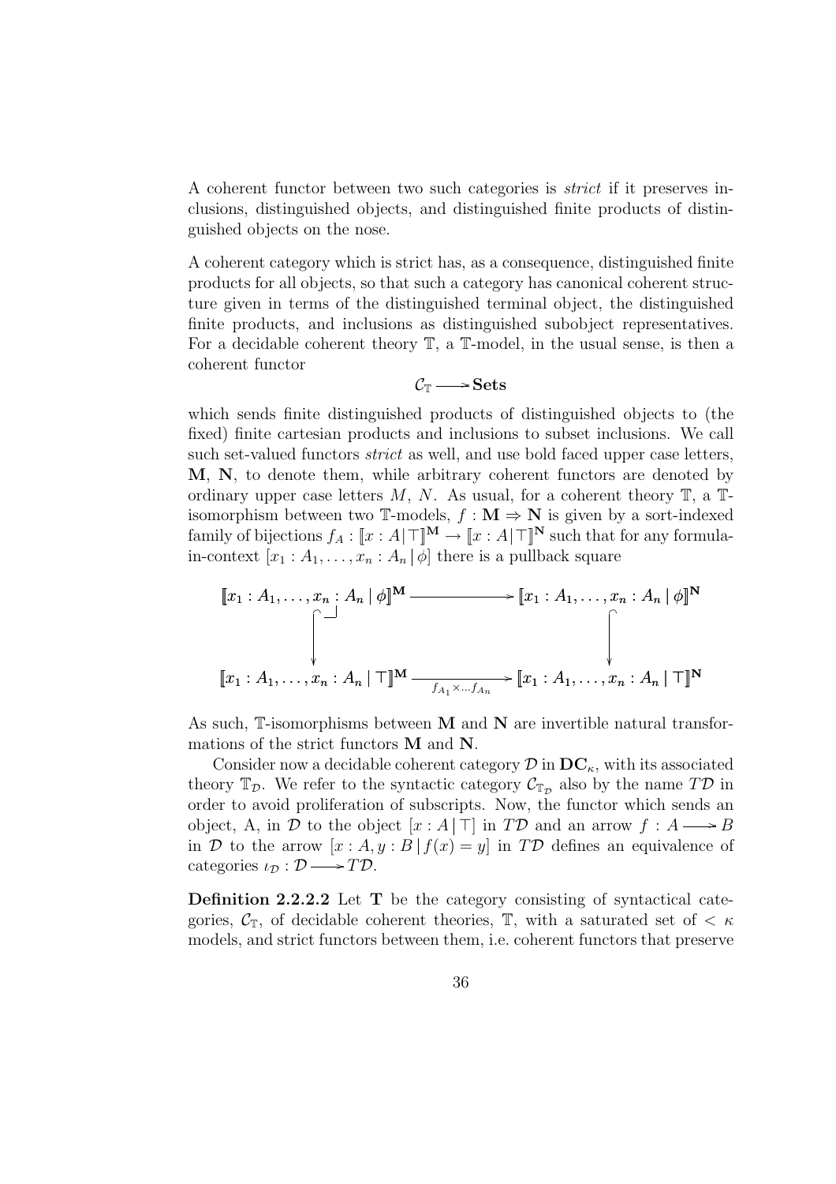A coherent functor between two such categories is *strict* if it preserves inclusions, distinguished objects, and distinguished finite products of distinguished objects on the nose.

A coherent category which is strict has, as a consequence, distinguished finite products for all objects, so that such a category has canonical coherent structure given in terms of the distinguished terminal object, the distinguished finite products, and inclusions as distinguished subobject representatives. For a decidable coherent theory $\mathbb{T}$, a $\mathbb{T}$-model, in the usual sense, is then a coherent functor

$$\mathcal{C}_{\mathbb{T}} \longrightarrow \mathbf{Sets}$$

which sends finite distinguished products of distinguished objects to (the fixed) finite cartesian products and inclusions to subset inclusions. We call such set-valued functors *strict* as well, and use bold faced upper case letters, $\mathbf{M}$, $\mathbf{N}$, to denote them, while arbitrary coherent functors are denoted by ordinary upper case letters $M$, $N$. As usual, for a coherent theory $\mathbb{T}$, a $\mathbb{T}$-isomorphism between two $\mathbb{T}$-models, $f : \mathbf{M} \Rightarrow \mathbf{N}$ is given by a sort-indexed family of bijections $f_A : [\![x : A|\top]\!]^{\mathbf{M}} \to [\![x : A|\top]\!]^{\mathbf{N}}$ such that for any formula-in-context $[x_1 : A_1, \ldots, x_n : A_n \,|\, \phi]$ there is a pullback square

$$\begin{array}{ccc}
[\![x_1 : A_1, \ldots, x_n : A_n \,|\, \phi]\!]^{\mathbf{M}} & \longrightarrow & [\![x_1 : A_1, \ldots, x_n : A_n \,|\, \phi]\!]^{\mathbf{N}} \\
\big\downarrow & & \big\downarrow \\
[\![x_1 : A_1, \ldots, x_n : A_n \,|\, \top]\!]^{\mathbf{M}} & \xrightarrow[f_{A_1} \times \ldots f_{A_n}]{} & [\![x_1 : A_1, \ldots, x_n : A_n \,|\, \top]\!]^{\mathbf{N}}
\end{array}$$

As such, $\mathbb{T}$-isomorphisms between $\mathbf{M}$ and $\mathbf{N}$ are invertible natural transformations of the strict functors $\mathbf{M}$ and $\mathbf{N}$.

Consider now a decidable coherent category $\mathcal{D}$ in $\mathbf{DC}_\kappa$, with its associated theory $\mathbb{T}_{\mathcal{D}}$. We refer to the syntactic category $\mathcal{C}_{\mathbb{T}_{\mathcal{D}}}$ also by the name $T\mathcal{D}$ in order to avoid proliferation of subscripts. Now, the functor which sends an object, A, in $\mathcal{D}$ to the object $[x : A \,|\, \top]$ in $T\mathcal{D}$ and an arrow $f : A \longrightarrow B$ in $\mathcal{D}$ to the arrow $[x : A, y : B \,|\, f(x) = y]$ in $T\mathcal{D}$ defines an equivalence of categories $\iota_{\mathcal{D}} : \mathcal{D} \longrightarrow T\mathcal{D}$.

**Definition 2.2.2.2** Let $\mathbf{T}$ be the category consisting of syntactical categories, $\mathcal{C}_{\mathbb{T}}$, of decidable coherent theories, $\mathbb{T}$, with a saturated set of $< \kappa$ models, and strict functors between them, i.e. coherent functors that preserve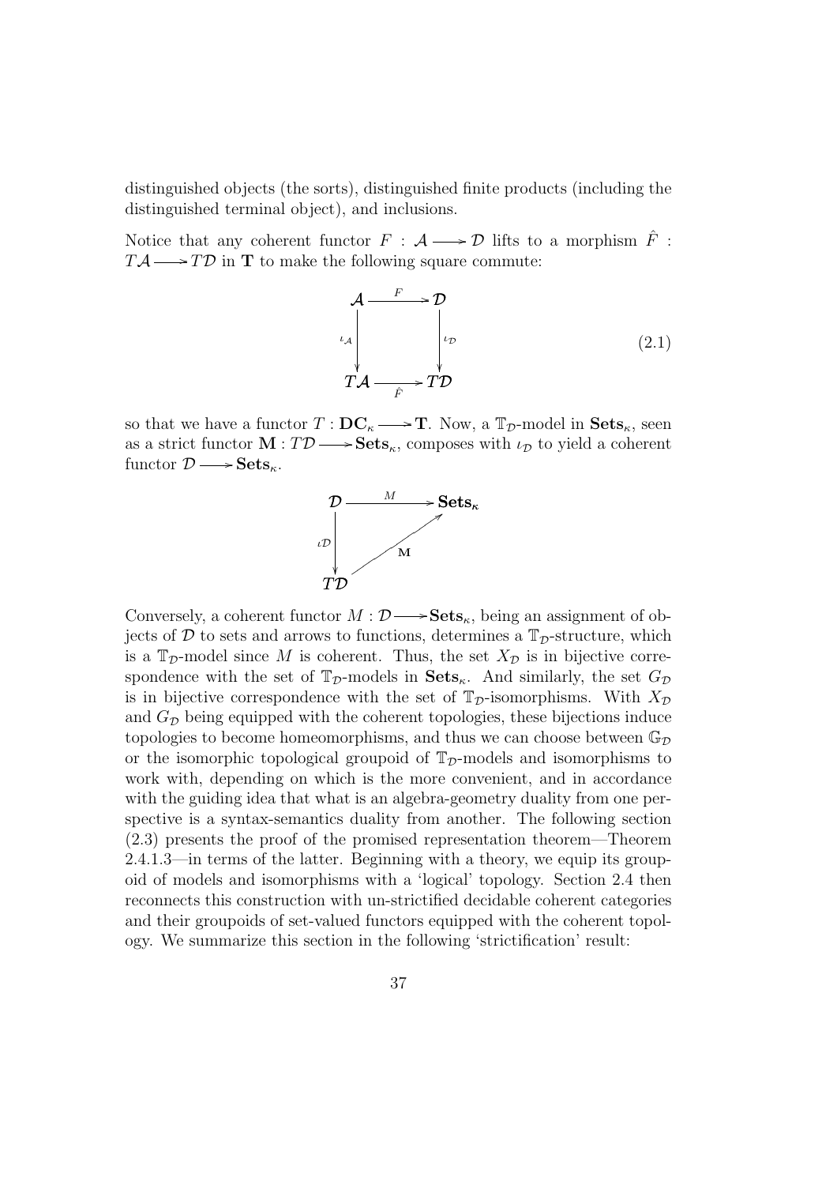distinguished objects (the sorts), distinguished finite products (including the distinguished terminal object), and inclusions.

Notice that any coherent functor $F : \mathcal{A} \longrightarrow \mathcal{D}$ lifts to a morphism $\hat{F} : T\mathcal{A} \longrightarrow T\mathcal{D}$ in $\mathbf{T}$ to make the following square commute:

$$\begin{array}{ccc} \mathcal{A} & \xrightarrow{F} & \mathcal{D} \\ {\scriptstyle \iota_{\mathcal{A}}} \downarrow & & \downarrow {\scriptstyle \iota_{\mathcal{D}}} \\ T\mathcal{A} & \xrightarrow[\hat{F}]{} & T\mathcal{D} \end{array} \tag{2.1}$$

so that we have a functor $T : \mathbf{DC}_\kappa \longrightarrow \mathbf{T}$. Now, a $\mathbb{T}_\mathcal{D}$-model in $\mathbf{Sets}_\kappa$, seen as a strict functor $\mathbf{M} : T\mathcal{D} \longrightarrow \mathbf{Sets}_\kappa$, composes with $\iota_\mathcal{D}$ to yield a coherent functor $\mathcal{D} \longrightarrow \mathbf{Sets}_\kappa$.

$$\begin{array}{ccc} \mathcal{D} & \xrightarrow{M} & \mathbf{Sets}_\kappa \\ {\scriptstyle \iota_{\mathcal{D}}} \downarrow & \nearrow_{\mathbf{M}} & \\ T\mathcal{D} & & \end{array}$$

Conversely, a coherent functor $M : \mathcal{D} \longrightarrow \mathbf{Sets}_\kappa$, being an assignment of objects of $\mathcal{D}$ to sets and arrows to functions, determines a $\mathbb{T}_\mathcal{D}$-structure, which is a $\mathbb{T}_\mathcal{D}$-model since $M$ is coherent. Thus, the set $X_\mathcal{D}$ is in bijective correspondence with the set of $\mathbb{T}_\mathcal{D}$-models in $\mathbf{Sets}_\kappa$. And similarly, the set $G_\mathcal{D}$ is in bijective correspondence with the set of $\mathbb{T}_\mathcal{D}$-isomorphisms. With $X_\mathcal{D}$ and $G_\mathcal{D}$ being equipped with the coherent topologies, these bijections induce topologies to become homeomorphisms, and thus we can choose between $\mathbb{G}_\mathcal{D}$ or the isomorphic topological groupoid of $\mathbb{T}_\mathcal{D}$-models and isomorphisms to work with, depending on which is the more convenient, and in accordance with the guiding idea that what is an algebra-geometry duality from one perspective is a syntax-semantics duality from another. The following section (2.3) presents the proof of the promised representation theorem—Theorem 2.4.1.3—in terms of the latter. Beginning with a theory, we equip its groupoid of models and isomorphisms with a 'logical' topology. Section 2.4 then reconnects this construction with un-strictified decidable coherent categories and their groupoids of set-valued functors equipped with the coherent topology. We summarize this section in the following 'strictification' result: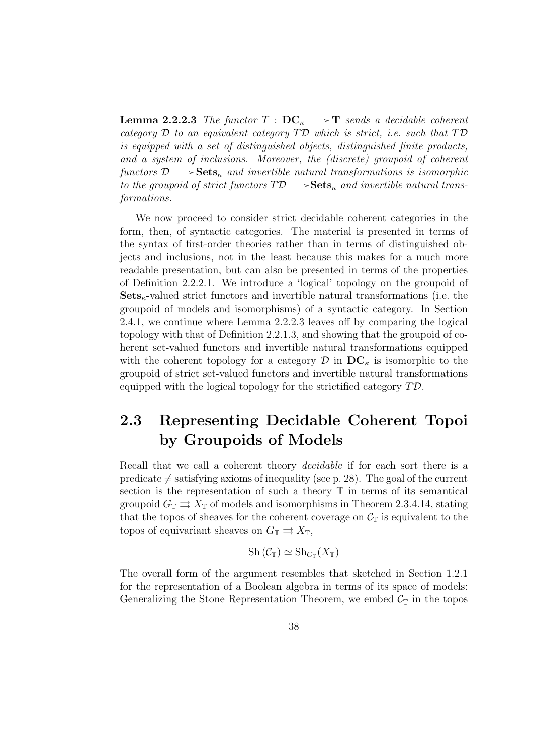**Lemma 2.2.2.3** *The functor $T : \mathbf{DC}_\kappa \longrightarrow \mathbf{T}$ sends a decidable coherent category $\mathcal{D}$ to an equivalent category $T\mathcal{D}$ which is strict, i.e. such that $T\mathcal{D}$ is equipped with a set of distinguished objects, distinguished finite products, and a system of inclusions. Moreover, the (discrete) groupoid of coherent functors $\mathcal{D} \longrightarrow \mathbf{Sets}_\kappa$ and invertible natural transformations is isomorphic to the groupoid of strict functors $T\mathcal{D} \longrightarrow \mathbf{Sets}_\kappa$ and invertible natural transformations.*

We now proceed to consider strict decidable coherent categories in the form, then, of syntactic categories. The material is presented in terms of the syntax of first-order theories rather than in terms of distinguished objects and inclusions, not in the least because this makes for a much more readable presentation, but can also be presented in terms of the properties of Definition 2.2.2.1. We introduce a 'logical' topology on the groupoid of $\mathbf{Sets}_\kappa$-valued strict functors and invertible natural transformations (i.e. the groupoid of models and isomorphisms) of a syntactic category. In Section 2.4.1, we continue where Lemma 2.2.2.3 leaves off by comparing the logical topology with that of Definition 2.2.1.3, and showing that the groupoid of coherent set-valued functors and invertible natural transformations equipped with the coherent topology for a category $\mathcal{D}$ in $\mathbf{DC}_\kappa$ is isomorphic to the groupoid of strict set-valued functors and invertible natural transformations equipped with the logical topology for the strictified category $T\mathcal{D}$.

## 2.3 Representing Decidable Coherent Topoi by Groupoids of Models

Recall that we call a coherent theory *decidable* if for each sort there is a predicate $\neq$ satisfying axioms of inequality (see p. 28). The goal of the current section is the representation of such a theory $\mathbb{T}$ in terms of its semantical groupoid $G_\mathbb{T} \rightrightarrows X_\mathbb{T}$ of models and isomorphisms in Theorem 2.3.4.14, stating that the topos of sheaves for the coherent coverage on $\mathcal{C}_\mathbb{T}$ is equivalent to the topos of equivariant sheaves on $G_\mathbb{T} \rightrightarrows X_\mathbb{T}$,

$$\mathrm{Sh}\,(\mathcal{C}_\mathbb{T}) \simeq \mathrm{Sh}_{G_\mathbb{T}}(X_\mathbb{T})$$

The overall form of the argument resembles that sketched in Section 1.2.1 for the representation of a Boolean algebra in terms of its space of models: Generalizing the Stone Representation Theorem, we embed $\mathcal{C}_\mathbb{T}$ in the topos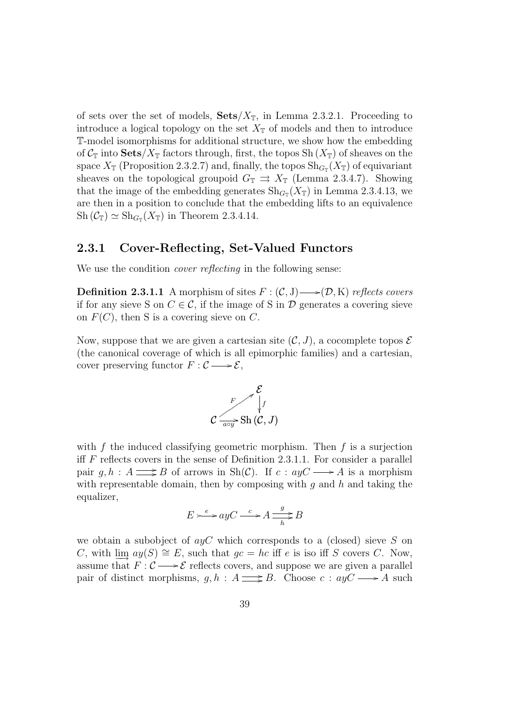of sets over the set of models, $\mathbf{Sets}/X_{\mathbb{T}}$, in Lemma 2.3.2.1. Proceeding to introduce a logical topology on the set $X_{\mathbb{T}}$ of models and then to introduce $\mathbb{T}$-model isomorphisms for additional structure, we show how the embedding of $\mathcal{C}_{\mathbb{T}}$ into $\mathbf{Sets}/X_{\mathbb{T}}$ factors through, first, the topos $\mathrm{Sh}(X_{\mathbb{T}})$ of sheaves on the space $X_{\mathbb{T}}$ (Proposition 2.3.2.7) and, finally, the topos $\mathrm{Sh}_{G_{\mathbb{T}}}(X_{\mathbb{T}})$ of equivariant sheaves on the topological groupoid $G_{\mathbb{T}} \rightrightarrows X_{\mathbb{T}}$ (Lemma 2.3.4.7). Showing that the image of the embedding generates $\mathrm{Sh}_{G_{\mathbb{T}}}(X_{\mathbb{T}})$ in Lemma 2.3.4.13, we are then in a position to conclude that the embedding lifts to an equivalence $\mathrm{Sh}(\mathcal{C}_{\mathbb{T}}) \simeq \mathrm{Sh}_{G_{\mathbb{T}}}(X_{\mathbb{T}})$ in Theorem 2.3.4.14.

## 2.3.1 Cover-Reflecting, Set-Valued Functors

We use the condition *cover reflecting* in the following sense:

**Definition 2.3.1.1** A morphism of sites $F : (\mathcal{C}, \mathrm{J}) \longrightarrow (\mathcal{D}, \mathrm{K})$ *reflects covers* if for any sieve S on $C \in \mathcal{C}$, if the image of S in $\mathcal{D}$ generates a covering sieve on $F(C)$, then S is a covering sieve on $C$.

Now, suppose that we are given a cartesian site $(\mathcal{C}, J)$, a cocomplete topos $\mathcal{E}$ (the canonical coverage of which is all epimorphic families) and a cartesian, cover preserving functor $F : \mathcal{C} \longrightarrow \mathcal{E}$,

$$\begin{array}{ccc} & & \mathcal{E} \\ & \overset{F}{\nearrow} & \downarrow f \\ \mathcal{C} & \xrightarrow[a \circ y]{} & \mathrm{Sh}(\mathcal{C}, J) \end{array}$$

with $f$ the induced classifying geometric morphism. Then $f$ is a surjection iff $F$ reflects covers in the sense of Definition 2.3.1.1. For consider a parallel pair $g, h : A \rightrightarrows B$ of arrows in $\mathrm{Sh}(\mathcal{C})$. If $c : ayC \longrightarrow A$ is a morphism with representable domain, then by composing with $g$ and $h$ and taking the equalizer,

$$E \overset{e}{\rightarrowtail} ayC \xrightarrow{c} A \underset{h}{\overset{g}{\rightrightarrows}} B$$

we obtain a subobject of $ayC$ which corresponds to a (closed) sieve $S$ on $C$, with $\varinjlim ay(S) \cong E$, such that $gc = hc$ iff $e$ is iso iff $S$ covers $C$. Now, assume that $F : \mathcal{C} \longrightarrow \mathcal{E}$ reflects covers, and suppose we are given a parallel pair of distinct morphisms, $g, h : A \rightrightarrows B$. Choose $c : ayC \longrightarrow A$ such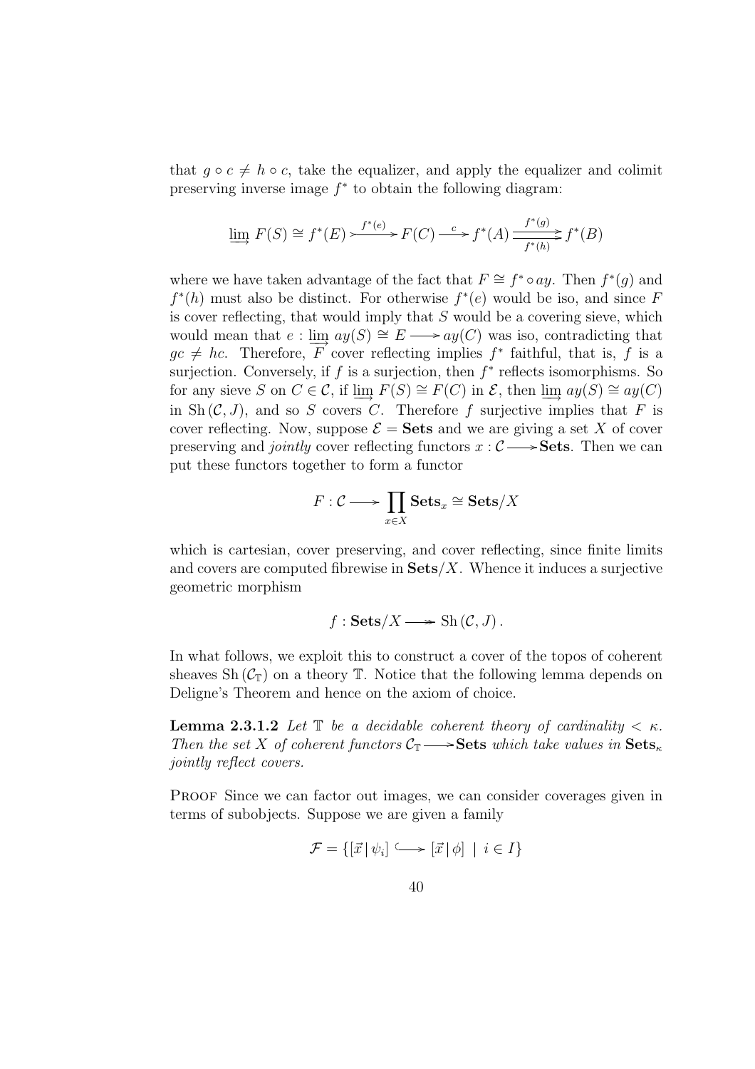that $g \circ c \neq h \circ c$, take the equalizer, and apply the equalizer and colimit preserving inverse image $f^*$ to obtain the following diagram:

$$\varinjlim F(S) \cong f^*(E) \xrightarrow{f^*(e)} F(C) \xrightarrow{c} f^*(A) \underset{f^*(h)}{\overset{f^*(g)}{\rightrightarrows}} f^*(B)$$

where we have taken advantage of the fact that $F \cong f^* \circ ay$. Then $f^*(g)$ and $f^*(h)$ must also be distinct. For otherwise $f^*(e)$ would be iso, and since $F$ is cover reflecting, that would imply that $S$ would be a covering sieve, which would mean that $e : \varinjlim ay(S) \cong E \longrightarrow ay(C)$ was iso, contradicting that $gc \neq hc$. Therefore, $F$ cover reflecting implies $f^*$ faithful, that is, $f$ is a surjection. Conversely, if $f$ is a surjection, then $f^*$ reflects isomorphisms. So for any sieve $S$ on $C \in \mathcal{C}$, if $\varinjlim F(S) \cong F(C)$ in $\mathcal{E}$, then $\varinjlim ay(S) \cong ay(C)$ in $\mathrm{Sh}(\mathcal{C}, J)$, and so $S$ covers $C$. Therefore $f$ surjective implies that $F$ is cover reflecting. Now, suppose $\mathcal{E} = \mathbf{Sets}$ and we are giving a set $X$ of cover preserving and *jointly* cover reflecting functors $x : \mathcal{C} \longrightarrow \mathbf{Sets}$. Then we can put these functors together to form a functor

$$F : \mathcal{C} \longrightarrow \prod_{x \in X} \mathbf{Sets}_x \cong \mathbf{Sets}/X$$

which is cartesian, cover preserving, and cover reflecting, since finite limits and covers are computed fibrewise in $\mathbf{Sets}/X$. Whence it induces a surjective geometric morphism

$$f : \mathbf{Sets}/X \twoheadrightarrow \mathrm{Sh}(\mathcal{C}, J).$$

In what follows, we exploit this to construct a cover of the topos of coherent sheaves $\mathrm{Sh}(\mathcal{C}_{\mathbb{T}})$ on a theory $\mathbb{T}$. Notice that the following lemma depends on Deligne's Theorem and hence on the axiom of choice.

**Lemma 2.3.1.2** *Let $\mathbb{T}$ be a decidable coherent theory of cardinality $< \kappa$. Then the set $X$ of coherent functors $\mathcal{C}_{\mathbb{T}} \longrightarrow \mathbf{Sets}$ which take values in $\mathbf{Sets}_\kappa$ jointly reflect covers.*

Proof Since we can factor out images, we can consider coverages given in terms of subobjects. Suppose we are given a family

$$\mathcal{F} = \{[\vec{x} \,|\, \psi_i] \hookrightarrow [\vec{x} \,|\, \phi] \mid i \in I\}$$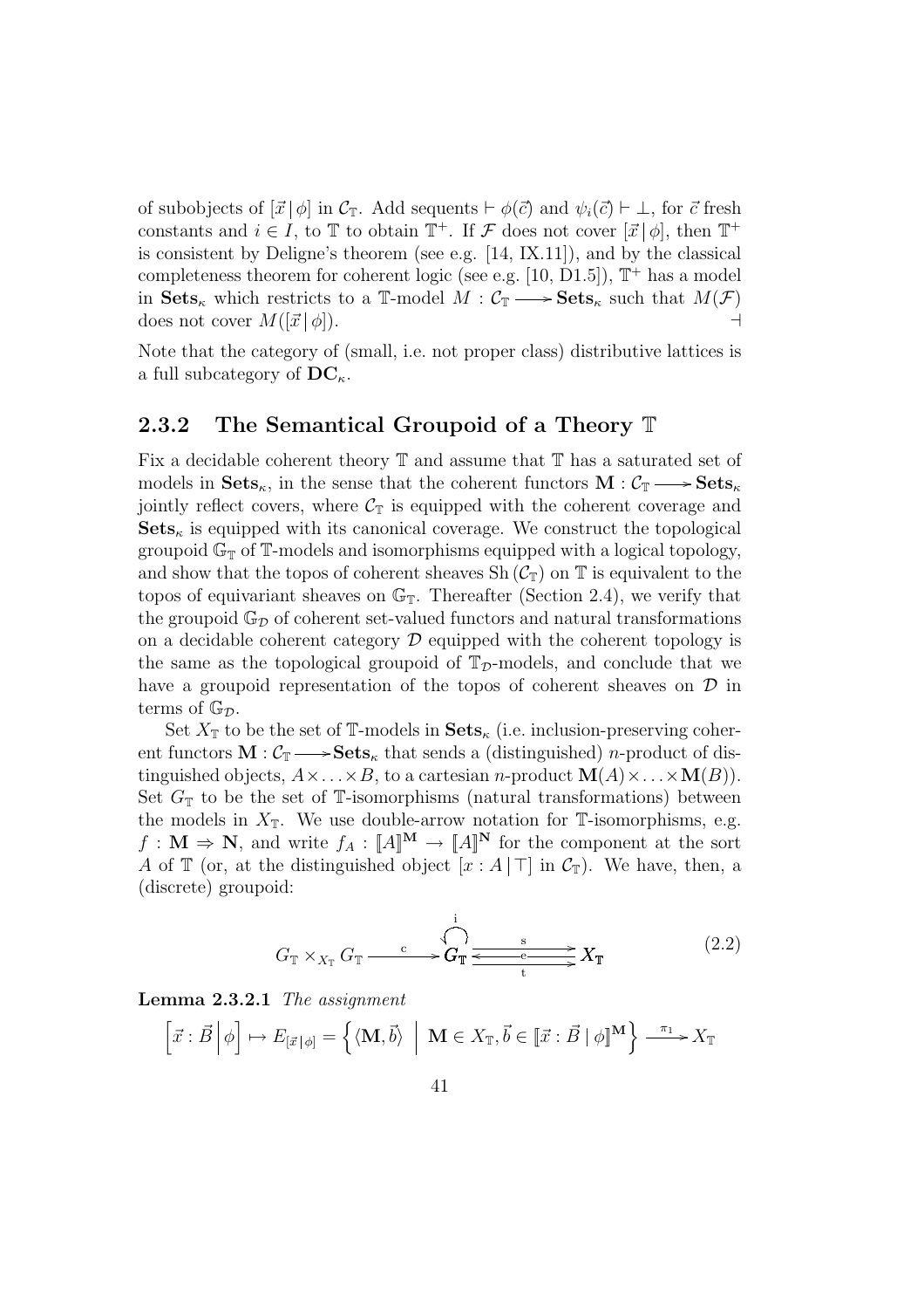of subobjects of $[\vec{x} \mid \phi]$ in $\mathcal{C}_{\mathbb{T}}$. Add sequents $\vdash \phi(\vec{c})$ and $\psi_i(\vec{c}) \vdash \bot$, for $\vec{c}$ fresh constants and $i \in I$, to $\mathbb{T}$ to obtain $\mathbb{T}^+$. If $\mathcal{F}$ does not cover $[\vec{x} \mid \phi]$, then $\mathbb{T}^+$ is consistent by Deligne's theorem (see e.g. [14, IX.11]), and by the classical completeness theorem for coherent logic (see e.g. [10, D1.5]), $\mathbb{T}^+$ has a model in $\mathbf{Sets}_\kappa$ which restricts to a $\mathbb{T}$-model $M : \mathcal{C}_{\mathbb{T}} \longrightarrow \mathbf{Sets}_\kappa$ such that $M(\mathcal{F})$ does not cover $M([\vec{x} \mid \phi])$. $\dashv$

Note that the category of (small, i.e. not proper class) distributive lattices is a full subcategory of $\mathbf{DC}_\kappa$.

### 2.3.2 The Semantical Groupoid of a Theory $\mathbb{T}$

Fix a decidable coherent theory $\mathbb{T}$ and assume that $\mathbb{T}$ has a saturated set of models in $\mathbf{Sets}_\kappa$, in the sense that the coherent functors $\mathbf{M} : \mathcal{C}_{\mathbb{T}} \longrightarrow \mathbf{Sets}_\kappa$ jointly reflect covers, where $\mathcal{C}_{\mathbb{T}}$ is equipped with the coherent coverage and $\mathbf{Sets}_\kappa$ is equipped with its canonical coverage. We construct the topological groupoid $\mathbb{G}_{\mathbb{T}}$ of $\mathbb{T}$-models and isomorphisms equipped with a logical topology, and show that the topos of coherent sheaves $\mathrm{Sh}(\mathcal{C}_{\mathbb{T}})$ on $\mathbb{T}$ is equivalent to the topos of equivariant sheaves on $\mathbb{G}_{\mathbb{T}}$. Thereafter (Section 2.4), we verify that the groupoid $\mathbb{G}_{\mathcal{D}}$ of coherent set-valued functors and natural transformations on a decidable coherent category $\mathcal{D}$ equipped with the coherent topology is the same as the topological groupoid of $\mathbb{T}_{\mathcal{D}}$-models, and conclude that we have a groupoid representation of the topos of coherent sheaves on $\mathcal{D}$ in terms of $\mathbb{G}_{\mathcal{D}}$.

Set $X_{\mathbb{T}}$ to be the set of $\mathbb{T}$-models in $\mathbf{Sets}_\kappa$ (i.e. inclusion-preserving coherent functors $\mathbf{M} : \mathcal{C}_{\mathbb{T}} \longrightarrow \mathbf{Sets}_\kappa$ that sends a (distinguished) $n$-product of distinguished objects, $A \times \ldots \times B$, to a cartesian $n$-product $\mathbf{M}(A) \times \ldots \times \mathbf{M}(B)$). Set $G_{\mathbb{T}}$ to be the set of $\mathbb{T}$-isomorphisms (natural transformations) between the models in $X_{\mathbb{T}}$. We use double-arrow notation for $\mathbb{T}$-isomorphisms, e.g. $f : \mathbf{M} \Rightarrow \mathbf{N}$, and write $f_A : [\![A]\!]^{\mathbf{M}} \rightarrow [\![A]\!]^{\mathbf{N}}$ for the component at the sort $A$ of $\mathbb{T}$ (or, at the distinguished object $[x : A \mid \top]$ in $\mathcal{C}_{\mathbb{T}}$). We have, then, a (discrete) groupoid:

$$G_{\mathbb{T}} \times_{X_{\mathbb{T}}} G_{\mathbb{T}} \xrightarrow{\ \mathrm{c}\ } G_{\mathbb{T}} \underset{\mathrm{t}}{\overset{\mathrm{s}}{\rightleftarrows}} X_{\mathbb{T}} \qquad (2.2)$$

(with $\mathrm{i} : G_{\mathbb{T}} \to G_{\mathbb{T}}$ and $\mathrm{e} : X_{\mathbb{T}} \to G_{\mathbb{T}}$)

**Lemma 2.3.2.1** *The assignment*

$$\left[\vec{x} : \vec{B} \,\middle|\, \phi\right] \mapsto E_{[\vec{x} \mid \phi]} = \left\{ \langle \mathbf{M}, \vec{b} \rangle \;\middle|\; \mathbf{M} \in X_{\mathbb{T}}, \vec{b} \in [\![\vec{x} : \vec{B} \mid \phi]\!]^{\mathbf{M}} \right\} \xrightarrow{\ \pi_1\ } X_{\mathbb{T}}$$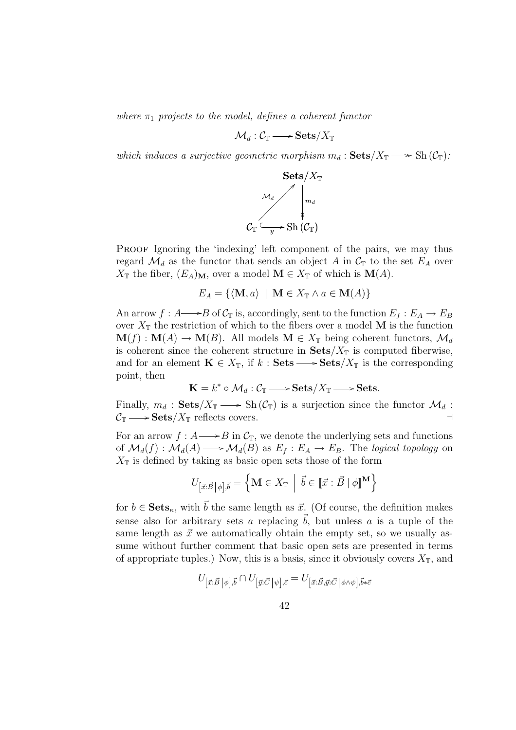*where $\pi_1$ projects to the model, defines a coherent functor*

$$\mathcal{M}_d : \mathcal{C}_{\mathbb{T}} \longrightarrow \mathbf{Sets}/X_{\mathbb{T}}$$

*which induces a surjective geometric morphism $m_d : \mathbf{Sets}/X_{\mathbb{T}} \twoheadrightarrow \mathrm{Sh}(\mathcal{C}_{\mathbb{T}})$:*

$$\begin{array}{ccc} & & \mathbf{Sets}/X_{\mathbb{T}} \\ & \overset{\mathcal{M}_d}{\nearrow} & \downarrow m_d \\ \mathcal{C}_{\mathbb{T}} & \underset{y}{\hookrightarrow} & \mathrm{Sh}(\mathcal{C}_{\mathbb{T}}) \end{array}$$

Proof Ignoring the 'indexing' left component of the pairs, we may thus regard $\mathcal{M}_d$ as the functor that sends an object $A$ in $\mathcal{C}_{\mathbb{T}}$ to the set $E_A$ over $X_{\mathbb{T}}$ the fiber, $(E_A)_{\mathbf{M}}$, over a model $\mathbf{M} \in X_{\mathbb{T}}$ of which is $\mathbf{M}(A)$.

$$E_A = \{\langle \mathbf{M}, a\rangle \mid \mathbf{M} \in X_{\mathbb{T}} \wedge a \in \mathbf{M}(A)\}$$

An arrow $f : A \longrightarrow B$ of $\mathcal{C}_{\mathbb{T}}$ is, accordingly, sent to the function $E_f : E_A \to E_B$ over $X_{\mathbb{T}}$ the restriction of which to the fibers over a model $\mathbf{M}$ is the function $\mathbf{M}(f) : \mathbf{M}(A) \to \mathbf{M}(B)$. All models $\mathbf{M} \in X_{\mathbb{T}}$ being coherent functors, $\mathcal{M}_d$ is coherent since the coherent structure in $\mathbf{Sets}/X_{\mathbb{T}}$ is computed fiberwise, and for an element $\mathbf{K} \in X_{\mathbb{T}}$, if $k : \mathbf{Sets} \longrightarrow \mathbf{Sets}/X_{\mathbb{T}}$ is the corresponding point, then

$$\mathbf{K} = k^* \circ \mathcal{M}_d : \mathcal{C}_{\mathbb{T}} \longrightarrow \mathbf{Sets}/X_{\mathbb{T}} \longrightarrow \mathbf{Sets}.$$

Finally, $m_d : \mathbf{Sets}/X_{\mathbb{T}} \longrightarrow \mathrm{Sh}(\mathcal{C}_{\mathbb{T}})$ is a surjection since the functor $\mathcal{M}_d : \mathcal{C}_{\mathbb{T}} \longrightarrow \mathbf{Sets}/X_{\mathbb{T}}$ reflects covers. ⊣

For an arrow $f : A \longrightarrow B$ in $\mathcal{C}_{\mathbb{T}}$, we denote the underlying sets and functions of $\mathcal{M}_d(f) : \mathcal{M}_d(A) \longrightarrow \mathcal{M}_d(B)$ as $E_f : E_A \to E_B$. The *logical topology* on $X_{\mathbb{T}}$ is defined by taking as basic open sets those of the form

$$U_{[\vec{x}:\vec{B}\,|\,\phi],\vec{b}} = \left\{\mathbf{M} \in X_{\mathbb{T}} \;\middle|\; \vec{b} \in [\![\vec{x} : \vec{B} \mid \phi]\!]^{\mathbf{M}}\right\}$$

for $b \in \mathbf{Sets}_\kappa$, with $\vec{b}$ the same length as $\vec{x}$. (Of course, the definition makes sense also for arbitrary sets $a$ replacing $\vec{b}$, but unless $a$ is a tuple of the same length as $\vec{x}$ we automatically obtain the empty set, so we usually assume without further comment that basic open sets are presented in terms of appropriate tuples.) Now, this is a basis, since it obviously covers $X_{\mathbb{T}}$, and

$$U_{[\vec{x}:\vec{B}\,|\,\phi],\vec{b}} \cap U_{[\vec{y}:\vec{C}\,|\,\psi],\vec{c}} = U_{[\vec{x}:\vec{B},\vec{y}:\vec{C}\,|\,\phi\wedge\psi],\vec{b}*\vec{c}}$$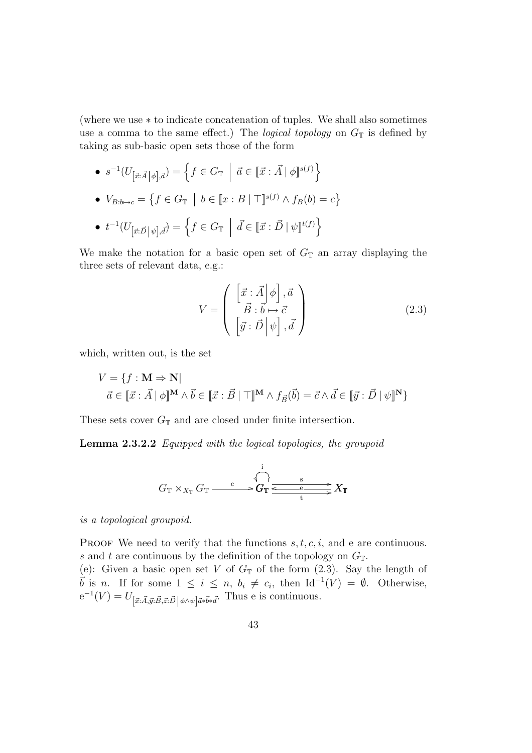(where we use $*$ to indicate concatenation of tuples. We shall also sometimes use a comma to the same effect.) The *logical topology* on $G_{\mathbb{T}}$ is defined by taking as sub-basic open sets those of the form

- $s^{-1}(U_{\left[\vec{x}:\vec{A}\,\middle|\,\phi\right],\vec{a}}) = \left\{ f \in G_{\mathbb{T}} \;\middle|\; \vec{a} \in [\![\vec{x} : \vec{A} \mid \phi]\!]^{s(f)} \right\}$
- $V_{B:b\mapsto c} = \left\{ f \in G_{\mathbb{T}} \;\middle|\; b \in [\![x : B \mid \top]\!]^{s(f)} \wedge f_B(b) = c \right\}$
- $t^{-1}(U_{\left[\vec{x}:\vec{D}\,\middle|\,\psi\right],\vec{d}}) = \left\{ f \in G_{\mathbb{T}} \;\middle|\; \vec{d} \in [\![\vec{x} : \vec{D} \mid \psi]\!]^{t(f)} \right\}$

We make the notation for a basic open set of $G_{\mathbb{T}}$ an array displaying the three sets of relevant data, e.g.:

$$V = \begin{pmatrix} \left[\vec{x} : \vec{A}\,\middle|\,\phi\right], \vec{a} \\ \vec{B} : \vec{b} \mapsto \vec{c} \\ \left[\vec{y} : \vec{D}\,\middle|\,\psi\right], \vec{d} \end{pmatrix} \tag{2.3}$$

which, written out, is the set

$$\begin{aligned} V = \{ & f : \mathbf{M} \Rightarrow \mathbf{N} | \\ & \vec{a} \in [\![\vec{x} : \vec{A} \mid \phi]\!]^{\mathbf{M}} \wedge \vec{b} \in [\![\vec{x} : \vec{B} \mid \top]\!]^{\mathbf{M}} \wedge f_{\vec{B}}(\vec{b}) = \vec{c} \wedge \vec{d} \in [\![\vec{y} : \vec{D} \mid \psi]\!]^{\mathbf{N}} \} \end{aligned}$$

These sets cover $G_{\mathbb{T}}$ and are closed under finite intersection.

**Lemma 2.3.2.2** *Equipped with the logical topologies, the groupoid*

$$G_{\mathbb{T}} \times_{X_{\mathbb{T}}} G_{\mathbb{T}} \xrightarrow{\;\;c\;\;} G_{\mathbb{T}} \overset{i}{\circlearrowleft} \underset{t}{\overset{s}{\underset{e}{\rightleftarrows}}} X_{\mathbb{T}}$$

*is a topological groupoid.*

Proof We need to verify that the functions $s, t, c, i$, and e are continuous. $s$ and $t$ are continuous by the definition of the topology on $G_{\mathbb{T}}$.
(e): Given a basic open set $V$ of $G_{\mathbb{T}}$ of the form (2.3). Say the length of $\vec{b}$ is $n$. If for some $1 \leq i \leq n$, $b_i \neq c_i$, then $\mathrm{Id}^{-1}(V) = \emptyset$. Otherwise, $\mathrm{e}^{-1}(V) = U_{\left[\vec{x}:\vec{A},\vec{y}:\vec{B},\vec{z}:\vec{D}\,\middle|\,\phi\wedge\psi\right]\vec{a}*\vec{b}*\vec{d}}$. Thus e is continuous.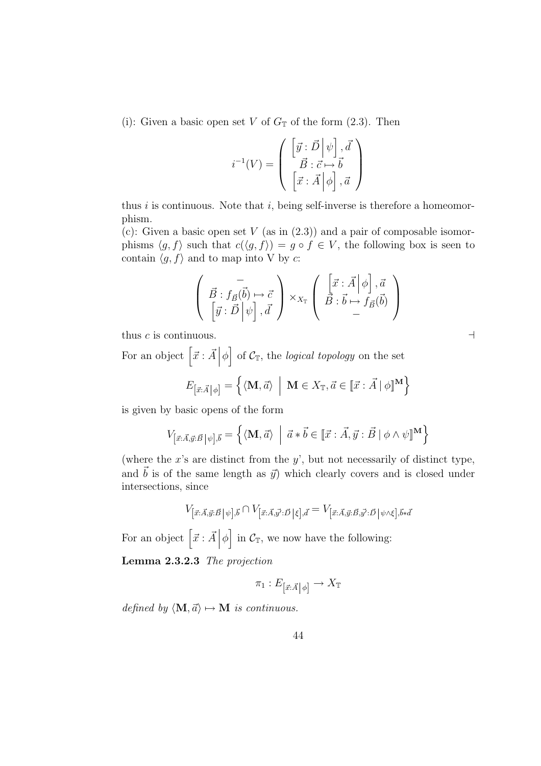(i): Given a basic open set $V$ of $G_{\mathbb{T}}$ of the form (2.3). Then

$$i^{-1}(V) = \left( \begin{array}{c} \left[\vec{y} : \vec{D} \,\middle|\, \psi\right], \vec{d} \\ \vec{B} : \vec{c} \mapsto \vec{b} \\ \left[\vec{x} : \vec{A} \,\middle|\, \phi\right], \vec{a} \end{array} \right)$$

thus $i$ is continuous. Note that $i$, being self-inverse is therefore a homeomorphism.

(c): Given a basic open set $V$ (as in (2.3)) and a pair of composable isomorphisms $\langle g, f\rangle$ such that $c(\langle g, f\rangle) = g \circ f \in V$, the following box is seen to contain $\langle g, f\rangle$ and to map into V by $c$:

$$\left( \begin{array}{c} - \\ \vec{B} : f_{\vec{B}}(\vec{b}) \mapsto \vec{c} \\ \left[\vec{y} : \vec{D} \,\middle|\, \psi\right], \vec{d} \end{array} \right) \times_{X_{\mathbb{T}}} \left( \begin{array}{c} \left[\vec{x} : \vec{A} \,\middle|\, \phi\right], \vec{a} \\ \vec{B} : \vec{b} \mapsto f_{\vec{B}}(\vec{b}) \\ - \end{array} \right)$$

thus $c$ is continuous. ⊣

For an object $\left[\vec{x} : \vec{A} \,\middle|\, \phi\right]$ of $\mathcal{C}_{\mathbb{T}}$, the *logical topology* on the set

$$E_{\left[\vec{x}:\vec{A} \,\middle|\, \phi\right]} = \left\{ \langle \mathbf{M}, \vec{a}\rangle \;\middle|\; \mathbf{M} \in X_{\mathbb{T}}, \vec{a} \in [\![\vec{x} : \vec{A} \mid \phi]\!]^{\mathbf{M}} \right\}$$

is given by basic opens of the form

$$V_{\left[\vec{x}:\vec{A},\vec{y}:\vec{B} \,\middle|\, \psi\right],\vec{b}} = \left\{ \langle \mathbf{M}, \vec{a}\rangle \;\middle|\; \vec{a} * \vec{b} \in [\![\vec{x} : \vec{A}, \vec{y} : \vec{B} \mid \phi \wedge \psi]\!]^{\mathbf{M}} \right\}$$

(where the $x$'s are distinct from the $y$', but not necessarily of distinct type, and $\vec{b}$ is of the same length as $\vec{y}$) which clearly covers and is closed under intersections, since

$$V_{\left[\vec{x}:\vec{A},\vec{y}:\vec{B} \,\middle|\, \psi\right],\vec{b}} \cap V_{\left[\vec{x}:\vec{A},\vec{y}':\vec{D} \,\middle|\, \xi\right],\vec{d}} = V_{\left[\vec{x}:\vec{A},\vec{y}:\vec{B},\vec{y}':\vec{D} \,\middle|\, \psi\wedge\xi\right],\vec{b}*\vec{d}}$$

For an object $\left[\vec{x} : \vec{A} \,\middle|\, \phi\right]$ in $\mathcal{C}_{\mathbb{T}}$, we now have the following:

**Lemma 2.3.2.3** *The projection*

$$\pi_1 : E_{\left[\vec{x}:\vec{A} \,\middle|\, \phi\right]} \to X_{\mathbb{T}}$$

*defined by* $\langle \mathbf{M}, \vec{a}\rangle \mapsto \mathbf{M}$ *is continuous.*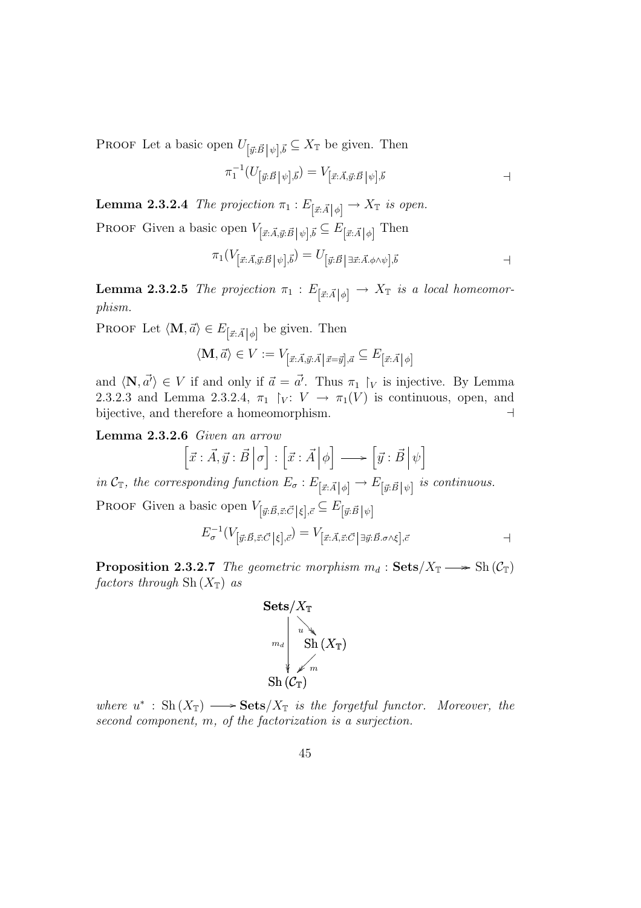Proof Let a basic open $U_{\left[\vec{y}:\vec{B}\,\middle|\,\psi\right],\vec{b}} \subseteq X_{\mathbb{T}}$ be given. Then

$$\pi_1^{-1}(U_{\left[\vec{y}:\vec{B}\,\middle|\,\psi\right],\vec{b}}) = V_{\left[\vec{x}:\vec{A},\vec{y}:\vec{B}\,\middle|\,\psi\right],\vec{b}} \qquad \dashv$$

**Lemma 2.3.2.4** *The projection $\pi_1 : E_{\left[\vec{x}:\vec{A}\,\middle|\,\phi\right]} \to X_{\mathbb{T}}$ is open.*

Proof Given a basic open $V_{\left[\vec{x}:\vec{A},\vec{y}:\vec{B}\,\middle|\,\psi\right],\vec{b}} \subseteq E_{\left[\vec{x}:\vec{A}\,\middle|\,\phi\right]}$ Then

$$\pi_1(V_{\left[\vec{x}:\vec{A},\vec{y}:\vec{B}\,\middle|\,\psi\right],\vec{b}}) = U_{\left[\vec{y}:\vec{B}\,\middle|\,\exists\vec{x}:\vec{A}.\phi\wedge\psi\right],\vec{b}} \qquad \dashv$$

**Lemma 2.3.2.5** *The projection $\pi_1 : E_{\left[\vec{x}:\vec{A}\,\middle|\,\phi\right]} \to X_{\mathbb{T}}$ is a local homeomorphism.*

Proof Let $\langle \mathbf{M}, \vec{a}\rangle \in E_{\left[\vec{x}:\vec{A}\,\middle|\,\phi\right]}$ be given. Then

$$\langle \mathbf{M}, \vec{a}\rangle \in V := V_{\left[\vec{x}:\vec{A},\vec{y}:\vec{A}\,\middle|\,\vec{x}=\vec{y}\right],\vec{a}} \subseteq E_{\left[\vec{x}:\vec{A}\,\middle|\,\phi\right]}$$

and $\langle \mathbf{N}, \vec{a'}\rangle \in V$ if and only if $\vec{a} = \vec{a'}$. Thus $\pi_1 \restriction_V$ is injective. By Lemma 2.3.2.3 and Lemma 2.3.2.4, $\pi_1 \restriction_V : V \to \pi_1(V)$ is continuous, open, and bijective, and therefore a homeomorphism. $\dashv$

**Lemma 2.3.2.6** *Given an arrow*

$$\left[\vec{x} : \vec{A}, \vec{y} : \vec{B}\,\middle|\,\sigma\right] : \left[\vec{x} : \vec{A}\,\middle|\,\phi\right] \longrightarrow \left[\vec{y} : \vec{B}\,\middle|\,\psi\right]$$

*in $\mathcal{C}_{\mathbb{T}}$, the corresponding function $E_\sigma : E_{\left[\vec{x}:\vec{A}\,\middle|\,\phi\right]} \to E_{\left[\vec{y}:\vec{B}\,\middle|\,\psi\right]}$ is continuous.*

Proof Given a basic open $V_{\left[\vec{y}:\vec{B},\vec{z}:\vec{C}\,\middle|\,\xi\right],\vec{c}} \subseteq E_{\left[\vec{y}:\vec{B}\,\middle|\,\psi\right]}$

$$E_\sigma^{-1}(V_{\left[\vec{y}:\vec{B},\vec{z}:\vec{C}\,\middle|\,\xi\right],\vec{c}}) = V_{\left[\vec{x}:\vec{A},\vec{z}:\vec{C}\,\middle|\,\exists\vec{y}:\vec{B}.\sigma\wedge\xi\right],\vec{c}} \qquad \dashv$$

**Proposition 2.3.2.7** *The geometric morphism $m_d : \mathbf{Sets}/X_{\mathbb{T}} \twoheadrightarrow \mathrm{Sh}(\mathcal{C}_{\mathbb{T}})$ factors through $\mathrm{Sh}(X_{\mathbb{T}})$ as*

$$\begin{array}{ccc} \mathbf{Sets}/X_{\mathbb{T}} & & \\ & \overset{u}{\searrow} & \\ {\scriptstyle m_d}\downarrow & & \mathrm{Sh}(X_{\mathbb{T}}) \\ & \underset{m}{\swarrow} & \\ \mathrm{Sh}(\mathcal{C}_{\mathbb{T}}) & & \end{array}$$

*where $u^* : \mathrm{Sh}(X_{\mathbb{T}}) \longrightarrow \mathbf{Sets}/X_{\mathbb{T}}$ is the forgetful functor. Moreover, the second component, $m$, of the factorization is a surjection.*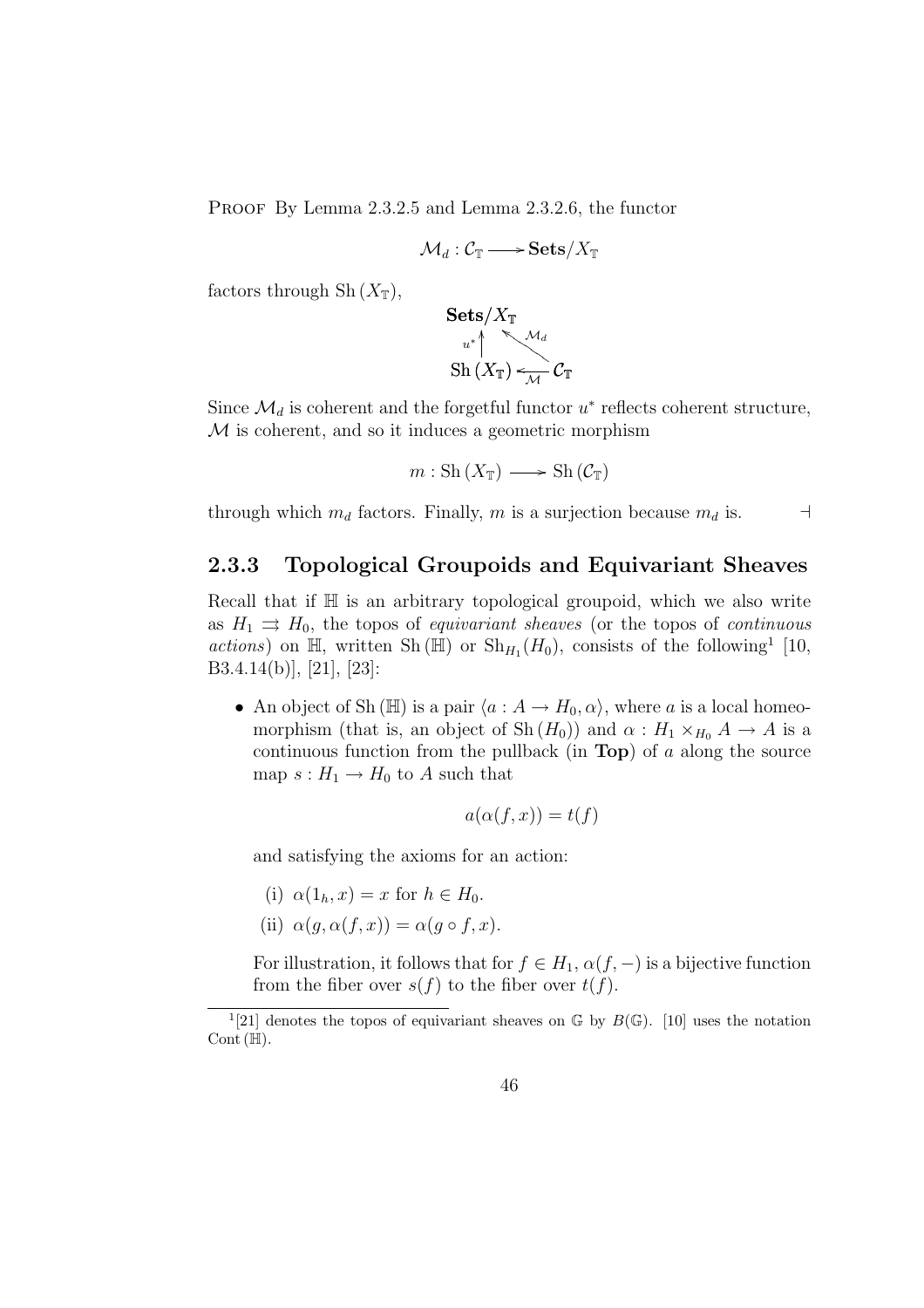Proof By Lemma 2.3.2.5 and Lemma 2.3.2.6, the functor

$$\mathcal{M}_d : \mathcal{C}_{\mathbb{T}} \longrightarrow \mathbf{Sets}/X_{\mathbb{T}}$$

factors through $\mathrm{Sh}\,(X_{\mathbb{T}})$,

$$\begin{array}{ccc} \mathbf{Sets}/X_{\mathbb{T}} & & \\ {\scriptstyle u^*}\uparrow & \nwarrow^{\mathcal{M}_d} & \\ \mathrm{Sh}\,(X_{\mathbb{T}}) & \xleftarrow[\mathcal{M}]{} & \mathcal{C}_{\mathbb{T}} \end{array}$$

Since $\mathcal{M}_d$ is coherent and the forgetful functor $u^*$ reflects coherent structure, $\mathcal{M}$ is coherent, and so it induces a geometric morphism

$$m : \mathrm{Sh}\,(X_{\mathbb{T}}) \longrightarrow \mathrm{Sh}\,(\mathcal{C}_{\mathbb{T}})$$

through which $m_d$ factors. Finally, $m$ is a surjection because $m_d$ is. $\dashv$

### 2.3.3 Topological Groupoids and Equivariant Sheaves

Recall that if $\mathbb{H}$ is an arbitrary topological groupoid, which we also write as $H_1 \rightrightarrows H_0$, the topos of *equivariant sheaves* (or the topos of *continuous actions*) on $\mathbb{H}$, written $\mathrm{Sh}\,(\mathbb{H})$ or $\mathrm{Sh}_{H_1}(H_0)$, consists of the following[1] [10, B3.4.14(b)], [21], [23]:

- An object of $\mathrm{Sh}\,(\mathbb{H})$ is a pair $\langle a : A \to H_0, \alpha \rangle$, where $a$ is a local homeomorphism (that is, an object of $\mathrm{Sh}\,(H_0)$) and $\alpha : H_1 \times_{H_0} A \to A$ is a continuous function from the pullback (in **Top**) of $a$ along the source map $s : H_1 \to H_0$ to $A$ such that

  $$a(\alpha(f, x)) = t(f)$$

  and satisfying the axioms for an action:

  (i) $\alpha(1_h, x) = x$ for $h \in H_0$.

  (ii) $\alpha(g, \alpha(f, x)) = \alpha(g \circ f, x)$.

  For illustration, it follows that for $f \in H_1$, $\alpha(f, -)$ is a bijective function from the fiber over $s(f)$ to the fiber over $t(f)$.

[1] [21] denotes the topos of equivariant sheaves on $\mathbb{G}$ by $B(\mathbb{G})$. [10] uses the notation $\mathrm{Cont}\,(\mathbb{H})$.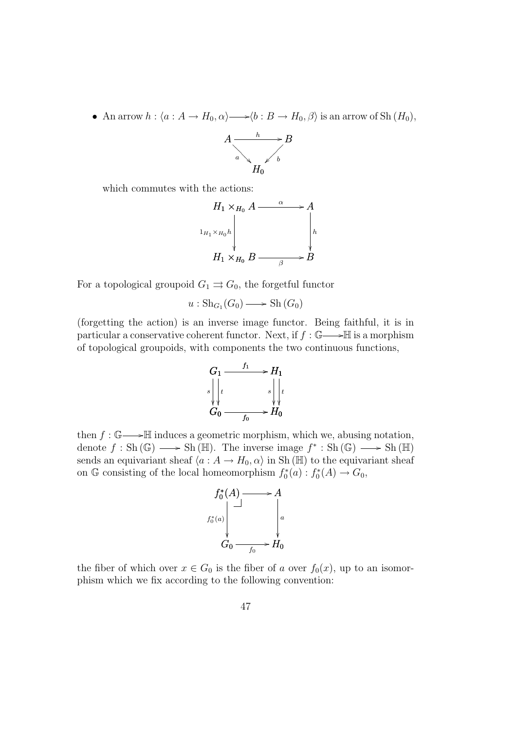- An arrow $h : \langle a : A \to H_0, \alpha \rangle \longrightarrow \langle b : B \to H_0, \beta \rangle$ is an arrow of $\mathrm{Sh}(H_0)$,

$$\begin{array}{ccc} A & \xrightarrow{h} & B \\ & {}_a\searrow \quad \swarrow_b & \\ & H_0 & \end{array}$$

  which commutes with the actions:

$$\begin{array}{ccc} H_1 \times_{H_0} A & \xrightarrow{\alpha} & A \\ {\scriptstyle 1_{H_1} \times_{H_0} h} \downarrow & & \downarrow {\scriptstyle h} \\ H_1 \times_{H_0} B & \xrightarrow[\beta]{} & B \end{array}$$

For a topological groupoid $G_1 \rightrightarrows G_0$, the forgetful functor

$$u : \mathrm{Sh}_{G_1}(G_0) \longrightarrow \mathrm{Sh}(G_0)$$

(forgetting the action) is an inverse image functor. Being faithful, it is in particular a conservative coherent functor. Next, if $f : \mathbb{G} \longrightarrow \mathbb{H}$ is a morphism of topological groupoids, with components the two continuous functions,

$$\begin{array}{ccc} G_1 & \xrightarrow{f_1} & H_1 \\ {\scriptstyle s} \downarrow \downarrow {\scriptstyle t} & & {\scriptstyle s} \downarrow \downarrow {\scriptstyle t} \\ G_0 & \xrightarrow[f_0]{} & H_0 \end{array}$$

then $f : \mathbb{G} \longrightarrow \mathbb{H}$ induces a geometric morphism, which we, abusing notation, denote $f : \mathrm{Sh}(\mathbb{G}) \longrightarrow \mathrm{Sh}(\mathbb{H})$. The inverse image $f^* : \mathrm{Sh}(\mathbb{G}) \longrightarrow \mathrm{Sh}(\mathbb{H})$ sends an equivariant sheaf $\langle a : A \to H_0, \alpha \rangle$ in $\mathrm{Sh}(\mathbb{H})$ to the equivariant sheaf on $\mathbb{G}$ consisting of the local homeomorphism $f_0^*(a) : f_0^*(A) \to G_0$,

$$\begin{array}{ccc} f_0^*(A) & \longrightarrow & A \\ {\scriptstyle f_0^*(a)} \downarrow & \lrcorner & \downarrow {\scriptstyle a} \\ G_0 & \xrightarrow[f_0]{} & H_0 \end{array}$$

the fiber of which over $x \in G_0$ is the fiber of $a$ over $f_0(x)$, up to an isomorphism which we fix according to the following convention: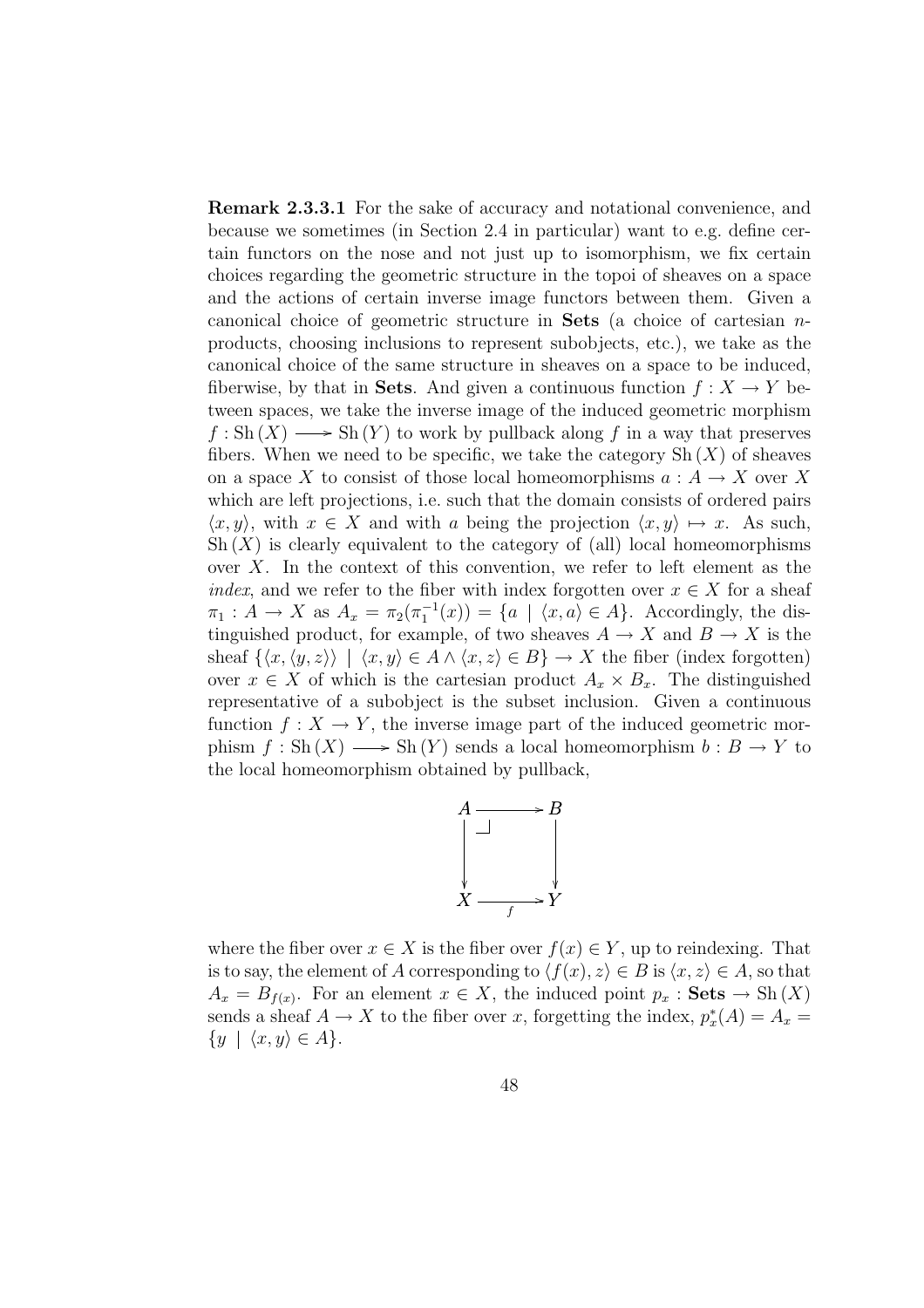**Remark 2.3.3.1** For the sake of accuracy and notational convenience, and because we sometimes (in Section 2.4 in particular) want to e.g. define certain functors on the nose and not just up to isomorphism, we fix certain choices regarding the geometric structure in the topoi of sheaves on a space and the actions of certain inverse image functors between them. Given a canonical choice of geometric structure in **Sets** (a choice of cartesian $n$-products, choosing inclusions to represent subobjects, etc.), we take as the canonical choice of the same structure in sheaves on a space to be induced, fiberwise, by that in **Sets**. And given a continuous function $f : X \to Y$ between spaces, we take the inverse image of the induced geometric morphism $f : \mathrm{Sh}(X) \longrightarrow \mathrm{Sh}(Y)$ to work by pullback along $f$ in a way that preserves fibers. When we need to be specific, we take the category $\mathrm{Sh}(X)$ of sheaves on a space $X$ to consist of those local homeomorphisms $a : A \to X$ over $X$ which are left projections, i.e. such that the domain consists of ordered pairs $\langle x, y \rangle$, with $x \in X$ and with $a$ being the projection $\langle x, y \rangle \mapsto x$. As such, $\mathrm{Sh}(X)$ is clearly equivalent to the category of (all) local homeomorphisms over $X$. In the context of this convention, we refer to left element as the *index*, and we refer to the fiber with index forgotten over $x \in X$ for a sheaf $\pi_1 : A \to X$ as $A_x = \pi_2(\pi_1^{-1}(x)) = \{a \mid \langle x, a \rangle \in A\}$. Accordingly, the distinguished product, for example, of two sheaves $A \to X$ and $B \to X$ is the sheaf $\{\langle x, \langle y, z \rangle\rangle \mid \langle x, y \rangle \in A \wedge \langle x, z \rangle \in B\} \to X$ the fiber (index forgotten) over $x \in X$ of which is the cartesian product $A_x \times B_x$. The distinguished representative of a subobject is the subset inclusion. Given a continuous function $f : X \to Y$, the inverse image part of the induced geometric morphism $f : \mathrm{Sh}(X) \longrightarrow \mathrm{Sh}(Y)$ sends a local homeomorphism $b : B \to Y$ to the local homeomorphism obtained by pullback,

$$
\begin{array}{ccc}
A & \longrightarrow & B \\
\big\downarrow & \lrcorner & \big\downarrow \\
X & \xrightarrow[f]{} & Y
\end{array}
$$

where the fiber over $x \in X$ is the fiber over $f(x) \in Y$, up to reindexing. That is to say, the element of $A$ corresponding to $\langle f(x), z \rangle \in B$ is $\langle x, z \rangle \in A$, so that $A_x = B_{f(x)}$. For an element $x \in X$, the induced point $p_x : \mathbf{Sets} \to \mathrm{Sh}(X)$ sends a sheaf $A \to X$ to the fiber over $x$, forgetting the index, $p_x^*(A) = A_x = \{y \mid \langle x, y \rangle \in A\}$.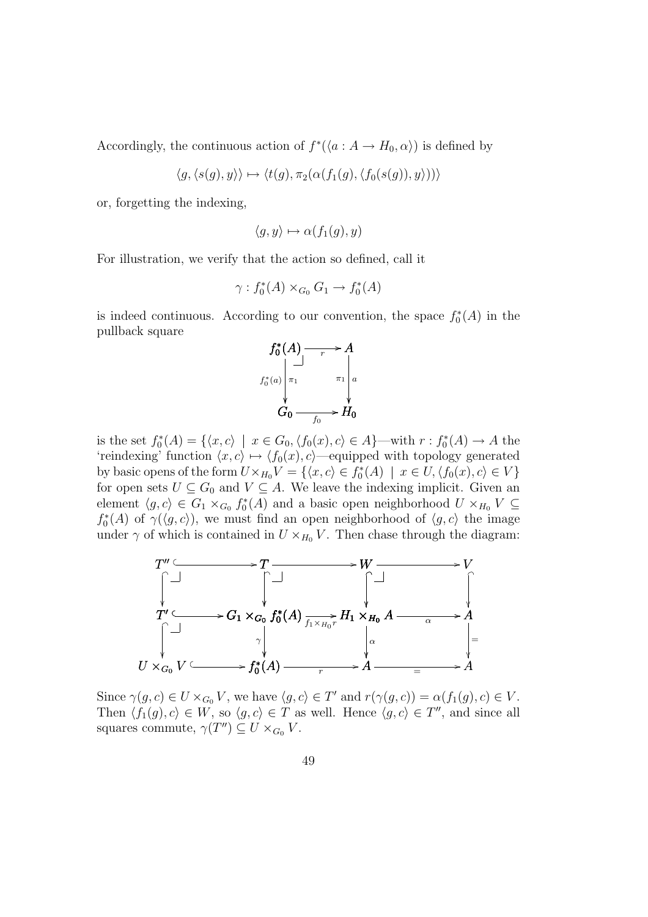Accordingly, the continuous action of $f^*(\langle a : A \to H_0, \alpha \rangle)$ is defined by

$$\langle g, \langle s(g), y \rangle \rangle \mapsto \langle t(g), \pi_2(\alpha(f_1(g), \langle f_0(s(g)), y \rangle)) \rangle$$

or, forgetting the indexing,

$$\langle g, y \rangle \mapsto \alpha(f_1(g), y)$$

For illustration, we verify that the action so defined, call it

$$\gamma : f_0^*(A) \times_{G_0} G_1 \to f_0^*(A)$$

is indeed continuous. According to our convention, the space $f_0^*(A)$ in the pullback square

$$\begin{array}{ccc} f_0^*(A) & \xrightarrow{r} & A \\ {\scriptstyle f_0^*(a)} \downarrow {\scriptstyle \pi_1} & & {\scriptstyle \pi_1} \downarrow {\scriptstyle a} \\ G_0 & \xrightarrow{f_0} & H_0 \end{array}$$

is the set $f_0^*(A) = \{\langle x, c \rangle \mid x \in G_0, \langle f_0(x), c \rangle \in A\}$—with $r : f_0^*(A) \to A$ the 'reindexing' function $\langle x, c \rangle \mapsto \langle f_0(x), c \rangle$—equipped with topology generated by basic opens of the form $U \times_{H_0} V = \{\langle x, c \rangle \in f_0^*(A) \mid x \in U, \langle f_0(x), c \rangle \in V\}$ for open sets $U \subseteq G_0$ and $V \subseteq A$. We leave the indexing implicit. Given an element $\langle g, c \rangle \in G_1 \times_{G_0} f_0^*(A)$ and a basic open neighborhood $U \times_{H_0} V \subseteq f_0^*(A)$ of $\gamma(\langle g, c \rangle)$, we must find an open neighborhood of $\langle g, c \rangle$ the image under $\gamma$ of which is contained in $U \times_{H_0} V$. Then chase through the diagram:

$$\begin{array}{ccccccc} T'' & \hookrightarrow & T & \longrightarrow & W & \longrightarrow & V \\ \downarrow & & \downarrow & & \downarrow & & \downarrow \\ T' & \hookrightarrow & G_1 \times_{G_0} f_0^*(A) & \xrightarrow{f_1 \times_{H_0} r} & H_1 \times_{H_0} A & \xrightarrow{\alpha} & A \\ \downarrow & & \downarrow {\scriptstyle \gamma} & & \downarrow {\scriptstyle \alpha} & & \downarrow {\scriptstyle =} \\ U \times_{G_0} V & \hookrightarrow & f_0^*(A) & \xrightarrow{r} & A & \xrightarrow{=} & A \end{array}$$

Since $\gamma(g, c) \in U \times_{G_0} V$, we have $\langle g, c \rangle \in T'$ and $r(\gamma(g, c)) = \alpha(f_1(g), c) \in V$. Then $\langle f_1(g), c \rangle \in W$, so $\langle g, c \rangle \in T$ as well. Hence $\langle g, c \rangle \in T''$, and since all squares commute, $\gamma(T'') \subseteq U \times_{G_0} V$.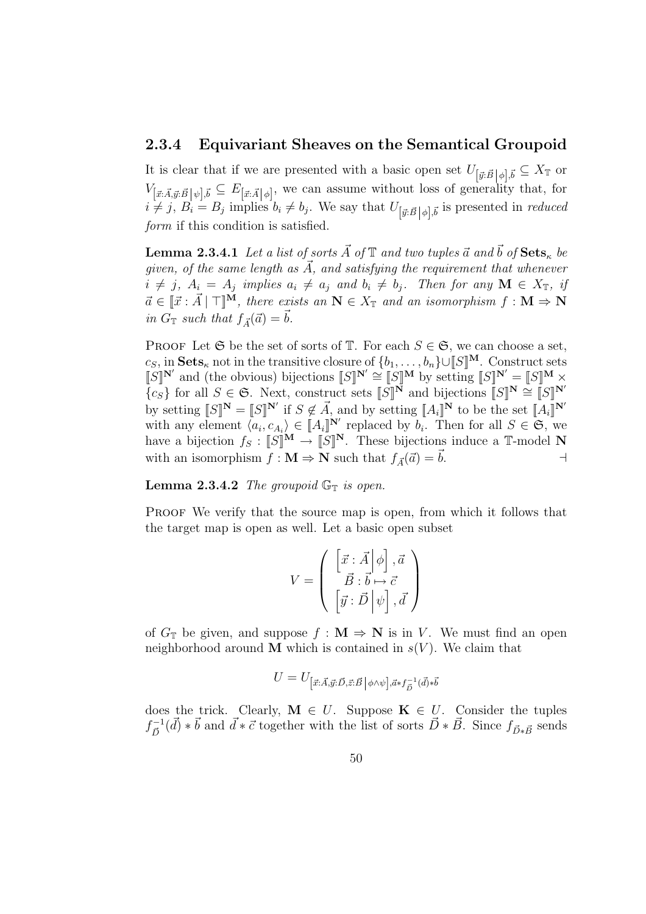### 2.3.4 Equivariant Sheaves on the Semantical Groupoid

It is clear that if we are presented with a basic open set $U_{\left[\vec{y}:\vec{B}\,\middle|\,\phi\right],\vec{b}} \subseteq X_{\mathbb{T}}$ or $V_{\left[\vec{x}:\vec{A},\vec{y}:\vec{B}\,\middle|\,\psi\right],\vec{b}} \subseteq E_{\left[\vec{x}:\vec{A}\,\middle|\,\phi\right]}$, we can assume without loss of generality that, for $i \neq j$, $B_i = B_j$ implies $b_i \neq b_j$. We say that $U_{\left[\vec{y}:\vec{B}\,\middle|\,\phi\right],\vec{b}}$ is presented in *reduced form* if this condition is satisfied.

**Lemma 2.3.4.1** *Let a list of sorts $\vec{A}$ of $\mathbb{T}$ and two tuples $\vec{a}$ and $\vec{b}$ of $\mathbf{Sets}_\kappa$ be given, of the same length as $\vec{A}$, and satisfying the requirement that whenever $i \neq j$, $A_i = A_j$ implies $a_i \neq a_j$ and $b_i \neq b_j$. Then for any $\mathbf{M} \in X_{\mathbb{T}}$, if $\vec{a} \in [\![\vec{x} : \vec{A} \mid \top]\!]^{\mathbf{M}}$, there exists an $\mathbf{N} \in X_{\mathbb{T}}$ and an isomorphism $f : \mathbf{M} \Rightarrow \mathbf{N}$ in $G_{\mathbb{T}}$ such that $f_{\vec{A}}(\vec{a}) = \vec{b}$.*

Proof Let $\mathfrak{S}$ be the set of sorts of $\mathbb{T}$. For each $S \in \mathfrak{S}$, we can choose a set, $c_S$, in $\mathbf{Sets}_\kappa$ not in the transitive closure of $\{b_1, \ldots, b_n\} \cup [\![S]\!]^{\mathbf{M}}$. Construct sets $[\![S]\!]^{\mathbf{N}'}$ and (the obvious) bijections $[\![S]\!]^{\mathbf{N}'} \cong [\![S]\!]^{\mathbf{M}}$ by setting $[\![S]\!]^{\mathbf{N}'} = [\![S]\!]^{\mathbf{M}} \times \{c_S\}$ for all $S \in \mathfrak{S}$. Next, construct sets $[\![S]\!]^{\mathbf{N}}$ and bijections $[\![S]\!]^{\mathbf{N}} \cong [\![S]\!]^{\mathbf{N}'}$ by setting $[\![S]\!]^{\mathbf{N}} = [\![S]\!]^{\mathbf{N}'}$ if $S \notin \vec{A}$, and by setting $[\![A_i]\!]^{\mathbf{N}}$ to be the set $[\![A_i]\!]^{\mathbf{N}'}$ with any element $\langle a_i, c_{A_i} \rangle \in [\![A_i]\!]^{\mathbf{N}'}$ replaced by $b_i$. Then for all $S \in \mathfrak{S}$, we have a bijection $f_S : [\![S]\!]^{\mathbf{M}} \to [\![S]\!]^{\mathbf{N}}$. These bijections induce a $\mathbb{T}$-model $\mathbf{N}$ with an isomorphism $f : \mathbf{M} \Rightarrow \mathbf{N}$ such that $f_{\vec{A}}(\vec{a}) = \vec{b}$. ⊣

**Lemma 2.3.4.2** *The groupoid $\mathbb{G}_{\mathbb{T}}$ is open.*

Proof We verify that the source map is open, from which it follows that the target map is open as well. Let a basic open subset

$$V = \begin{pmatrix} \left[\vec{x} : \vec{A}\,\middle|\,\phi\right], \vec{a} \\ \vec{B} : \vec{b} \mapsto \vec{c} \\ \left[\vec{y} : \vec{D}\,\middle|\,\psi\right], \vec{d} \end{pmatrix}$$

of $G_{\mathbb{T}}$ be given, and suppose $f : \mathbf{M} \Rightarrow \mathbf{N}$ is in $V$. We must find an open neighborhood around $\mathbf{M}$ which is contained in $s(V)$. We claim that

$$U = U_{\left[\vec{x}:\vec{A},\vec{y}:\vec{D},\vec{z}:\vec{B}\,\middle|\,\phi\wedge\psi\right],\vec{a}*f_{\vec{D}}^{-1}(\vec{d})*\vec{b}}$$

does the trick. Clearly, $\mathbf{M} \in U$. Suppose $\mathbf{K} \in U$. Consider the tuples $f_{\vec{D}}^{-1}(\vec{d}) * \vec{b}$ and $\vec{d} * \vec{c}$ together with the list of sorts $\vec{D} * \vec{B}$. Since $f_{\vec{D}*\vec{B}}$ sends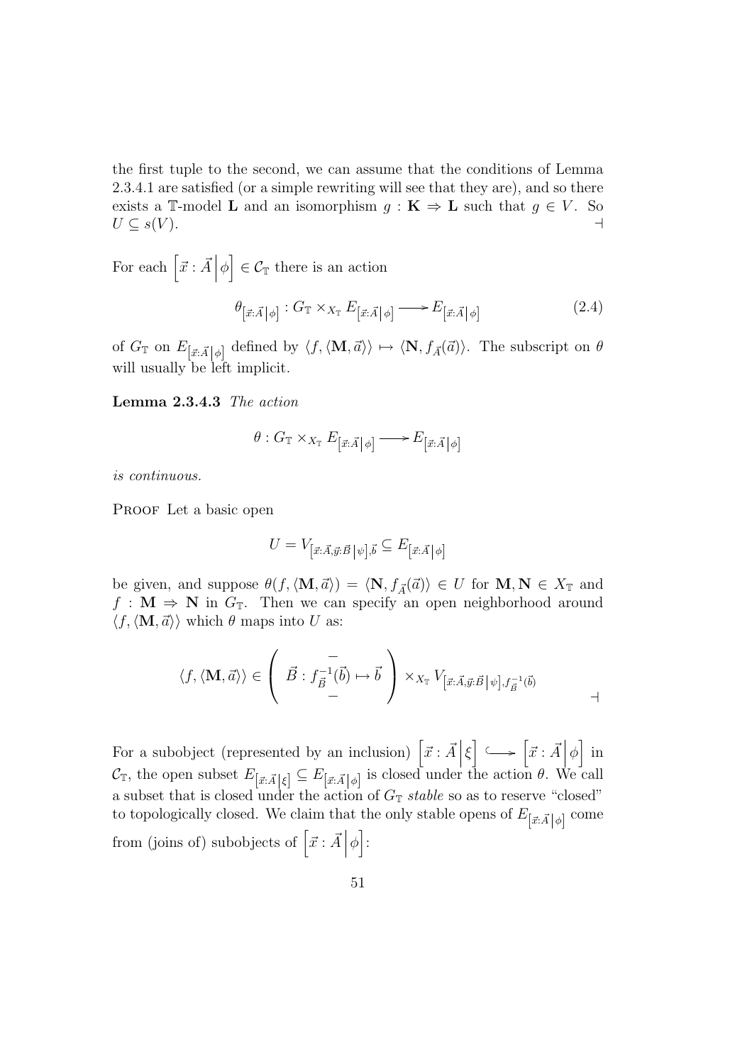the first tuple to the second, we can assume that the conditions of Lemma 2.3.4.1 are satisfied (or a simple rewriting will see that they are), and so there exists a $\mathbb{T}$-model $\mathbf{L}$ and an isomorphism $g : \mathbf{K} \Rightarrow \mathbf{L}$ such that $g \in V$. So $U \subseteq s(V)$. $\dashv$

For each $\left[\vec{x} : \vec{A} \,\middle|\, \phi\right] \in \mathcal{C}_{\mathbb{T}}$ there is an action

$$\theta_{\left[\vec{x}:\vec{A}\,\middle|\,\phi\right]} : G_{\mathbb{T}} \times_{X_{\mathbb{T}}} E_{\left[\vec{x}:\vec{A}\,\middle|\,\phi\right]} \longrightarrow E_{\left[\vec{x}:\vec{A}\,\middle|\,\phi\right]} \tag{2.4}$$

of $G_{\mathbb{T}}$ on $E_{\left[\vec{x}:\vec{A}\,\middle|\,\phi\right]}$ defined by $\langle f, \langle \mathbf{M}, \vec{a} \rangle \rangle \mapsto \langle \mathbf{N}, f_{\vec{A}}(\vec{a}) \rangle$. The subscript on $\theta$ will usually be left implicit.

**Lemma 2.3.4.3** *The action*

$$\theta : G_{\mathbb{T}} \times_{X_{\mathbb{T}}} E_{\left[\vec{x}:\vec{A}\,\middle|\,\phi\right]} \longrightarrow E_{\left[\vec{x}:\vec{A}\,\middle|\,\phi\right]}$$

*is continuous.*

Proof Let a basic open

$$U = V_{\left[\vec{x}:\vec{A},\vec{y}:\vec{B}\,\middle|\,\psi\right],\vec{b}} \subseteq E_{\left[\vec{x}:\vec{A}\,\middle|\,\phi\right]}$$

be given, and suppose $\theta(f, \langle \mathbf{M}, \vec{a} \rangle) = \langle \mathbf{N}, f_{\vec{A}}(\vec{a}) \rangle \in U$ for $\mathbf{M}, \mathbf{N} \in X_{\mathbb{T}}$ and $f : \mathbf{M} \Rightarrow \mathbf{N}$ in $G_{\mathbb{T}}$. Then we can specify an open neighborhood around $\langle f, \langle \mathbf{M}, \vec{a} \rangle \rangle$ which $\theta$ maps into $U$ as:

$$\langle f, \langle \mathbf{M}, \vec{a} \rangle \rangle \in \left( \begin{array}{c} - \\ \vec{B} : f_{\vec{B}}^{-1}(\vec{b}) \mapsto \vec{b} \\ - \end{array} \right) \times_{X_{\mathbb{T}}} V_{\left[\vec{x}:\vec{A},\vec{y}:\vec{B}\,\middle|\,\psi\right],f_{\vec{B}}^{-1}(\vec{b})}$$

$\dashv$

For a subobject (represented by an inclusion) $\left[\vec{x} : \vec{A} \,\middle|\, \xi\right] \hookrightarrow \left[\vec{x} : \vec{A} \,\middle|\, \phi\right]$ in $\mathcal{C}_{\mathbb{T}}$, the open subset $E_{\left[\vec{x}:\vec{A}\,\middle|\,\xi\right]} \subseteq E_{\left[\vec{x}:\vec{A}\,\middle|\,\phi\right]}$ is closed under the action $\theta$. We call a subset that is closed under the action of $G_{\mathbb{T}}$ *stable* so as to reserve "closed" to topologically closed. We claim that the only stable opens of $E_{\left[\vec{x}:\vec{A}\,\middle|\,\phi\right]}$ come from (joins of) subobjects of $\left[\vec{x} : \vec{A} \,\middle|\, \phi\right]$: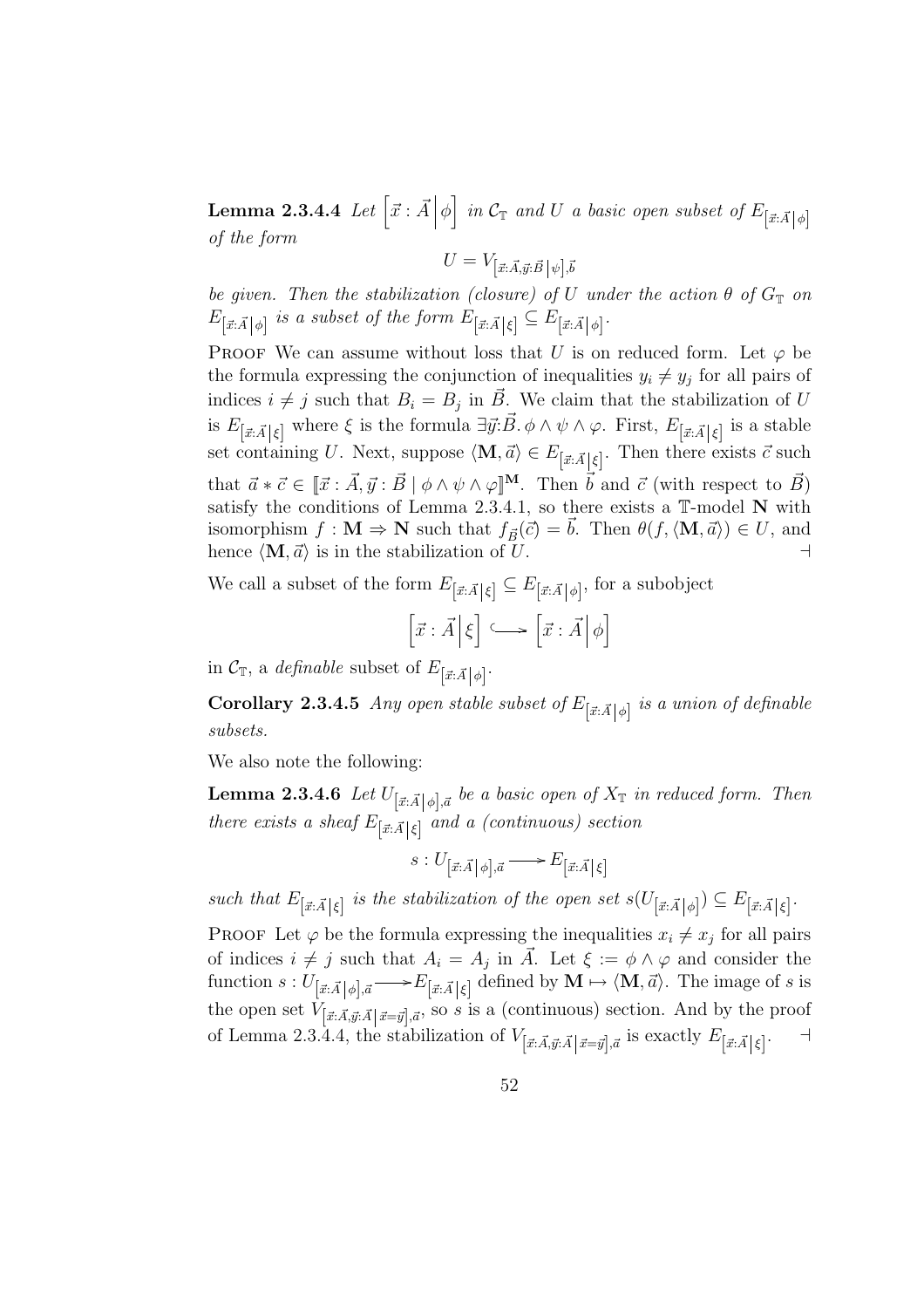**Lemma 2.3.4.4** *Let* $\left[\vec{x} : \vec{A} \middle| \phi\right]$ *in* $\mathcal{C}_{\mathbb{T}}$ *and* $U$ *a basic open subset of* $E_{\left[\vec{x}:\vec{A}\middle|\phi\right]}$ *of the form*

$$U = V_{\left[\vec{x}:\vec{A},\vec{y}:\vec{B}\middle|\psi\right],\vec{b}}$$

*be given. Then the stabilization (closure) of* $U$ *under the action* $\theta$ *of* $G_{\mathbb{T}}$ *on* $E_{\left[\vec{x}:\vec{A}\middle|\phi\right]}$ *is a subset of the form* $E_{\left[\vec{x}:\vec{A}\middle|\xi\right]} \subseteq E_{\left[\vec{x}:\vec{A}\middle|\phi\right]}$.

Proof We can assume without loss that $U$ is on reduced form. Let $\varphi$ be the formula expressing the conjunction of inequalities $y_i \neq y_j$ for all pairs of indices $i \neq j$ such that $B_i = B_j$ in $\vec{B}$. We claim that the stabilization of $U$ is $E_{\left[\vec{x}:\vec{A}\middle|\xi\right]}$ where $\xi$ is the formula $\exists \vec{y}{:}\vec{B}.\, \phi \wedge \psi \wedge \varphi$. First, $E_{\left[\vec{x}:\vec{A}\middle|\xi\right]}$ is a stable set containing $U$. Next, suppose $\langle \mathbf{M}, \vec{a}\rangle \in E_{\left[\vec{x}:\vec{A}\middle|\xi\right]}$. Then there exists $\vec{c}$ such that $\vec{a} * \vec{c} \in [\![\vec{x} : \vec{A}, \vec{y} : \vec{B} \mid \phi \wedge \psi \wedge \varphi]\!]^{\mathbf{M}}$. Then $\vec{b}$ and $\vec{c}$ (with respect to $\vec{B}$) satisfy the conditions of Lemma 2.3.4.1, so there exists a $\mathbb{T}$-model $\mathbf{N}$ with isomorphism $f : \mathbf{M} \Rightarrow \mathbf{N}$ such that $f_{\vec{B}}(\vec{c}) = \vec{b}$. Then $\theta(f, \langle \mathbf{M}, \vec{a}\rangle) \in U$, and hence $\langle \mathbf{M}, \vec{a}\rangle$ is in the stabilization of $U$. ⊣

We call a subset of the form $E_{\left[\vec{x}:\vec{A}\middle|\xi\right]} \subseteq E_{\left[\vec{x}:\vec{A}\middle|\phi\right]}$, for a subobject

$$\left[\vec{x} : \vec{A} \middle| \xi\right] \hookrightarrow \left[\vec{x} : \vec{A} \middle| \phi\right]$$

in $\mathcal{C}_{\mathbb{T}}$, a *definable* subset of $E_{\left[\vec{x}:\vec{A}\middle|\phi\right]}$.

**Corollary 2.3.4.5** *Any open stable subset of* $E_{\left[\vec{x}:\vec{A}\middle|\phi\right]}$ *is a union of definable subsets.*

We also note the following:

**Lemma 2.3.4.6** *Let* $U_{\left[\vec{x}:\vec{A}\middle|\phi\right],\vec{a}}$ *be a basic open of* $X_{\mathbb{T}}$ *in reduced form. Then there exists a sheaf* $E_{\left[\vec{x}:\vec{A}\middle|\xi\right]}$ *and a (continuous) section*

$$s : U_{\left[\vec{x}:\vec{A}\middle|\phi\right],\vec{a}} \longrightarrow E_{\left[\vec{x}:\vec{A}\middle|\xi\right]}$$

*such that* $E_{\left[\vec{x}:\vec{A}\middle|\xi\right]}$ *is the stabilization of the open set* $s(U_{\left[\vec{x}:\vec{A}\middle|\phi\right]}) \subseteq E_{\left[\vec{x}:\vec{A}\middle|\xi\right]}$.

Proof Let $\varphi$ be the formula expressing the inequalities $x_i \neq x_j$ for all pairs of indices $i \neq j$ such that $A_i = A_j$ in $\vec{A}$. Let $\xi := \phi \wedge \varphi$ and consider the function $s : U_{\left[\vec{x}:\vec{A}\middle|\phi\right],\vec{a}} \longrightarrow E_{\left[\vec{x}:\vec{A}\middle|\xi\right]}$ defined by $\mathbf{M} \mapsto \langle \mathbf{M}, \vec{a}\rangle$. The image of $s$ is the open set $V_{\left[\vec{x}:\vec{A},\vec{y}:\vec{A}\middle|\vec{x}=\vec{y}\right],\vec{a}}$, so $s$ is a (continuous) section. And by the proof of Lemma 2.3.4.4, the stabilization of $V_{\left[\vec{x}:\vec{A},\vec{y}:\vec{A}\middle|\vec{x}=\vec{y}\right],\vec{a}}$ is exactly $E_{\left[\vec{x}:\vec{A}\middle|\xi\right]}$. ⊣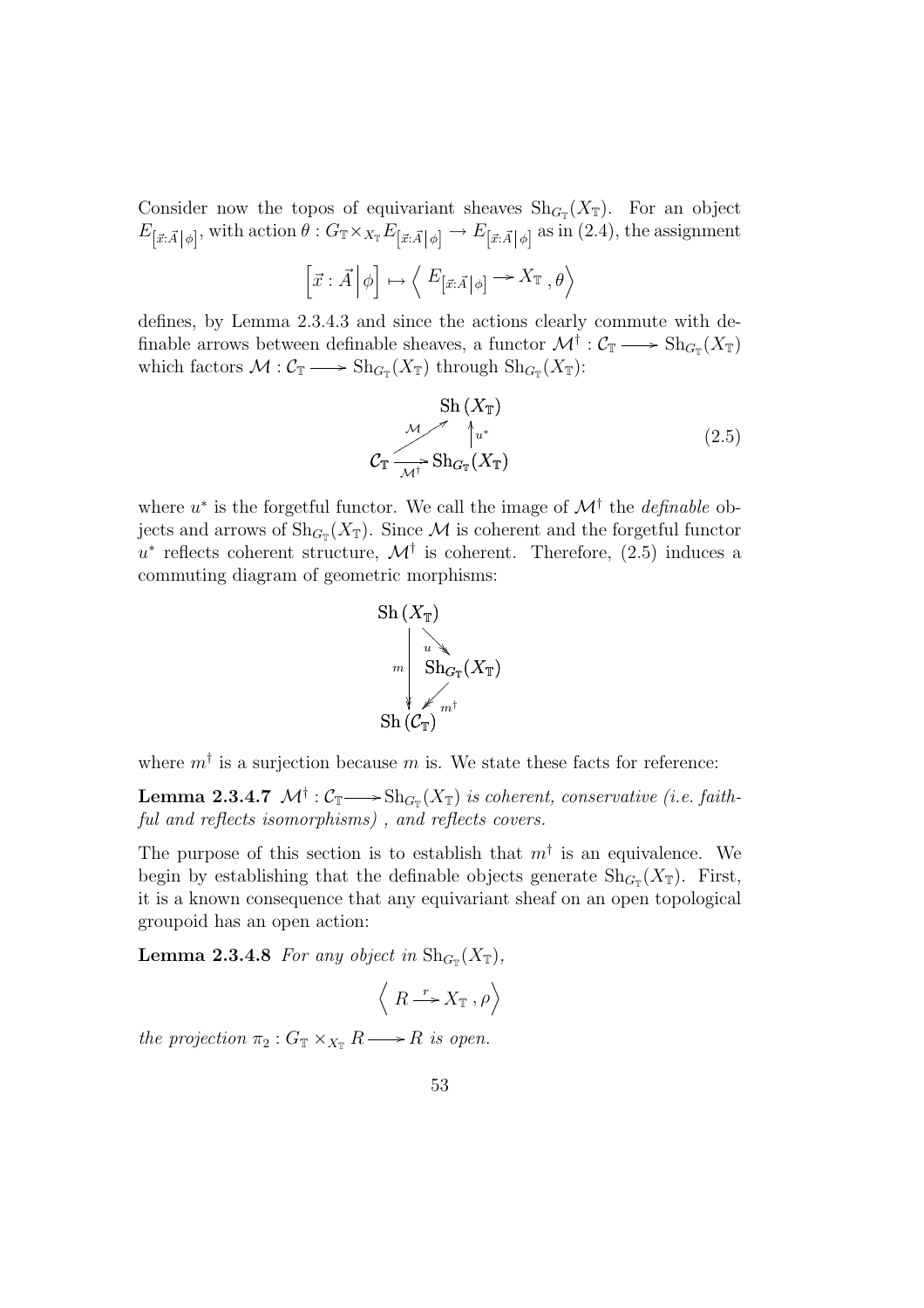Consider now the topos of equivariant sheaves $\mathrm{Sh}_{G_{\mathbb{T}}}(X_{\mathbb{T}})$. For an object $E_{\left[\vec{x}:\vec{A}\,\middle|\,\phi\right]}$, with action $\theta : G_{\mathbb{T}} \times_{X_{\mathbb{T}}} E_{\left[\vec{x}:\vec{A}\,\middle|\,\phi\right]} \to E_{\left[\vec{x}:\vec{A}\,\middle|\,\phi\right]}$ as in (2.4), the assignment

$$\left[\vec{x} : \vec{A}\,\middle|\,\phi\right] \mapsto \left\langle\, E_{\left[\vec{x}:\vec{A}\,\middle|\,\phi\right]} \longrightarrow X_{\mathbb{T}}\,, \theta \right\rangle$$

defines, by Lemma 2.3.4.3 and since the actions clearly commute with definable arrows between definable sheaves, a functor $\mathcal{M}^{\dagger} : \mathcal{C}_{\mathbb{T}} \longrightarrow \mathrm{Sh}_{G_{\mathbb{T}}}(X_{\mathbb{T}})$ which factors $\mathcal{M} : \mathcal{C}_{\mathbb{T}} \longrightarrow \mathrm{Sh}_{G_{\mathbb{T}}}(X_{\mathbb{T}})$ through $\mathrm{Sh}_{G_{\mathbb{T}}}(X_{\mathbb{T}})$:

$$\begin{array}{ccc} & & \mathrm{Sh}\,(X_{\mathbb{T}}) \\ & \overset{\mathcal{M}}{\nearrow} & \uparrow u^* \\ \mathcal{C}_{\mathbb{T}} & \underset{\mathcal{M}^{\dagger}}{\longrightarrow} & \mathrm{Sh}_{G_{\mathbb{T}}}(X_{\mathbb{T}}) \end{array} \tag{2.5}$$

where $u^*$ is the forgetful functor. We call the image of $\mathcal{M}^{\dagger}$ the *definable* objects and arrows of $\mathrm{Sh}_{G_{\mathbb{T}}}(X_{\mathbb{T}})$. Since $\mathcal{M}$ is coherent and the forgetful functor $u^*$ reflects coherent structure, $\mathcal{M}^{\dagger}$ is coherent. Therefore, (2.5) induces a commuting diagram of geometric morphisms:

$$\begin{array}{ccc} \mathrm{Sh}\,(X_{\mathbb{T}}) & & \\ & \overset{u}{\searrow} & \\ m \downarrow & & \mathrm{Sh}_{G_{\mathbb{T}}}(X_{\mathbb{T}}) \\ & \underset{m^{\dagger}}{\swarrow} & \\ \mathrm{Sh}\,(\mathcal{C}_{\mathbb{T}}) & & \end{array}$$

where $m^{\dagger}$ is a surjection because $m$ is. We state these facts for reference:

**Lemma 2.3.4.7** *$\mathcal{M}^{\dagger} : \mathcal{C}_{\mathbb{T}} \longrightarrow \mathrm{Sh}_{G_{\mathbb{T}}}(X_{\mathbb{T}})$ is coherent, conservative (i.e. faithful and reflects isomorphisms) , and reflects covers.*

The purpose of this section is to establish that $m^{\dagger}$ is an equivalence. We begin by establishing that the definable objects generate $\mathrm{Sh}_{G_{\mathbb{T}}}(X_{\mathbb{T}})$. First, it is a known consequence that any equivariant sheaf on an open topological groupoid has an open action:

**Lemma 2.3.4.8** *For any object in $\mathrm{Sh}_{G_{\mathbb{T}}}(X_{\mathbb{T}})$,*

$$\left\langle\, R \xrightarrow{\;r\;} X_{\mathbb{T}}\,, \rho \right\rangle$$

*the projection $\pi_2 : G_{\mathbb{T}} \times_{X_{\mathbb{T}}} R \longrightarrow R$ is open.*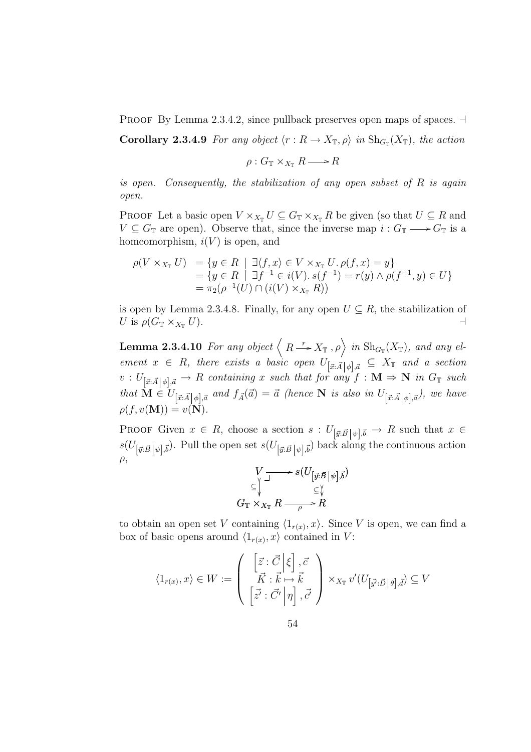PROOF By Lemma 2.3.4.2, since pullback preserves open maps of spaces. ⊣

**Corollary 2.3.4.9** *For any object $\langle r : R \to X_{\mathbb{T}}, \rho\rangle$ in $\mathrm{Sh}_{G_{\mathbb{T}}}(X_{\mathbb{T}})$, the action*

$$\rho : G_{\mathbb{T}} \times_{X_{\mathbb{T}}} R \longrightarrow R$$

*is open. Consequently, the stabilization of any open subset of $R$ is again open.*

PROOF Let a basic open $V \times_{X_{\mathbb{T}}} U \subseteq G_{\mathbb{T}} \times_{X_{\mathbb{T}}} R$ be given (so that $U \subseteq R$ and $V \subseteq G_{\mathbb{T}}$ are open). Observe that, since the inverse map $i : G_{\mathbb{T}} \longrightarrow G_{\mathbb{T}}$ is a homeomorphism, $i(V)$ is open, and

$$\begin{aligned}
\rho(V \times_{X_{\mathbb{T}}} U) &= \{y \in R \mid \exists \langle f, x\rangle \in V \times_{X_{\mathbb{T}}} U.\, \rho(f, x) = y\} \\
&= \{y \in R \mid \exists f^{-1} \in i(V).\, s(f^{-1}) = r(y) \wedge \rho(f^{-1}, y) \in U\} \\
&= \pi_2(\rho^{-1}(U) \cap (i(V) \times_{X_{\mathbb{T}}} R))
\end{aligned}$$

is open by Lemma 2.3.4.8. Finally, for any open $U \subseteq R$, the stabilization of $U$ is $\rho(G_{\mathbb{T}} \times_{X_{\mathbb{T}}} U)$. ⊣

**Lemma 2.3.4.10** *For any object $\left\langle R \xrightarrow{r} X_{\mathbb{T}}, \rho \right\rangle$ in $\mathrm{Sh}_{G_{\mathbb{T}}}(X_{\mathbb{T}})$, and any element $x \in R$, there exists a basic open $U_{\left[\vec{x}:\vec{A}\,\middle|\,\phi\right],\vec{a}} \subseteq X_{\mathbb{T}}$ and a section $v : U_{\left[\vec{x}:\vec{A}\,\middle|\,\phi\right],\vec{a}} \to R$ containing $x$ such that for any $f : \mathbf{M} \Rightarrow \mathbf{N}$ in $G_{\mathbb{T}}$ such that $\mathbf{M} \in U_{\left[\vec{x}:\vec{A}\,\middle|\,\phi\right],\vec{a}}$ and $f_{\vec{A}}(\vec{a}) = \vec{a}$ (hence $\mathbf{N}$ is also in $U_{\left[\vec{x}:\vec{A}\,\middle|\,\phi\right],\vec{a}}$), we have $\rho(f, v(\mathbf{M})) = v(\mathbf{N})$.*

PROOF Given $x \in R$, choose a section $s : U_{\left[\vec{y}:\vec{B}\,\middle|\,\psi\right],\vec{b}} \to R$ such that $x \in s(U_{\left[\vec{y}:\vec{B}\,\middle|\,\psi\right],\vec{b}})$. Pull the open set $s(U_{\left[\vec{y}:\vec{B}\,\middle|\,\psi\right],\vec{b}})$ back along the continuous action $\rho$,

$$\begin{array}{ccc}
V & \longrightarrow & s(U_{\left[\vec{y}:\vec{B}\,\middle|\,\psi\right],\vec{b}}) \\
\subseteq\downarrow & \lrcorner & \downarrow\subseteq \\
G_{\mathbb{T}} \times_{X_{\mathbb{T}}} R & \xrightarrow[\rho]{} & R
\end{array}$$

to obtain an open set $V$ containing $\langle 1_{r(x)}, x\rangle$. Since $V$ is open, we can find a box of basic opens around $\langle 1_{r(x)}, x\rangle$ contained in $V$:

$$\langle 1_{r(x)}, x\rangle \in W := \left(\begin{array}{c} \left[\vec{z} : \vec{C}\,\middle|\,\xi\right], \vec{c} \\ \vec{K} : \vec{k} \mapsto \vec{k} \\ \left[\vec{z'} : \vec{C'}\,\middle|\,\eta\right], \vec{c'} \end{array}\right) \times_{X_{\mathbb{T}}} v'(U_{\left[\vec{y'}:\vec{D}\,\middle|\,\theta\right],\vec{d}}) \subseteq V$$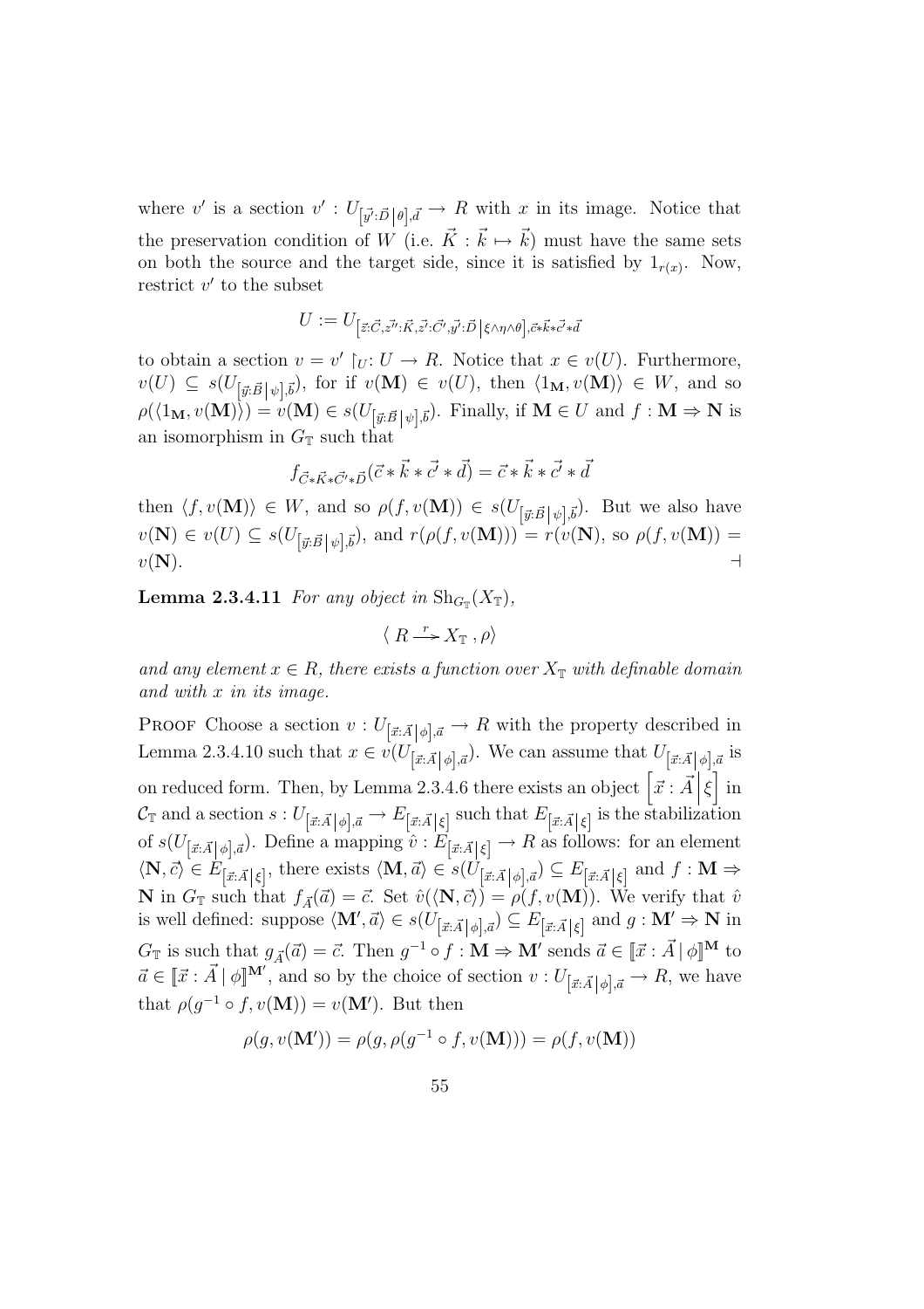where $v'$ is a section $v' : U_{\left[\vec{y'}:\vec{D}\,\middle|\,\theta\right],\vec{d}} \to R$ with $x$ in its image. Notice that the preservation condition of $W$ (i.e. $\vec{K} : \vec{k} \mapsto \vec{k}$) must have the same sets on both the source and the target side, since it is satisfied by $1_{r(x)}$. Now, restrict $v'$ to the subset

$$U := U_{\left[\vec{z}:\vec{C},\vec{z''}:\vec{K},\vec{z'}:\vec{C'},\vec{y'}:\vec{D}\,\middle|\,\xi\wedge\eta\wedge\theta\right],\vec{c}*\vec{k}*\vec{c'}*\vec{d}}$$

to obtain a section $v = v' \restriction_U : U \to R$. Notice that $x \in v(U)$. Furthermore, $v(U) \subseteq s(U_{\left[\vec{y}:\vec{B}\,\middle|\,\psi\right],\vec{b}})$, for if $v(\mathbf{M}) \in v(U)$, then $\langle 1_\mathbf{M}, v(\mathbf{M})\rangle \in W$, and so $\rho(\langle 1_\mathbf{M}, v(\mathbf{M})\rangle) = v(\mathbf{M}) \in s(U_{\left[\vec{y}:\vec{B}\,\middle|\,\psi\right],\vec{b}})$. Finally, if $\mathbf{M} \in U$ and $f : \mathbf{M} \Rightarrow \mathbf{N}$ is an isomorphism in $G_\mathbb{T}$ such that

$$f_{\vec{C}*\vec{K}*\vec{C'}*\vec{D}}(\vec{c} * \vec{k} * \vec{c'} * \vec{d}) = \vec{c} * \vec{k} * \vec{c'} * \vec{d}$$

then $\langle f, v(\mathbf{M})\rangle \in W$, and so $\rho(f, v(\mathbf{M})) \in s(U_{\left[\vec{y}:\vec{B}\,\middle|\,\psi\right],\vec{b}})$. But we also have $v(\mathbf{N}) \in v(U) \subseteq s(U_{\left[\vec{y}:\vec{B}\,\middle|\,\psi\right],\vec{b}})$, and $r(\rho(f, v(\mathbf{M}))) = r(v(\mathbf{N}))$, so $\rho(f, v(\mathbf{M})) = v(\mathbf{N})$. $\dashv$

**Lemma 2.3.4.11** *For any object in* $\mathrm{Sh}_{G_\mathbb{T}}(X_\mathbb{T})$,

$$\langle\, R \xrightarrow{r} X_\mathbb{T}\,, \rho\rangle$$

*and any element* $x \in R$*, there exists a function over* $X_\mathbb{T}$ *with definable domain and with* $x$ *in its image.*

Proof Choose a section $v : U_{\left[\vec{x}:\vec{A}\,\middle|\,\phi\right],\vec{a}} \to R$ with the property described in Lemma 2.3.4.10 such that $x \in v(U_{\left[\vec{x}:\vec{A}\,\middle|\,\phi\right],\vec{a}})$. We can assume that $U_{\left[\vec{x}:\vec{A}\,\middle|\,\phi\right],\vec{a}}$ is on reduced form. Then, by Lemma 2.3.4.6 there exists an object $\left[\vec{x} : \vec{A}\,\middle|\,\xi\right]$ in $\mathcal{C}_\mathbb{T}$ and a section $s : U_{\left[\vec{x}:\vec{A}\,\middle|\,\phi\right],\vec{a}} \to E_{\left[\vec{x}:\vec{A}\,\middle|\,\xi\right]}$ such that $E_{\left[\vec{x}:\vec{A}\,\middle|\,\xi\right]}$ is the stabilization of $s(U_{\left[\vec{x}:\vec{A}\,\middle|\,\phi\right],\vec{a}})$. Define a mapping $\hat{v} : E_{\left[\vec{x}:\vec{A}\,\middle|\,\xi\right]} \to R$ as follows: for an element $\langle \mathbf{N}, \vec{c}\rangle \in E_{\left[\vec{x}:\vec{A}\,\middle|\,\xi\right]}$, there exists $\langle \mathbf{M}, \vec{a}\rangle \in s(U_{\left[\vec{x}:\vec{A}\,\middle|\,\phi\right],\vec{a}}) \subseteq E_{\left[\vec{x}:\vec{A}\,\middle|\,\xi\right]}$ and $f : \mathbf{M} \Rightarrow \mathbf{N}$ in $G_\mathbb{T}$ such that $f_{\vec{A}}(\vec{a}) = \vec{c}$. Set $\hat{v}(\langle \mathbf{N}, \vec{c}\rangle) = \rho(f, v(\mathbf{M}))$. We verify that $\hat{v}$ is well defined: suppose $\langle \mathbf{M}', \vec{a}\rangle \in s(U_{\left[\vec{x}:\vec{A}\,\middle|\,\phi\right],\vec{a}}) \subseteq E_{\left[\vec{x}:\vec{A}\,\middle|\,\xi\right]}$ and $g : \mathbf{M}' \Rightarrow \mathbf{N}$ in $G_\mathbb{T}$ is such that $g_{\vec{A}}(\vec{a}) = \vec{c}$. Then $g^{-1} \circ f : \mathbf{M} \Rightarrow \mathbf{M}'$ sends $\vec{a} \in [\![\vec{x} : \vec{A} \mid \phi]\!]^\mathbf{M}$ to $\vec{a} \in [\![\vec{x} : \vec{A} \mid \phi]\!]^{\mathbf{M}'}$, and so by the choice of section $v : U_{\left[\vec{x}:\vec{A}\,\middle|\,\phi\right],\vec{a}} \to R$, we have that $\rho(g^{-1} \circ f, v(\mathbf{M})) = v(\mathbf{M}')$. But then

$$\rho(g, v(\mathbf{M}')) = \rho(g, \rho(g^{-1} \circ f, v(\mathbf{M}))) = \rho(f, v(\mathbf{M}))$$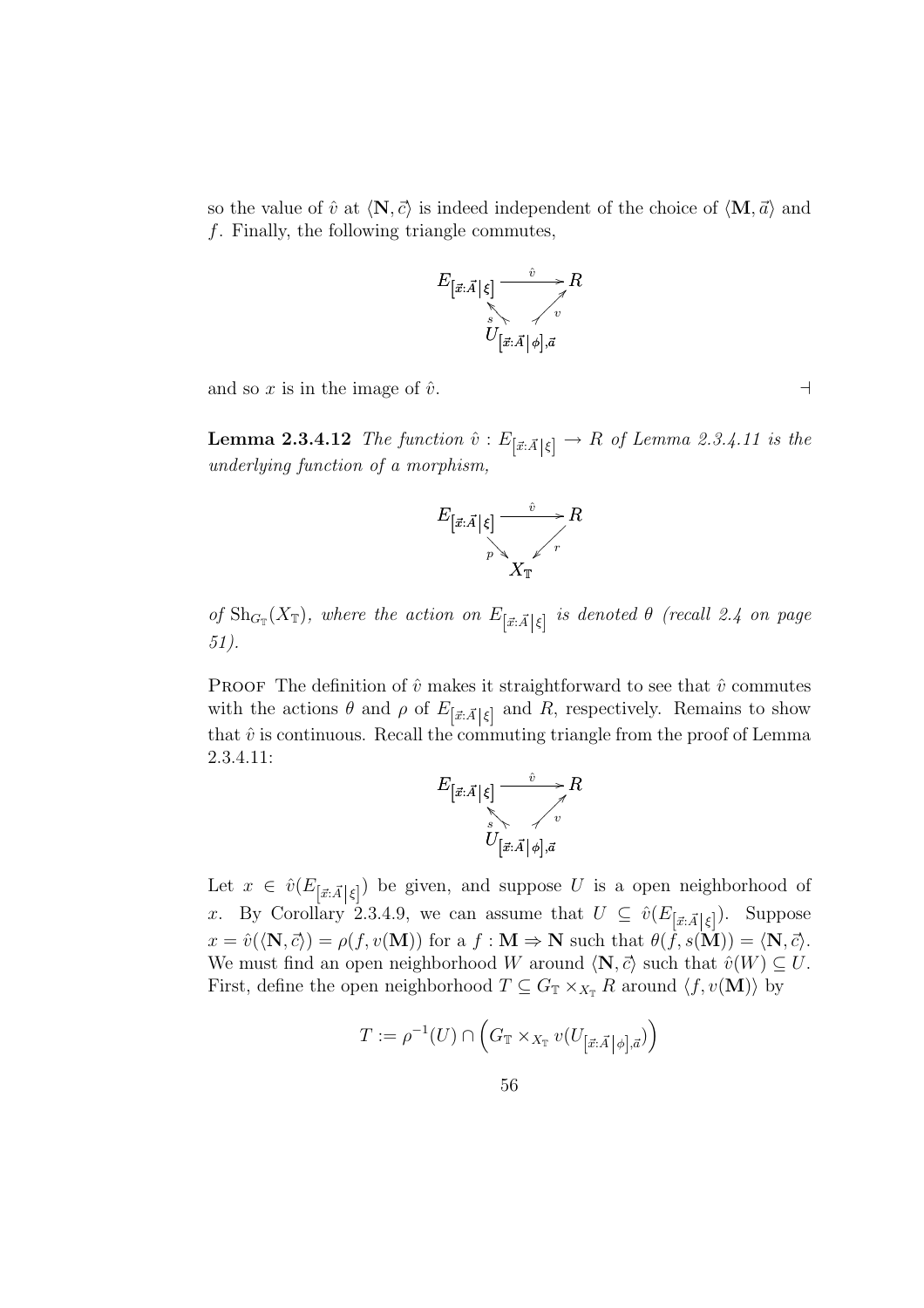so the value of $\hat{v}$ at $\langle \mathbf{N}, \vec{c} \rangle$ is indeed independent of the choice of $\langle \mathbf{M}, \vec{a} \rangle$ and $f$. Finally, the following triangle commutes,

$$\begin{array}{ccc} E_{[\vec{x}:\vec{A}|\xi]} & \xrightarrow{\hat{v}} & R \\ & {\scriptstyle s}\nwarrow \quad \nearrow{\scriptstyle v} & \\ & U_{[\vec{x}:\vec{A}|\phi],\vec{a}} & \end{array}$$

and so $x$ is in the image of $\hat{v}$. $\dashv$

**Lemma 2.3.4.12** *The function $\hat{v} : E_{[\vec{x}:\vec{A}|\xi]} \to R$ of Lemma 2.3.4.11 is the underlying function of a morphism,*

$$\begin{array}{ccc} E_{[\vec{x}:\vec{A}|\xi]} & \xrightarrow{\hat{v}} & R \\ & {\scriptstyle p}\searrow \quad \swarrow{\scriptstyle r} & \\ & X_{\mathbb{T}} & \end{array}$$

*of $\mathrm{Sh}_{G_{\mathbb{T}}}(X_{\mathbb{T}})$, where the action on $E_{[\vec{x}:\vec{A}|\xi]}$ is denoted $\theta$ (recall 2.4 on page 51).*

Proof The definition of $\hat{v}$ makes it straightforward to see that $\hat{v}$ commutes with the actions $\theta$ and $\rho$ of $E_{[\vec{x}:\vec{A}|\xi]}$ and $R$, respectively. Remains to show that $\hat{v}$ is continuous. Recall the commuting triangle from the proof of Lemma 2.3.4.11:

$$\begin{array}{ccc} E_{[\vec{x}:\vec{A}|\xi]} & \xrightarrow{\hat{v}} & R \\ & {\scriptstyle s}\nwarrow \quad \nearrow{\scriptstyle v} & \\ & U_{[\vec{x}:\vec{A}|\phi],\vec{a}} & \end{array}$$

Let $x \in \hat{v}(E_{[\vec{x}:\vec{A}|\xi]})$ be given, and suppose $U$ is a open neighborhood of $x$. By Corollary 2.3.4.9, we can assume that $U \subseteq \hat{v}(E_{[\vec{x}:\vec{A}|\xi]})$. Suppose $x = \hat{v}(\langle \mathbf{N}, \vec{c} \rangle) = \rho(f, v(\mathbf{M}))$ for a $f : \mathbf{M} \Rightarrow \mathbf{N}$ such that $\theta(f, s(\mathbf{M})) = \langle \mathbf{N}, \vec{c} \rangle$. We must find an open neighborhood $W$ around $\langle \mathbf{N}, \vec{c} \rangle$ such that $\hat{v}(W) \subseteq U$. First, define the open neighborhood $T \subseteq G_{\mathbb{T}} \times_{X_{\mathbb{T}}} R$ around $\langle f, v(\mathbf{M}) \rangle$ by

$$T := \rho^{-1}(U) \cap \left( G_{\mathbb{T}} \times_{X_{\mathbb{T}}} v(U_{[\vec{x}:\vec{A}|\phi],\vec{a}}) \right)$$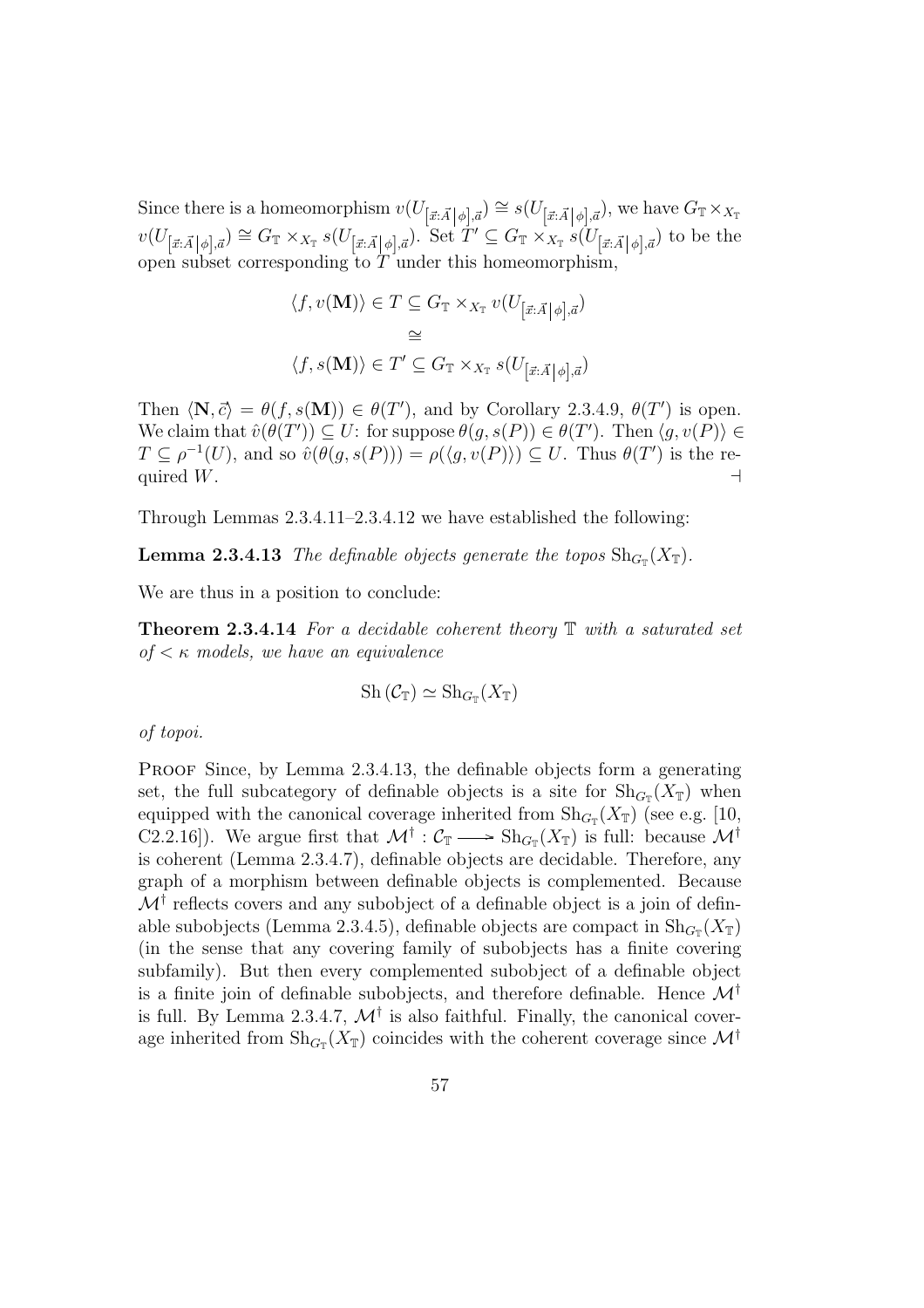Since there is a homeomorphism $v(U_{[\vec{x}:\vec{A}|\phi],\vec{a}}) \cong s(U_{[\vec{x}:\vec{A}|\phi],\vec{a}})$, we have $G_{\mathbb{T}} \times_{X_{\mathbb{T}}} v(U_{[\vec{x}:\vec{A}|\phi],\vec{a}}) \cong G_{\mathbb{T}} \times_{X_{\mathbb{T}}} s(U_{[\vec{x}:\vec{A}|\phi],\vec{a}})$. Set $T' \subseteq G_{\mathbb{T}} \times_{X_{\mathbb{T}}} s(U_{[\vec{x}:\vec{A}|\phi],\vec{a}})$ to be the open subset corresponding to $T$ under this homeomorphism,

$$
\begin{array}{c}
\langle f, v(\mathbf{M})\rangle \in T \subseteq G_{\mathbb{T}} \times_{X_{\mathbb{T}}} v(U_{[\vec{x}:\vec{A}|\phi],\vec{a}}) \\
\cong \\
\langle f, s(\mathbf{M})\rangle \in T' \subseteq G_{\mathbb{T}} \times_{X_{\mathbb{T}}} s(U_{[\vec{x}:\vec{A}|\phi],\vec{a}})
\end{array}
$$

Then $\langle \mathbf{N}, \vec{c}\rangle = \theta(f, s(\mathbf{M})) \in \theta(T')$, and by Corollary 2.3.4.9, $\theta(T')$ is open. We claim that $\hat{v}(\theta(T')) \subseteq U$: for suppose $\theta(g, s(P)) \in \theta(T')$. Then $\langle g, v(P)\rangle \in T \subseteq \rho^{-1}(U)$, and so $\hat{v}(\theta(g, s(P))) = \rho(\langle g, v(P)\rangle) \subseteq U$. Thus $\theta(T')$ is the required $W$. ⊣

Through Lemmas 2.3.4.11–2.3.4.12 we have established the following:

**Lemma 2.3.4.13** *The definable objects generate the topos* $\mathrm{Sh}_{G_{\mathbb{T}}}(X_{\mathbb{T}})$*.*

We are thus in a position to conclude:

**Theorem 2.3.4.14** *For a decidable coherent theory* $\mathbb{T}$ *with a saturated set of* $< \kappa$ *models, we have an equivalence*

$$\mathrm{Sh}\,(\mathcal{C}_{\mathbb{T}}) \simeq \mathrm{Sh}_{G_{\mathbb{T}}}(X_{\mathbb{T}})$$

*of topoi.*

Proof Since, by Lemma 2.3.4.13, the definable objects form a generating set, the full subcategory of definable objects is a site for $\mathrm{Sh}_{G_{\mathbb{T}}}(X_{\mathbb{T}})$ when equipped with the canonical coverage inherited from $\mathrm{Sh}_{G_{\mathbb{T}}}(X_{\mathbb{T}})$ (see e.g. [10, C2.2.16]). We argue first that $\mathcal{M}^{\dagger} : \mathcal{C}_{\mathbb{T}} \longrightarrow \mathrm{Sh}_{G_{\mathbb{T}}}(X_{\mathbb{T}})$ is full: because $\mathcal{M}^{\dagger}$ is coherent (Lemma 2.3.4.7), definable objects are decidable. Therefore, any graph of a morphism between definable objects is complemented. Because $\mathcal{M}^{\dagger}$ reflects covers and any subobject of a definable object is a join of definable subobjects (Lemma 2.3.4.5), definable objects are compact in $\mathrm{Sh}_{G_{\mathbb{T}}}(X_{\mathbb{T}})$ (in the sense that any covering family of subobjects has a finite covering subfamily). But then every complemented subobject of a definable object is a finite join of definable subobjects, and therefore definable. Hence $\mathcal{M}^{\dagger}$ is full. By Lemma 2.3.4.7, $\mathcal{M}^{\dagger}$ is also faithful. Finally, the canonical coverage inherited from $\mathrm{Sh}_{G_{\mathbb{T}}}(X_{\mathbb{T}})$ coincides with the coherent coverage since $\mathcal{M}^{\dagger}$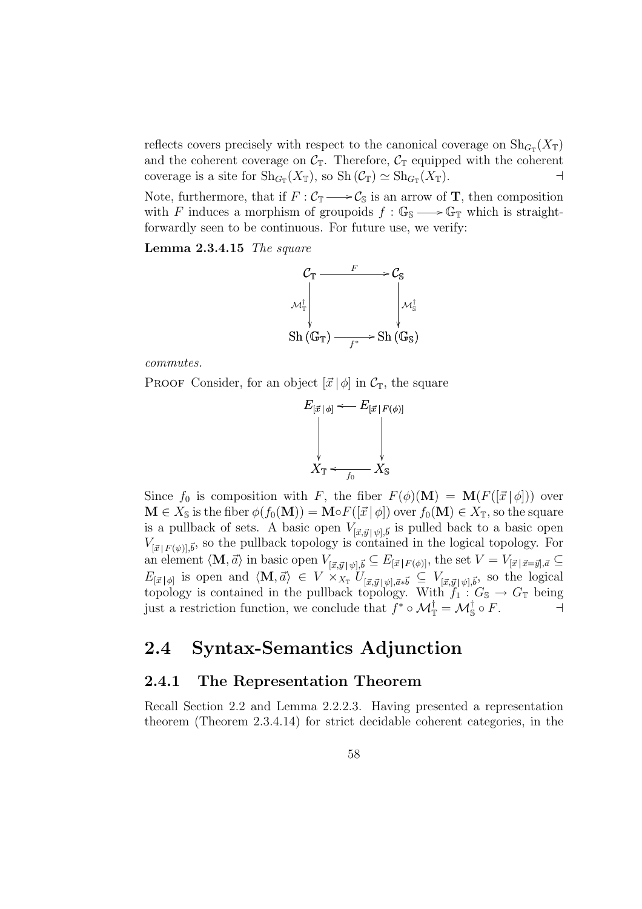reflects covers precisely with respect to the canonical coverage on $\mathrm{Sh}_{G_{\mathbb{T}}}(X_{\mathbb{T}})$ and the coherent coverage on $\mathcal{C}_{\mathbb{T}}$. Therefore, $\mathcal{C}_{\mathbb{T}}$ equipped with the coherent coverage is a site for $\mathrm{Sh}_{G_{\mathbb{T}}}(X_{\mathbb{T}})$, so $\mathrm{Sh}(\mathcal{C}_{\mathbb{T}}) \simeq \mathrm{Sh}_{G_{\mathbb{T}}}(X_{\mathbb{T}})$. ⊣

Note, furthermore, that if $F : \mathcal{C}_{\mathbb{T}} \longrightarrow \mathcal{C}_{\mathbb{S}}$ is an arrow of $\mathbf{T}$, then composition with $F$ induces a morphism of groupoids $f : \mathbb{G}_{\mathbb{S}} \longrightarrow \mathbb{G}_{\mathbb{T}}$ which is straightforwardly seen to be continuous. For future use, we verify:

**Lemma 2.3.4.15** *The square*

$$\begin{array}{ccc} \mathcal{C}_{\mathbb{T}} & \xrightarrow{\quad F \quad} & \mathcal{C}_{\mathbb{S}} \\ {\scriptstyle \mathcal{M}^{\dagger}_{\mathbb{T}}}\big\downarrow & & \big\downarrow{\scriptstyle \mathcal{M}^{\dagger}_{\mathbb{S}}} \\ \mathrm{Sh}(\mathbb{G}_{\mathbb{T}}) & \xrightarrow[f^*]{} & \mathrm{Sh}(\mathbb{G}_{\mathbb{S}}) \end{array}$$

*commutes.*

Proof Consider, for an object $[\vec{x} \,|\, \phi]$ in $\mathcal{C}_{\mathbb{T}}$, the square

$$\begin{array}{ccc} E_{[\vec{x} \,|\, \phi]} & \longleftarrow & E_{[\vec{x} \,|\, F(\phi)]} \\ \big\downarrow & & \big\downarrow \\ X_{\mathbb{T}} & \xleftarrow[f_0]{} & X_{\mathbb{S}} \end{array}$$

Since $f_0$ is composition with $F$, the fiber $F(\phi)(\mathbf{M}) = \mathbf{M}(F([\vec{x} \,|\, \phi]))$ over $\mathbf{M} \in X_{\mathbb{S}}$ is the fiber $\phi(f_0(\mathbf{M})) = \mathbf{M} \circ F([\vec{x} \,|\, \phi])$ over $f_0(\mathbf{M}) \in X_{\mathbb{T}}$, so the square is a pullback of sets. A basic open $V_{[\vec{x},\vec{y} \,|\, \psi],\vec{b}}$ is pulled back to a basic open $V_{[\vec{x} \,|\, F(\psi)],\vec{b}}$, so the pullback topology is contained in the logical topology. For an element $\langle \mathbf{M}, \vec{a} \rangle$ in basic open $V_{[\vec{x},\vec{y} \,|\, \psi],\vec{b}} \subseteq E_{[\vec{x} \,|\, F(\phi)]}$, the set $V = V_{[\vec{x} \,|\, \vec{x}=\vec{y}],\vec{a}} \subseteq E_{[\vec{x} \,|\, \phi]}$ is open and $\langle \mathbf{M}, \vec{a} \rangle \in V \times_{X_{\mathbb{T}}} U_{[\vec{x},\vec{y} \,|\, \psi],\vec{a}*\vec{b}} \subseteq V_{[\vec{x},\vec{y} \,|\, \psi],\vec{b}}$, so the logical topology is contained in the pullback topology. With $f_1 : G_{\mathbb{S}} \to G_{\mathbb{T}}$ being just a restriction function, we conclude that $f^* \circ \mathcal{M}^{\dagger}_{\mathbb{T}} = \mathcal{M}^{\dagger}_{\mathbb{S}} \circ F$. ⊣

## 2.4 Syntax-Semantics Adjunction

### 2.4.1 The Representation Theorem

Recall Section 2.2 and Lemma 2.2.2.3. Having presented a representation theorem (Theorem 2.3.4.14) for strict decidable coherent categories, in the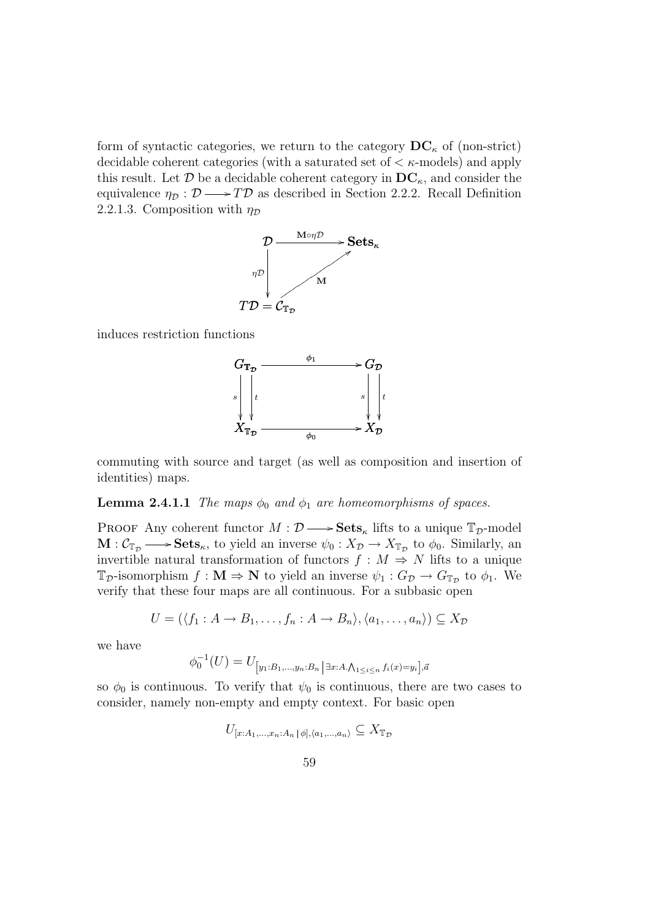form of syntactic categories, we return to the category $\mathbf{DC}_\kappa$ of (non-strict) decidable coherent categories (with a saturated set of $< \kappa$-models) and apply this result. Let $\mathcal{D}$ be a decidable coherent category in $\mathbf{DC}_\kappa$, and consider the equivalence $\eta_\mathcal{D} : \mathcal{D} \longrightarrow T\mathcal{D}$ as described in Section 2.2.2. Recall Definition 2.2.1.3. Composition with $\eta_\mathcal{D}$

$$
\begin{array}{ccc}
\mathcal{D} & \xrightarrow{\mathbf{M} \circ \eta \mathcal{D}} & \mathbf{Sets}_\kappa \\
{\scriptstyle \eta\mathcal{D}} \big\downarrow & \nearrow_{\mathbf{M}} & \\
T\mathcal{D} = \mathcal{C}_{\mathbb{T}_\mathcal{D}} & &
\end{array}
$$

induces restriction functions

$$
\begin{array}{ccc}
G_{\mathbb{T}_\mathcal{D}} & \xrightarrow{\phi_1} & G_\mathcal{D} \\
{\scriptstyle s} \big\downarrow \big\downarrow {\scriptstyle t} & & {\scriptstyle s} \big\downarrow \big\downarrow {\scriptstyle t} \\
X_{\mathbb{T}_\mathcal{D}} & \xrightarrow[\phi_0]{} & X_\mathcal{D}
\end{array}
$$

commuting with source and target (as well as composition and insertion of identities) maps.

**Lemma 2.4.1.1** *The maps $\phi_0$ and $\phi_1$ are homeomorphisms of spaces.*

Proof Any coherent functor $M : \mathcal{D} \longrightarrow \mathbf{Sets}_\kappa$ lifts to a unique $\mathbb{T}_\mathcal{D}$-model $\mathbf{M} : \mathcal{C}_{\mathbb{T}_\mathcal{D}} \longrightarrow \mathbf{Sets}_\kappa$, to yield an inverse $\psi_0 : X_\mathcal{D} \to X_{\mathbb{T}_\mathcal{D}}$ to $\phi_0$. Similarly, an invertible natural transformation of functors $f : M \Rightarrow N$ lifts to a unique $\mathbb{T}_\mathcal{D}$-isomorphism $f : \mathbf{M} \Rightarrow \mathbf{N}$ to yield an inverse $\psi_1 : G_\mathcal{D} \to G_{\mathbb{T}_\mathcal{D}}$ to $\phi_1$. We verify that these four maps are all continuous. For a subbasic open

$$U = (\langle f_1 : A \to B_1, \ldots, f_n : A \to B_n \rangle, \langle a_1, \ldots, a_n \rangle) \subseteq X_\mathcal{D}$$

we have

$$\phi_0^{-1}(U) = U_{\left[y_1:B_1,\ldots,y_n:B_n \,\middle|\, \exists x:A. \bigwedge_{1 \leq i \leq n} f_i(x) = y_i\right], \vec{a}}$$

so $\phi_0$ is continuous. To verify that $\psi_0$ is continuous, there are two cases to consider, namely non-empty and empty context. For basic open

$$U_{[x:A_1,\ldots,x_n:A_n \,|\, \phi], \langle a_1,\ldots,a_n \rangle} \subseteq X_{\mathbb{T}_\mathcal{D}}$$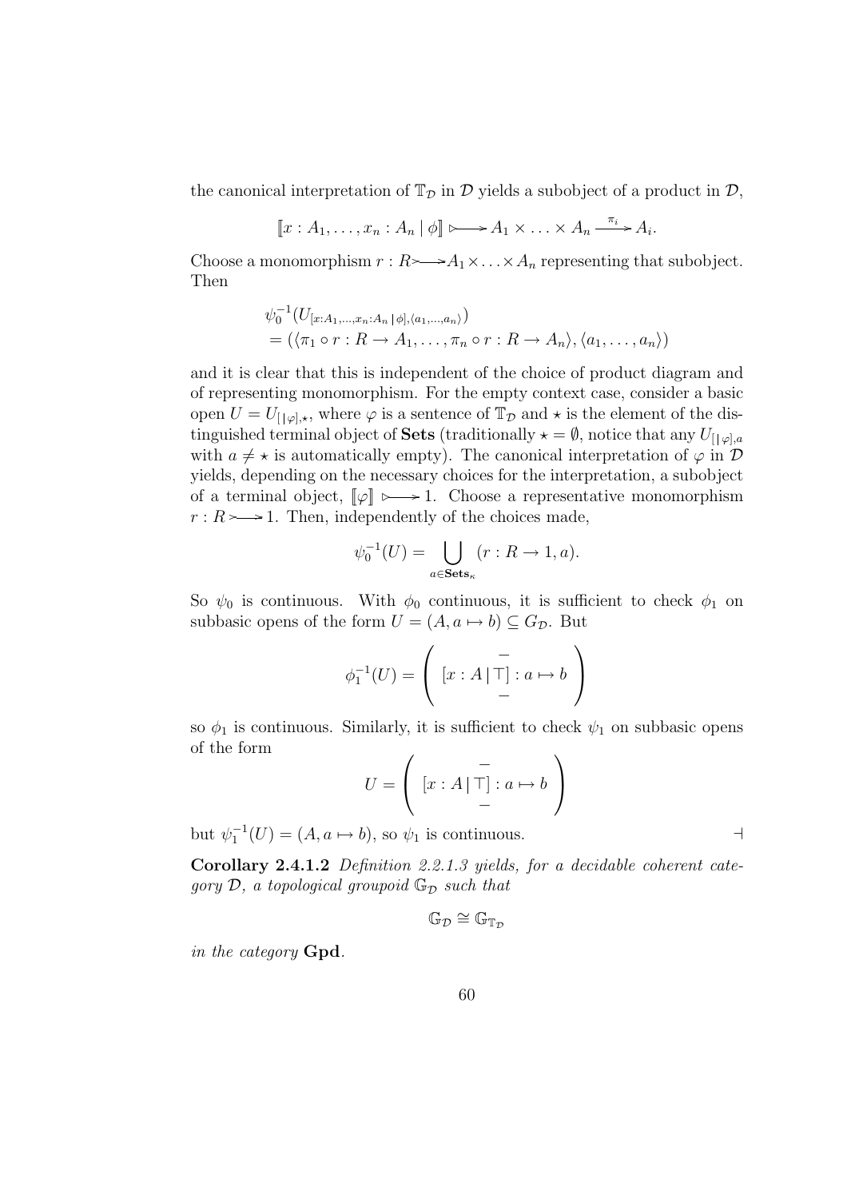the canonical interpretation of $\mathbb{T}_{\mathcal{D}}$ in $\mathcal{D}$ yields a subobject of a product in $\mathcal{D}$,

$$[\![x : A_1, \ldots, x_n : A_n \mid \phi]\!] \rightarrowtail A_1 \times \ldots \times A_n \xrightarrow{\pi_i} A_i.$$

Choose a monomorphism $r : R \rightarrowtail A_1 \times \ldots \times A_n$ representing that subobject. Then

$$\begin{aligned}
&\psi_0^{-1}(U_{[x:A_1,\ldots,x_n:A_n \mid \phi],\langle a_1,\ldots,a_n\rangle}) \\
&= (\langle \pi_1 \circ r : R \to A_1, \ldots, \pi_n \circ r : R \to A_n\rangle, \langle a_1, \ldots, a_n\rangle)
\end{aligned}$$

and it is clear that this is independent of the choice of product diagram and of representing monomorphism. For the empty context case, consider a basic open $U = U_{[\mid \varphi],\star}$, where $\varphi$ is a sentence of $\mathbb{T}_{\mathcal{D}}$ and $\star$ is the element of the distinguished terminal object of **Sets** (traditionally $\star = \emptyset$, notice that any $U_{[\mid \varphi],a}$ with $a \neq \star$ is automatically empty). The canonical interpretation of $\varphi$ in $\mathcal{D}$ yields, depending on the necessary choices for the interpretation, a subobject of a terminal object, $[\![\varphi]\!] \rightarrowtail 1$. Choose a representative monomorphism $r : R \rightarrowtail 1$. Then, independently of the choices made,

$$\psi_0^{-1}(U) = \bigcup_{a \in \mathbf{Sets}_\kappa} (r : R \to 1, a).$$

So $\psi_0$ is continuous. With $\phi_0$ continuous, it is sufficient to check $\phi_1$ on subbasic opens of the form $U = (A, a \mapsto b) \subseteq G_{\mathcal{D}}$. But

$$\phi_1^{-1}(U) = \left( \begin{array}{c} - \\ {[x : A \mid \top] : a \mapsto b} \\ - \end{array} \right)$$

so $\phi_1$ is continuous. Similarly, it is sufficient to check $\psi_1$ on subbasic opens of the form

$$U = \left( \begin{array}{c} - \\ {[x : A \mid \top] : a \mapsto b} \\ - \end{array} \right)$$

but $\psi_1^{-1}(U) = (A, a \mapsto b)$, so $\psi_1$ is continuous. $\dashv$

**Corollary 2.4.1.2** *Definition 2.2.1.3 yields, for a decidable coherent category $\mathcal{D}$, a topological groupoid $\mathbb{G}_{\mathcal{D}}$ such that*

$$\mathbb{G}_{\mathcal{D}} \cong \mathbb{G}_{\mathbb{T}_{\mathcal{D}}}$$

*in the category* **Gpd**.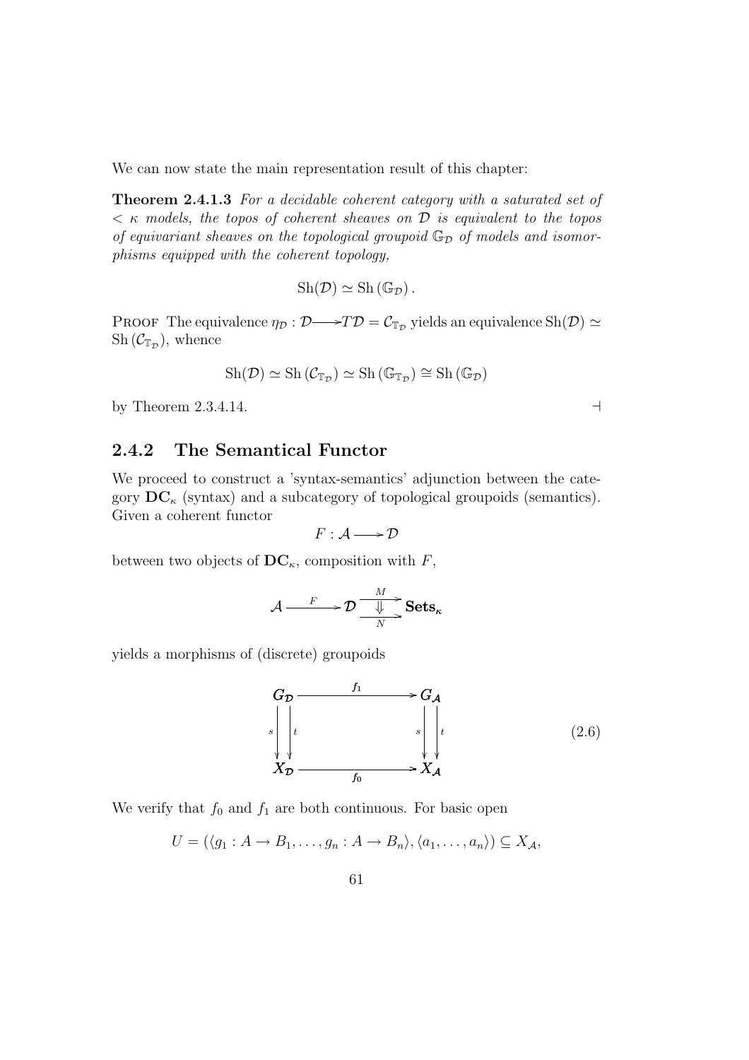We can now state the main representation result of this chapter:

**Theorem 2.4.1.3** *For a decidable coherent category with a saturated set of $< \kappa$ models, the topos of coherent sheaves on $\mathcal{D}$ is equivalent to the topos of equivariant sheaves on the topological groupoid $\mathbb{G}_{\mathcal{D}}$ of models and isomorphisms equipped with the coherent topology,*

$$\mathrm{Sh}(\mathcal{D}) \simeq \mathrm{Sh}\left(\mathbb{G}_{\mathcal{D}}\right).$$

Proof The equivalence $\eta_{\mathcal{D}} : \mathcal{D} \longrightarrow T\mathcal{D} = \mathcal{C}_{\mathbb{T}_{\mathcal{D}}}$ yields an equivalence $\mathrm{Sh}(\mathcal{D}) \simeq \mathrm{Sh}\left(\mathcal{C}_{\mathbb{T}_{\mathcal{D}}}\right)$, whence

$$\mathrm{Sh}(\mathcal{D}) \simeq \mathrm{Sh}\left(\mathcal{C}_{\mathbb{T}_{\mathcal{D}}}\right) \simeq \mathrm{Sh}\left(\mathbb{G}_{\mathbb{T}_{\mathcal{D}}}\right) \cong \mathrm{Sh}\left(\mathbb{G}_{\mathcal{D}}\right)$$

by Theorem 2.3.4.14. $\dashv$

## 2.4.2 The Semantical Functor

We proceed to construct a 'syntax-semantics' adjunction between the category $\mathbf{DC}_{\kappa}$ (syntax) and a subcategory of topological groupoids (semantics). Given a coherent functor

$$F : \mathcal{A} \longrightarrow \mathcal{D}$$

between two objects of $\mathbf{DC}_{\kappa}$, composition with $F$,

$$\mathcal{A} \xrightarrow{\quad F \quad} \mathcal{D} \underset{N}{\overset{M}{\underset{\Downarrow}{\rightrightarrows}}} \mathbf{Sets}_{\kappa}$$

yields a morphisms of (discrete) groupoids

$$\begin{array}{ccc} G_{\mathcal{D}} & \xrightarrow{\quad f_1 \quad} & G_{\mathcal{A}} \\ s \Big\downarrow \Big\downarrow t & & s \Big\downarrow \Big\downarrow t \\ X_{\mathcal{D}} & \xrightarrow{\quad f_0 \quad} & X_{\mathcal{A}} \end{array} \tag{2.6}$$

We verify that $f_0$ and $f_1$ are both continuous. For basic open

$$U = (\langle g_1 : A \to B_1, \ldots, g_n : A \to B_n \rangle, \langle a_1, \ldots, a_n \rangle) \subseteq X_{\mathcal{A}},$$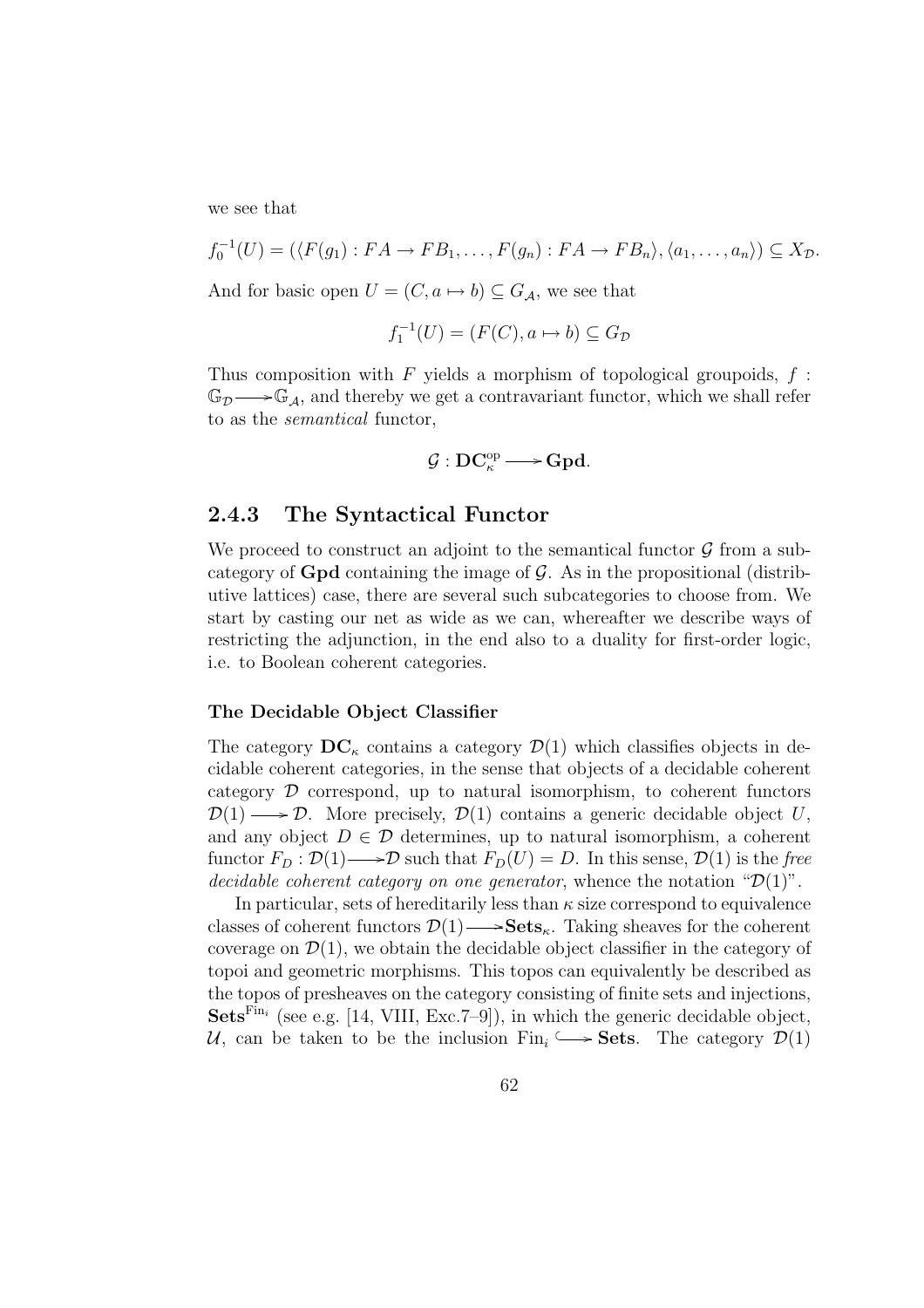we see that

$$f_0^{-1}(U) = (\langle F(g_1) : FA \to FB_1, \ldots, F(g_n) : FA \to FB_n \rangle, \langle a_1, \ldots, a_n \rangle) \subseteq X_{\mathcal{D}}.$$

And for basic open $U = (C, a \mapsto b) \subseteq G_{\mathcal{A}}$, we see that

$$f_1^{-1}(U) = (F(C), a \mapsto b) \subseteq G_{\mathcal{D}}$$

Thus composition with $F$ yields a morphism of topological groupoids, $f : \mathbb{G}_{\mathcal{D}} \longrightarrow \mathbb{G}_{\mathcal{A}}$, and thereby we get a contravariant functor, which we shall refer to as the *semantical* functor,

$$\mathcal{G} : \mathbf{DC}_\kappa^{\mathrm{op}} \longrightarrow \mathbf{Gpd}.$$

### 2.4.3 The Syntactical Functor

We proceed to construct an adjoint to the semantical functor $\mathcal{G}$ from a subcategory of $\mathbf{Gpd}$ containing the image of $\mathcal{G}$. As in the propositional (distributive lattices) case, there are several such subcategories to choose from. We start by casting our net as wide as we can, whereafter we describe ways of restricting the adjunction, in the end also to a duality for first-order logic, i.e. to Boolean coherent categories.

#### The Decidable Object Classifier

The category $\mathbf{DC}_\kappa$ contains a category $\mathcal{D}(1)$ which classifies objects in decidable coherent categories, in the sense that objects of a decidable coherent category $\mathcal{D}$ correspond, up to natural isomorphism, to coherent functors $\mathcal{D}(1) \longrightarrow \mathcal{D}$. More precisely, $\mathcal{D}(1)$ contains a generic decidable object $U$, and any object $D \in \mathcal{D}$ determines, up to natural isomorphism, a coherent functor $F_D : \mathcal{D}(1) \longrightarrow \mathcal{D}$ such that $F_D(U) = D$. In this sense, $\mathcal{D}(1)$ is the *free decidable coherent category on one generator*, whence the notation "$\mathcal{D}(1)$".

In particular, sets of hereditarily less than $\kappa$ size correspond to equivalence classes of coherent functors $\mathcal{D}(1) \longrightarrow \mathbf{Sets}_\kappa$. Taking sheaves for the coherent coverage on $\mathcal{D}(1)$, we obtain the decidable object classifier in the category of topoi and geometric morphisms. This topos can equivalently be described as the topos of presheaves on the category consisting of finite sets and injections, $\mathbf{Sets}^{\mathrm{Fin}_i}$ (see e.g. [14, VIII, Exc.7–9]), in which the generic decidable object, $\mathcal{U}$, can be taken to be the inclusion $\mathrm{Fin}_i \hookrightarrow \mathbf{Sets}$. The category $\mathcal{D}(1)$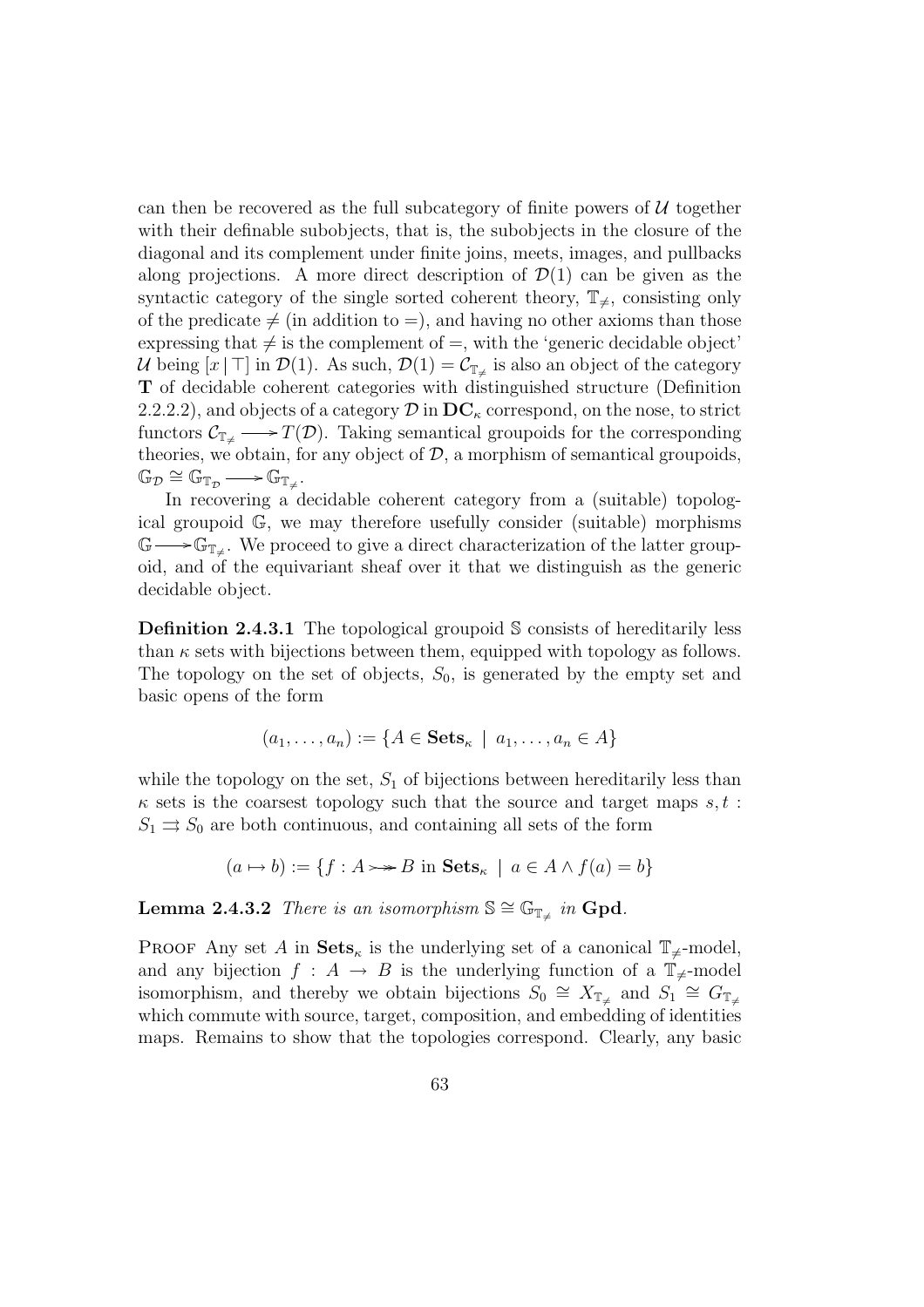can then be recovered as the full subcategory of finite powers of $\mathcal{U}$ together with their definable subobjects, that is, the subobjects in the closure of the diagonal and its complement under finite joins, meets, images, and pullbacks along projections. A more direct description of $\mathcal{D}(1)$ can be given as the syntactic category of the single sorted coherent theory, $\mathbb{T}_{\neq}$, consisting only of the predicate $\neq$ (in addition to $=$), and having no other axioms than those expressing that $\neq$ is the complement of $=$, with the 'generic decidable object' $\mathcal{U}$ being $[x \mid \top]$ in $\mathcal{D}(1)$. As such, $\mathcal{D}(1) = \mathcal{C}_{\mathbb{T}_{\neq}}$ is also an object of the category $\mathbf{T}$ of decidable coherent categories with distinguished structure (Definition 2.2.2.2), and objects of a category $\mathcal{D}$ in $\mathbf{DC}_\kappa$ correspond, on the nose, to strict functors $\mathcal{C}_{\mathbb{T}_{\neq}} \longrightarrow T(\mathcal{D})$. Taking semantical groupoids for the corresponding theories, we obtain, for any object of $\mathcal{D}$, a morphism of semantical groupoids, $\mathbb{G}_{\mathcal{D}} \cong \mathbb{G}_{\mathbb{T}_{\mathcal{D}}} \longrightarrow \mathbb{G}_{\mathbb{T}_{\neq}}$.

In recovering a decidable coherent category from a (suitable) topological groupoid $\mathbb{G}$, we may therefore usefully consider (suitable) morphisms $\mathbb{G} \longrightarrow \mathbb{G}_{\mathbb{T}_{\neq}}$. We proceed to give a direct characterization of the latter groupoid, and of the equivariant sheaf over it that we distinguish as the generic decidable object.

**Definition 2.4.3.1** The topological groupoid $\mathbb{S}$ consists of hereditarily less than $\kappa$ sets with bijections between them, equipped with topology as follows. The topology on the set of objects, $S_0$, is generated by the empty set and basic opens of the form

$$(a_1, \ldots, a_n) := \{A \in \mathbf{Sets}_\kappa \mid a_1, \ldots, a_n \in A\}$$

while the topology on the set, $S_1$ of bijections between hereditarily less than $\kappa$ sets is the coarsest topology such that the source and target maps $s, t : S_1 \rightrightarrows S_0$ are both continuous, and containing all sets of the form

$$(a \mapsto b) := \{f : A \rightarrowtail\!\!\!\!\rightarrow B \text{ in } \mathbf{Sets}_\kappa \mid a \in A \wedge f(a) = b\}$$

**Lemma 2.4.3.2** *There is an isomorphism $\mathbb{S} \cong \mathbb{G}_{\mathbb{T}_{\neq}}$ in* $\mathbf{Gpd}$.

Proof Any set $A$ in $\mathbf{Sets}_\kappa$ is the underlying set of a canonical $\mathbb{T}_{\neq}$-model, and any bijection $f : A \to B$ is the underlying function of a $\mathbb{T}_{\neq}$-model isomorphism, and thereby we obtain bijections $S_0 \cong X_{\mathbb{T}_{\neq}}$ and $S_1 \cong G_{\mathbb{T}_{\neq}}$ which commute with source, target, composition, and embedding of identities maps. Remains to show that the topologies correspond. Clearly, any basic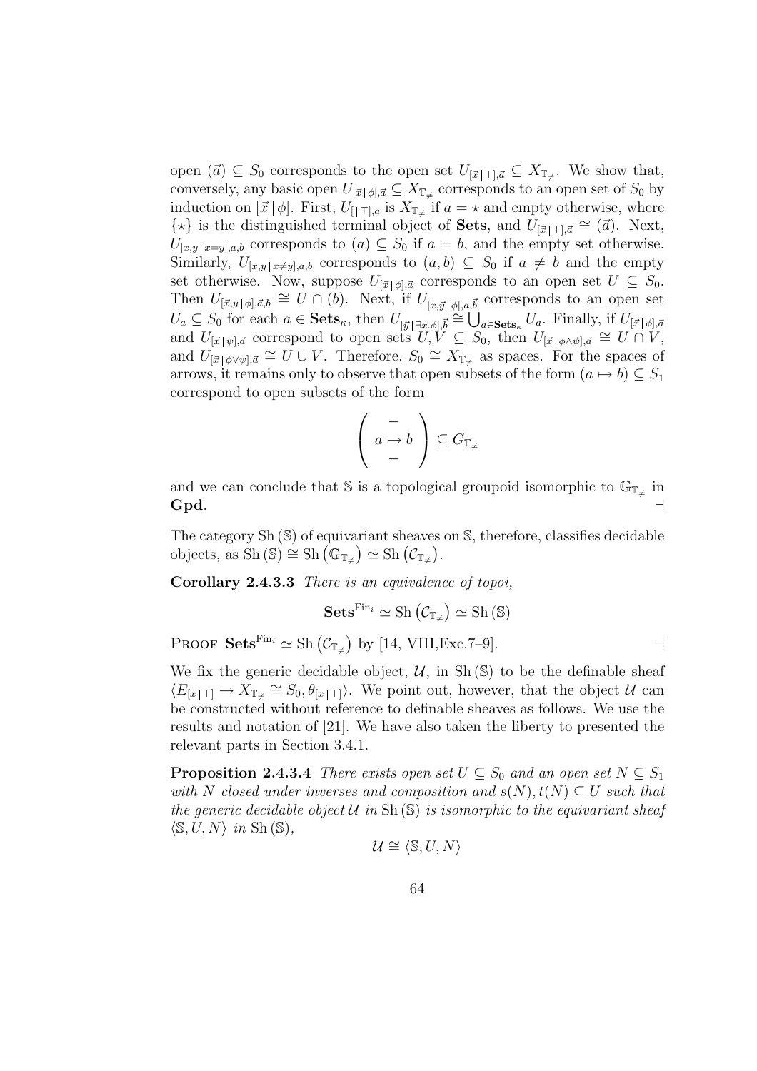open $(\vec{a}) \subseteq S_0$ corresponds to the open set $U_{[\vec{x}\,|\,\top],\vec{a}} \subseteq X_{\mathbb{T}_{\neq}}$. We show that, conversely, any basic open $U_{[\vec{x}\,|\,\phi],\vec{a}} \subseteq X_{\mathbb{T}_{\neq}}$ corresponds to an open set of $S_0$ by induction on $[\vec{x}\,|\,\phi]$. First, $U_{[\,|\,\top],a}$ is $X_{\mathbb{T}_{\neq}}$ if $a = \star$ and empty otherwise, where $\{\star\}$ is the distinguished terminal object of **Sets**, and $U_{[\vec{x}\,|\,\top],\vec{a}} \cong (\vec{a})$. Next, $U_{[x,y\,|\,x=y],a,b}$ corresponds to $(a) \subseteq S_0$ if $a = b$, and the empty set otherwise. Similarly, $U_{[x,y\,|\,x\neq y],a,b}$ corresponds to $(a,b) \subseteq S_0$ if $a \neq b$ and the empty set otherwise. Now, suppose $U_{[\vec{x}\,|\,\phi],\vec{a}}$ corresponds to an open set $U \subseteq S_0$. Then $U_{[\vec{x},y\,|\,\phi],\vec{a},b} \cong U \cap (b)$. Next, if $U_{[x,\vec{y}\,|\,\phi],a,\vec{b}}$ corresponds to an open set $U_a \subseteq S_0$ for each $a \in \mathbf{Sets}_\kappa$, then $U_{[\vec{y}\,|\,\exists x.\phi],\vec{b}} \cong \bigcup_{a\in\mathbf{Sets}_\kappa} U_a$. Finally, if $U_{[\vec{x}\,|\,\phi],\vec{a}}$ and $U_{[\vec{x}\,|\,\psi],\vec{a}}$ correspond to open sets $U, V \subseteq S_0$, then $U_{[\vec{x}\,|\,\phi\wedge\psi],\vec{a}} \cong U \cap V$, and $U_{[\vec{x}\,|\,\phi\vee\psi],\vec{a}} \cong U \cup V$. Therefore, $S_0 \cong X_{\mathbb{T}_{\neq}}$ as spaces. For the spaces of arrows, it remains only to observe that open subsets of the form $(a \mapsto b) \subseteq S_1$ correspond to open subsets of the form

$$\left(\begin{array}{c} - \\ a \mapsto b \\ - \end{array}\right) \subseteq G_{\mathbb{T}_{\neq}}$$

and we can conclude that $\mathbb{S}$ is a topological groupoid isomorphic to $\mathbb{G}_{\mathbb{T}_{\neq}}$ in **Gpd**. $\dashv$

The category $\mathrm{Sh}(\mathbb{S})$ of equivariant sheaves on $\mathbb{S}$, therefore, classifies decidable objects, as $\mathrm{Sh}(\mathbb{S}) \cong \mathrm{Sh}(\mathbb{G}_{\mathbb{T}_{\neq}}) \simeq \mathrm{Sh}(\mathcal{C}_{\mathbb{T}_{\neq}})$.

**Corollary 2.4.3.3** *There is an equivalence of topoi,*

$$\mathbf{Sets}^{\mathrm{Fin}_i} \simeq \mathrm{Sh}(\mathcal{C}_{\mathbb{T}_{\neq}}) \simeq \mathrm{Sh}(\mathbb{S})$$

PROOF $\mathbf{Sets}^{\mathrm{Fin}_i} \simeq \mathrm{Sh}(\mathcal{C}_{\mathbb{T}_{\neq}})$ by [14, VIII,Exc.7–9]. $\dashv$

We fix the generic decidable object, $\mathcal{U}$, in $\mathrm{Sh}(\mathbb{S})$ to be the definable sheaf $\langle E_{[x\,|\,\top]} \to X_{\mathbb{T}_{\neq}} \cong S_0, \theta_{[x\,|\,\top]}\rangle$. We point out, however, that the object $\mathcal{U}$ can be constructed without reference to definable sheaves as follows. We use the results and notation of [21]. We have also taken the liberty to presented the relevant parts in Section 3.4.1.

**Proposition 2.4.3.4** *There exists open set $U \subseteq S_0$ and an open set $N \subseteq S_1$ with $N$ closed under inverses and composition and $s(N), t(N) \subseteq U$ such that the generic decidable object $\mathcal{U}$ in $\mathrm{Sh}(\mathbb{S})$ is isomorphic to the equivariant sheaf $\langle \mathbb{S}, U, N\rangle$ in $\mathrm{Sh}(\mathbb{S})$,*

$$\mathcal{U} \cong \langle \mathbb{S}, U, N\rangle$$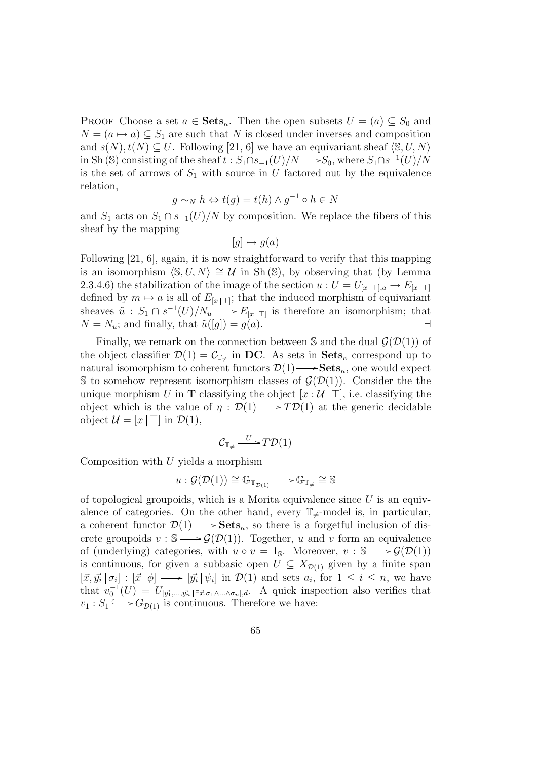PROOF Choose a set $a \in \mathbf{Sets}_\kappa$. Then the open subsets $U = (a) \subseteq S_0$ and $N = (a \mapsto a) \subseteq S_1$ are such that $N$ is closed under inverses and composition and $s(N), t(N) \subseteq U$. Following [21, 6] we have an equivariant sheaf $\langle \mathbb{S}, U, N \rangle$ in $\mathrm{Sh}(\mathbb{S})$ consisting of the sheaf $t : S_1 \cap s_{-1}(U)/N \longrightarrow S_0$, where $S_1 \cap s^{-1}(U)/N$ is the set of arrows of $S_1$ with source in $U$ factored out by the equivalence relation,

$$g \sim_N h \Leftrightarrow t(g) = t(h) \wedge g^{-1} \circ h \in N$$

and $S_1$ acts on $S_1 \cap s_{-1}(U)/N$ by composition. We replace the fibers of this sheaf by the mapping

$$[g] \mapsto g(a)$$

Following [21, 6], again, it is now straightforward to verify that this mapping is an isomorphism $\langle \mathbb{S}, U, N \rangle \cong \mathcal{U}$ in $\mathrm{Sh}(\mathbb{S})$, by observing that (by Lemma 2.3.4.6) the stabilization of the image of the section $u : U = U_{[x \mid \top], a} \to E_{[x \mid \top]}$ defined by $m \mapsto a$ is all of $E_{[x \mid \top]}$; that the induced morphism of equivariant sheaves $\tilde{u} : S_1 \cap s^{-1}(U)/N_u \longrightarrow E_{[x \mid \top]}$ is therefore an isomorphism; that $N = N_u$; and finally, that $\tilde{u}([g]) = g(a)$. $\dashv$

Finally, we remark on the connection between $\mathbb{S}$ and the dual $\mathcal{G}(\mathcal{D}(1))$ of the object classifier $\mathcal{D}(1) = \mathcal{C}_{\mathbb{T}_{\neq}}$ in $\mathbf{DC}$. As sets in $\mathbf{Sets}_\kappa$ correspond up to natural isomorphism to coherent functors $\mathcal{D}(1) \longrightarrow \mathbf{Sets}_\kappa$, one would expect $\mathbb{S}$ to somehow represent isomorphism classes of $\mathcal{G}(\mathcal{D}(1))$. Consider the the unique morphism $U$ in $\mathbf{T}$ classifying the object $[x : \mathcal{U} \mid \top]$, i.e. classifying the object which is the value of $\eta : \mathcal{D}(1) \longrightarrow T\mathcal{D}(1)$ at the generic decidable object $\mathcal{U} = [x \mid \top]$ in $\mathcal{D}(1)$,

$$\mathcal{C}_{\mathbb{T}_{\neq}} \xrightarrow{\ U\ } T\mathcal{D}(1)$$

Composition with $U$ yields a morphism

$$u : \mathcal{G}(\mathcal{D}(1)) \cong \mathbb{G}_{\mathbb{T}_{\mathcal{D}(1)}} \longrightarrow \mathbb{G}_{\mathbb{T}_{\neq}} \cong \mathbb{S}$$

of topological groupoids, which is a Morita equivalence since $U$ is an equivalence of categories. On the other hand, every $\mathbb{T}_{\neq}$-model is, in particular, a coherent functor $\mathcal{D}(1) \longrightarrow \mathbf{Sets}_\kappa$, so there is a forgetful inclusion of discrete groupoids $v : \mathbb{S} \longrightarrow \mathcal{G}(\mathcal{D}(1))$. Together, $u$ and $v$ form an equivalence of (underlying) categories, with $u \circ v = 1_{\mathbb{S}}$. Moreover, $v : \mathbb{S} \longrightarrow \mathcal{G}(\mathcal{D}(1))$ is continuous, for given a subbasic open $U \subseteq X_{\mathcal{D}(1)}$ given by a finite span $[\vec{x}, \vec{y_i} \mid \sigma_i] : [\vec{x} \mid \phi] \longrightarrow [\vec{y_i} \mid \psi_i]$ in $\mathcal{D}(1)$ and sets $a_i$, for $1 \leq i \leq n$, we have that $v_0^{-1}(U) = U_{[\vec{y_1}, \ldots, \vec{y_n} \mid \exists \vec{x}. \sigma_1 \wedge \ldots \wedge \sigma_n], \vec{a}}$. A quick inspection also verifies that $v_1 : S_1 \hookrightarrow G_{\mathcal{D}(1)}$ is continuous. Therefore we have: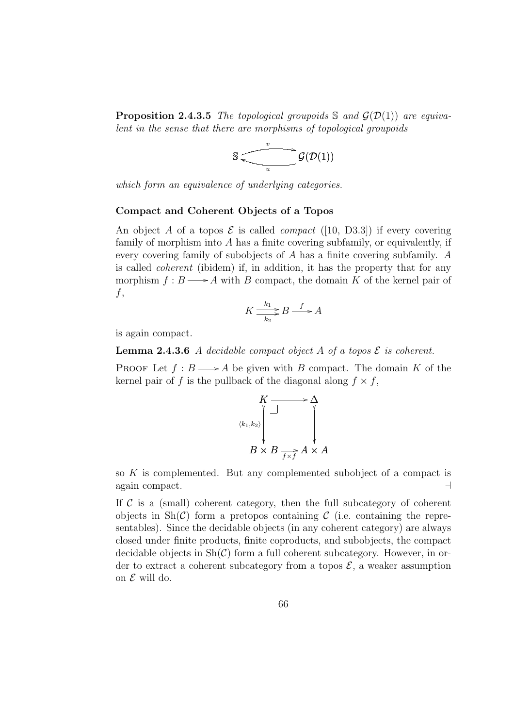**Proposition 2.4.3.5** *The topological groupoids $\mathbb{S}$ and $\mathcal{G}(\mathcal{D}(1))$ are equivalent in the sense that there are morphisms of topological groupoids*

$$\mathbb{S} \underset{u}{\overset{v}{\rightleftarrows}} \mathcal{G}(\mathcal{D}(1))$$

*which form an equivalence of underlying categories.*

### Compact and Coherent Objects of a Topos

An object $A$ of a topos $\mathcal{E}$ is called *compact* ([10, D3.3]) if every covering family of morphism into $A$ has a finite covering subfamily, or equivalently, if every covering family of subobjects of $A$ has a finite covering subfamily. $A$ is called *coherent* (ibidem) if, in addition, it has the property that for any morphism $f : B \longrightarrow A$ with $B$ compact, the domain $K$ of the kernel pair of $f$,

$$K \underset{k_2}{\overset{k_1}{\rightrightarrows}} B \xrightarrow{\ f\ } A$$

is again compact.

**Lemma 2.4.3.6** *A decidable compact object $A$ of a topos $\mathcal{E}$ is coherent.*

Proof Let $f : B \longrightarrow A$ be given with $B$ compact. The domain $K$ of the kernel pair of $f$ is the pullback of the diagonal along $f \times f$,

$$\begin{array}{ccc} K & \longrightarrow & \Delta \\ {\scriptstyle \langle k_1, k_2 \rangle}\big\downarrow & \lrcorner & \big\downarrow \\ B \times B & \xrightarrow[f \times f]{} & A \times A \end{array}$$

so $K$ is complemented. But any complemented subobject of a compact is again compact. $\dashv$

If $\mathcal{C}$ is a (small) coherent category, then the full subcategory of coherent objects in $\mathrm{Sh}(\mathcal{C})$ form a pretopos containing $\mathcal{C}$ (i.e. containing the representables). Since the decidable objects (in any coherent category) are always closed under finite products, finite coproducts, and subobjects, the compact decidable objects in $\mathrm{Sh}(\mathcal{C})$ form a full coherent subcategory. However, in order to extract a coherent subcategory from a topos $\mathcal{E}$, a weaker assumption on $\mathcal{E}$ will do.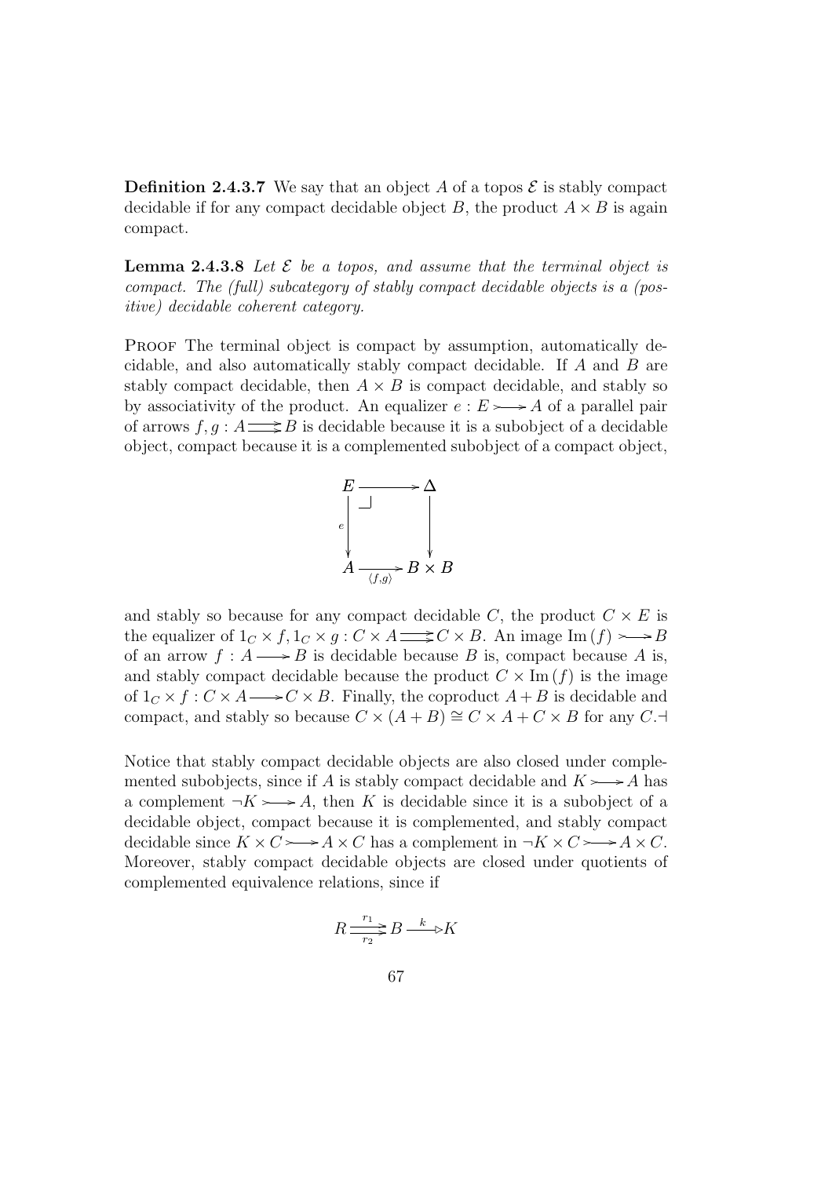**Definition 2.4.3.7** We say that an object $A$ of a topos $\mathcal{E}$ is stably compact decidable if for any compact decidable object $B$, the product $A \times B$ is again compact.

**Lemma 2.4.3.8** *Let $\mathcal{E}$ be a topos, and assume that the terminal object is compact. The (full) subcategory of stably compact decidable objects is a (positive) decidable coherent category.*

PROOF The terminal object is compact by assumption, automatically decidable, and also automatically stably compact decidable. If $A$ and $B$ are stably compact decidable, then $A \times B$ is compact decidable, and stably so by associativity of the product. An equalizer $e : E \rightarrowtail A$ of a parallel pair of arrows $f, g : A \rightrightarrows B$ is decidable because it is a subobject of a decidable object, compact because it is a complemented subobject of a compact object,

$$\begin{array}{ccc} E & \longrightarrow & \Delta \\ {\scriptstyle e}\downarrow & \lrcorner & \downarrow \\ A & \xrightarrow[\langle f,g \rangle]{} & B \times B \end{array}$$

and stably so because for any compact decidable $C$, the product $C \times E$ is the equalizer of $1_C \times f, 1_C \times g : C \times A \rightrightarrows C \times B$. An image $\mathrm{Im}(f) \rightarrowtail B$ of an arrow $f : A \longrightarrow B$ is decidable because $B$ is, compact because $A$ is, and stably compact decidable because the product $C \times \mathrm{Im}(f)$ is the image of $1_C \times f : C \times A \longrightarrow C \times B$. Finally, the coproduct $A + B$ is decidable and compact, and stably so because $C \times (A + B) \cong C \times A + C \times B$ for any $C$.⊣

Notice that stably compact decidable objects are also closed under complemented subobjects, since if $A$ is stably compact decidable and $K \rightarrowtail A$ has a complement $\neg K \rightarrowtail A$, then $K$ is decidable since it is a subobject of a decidable object, compact because it is complemented, and stably compact decidable since $K \times C \rightarrowtail A \times C$ has a complement in $\neg K \times C \rightarrowtail A \times C$. Moreover, stably compact decidable objects are closed under quotients of complemented equivalence relations, since if

$$R \overset{r_1}{\underset{r_2}{\rightrightarrows}} B \xrightarrow{k} K$$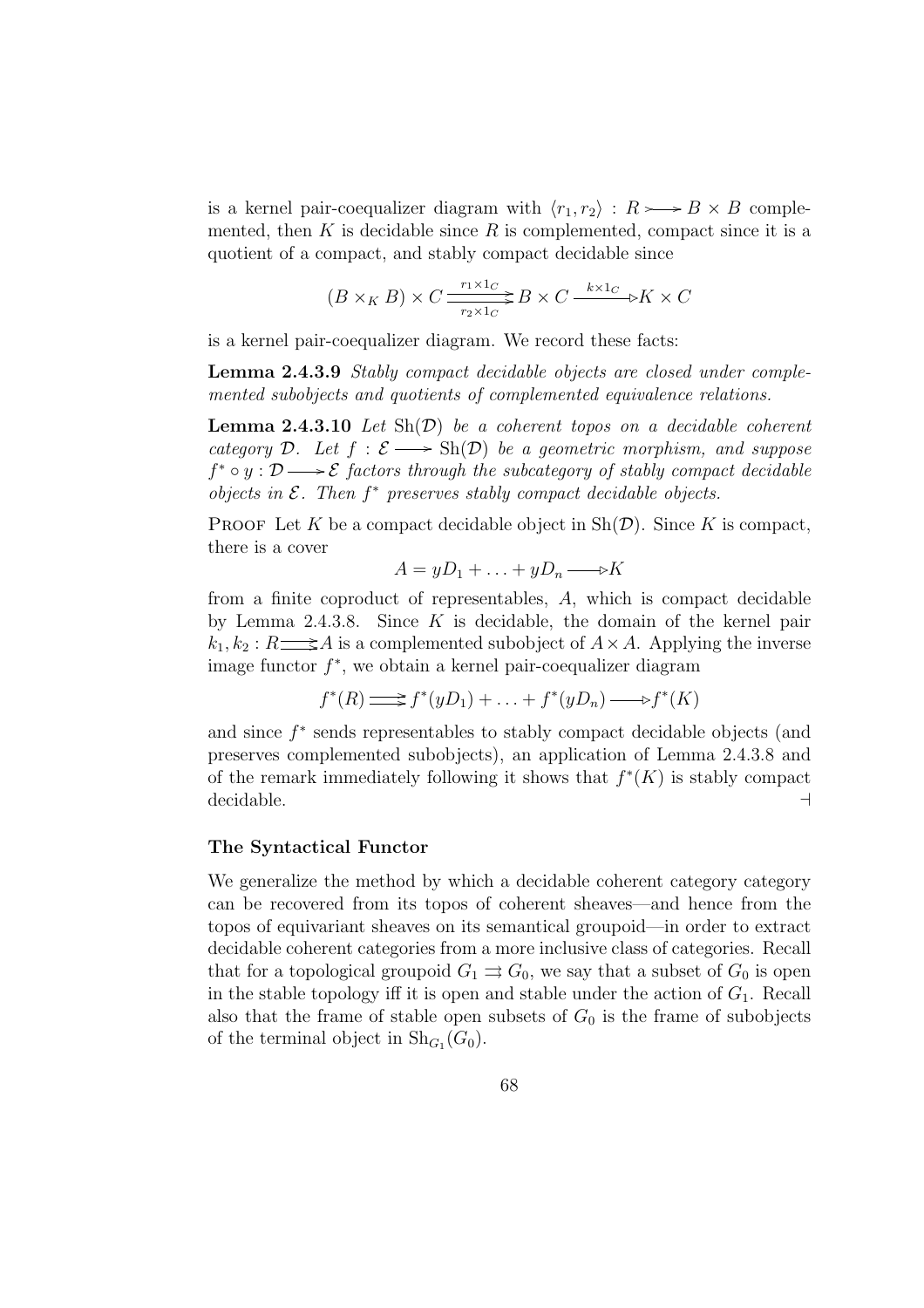is a kernel pair-coequalizer diagram with $\langle r_1, r_2 \rangle : R \rightarrowtail B \times B$ complemented, then $K$ is decidable since $R$ is complemented, compact since it is a quotient of a compact, and stably compact decidable since

$$(B \times_K B) \times C \underset{r_2 \times 1_C}{\overset{r_1 \times 1_C}{\rightrightarrows}} B \times C \xrightarrow{k \times 1_C} K \times C$$

is a kernel pair-coequalizer diagram. We record these facts:

**Lemma 2.4.3.9** *Stably compact decidable objects are closed under complemented subobjects and quotients of complemented equivalence relations.*

**Lemma 2.4.3.10** *Let $\mathrm{Sh}(\mathcal{D})$ be a coherent topos on a decidable coherent category $\mathcal{D}$. Let $f : \mathcal{E} \longrightarrow \mathrm{Sh}(\mathcal{D})$ be a geometric morphism, and suppose $f^* \circ y : \mathcal{D} \longrightarrow \mathcal{E}$ factors through the subcategory of stably compact decidable objects in $\mathcal{E}$. Then $f^*$ preserves stably compact decidable objects.*

Proof Let $K$ be a compact decidable object in $\mathrm{Sh}(\mathcal{D})$. Since $K$ is compact, there is a cover

$$A = yD_1 + \ldots + yD_n \longrightarrow K$$

from a finite coproduct of representables, $A$, which is compact decidable by Lemma 2.4.3.8. Since $K$ is decidable, the domain of the kernel pair $k_1, k_2 : R \rightrightarrows A$ is a complemented subobject of $A \times A$. Applying the inverse image functor $f^*$, we obtain a kernel pair-coequalizer diagram

$$f^*(R) \rightrightarrows f^*(yD_1) + \ldots + f^*(yD_n) \longrightarrow f^*(K)$$

and since $f^*$ sends representables to stably compact decidable objects (and preserves complemented subobjects), an application of Lemma 2.4.3.8 and of the remark immediately following it shows that $f^*(K)$ is stably compact decidable. $\dashv$

### The Syntactical Functor

We generalize the method by which a decidable coherent category category can be recovered from its topos of coherent sheaves—and hence from the topos of equivariant sheaves on its semantical groupoid—in order to extract decidable coherent categories from a more inclusive class of categories. Recall that for a topological groupoid $G_1 \rightrightarrows G_0$, we say that a subset of $G_0$ is open in the stable topology iff it is open and stable under the action of $G_1$. Recall also that the frame of stable open subsets of $G_0$ is the frame of subobjects of the terminal object in $\mathrm{Sh}_{G_1}(G_0)$.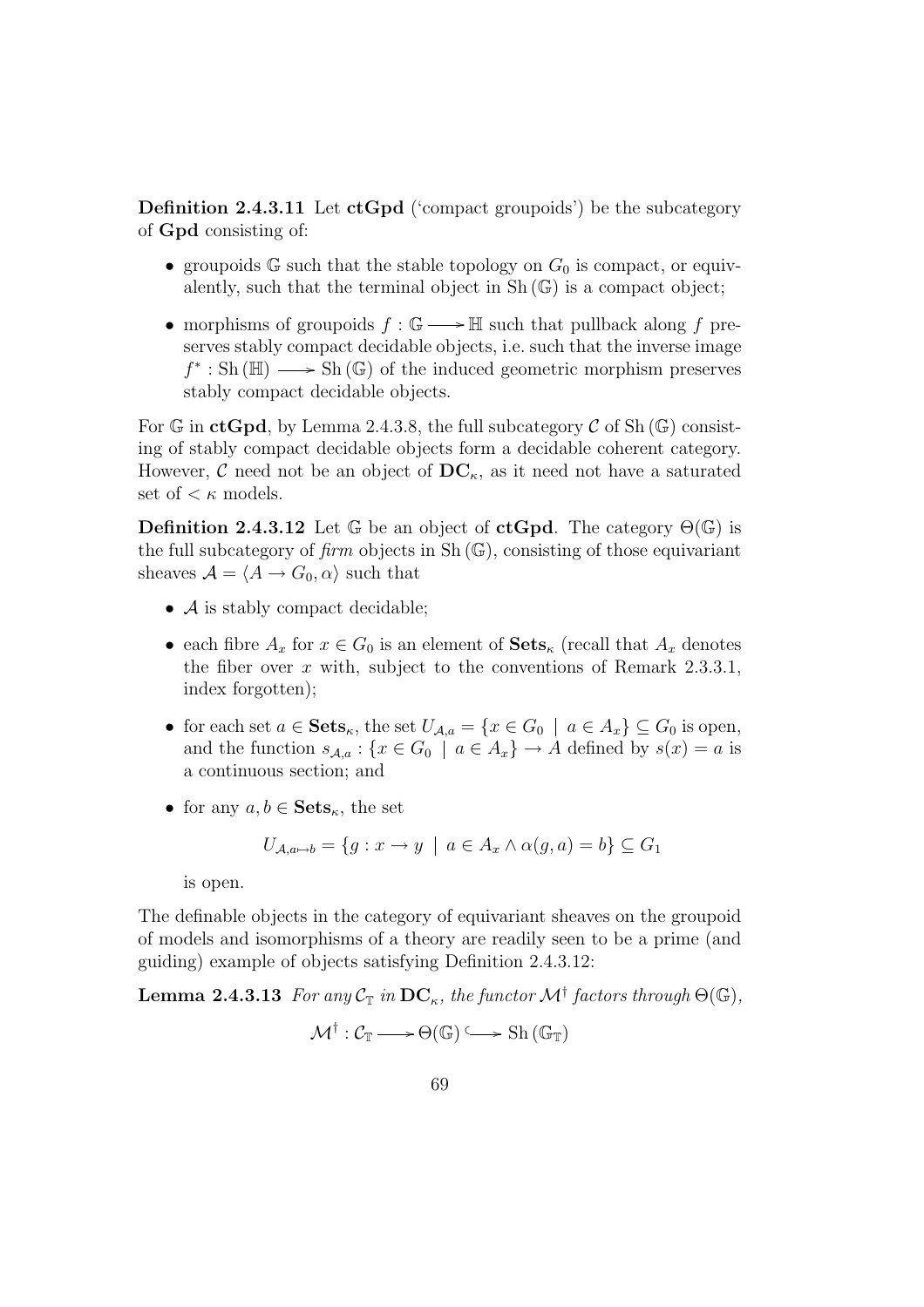**Definition 2.4.3.11** Let **ctGpd** ('compact groupoids') be the subcategory of **Gpd** consisting of:

- groupoids $\mathbb{G}$ such that the stable topology on $G_0$ is compact, or equivalently, such that the terminal object in $\mathrm{Sh}(\mathbb{G})$ is a compact object;
- morphisms of groupoids $f : \mathbb{G} \longrightarrow \mathbb{H}$ such that pullback along $f$ preserves stably compact decidable objects, i.e. such that the inverse image $f^* : \mathrm{Sh}(\mathbb{H}) \longrightarrow \mathrm{Sh}(\mathbb{G})$ of the induced geometric morphism preserves stably compact decidable objects.

For $\mathbb{G}$ in **ctGpd**, by Lemma 2.4.3.8, the full subcategory $\mathcal{C}$ of $\mathrm{Sh}(\mathbb{G})$ consisting of stably compact decidable objects form a decidable coherent category. However, $\mathcal{C}$ need not be an object of $\mathbf{DC}_\kappa$, as it need not have a saturated set of $< \kappa$ models.

**Definition 2.4.3.12** Let $\mathbb{G}$ be an object of **ctGpd**. The category $\Theta(\mathbb{G})$ is the full subcategory of *firm* objects in $\mathrm{Sh}(\mathbb{G})$, consisting of those equivariant sheaves $\mathcal{A} = \langle A \to G_0, \alpha \rangle$ such that

- $\mathcal{A}$ is stably compact decidable;
- each fibre $A_x$ for $x \in G_0$ is an element of $\mathbf{Sets}_\kappa$ (recall that $A_x$ denotes the fiber over $x$ with, subject to the conventions of Remark 2.3.3.1, index forgotten);
- for each set $a \in \mathbf{Sets}_\kappa$, the set $U_{\mathcal{A},a} = \{x \in G_0 \mid a \in A_x\} \subseteq G_0$ is open, and the function $s_{\mathcal{A},a} : \{x \in G_0 \mid a \in A_x\} \to A$ defined by $s(x) = a$ is a continuous section; and
- for any $a, b \in \mathbf{Sets}_\kappa$, the set

$$U_{\mathcal{A},a \mapsto b} = \{g : x \to y \mid a \in A_x \wedge \alpha(g, a) = b\} \subseteq G_1$$

is open.

The definable objects in the category of equivariant sheaves on the groupoid of models and isomorphisms of a theory are readily seen to be a prime (and guiding) example of objects satisfying Definition 2.4.3.12:

**Lemma 2.4.3.13** *For any $\mathcal{C}_\mathbb{T}$ in $\mathbf{DC}_\kappa$, the functor $\mathcal{M}^\dagger$ factors through $\Theta(\mathbb{G})$,*

$$\mathcal{M}^\dagger : \mathcal{C}_\mathbb{T} \longrightarrow \Theta(\mathbb{G}) \hookrightarrow \mathrm{Sh}(\mathbb{G}_\mathbb{T})$$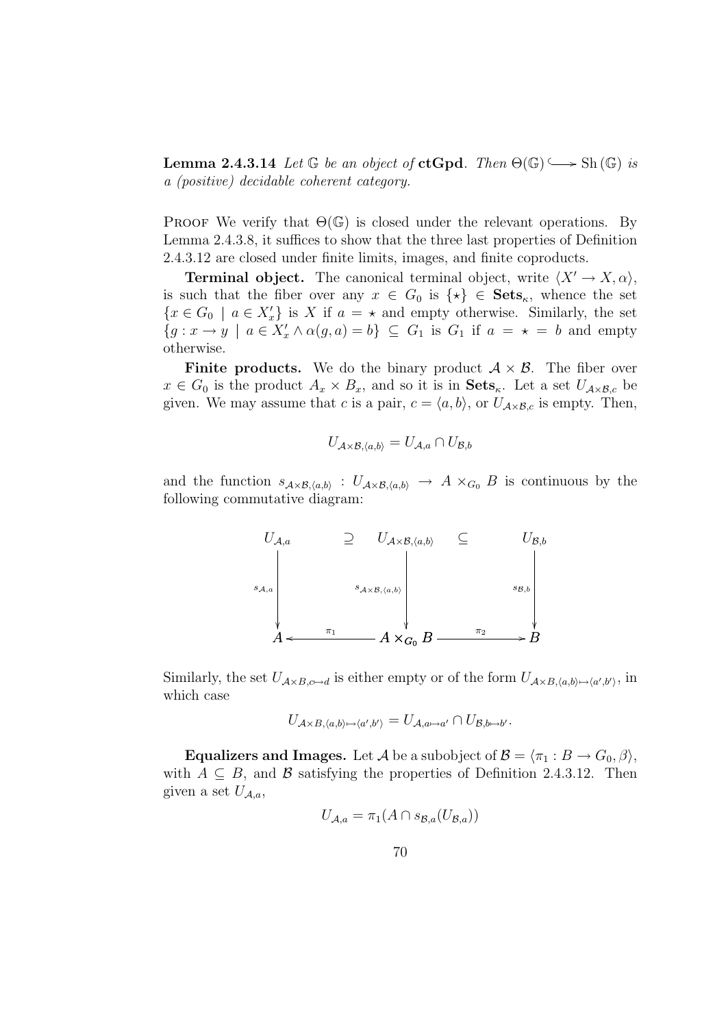**Lemma 2.4.3.14** *Let $\mathbb{G}$ be an object of* **ctGpd**. *Then $\Theta(\mathbb{G}) \hookrightarrow \mathrm{Sh}(\mathbb{G})$ is a (positive) decidable coherent category.*

Proof We verify that $\Theta(\mathbb{G})$ is closed under the relevant operations. By Lemma 2.4.3.8, it suffices to show that the three last properties of Definition 2.4.3.12 are closed under finite limits, images, and finite coproducts.

**Terminal object.** The canonical terminal object, write $\langle X' \to X, \alpha \rangle$, is such that the fiber over any $x \in G_0$ is $\{\star\} \in \mathbf{Sets}_\kappa$, whence the set $\{x \in G_0 \mid a \in X'_x\}$ is $X$ if $a = \star$ and empty otherwise. Similarly, the set $\{g : x \to y \mid a \in X'_x \wedge \alpha(g, a) = b\} \subseteq G_1$ is $G_1$ if $a = \star = b$ and empty otherwise.

**Finite products.** We do the binary product $\mathcal{A} \times \mathcal{B}$. The fiber over $x \in G_0$ is the product $A_x \times B_x$, and so it is in $\mathbf{Sets}_\kappa$. Let a set $U_{\mathcal{A}\times\mathcal{B},c}$ be given. We may assume that $c$ is a pair, $c = \langle a, b \rangle$, or $U_{\mathcal{A}\times\mathcal{B},c}$ is empty. Then,

$$U_{\mathcal{A}\times\mathcal{B},\langle a,b\rangle} = U_{\mathcal{A},a} \cap U_{\mathcal{B},b}$$

and the function $s_{\mathcal{A}\times\mathcal{B},\langle a,b\rangle} : U_{\mathcal{A}\times\mathcal{B},\langle a,b\rangle} \to A \times_{G_0} B$ is continuous by the following commutative diagram:

$$\begin{array}{ccccc}
U_{\mathcal{A},a} & \supseteq & U_{\mathcal{A}\times\mathcal{B},\langle a,b\rangle} & \subseteq & U_{\mathcal{B},b} \\
\downarrow{\scriptstyle s_{\mathcal{A},a}} & & \downarrow{\scriptstyle s_{\mathcal{A}\times\mathcal{B},\langle a,b\rangle}} & & \downarrow{\scriptstyle s_{\mathcal{B},b}} \\
A & \xleftarrow{\pi_1} & A \times_{G_0} B & \xrightarrow{\pi_2} & B
\end{array}$$

Similarly, the set $U_{\mathcal{A}\times B,c\mapsto d}$ is either empty or of the form $U_{\mathcal{A}\times B,\langle a,b\rangle\mapsto\langle a',b'\rangle}$, in which case

$$U_{\mathcal{A}\times B,\langle a,b\rangle\mapsto\langle a',b'\rangle} = U_{\mathcal{A},a\mapsto a'} \cap U_{\mathcal{B},b\mapsto b'}.$$

**Equalizers and Images.** Let $\mathcal{A}$ be a subobject of $\mathcal{B} = \langle \pi_1 : B \to G_0, \beta \rangle$, with $A \subseteq B$, and $\mathcal{B}$ satisfying the properties of Definition 2.4.3.12. Then given a set $U_{\mathcal{A},a}$,

$$U_{\mathcal{A},a} = \pi_1(A \cap s_{\mathcal{B},a}(U_{\mathcal{B},a}))$$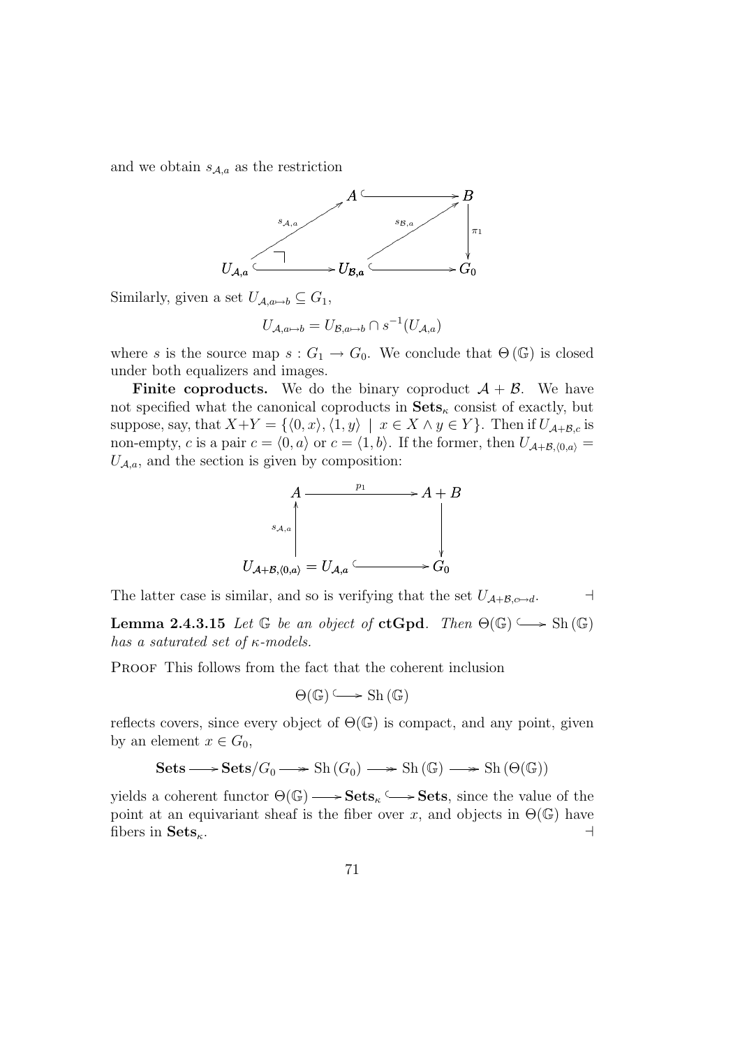and we obtain $s_{\mathcal{A},a}$ as the restriction

$$\begin{array}{ccccc} & & A & \hookrightarrow & B \\ & \nearrow^{s_{\mathcal{A},a}} & & \nearrow^{s_{\mathcal{B},a}} & \downarrow \pi_1 \\ U_{\mathcal{A},a} & \hookrightarrow & U_{\mathcal{B},a} & \hookrightarrow & G_0 \end{array}$$

Similarly, given a set $U_{\mathcal{A},a\mapsto b} \subseteq G_1$,

$$U_{\mathcal{A},a\mapsto b} = U_{\mathcal{B},a\mapsto b} \cap s^{-1}(U_{\mathcal{A},a})$$

where $s$ is the source map $s : G_1 \to G_0$. We conclude that $\Theta(\mathbb{G})$ is closed under both equalizers and images.

**Finite coproducts.** We do the binary coproduct $\mathcal{A} + \mathcal{B}$. We have not specified what the canonical coproducts in $\mathbf{Sets}_\kappa$ consist of exactly, but suppose, say, that $X+Y = \{\langle 0, x\rangle, \langle 1, y\rangle \mid x \in X \wedge y \in Y\}$. Then if $U_{\mathcal{A}+\mathcal{B},c}$ is non-empty, $c$ is a pair $c = \langle 0, a\rangle$ or $c = \langle 1, b\rangle$. If the former, then $U_{\mathcal{A}+\mathcal{B},\langle 0,a\rangle} = U_{\mathcal{A},a}$, and the section is given by composition:

$$\begin{array}{ccc} A & \xrightarrow{p_1} & A + B \\ \uparrow s_{\mathcal{A},a} & & \downarrow \\ U_{\mathcal{A}+\mathcal{B},\langle 0,a\rangle} = U_{\mathcal{A},a} & \hookrightarrow & G_0 \end{array}$$

The latter case is similar, and so is verifying that the set $U_{\mathcal{A}+\mathcal{B},c\mapsto d}$. ⊣

**Lemma 2.4.3.15** *Let $\mathbb{G}$ be an object of* **ctGpd**. *Then $\Theta(\mathbb{G}) \hookrightarrow \mathrm{Sh}(\mathbb{G})$ has a saturated set of $\kappa$-models.*

Proof This follows from the fact that the coherent inclusion

$$\Theta(\mathbb{G}) \hookrightarrow \mathrm{Sh}(\mathbb{G})$$

reflects covers, since every object of $\Theta(\mathbb{G})$ is compact, and any point, given by an element $x \in G_0$,

$$\mathbf{Sets} \longrightarrow \mathbf{Sets}/G_0 \twoheadrightarrow \mathrm{Sh}(G_0) \twoheadrightarrow \mathrm{Sh}(\mathbb{G}) \twoheadrightarrow \mathrm{Sh}(\Theta(\mathbb{G}))$$

yields a coherent functor $\Theta(\mathbb{G}) \longrightarrow \mathbf{Sets}_\kappa \hookrightarrow \mathbf{Sets}$, since the value of the point at an equivariant sheaf is the fiber over $x$, and objects in $\Theta(\mathbb{G})$ have fibers in $\mathbf{Sets}_\kappa$. ⊣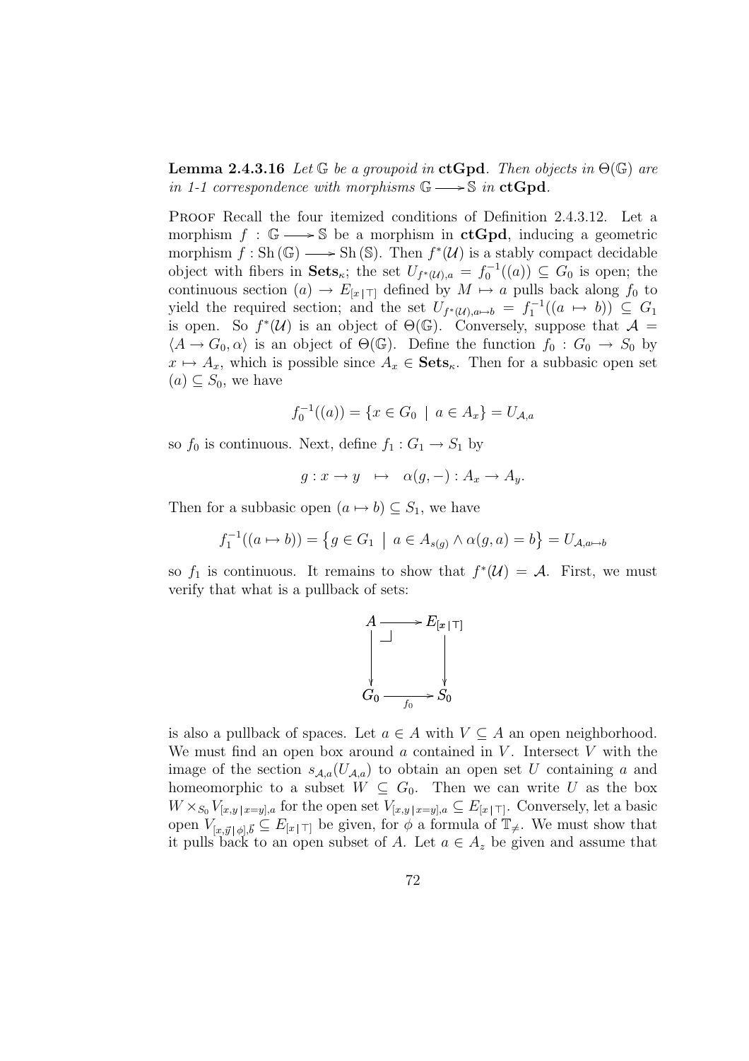**Lemma 2.4.3.16** *Let $\mathbb{G}$ be a groupoid in* **ctGpd**. *Then objects in $\Theta(\mathbb{G})$ are in 1-1 correspondence with morphisms $\mathbb{G} \longrightarrow \mathbb{S}$ in* **ctGpd**.

Proof Recall the four itemized conditions of Definition 2.4.3.12. Let a morphism $f : \mathbb{G} \longrightarrow \mathbb{S}$ be a morphism in **ctGpd**, inducing a geometric morphism $f : \mathrm{Sh}(\mathbb{G}) \longrightarrow \mathrm{Sh}(\mathbb{S})$. Then $f^*(\mathcal{U})$ is a stably compact decidable object with fibers in $\mathbf{Sets}_\kappa$; the set $U_{f^*(\mathcal{U}),a} = f_0^{-1}((a)) \subseteq G_0$ is open; the continuous section $(a) \to E_{[x\,|\,\top]}$ defined by $M \mapsto a$ pulls back along $f_0$ to yield the required section; and the set $U_{f^*(\mathcal{U}),a\mapsto b} = f_1^{-1}((a \mapsto b)) \subseteq G_1$ is open. So $f^*(\mathcal{U})$ is an object of $\Theta(\mathbb{G})$. Conversely, suppose that $\mathcal{A} = \langle A \to G_0, \alpha\rangle$ is an object of $\Theta(\mathbb{G})$. Define the function $f_0 : G_0 \to S_0$ by $x \mapsto A_x$, which is possible since $A_x \in \mathbf{Sets}_\kappa$. Then for a subbasic open set $(a) \subseteq S_0$, we have

$$f_0^{-1}((a)) = \{x \in G_0 \mid a \in A_x\} = U_{\mathcal{A},a}$$

so $f_0$ is continuous. Next, define $f_1 : G_1 \to S_1$ by

$$g : x \to y \quad \mapsto \quad \alpha(g, -) : A_x \to A_y.$$

Then for a subbasic open $(a \mapsto b) \subseteq S_1$, we have

$$f_1^{-1}((a \mapsto b)) = \left\{ g \in G_1 \;\middle|\; a \in A_{s(g)} \wedge \alpha(g, a) = b \right\} = U_{\mathcal{A},a\mapsto b}$$

so $f_1$ is continuous. It remains to show that $f^*(\mathcal{U}) = \mathcal{A}$. First, we must verify that what is a pullback of sets:

$$\begin{array}{ccc} A & \longrightarrow & E_{[x\,|\,\top]} \\ \big\downarrow & \lrcorner & \big\downarrow \\ G_0 & \xrightarrow[f_0]{} & S_0 \end{array}$$

is also a pullback of spaces. Let $a \in A$ with $V \subseteq A$ an open neighborhood. We must find an open box around $a$ contained in $V$. Intersect $V$ with the image of the section $s_{\mathcal{A},a}(U_{\mathcal{A},a})$ to obtain an open set $U$ containing $a$ and homeomorphic to a subset $W \subseteq G_0$. Then we can write $U$ as the box $W \times_{S_0} V_{[x,y\,|\,x=y],a}$ for the open set $V_{[x,y\,|\,x=y],a} \subseteq E_{[x\,|\,\top]}$. Conversely, let a basic open $V_{[x,\vec{y}\,|\,\phi],\vec{b}} \subseteq E_{[x\,|\,\top]}$ be given, for $\phi$ a formula of $\mathbb{T}_{\neq}$. We must show that it pulls back to an open subset of $A$. Let $a \in A_z$ be given and assume that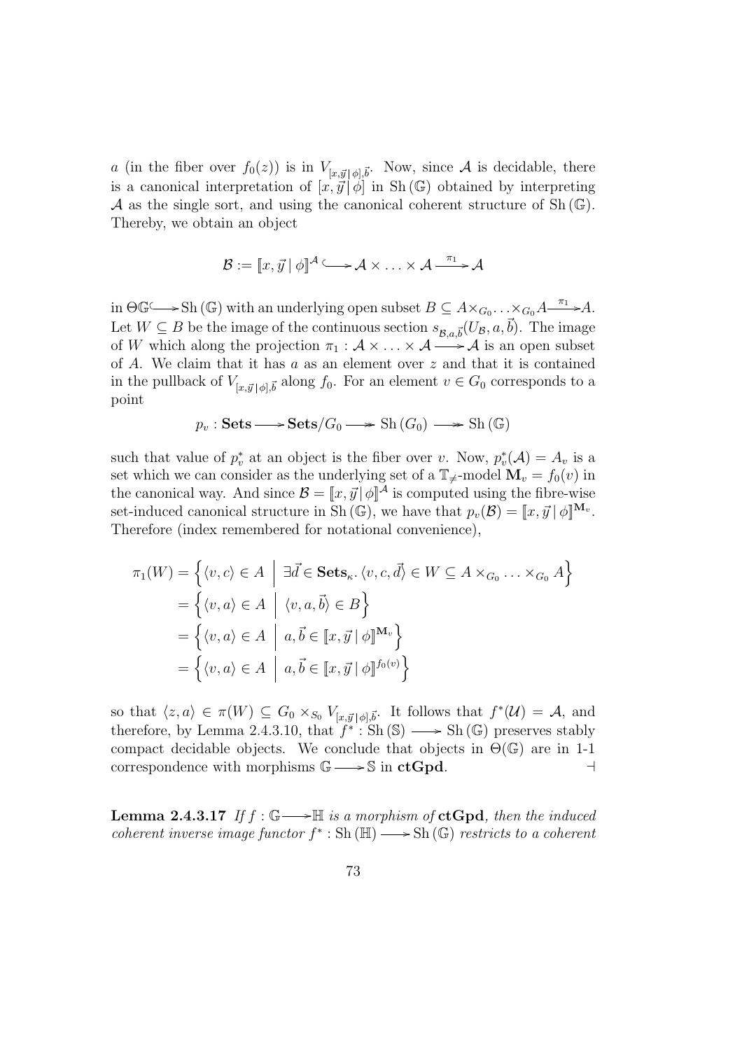$a$ (in the fiber over $f_0(z)$) is in $V_{[x,\vec{y}\,|\,\phi],\vec{b}}$. Now, since $\mathcal{A}$ is decidable, there is a canonical interpretation of $[x,\vec{y}\,|\,\phi]$ in $\mathrm{Sh}\,(\mathbb{G})$ obtained by interpreting $\mathcal{A}$ as the single sort, and using the canonical coherent structure of $\mathrm{Sh}\,(\mathbb{G})$. Thereby, we obtain an object

$$\mathcal{B} := [\![x,\vec{y}\,|\,\phi]\!]^{\mathcal{A}} \hookrightarrow \mathcal{A} \times \ldots \times \mathcal{A} \xrightarrow{\pi_1} \mathcal{A}$$

in $\Theta\mathbb{G} \hookrightarrow \mathrm{Sh}\,(\mathbb{G})$ with an underlying open subset $B \subseteq A \times_{G_0} \ldots \times_{G_0} A \xrightarrow{\pi_1} A$. Let $W \subseteq B$ be the image of the continuous section $s_{\mathcal{B},a,\vec{b}}(U_{\mathcal{B}}, a, \vec{b})$. The image of $W$ which along the projection $\pi_1 : \mathcal{A} \times \ldots \times \mathcal{A} \longrightarrow \mathcal{A}$ is an open subset of $A$. We claim that it has $a$ as an element over $z$ and that it is contained in the pullback of $V_{[x,\vec{y}\,|\,\phi],\vec{b}}$ along $f_0$. For an element $v \in G_0$ corresponds to a point

$$p_v : \mathbf{Sets} \longrightarrow \mathbf{Sets}/G_0 \longrightarrow \mathrm{Sh}\,(G_0) \longrightarrow \mathrm{Sh}\,(\mathbb{G})$$

such that value of $p_v^*$ at an object is the fiber over $v$. Now, $p_v^*(\mathcal{A}) = A_v$ is a set which we can consider as the underlying set of a $\mathbb{T}_{\neq}$-model $\mathbf{M}_v = f_0(v)$ in the canonical way. And since $\mathcal{B} = [\![x,\vec{y}\,|\,\phi]\!]^{\mathcal{A}}$ is computed using the fibre-wise set-induced canonical structure in $\mathrm{Sh}\,(\mathbb{G})$, we have that $p_v(\mathcal{B}) = [\![x,\vec{y}\,|\,\phi]\!]^{\mathbf{M}_v}$. Therefore (index remembered for notational convenience),

$$\begin{aligned}
\pi_1(W) &= \Big\{ \langle v, c\rangle \in A \;\Big|\; \exists \vec{d} \in \mathbf{Sets}_\kappa.\, \langle v, c, \vec{d}\rangle \in W \subseteq A \times_{G_0} \ldots \times_{G_0} A \Big\} \\
&= \Big\{ \langle v, a\rangle \in A \;\Big|\; \langle v, a, \vec{b}\rangle \in B \Big\} \\
&= \Big\{ \langle v, a\rangle \in A \;\Big|\; a, \vec{b} \in [\![x,\vec{y}\,|\,\phi]\!]^{\mathbf{M}_v} \Big\} \\
&= \Big\{ \langle v, a\rangle \in A \;\Big|\; a, \vec{b} \in [\![x,\vec{y}\,|\,\phi]\!]^{f_0(v)} \Big\}
\end{aligned}$$

so that $\langle z, a\rangle \in \pi(W) \subseteq G_0 \times_{S_0} V_{[x,\vec{y}\,|\,\phi],\vec{b}}$. It follows that $f^*(\mathcal{U}) = \mathcal{A}$, and therefore, by Lemma 2.4.3.10, that $f^* : \mathrm{Sh}\,(\mathbb{S}) \longrightarrow \mathrm{Sh}\,(\mathbb{G})$ preserves stably compact decidable objects. We conclude that objects in $\Theta(\mathbb{G})$ are in 1-1 correspondence with morphisms $\mathbb{G} \longrightarrow \mathbb{S}$ in **ctGpd**. $\dashv$

**Lemma 2.4.3.17** *If $f : \mathbb{G} \longrightarrow \mathbb{H}$ is a morphism of* **ctGpd**, *then the induced coherent inverse image functor $f^* : \mathrm{Sh}\,(\mathbb{H}) \longrightarrow \mathrm{Sh}\,(\mathbb{G})$ restricts to a coherent*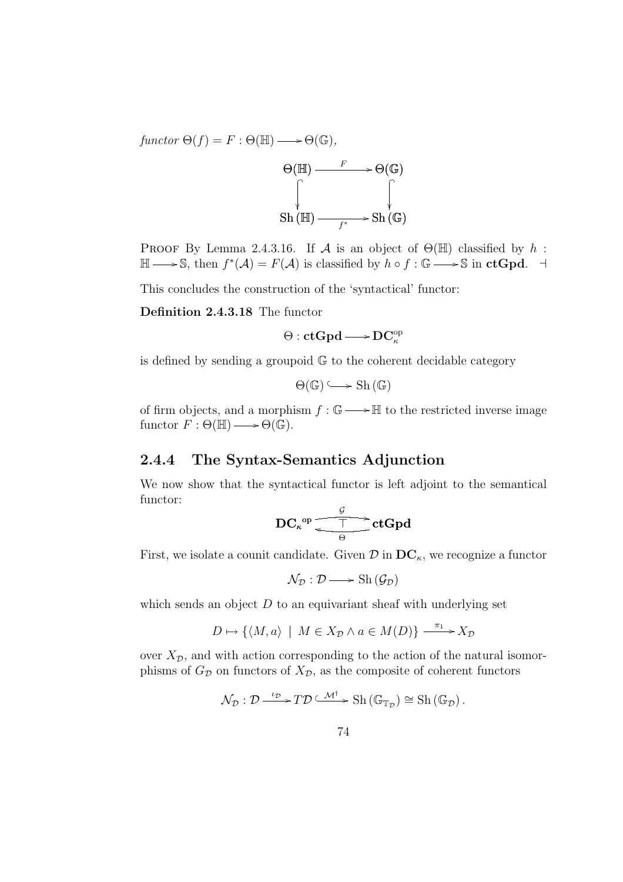*functor* $\Theta(f) = F : \Theta(\mathbb{H}) \longrightarrow \Theta(\mathbb{G})$,

$$\begin{array}{ccc} \Theta(\mathbb{H}) & \xrightarrow{F} & \Theta(\mathbb{G}) \\ \big\downarrow & & \big\downarrow \\ \mathrm{Sh}(\mathbb{H}) & \xrightarrow[f^*]{} & \mathrm{Sh}(\mathbb{G}) \end{array}$$

PROOF By Lemma 2.4.3.16. If $\mathcal{A}$ is an object of $\Theta(\mathbb{H})$ classified by $h : \mathbb{H} \longrightarrow \mathbb{S}$, then $f^*(\mathcal{A}) = F(\mathcal{A})$ is classified by $h \circ f : \mathbb{G} \longrightarrow \mathbb{S}$ in **ctGpd**. $\dashv$

This concludes the construction of the 'syntactical' functor:

**Definition 2.4.3.18** The functor

$$\Theta : \mathbf{ctGpd} \longrightarrow \mathbf{DC}_{\kappa}^{\mathrm{op}}$$

is defined by sending a groupoid $\mathbb{G}$ to the coherent decidable category

$$\Theta(\mathbb{G}) \hookrightarrow \mathrm{Sh}(\mathbb{G})$$

of firm objects, and a morphism $f : \mathbb{G} \longrightarrow \mathbb{H}$ to the restricted inverse image functor $F : \Theta(\mathbb{H}) \longrightarrow \Theta(\mathbb{G})$.

### 2.4.4 The Syntax-Semantics Adjunction

We now show that the syntactical functor is left adjoint to the semantical functor:

$$\mathbf{DC_{\kappa}}^{\mathrm{op}} \underset{\Theta}{\overset{\mathcal{G}}{\underset{\longleftarrow}{\overset{\longrightarrow}{\top}}}} \mathbf{ctGpd}$$

First, we isolate a counit candidate. Given $\mathcal{D}$ in $\mathbf{DC}_{\kappa}$, we recognize a functor

$$\mathcal{N}_{\mathcal{D}} : \mathcal{D} \longrightarrow \mathrm{Sh}(\mathcal{G}_{\mathcal{D}})$$

which sends an object $D$ to an equivariant sheaf with underlying set

$$D \mapsto \{\langle M, a\rangle \mid M \in X_{\mathcal{D}} \wedge a \in M(D)\} \xrightarrow{\pi_1} X_{\mathcal{D}}$$

over $X_{\mathcal{D}}$, and with action corresponding to the action of the natural isomorphisms of $G_{\mathcal{D}}$ on functors of $X_{\mathcal{D}}$, as the composite of coherent functors

$$\mathcal{N}_{\mathcal{D}} : \mathcal{D} \xrightarrow{\iota_{\mathcal{D}}} T\mathcal{D} \xhookrightarrow{\mathcal{M}^{\dagger}} \mathrm{Sh}(\mathbb{G}_{\mathbb{T}_{\mathcal{D}}}) \cong \mathrm{Sh}(\mathbb{G}_{\mathcal{D}}).$$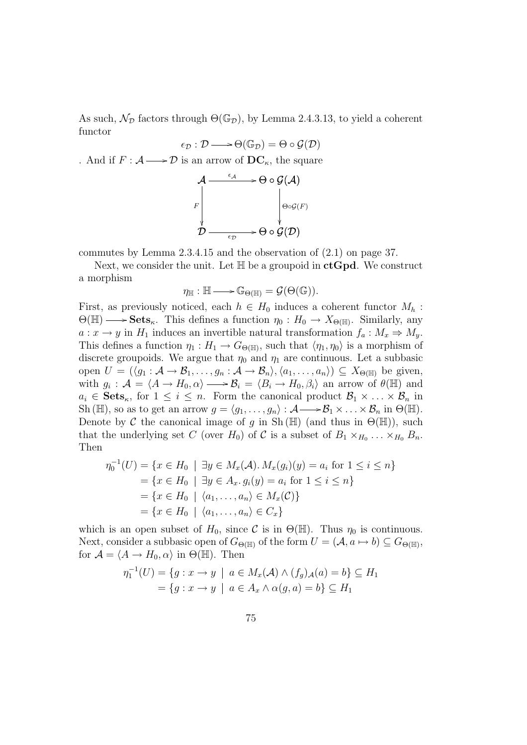As such, $\mathcal{N}_{\mathcal{D}}$ factors through $\Theta(\mathbb{G}_{\mathcal{D}})$, by Lemma 2.4.3.13, to yield a coherent functor

$$\epsilon_{\mathcal{D}} : \mathcal{D} \longrightarrow \Theta(\mathbb{G}_{\mathcal{D}}) = \Theta \circ \mathcal{G}(\mathcal{D})$$

. And if $F : \mathcal{A} \longrightarrow \mathcal{D}$ is an arrow of $\mathbf{DC}_\kappa$, the square

$$\begin{array}{ccc}
\mathcal{A} & \xrightarrow{\epsilon_{\mathcal{A}}} & \Theta \circ \mathcal{G}(\mathcal{A}) \\
{\scriptstyle F}\downarrow & & \downarrow{\scriptstyle \Theta\circ\mathcal{G}(F)} \\
\mathcal{D} & \xrightarrow[\epsilon_{\mathcal{D}}]{} & \Theta \circ \mathcal{G}(\mathcal{D})
\end{array}$$

commutes by Lemma 2.3.4.15 and the observation of (2.1) on page 37.

Next, we consider the unit. Let $\mathbb{H}$ be a groupoid in **ctGpd**. We construct a morphism

$$\eta_{\mathbb{H}} : \mathbb{H} \longrightarrow \mathbb{G}_{\Theta(\mathbb{H})} = \mathcal{G}(\Theta(\mathbb{G})).$$

First, as previously noticed, each $h \in H_0$ induces a coherent functor $M_h : \Theta(\mathbb{H}) \longrightarrow \mathbf{Sets}_\kappa$. This defines a function $\eta_0 : H_0 \to X_{\Theta(\mathbb{H})}$. Similarly, any $a : x \to y$ in $H_1$ induces an invertible natural transformation $f_a : M_x \Rightarrow M_y$. This defines a function $\eta_1 : H_1 \to G_{\Theta(\mathbb{H})}$, such that $\langle \eta_1, \eta_0 \rangle$ is a morphism of discrete groupoids. We argue that $\eta_0$ and $\eta_1$ are continuous. Let a subbasic open $U = (\langle g_1 : \mathcal{A} \to \mathcal{B}_1, \ldots, g_n : \mathcal{A} \to \mathcal{B}_n \rangle, \langle a_1, \ldots, a_n \rangle) \subseteq X_{\Theta(\mathbb{H})}$ be given, with $g_i : \mathcal{A} = \langle A \to H_0, \alpha \rangle \longrightarrow \mathcal{B}_i = \langle B_i \to H_0, \beta_i \rangle$ an arrow of $\theta(\mathbb{H})$ and $a_i \in \mathbf{Sets}_\kappa$, for $1 \leq i \leq n$. Form the canonical product $\mathcal{B}_1 \times \ldots \times \mathcal{B}_n$ in $\mathrm{Sh}(\mathbb{H})$, so as to get an arrow $g = \langle g_1, \ldots, g_n \rangle : \mathcal{A} \longrightarrow \mathcal{B}_1 \times \ldots \times \mathcal{B}_n$ in $\Theta(\mathbb{H})$. Denote by $\mathcal{C}$ the canonical image of $g$ in $\mathrm{Sh}(\mathbb{H})$ (and thus in $\Theta(\mathbb{H})$), such that the underlying set $C$ (over $H_0$) of $\mathcal{C}$ is a subset of $B_1 \times_{H_0} \ldots \times_{H_0} B_n$. Then

$$\begin{aligned}
\eta_0^{-1}(U) &= \{x \in H_0 \mid \exists y \in M_x(\mathcal{A}).\, M_x(g_i)(y) = a_i \text{ for } 1 \leq i \leq n\} \\
&= \{x \in H_0 \mid \exists y \in A_x.\, g_i(y) = a_i \text{ for } 1 \leq i \leq n\} \\
&= \{x \in H_0 \mid \langle a_1, \ldots, a_n \rangle \in M_x(\mathcal{C})\} \\
&= \{x \in H_0 \mid \langle a_1, \ldots, a_n \rangle \in C_x\}
\end{aligned}$$

which is an open subset of $H_0$, since $\mathcal{C}$ is in $\Theta(\mathbb{H})$. Thus $\eta_0$ is continuous. Next, consider a subbasic open of $G_{\Theta(\mathbb{H})}$ of the form $U = (\mathcal{A}, a \mapsto b) \subseteq G_{\Theta(\mathbb{H})}$, for $\mathcal{A} = \langle A \to H_0, \alpha \rangle$ in $\Theta(\mathbb{H})$. Then

$$\begin{aligned}
\eta_1^{-1}(U) &= \{g : x \to y \mid a \in M_x(\mathcal{A}) \wedge (f_g)_{\mathcal{A}}(a) = b\} \subseteq H_1 \\
&= \{g : x \to y \mid a \in A_x \wedge \alpha(g, a) = b\} \subseteq H_1
\end{aligned}$$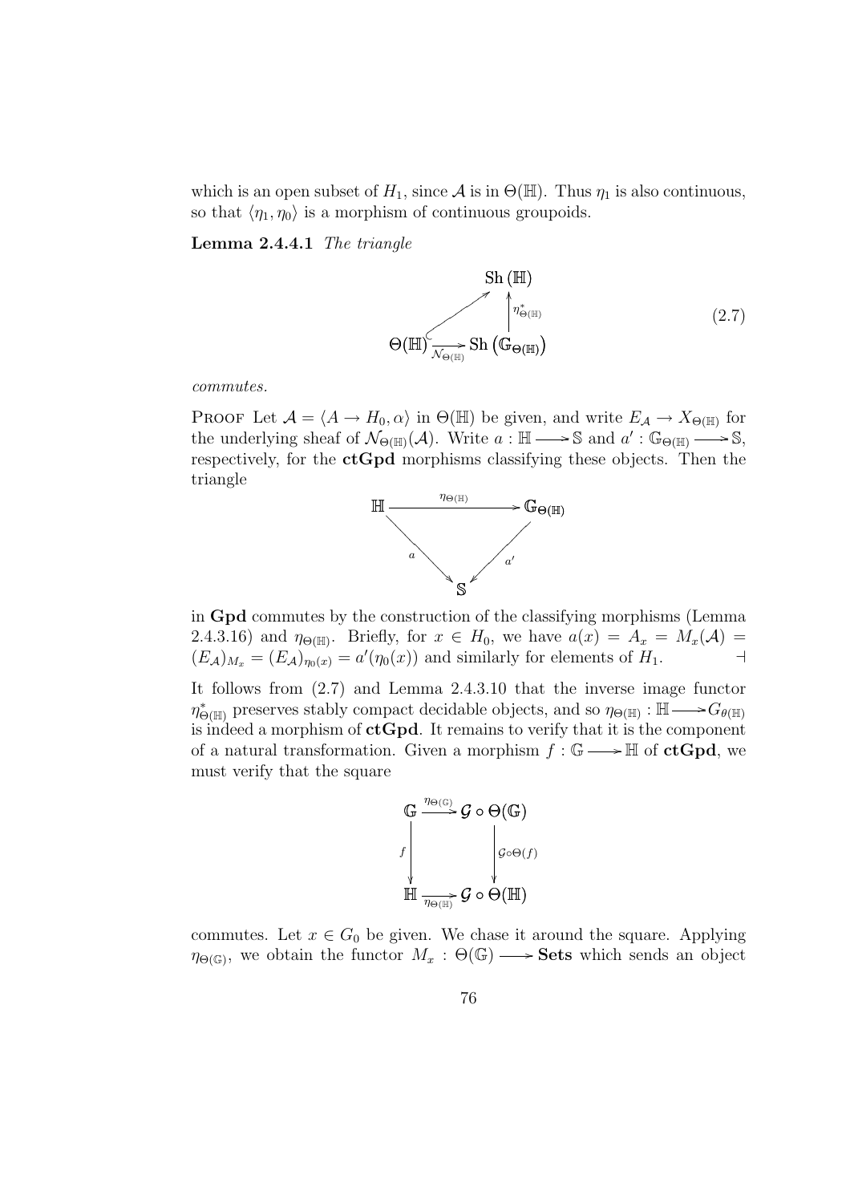which is an open subset of $H_1$, since $\mathcal{A}$ is in $\Theta(\mathbb{H})$. Thus $\eta_1$ is also continuous, so that $\langle \eta_1, \eta_0 \rangle$ is a morphism of continuous groupoids.

**Lemma 2.4.4.1** *The triangle*

$$
\begin{array}{ccc}
 & & \mathrm{Sh}(\mathbb{H}) \\
 & \nearrow & \uparrow \eta^*_{\Theta(\mathbb{H})} \\
\Theta(\mathbb{H}) & \xrightarrow[\mathcal{N}_{\Theta(\mathbb{H})}]{} & \mathrm{Sh}\left(\mathbb{G}_{\Theta(\mathbb{H})}\right)
\end{array}
\tag{2.7}
$$

*commutes.*

Proof Let $\mathcal{A} = \langle A \to H_0, \alpha \rangle$ in $\Theta(\mathbb{H})$ be given, and write $E_{\mathcal{A}} \to X_{\Theta(\mathbb{H})}$ for the underlying sheaf of $\mathcal{N}_{\Theta(\mathbb{H})}(\mathcal{A})$. Write $a : \mathbb{H} \longrightarrow \mathbb{S}$ and $a' : \mathbb{G}_{\Theta(\mathbb{H})} \longrightarrow \mathbb{S}$, respectively, for the **ctGpd** morphisms classifying these objects. Then the triangle

$$
\begin{array}{ccc}
\mathbb{H} & \xrightarrow{\eta_{\Theta(\mathbb{H})}} & \mathbb{G}_{\Theta(\mathbb{H})} \\
 & {\scriptstyle a}\searrow \quad \swarrow{\scriptstyle a'} & \\
 & \mathbb{S} &
\end{array}
$$

in **Gpd** commutes by the construction of the classifying morphisms (Lemma 2.4.3.16) and $\eta_{\Theta(\mathbb{H})}$. Briefly, for $x \in H_0$, we have $a(x) = A_x = M_x(\mathcal{A}) = (E_{\mathcal{A}})_{M_x} = (E_{\mathcal{A}})_{\eta_0(x)} = a'(\eta_0(x))$ and similarly for elements of $H_1$. $\dashv$

It follows from (2.7) and Lemma 2.4.3.10 that the inverse image functor $\eta^*_{\Theta(\mathbb{H})}$ preserves stably compact decidable objects, and so $\eta_{\Theta(\mathbb{H})} : \mathbb{H} \longrightarrow G_{\theta(\mathbb{H})}$ is indeed a morphism of **ctGpd**. It remains to verify that it is the component of a natural transformation. Given a morphism $f : \mathbb{G} \longrightarrow \mathbb{H}$ of **ctGpd**, we must verify that the square

$$
\begin{array}{ccc}
\mathbb{G} & \xrightarrow{\eta_{\Theta(\mathbb{G})}} & \mathcal{G} \circ \Theta(\mathbb{G}) \\
{\scriptstyle f}\downarrow & & \downarrow{\scriptstyle \mathcal{G} \circ \Theta(f)} \\
\mathbb{H} & \xrightarrow[\eta_{\Theta(\mathbb{H})}]{} & \mathcal{G} \circ \Theta(\mathbb{H})
\end{array}
$$

commutes. Let $x \in G_0$ be given. We chase it around the square. Applying $\eta_{\Theta(\mathbb{G})}$, we obtain the functor $M_x : \Theta(\mathbb{G}) \longrightarrow \mathbf{Sets}$ which sends an object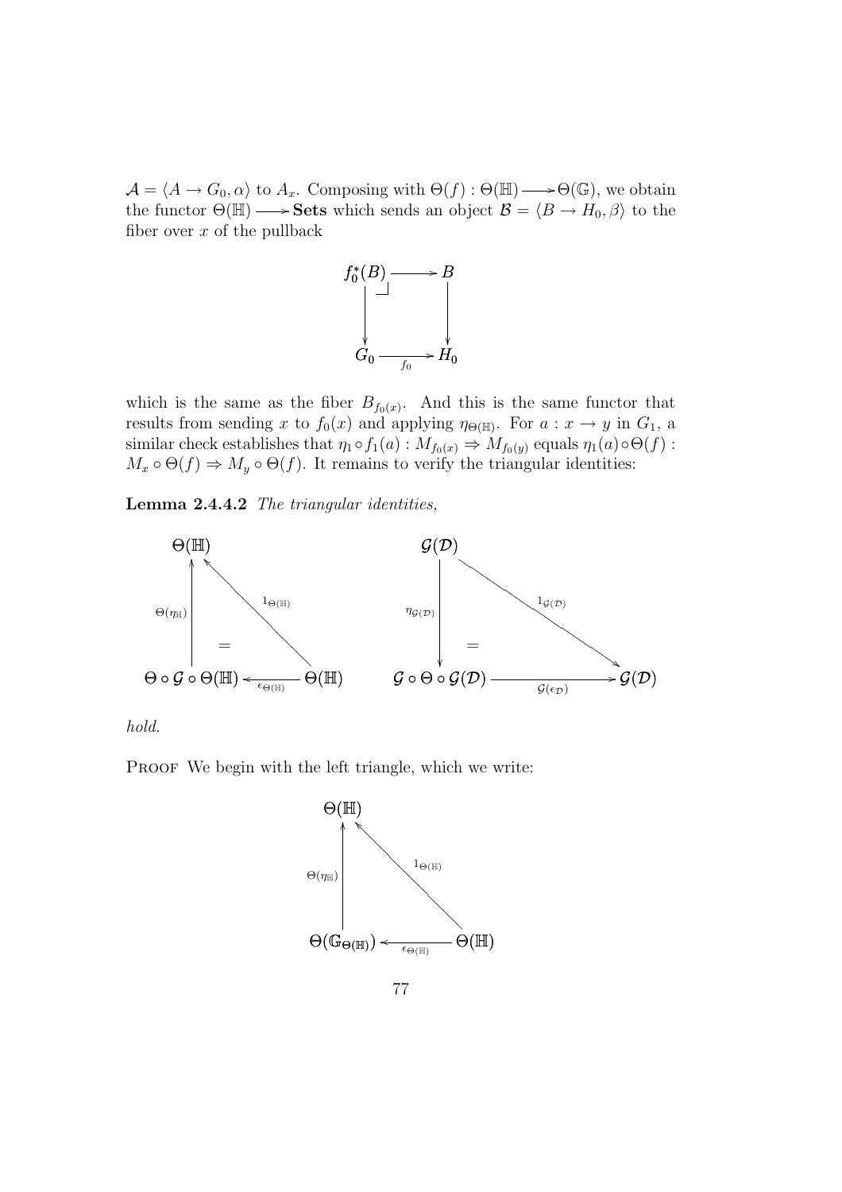$\mathcal{A} = \langle A \to G_0, \alpha \rangle$ to $A_x$. Composing with $\Theta(f) : \Theta(\mathbb{H}) \longrightarrow \Theta(\mathbb{G})$, we obtain the functor $\Theta(\mathbb{H}) \longrightarrow \mathbf{Sets}$ which sends an object $\mathcal{B} = \langle B \to H_0, \beta \rangle$ to the fiber over $x$ of the pullback

$$
\begin{array}{ccc}
f_0^*(B) & \longrightarrow & B \\
\big\downarrow & \lrcorner & \big\downarrow \\
G_0 & \xrightarrow[f_0]{} & H_0
\end{array}
$$

which is the same as the fiber $B_{f_0(x)}$. And this is the same functor that results from sending $x$ to $f_0(x)$ and applying $\eta_{\Theta(\mathbb{H})}$. For $a : x \to y$ in $G_1$, a similar check establishes that $\eta_1 \circ f_1(a) : M_{f_0(x)} \Rightarrow M_{f_0(y)}$ equals $\eta_1(a) \circ \Theta(f) : M_x \circ \Theta(f) \Rightarrow M_y \circ \Theta(f)$. It remains to verify the triangular identities:

**Lemma 2.4.4.2** *The triangular identities,*

$$
\begin{array}{ccc}
\Theta(\mathbb{H}) & & \\
\big\uparrow \Theta(\eta_{\mathbb{H}}) & \overset{1_{\Theta(\mathbb{H})}}{\nwarrow} & \\
\Theta \circ \mathcal{G} \circ \Theta(\mathbb{H}) & \xleftarrow[\epsilon_{\Theta(\mathbb{H})}]{} & \Theta(\mathbb{H})
\end{array}
\qquad
\begin{array}{ccc}
\mathcal{G}(\mathcal{D}) & & \\
\big\downarrow \eta_{\mathcal{G}(\mathcal{D})} & \overset{1_{\mathcal{G}(\mathcal{D})}}{\searrow} & \\
\mathcal{G} \circ \Theta \circ \mathcal{G}(\mathcal{D}) & \xrightarrow[\mathcal{G}(\epsilon_{\mathcal{D}})]{} & \mathcal{G}(\mathcal{D})
\end{array}
$$

*hold.*

Proof We begin with the left triangle, which we write:

$$
\begin{array}{ccc}
\Theta(\mathbb{H}) & & \\
\big\uparrow \Theta(\eta_{\mathbb{H}}) & \overset{1_{\Theta(\mathbb{H})}}{\nwarrow} & \\
\Theta(\mathbb{G}_{\Theta(\mathbb{H})}) & \xleftarrow[\epsilon_{\Theta(\mathbb{H})}]{} & \Theta(\mathbb{H})
\end{array}
$$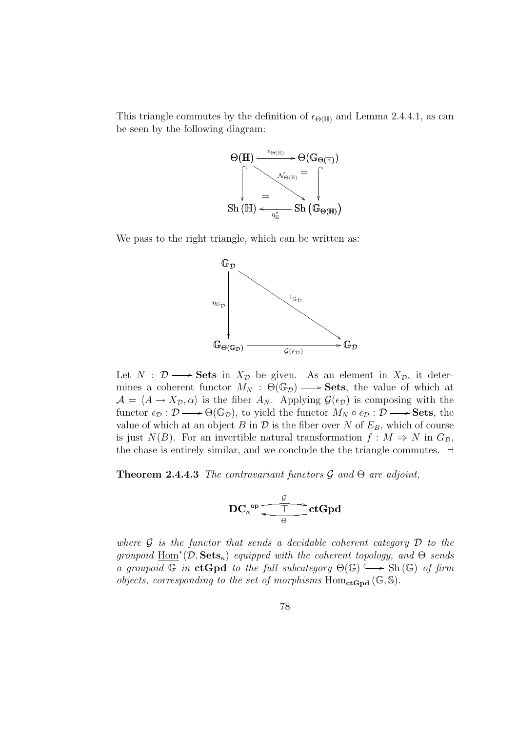This triangle commutes by the definition of $\epsilon_{\Theta(\mathbb{H})}$ and Lemma 2.4.4.1, as can be seen by the following diagram:

$$\begin{array}{ccc} \Theta(\mathbb{H}) & \xrightarrow{\epsilon_{\Theta(\mathbb{H})}} & \Theta(\mathbb{G}_{\Theta(\mathbb{H})}) \\ \downarrow & \searrow^{\mathcal{N}_{\Theta(\mathbb{H})}} \;= & \downarrow \\ \mathrm{Sh}(\mathbb{H}) & \xleftarrow[\eta^*_{\mathbb{H}}]{=} & \mathrm{Sh}\left(\mathbb{G}_{\Theta(\mathbb{H})}\right) \end{array}$$

We pass to the right triangle, which can be written as:

$$\begin{array}{ccc} \mathbb{G}_{\mathcal{D}} & & \\ \downarrow{\scriptstyle \eta_{\mathbb{G}_{\mathcal{D}}}} & \searrow^{1_{\mathbb{G}_{\mathcal{D}}}} & \\ \mathbb{G}_{\Theta(\mathbb{G}_{\mathcal{D}})} & \xrightarrow[\mathcal{G}(\epsilon_{\mathcal{D}})]{} & \mathbb{G}_{\mathcal{D}} \end{array}$$

Let $N : \mathcal{D} \longrightarrow \mathbf{Sets}$ in $X_{\mathcal{D}}$ be given. As an element in $X_{\mathcal{D}}$, it determines a coherent functor $M_N : \Theta(\mathbb{G}_{\mathcal{D}}) \longrightarrow \mathbf{Sets}$, the value of which at $\mathcal{A} = \langle A \to X_{\mathcal{D}}, \alpha \rangle$ is the fiber $A_N$. Applying $\mathcal{G}(\epsilon_{\mathcal{D}})$ is composing with the functor $\epsilon_{\mathcal{D}} : \mathcal{D} \longrightarrow \Theta(\mathbb{G}_{\mathcal{D}})$, to yield the functor $M_N \circ \epsilon_{\mathcal{D}} : \mathcal{D} \longrightarrow \mathbf{Sets}$, the value of which at an object $B$ in $\mathcal{D}$ is the fiber over $N$ of $E_B$, which of course is just $N(B)$. For an invertible natural transformation $f : M \Rightarrow N$ in $G_{\mathcal{D}}$, the chase is entirely similar, and we conclude the the triangle commutes. $\dashv$

**Theorem 2.4.4.3** *The contravariant functors $\mathcal{G}$ and $\Theta$ are adjoint,*

$$\mathbf{DC}_{\kappa}{}^{\mathrm{op}} \underset{\Theta}{\overset{\mathcal{G}}{\rightleftarrows}} \mathbf{ctGpd} \quad (\top)$$

*where $\mathcal{G}$ is the functor that sends a decidable coherent category $\mathcal{D}$ to the groupoid $\underline{\mathrm{Hom}}^*(\mathcal{D}, \mathbf{Sets}_{\kappa})$ equipped with the coherent topology, and $\Theta$ sends a groupoid $\mathbb{G}$ in **ctGpd** to the full subcategory $\Theta(\mathbb{G}) \hookrightarrow \mathrm{Sh}(\mathbb{G})$ of firm objects, corresponding to the set of morphisms $\mathrm{Hom}_{\mathbf{ctGpd}}(\mathbb{G}, \mathbb{S})$.*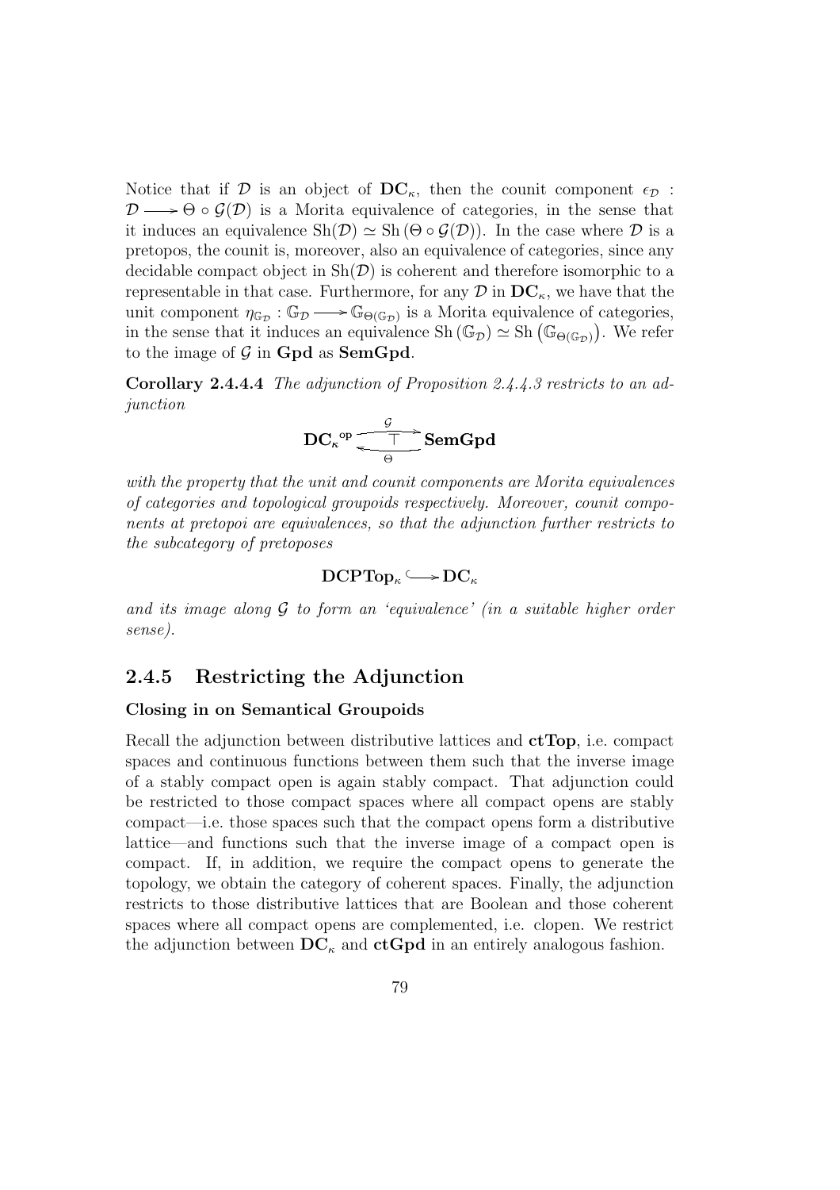Notice that if $\mathcal{D}$ is an object of $\mathbf{DC}_\kappa$, then the counit component $\epsilon_{\mathcal{D}} : \mathcal{D} \longrightarrow \Theta \circ \mathcal{G}(\mathcal{D})$ is a Morita equivalence of categories, in the sense that it induces an equivalence $\mathrm{Sh}(\mathcal{D}) \simeq \mathrm{Sh}(\Theta \circ \mathcal{G}(\mathcal{D}))$. In the case where $\mathcal{D}$ is a pretopos, the counit is, moreover, also an equivalence of categories, since any decidable compact object in $\mathrm{Sh}(\mathcal{D})$ is coherent and therefore isomorphic to a representable in that case. Furthermore, for any $\mathcal{D}$ in $\mathbf{DC}_\kappa$, we have that the unit component $\eta_{\mathbb{G}_{\mathcal{D}}} : \mathbb{G}_{\mathcal{D}} \longrightarrow \mathbb{G}_{\Theta(\mathbb{G}_{\mathcal{D}})}$ is a Morita equivalence of categories, in the sense that it induces an equivalence $\mathrm{Sh}(\mathbb{G}_{\mathcal{D}}) \simeq \mathrm{Sh}\left(\mathbb{G}_{\Theta(\mathbb{G}_{\mathcal{D}})}\right)$. We refer to the image of $\mathcal{G}$ in $\mathbf{Gpd}$ as $\mathbf{SemGpd}$.

**Corollary 2.4.4.4** *The adjunction of Proposition 2.4.4.3 restricts to an adjunction*

$$\mathbf{DC}_\kappa{}^{\mathrm{op}} \underset{\Theta}{\overset{\mathcal{G}}{\rightleftarrows}} \mathbf{SemGpd} \quad (\top)$$

*with the property that the unit and counit components are Morita equivalences of categories and topological groupoids respectively. Moreover, counit components at pretopoi are equivalences, so that the adjunction further restricts to the subcategory of pretoposes*

$$\mathbf{DCPTop}_\kappa \hookrightarrow \mathbf{DC}_\kappa$$

*and its image along $\mathcal{G}$ to form an 'equivalence' (in a suitable higher order sense).*

## 2.4.5 Restricting the Adjunction

**Closing in on Semantical Groupoids**

Recall the adjunction between distributive lattices and **ctTop**, i.e. compact spaces and continuous functions between them such that the inverse image of a stably compact open is again stably compact. That adjunction could be restricted to those compact spaces where all compact opens are stably compact—i.e. those spaces such that the compact opens form a distributive lattice—and functions such that the inverse image of a compact open is compact. If, in addition, we require the compact opens to generate the topology, we obtain the category of coherent spaces. Finally, the adjunction restricts to those distributive lattices that are Boolean and those coherent spaces where all compact opens are complemented, i.e. clopen. We restrict the adjunction between $\mathbf{DC}_\kappa$ and **ctGpd** in an entirely analogous fashion.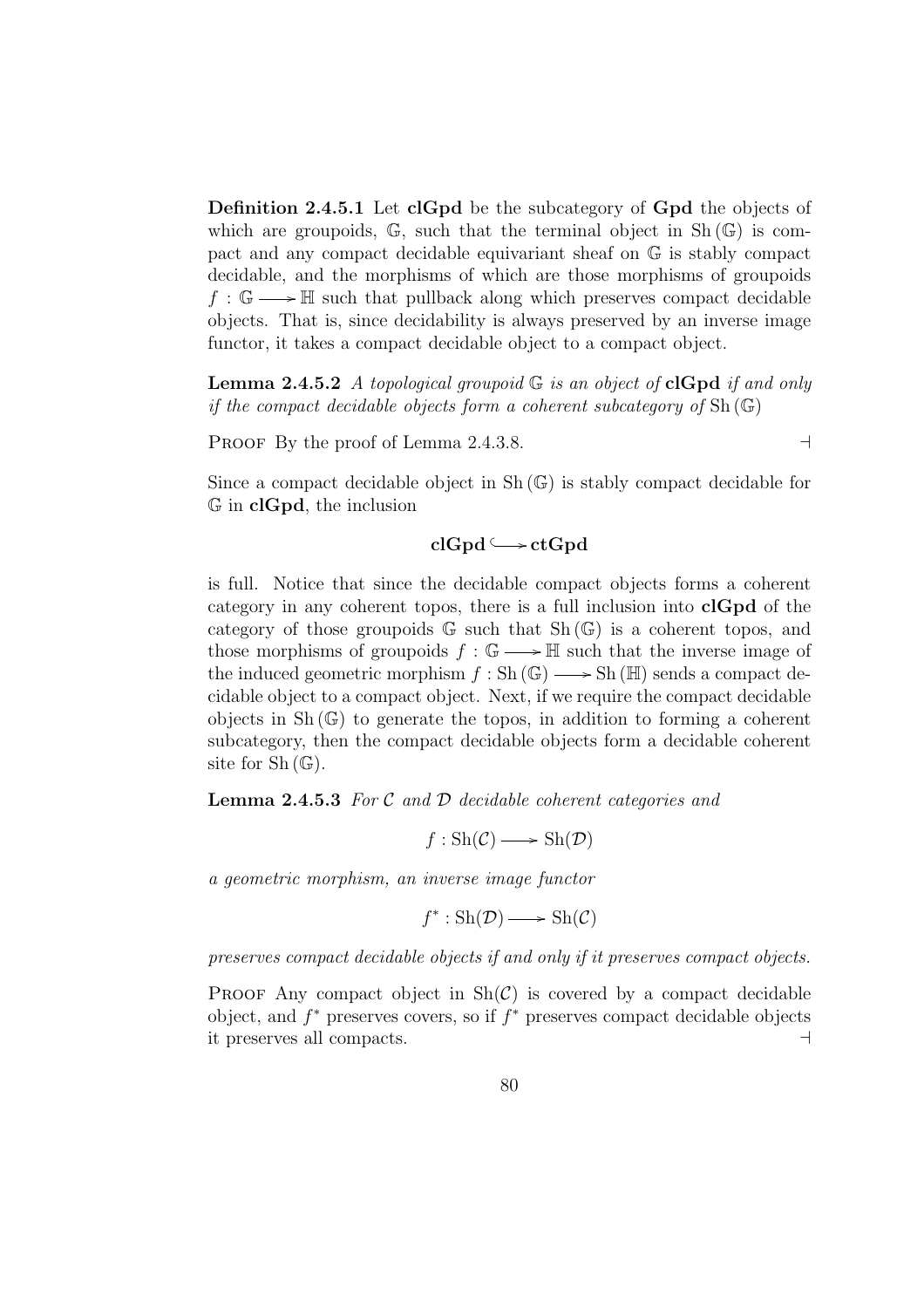**Definition 2.4.5.1** Let **clGpd** be the subcategory of **Gpd** the objects of which are groupoids, $\mathbb{G}$, such that the terminal object in $\mathrm{Sh}(\mathbb{G})$ is compact and any compact decidable equivariant sheaf on $\mathbb{G}$ is stably compact decidable, and the morphisms of which are those morphisms of groupoids $f : \mathbb{G} \longrightarrow \mathbb{H}$ such that pullback along which preserves compact decidable objects. That is, since decidability is always preserved by an inverse image functor, it takes a compact decidable object to a compact object.

**Lemma 2.4.5.2** *A topological groupoid $\mathbb{G}$ is an object of* **clGpd** *if and only if the compact decidable objects form a coherent subcategory of $\mathrm{Sh}(\mathbb{G})$*

Proof By the proof of Lemma 2.4.3.8. $\dashv$

Since a compact decidable object in $\mathrm{Sh}(\mathbb{G})$ is stably compact decidable for $\mathbb{G}$ in **clGpd**, the inclusion

$$\mathbf{clGpd} \hookrightarrow \mathbf{ctGpd}$$

is full. Notice that since the decidable compact objects forms a coherent category in any coherent topos, there is a full inclusion into **clGpd** of the category of those groupoids $\mathbb{G}$ such that $\mathrm{Sh}(\mathbb{G})$ is a coherent topos, and those morphisms of groupoids $f : \mathbb{G} \longrightarrow \mathbb{H}$ such that the inverse image of the induced geometric morphism $f : \mathrm{Sh}(\mathbb{G}) \longrightarrow \mathrm{Sh}(\mathbb{H})$ sends a compact decidable object to a compact object. Next, if we require the compact decidable objects in $\mathrm{Sh}(\mathbb{G})$ to generate the topos, in addition to forming a coherent subcategory, then the compact decidable objects form a decidable coherent site for $\mathrm{Sh}(\mathbb{G})$.

**Lemma 2.4.5.3** *For $\mathcal{C}$ and $\mathcal{D}$ decidable coherent categories and*

$$f : \mathrm{Sh}(\mathcal{C}) \longrightarrow \mathrm{Sh}(\mathcal{D})$$

*a geometric morphism, an inverse image functor*

$$f^* : \mathrm{Sh}(\mathcal{D}) \longrightarrow \mathrm{Sh}(\mathcal{C})$$

*preserves compact decidable objects if and only if it preserves compact objects.*

Proof Any compact object in $\mathrm{Sh}(\mathcal{C})$ is covered by a compact decidable object, and $f^*$ preserves covers, so if $f^*$ preserves compact decidable objects it preserves all compacts. $\dashv$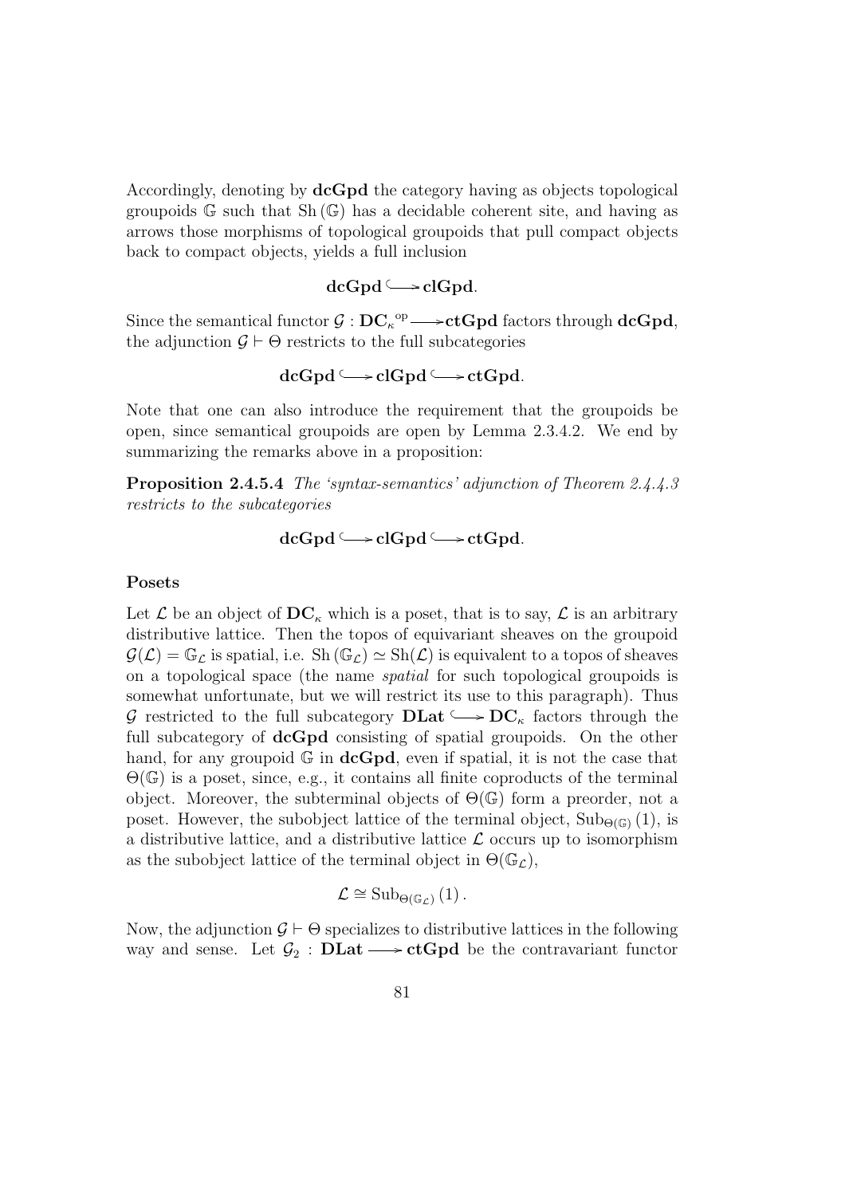Accordingly, denoting by **dcGpd** the category having as objects topological groupoids $\mathbb{G}$ such that $\mathrm{Sh}(\mathbb{G})$ has a decidable coherent site, and having as arrows those morphisms of topological groupoids that pull compact objects back to compact objects, yields a full inclusion

$$\mathbf{dcGpd} \hookrightarrow \mathbf{clGpd}.$$

Since the semantical functor $\mathcal{G} : \mathbf{DC}_{\kappa}{}^{\mathrm{op}} \longrightarrow \mathbf{ctGpd}$ factors through **dcGpd**, the adjunction $\mathcal{G} \vdash \Theta$ restricts to the full subcategories

$$\mathbf{dcGpd} \hookrightarrow \mathbf{clGpd} \hookrightarrow \mathbf{ctGpd}.$$

Note that one can also introduce the requirement that the groupoids be open, since semantical groupoids are open by Lemma 2.3.4.2. We end by summarizing the remarks above in a proposition:

**Proposition 2.4.5.4** *The 'syntax-semantics' adjunction of Theorem 2.4.4.3 restricts to the subcategories*

$$\mathbf{dcGpd} \hookrightarrow \mathbf{clGpd} \hookrightarrow \mathbf{ctGpd}.$$

#### Posets

Let $\mathcal{L}$ be an object of $\mathbf{DC}_{\kappa}$ which is a poset, that is to say, $\mathcal{L}$ is an arbitrary distributive lattice. Then the topos of equivariant sheaves on the groupoid $\mathcal{G}(\mathcal{L}) = \mathbb{G}_{\mathcal{L}}$ is spatial, i.e. $\mathrm{Sh}(\mathbb{G}_{\mathcal{L}}) \simeq \mathrm{Sh}(\mathcal{L})$ is equivalent to a topos of sheaves on a topological space (the name *spatial* for such topological groupoids is somewhat unfortunate, but we will restrict its use to this paragraph). Thus $\mathcal{G}$ restricted to the full subcategory $\mathbf{DLat} \hookrightarrow \mathbf{DC}_{\kappa}$ factors through the full subcategory of **dcGpd** consisting of spatial groupoids. On the other hand, for any groupoid $\mathbb{G}$ in **dcGpd**, even if spatial, it is not the case that $\Theta(\mathbb{G})$ is a poset, since, e.g., it contains all finite coproducts of the terminal object. Moreover, the subterminal objects of $\Theta(\mathbb{G})$ form a preorder, not a poset. However, the subobject lattice of the terminal object, $\mathrm{Sub}_{\Theta(\mathbb{G})}(1)$, is a distributive lattice, and a distributive lattice $\mathcal{L}$ occurs up to isomorphism as the subobject lattice of the terminal object in $\Theta(\mathbb{G}_{\mathcal{L}})$,

$$\mathcal{L} \cong \mathrm{Sub}_{\Theta(\mathbb{G}_{\mathcal{L}})}(1).$$

Now, the adjunction $\mathcal{G} \vdash \Theta$ specializes to distributive lattices in the following way and sense. Let $\mathcal{G}_2 : \mathbf{DLat} \longrightarrow \mathbf{ctGpd}$ be the contravariant functor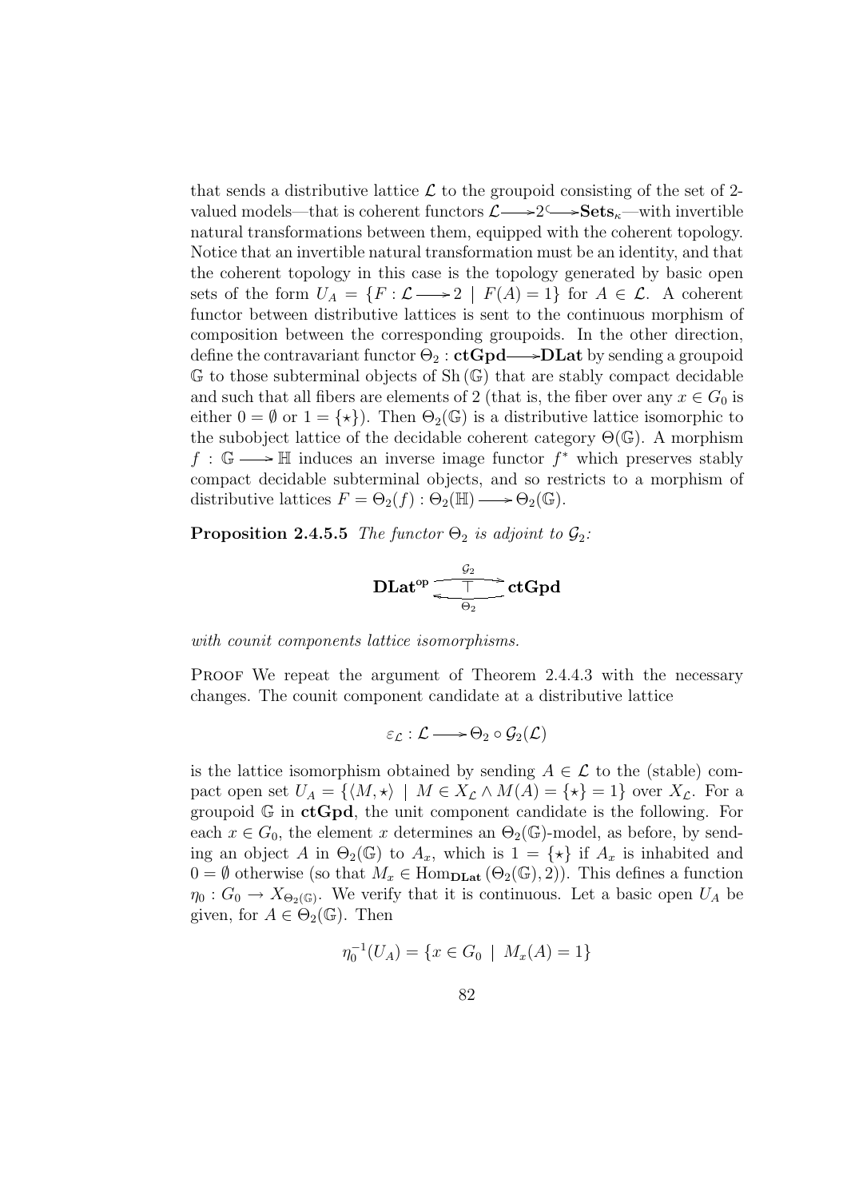that sends a distributive lattice $\mathcal{L}$ to the groupoid consisting of the set of 2-valued models—that is coherent functors $\mathcal{L} \longrightarrow 2 \hookrightarrow \mathbf{Sets}_\kappa$—with invertible natural transformations between them, equipped with the coherent topology. Notice that an invertible natural transformation must be an identity, and that the coherent topology in this case is the topology generated by basic open sets of the form $U_A = \{F : \mathcal{L} \longrightarrow 2 \mid F(A) = 1\}$ for $A \in \mathcal{L}$. A coherent functor between distributive lattices is sent to the continuous morphism of composition between the corresponding groupoids. In the other direction, define the contravariant functor $\Theta_2 : \mathbf{ctGpd} \longrightarrow \mathbf{DLat}$ by sending a groupoid $\mathbb{G}$ to those subterminal objects of $\mathrm{Sh}(\mathbb{G})$ that are stably compact decidable and such that all fibers are elements of 2 (that is, the fiber over any $x \in G_0$ is either $0 = \emptyset$ or $1 = \{\star\}$). Then $\Theta_2(\mathbb{G})$ is a distributive lattice isomorphic to the subobject lattice of the decidable coherent category $\Theta(\mathbb{G})$. A morphism $f : \mathbb{G} \longrightarrow \mathbb{H}$ induces an inverse image functor $f^*$ which preserves stably compact decidable subterminal objects, and so restricts to a morphism of distributive lattices $F = \Theta_2(f) : \Theta_2(\mathbb{H}) \longrightarrow \Theta_2(\mathbb{G})$.

**Proposition 2.4.5.5** *The functor $\Theta_2$ is adjoint to $\mathcal{G}_2$:*

$$\mathbf{DLat}^{\mathrm{op}} \underset{\Theta_2}{\overset{\mathcal{G}_2}{\underset{\longleftarrow}{\overset{\longrightarrow}{\top}}}} \mathbf{ctGpd}$$

*with counit components lattice isomorphisms.*

Proof We repeat the argument of Theorem 2.4.4.3 with the necessary changes. The counit component candidate at a distributive lattice

$$\varepsilon_{\mathcal{L}} : \mathcal{L} \longrightarrow \Theta_2 \circ \mathcal{G}_2(\mathcal{L})$$

is the lattice isomorphism obtained by sending $A \in \mathcal{L}$ to the (stable) compact open set $U_A = \{\langle M, \star\rangle \mid M \in X_{\mathcal{L}} \wedge M(A) = \{\star\} = 1\}$ over $X_{\mathcal{L}}$. For a groupoid $\mathbb{G}$ in $\mathbf{ctGpd}$, the unit component candidate is the following. For each $x \in G_0$, the element $x$ determines an $\Theta_2(\mathbb{G})$-model, as before, by sending an object $A$ in $\Theta_2(\mathbb{G})$ to $A_x$, which is $1 = \{\star\}$ if $A_x$ is inhabited and $0 = \emptyset$ otherwise (so that $M_x \in \mathrm{Hom}_{\mathbf{DLat}}(\Theta_2(\mathbb{G}), 2)$). This defines a function $\eta_0 : G_0 \to X_{\Theta_2(\mathbb{G})}$. We verify that it is continuous. Let a basic open $U_A$ be given, for $A \in \Theta_2(\mathbb{G})$. Then

$$\eta_0^{-1}(U_A) = \{x \in G_0 \mid M_x(A) = 1\}$$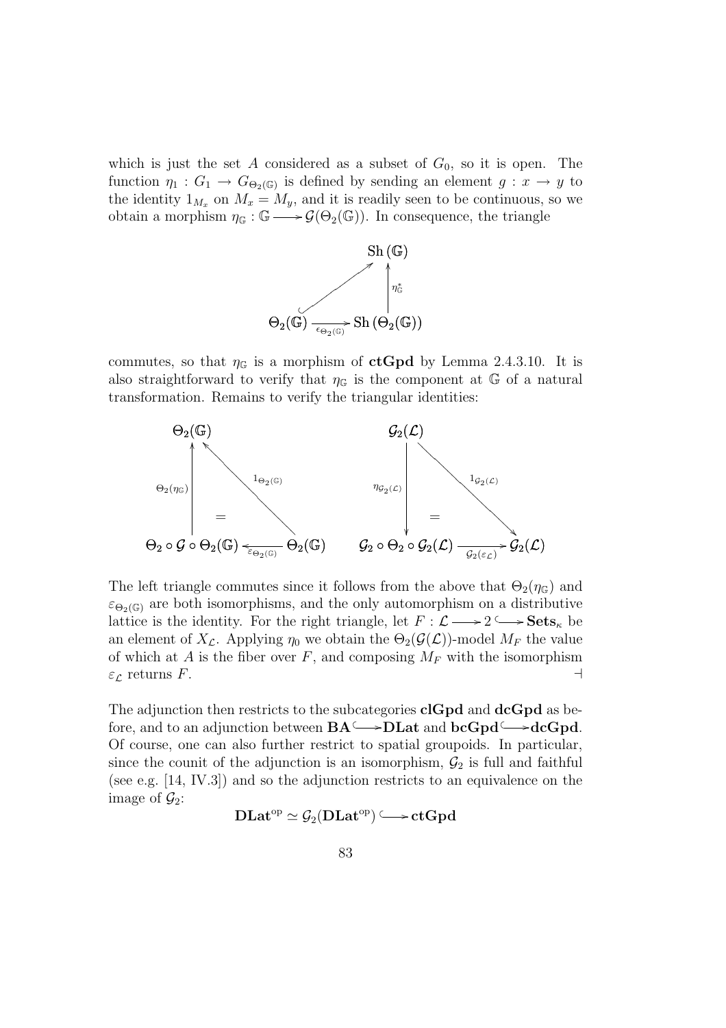which is just the set $A$ considered as a subset of $G_0$, so it is open. The function $\eta_1 : G_1 \to G_{\Theta_2(\mathbb{G})}$ is defined by sending an element $g : x \to y$ to the identity $1_{M_x}$ on $M_x = M_y$, and it is readily seen to be continuous, so we obtain a morphism $\eta_{\mathbb{G}} : \mathbb{G} \longrightarrow \mathcal{G}(\Theta_2(\mathbb{G}))$. In consequence, the triangle

$$\begin{array}{ccc} & & \mathrm{Sh}(\mathbb{G}) \\ & \nearrow & \uparrow \eta^*_{\mathbb{G}} \\ \Theta_2(\mathbb{G}) & \xrightarrow[\epsilon_{\Theta_2(\mathbb{G})}]{} & \mathrm{Sh}(\Theta_2(\mathbb{G})) \end{array}$$

commutes, so that $\eta_{\mathbb{G}}$ is a morphism of **ctGpd** by Lemma 2.4.3.10. It is also straightforward to verify that $\eta_{\mathbb{G}}$ is the component at $\mathbb{G}$ of a natural transformation. Remains to verify the triangular identities:

$$\begin{array}{ccc} \Theta_2(\mathbb{G}) & & \\ \uparrow \Theta_2(\eta_{\mathbb{G}}) & = & \nwarrow 1_{\Theta_2(\mathbb{G})} \\ \Theta_2 \circ \mathcal{G} \circ \Theta_2(\mathbb{G}) & \xleftarrow[\varepsilon_{\Theta_2(\mathbb{G})}]{} & \Theta_2(\mathbb{G}) \end{array} \qquad \begin{array}{ccc} \mathcal{G}_2(\mathcal{L}) & & \\ \downarrow \eta_{\mathcal{G}_2(\mathcal{L})} & = & \searrow 1_{\mathcal{G}_2(\mathcal{L})} \\ \mathcal{G}_2 \circ \Theta_2 \circ \mathcal{G}_2(\mathcal{L}) & \xrightarrow[\mathcal{G}_2(\varepsilon_{\mathcal{L}})]{} & \mathcal{G}_2(\mathcal{L}) \end{array}$$

The left triangle commutes since it follows from the above that $\Theta_2(\eta_{\mathbb{G}})$ and $\varepsilon_{\Theta_2(\mathbb{G})}$ are both isomorphisms, and the only automorphism on a distributive lattice is the identity. For the right triangle, let $F : \mathcal{L} \longrightarrow 2 \hookrightarrow \mathbf{Sets}_\kappa$ be an element of $X_{\mathcal{L}}$. Applying $\eta_0$ we obtain the $\Theta_2(\mathcal{G}(\mathcal{L}))$-model $M_F$ the value of which at $A$ is the fiber over $F$, and composing $M_F$ with the isomorphism $\varepsilon_{\mathcal{L}}$ returns $F$. $\dashv$

The adjunction then restricts to the subcategories **clGpd** and **dcGpd** as before, and to an adjunction between $\mathbf{BA} \hookrightarrow \mathbf{DLat}$ and $\mathbf{bcGpd} \hookrightarrow \mathbf{dcGpd}$. Of course, one can also further restrict to spatial groupoids. In particular, since the counit of the adjunction is an isomorphism, $\mathcal{G}_2$ is full and faithful (see e.g. [14, IV.3]) and so the adjunction restricts to an equivalence on the image of $\mathcal{G}_2$:

$$\mathbf{DLat}^{\mathrm{op}} \simeq \mathcal{G}_2(\mathbf{DLat}^{\mathrm{op}}) \hookrightarrow \mathbf{ctGpd}$$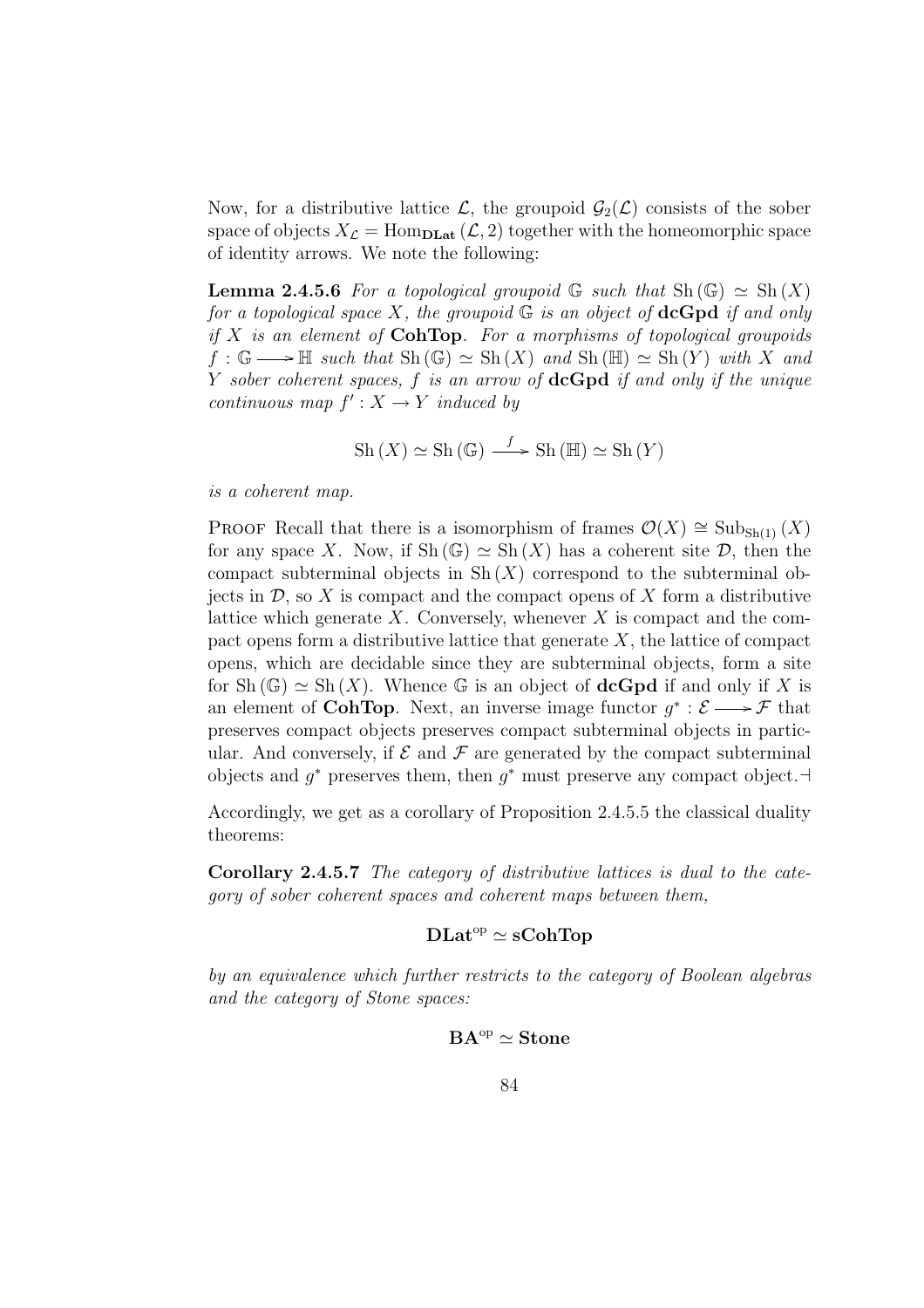Now, for a distributive lattice $\mathcal{L}$, the groupoid $\mathcal{G}_2(\mathcal{L})$ consists of the sober space of objects $X_{\mathcal{L}} = \mathrm{Hom}_{\mathbf{DLat}}(\mathcal{L}, 2)$ together with the homeomorphic space of identity arrows. We note the following:

**Lemma 2.4.5.6** *For a topological groupoid $\mathbb{G}$ such that $\mathrm{Sh}(\mathbb{G}) \simeq \mathrm{Sh}(X)$ for a topological space $X$, the groupoid $\mathbb{G}$ is an object of* **dcGpd** *if and only if $X$ is an element of* **CohTop**. *For a morphisms of topological groupoids $f : \mathbb{G} \longrightarrow \mathbb{H}$ such that $\mathrm{Sh}(\mathbb{G}) \simeq \mathrm{Sh}(X)$ and $\mathrm{Sh}(\mathbb{H}) \simeq \mathrm{Sh}(Y)$ with $X$ and $Y$ sober coherent spaces, $f$ is an arrow of* **dcGpd** *if and only if the unique continuous map $f' : X \to Y$ induced by*

$$\mathrm{Sh}(X) \simeq \mathrm{Sh}(\mathbb{G}) \xrightarrow{f} \mathrm{Sh}(\mathbb{H}) \simeq \mathrm{Sh}(Y)$$

*is a coherent map.*

Proof Recall that there is a isomorphism of frames $\mathcal{O}(X) \cong \mathrm{Sub}_{\mathrm{Sh}(1)}(X)$ for any space $X$. Now, if $\mathrm{Sh}(\mathbb{G}) \simeq \mathrm{Sh}(X)$ has a coherent site $\mathcal{D}$, then the compact subterminal objects in $\mathrm{Sh}(X)$ correspond to the subterminal objects in $\mathcal{D}$, so $X$ is compact and the compact opens of $X$ form a distributive lattice which generate $X$. Conversely, whenever $X$ is compact and the compact opens form a distributive lattice that generate $X$, the lattice of compact opens, which are decidable since they are subterminal objects, form a site for $\mathrm{Sh}(\mathbb{G}) \simeq \mathrm{Sh}(X)$. Whence $\mathbb{G}$ is an object of **dcGpd** if and only if $X$ is an element of **CohTop**. Next, an inverse image functor $g^* : \mathcal{E} \longrightarrow \mathcal{F}$ that preserves compact objects preserves compact subterminal objects in particular. And conversely, if $\mathcal{E}$ and $\mathcal{F}$ are generated by the compact subterminal objects and $g^*$ preserves them, then $g^*$ must preserve any compact object. ⊣

Accordingly, we get as a corollary of Proposition 2.4.5.5 the classical duality theorems:

**Corollary 2.4.5.7** *The category of distributive lattices is dual to the category of sober coherent spaces and coherent maps between them,*

$$\mathbf{DLat}^{\mathrm{op}} \simeq \mathbf{sCohTop}$$

*by an equivalence which further restricts to the category of Boolean algebras and the category of Stone spaces:*

$$\mathbf{BA}^{\mathrm{op}} \simeq \mathbf{Stone}$$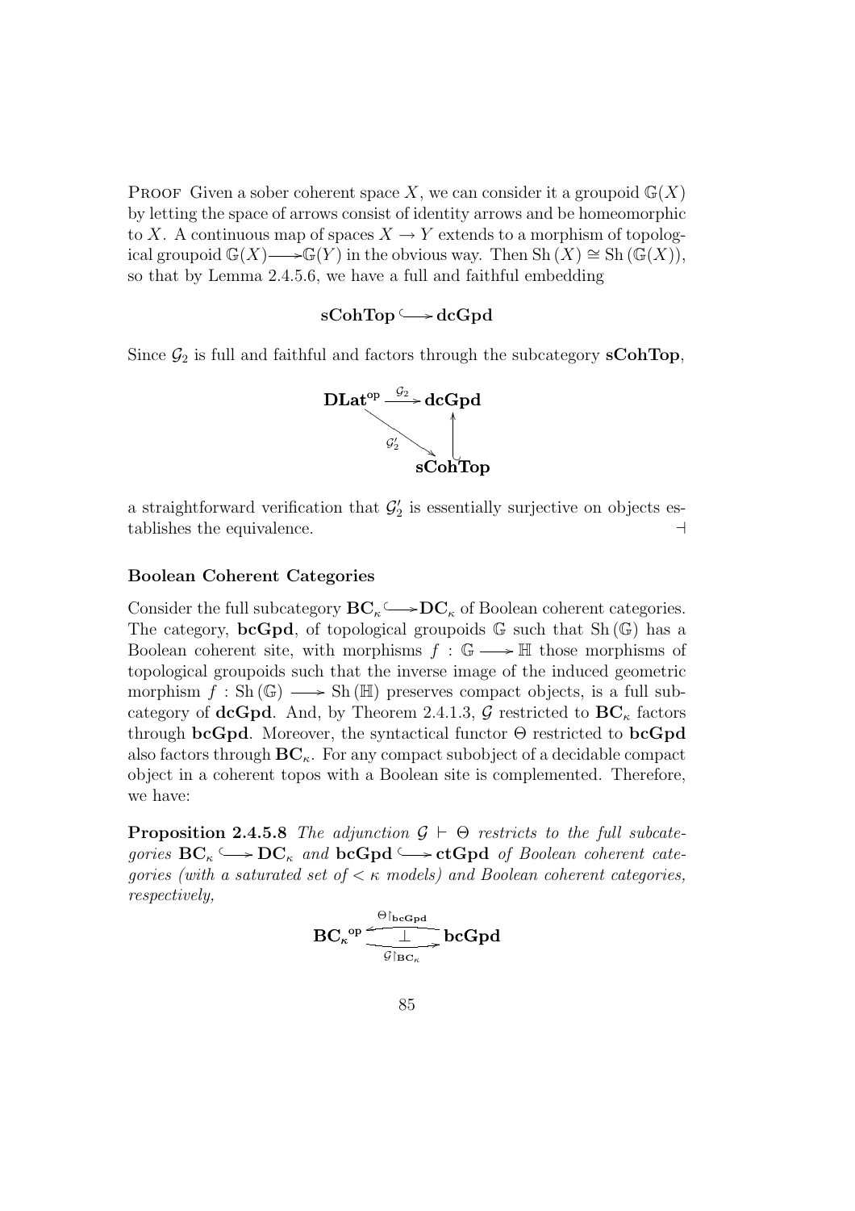PROOF Given a sober coherent space $X$, we can consider it a groupoid $\mathbb{G}(X)$ by letting the space of arrows consist of identity arrows and be homeomorphic to $X$. A continuous map of spaces $X \to Y$ extends to a morphism of topological groupoid $\mathbb{G}(X) \longrightarrow \mathbb{G}(Y)$ in the obvious way. Then $\mathrm{Sh}(X) \cong \mathrm{Sh}(\mathbb{G}(X))$, so that by Lemma 2.4.5.6, we have a full and faithful embedding

$$\mathbf{sCohTop} \hookrightarrow \mathbf{dcGpd}$$

Since $\mathcal{G}_2$ is full and faithful and factors through the subcategory $\mathbf{sCohTop}$,

$$\begin{array}{ccc} \mathbf{DLat}^{\mathrm{op}} & \xrightarrow{\mathcal{G}_2} & \mathbf{dcGpd} \\ & \searrow^{\mathcal{G}_2'} & \uparrow \\ & & \mathbf{sCohTop} \end{array}$$

a straightforward verification that $\mathcal{G}_2'$ is essentially surjective on objects establishes the equivalence. $\dashv$

### Boolean Coherent Categories

Consider the full subcategory $\mathbf{BC}_\kappa \hookrightarrow \mathbf{DC}_\kappa$ of Boolean coherent categories. The category, $\mathbf{bcGpd}$, of topological groupoids $\mathbb{G}$ such that $\mathrm{Sh}(\mathbb{G})$ has a Boolean coherent site, with morphisms $f : \mathbb{G} \longrightarrow \mathbb{H}$ those morphisms of topological groupoids such that the inverse image of the induced geometric morphism $f : \mathrm{Sh}(\mathbb{G}) \longrightarrow \mathrm{Sh}(\mathbb{H})$ preserves compact objects, is a full subcategory of $\mathbf{dcGpd}$. And, by Theorem 2.4.1.3, $\mathcal{G}$ restricted to $\mathbf{BC}_\kappa$ factors through $\mathbf{bcGpd}$. Moreover, the syntactical functor $\Theta$ restricted to $\mathbf{bcGpd}$ also factors through $\mathbf{BC}_\kappa$. For any compact subobject of a decidable compact object in a coherent topos with a Boolean site is complemented. Therefore, we have:

**Proposition 2.4.5.8** *The adjunction $\mathcal{G} \vdash \Theta$ restricts to the full subcategories $\mathbf{BC}_\kappa \hookrightarrow \mathbf{DC}_\kappa$ and $\mathbf{bcGpd} \hookrightarrow \mathbf{ctGpd}$ of Boolean coherent categories (with a saturated set of $< \kappa$ models) and Boolean coherent categories, respectively,*

$$\mathbf{BC_\kappa}^{\mathrm{op}} \underset{\mathcal{G}\restriction_{\mathbf{BC}_\kappa}}{\overset{\Theta\restriction_{\mathbf{bcGpd}}}{\rightleftarrows}} \mathbf{bcGpd} \quad (\bot)$$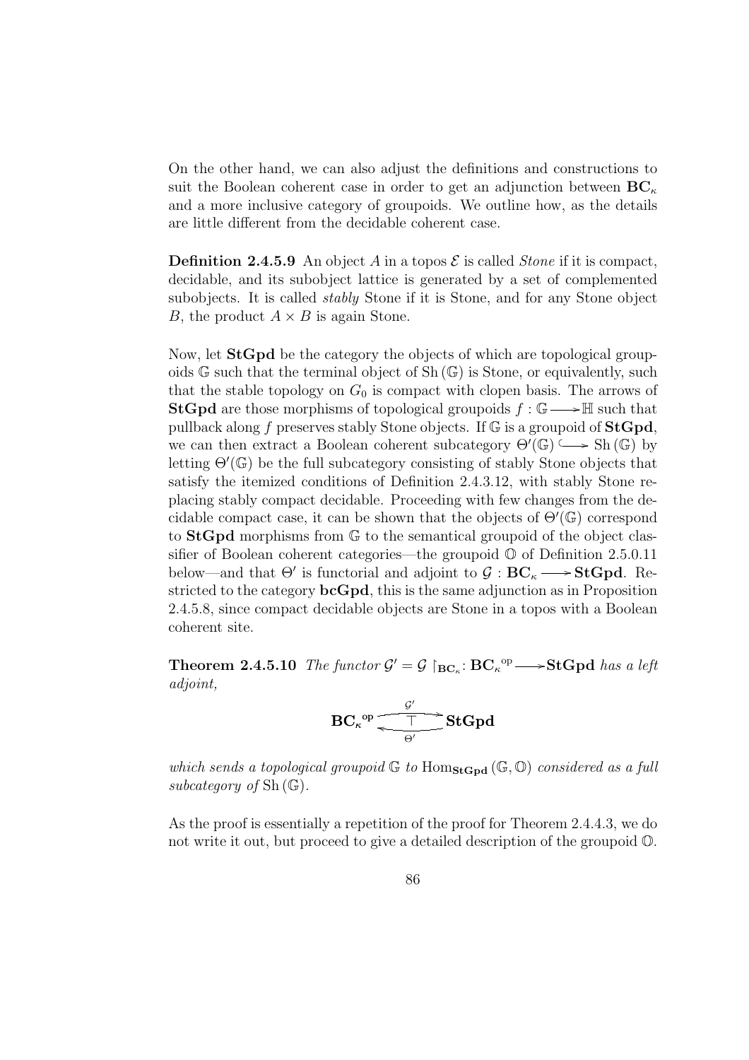On the other hand, we can also adjust the definitions and constructions to suit the Boolean coherent case in order to get an adjunction between $\mathbf{BC}_\kappa$ and a more inclusive category of groupoids. We outline how, as the details are little different from the decidable coherent case.

**Definition 2.4.5.9** An object $A$ in a topos $\mathcal{E}$ is called *Stone* if it is compact, decidable, and its subobject lattice is generated by a set of complemented subobjects. It is called *stably* Stone if it is Stone, and for any Stone object $B$, the product $A \times B$ is again Stone.

Now, let **StGpd** be the category the objects of which are topological groupoids $\mathbb{G}$ such that the terminal object of $\mathrm{Sh}(\mathbb{G})$ is Stone, or equivalently, such that the stable topology on $G_0$ is compact with clopen basis. The arrows of **StGpd** are those morphisms of topological groupoids $f : \mathbb{G} \longrightarrow \mathbb{H}$ such that pullback along $f$ preserves stably Stone objects. If $\mathbb{G}$ is a groupoid of **StGpd**, we can then extract a Boolean coherent subcategory $\Theta'(\mathbb{G}) \hookrightarrow \mathrm{Sh}(\mathbb{G})$ by letting $\Theta'(\mathbb{G})$ be the full subcategory consisting of stably Stone objects that satisfy the itemized conditions of Definition 2.4.3.12, with stably Stone replacing stably compact decidable. Proceeding with few changes from the decidable compact case, it can be shown that the objects of $\Theta'(\mathbb{G})$ correspond to **StGpd** morphisms from $\mathbb{G}$ to the semantical groupoid of the object classifier of Boolean coherent categories—the groupoid $\mathbb{O}$ of Definition 2.5.0.11 below—and that $\Theta'$ is functorial and adjoint to $\mathcal{G} : \mathbf{BC}_\kappa \longrightarrow \mathbf{StGpd}$. Restricted to the category **bcGpd**, this is the same adjunction as in Proposition 2.4.5.8, since compact decidable objects are Stone in a topos with a Boolean coherent site.

**Theorem 2.4.5.10** *The functor $\mathcal{G}' = \mathcal{G} \restriction_{\mathbf{BC}_\kappa} : {\mathbf{BC}_\kappa}^{\mathrm{op}} \longrightarrow \mathbf{StGpd}$ has a left adjoint,*

$$\mathbf{BC}_\kappa{}^{\mathrm{op}} \underset{\Theta'}{\overset{\mathcal{G}'}{\underset{\longleftarrow}{\overset{\longrightarrow}{\top}}}} \mathbf{StGpd}$$

*which sends a topological groupoid $\mathbb{G}$ to $\mathrm{Hom}_{\mathbf{StGpd}}(\mathbb{G}, \mathbb{O})$ considered as a full subcategory of $\mathrm{Sh}(\mathbb{G})$.*

As the proof is essentially a repetition of the proof for Theorem 2.4.4.3, we do not write it out, but proceed to give a detailed description of the groupoid $\mathbb{O}$.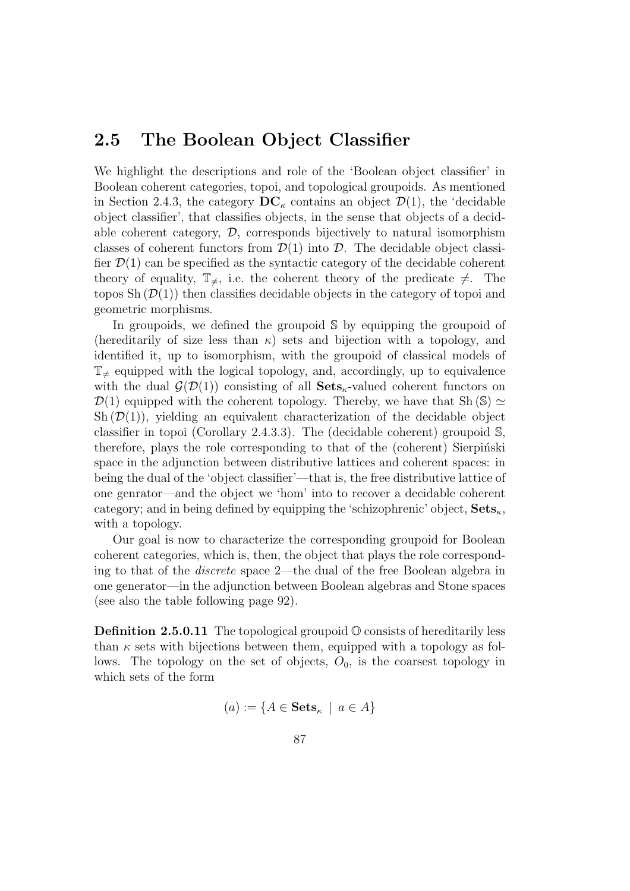## 2.5 The Boolean Object Classifier

We highlight the descriptions and role of the 'Boolean object classifier' in Boolean coherent categories, topoi, and topological groupoids. As mentioned in Section 2.4.3, the category $\mathbf{DC}_\kappa$ contains an object $\mathcal{D}(1)$, the 'decidable object classifier', that classifies objects, in the sense that objects of a decidable coherent category, $\mathcal{D}$, corresponds bijectively to natural isomorphism classes of coherent functors from $\mathcal{D}(1)$ into $\mathcal{D}$. The decidable object classifier $\mathcal{D}(1)$ can be specified as the syntactic category of the decidable coherent theory of equality, $\mathbb{T}_{\neq}$, i.e. the coherent theory of the predicate $\neq$. The topos $\mathrm{Sh}(\mathcal{D}(1))$ then classifies decidable objects in the category of topoi and geometric morphisms.

In groupoids, we defined the groupoid $\mathbb{S}$ by equipping the groupoid of (hereditarily of size less than $\kappa$) sets and bijection with a topology, and identified it, up to isomorphism, with the groupoid of classical models of $\mathbb{T}_{\neq}$ equipped with the logical topology, and, accordingly, up to equivalence with the dual $\mathcal{G}(\mathcal{D}(1))$ consisting of all $\mathbf{Sets}_\kappa$-valued coherent functors on $\mathcal{D}(1)$ equipped with the coherent topology. Thereby, we have that $\mathrm{Sh}(\mathbb{S}) \simeq \mathrm{Sh}(\mathcal{D}(1))$, yielding an equivalent characterization of the decidable object classifier in topoi (Corollary 2.4.3.3). The (decidable coherent) groupoid $\mathbb{S}$, therefore, plays the role corresponding to that of the (coherent) Sierpiński space in the adjunction between distributive lattices and coherent spaces: in being the dual of the 'object classifier'—that is, the free distributive lattice of one genrator—and the object we 'hom' into to recover a decidable coherent category; and in being defined by equipping the 'schizophrenic' object, $\mathbf{Sets}_\kappa$, with a topology.

Our goal is now to characterize the corresponding groupoid for Boolean coherent categories, which is, then, the object that plays the role corresponding to that of the *discrete* space 2—the dual of the free Boolean algebra in one generator—in the adjunction between Boolean algebras and Stone spaces (see also the table following page 92).

**Definition 2.5.0.11** The topological groupoid $\mathbb{O}$ consists of hereditarily less than $\kappa$ sets with bijections between them, equipped with a topology as follows. The topology on the set of objects, $O_0$, is the coarsest topology in which sets of the form

$$(a) := \{A \in \mathbf{Sets}_\kappa \mid a \in A\}$$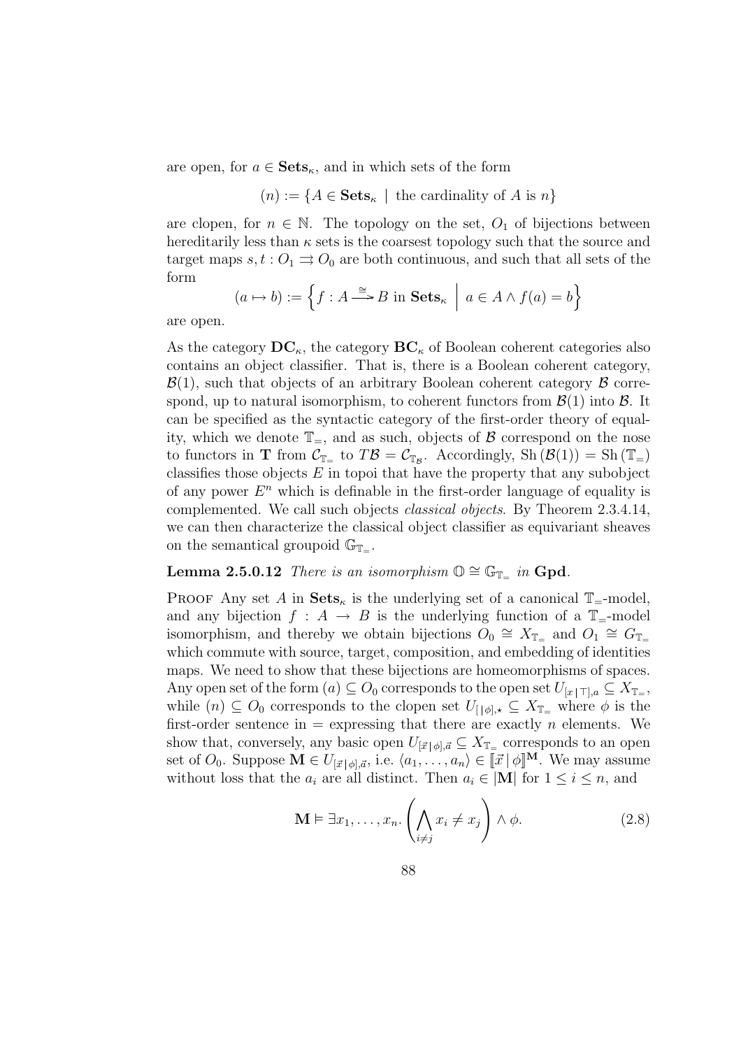are open, for $a \in \mathbf{Sets}_\kappa$, and in which sets of the form

$$(n) := \{A \in \mathbf{Sets}_\kappa \mid \text{the cardinality of } A \text{ is } n\}$$

are clopen, for $n \in \mathbb{N}$. The topology on the set, $O_1$ of bijections between hereditarily less than $\kappa$ sets is the coarsest topology such that the source and target maps $s, t : O_1 \rightrightarrows O_0$ are both continuous, and such that all sets of the form

$$(a \mapsto b) := \left\{ f : A \xrightarrow{\cong} B \text{ in } \mathbf{Sets}_\kappa \;\middle|\; a \in A \wedge f(a) = b \right\}$$

are open.

As the category $\mathbf{DC}_\kappa$, the category $\mathbf{BC}_\kappa$ of Boolean coherent categories also contains an object classifier. That is, there is a Boolean coherent category, $\mathcal{B}(1)$, such that objects of an arbitrary Boolean coherent category $\mathcal{B}$ correspond, up to natural isomorphism, to coherent functors from $\mathcal{B}(1)$ into $\mathcal{B}$. It can be specified as the syntactic category of the first-order theory of equality, which we denote $\mathbb{T}_=$, and as such, objects of $\mathcal{B}$ correspond on the nose to functors in $\mathbf{T}$ from $\mathcal{C}_{\mathbb{T}_=}$ to $T\mathcal{B} = \mathcal{C}_{\mathbb{T}_\mathcal{B}}$. Accordingly, $\mathrm{Sh}\,(\mathcal{B}(1)) = \mathrm{Sh}\,(\mathbb{T}_=)$ classifies those objects $E$ in topoi that have the property that any subobject of any power $E^n$ which is definable in the first-order language of equality is complemented. We call such objects *classical objects*. By Theorem 2.3.4.14, we can then characterize the classical object classifier as equivariant sheaves on the semantical groupoid $\mathbb{G}_{\mathbb{T}_=}$.

**Lemma 2.5.0.12** *There is an isomorphism $\mathbb{O} \cong \mathbb{G}_{\mathbb{T}_=}$ in* $\mathbf{Gpd}$*.*

Proof Any set $A$ in $\mathbf{Sets}_\kappa$ is the underlying set of a canonical $\mathbb{T}_=$-model, and any bijection $f : A \to B$ is the underlying function of a $\mathbb{T}_=$-model isomorphism, and thereby we obtain bijections $O_0 \cong X_{\mathbb{T}_=}$ and $O_1 \cong G_{\mathbb{T}_=}$ which commute with source, target, composition, and embedding of identities maps. We need to show that these bijections are homeomorphisms of spaces. Any open set of the form $(a) \subseteq O_0$ corresponds to the open set $U_{[x \,|\, \top], a} \subseteq X_{\mathbb{T}_=}$, while $(n) \subseteq O_0$ corresponds to the clopen set $U_{[\,|\,\phi], \star} \subseteq X_{\mathbb{T}_=}$ where $\phi$ is the first-order sentence in $=$ expressing that there are exactly $n$ elements. We show that, conversely, any basic open $U_{[\vec{x} \,|\, \phi], \vec{a}} \subseteq X_{\mathbb{T}_=}$ corresponds to an open set of $O_0$. Suppose $\mathbf{M} \in U_{[\vec{x} \,|\, \phi], \vec{a}}$, i.e. $\langle a_1, \ldots, a_n \rangle \in [\![\vec{x} \,|\, \phi]\!]^{\mathbf{M}}$. We may assume without loss that the $a_i$ are all distinct. Then $a_i \in |\mathbf{M}|$ for $1 \leq i \leq n$, and

$$\mathbf{M} \vDash \exists x_1, \ldots, x_n. \left( \bigwedge_{i \neq j} x_i \neq x_j \right) \wedge \phi. \tag{2.8}$$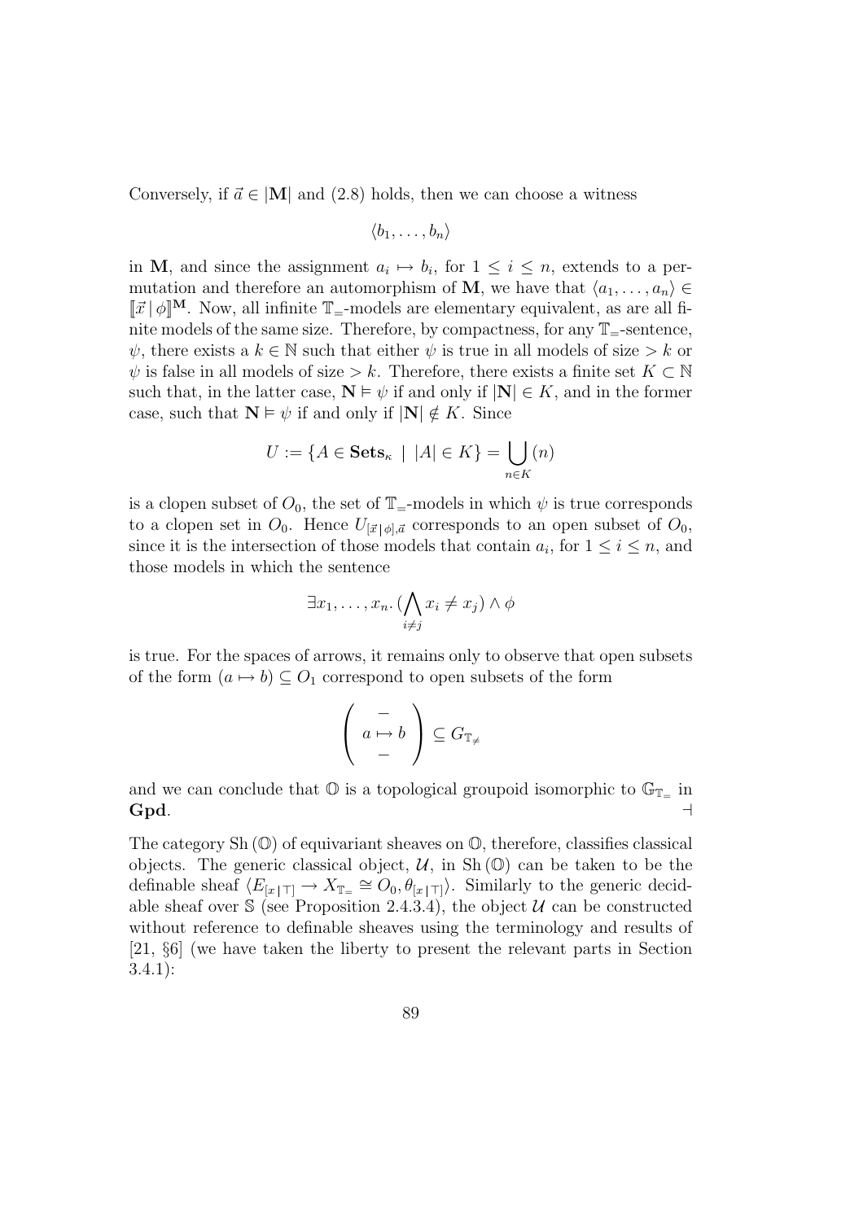Conversely, if $\vec{a} \in |\mathbf{M}|$ and (2.8) holds, then we can choose a witness

$$\langle b_1, \ldots, b_n \rangle$$

in $\mathbf{M}$, and since the assignment $a_i \mapsto b_i$, for $1 \leq i \leq n$, extends to a permutation and therefore an automorphism of $\mathbf{M}$, we have that $\langle a_1, \ldots, a_n \rangle \in [\![\vec{x} \mid \phi]\!]^{\mathbf{M}}$. Now, all infinite $\mathbb{T}_=$-models are elementary equivalent, as are all finite models of the same size. Therefore, by compactness, for any $\mathbb{T}_=$-sentence, $\psi$, there exists a $k \in \mathbb{N}$ such that either $\psi$ is true in all models of size $> k$ or $\psi$ is false in all models of size $> k$. Therefore, there exists a finite set $K \subset \mathbb{N}$ such that, in the latter case, $\mathbf{N} \vDash \psi$ if and only if $|\mathbf{N}| \in K$, and in the former case, such that $\mathbf{N} \vDash \psi$ if and only if $|\mathbf{N}| \notin K$. Since

$$U := \{A \in \mathbf{Sets}_\kappa \mid |A| \in K\} = \bigcup_{n \in K} (n)$$

is a clopen subset of $O_0$, the set of $\mathbb{T}_=$-models in which $\psi$ is true corresponds to a clopen set in $O_0$. Hence $U_{[\vec{x} \mid \phi], \vec{a}}$ corresponds to an open subset of $O_0$, since it is the intersection of those models that contain $a_i$, for $1 \leq i \leq n$, and those models in which the sentence

$$\exists x_1, \ldots, x_n. (\bigwedge_{i \neq j} x_i \neq x_j) \wedge \phi$$

is true. For the spaces of arrows, it remains only to observe that open subsets of the form $(a \mapsto b) \subseteq O_1$ correspond to open subsets of the form

$$\left( \begin{array}{c} - \\ a \mapsto b \\ - \end{array} \right) \subseteq G_{\mathbb{T}_{\neq}}$$

and we can conclude that $\mathbb{O}$ is a topological groupoid isomorphic to $\mathbb{G}_{\mathbb{T}_=}$ in **Gpd**. $\dashv$

The category $\mathrm{Sh}(\mathbb{O})$ of equivariant sheaves on $\mathbb{O}$, therefore, classifies classical objects. The generic classical object, $\mathcal{U}$, in $\mathrm{Sh}(\mathbb{O})$ can be taken to be the definable sheaf $\langle E_{[x \mid \top]} \to X_{\mathbb{T}_=} \cong O_0, \theta_{[x \mid \top]} \rangle$. Similarly to the generic decidable sheaf over $\mathbb{S}$ (see Proposition 2.4.3.4), the object $\mathcal{U}$ can be constructed without reference to definable sheaves using the terminology and results of [21, §6] (we have taken the liberty to present the relevant parts in Section 3.4.1):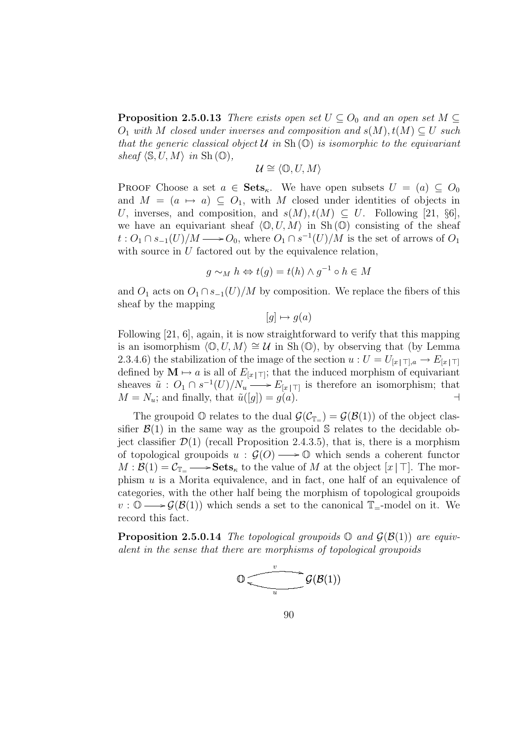**Proposition 2.5.0.13** *There exists open set $U \subseteq O_0$ and an open set $M \subseteq O_1$ with $M$ closed under inverses and composition and $s(M), t(M) \subseteq U$ such that the generic classical object $\mathcal{U}$ in $\mathrm{Sh}(\mathbb{O})$ is isomorphic to the equivariant sheaf $\langle \mathbb{S}, U, M \rangle$ in $\mathrm{Sh}(\mathbb{O})$,*

$$\mathcal{U} \cong \langle \mathbb{O}, U, M \rangle$$

Proof Choose a set $a \in \mathbf{Sets}_\kappa$. We have open subsets $U = (a) \subseteq O_0$ and $M = (a \mapsto a) \subseteq O_1$, with $M$ closed under identities of objects in $U$, inverses, and composition, and $s(M), t(M) \subseteq U$. Following [21, §6], we have an equivariant sheaf $\langle \mathbb{O}, U, M \rangle$ in $\mathrm{Sh}(\mathbb{O})$ consisting of the sheaf $t : O_1 \cap s_{-1}(U)/M \longrightarrow O_0$, where $O_1 \cap s^{-1}(U)/M$ is the set of arrows of $O_1$ with source in $U$ factored out by the equivalence relation,

$$g \sim_M h \Leftrightarrow t(g) = t(h) \wedge g^{-1} \circ h \in M$$

and $O_1$ acts on $O_1 \cap s_{-1}(U)/M$ by composition. We replace the fibers of this sheaf by the mapping

$$[g] \mapsto g(a)$$

Following [21, 6], again, it is now straightforward to verify that this mapping is an isomorphism $\langle \mathbb{O}, U, M \rangle \cong \mathcal{U}$ in $\mathrm{Sh}(\mathbb{O})$, by observing that (by Lemma 2.3.4.6) the stabilization of the image of the section $u : U = U_{[x \mid \top], a} \to E_{[x \mid \top]}$ defined by $\mathbf{M} \mapsto a$ is all of $E_{[x \mid \top]}$; that the induced morphism of equivariant sheaves $\tilde{u} : O_1 \cap s^{-1}(U)/N_u \longrightarrow E_{[x \mid \top]}$ is therefore an isomorphism; that $M = N_u$; and finally, that $\tilde{u}([g]) = g(a)$. ⊣

The groupoid $\mathbb{O}$ relates to the dual $\mathcal{G}(\mathcal{C}_{\mathbb{T}_=}) = \mathcal{G}(\mathcal{B}(1))$ of the object classifier $\mathcal{B}(1)$ in the same way as the groupoid $\mathbb{S}$ relates to the decidable object classifier $\mathcal{D}(1)$ (recall Proposition 2.4.3.5), that is, there is a morphism of topological groupoids $u : \mathcal{G}(O) \longrightarrow \mathbb{O}$ which sends a coherent functor $M : \mathcal{B}(1) = \mathcal{C}_{\mathbb{T}_=} \longrightarrow \mathbf{Sets}_\kappa$ to the value of $M$ at the object $[x \mid \top]$. The morphism $u$ is a Morita equivalence, and in fact, one half of an equivalence of categories, with the other half being the morphism of topological groupoids $v : \mathbb{O} \longrightarrow \mathcal{G}(\mathcal{B}(1))$ which sends a set to the canonical $\mathbb{T}_=$-model on it. We record this fact.

**Proposition 2.5.0.14** *The topological groupoids $\mathbb{O}$ and $\mathcal{G}(\mathcal{B}(1))$ are equivalent in the sense that there are morphisms of topological groupoids*

$$\mathbb{O} \underset{u}{\overset{v}{\rightleftarrows}} \mathcal{G}(\mathcal{B}(1))$$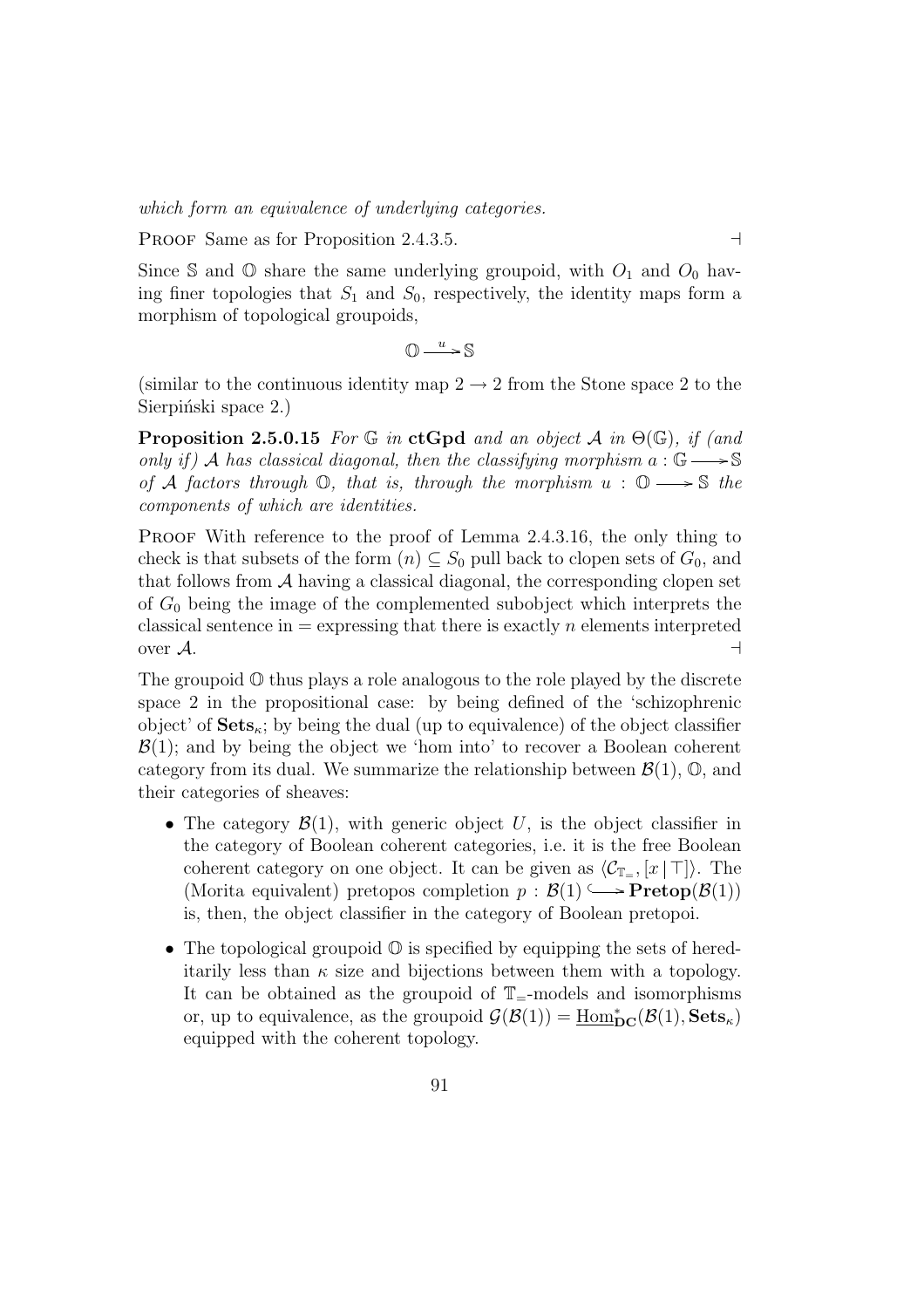*which form an equivalence of underlying categories.*

PROOF Same as for Proposition 2.4.3.5. $\dashv$

Since $\mathbb{S}$ and $\mathbb{O}$ share the same underlying groupoid, with $O_1$ and $O_0$ having finer topologies that $S_1$ and $S_0$, respectively, the identity maps form a morphism of topological groupoids,

$$\mathbb{O} \xrightarrow{u} \mathbb{S}$$

(similar to the continuous identity map $2 \to 2$ from the Stone space 2 to the Sierpiński space 2.)

**Proposition 2.5.0.15** *For $\mathbb{G}$ in* **ctGpd** *and an object $\mathcal{A}$ in $\Theta(\mathbb{G})$, if (and only if) $\mathcal{A}$ has classical diagonal, then the classifying morphism $a : \mathbb{G} \longrightarrow \mathbb{S}$ of $\mathcal{A}$ factors through $\mathbb{O}$, that is, through the morphism $u : \mathbb{O} \longrightarrow \mathbb{S}$ the components of which are identities.*

PROOF With reference to the proof of Lemma 2.4.3.16, the only thing to check is that subsets of the form $(n) \subseteq S_0$ pull back to clopen sets of $G_0$, and that follows from $\mathcal{A}$ having a classical diagonal, the corresponding clopen set of $G_0$ being the image of the complemented subobject which interprets the classical sentence in $=$ expressing that there is exactly $n$ elements interpreted over $\mathcal{A}$. $\dashv$

The groupoid $\mathbb{O}$ thus plays a role analogous to the role played by the discrete space 2 in the propositional case: by being defined of the 'schizophrenic object' of $\mathbf{Sets}_\kappa$; by being the dual (up to equivalence) of the object classifier $\mathcal{B}(1)$; and by being the object we 'hom into' to recover a Boolean coherent category from its dual. We summarize the relationship between $\mathcal{B}(1)$, $\mathbb{O}$, and their categories of sheaves:

- The category $\mathcal{B}(1)$, with generic object $U$, is the object classifier in the category of Boolean coherent categories, i.e. it is the free Boolean coherent category on one object. It can be given as $\langle \mathcal{C}_{\mathbb{T}_=}, [x \mid \top] \rangle$. The (Morita equivalent) pretopos completion $p : \mathcal{B}(1) \hookrightarrow \mathbf{Pretop}(\mathcal{B}(1))$ is, then, the object classifier in the category of Boolean pretopoi.
- The topological groupoid $\mathbb{O}$ is specified by equipping the sets of hereditarily less than $\kappa$ size and bijections between them with a topology. It can be obtained as the groupoid of $\mathbb{T}_=$-models and isomorphisms or, up to equivalence, as the groupoid $\mathcal{G}(\mathcal{B}(1)) = \underline{\mathrm{Hom}}^*_{\mathbf{DC}}(\mathcal{B}(1), \mathbf{Sets}_\kappa)$ equipped with the coherent topology.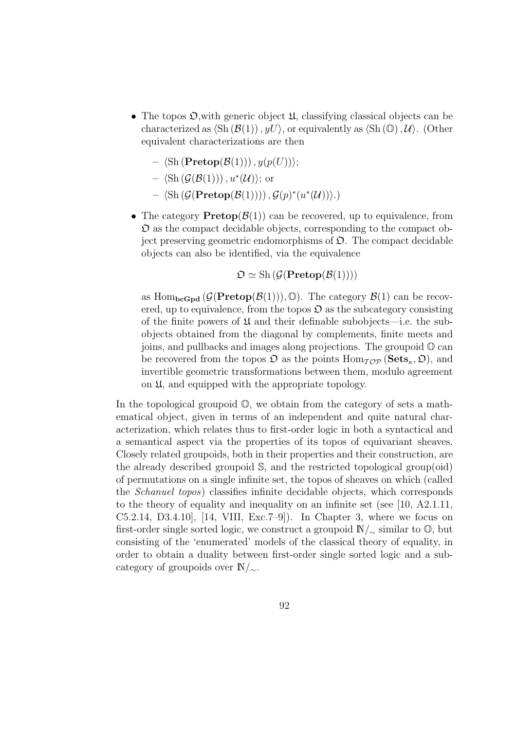- The topos $\mathfrak{O}$,with generic object $\mathfrak{U}$, classifying classical objects can be characterized as $\langle \mathrm{Sh}(\mathcal{B}(1)), yU \rangle$, or equivalently as $\langle \mathrm{Sh}(\mathbb{O}), \mathcal{U} \rangle$. (Other equivalent characterizations are then
  - $\langle \mathrm{Sh}(\mathbf{Pretop}(\mathcal{B}(1))), y(p(U)) \rangle$;
  - $\langle \mathrm{Sh}(\mathcal{G}(\mathcal{B}(1))), u^*(\mathcal{U}) \rangle$; or
  - $\langle \mathrm{Sh}(\mathcal{G}(\mathbf{Pretop}(\mathcal{B}(1)))), \mathcal{G}(p)^*(u^*(\mathcal{U})) \rangle$.)
- The category $\mathbf{Pretop}(\mathcal{B}(1))$ can be recovered, up to equivalence, from $\mathfrak{O}$ as the compact decidable objects, corresponding to the compact object preserving geometric endomorphisms of $\mathfrak{O}$. The compact decidable objects can also be identified, via the equivalence

$$\mathfrak{O} \simeq \mathrm{Sh}(\mathcal{G}(\mathbf{Pretop}(\mathcal{B}(1))))$$

  as $\mathrm{Hom}_{\mathbf{bcGpd}}(\mathcal{G}(\mathbf{Pretop}(\mathcal{B}(1))), \mathbb{O})$. The category $\mathcal{B}(1)$ can be recovered, up to equivalence, from the topos $\mathfrak{O}$ as the subcategory consisting of the finite powers of $\mathfrak{U}$ and their definable subobjects—i.e. the subobjects obtained from the diagonal by complements, finite meets and joins, and pullbacks and images along projections. The groupoid $\mathbb{O}$ can be recovered from the topos $\mathfrak{O}$ as the points $\mathrm{Hom}_{\mathcal{TOP}}(\mathbf{Sets}_\kappa, \mathfrak{O})$, and invertible geometric transformations between them, modulo agreement on $\mathfrak{U}$, and equipped with the appropriate topology.

In the topological groupoid $\mathbb{O}$, we obtain from the category of sets a mathematical object, given in terms of an independent and quite natural characterization, which relates thus to first-order logic in both a syntactical and a semantical aspect via the properties of its topos of equivariant sheaves. Closely related groupoids, both in their properties and their construction, are the already described groupoid $\mathbb{S}$, and the restricted topological group(oid) of permutations on a single infinite set, the topos of sheaves on which (called the *Schanuel topos*) classifies infinite decidable objects, which corresponds to the theory of equality and inequality on an infinite set (see [10, A2.1.11, C5.2.14, D3.4.10], [14, VIII, Exc.7–9]). In Chapter 3, where we focus on first-order single sorted logic, we construct a groupoid $\mathbb{N}/_\sim$ similar to $\mathbb{O}$, but consisting of the 'enumerated' models of the classical theory of equality, in order to obtain a duality between first-order single sorted logic and a subcategory of groupoids over $\mathbb{N}/_\sim$.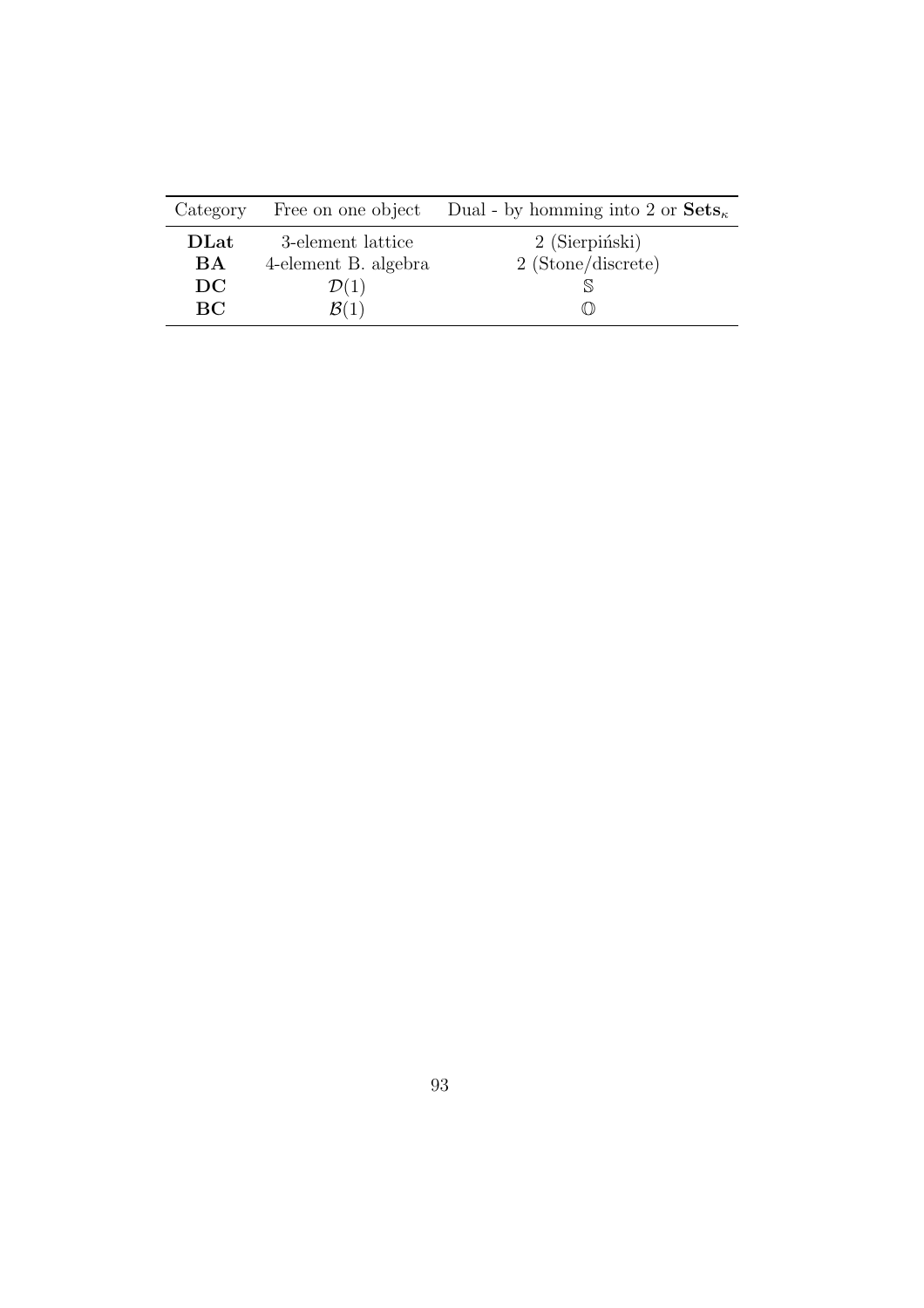| Category | Free on one object | Dual - by homming into 2 or $\mathbf{Sets}_\kappa$ |
|---|---|---|
| **DLat** | 3-element lattice | 2 (Sierpiński) |
| **BA** | 4-element B. algebra | 2 (Stone/discrete) |
| **DC** | $\mathcal{D}(1)$ | $\mathbb{S}$ |
| **BC** | $\mathcal{B}(1)$ | $\mathbb{O}$ |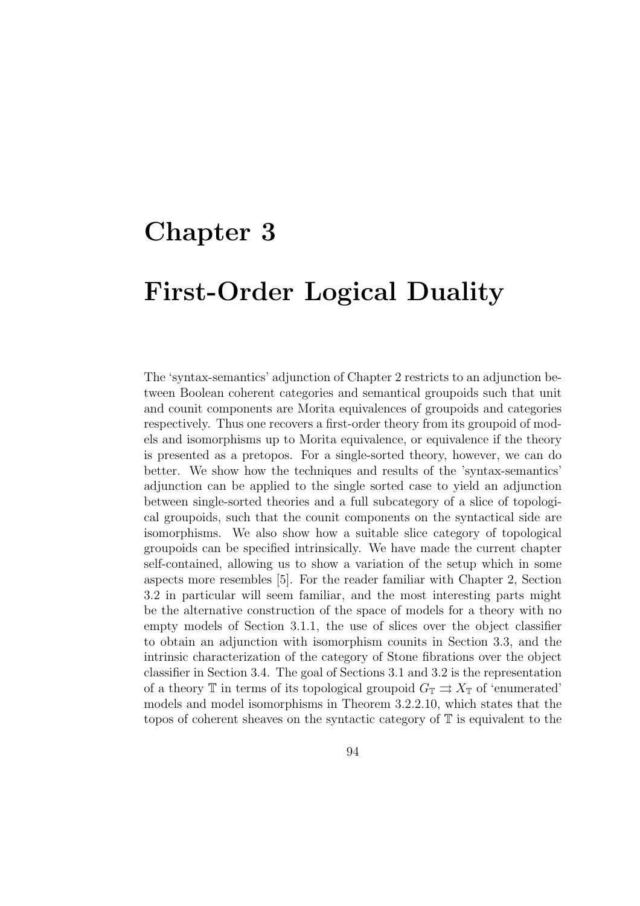# Chapter 3

# First-Order Logical Duality

The 'syntax-semantics' adjunction of Chapter 2 restricts to an adjunction between Boolean coherent categories and semantical groupoids such that unit and counit components are Morita equivalences of groupoids and categories respectively. Thus one recovers a first-order theory from its groupoid of models and isomorphisms up to Morita equivalence, or equivalence if the theory is presented as a pretopos. For a single-sorted theory, however, we can do better. We show how the techniques and results of the 'syntax-semantics' adjunction can be applied to the single sorted case to yield an adjunction between single-sorted theories and a full subcategory of a slice of topological groupoids, such that the counit components on the syntactical side are isomorphisms. We also show how a suitable slice category of topological groupoids can be specified intrinsically. We have made the current chapter self-contained, allowing us to show a variation of the setup which in some aspects more resembles [5]. For the reader familiar with Chapter 2, Section 3.2 in particular will seem familiar, and the most interesting parts might be the alternative construction of the space of models for a theory with no empty models of Section 3.1.1, the use of slices over the object classifier to obtain an adjunction with isomorphism counits in Section 3.3, and the intrinsic characterization of the category of Stone fibrations over the object classifier in Section 3.4. The goal of Sections 3.1 and 3.2 is the representation of a theory $\mathbb{T}$ in terms of its topological groupoid $G_{\mathbb{T}} \rightrightarrows X_{\mathbb{T}}$ of 'enumerated' models and model isomorphisms in Theorem 3.2.2.10, which states that the topos of coherent sheaves on the syntactic category of $\mathbb{T}$ is equivalent to the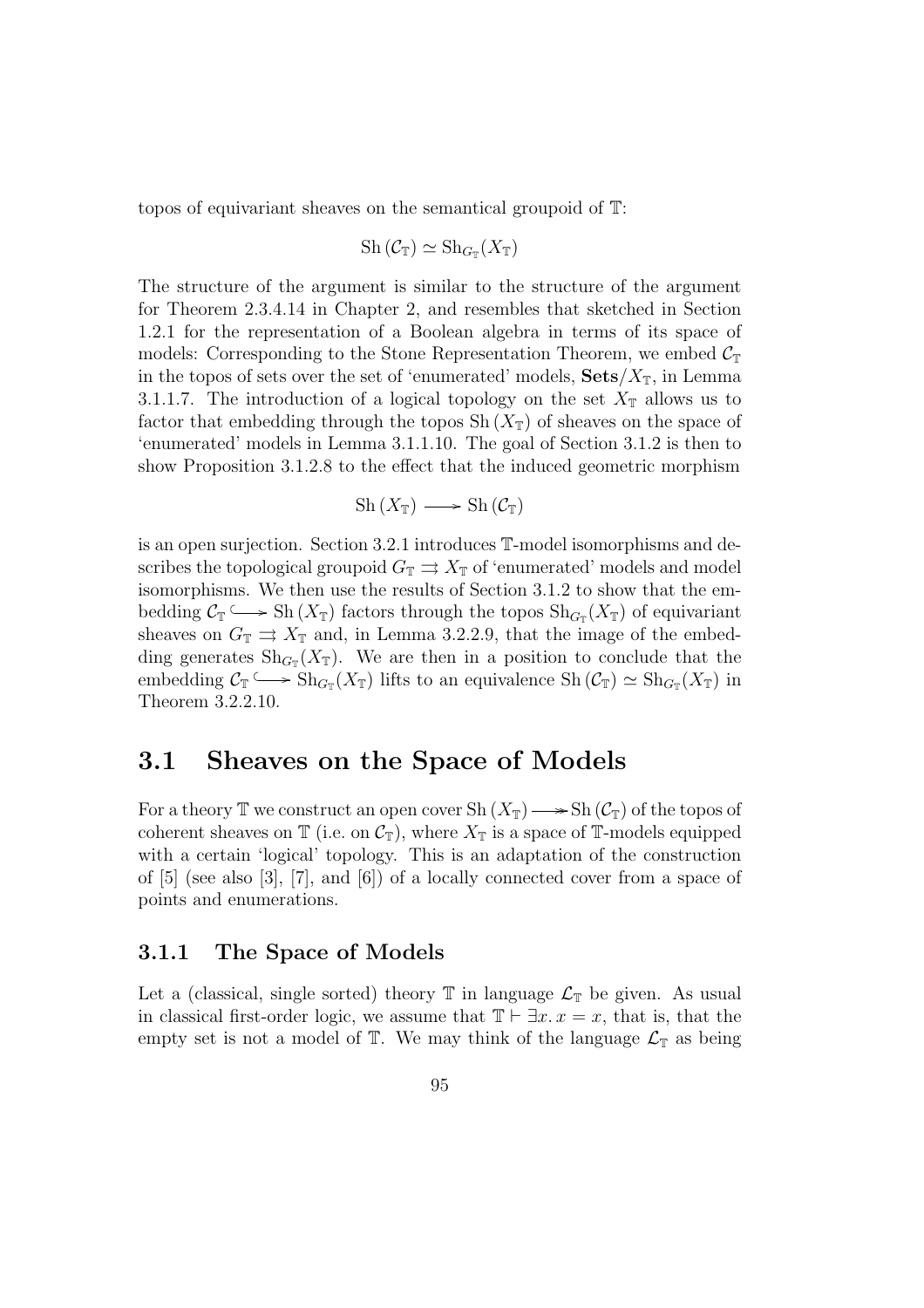topos of equivariant sheaves on the semantical groupoid of $\mathbb{T}$:

$$\mathrm{Sh}\,(\mathcal{C}_{\mathbb{T}}) \simeq \mathrm{Sh}_{G_{\mathbb{T}}}(X_{\mathbb{T}})$$

The structure of the argument is similar to the structure of the argument for Theorem 2.3.4.14 in Chapter 2, and resembles that sketched in Section 1.2.1 for the representation of a Boolean algebra in terms of its space of models: Corresponding to the Stone Representation Theorem, we embed $\mathcal{C}_{\mathbb{T}}$ in the topos of sets over the set of 'enumerated' models, $\mathbf{Sets}/X_{\mathbb{T}}$, in Lemma 3.1.1.7. The introduction of a logical topology on the set $X_{\mathbb{T}}$ allows us to factor that embedding through the topos $\mathrm{Sh}\,(X_{\mathbb{T}})$ of sheaves on the space of 'enumerated' models in Lemma 3.1.1.10. The goal of Section 3.1.2 is then to show Proposition 3.1.2.8 to the effect that the induced geometric morphism

$$\mathrm{Sh}\,(X_{\mathbb{T}}) \longrightarrow \mathrm{Sh}\,(\mathcal{C}_{\mathbb{T}})$$

is an open surjection. Section 3.2.1 introduces $\mathbb{T}$-model isomorphisms and describes the topological groupoid $G_{\mathbb{T}} \rightrightarrows X_{\mathbb{T}}$ of 'enumerated' models and model isomorphisms. We then use the results of Section 3.1.2 to show that the embedding $\mathcal{C}_{\mathbb{T}} \hookrightarrow \mathrm{Sh}\,(X_{\mathbb{T}})$ factors through the topos $\mathrm{Sh}_{G_{\mathbb{T}}}(X_{\mathbb{T}})$ of equivariant sheaves on $G_{\mathbb{T}} \rightrightarrows X_{\mathbb{T}}$ and, in Lemma 3.2.2.9, that the image of the embedding generates $\mathrm{Sh}_{G_{\mathbb{T}}}(X_{\mathbb{T}})$. We are then in a position to conclude that the embedding $\mathcal{C}_{\mathbb{T}} \hookrightarrow \mathrm{Sh}_{G_{\mathbb{T}}}(X_{\mathbb{T}})$ lifts to an equivalence $\mathrm{Sh}\,(\mathcal{C}_{\mathbb{T}}) \simeq \mathrm{Sh}_{G_{\mathbb{T}}}(X_{\mathbb{T}})$ in Theorem 3.2.2.10.

## 3.1 Sheaves on the Space of Models

For a theory $\mathbb{T}$ we construct an open cover $\mathrm{Sh}\,(X_{\mathbb{T}}) \twoheadrightarrow \mathrm{Sh}\,(\mathcal{C}_{\mathbb{T}})$ of the topos of coherent sheaves on $\mathbb{T}$ (i.e. on $\mathcal{C}_{\mathbb{T}}$), where $X_{\mathbb{T}}$ is a space of $\mathbb{T}$-models equipped with a certain 'logical' topology. This is an adaptation of the construction of [5] (see also [3], [7], and [6]) of a locally connected cover from a space of points and enumerations.

### 3.1.1 The Space of Models

Let a (classical, single sorted) theory $\mathbb{T}$ in language $\mathcal{L}_{\mathbb{T}}$ be given. As usual in classical first-order logic, we assume that $\mathbb{T} \vdash \exists x.\, x = x$, that is, that the empty set is not a model of $\mathbb{T}$. We may think of the language $\mathcal{L}_{\mathbb{T}}$ as being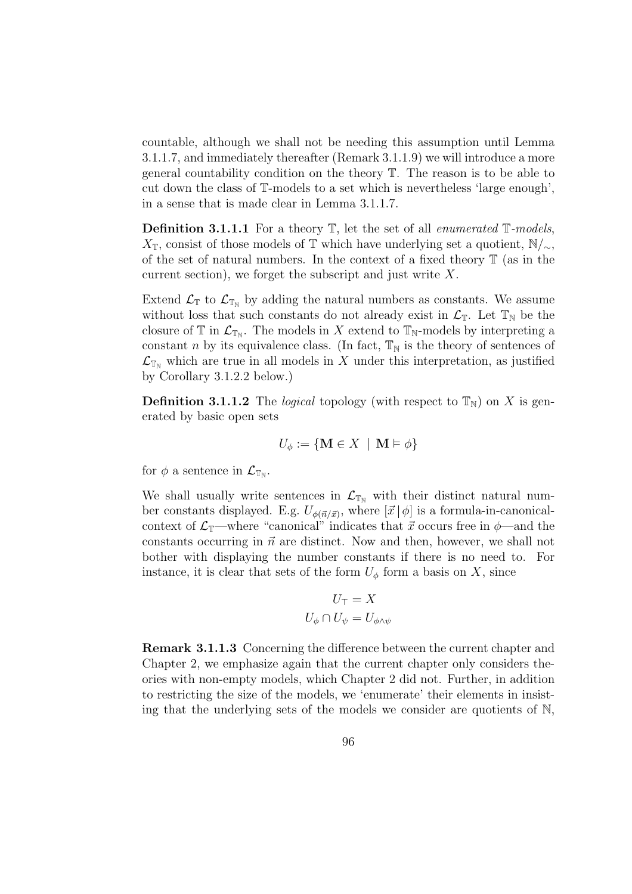countable, although we shall not be needing this assumption until Lemma 3.1.1.7, and immediately thereafter (Remark 3.1.1.9) we will introduce a more general countability condition on the theory $\mathbb{T}$. The reason is to be able to cut down the class of $\mathbb{T}$-models to a set which is nevertheless 'large enough', in a sense that is made clear in Lemma 3.1.1.7.

**Definition 3.1.1.1** For a theory $\mathbb{T}$, let the set of all *enumerated* $\mathbb{T}$*-models*, $X_{\mathbb{T}}$, consist of those models of $\mathbb{T}$ which have underlying set a quotient, $\mathbb{N}/_{\sim}$, of the set of natural numbers. In the context of a fixed theory $\mathbb{T}$ (as in the current section), we forget the subscript and just write $X$.

Extend $\mathcal{L}_{\mathbb{T}}$ to $\mathcal{L}_{\mathbb{T}_{\mathbb{N}}}$ by adding the natural numbers as constants. We assume without loss that such constants do not already exist in $\mathcal{L}_{\mathbb{T}}$. Let $\mathbb{T}_{\mathbb{N}}$ be the closure of $\mathbb{T}$ in $\mathcal{L}_{\mathbb{T}_{\mathbb{N}}}$. The models in $X$ extend to $\mathbb{T}_{\mathbb{N}}$-models by interpreting a constant $n$ by its equivalence class. (In fact, $\mathbb{T}_{\mathbb{N}}$ is the theory of sentences of $\mathcal{L}_{\mathbb{T}_{\mathbb{N}}}$ which are true in all models in $X$ under this interpretation, as justified by Corollary 3.1.2.2 below.)

**Definition 3.1.1.2** The *logical* topology (with respect to $\mathbb{T}_{\mathbb{N}}$) on $X$ is generated by basic open sets

$$U_{\phi} := \{\mathbf{M} \in X \ \mid \ \mathbf{M} \vDash \phi\}$$

for $\phi$ a sentence in $\mathcal{L}_{\mathbb{T}_{\mathbb{N}}}$.

We shall usually write sentences in $\mathcal{L}_{\mathbb{T}_{\mathbb{N}}}$ with their distinct natural number constants displayed. E.g. $U_{\phi(\vec{n}/\vec{x})}$, where $[\vec{x} \,|\, \phi]$ is a formula-in-canonical-context of $\mathcal{L}_{\mathbb{T}}$—where "canonical" indicates that $\vec{x}$ occurs free in $\phi$—and the constants occurring in $\vec{n}$ are distinct. Now and then, however, we shall not bother with displaying the number constants if there is no need to. For instance, it is clear that sets of the form $U_{\phi}$ form a basis on $X$, since

$$U_{\top} = X$$
$$U_{\phi} \cap U_{\psi} = U_{\phi \wedge \psi}$$

**Remark 3.1.1.3** Concerning the difference between the current chapter and Chapter 2, we emphasize again that the current chapter only considers theories with non-empty models, which Chapter 2 did not. Further, in addition to restricting the size of the models, we 'enumerate' their elements in insisting that the underlying sets of the models we consider are quotients of $\mathbb{N}$,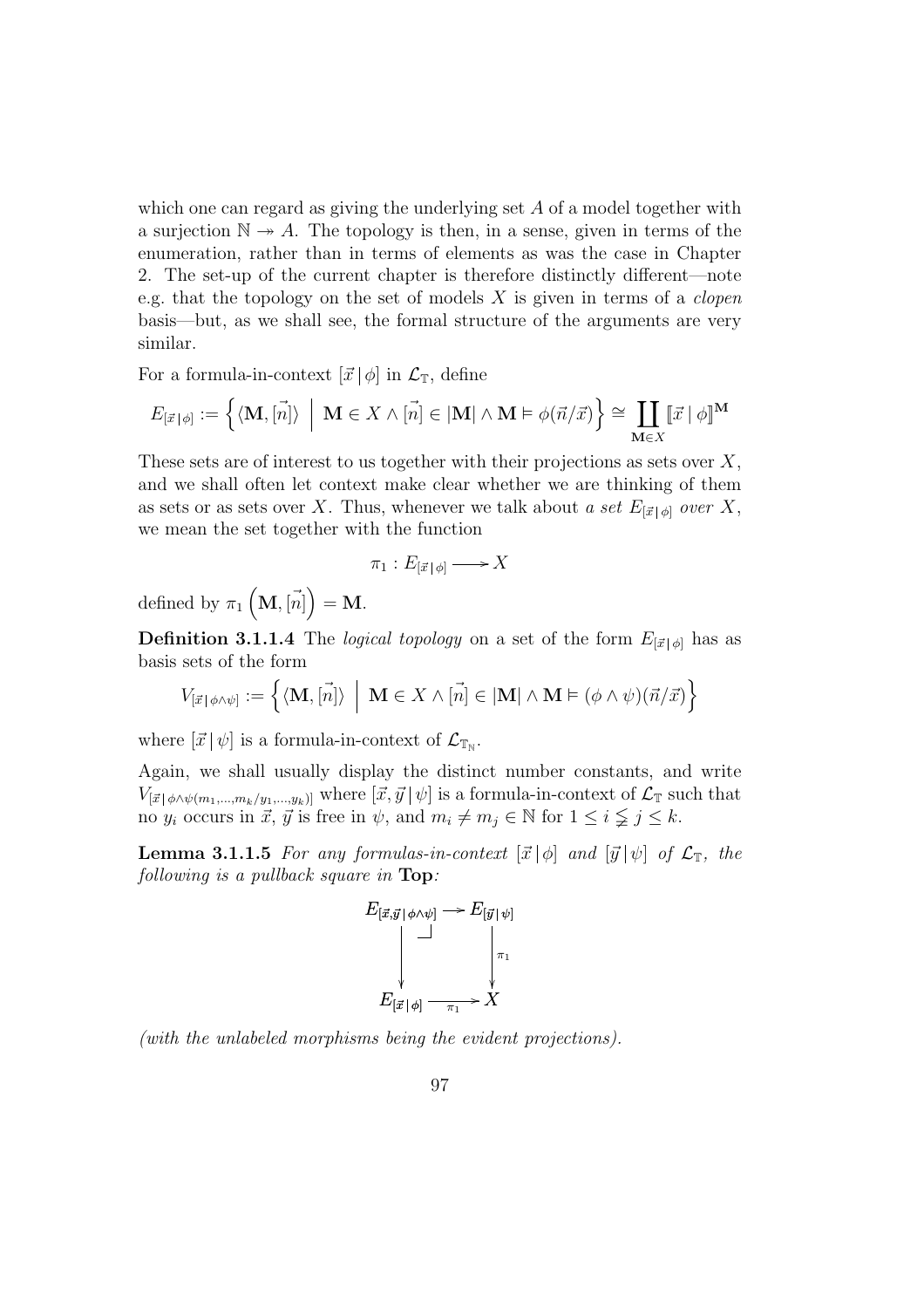which one can regard as giving the underlying set $A$ of a model together with a surjection $\mathbb{N} \twoheadrightarrow A$. The topology is then, in a sense, given in terms of the enumeration, rather than in terms of elements as was the case in Chapter 2. The set-up of the current chapter is therefore distinctly different—note e.g. that the topology on the set of models $X$ is given in terms of a *clopen* basis—but, as we shall see, the formal structure of the arguments are very similar.

For a formula-in-context $[\vec{x} \,|\, \phi]$ in $\mathcal{L}_{\mathbb{T}}$, define

$$E_{[\vec{x} \,|\, \phi]} := \left\{ \langle \mathbf{M}, [\vec{n}] \rangle \;\middle|\; \mathbf{M} \in X \wedge [\vec{n}] \in |\mathbf{M}| \wedge \mathbf{M} \vDash \phi(\vec{n}/\vec{x}) \right\} \cong \coprod_{\mathbf{M} \in X} [\![\vec{x} \mid \phi]\!]^{\mathbf{M}}$$

These sets are of interest to us together with their projections as sets over $X$, and we shall often let context make clear whether we are thinking of them as sets or as sets over $X$. Thus, whenever we talk about *a set $E_{[\vec{x} \,|\, \phi]}$ over $X$*, we mean the set together with the function

$$\pi_1 : E_{[\vec{x} \,|\, \phi]} \longrightarrow X$$

defined by $\pi_1 \left( \mathbf{M}, [\vec{n}] \right) = \mathbf{M}$.

**Definition 3.1.1.4** The *logical topology* on a set of the form $E_{[\vec{x} \,|\, \phi]}$ has as basis sets of the form

$$V_{[\vec{x} \,|\, \phi \wedge \psi]} := \left\{ \langle \mathbf{M}, [\vec{n}] \rangle \;\middle|\; \mathbf{M} \in X \wedge [\vec{n}] \in |\mathbf{M}| \wedge \mathbf{M} \vDash (\phi \wedge \psi)(\vec{n}/\vec{x}) \right\}$$

where $[\vec{x} \,|\, \psi]$ is a formula-in-context of $\mathcal{L}_{\mathbb{T}_{\mathbb{N}}}$.

Again, we shall usually display the distinct number constants, and write $V_{[\vec{x} \,|\, \phi \wedge \psi(m_1, \ldots, m_k / y_1, \ldots, y_k)]}$ where $[\vec{x}, \vec{y} \,|\, \psi]$ is a formula-in-context of $\mathcal{L}_{\mathbb{T}}$ such that no $y_i$ occurs in $\vec{x}$, $\vec{y}$ is free in $\psi$, and $m_i \neq m_j \in \mathbb{N}$ for $1 \leq i \lneq j \leq k$.

**Lemma 3.1.1.5** *For any formulas-in-context $[\vec{x} \,|\, \phi]$ and $[\vec{y} \,|\, \psi]$ of $\mathcal{L}_{\mathbb{T}}$, the following is a pullback square in* **Top***:*

$$\begin{array}{ccc}
E_{[\vec{x}, \vec{y} \,|\, \phi \wedge \psi]} & \longrightarrow & E_{[\vec{y} \,|\, \psi]} \\
\big\downarrow & \lrcorner & \big\downarrow \pi_1 \\
E_{[\vec{x} \,|\, \phi]} & \xrightarrow{\pi_1} & X
\end{array}$$

*(with the unlabeled morphisms being the evident projections).*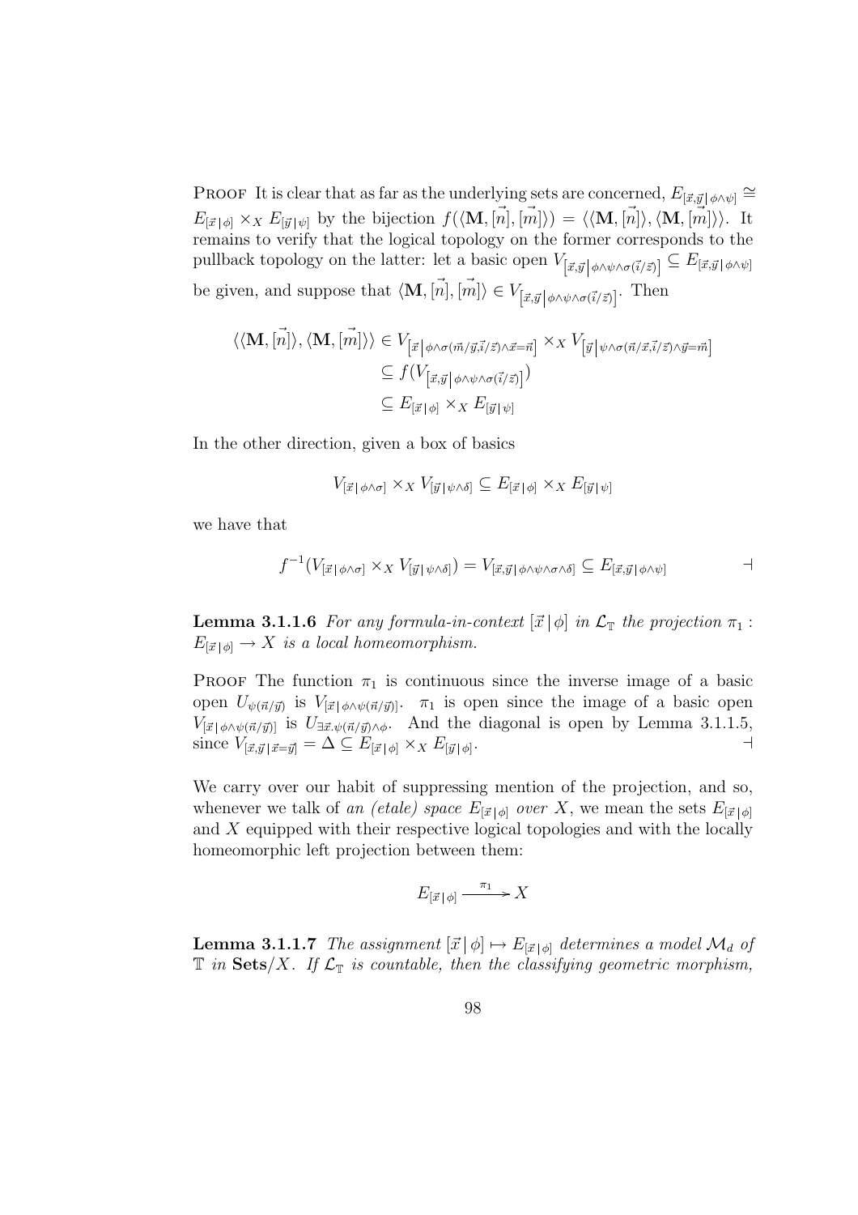Proof It is clear that as far as the underlying sets are concerned, $E_{[\vec{x},\vec{y}\,|\,\phi\wedge\psi]} \cong E_{[\vec{x}\,|\,\phi]} \times_X E_{[\vec{y}\,|\,\psi]}$ by the bijection $f(\langle \mathbf{M}, [\vec{n}], [\vec{m}] \rangle) = \langle \langle \mathbf{M}, [\vec{n}] \rangle, \langle \mathbf{M}, [\vec{m}] \rangle \rangle$. It remains to verify that the logical topology on the former corresponds to the pullback topology on the latter: let a basic open $V_{\left[\vec{x},\vec{y}\,\middle|\,\phi\wedge\psi\wedge\sigma(\vec{i}/\vec{z})\right]} \subseteq E_{[\vec{x},\vec{y}\,|\,\phi\wedge\psi]}$ be given, and suppose that $\langle \mathbf{M}, [\vec{n}], [\vec{m}] \rangle \in V_{\left[\vec{x},\vec{y}\,\middle|\,\phi\wedge\psi\wedge\sigma(\vec{i}/\vec{z})\right]}$. Then

$$
\begin{aligned}
\langle \langle \mathbf{M}, [\vec{n}] \rangle, \langle \mathbf{M}, [\vec{m}] \rangle \rangle &\in V_{\left[\vec{x}\,\middle|\,\phi\wedge\sigma(\vec{m}/\vec{y},\vec{i}/\vec{z})\wedge\vec{x}=\vec{n}\right]} \times_X V_{\left[\vec{y}\,\middle|\,\psi\wedge\sigma(\vec{n}/\vec{x},\vec{i}/\vec{z})\wedge\vec{y}=\vec{m}\right]} \\
&\subseteq f(V_{\left[\vec{x},\vec{y}\,\middle|\,\phi\wedge\psi\wedge\sigma(\vec{i}/\vec{z})\right]}) \\
&\subseteq E_{[\vec{x}\,|\,\phi]} \times_X E_{[\vec{y}\,|\,\psi]}
\end{aligned}
$$

In the other direction, given a box of basics

$$
V_{[\vec{x}\,|\,\phi\wedge\sigma]} \times_X V_{[\vec{y}\,|\,\psi\wedge\delta]} \subseteq E_{[\vec{x}\,|\,\phi]} \times_X E_{[\vec{y}\,|\,\psi]}
$$

we have that

$$
f^{-1}(V_{[\vec{x}\,|\,\phi\wedge\sigma]} \times_X V_{[\vec{y}\,|\,\psi\wedge\delta]}) = V_{[\vec{x},\vec{y}\,|\,\phi\wedge\psi\wedge\sigma\wedge\delta]} \subseteq E_{[\vec{x},\vec{y}\,|\,\phi\wedge\psi]} \qquad \dashv
$$

**Lemma 3.1.1.6** *For any formula-in-context $[\vec{x}\,|\,\phi]$ in $\mathcal{L}_{\mathbb{T}}$ the projection $\pi_1 : E_{[\vec{x}\,|\,\phi]} \to X$ is a local homeomorphism.*

Proof The function $\pi_1$ is continuous since the inverse image of a basic open $U_{\psi(\vec{n}/\vec{y})}$ is $V_{[\vec{x}\,|\,\phi\wedge\psi(\vec{n}/\vec{y})]}$. $\pi_1$ is open since the image of a basic open $V_{[\vec{x}\,|\,\phi\wedge\psi(\vec{n}/\vec{y})]}$ is $U_{\exists\vec{x}.\psi(\vec{n}/\vec{y})\wedge\phi}$. And the diagonal is open by Lemma 3.1.1.5, since $V_{[\vec{x},\vec{y}\,|\,\vec{x}=\vec{y}]} = \Delta \subseteq E_{[\vec{x}\,|\,\phi]} \times_X E_{[\vec{y}\,|\,\phi]}$. $\dashv$

We carry over our habit of suppressing mention of the projection, and so, whenever we talk of *an (etale) space $E_{[\vec{x}\,|\,\phi]}$ over $X$*, we mean the sets $E_{[\vec{x}\,|\,\phi]}$ and $X$ equipped with their respective logical topologies and with the locally homeomorphic left projection between them:

$$
E_{[\vec{x}\,|\,\phi]} \xrightarrow{\pi_1} X
$$

**Lemma 3.1.1.7** *The assignment $[\vec{x}\,|\,\phi] \mapsto E_{[\vec{x}\,|\,\phi]}$ determines a model $\mathcal{M}_d$ of $\mathbb{T}$ in $\mathbf{Sets}/X$. If $\mathcal{L}_{\mathbb{T}}$ is countable, then the classifying geometric morphism,*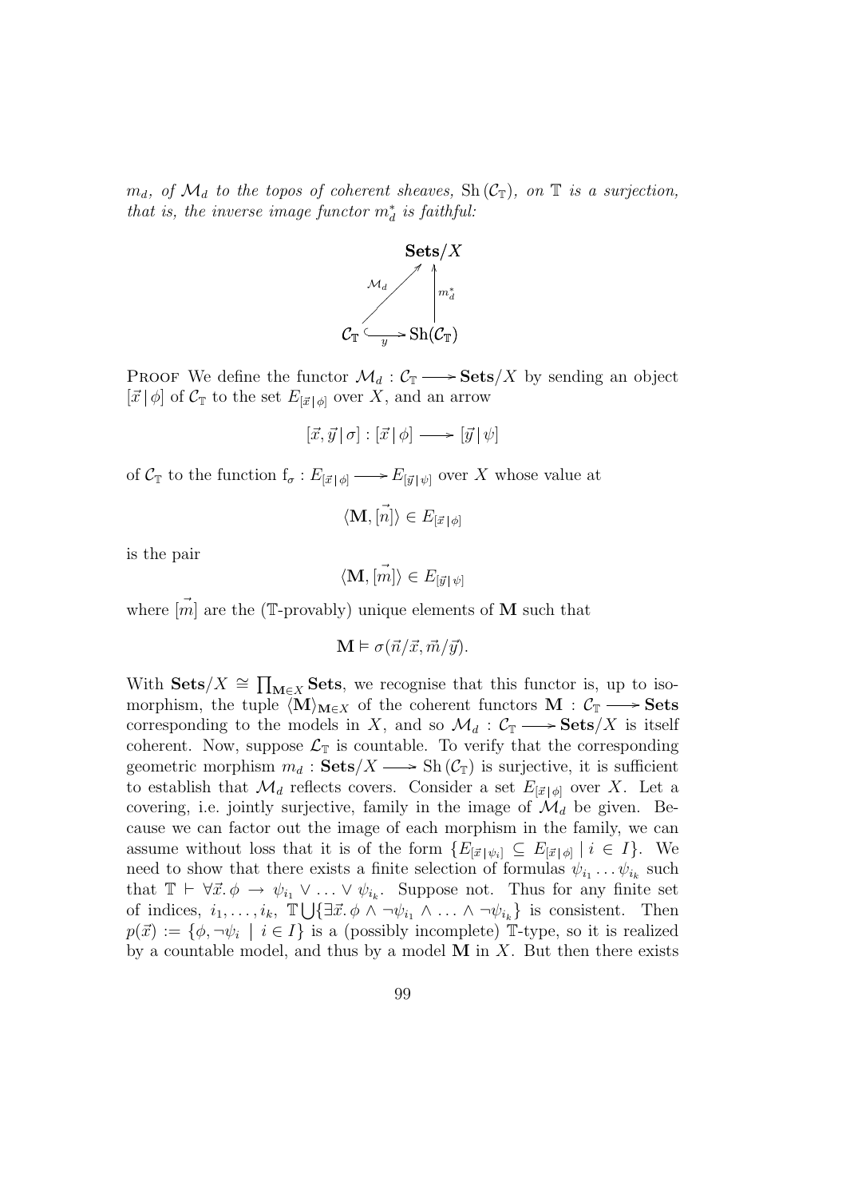*$m_d$, of $\mathcal{M}_d$ to the topos of coherent sheaves, $\mathrm{Sh}(\mathcal{C}_{\mathbb{T}})$, on $\mathbb{T}$ is a surjection, that is, the inverse image functor $m_d^*$ is faithful:*

$$\begin{array}{ccc} & & \mathbf{Sets}/X \\ & \overset{\mathcal{M}_d}{\nearrow} & \uparrow m_d^* \\ \mathcal{C}_{\mathbb{T}} & \underset{y}{\hookrightarrow} & \mathrm{Sh}(\mathcal{C}_{\mathbb{T}}) \end{array}$$

Proof We define the functor $\mathcal{M}_d : \mathcal{C}_{\mathbb{T}} \longrightarrow \mathbf{Sets}/X$ by sending an object $[\vec{x} \,|\, \phi]$ of $\mathcal{C}_{\mathbb{T}}$ to the set $E_{[\vec{x} \,|\, \phi]}$ over $X$, and an arrow

$$[\vec{x}, \vec{y} \,|\, \sigma] : [\vec{x} \,|\, \phi] \longrightarrow [\vec{y} \,|\, \psi]$$

of $\mathcal{C}_{\mathbb{T}}$ to the function $\mathrm{f}_\sigma : E_{[\vec{x} \,|\, \phi]} \longrightarrow E_{[\vec{y} \,|\, \psi]}$ over $X$ whose value at

$$\langle \mathbf{M}, \vec{[n]} \rangle \in E_{[\vec{x} \,|\, \phi]}$$

is the pair

$$\langle \mathbf{M}, \vec{[m]} \rangle \in E_{[\vec{y} \,|\, \psi]}$$

where $\vec{[m]}$ are the ($\mathbb{T}$-provably) unique elements of $\mathbf{M}$ such that

$$\mathbf{M} \vDash \sigma(\vec{n}/\vec{x}, \vec{m}/\vec{y}).$$

With $\mathbf{Sets}/X \cong \prod_{\mathbf{M} \in X} \mathbf{Sets}$, we recognise that this functor is, up to isomorphism, the tuple $\langle \mathbf{M} \rangle_{\mathbf{M} \in X}$ of the coherent functors $\mathbf{M} : \mathcal{C}_{\mathbb{T}} \longrightarrow \mathbf{Sets}$ corresponding to the models in $X$, and so $\mathcal{M}_d : \mathcal{C}_{\mathbb{T}} \longrightarrow \mathbf{Sets}/X$ is itself coherent. Now, suppose $\mathcal{L}_{\mathbb{T}}$ is countable. To verify that the corresponding geometric morphism $m_d : \mathbf{Sets}/X \longrightarrow \mathrm{Sh}(\mathcal{C}_{\mathbb{T}})$ is surjective, it is sufficient to establish that $\mathcal{M}_d$ reflects covers. Consider a set $E_{[\vec{x} \,|\, \phi]}$ over $X$. Let a covering, i.e. jointly surjective, family in the image of $\mathcal{M}_d$ be given. Because we can factor out the image of each morphism in the family, we can assume without loss that it is of the form $\{E_{[\vec{x} \,|\, \psi_i]} \subseteq E_{[\vec{x} \,|\, \phi]} \mid i \in I\}$. We need to show that there exists a finite selection of formulas $\psi_{i_1} \ldots \psi_{i_k}$ such that $\mathbb{T} \vdash \forall \vec{x}.\, \phi \rightarrow \psi_{i_1} \vee \ldots \vee \psi_{i_k}$. Suppose not. Thus for any finite set of indices, $i_1, \ldots, i_k$, $\mathbb{T} \bigcup \{\exists \vec{x}.\, \phi \wedge \neg\psi_{i_1} \wedge \ldots \wedge \neg\psi_{i_k}\}$ is consistent. Then $p(\vec{x}) := \{\phi, \neg\psi_i \mid i \in I\}$ is a (possibly incomplete) $\mathbb{T}$-type, so it is realized by a countable model, and thus by a model $\mathbf{M}$ in $X$. But then there exists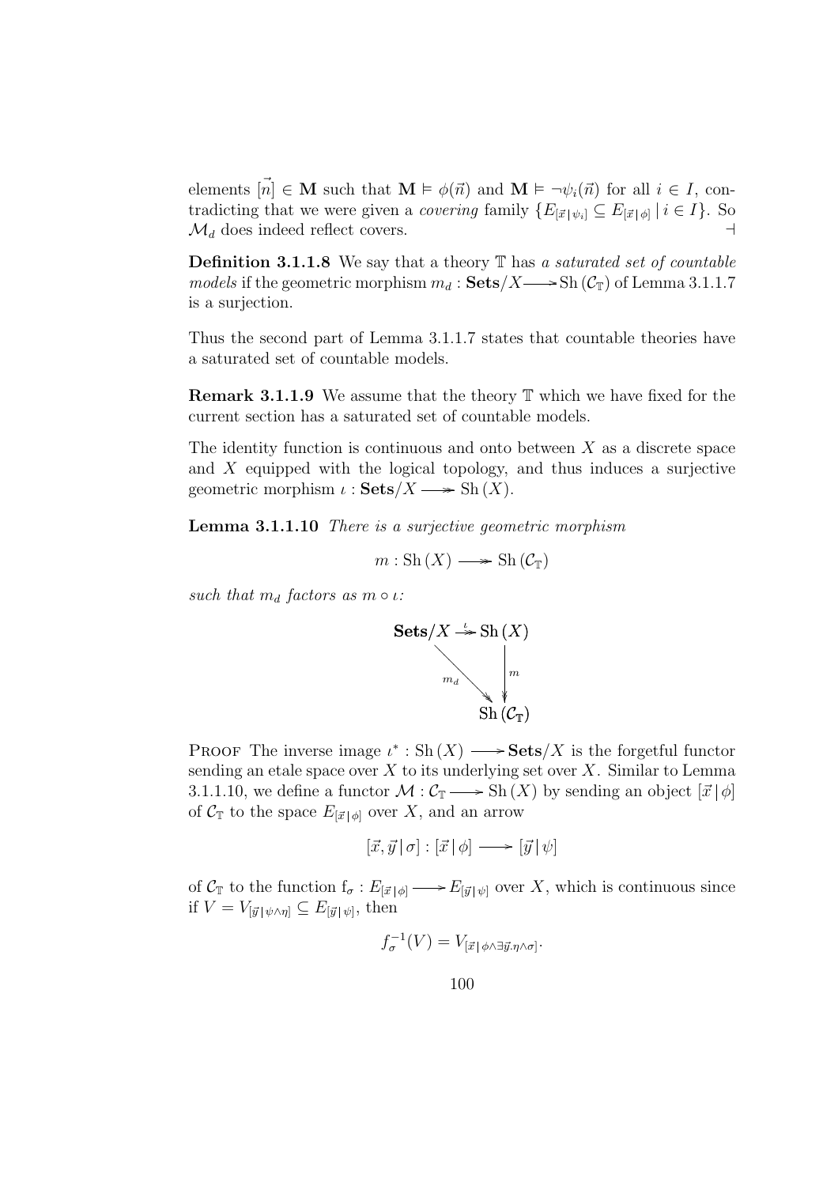elements $\vec{[n]} \in \mathbf{M}$ such that $\mathbf{M} \vDash \phi(\vec{n})$ and $\mathbf{M} \vDash \neg\psi_i(\vec{n})$ for all $i \in I$, contradicting that we were given a *covering* family $\{E_{[\vec{x}\,|\,\psi_i]} \subseteq E_{[\vec{x}\,|\,\phi]} \mid i \in I\}$. So $\mathcal{M}_d$ does indeed reflect covers. $\dashv$

**Definition 3.1.1.8** We say that a theory $\mathbb{T}$ has *a saturated set of countable models* if the geometric morphism $m_d : \mathbf{Sets}/X \longrightarrow \mathrm{Sh}\,(\mathcal{C}_{\mathbb{T}})$ of Lemma 3.1.1.7 is a surjection.

Thus the second part of Lemma 3.1.1.7 states that countable theories have a saturated set of countable models.

**Remark 3.1.1.9** We assume that the theory $\mathbb{T}$ which we have fixed for the current section has a saturated set of countable models.

The identity function is continuous and onto between $X$ as a discrete space and $X$ equipped with the logical topology, and thus induces a surjective geometric morphism $\iota : \mathbf{Sets}/X \twoheadrightarrow \mathrm{Sh}\,(X)$.

**Lemma 3.1.1.10** *There is a surjective geometric morphism*

$$m : \mathrm{Sh}\,(X) \twoheadrightarrow \mathrm{Sh}\,(\mathcal{C}_{\mathbb{T}})$$

*such that $m_d$ factors as $m \circ \iota$:*

$$\begin{array}{ccc} \mathbf{Sets}/X & \overset{\iota}{\twoheadrightarrow} & \mathrm{Sh}\,(X) \\ & {}_{m_d}\searrow & \downarrow m \\ & & \mathrm{Sh}\,(\mathcal{C}_{\mathbb{T}}) \end{array}$$

Proof The inverse image $\iota^* : \mathrm{Sh}\,(X) \longrightarrow \mathbf{Sets}/X$ is the forgetful functor sending an etale space over $X$ to its underlying set over $X$. Similar to Lemma 3.1.1.10, we define a functor $\mathcal{M} : \mathcal{C}_{\mathbb{T}} \longrightarrow \mathrm{Sh}\,(X)$ by sending an object $[\vec{x}\,|\,\phi]$ of $\mathcal{C}_{\mathbb{T}}$ to the space $E_{[\vec{x}\,|\,\phi]}$ over $X$, and an arrow

$$[\vec{x}, \vec{y}\,|\,\sigma] : [\vec{x}\,|\,\phi] \longrightarrow [\vec{y}\,|\,\psi]$$

of $\mathcal{C}_{\mathbb{T}}$ to the function $\mathrm{f}_\sigma : E_{[\vec{x}\,|\,\phi]} \longrightarrow E_{[\vec{y}\,|\,\psi]}$ over $X$, which is continuous since if $V = V_{[\vec{y}\,|\,\psi\wedge\eta]} \subseteq E_{[\vec{y}\,|\,\psi]}$, then

$$f_\sigma^{-1}(V) = V_{[\vec{x}\,|\,\phi\wedge\exists\vec{y}.\eta\wedge\sigma]}.$$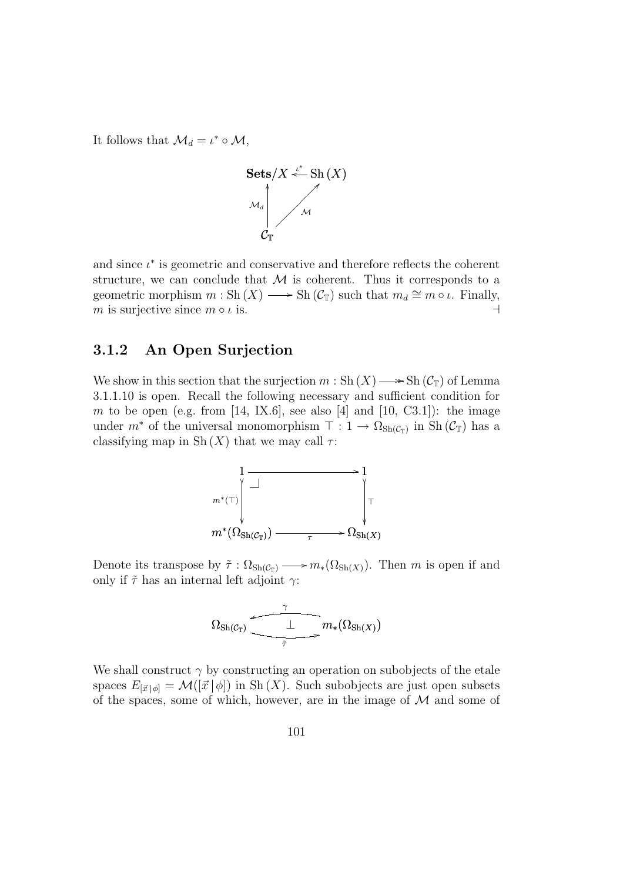It follows that $\mathcal{M}_d = \iota^* \circ \mathcal{M}$,

$$
\begin{array}{ccc}
\mathbf{Sets}/X & \xleftarrow{\iota^*} & \mathrm{Sh}\,(X) \\
{\scriptstyle \mathcal{M}_d}\uparrow & \nearrow{\scriptstyle \mathcal{M}} & \\
\mathcal{C}_{\mathbb{T}} & &
\end{array}
$$

and since $\iota^*$ is geometric and conservative and therefore reflects the coherent structure, we can conclude that $\mathcal{M}$ is coherent. Thus it corresponds to a geometric morphism $m : \mathrm{Sh}\,(X) \longrightarrow \mathrm{Sh}\,(\mathcal{C}_{\mathbb{T}})$ such that $m_d \cong m \circ \iota$. Finally, $m$ is surjective since $m \circ \iota$ is. $\dashv$

### 3.1.2 An Open Surjection

We show in this section that the surjection $m : \mathrm{Sh}\,(X) \twoheadrightarrow \mathrm{Sh}\,(\mathcal{C}_{\mathbb{T}})$ of Lemma 3.1.1.10 is open. Recall the following necessary and sufficient condition for $m$ to be open (e.g. from [14, IX.6], see also [4] and [10, C3.1]): the image under $m^*$ of the universal monomorphism $\top : 1 \to \Omega_{\mathrm{Sh}(\mathcal{C}_{\mathbb{T}})}$ in $\mathrm{Sh}\,(\mathcal{C}_{\mathbb{T}})$ has a classifying map in $\mathrm{Sh}\,(X)$ that we may call $\tau$:

$$
\begin{array}{ccc}
1 & \longrightarrow & 1 \\
{\scriptstyle m^*(\top)}\downarrow & \lrcorner & \downarrow{\scriptstyle \top} \\
m^*(\Omega_{\mathrm{Sh}(\mathcal{C}_{\mathbb{T}})}) & \xrightarrow{\ \tau\ } & \Omega_{\mathrm{Sh}(X)}
\end{array}
$$

Denote its transpose by $\tilde{\tau} : \Omega_{\mathrm{Sh}(\mathcal{C}_{\mathbb{T}})} \longrightarrow m_*(\Omega_{\mathrm{Sh}(X)})$. Then $m$ is open if and only if $\tilde{\tau}$ has an internal left adjoint $\gamma$:

$$
\Omega_{\mathrm{Sh}(\mathcal{C}_{\mathbb{T}})} \underset{\tilde{\tau}}{\overset{\gamma}{\rightleftarrows}} m_*(\Omega_{\mathrm{Sh}(X)}) \qquad (\gamma \dashv \tilde{\tau})
$$

We shall construct $\gamma$ by constructing an operation on subobjects of the etale spaces $E_{[\vec{x}\,|\,\phi]} = \mathcal{M}([\vec{x}\,|\,\phi])$ in $\mathrm{Sh}\,(X)$. Such subobjects are just open subsets of the spaces, some of which, however, are in the image of $\mathcal{M}$ and some of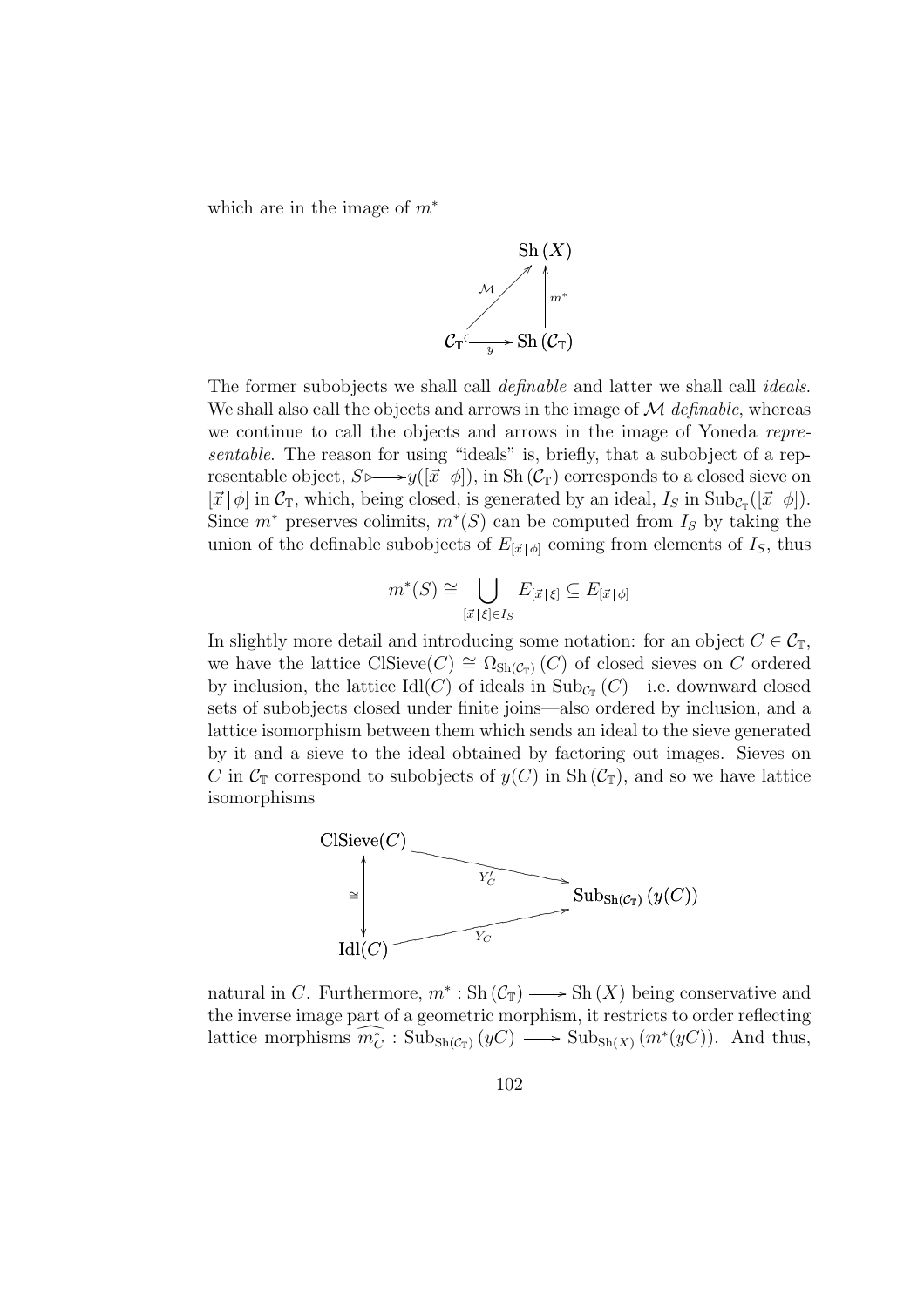which are in the image of $m^*$

$$
\begin{array}{ccc}
 & & \mathrm{Sh}(X) \\
 & \overset{\mathcal{M}}{\nearrow} & \uparrow m^* \\
\mathcal{C}_{\mathbb{T}} & \overset{y}{\hookrightarrow} & \mathrm{Sh}(\mathcal{C}_{\mathbb{T}})
\end{array}
$$

The former subobjects we shall call *definable* and latter we shall call *ideals*. We shall also call the objects and arrows in the image of $\mathcal{M}$ *definable*, whereas we continue to call the objects and arrows in the image of Yoneda *representable*. The reason for using "ideals" is, briefly, that a subobject of a representable object, $S \rightarrowtail y([\vec{x} \,|\, \phi])$, in $\mathrm{Sh}(\mathcal{C}_{\mathbb{T}})$ corresponds to a closed sieve on $[\vec{x} \,|\, \phi]$ in $\mathcal{C}_{\mathbb{T}}$, which, being closed, is generated by an ideal, $I_S$ in $\mathrm{Sub}_{\mathcal{C}_{\mathbb{T}}}([\vec{x} \,|\, \phi])$. Since $m^*$ preserves colimits, $m^*(S)$ can be computed from $I_S$ by taking the union of the definable subobjects of $E_{[\vec{x} \,|\, \phi]}$ coming from elements of $I_S$, thus

$$
m^*(S) \cong \bigcup_{[\vec{x} \,|\, \xi] \in I_S} E_{[\vec{x} \,|\, \xi]} \subseteq E_{[\vec{x} \,|\, \phi]}
$$

In slightly more detail and introducing some notation: for an object $C \in \mathcal{C}_{\mathbb{T}}$, we have the lattice $\mathrm{ClSieve}(C) \cong \Omega_{\mathrm{Sh}(\mathcal{C}_{\mathbb{T}})}(C)$ of closed sieves on $C$ ordered by inclusion, the lattice $\mathrm{Idl}(C)$ of ideals in $\mathrm{Sub}_{\mathcal{C}_{\mathbb{T}}}(C)$—i.e. downward closed sets of subobjects closed under finite joins—also ordered by inclusion, and a lattice isomorphism between them which sends an ideal to the sieve generated by it and a sieve to the ideal obtained by factoring out images. Sieves on $C$ in $\mathcal{C}_{\mathbb{T}}$ correspond to subobjects of $y(C)$ in $\mathrm{Sh}(\mathcal{C}_{\mathbb{T}})$, and so we have lattice isomorphisms

$$
\begin{array}{ccc}
\mathrm{ClSieve}(C) & \xrightarrow{Y'_C} & \\
\updownarrow \cong & & \mathrm{Sub}_{\mathrm{Sh}(\mathcal{C}_{\mathbb{T}})}(y(C)) \\
\mathrm{Idl}(C) & \xrightarrow{Y_C} &
\end{array}
$$

natural in $C$. Furthermore, $m^* : \mathrm{Sh}(\mathcal{C}_{\mathbb{T}}) \longrightarrow \mathrm{Sh}(X)$ being conservative and the inverse image part of a geometric morphism, it restricts to order reflecting lattice morphisms $\widehat{m^*_C} : \mathrm{Sub}_{\mathrm{Sh}(\mathcal{C}_{\mathbb{T}})}(yC) \longrightarrow \mathrm{Sub}_{\mathrm{Sh}(X)}(m^*(yC))$. And thus,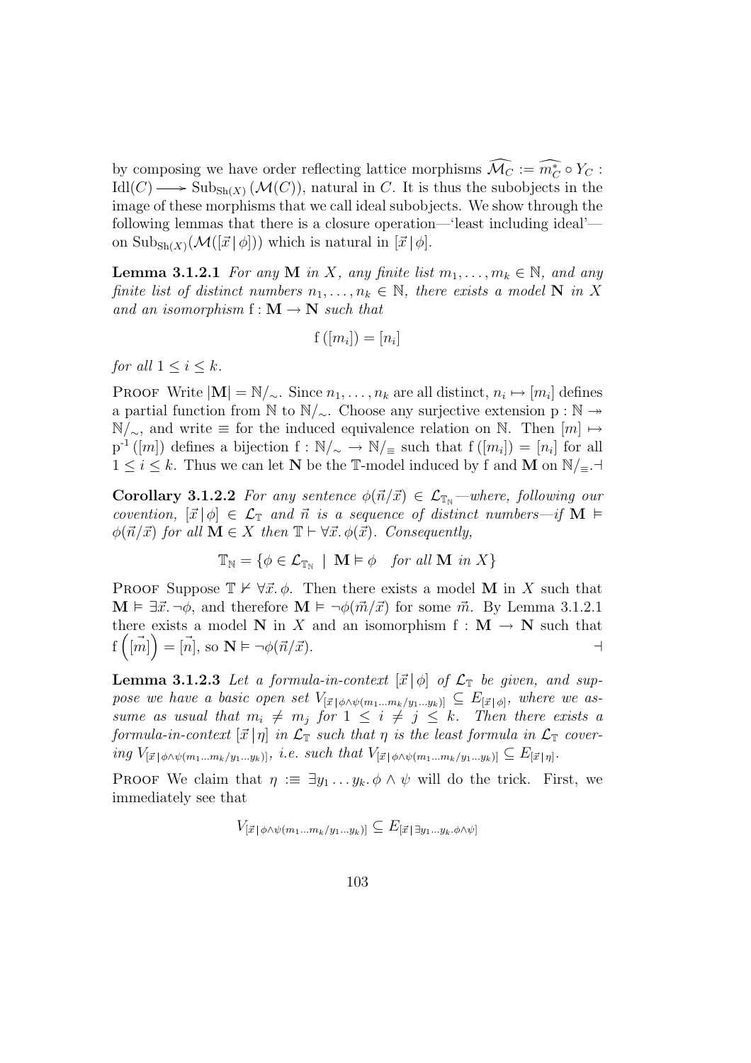by composing we have order reflecting lattice morphisms $\widehat{\mathcal{M}_C} := \widehat{m_C^*} \circ Y_C : \mathrm{Idl}(C) \longrightarrow \mathrm{Sub}_{\mathrm{Sh}(X)}(\mathcal{M}(C))$, natural in $C$. It is thus the subobjects in the image of these morphisms that we call ideal subobjects. We show through the following lemmas that there is a closure operation—'least including ideal'—on $\mathrm{Sub}_{\mathrm{Sh}(X)}(\mathcal{M}([\vec{x} \mid \phi]))$ which is natural in $[\vec{x} \mid \phi]$.

**Lemma 3.1.2.1** *For any $\mathbf{M}$ in $X$, any finite list $m_1, \ldots, m_k \in \mathbb{N}$, and any finite list of distinct numbers $n_1, \ldots, n_k \in \mathbb{N}$, there exists a model $\mathbf{N}$ in $X$ and an isomorphism $\mathrm{f} : \mathbf{M} \to \mathbf{N}$ such that*

$$\mathrm{f}([m_i]) = [n_i]$$

*for all $1 \leq i \leq k$.*

Proof Write $|\mathbf{M}| = \mathbb{N}/_\sim$. Since $n_1, \ldots, n_k$ are all distinct, $n_i \mapsto [m_i]$ defines a partial function from $\mathbb{N}$ to $\mathbb{N}/_\sim$. Choose any surjective extension $\mathrm{p} : \mathbb{N} \twoheadrightarrow \mathbb{N}/_\sim$, and write $\equiv$ for the induced equivalence relation on $\mathbb{N}$. Then $[m] \mapsto \mathrm{p}^{-1}([m])$ defines a bijection $\mathrm{f} : \mathbb{N}/_\sim \to \mathbb{N}/_\equiv$ such that $\mathrm{f}([m_i]) = [n_i]$ for all $1 \leq i \leq k$. Thus we can let $\mathbf{N}$ be the $\mathbb{T}$-model induced by f and $\mathbf{M}$ on $\mathbb{N}/_\equiv$.$\dashv$

**Corollary 3.1.2.2** *For any sentence $\phi(\vec{n}/\vec{x}) \in \mathcal{L}_{\mathbb{T}_\mathbb{N}}$—where, following our covention, $[\vec{x} \mid \phi] \in \mathcal{L}_\mathbb{T}$ and $\vec{n}$ is a sequence of distinct numbers—if $\mathbf{M} \vDash \phi(\vec{n}/\vec{x})$ for all $\mathbf{M} \in X$ then $\mathbb{T} \vdash \forall \vec{x}. \phi(\vec{x})$. Consequently,*

$$\mathbb{T}_\mathbb{N} = \{\phi \in \mathcal{L}_{\mathbb{T}_\mathbb{N}} \mid \mathbf{M} \vDash \phi \quad \text{for all } \mathbf{M} \text{ in } X\}$$

Proof Suppose $\mathbb{T} \nvdash \forall \vec{x}. \phi$. Then there exists a model $\mathbf{M}$ in $X$ such that $\mathbf{M} \vDash \exists \vec{x}. \neg\phi$, and therefore $\mathbf{M} \vDash \neg\phi(\vec{m}/\vec{x})$ for some $\vec{m}$. By Lemma 3.1.2.1 there exists a model $\mathbf{N}$ in $X$ and an isomorphism $\mathrm{f} : \mathbf{M} \to \mathbf{N}$ such that $\mathrm{f}\left(\vec{[m]}\right) = \vec{[n]}$, so $\mathbf{N} \vDash \neg\phi(\vec{n}/\vec{x})$. $\dashv$

**Lemma 3.1.2.3** *Let a formula-in-context $[\vec{x} \mid \phi]$ of $\mathcal{L}_\mathbb{T}$ be given, and suppose we have a basic open set $V_{[\vec{x} \mid \phi \wedge \psi(m_1 \ldots m_k/y_1 \ldots y_k)]} \subseteq E_{[\vec{x} \mid \phi]}$, where we assume as usual that $m_i \neq m_j$ for $1 \leq i \neq j \leq k$. Then there exists a formula-in-context $[\vec{x} \mid \eta]$ in $\mathcal{L}_\mathbb{T}$ such that $\eta$ is the least formula in $\mathcal{L}_\mathbb{T}$ covering $V_{[\vec{x} \mid \phi \wedge \psi(m_1 \ldots m_k/y_1 \ldots y_k)]}$, i.e. such that $V_{[\vec{x} \mid \phi \wedge \psi(m_1 \ldots m_k/y_1 \ldots y_k)]} \subseteq E_{[\vec{x} \mid \eta]}$.*

Proof We claim that $\eta :\equiv \exists y_1 \ldots y_k. \phi \wedge \psi$ will do the trick. First, we immediately see that

$$V_{[\vec{x} \mid \phi \wedge \psi(m_1 \ldots m_k/y_1 \ldots y_k)]} \subseteq E_{[\vec{x} \mid \exists y_1 \ldots y_k. \phi \wedge \psi]}$$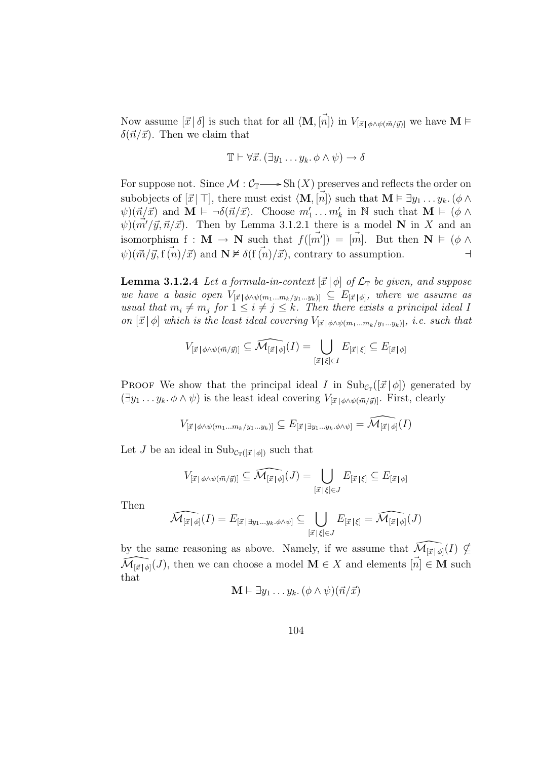Now assume $[\vec{x}\,|\,\delta]$ is such that for all $\langle \mathbf{M}, [\vec{n}]\rangle$ in $V_{[\vec{x}\,|\,\phi\wedge\psi(\vec{m}/\vec{y})]}$ we have $\mathbf{M} \vDash \delta(\vec{n}/\vec{x})$. Then we claim that

$$\mathbb{T} \vdash \forall \vec{x}.\, (\exists y_1 \ldots y_k.\, \phi \wedge \psi) \rightarrow \delta$$

For suppose not. Since $\mathcal{M} : \mathcal{C}_{\mathbb{T}} \longrightarrow \mathrm{Sh}\,(X)$ preserves and reflects the order on subobjects of $[\vec{x}\,|\,\top]$, there must exist $\langle \mathbf{M}, [\vec{n}]\rangle$ such that $\mathbf{M} \vDash \exists y_1 \ldots y_k.\, (\phi \wedge \psi)(\vec{n}/\vec{x})$ and $\mathbf{M} \vDash \neg\delta(\vec{n}/\vec{x})$. Choose $m'_1 \ldots m'_k$ in $\mathbb{N}$ such that $\mathbf{M} \vDash (\phi \wedge \psi)(\vec{m'}/\vec{y}, \vec{n}/\vec{x})$. Then by Lemma 3.1.2.1 there is a model $\mathbf{N}$ in $X$ and an isomorphism $\mathrm{f} : \mathbf{M} \rightarrow \mathbf{N}$ such that $f([\vec{m'}]) = [\vec{m}]$. But then $\mathbf{N} \vDash (\phi \wedge \psi)(\vec{m}/\vec{y}, \mathrm{f}\,(\vec{n})/\vec{x})$ and $\mathbf{N} \nvDash \delta(\mathrm{f}\,(\vec{n})/\vec{x})$, contrary to assumption. ⊣

**Lemma 3.1.2.4** *Let a formula-in-context $[\vec{x}\,|\,\phi]$ of $\mathcal{L}_{\mathbb{T}}$ be given, and suppose we have a basic open $V_{[\vec{x}\,|\,\phi\wedge\psi(m_1\ldots m_k/y_1\ldots y_k)]} \subseteq E_{[\vec{x}\,|\,\phi]}$, where we assume as usual that $m_i \neq m_j$ for $1 \leq i \neq j \leq k$. Then there exists a principal ideal $I$ on $[\vec{x}\,|\,\phi]$ which is the least ideal covering $V_{[\vec{x}\,|\,\phi\wedge\psi(m_1\ldots m_k/y_1\ldots y_k)]}$, i.e. such that*

$$V_{[\vec{x}\,|\,\phi\wedge\psi(\vec{m}/\vec{y})]} \subseteq \widehat{\mathcal{M}_{[\vec{x}\,|\,\phi]}}(I) = \bigcup_{[\vec{x}\,|\,\xi]\in I} E_{[\vec{x}\,|\,\xi]} \subseteq E_{[\vec{x}\,|\,\phi]}$$

Proof We show that the principal ideal $I$ in $\mathrm{Sub}_{\mathcal{C}_{\mathbb{T}}}([\vec{x}\,|\,\phi])$ generated by $(\exists y_1 \ldots y_k.\, \phi \wedge \psi)$ is the least ideal covering $V_{[\vec{x}\,|\,\phi\wedge\psi(\vec{m}/\vec{y})]}$. First, clearly

$$V_{[\vec{x}\,|\,\phi\wedge\psi(m_1\ldots m_k/y_1\ldots y_k)]} \subseteq E_{[\vec{x}\,|\,\exists y_1\ldots y_k.\phi\wedge\psi]} = \widehat{\mathcal{M}_{[\vec{x}\,|\,\phi]}}(I)$$

Let $J$ be an ideal in $\mathrm{Sub}_{\mathcal{C}_{\mathbb{T}}([\vec{x}\,|\,\phi])}$ such that

$$V_{[\vec{x}\,|\,\phi\wedge\psi(\vec{m}/\vec{y})]} \subseteq \widehat{\mathcal{M}_{[\vec{x}\,|\,\phi]}}(J) = \bigcup_{[\vec{x}\,|\,\xi]\in J} E_{[\vec{x}\,|\,\xi]} \subseteq E_{[\vec{x}\,|\,\phi]}$$

Then

$$\widehat{\mathcal{M}_{[\vec{x}\,|\,\phi]}}(I) = E_{[\vec{x}\,|\,\exists y_1\ldots y_k.\phi\wedge\psi]} \subseteq \bigcup_{[\vec{x}\,|\,\xi]\in J} E_{[\vec{x}\,|\,\xi]} = \widehat{\mathcal{M}_{[\vec{x}\,|\,\phi]}}(J)$$

by the same reasoning as above. Namely, if we assume that $\widehat{\mathcal{M}_{[\vec{x}\,|\,\phi]}}(I) \nsubseteq \widehat{\mathcal{M}_{[\vec{x}\,|\,\phi]}}(J)$, then we can choose a model $\mathbf{M} \in X$ and elements $[\vec{n}] \in \mathbf{M}$ such that

$$\mathbf{M} \vDash \exists y_1 \ldots y_k.\, (\phi \wedge \psi)(\vec{n}/\vec{x})$$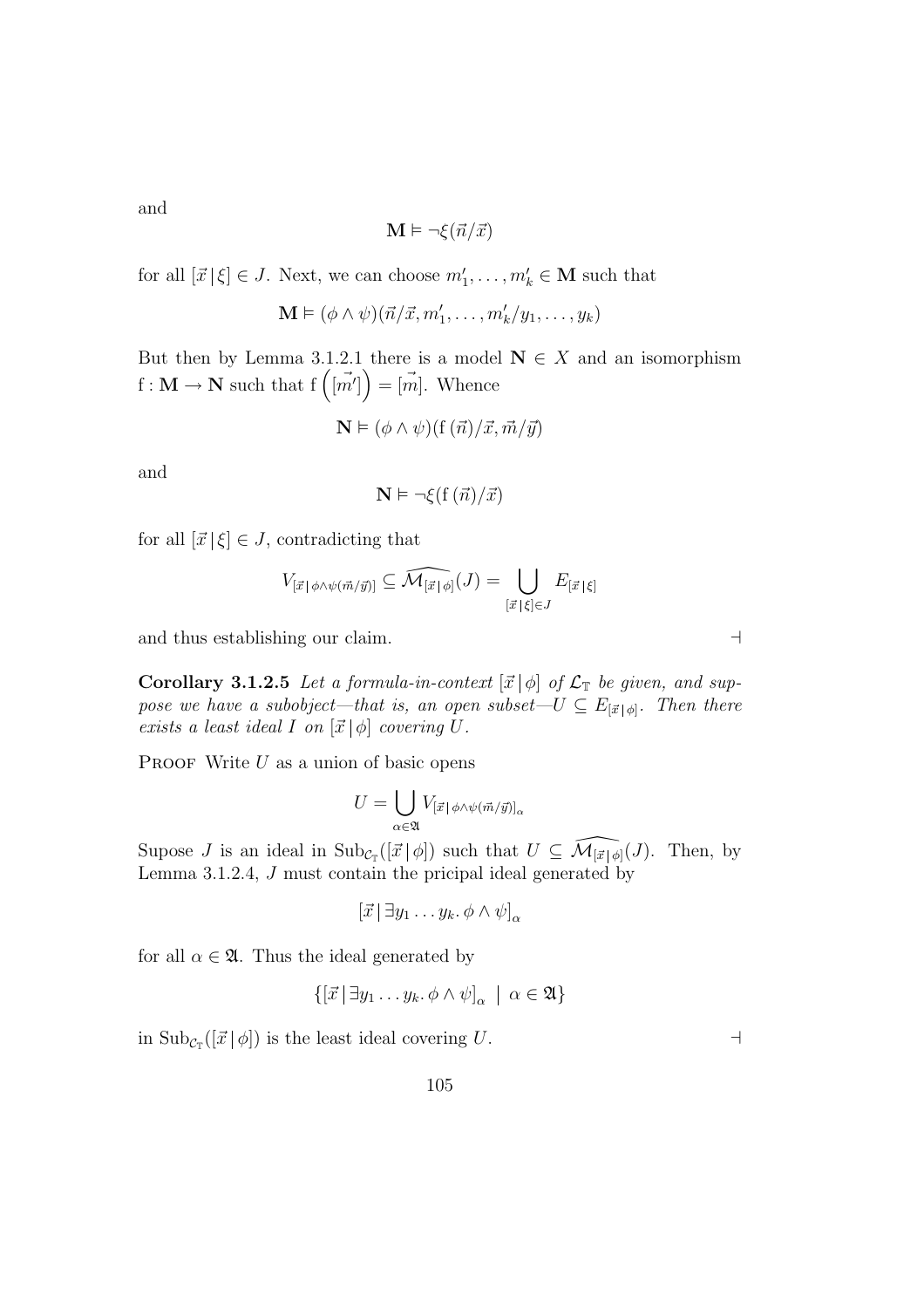and

$$\mathbf{M} \vDash \neg\xi(\vec{n}/\vec{x})$$

for all $[\vec{x}\,|\,\xi] \in J$. Next, we can choose $m'_1, \ldots, m'_k \in \mathbf{M}$ such that

$$\mathbf{M} \vDash (\phi \wedge \psi)(\vec{n}/\vec{x}, m'_1, \ldots, m'_k/y_1, \ldots, y_k)$$

But then by Lemma 3.1.2.1 there is a model $\mathbf{N} \in X$ and an isomorphism $\mathrm{f} : \mathbf{M} \to \mathbf{N}$ such that $\mathrm{f}\left(\vec{[m']}\right) = \vec{[m]}$. Whence

$$\mathbf{N} \vDash (\phi \wedge \psi)(\mathrm{f}\,(\vec{n})/\vec{x}, \vec{m}/\vec{y})$$

and

$$\mathbf{N} \vDash \neg\xi(\mathrm{f}\,(\vec{n})/\vec{x})$$

for all $[\vec{x}\,|\,\xi] \in J$, contradicting that

$$V_{[\vec{x}\,|\,\phi\wedge\psi(\vec{m}/\vec{y})]} \subseteq \widehat{\mathcal{M}_{[\vec{x}\,|\,\phi]}}(J) = \bigcup_{[\vec{x}\,|\,\xi]\in J} E_{[\vec{x}\,|\,\xi]}$$

and thus establishing our claim. $\dashv$

**Corollary 3.1.2.5** *Let a formula-in-context $[\vec{x}\,|\,\phi]$ of $\mathcal{L}_{\mathbb{T}}$ be given, and suppose we have a subobject—that is, an open subset—$U \subseteq E_{[\vec{x}\,|\,\phi]}$. Then there exists a least ideal $I$ on $[\vec{x}\,|\,\phi]$ covering $U$.*

Proof Write $U$ as a union of basic opens

$$U = \bigcup_{\alpha\in\mathfrak{A}} V_{[\vec{x}\,|\,\phi\wedge\psi(\vec{m}/\vec{y})]_\alpha}$$

Supose $J$ is an ideal in $\mathrm{Sub}_{\mathcal{C}_{\mathbb{T}}}([\vec{x}\,|\,\phi])$ such that $U \subseteq \widehat{\mathcal{M}_{[\vec{x}\,|\,\phi]}}(J)$. Then, by Lemma 3.1.2.4, $J$ must contain the pricipal ideal generated by

$$[\vec{x}\,|\,\exists y_1 \ldots y_k.\, \phi \wedge \psi]_\alpha$$

for all $\alpha \in \mathfrak{A}$. Thus the ideal generated by

$$\{[\vec{x}\,|\,\exists y_1 \ldots y_k.\, \phi \wedge \psi]_\alpha \;\mid\; \alpha \in \mathfrak{A}\}$$

in $\mathrm{Sub}_{\mathcal{C}_{\mathbb{T}}}([\vec{x}\,|\,\phi])$ is the least ideal covering $U$. $\dashv$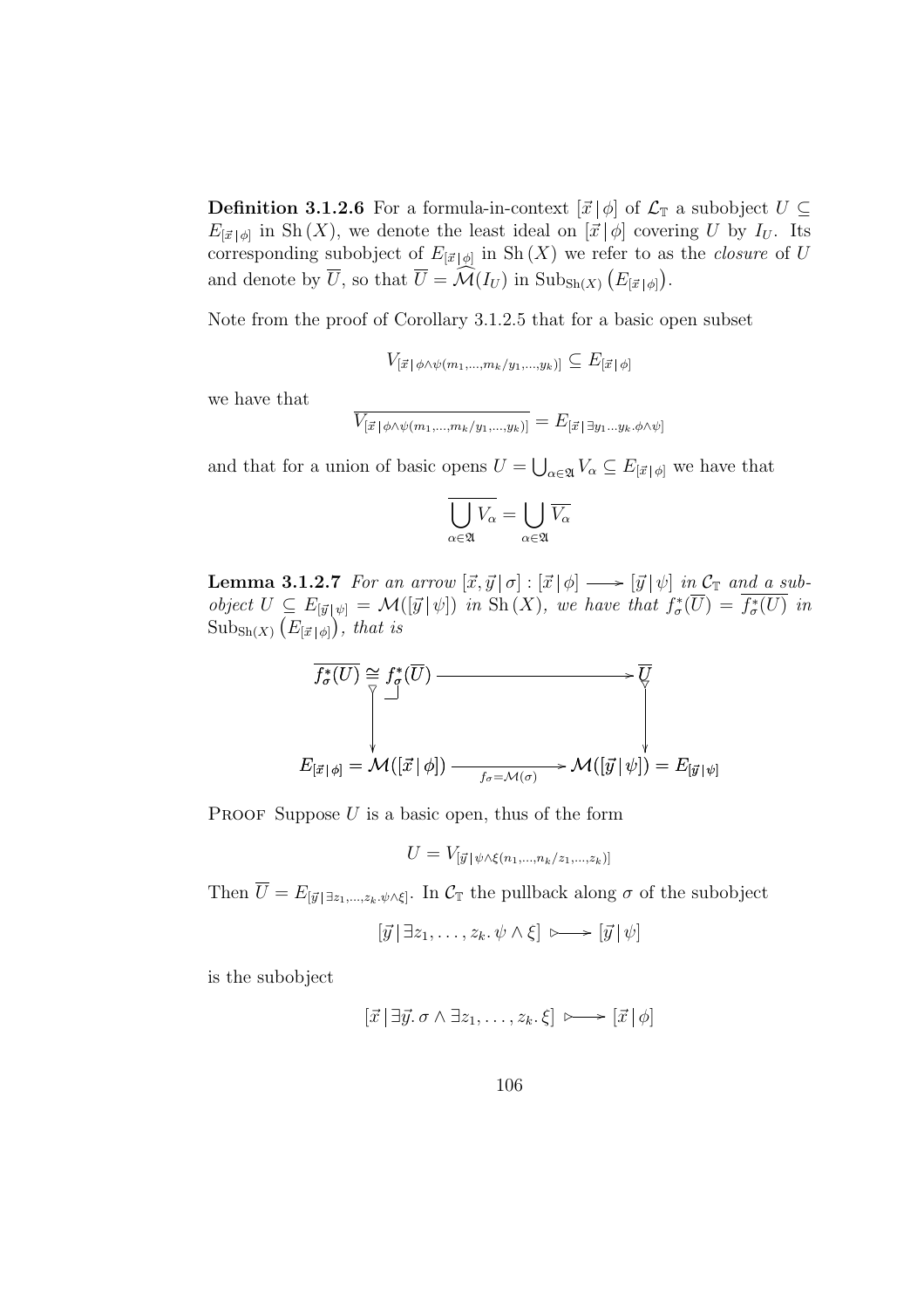**Definition 3.1.2.6** For a formula-in-context $[\vec{x} \,|\, \phi]$ of $\mathcal{L}_{\mathbb{T}}$ a subobject $U \subseteq E_{[\vec{x} \,|\, \phi]}$ in $\mathrm{Sh}\,(X)$, we denote the least ideal on $[\vec{x} \,|\, \phi]$ covering $U$ by $I_U$. Its corresponding subobject of $E_{[\vec{x} \,|\, \phi]}$ in $\mathrm{Sh}\,(X)$ we refer to as the *closure* of $U$ and denote by $\overline{U}$, so that $\overline{U} = \widehat{\mathcal{M}}(I_U)$ in $\mathrm{Sub}_{\mathrm{Sh}(X)}\left(E_{[\vec{x} \,|\, \phi]}\right)$.

Note from the proof of Corollary 3.1.2.5 that for a basic open subset

$$V_{[\vec{x} \,|\, \phi \wedge \psi(m_1,\ldots,m_k/y_1,\ldots,y_k)]} \subseteq E_{[\vec{x} \,|\, \phi]}$$

we have that

$$\overline{V_{[\vec{x} \,|\, \phi \wedge \psi(m_1,\ldots,m_k/y_1,\ldots,y_k)]}} = E_{[\vec{x} \,|\, \exists y_1 \ldots y_k . \phi \wedge \psi]}$$

and that for a union of basic opens $U = \bigcup_{\alpha \in \mathfrak{A}} V_\alpha \subseteq E_{[\vec{x} \,|\, \phi]}$ we have that

$$\overline{\bigcup_{\alpha \in \mathfrak{A}} V_\alpha} = \bigcup_{\alpha \in \mathfrak{A}} \overline{V_\alpha}$$

**Lemma 3.1.2.7** *For an arrow $[\vec{x}, \vec{y} \,|\, \sigma] : [\vec{x} \,|\, \phi] \longrightarrow [\vec{y} \,|\, \psi]$ in $\mathcal{C}_{\mathbb{T}}$ and a subobject $U \subseteq E_{[\vec{y} \,|\, \psi]} = \mathcal{M}([\vec{y} \,|\, \psi])$ in $\mathrm{Sh}\,(X)$, we have that $f_\sigma^*(\overline{U}) = \overline{f_\sigma^*(U)}$ in $\mathrm{Sub}_{\mathrm{Sh}(X)}\left(E_{[\vec{x} \,|\, \phi]}\right)$, that is*

$$\begin{array}{ccc}
\overline{f_\sigma^*(U)} \cong f_\sigma^*(\overline{U}) & \longrightarrow & \overline{U} \\
\big\downarrow & & \big\downarrow \\
E_{[\vec{x} \,|\, \phi]} = \mathcal{M}([\vec{x} \,|\, \phi]) & \xrightarrow[f_\sigma = \mathcal{M}(\sigma)]{} & \mathcal{M}([\vec{y} \,|\, \psi]) = E_{[\vec{y} \,|\, \psi]}
\end{array}$$

Proof Suppose $U$ is a basic open, thus of the form

$$U = V_{[\vec{y} \,|\, \psi \wedge \xi(n_1,\ldots,n_k/z_1,\ldots,z_k)]}$$

Then $\overline{U} = E_{[\vec{y} \,|\, \exists z_1,\ldots,z_k . \psi \wedge \xi]}$. In $\mathcal{C}_{\mathbb{T}}$ the pullback along $\sigma$ of the subobject

$$[\vec{y} \,|\, \exists z_1, \ldots, z_k . \, \psi \wedge \xi] \rightarrowtail [\vec{y} \,|\, \psi]$$

is the subobject

$$[\vec{x} \,|\, \exists \vec{y} . \, \sigma \wedge \exists z_1, \ldots, z_k . \, \xi] \rightarrowtail [\vec{x} \,|\, \phi]$$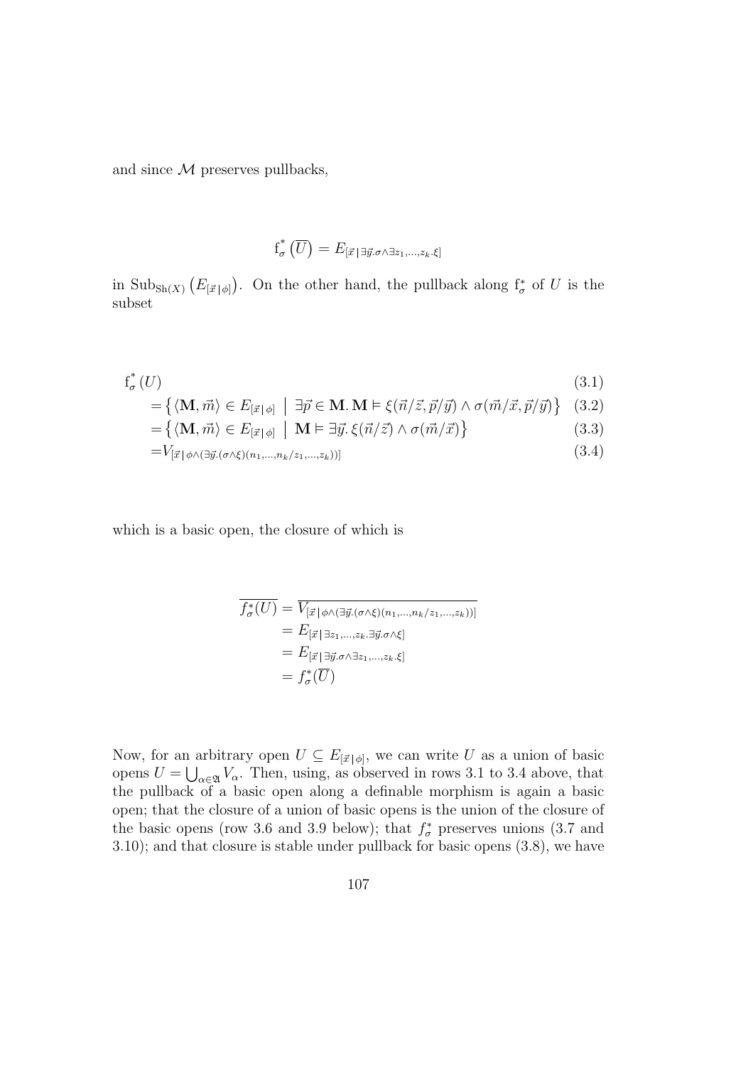and since $\mathcal{M}$ preserves pullbacks,

$$\mathrm{f}_\sigma^*\left(\overline{U}\right) = E_{[\vec{x}\,|\,\exists\vec{y}.\sigma\wedge\exists z_1,\ldots,z_k.\xi]}$$

in $\mathrm{Sub}_{\mathrm{Sh}(X)}\left(E_{[\vec{x}\,|\,\phi]}\right)$. On the other hand, the pullback along $\mathrm{f}_\sigma^*$ of $U$ is the subset

$$
\begin{aligned}
&\mathrm{f}_\sigma^*(U) && (3.1)\\
&= \left\{\langle \mathbf{M}, \vec{m}\rangle \in E_{[\vec{x}\,|\,\phi]} \;\middle|\; \exists \vec{p} \in \mathbf{M}.\, \mathbf{M} \vDash \xi(\vec{n}/\vec{z}, \vec{p}/\vec{y}) \wedge \sigma(\vec{m}/\vec{x}, \vec{p}/\vec{y})\right\} && (3.2)\\
&= \left\{\langle \mathbf{M}, \vec{m}\rangle \in E_{[\vec{x}\,|\,\phi]} \;\middle|\; \mathbf{M} \vDash \exists \vec{y}.\, \xi(\vec{n}/\vec{z}) \wedge \sigma(\vec{m}/\vec{x})\right\} && (3.3)\\
&= V_{[\vec{x}\,|\,\phi\wedge(\exists\vec{y}.(\sigma\wedge\xi)(n_1,\ldots,n_k/z_1,\ldots,z_k))]} && (3.4)
\end{aligned}
$$

which is a basic open, the closure of which is

$$
\begin{aligned}
\overline{f_\sigma^*(U)} &= \overline{V_{[\vec{x}\,|\,\phi\wedge(\exists\vec{y}.(\sigma\wedge\xi)(n_1,\ldots,n_k/z_1,\ldots,z_k))]}}\\
&= E_{[\vec{x}\,|\,\exists z_1,\ldots,z_k.\exists\vec{y}.\sigma\wedge\xi]}\\
&= E_{[\vec{x}\,|\,\exists\vec{y}.\sigma\wedge\exists z_1,\ldots,z_k.\xi]}\\
&= f_\sigma^*(\overline{U})
\end{aligned}
$$

Now, for an arbitrary open $U \subseteq E_{[\vec{x}\,|\,\phi]}$, we can write $U$ as a union of basic opens $U = \bigcup_{\alpha\in\mathfrak{A}} V_\alpha$. Then, using, as observed in rows 3.1 to 3.4 above, that the pullback of a basic open along a definable morphism is again a basic open; that the closure of a union of basic opens is the union of the closure of the basic opens (row 3.6 and 3.9 below); that $f_\sigma^*$ preserves unions (3.7 and 3.10); and that closure is stable under pullback for basic opens (3.8), we have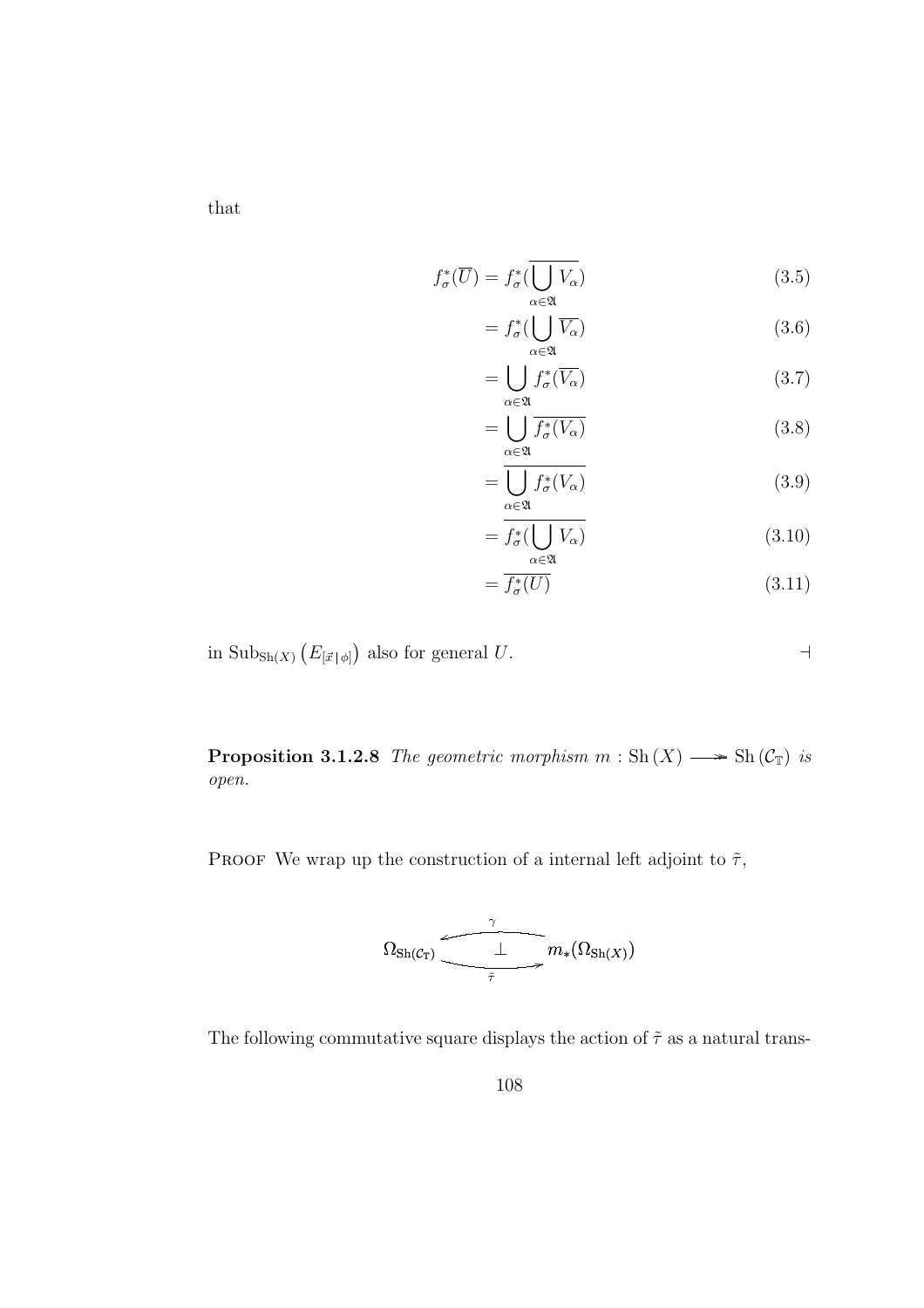that

$$
\begin{aligned}
f^*_\sigma(\overline{U}) &= f^*_\sigma(\overline{\bigcup_{\alpha\in\mathfrak{A}} V_\alpha}) && (3.5)\\
&= f^*_\sigma(\bigcup_{\alpha\in\mathfrak{A}} \overline{V_\alpha}) && (3.6)\\
&= \bigcup_{\alpha\in\mathfrak{A}} f^*_\sigma(\overline{V_\alpha}) && (3.7)\\
&= \bigcup_{\alpha\in\mathfrak{A}} \overline{f^*_\sigma(V_\alpha)} && (3.8)\\
&= \overline{\bigcup_{\alpha\in\mathfrak{A}} f^*_\sigma(V_\alpha)} && (3.9)\\
&= \overline{f^*_\sigma(\bigcup_{\alpha\in\mathfrak{A}} V_\alpha)} && (3.10)\\
&= \overline{f^*_\sigma(U)} && (3.11)
\end{aligned}
$$

in $\mathrm{Sub}_{\mathrm{Sh}(X)}\left(E_{[\vec{x}\,|\,\phi]}\right)$ also for general $U$. $\dashv$

**Proposition 3.1.2.8** *The geometric morphism $m : \mathrm{Sh}\,(X) \longrightarrow \mathrm{Sh}\,(\mathcal{C}_{\mathbb{T}})$ is open.*

PROOF We wrap up the construction of a internal left adjoint to $\tilde{\tau}$,

$$
\Omega_{\mathrm{Sh}(\mathcal{C}_{\mathbb{T}})} \underset{\tilde{\tau}}{\overset{\gamma}{\underset{\longrightarrow}{\overset{\longleftarrow}{\bot}}}} m_*(\Omega_{\mathrm{Sh}(X)})
$$

The following commutative square displays the action of $\tilde{\tau}$ as a natural trans-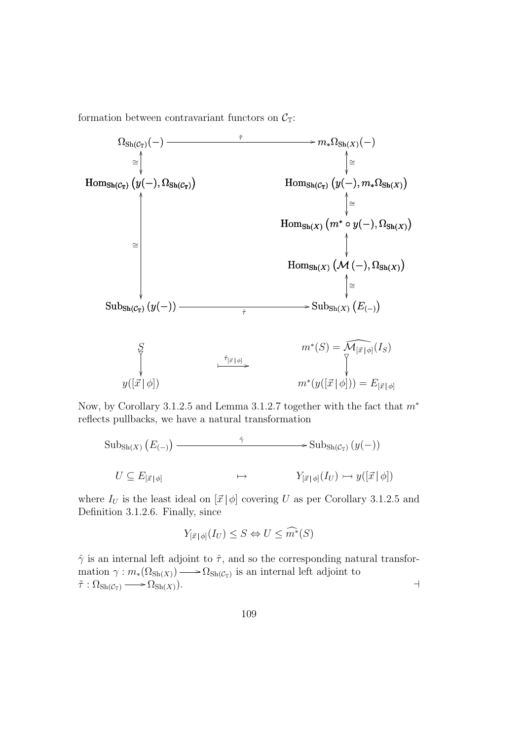formation between contravariant functors on $\mathcal{C}_{\mathbb{T}}$:

$$
\begin{array}{ccc}
\Omega_{\mathrm{Sh}(\mathcal{C}_{\mathbb{T}})}(-) & \xrightarrow{\quad\tilde{\tau}\quad} & m_*\Omega_{\mathrm{Sh}(X)}(-) \\
\updownarrow\cong & & \updownarrow\cong \\
\mathbf{Hom}_{\mathbf{Sh}(\mathcal{C}_{\mathbb{T}})}\left(y(-),\Omega_{\mathbf{Sh}(\mathcal{C}_{\mathbb{T}})}\right) & & \mathbf{Hom}_{\mathbf{Sh}(\mathcal{C}_{\mathbb{T}})}\left(y(-),m_*\Omega_{\mathbf{Sh}(X)}\right) \\
 & & \updownarrow\cong \\
\updownarrow\cong & & \mathbf{Hom}_{\mathbf{Sh}(X)}\left(m^*\circ y(-),\Omega_{\mathbf{Sh}(X)}\right) \\
 & & \updownarrow \\
 & & \mathbf{Hom}_{\mathbf{Sh}(X)}\left(\mathcal{M}(-),\Omega_{\mathbf{Sh}(X)}\right) \\
 & & \updownarrow\cong \\
\mathrm{Sub}_{\mathbf{Sh}(\mathcal{C}_{\mathbb{T}})}\left(y(-)\right) & \xrightarrow{\quad\hat{\tau}\quad} & \mathrm{Sub}_{\mathrm{Sh}(X)}\left(E_{(-)}\right)
\end{array}
$$

$$
\begin{array}{ccc}
S & & m^*(S)=\widehat{\mathcal{M}_{[\vec{x}\,|\,\phi]}}(I_S) \\
\downarrow & \xmapsto{\hat{\tau}_{[\vec{x}\,|\,\phi]}} & \downarrow \\
y([\vec{x}\,|\,\phi]) & & m^*(y([\vec{x}\,|\,\phi]))=E_{[\vec{x}\,|\,\phi]}
\end{array}
$$

Now, by Corollary 3.1.2.5 and Lemma 3.1.2.7 together with the fact that $m^*$ reflects pullbacks, we have a natural transformation

$$
\begin{array}{ccc}
\mathrm{Sub}_{\mathrm{Sh}(X)}\left(E_{(-)}\right) & \xrightarrow{\quad\hat{\gamma}\quad} & \mathrm{Sub}_{\mathrm{Sh}(\mathcal{C}_{\mathbb{T}})}\left(y(-)\right) \\
U\subseteq E_{[\vec{x}\,|\,\phi]} & \mapsto & Y_{[\vec{x}\,|\,\phi]}(I_U)\rightarrowtail y([\vec{x}\,|\,\phi])
\end{array}
$$

where $I_U$ is the least ideal on $[\vec{x}\,|\,\phi]$ covering $U$ as per Corollary 3.1.2.5 and Definition 3.1.2.6. Finally, since

$$
Y_{[\vec{x}\,|\,\phi]}(I_U)\leq S\Leftrightarrow U\leq\widehat{m^*}(S)
$$

$\hat{\gamma}$ is an internal left adjoint to $\hat{\tau}$, and so the corresponding natural transformation $\gamma: m_*(\Omega_{\mathrm{Sh}(X)})\longrightarrow\Omega_{\mathrm{Sh}(\mathcal{C}_{\mathbb{T}})}$ is an internal left adjoint to $\tilde{\tau}:\Omega_{\mathrm{Sh}(\mathcal{C}_{\mathbb{T}})}\longrightarrow\Omega_{\mathrm{Sh}(X)})$. $\dashv$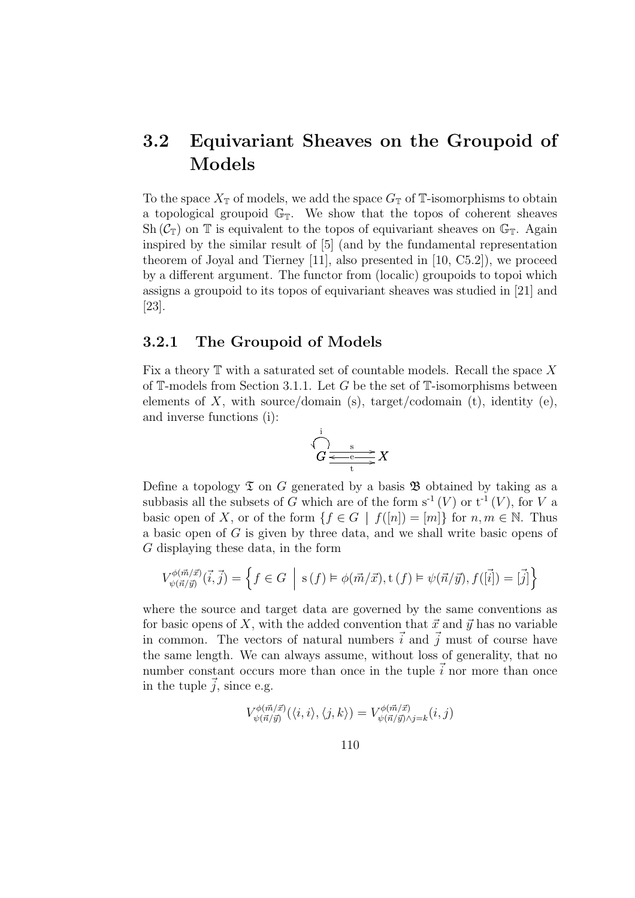## 3.2 Equivariant Sheaves on the Groupoid of Models

To the space $X_{\mathbb{T}}$ of models, we add the space $G_{\mathbb{T}}$ of $\mathbb{T}$-isomorphisms to obtain a topological groupoid $\mathbb{G}_{\mathbb{T}}$. We show that the topos of coherent sheaves $\mathrm{Sh}\left(\mathcal{C}_{\mathbb{T}}\right)$ on $\mathbb{T}$ is equivalent to the topos of equivariant sheaves on $\mathbb{G}_{\mathbb{T}}$. Again inspired by the similar result of [5] (and by the fundamental representation theorem of Joyal and Tierney [11], also presented in [10, C5.2]), we proceed by a different argument. The functor from (localic) groupoids to topoi which assigns a groupoid to its topos of equivariant sheaves was studied in [21] and [23].

### 3.2.1 The Groupoid of Models

Fix a theory $\mathbb{T}$ with a saturated set of countable models. Recall the space $X$ of $\mathbb{T}$-models from Section 3.1.1. Let $G$ be the set of $\mathbb{T}$-isomorphisms between elements of $X$, with source/domain (s), target/codomain (t), identity (e), and inverse functions (i):

$$\overset{\mathrm{i}}{\circlearrowleft} G \underset{\mathrm{t}}{\overset{\mathrm{s}}{\underset{\mathrm{e}}{\leftrightarrows}}} X$$

Define a topology $\mathfrak{T}$ on $G$ generated by a basis $\mathfrak{B}$ obtained by taking as a subbasis all the subsets of $G$ which are of the form $\mathrm{s}^{-1}\left(V\right)$ or $\mathrm{t}^{-1}\left(V\right)$, for $V$ a basic open of $X$, or of the form $\{f \in G \mid f([n]) = [m]\}$ for $n, m \in \mathbb{N}$. Thus a basic open of $G$ is given by three data, and we shall write basic opens of $G$ displaying these data, in the form

$$V^{\phi(\vec{m}/\vec{x})}_{\psi(\vec{n}/\vec{y})}(\vec{i}, \vec{j}) = \left\{ f \in G \;\middle|\; \mathrm{s}\left(f\right) \vDash \phi(\vec{m}/\vec{x}), \mathrm{t}\left(f\right) \vDash \psi(\vec{n}/\vec{y}), f([\vec{i}]) = [\vec{j}] \right\}$$

where the source and target data are governed by the same conventions as for basic opens of $X$, with the added convention that $\vec{x}$ and $\vec{y}$ has no variable in common. The vectors of natural numbers $\vec{i}$ and $\vec{j}$ must of course have the same length. We can always assume, without loss of generality, that no number constant occurs more than once in the tuple $\vec{i}$ nor more than once in the tuple $\vec{j}$, since e.g.

$$V^{\phi(\vec{m}/\vec{x})}_{\psi(\vec{n}/\vec{y})}(\langle i, i\rangle, \langle j, k\rangle) = V^{\phi(\vec{m}/\vec{x})}_{\psi(\vec{n}/\vec{y})\wedge j=k}(i, j)$$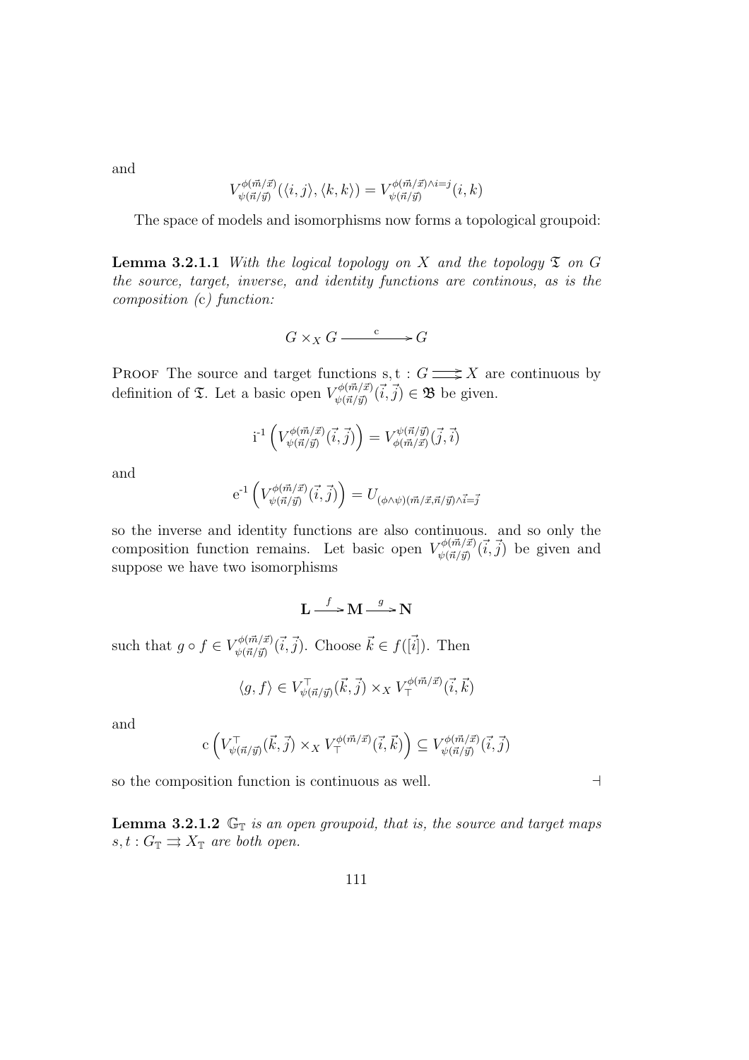and

$$V^{\phi(\vec{m}/\vec{x})}_{\psi(\vec{n}/\vec{y})}(\langle i, j\rangle, \langle k, k\rangle) = V^{\phi(\vec{m}/\vec{x})\wedge i=j}_{\psi(\vec{n}/\vec{y})}(i, k)$$

The space of models and isomorphisms now forms a topological groupoid:

**Lemma 3.2.1.1** *With the logical topology on $X$ and the topology $\mathfrak{T}$ on $G$ the source, target, inverse, and identity functions are continous, as is the composition* (c) *function:*

$$G \times_X G \xrightarrow{\quad \mathrm{c} \quad} G$$

Proof The source and target functions $\mathrm{s}, \mathrm{t} : G \rightrightarrows X$ are continuous by definition of $\mathfrak{T}$. Let a basic open $V^{\phi(\vec{m}/\vec{x})}_{\psi(\vec{n}/\vec{y})}(\vec{i}, \vec{j}) \in \mathfrak{B}$ be given.

$$\mathrm{i}^{-1}\left(V^{\phi(\vec{m}/\vec{x})}_{\psi(\vec{n}/\vec{y})}(\vec{i}, \vec{j})\right) = V^{\psi(\vec{n}/\vec{y})}_{\phi(\vec{m}/\vec{x})}(\vec{j}, \vec{i})$$

and

$$\mathrm{e}^{-1}\left(V^{\phi(\vec{m}/\vec{x})}_{\psi(\vec{n}/\vec{y})}(\vec{i}, \vec{j})\right) = U_{(\phi\wedge\psi)(\vec{m}/\vec{x}, \vec{n}/\vec{y})\wedge\vec{i}=\vec{j}}$$

so the inverse and identity functions are also continuous. and so only the composition function remains. Let basic open $V^{\phi(\vec{m}/\vec{x})}_{\psi(\vec{n}/\vec{y})}(\vec{i}, \vec{j})$ be given and suppose we have two isomorphisms

$$\mathbf{L} \xrightarrow{\ f\ } \mathbf{M} \xrightarrow{\ g\ } \mathbf{N}$$

such that $g \circ f \in V^{\phi(\vec{m}/\vec{x})}_{\psi(\vec{n}/\vec{y})}(\vec{i}, \vec{j})$. Choose $\vec{k} \in f([\vec{i}])$. Then

$$\langle g, f\rangle \in V^{\top}_{\psi(\vec{n}/\vec{y})}(\vec{k}, \vec{j}) \times_X V^{\phi(\vec{m}/\vec{x})}_{\top}(\vec{i}, \vec{k})$$

and

$$\mathrm{c}\left(V^{\top}_{\psi(\vec{n}/\vec{y})}(\vec{k}, \vec{j}) \times_X V^{\phi(\vec{m}/\vec{x})}_{\top}(\vec{i}, \vec{k})\right) \subseteq V^{\phi(\vec{m}/\vec{x})}_{\psi(\vec{n}/\vec{y})}(\vec{i}, \vec{j})$$

so the composition function is continuous as well. $\dashv$

**Lemma 3.2.1.2** *$\mathbb{G}_{\mathbb{T}}$ is an open groupoid, that is, the source and target maps $s, t : G_{\mathbb{T}} \rightrightarrows X_{\mathbb{T}}$ are both open.*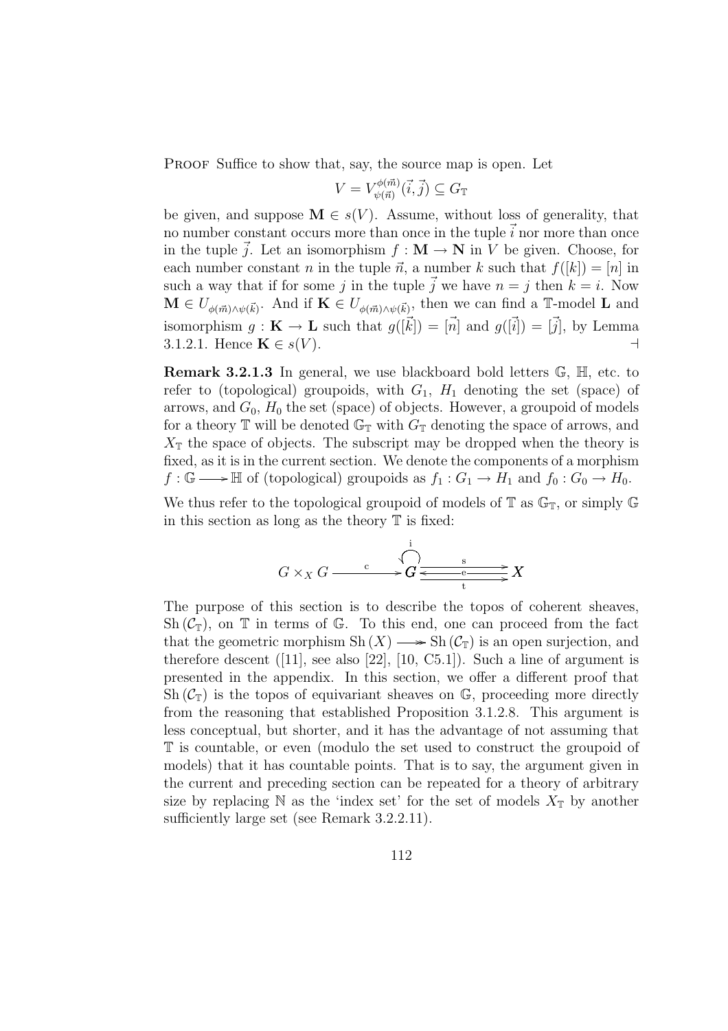Proof Suffice to show that, say, the source map is open. Let

$$V = V^{\phi(\vec{m})}_{\psi(\vec{n})}(\vec{i}, \vec{j}) \subseteq G_{\mathbb{T}}$$

be given, and suppose $\mathbf{M} \in s(V)$. Assume, without loss of generality, that no number constant occurs more than once in the tuple $\vec{i}$ nor more than once in the tuple $\vec{j}$. Let an isomorphism $f : \mathbf{M} \to \mathbf{N}$ in $V$ be given. Choose, for each number constant $n$ in the tuple $\vec{n}$, a number $k$ such that $f([k]) = [n]$ in such a way that if for some $j$ in the tuple $\vec{j}$ we have $n = j$ then $k = i$. Now $\mathbf{M} \in U_{\phi(\vec{m}) \wedge \psi(\vec{k})}$. And if $\mathbf{K} \in U_{\phi(\vec{m}) \wedge \psi(\vec{k})}$, then we can find a $\mathbb{T}$-model $\mathbf{L}$ and isomorphism $g : \mathbf{K} \to \mathbf{L}$ such that $g([\vec{k}]) = [\vec{n}]$ and $g([\vec{i}]) = [\vec{j}]$, by Lemma 3.1.2.1. Hence $\mathbf{K} \in s(V)$. $\dashv$

**Remark 3.2.1.3** In general, we use blackboard bold letters $\mathbb{G}$, $\mathbb{H}$, etc. to refer to (topological) groupoids, with $G_1$, $H_1$ denoting the set (space) of arrows, and $G_0$, $H_0$ the set (space) of objects. However, a groupoid of models for a theory $\mathbb{T}$ will be denoted $\mathbb{G}_{\mathbb{T}}$ with $G_{\mathbb{T}}$ denoting the space of arrows, and $X_{\mathbb{T}}$ the space of objects. The subscript may be dropped when the theory is fixed, as it is in the current section. We denote the components of a morphism $f : \mathbb{G} \longrightarrow \mathbb{H}$ of (topological) groupoids as $f_1 : G_1 \to H_1$ and $f_0 : G_0 \to H_0$.

We thus refer to the topological groupoid of models of $\mathbb{T}$ as $\mathbb{G}_{\mathbb{T}}$, or simply $\mathbb{G}$ in this section as long as the theory $\mathbb{T}$ is fixed:

$$G \times_X G \xrightarrow{\ \ c\ \ } \boldsymbol{G} \underset{t}{\overset{s}{\rightrightarrows}} \boldsymbol{X}, \qquad e : X \to G, \qquad i : G \to G$$

The purpose of this section is to describe the topos of coherent sheaves, $\mathrm{Sh}(\mathcal{C}_{\mathbb{T}})$, on $\mathbb{T}$ in terms of $\mathbb{G}$. To this end, one can proceed from the fact that the geometric morphism $\mathrm{Sh}(X) \longrightarrow \mathrm{Sh}(\mathcal{C}_{\mathbb{T}})$ is an open surjection, and therefore descent ([11], see also [22], [10, C5.1]). Such a line of argument is presented in the appendix. In this section, we offer a different proof that $\mathrm{Sh}(\mathcal{C}_{\mathbb{T}})$ is the topos of equivariant sheaves on $\mathbb{G}$, proceeding more directly from the reasoning that established Proposition 3.1.2.8. This argument is less conceptual, but shorter, and it has the advantage of not assuming that $\mathbb{T}$ is countable, or even (modulo the set used to construct the groupoid of models) that it has countable points. That is to say, the argument given in the current and preceding section can be repeated for a theory of arbitrary size by replacing $\mathbb{N}$ as the 'index set' for the set of models $X_{\mathbb{T}}$ by another sufficiently large set (see Remark 3.2.2.11).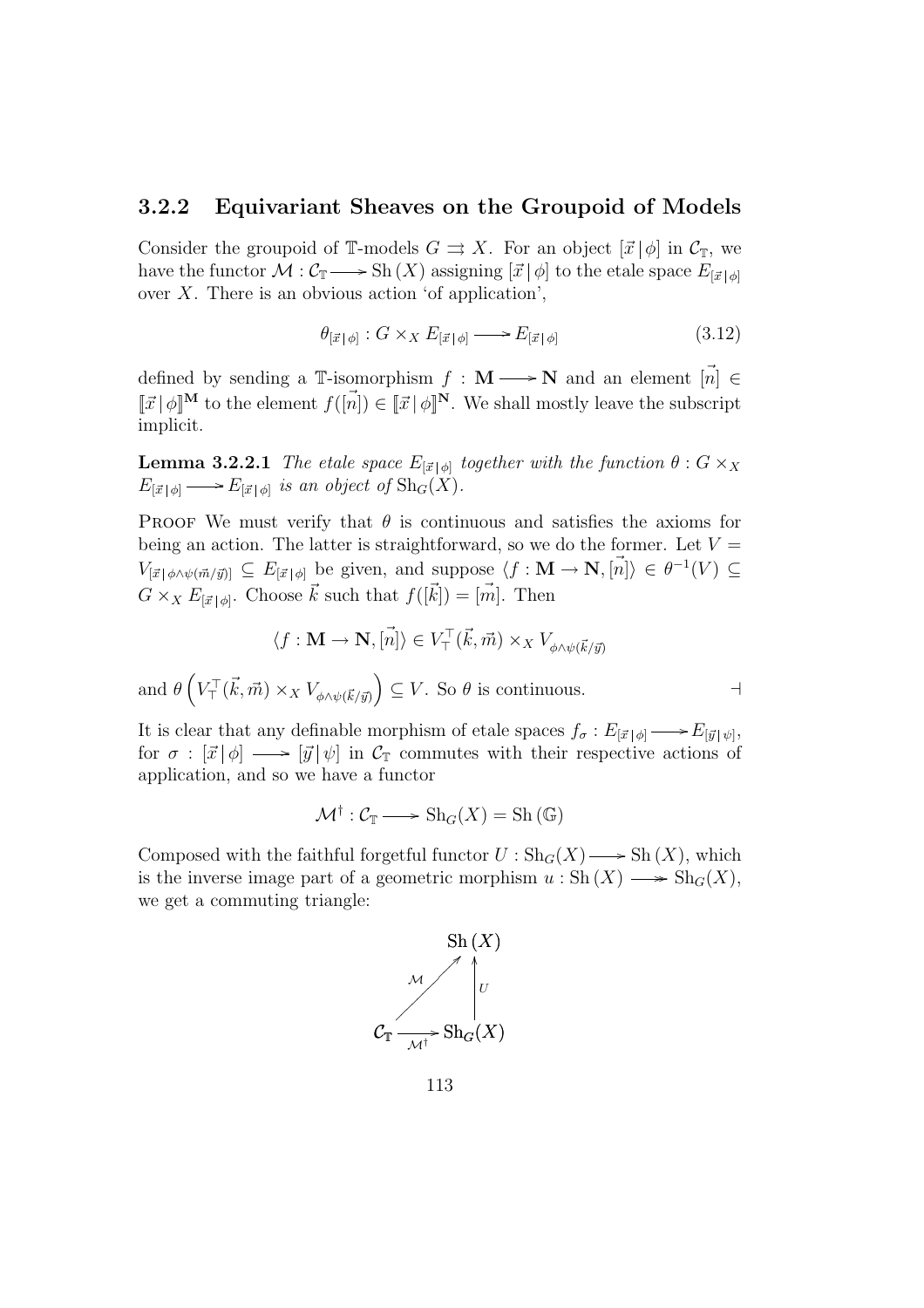### 3.2.2 Equivariant Sheaves on the Groupoid of Models

Consider the groupoid of $\mathbb{T}$-models $G \rightrightarrows X$. For an object $[\vec{x} \,|\, \phi]$ in $\mathcal{C}_{\mathbb{T}}$, we have the functor $\mathcal{M} : \mathcal{C}_{\mathbb{T}} \longrightarrow \mathrm{Sh}\,(X)$ assigning $[\vec{x} \,|\, \phi]$ to the etale space $E_{[\vec{x} \,|\, \phi]}$ over $X$. There is an obvious action 'of application',

$$\theta_{[\vec{x} \,|\, \phi]} : G \times_X E_{[\vec{x} \,|\, \phi]} \longrightarrow E_{[\vec{x} \,|\, \phi]} \tag{3.12}$$

defined by sending a $\mathbb{T}$-isomorphism $f : \mathbf{M} \longrightarrow \mathbf{N}$ and an element $[\vec{n}] \in [\![\vec{x} \,|\, \phi]\!]^{\mathbf{M}}$ to the element $f([\vec{n}]) \in [\![\vec{x} \,|\, \phi]\!]^{\mathbf{N}}$. We shall mostly leave the subscript implicit.

**Lemma 3.2.2.1** *The etale space $E_{[\vec{x} \,|\, \phi]}$ together with the function $\theta : G \times_X E_{[\vec{x} \,|\, \phi]} \longrightarrow E_{[\vec{x} \,|\, \phi]}$ is an object of $\mathrm{Sh}_G(X)$.*

Proof We must verify that $\theta$ is continuous and satisfies the axioms for being an action. The latter is straightforward, so we do the former. Let $V = V_{[\vec{x} \,|\, \phi \wedge \psi(\vec{m}/\vec{y})]} \subseteq E_{[\vec{x} \,|\, \phi]}$ be given, and suppose $\langle f : \mathbf{M} \to \mathbf{N}, [\vec{n}] \rangle \in \theta^{-1}(V) \subseteq G \times_X E_{[\vec{x} \,|\, \phi]}$. Choose $\vec{k}$ such that $f([\vec{k}]) = [\vec{m}]$. Then

$$\langle f : \mathbf{M} \to \mathbf{N}, [\vec{n}] \rangle \in V_{\top}^{\top}(\vec{k}, \vec{m}) \times_X V_{\phi \wedge \psi(\vec{k}/\vec{y})}$$

and $\theta\left(V_{\top}^{\top}(\vec{k}, \vec{m}) \times_X V_{\phi \wedge \psi(\vec{k}/\vec{y})}\right) \subseteq V$. So $\theta$ is continuous. $\dashv$

It is clear that any definable morphism of etale spaces $f_\sigma : E_{[\vec{x} \,|\, \phi]} \longrightarrow E_{[\vec{y} \,|\, \psi]}$, for $\sigma : [\vec{x} \,|\, \phi] \longrightarrow [\vec{y} \,|\, \psi]$ in $\mathcal{C}_{\mathbb{T}}$ commutes with their respective actions of application, and so we have a functor

$$\mathcal{M}^{\dagger} : \mathcal{C}_{\mathbb{T}} \longrightarrow \mathrm{Sh}_G(X) = \mathrm{Sh}\,(\mathbb{G})$$

Composed with the faithful forgetful functor $U : \mathrm{Sh}_G(X) \longrightarrow \mathrm{Sh}\,(X)$, which is the inverse image part of a geometric morphism $u : \mathrm{Sh}\,(X) \longrightarrow \mathrm{Sh}_G(X)$, we get a commuting triangle:

$$\begin{array}{ccc} & & \mathrm{Sh}\,(X) \\ & \overset{\mathcal{M}}{\nearrow} & \uparrow U \\ \mathcal{C}_{\mathbb{T}} & \xrightarrow[\mathcal{M}^{\dagger}]{} & \mathrm{Sh}_G(X) \end{array}$$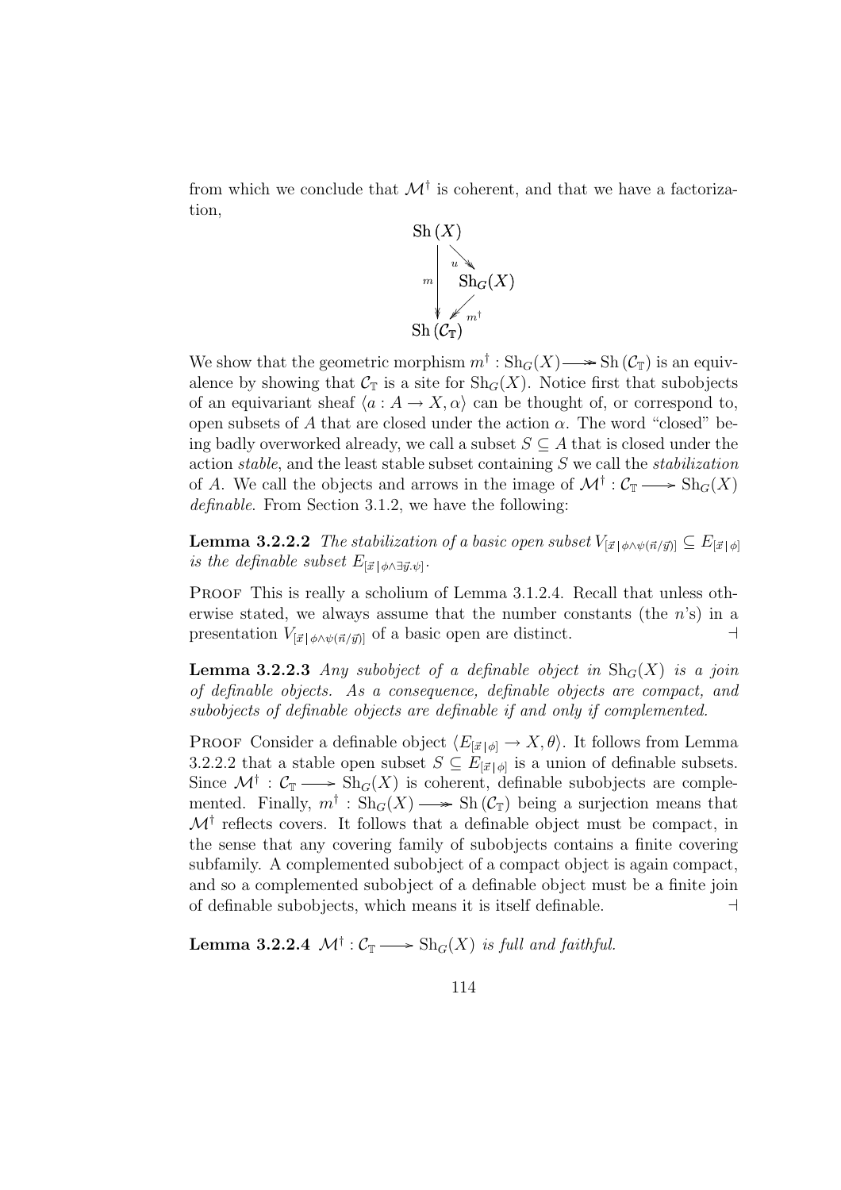from which we conclude that $\mathcal{M}^\dagger$ is coherent, and that we have a factorization,

$$\begin{array}{ccc} \mathrm{Sh}\,(X) & & \\ & \overset{u}{\searrow} & \\ m \downarrow & & \mathrm{Sh}_G(X) \\ & \swarrow_{m^\dagger} & \\ \mathrm{Sh}\,(\mathcal{C}_{\mathbb{T}}) & & \end{array}$$

We show that the geometric morphism $m^\dagger : \mathrm{Sh}_G(X) \twoheadrightarrow \mathrm{Sh}\,(\mathcal{C}_{\mathbb{T}})$ is an equivalence by showing that $\mathcal{C}_{\mathbb{T}}$ is a site for $\mathrm{Sh}_G(X)$. Notice first that subobjects of an equivariant sheaf $\langle a : A \to X, \alpha \rangle$ can be thought of, or correspond to, open subsets of $A$ that are closed under the action $\alpha$. The word "closed" being badly overworked already, we call a subset $S \subseteq A$ that is closed under the action *stable*, and the least stable subset containing $S$ we call the *stabilization* of $A$. We call the objects and arrows in the image of $\mathcal{M}^\dagger : \mathcal{C}_{\mathbb{T}} \longrightarrow \mathrm{Sh}_G(X)$ *definable*. From Section 3.1.2, we have the following:

**Lemma 3.2.2.2** *The stabilization of a basic open subset $V_{[\vec{x}\,|\,\phi\wedge\psi(\vec{n}/\vec{y})]} \subseteq E_{[\vec{x}\,|\,\phi]}$ is the definable subset $E_{[\vec{x}\,|\,\phi\wedge\exists\vec{y}.\psi]}$.*

Proof This is really a scholium of Lemma 3.1.2.4. Recall that unless otherwise stated, we always assume that the number constants (the $n$'s) in a presentation $V_{[\vec{x}\,|\,\phi\wedge\psi(\vec{n}/\vec{y})]}$ of a basic open are distinct. $\dashv$

**Lemma 3.2.2.3** *Any subobject of a definable object in $\mathrm{Sh}_G(X)$ is a join of definable objects. As a consequence, definable objects are compact, and subobjects of definable objects are definable if and only if complemented.*

Proof Consider a definable object $\langle E_{[\vec{x}\,|\,\phi]} \to X, \theta \rangle$. It follows from Lemma 3.2.2.2 that a stable open subset $S \subseteq E_{[\vec{x}\,|\,\phi]}$ is a union of definable subsets. Since $\mathcal{M}^\dagger : \mathcal{C}_{\mathbb{T}} \longrightarrow \mathrm{Sh}_G(X)$ is coherent, definable subobjects are complemented. Finally, $m^\dagger : \mathrm{Sh}_G(X) \twoheadrightarrow \mathrm{Sh}\,(\mathcal{C}_{\mathbb{T}})$ being a surjection means that $\mathcal{M}^\dagger$ reflects covers. It follows that a definable object must be compact, in the sense that any covering family of subobjects contains a finite covering subfamily. A complemented subobject of a compact object is again compact, and so a complemented subobject of a definable object must be a finite join of definable subobjects, which means it is itself definable. $\dashv$

**Lemma 3.2.2.4** *$\mathcal{M}^\dagger : \mathcal{C}_{\mathbb{T}} \longrightarrow \mathrm{Sh}_G(X)$ is full and faithful.*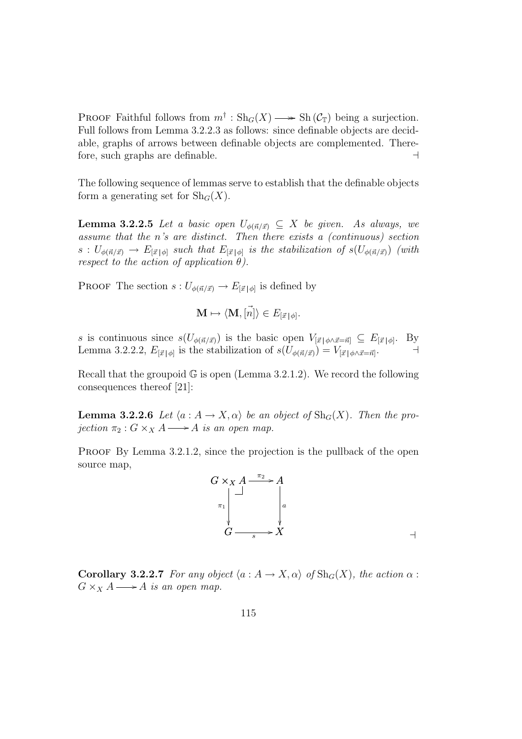**Proof** Faithful follows from $m^\dagger : \mathrm{Sh}_G(X) \twoheadrightarrow \mathrm{Sh}(\mathcal{C}_\mathbb{T})$ being a surjection. Full follows from Lemma 3.2.2.3 as follows: since definable objects are decidable, graphs of arrows between definable objects are complemented. Therefore, such graphs are definable. $\dashv$

The following sequence of lemmas serve to establish that the definable objects form a generating set for $\mathrm{Sh}_G(X)$.

**Lemma 3.2.2.5** *Let a basic open $U_{\phi(\vec{n}/\vec{x})} \subseteq X$ be given. As always, we assume that the n's are distinct. Then there exists a (continuous) section $s : U_{\phi(\vec{n}/\vec{x})} \to E_{[\vec{x}\,|\,\phi]}$ such that $E_{[\vec{x}\,|\,\phi]}$ is the stabilization of $s(U_{\phi(\vec{n}/\vec{x})})$ (with respect to the action of application $\theta$).*

**Proof** The section $s : U_{\phi(\vec{n}/\vec{x})} \to E_{[\vec{x}\,|\,\phi]}$ is defined by

$$\mathbf{M} \mapsto \langle \mathbf{M}, [\vec{n}] \rangle \in E_{[\vec{x}\,|\,\phi]}.$$

$s$ is continuous since $s(U_{\phi(\vec{n}/\vec{x})})$ is the basic open $V_{[\vec{x}\,|\,\phi\wedge\vec{x}=\vec{n}]} \subseteq E_{[\vec{x}\,|\,\phi]}$. By Lemma 3.2.2.2, $E_{[\vec{x}\,|\,\phi]}$ is the stabilization of $s(U_{\phi(\vec{n}/\vec{x})}) = V_{[\vec{x}\,|\,\phi\wedge\vec{x}=\vec{n}]}$. $\dashv$

Recall that the groupoid $\mathbb{G}$ is open (Lemma 3.2.1.2). We record the following consequences thereof [21]:

**Lemma 3.2.2.6** *Let $\langle a : A \to X, \alpha \rangle$ be an object of $\mathrm{Sh}_G(X)$. Then the projection $\pi_2 : G \times_X A \longrightarrow A$ is an open map.*

**Proof** By Lemma 3.2.1.2, since the projection is the pullback of the open source map,

$$\begin{array}{ccc} G \times_X A & \xrightarrow{\pi_2} & A \\ \downarrow{\scriptstyle \pi_1} & \lrcorner & \downarrow{\scriptstyle a} \\ G & \xrightarrow[s]{} & X \end{array}$$

$\dashv$

**Corollary 3.2.2.7** *For any object $\langle a : A \to X, \alpha \rangle$ of $\mathrm{Sh}_G(X)$, the action $\alpha : G \times_X A \longrightarrow A$ is an open map.*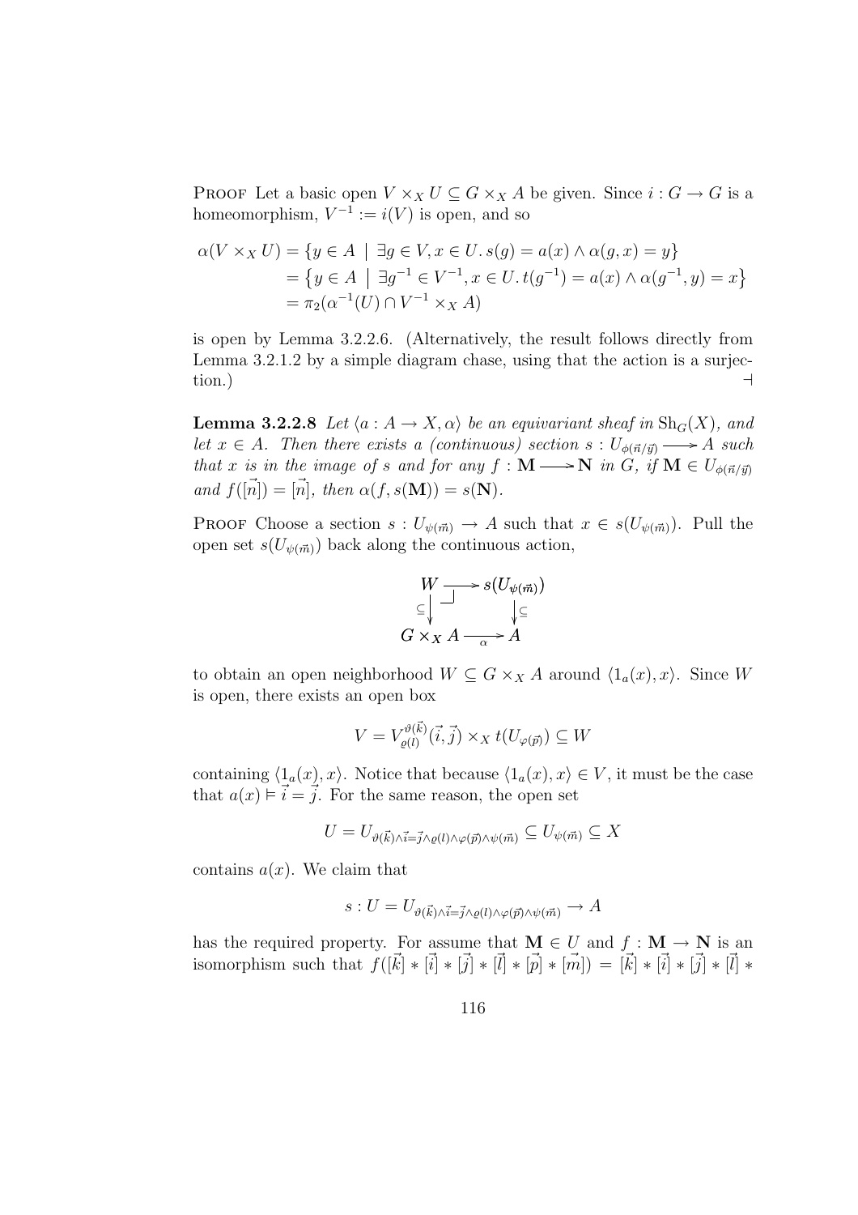PROOF Let a basic open $V \times_X U \subseteq G \times_X A$ be given. Since $i : G \to G$ is a homeomorphism, $V^{-1} := i(V)$ is open, and so

$$
\begin{aligned}
\alpha(V \times_X U) &= \{y \in A \mid \exists g \in V, x \in U.\, s(g) = a(x) \wedge \alpha(g, x) = y\} \\
&= \left\{y \in A \;\middle|\; \exists g^{-1} \in V^{-1}, x \in U.\, t(g^{-1}) = a(x) \wedge \alpha(g^{-1}, y) = x\right\} \\
&= \pi_2(\alpha^{-1}(U) \cap V^{-1} \times_X A)
\end{aligned}
$$

is open by Lemma 3.2.2.6. (Alternatively, the result follows directly from Lemma 3.2.1.2 by a simple diagram chase, using that the action is a surjection.) $\dashv$

**Lemma 3.2.2.8** *Let $\langle a : A \to X, \alpha \rangle$ be an equivariant sheaf in $\mathrm{Sh}_G(X)$, and let $x \in A$. Then there exists a (continuous) section $s : U_{\phi(\vec{n}/\vec{y})} \longrightarrow A$ such that $x$ is in the image of $s$ and for any $f : \mathbf{M} \longrightarrow \mathbf{N}$ in $G$, if $\mathbf{M} \in U_{\phi(\vec{n}/\vec{y})}$ and $f([\vec{n}]) = [\vec{n}]$, then $\alpha(f, s(\mathbf{M})) = s(\mathbf{N})$.*

PROOF Choose a section $s : U_{\psi(\vec{m})} \to A$ such that $x \in s(U_{\psi(\vec{m})})$. Pull the open set $s(U_{\psi(\vec{m})})$ back along the continuous action,

$$
\begin{array}{ccc}
W & \longrightarrow & s(U_{\psi(\vec{m})}) \\
\subseteq\downarrow & \lrcorner & \downarrow\subseteq \\
G \times_X A & \xrightarrow[\alpha]{} & A
\end{array}
$$

to obtain an open neighborhood $W \subseteq G \times_X A$ around $\langle 1_a(x), x \rangle$. Since $W$ is open, there exists an open box

$$
V = V_{\varrho(l)}^{\vartheta(\vec{k})}(\vec{i}, \vec{j}) \times_X t(U_{\varphi(\vec{p})}) \subseteq W
$$

containing $\langle 1_a(x), x \rangle$. Notice that because $\langle 1_a(x), x \rangle \in V$, it must be the case that $a(x) \vDash \vec{i} = \vec{j}$. For the same reason, the open set

$$
U = U_{\vartheta(\vec{k}) \wedge \vec{i} = \vec{j} \wedge \varrho(l) \wedge \varphi(\vec{p}) \wedge \psi(\vec{m})} \subseteq U_{\psi(\vec{m})} \subseteq X
$$

contains $a(x)$. We claim that

$$
s : U = U_{\vartheta(\vec{k}) \wedge \vec{i} = \vec{j} \wedge \varrho(l) \wedge \varphi(\vec{p}) \wedge \psi(\vec{m})} \to A
$$

has the required property. For assume that $\mathbf{M} \in U$ and $f : \mathbf{M} \to \mathbf{N}$ is an isomorphism such that $f([\vec{k}] * [\vec{i}] * [\vec{j}] * [\vec{l}] * [\vec{p}] * [\vec{m}]) = [\vec{k}] * [\vec{i}] * [\vec{j}] * [\vec{l}] *$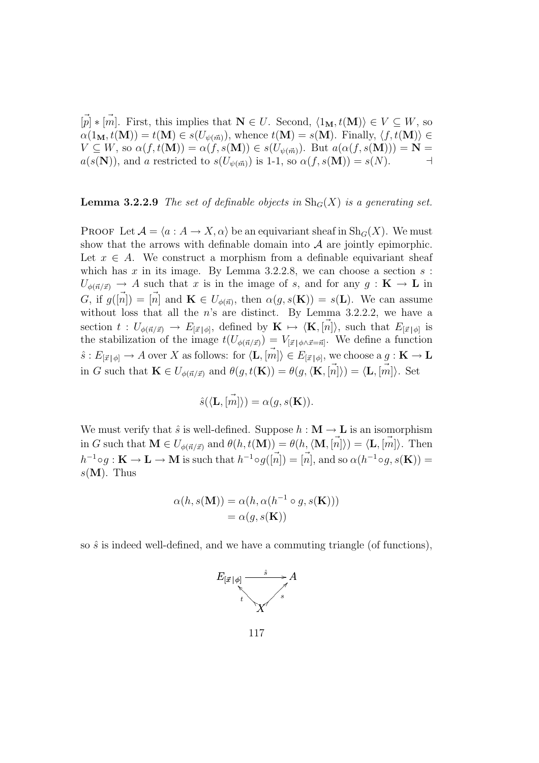$[\vec{p}] * [\vec{m}]$. First, this implies that $\mathbf{N} \in U$. Second, $\langle 1_{\mathbf{M}}, t(\mathbf{M})\rangle \in V \subseteq W$, so $\alpha(1_{\mathbf{M}}, t(\mathbf{M})) = t(\mathbf{M}) \in s(U_{\psi(\vec{m})})$, whence $t(\mathbf{M}) = s(\mathbf{M})$. Finally, $\langle f, t(\mathbf{M})\rangle \in V \subseteq W$, so $\alpha(f, t(\mathbf{M})) = \alpha(f, s(\mathbf{M})) \in s(U_{\psi(\vec{m})})$. But $a(\alpha(f, s(\mathbf{M}))) = \mathbf{N} = a(s(\mathbf{N}))$, and $a$ restricted to $s(U_{\psi(\vec{m})})$ is 1-1, so $\alpha(f, s(\mathbf{M})) = s(N)$. $\dashv$

**Lemma 3.2.2.9** *The set of definable objects in $\mathrm{Sh}_G(X)$ is a generating set.*

Proof Let $\mathcal{A} = \langle a : A \to X, \alpha\rangle$ be an equivariant sheaf in $\mathrm{Sh}_G(X)$. We must show that the arrows with definable domain into $\mathcal{A}$ are jointly epimorphic. Let $x \in A$. We construct a morphism from a definable equivariant sheaf which has $x$ in its image. By Lemma 3.2.2.8, we can choose a section $s : U_{\phi(\vec{n}/\vec{x})} \to A$ such that $x$ is in the image of $s$, and for any $g : \mathbf{K} \to \mathbf{L}$ in $G$, if $g([\vec{n}]) = [\vec{n}]$ and $\mathbf{K} \in U_{\phi(\vec{n})}$, then $\alpha(g, s(\mathbf{K})) = s(\mathbf{L})$. We can assume without loss that all the $n$'s are distinct. By Lemma 3.2.2.2, we have a section $t : U_{\phi(\vec{n}/\vec{x})} \to E_{[\vec{x}\,|\,\phi]}$, defined by $\mathbf{K} \mapsto \langle \mathbf{K}, [\vec{n}]\rangle$, such that $E_{[\vec{x}\,|\,\phi]}$ is the stabilization of the image $t(U_{\phi(\vec{n}/\vec{x})}) = V_{[\vec{x}\,|\,\phi\wedge\vec{x}=\vec{n}]}$. We define a function $\hat{s} : E_{[\vec{x}\,|\,\phi]} \to A$ over $X$ as follows: for $\langle \mathbf{L}, [\vec{m}]\rangle \in E_{[\vec{x}\,|\,\phi]}$, we choose a $g : \mathbf{K} \to \mathbf{L}$ in $G$ such that $\mathbf{K} \in U_{\phi(\vec{n}/\vec{x})}$ and $\theta(g, t(\mathbf{K})) = \theta(g, \langle \mathbf{K}, [\vec{n}]\rangle) = \langle \mathbf{L}, [\vec{m}]\rangle$. Set

$$\hat{s}(\langle \mathbf{L}, [\vec{m}]\rangle) = \alpha(g, s(\mathbf{K})).$$

We must verify that $\hat{s}$ is well-defined. Suppose $h : \mathbf{M} \to \mathbf{L}$ is an isomorphism in $G$ such that $\mathbf{M} \in U_{\phi(\vec{n}/\vec{x})}$ and $\theta(h, t(\mathbf{M})) = \theta(h, \langle \mathbf{M}, [\vec{n}]\rangle) = \langle \mathbf{L}, [\vec{m}]\rangle$. Then $h^{-1}\circ g : \mathbf{K} \to \mathbf{L} \to \mathbf{M}$ is such that $h^{-1}\circ g([\vec{n}]) = [\vec{n}]$, and so $\alpha(h^{-1}\circ g, s(\mathbf{K})) = s(\mathbf{M})$. Thus

$$\begin{aligned}
\alpha(h, s(\mathbf{M})) &= \alpha(h, \alpha(h^{-1} \circ g, s(\mathbf{K}))) \\
&= \alpha(g, s(\mathbf{K}))
\end{aligned}$$

so $\hat{s}$ is indeed well-defined, and we have a commuting triangle (of functions),

$$\begin{array}{ccc}
E_{[\vec{x}\,|\,\phi]} & \xrightarrow{\hat{s}} & A \\
& {\scriptstyle t}\nwarrow \quad \nearrow{\scriptstyle s} & \\
& X &
\end{array}$$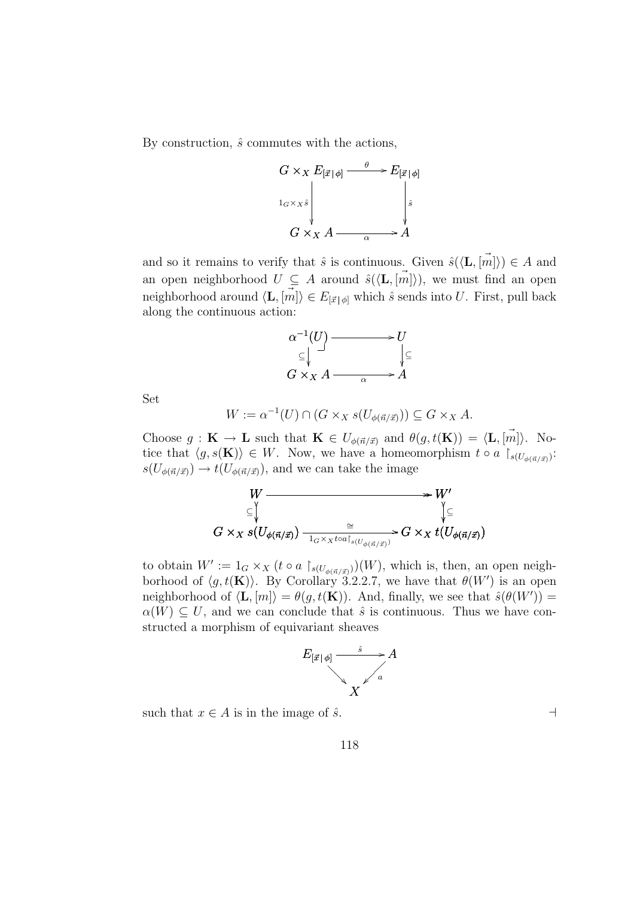By construction, $\hat{s}$ commutes with the actions,

$$\begin{array}{ccc} G \times_X E_{[\vec{x}\,|\,\phi]} & \xrightarrow{\theta} & E_{[\vec{x}\,|\,\phi]} \\ {\scriptstyle 1_G \times_X \hat{s}} \downarrow & & \downarrow {\scriptstyle \hat{s}} \\ G \times_X A & \xrightarrow[\alpha]{} & A \end{array}$$

and so it remains to verify that $\hat{s}$ is continuous. Given $\hat{s}(\langle \mathbf{L}, [\vec{m}] \rangle) \in A$ and an open neighborhood $U \subseteq A$ around $\hat{s}(\langle \mathbf{L}, [\vec{m}] \rangle)$, we must find an open neighborhood around $\langle \mathbf{L}, [\vec{m}] \rangle \in E_{[\vec{x}\,|\,\phi]}$ which $\hat{s}$ sends into $U$. First, pull back along the continuous action:

$$\begin{array}{ccc} \alpha^{-1}(U) & \longrightarrow & U \\ \subseteq \downarrow & \lrcorner & \downarrow \subseteq \\ G \times_X A & \xrightarrow[\alpha]{} & A \end{array}$$

Set

$$W := \alpha^{-1}(U) \cap (G \times_X s(U_{\phi(\vec{n}/\vec{x})})) \subseteq G \times_X A.$$

Choose $g : \mathbf{K} \to \mathbf{L}$ such that $\mathbf{K} \in U_{\phi(\vec{n}/\vec{x})}$ and $\theta(g, t(\mathbf{K})) = \langle \mathbf{L}, [\vec{m}] \rangle$. Notice that $\langle g, s(\mathbf{K}) \rangle \in W$. Now, we have a homeomorphism $t \circ a \restriction_{s(U_{\phi(\vec{n}/\vec{x})})}$: $s(U_{\phi(\vec{n}/\vec{x})}) \to t(U_{\phi(\vec{n}/\vec{x})})$, and we can take the image

$$\begin{array}{ccc} W & \longrightarrow\!\!\!\!\rightarrow & W' \\ \subseteq \downarrow & & \downarrow \subseteq \\ G \times_X s(U_{\phi(\vec{n}/\vec{x})}) & \xrightarrow[1_G \times_X t \circ a \restriction_{s(U_{\phi(\vec{n}/\vec{x})})}]{\cong} & G \times_X t(U_{\phi(\vec{n}/\vec{x})}) \end{array}$$

to obtain $W' := 1_G \times_X (t \circ a \restriction_{s(U_{\phi(\vec{n}/\vec{x})})})(W)$, which is, then, an open neighborhood of $\langle g, t(\mathbf{K}) \rangle$. By Corollary 3.2.2.7, we have that $\theta(W')$ is an open neighborhood of $\langle \mathbf{L}, [m] \rangle = \theta(g, t(\mathbf{K}))$. And, finally, we see that $\hat{s}(\theta(W')) = \alpha(W) \subseteq U$, and we can conclude that $\hat{s}$ is continuous. Thus we have constructed a morphism of equivariant sheaves

$$\begin{array}{ccc} E_{[\vec{x}\,|\,\phi]} & \xrightarrow{\hat{s}} & A \\ & \searrow \quad \swarrow {\scriptstyle a} & \\ & X & \end{array}$$

such that $x \in A$ is in the image of $\hat{s}$. $\dashv$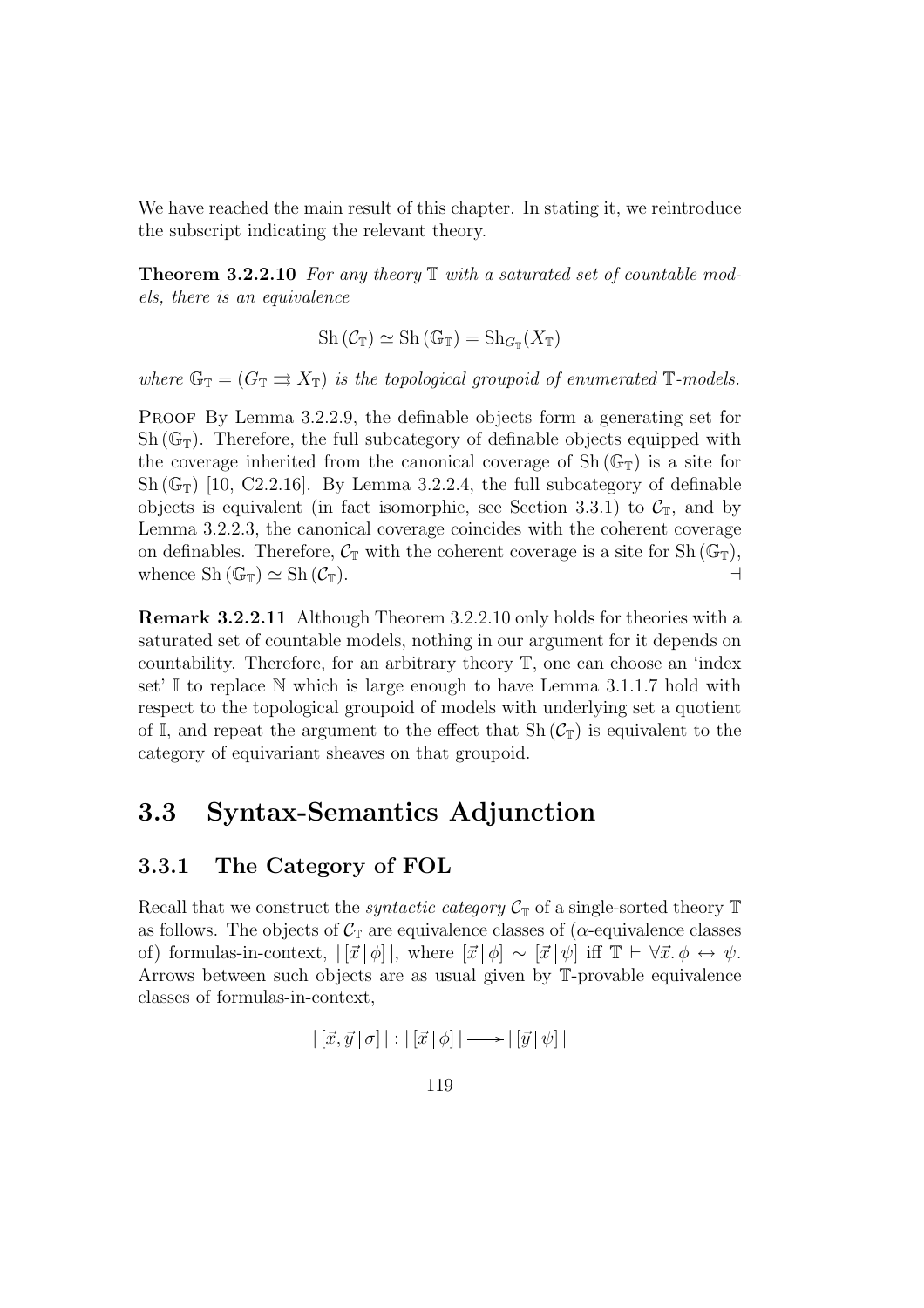We have reached the main result of this chapter. In stating it, we reintroduce the subscript indicating the relevant theory.

**Theorem 3.2.2.10** *For any theory $\mathbb{T}$ with a saturated set of countable models, there is an equivalence*

$$\mathrm{Sh}\,(\mathcal{C}_{\mathbb{T}}) \simeq \mathrm{Sh}\,(\mathbb{G}_{\mathbb{T}}) = \mathrm{Sh}_{G_{\mathbb{T}}}(X_{\mathbb{T}})$$

*where $\mathbb{G}_{\mathbb{T}} = (G_{\mathbb{T}} \rightrightarrows X_{\mathbb{T}})$ is the topological groupoid of enumerated $\mathbb{T}$-models.*

Proof By Lemma 3.2.2.9, the definable objects form a generating set for $\mathrm{Sh}\,(\mathbb{G}_{\mathbb{T}})$. Therefore, the full subcategory of definable objects equipped with the coverage inherited from the canonical coverage of $\mathrm{Sh}\,(\mathbb{G}_{\mathbb{T}})$ is a site for $\mathrm{Sh}\,(\mathbb{G}_{\mathbb{T}})$ [10, C2.2.16]. By Lemma 3.2.2.4, the full subcategory of definable objects is equivalent (in fact isomorphic, see Section 3.3.1) to $\mathcal{C}_{\mathbb{T}}$, and by Lemma 3.2.2.3, the canonical coverage coincides with the coherent coverage on definables. Therefore, $\mathcal{C}_{\mathbb{T}}$ with the coherent coverage is a site for $\mathrm{Sh}\,(\mathbb{G}_{\mathbb{T}})$, whence $\mathrm{Sh}\,(\mathbb{G}_{\mathbb{T}}) \simeq \mathrm{Sh}\,(\mathcal{C}_{\mathbb{T}})$. $\dashv$

**Remark 3.2.2.11** Although Theorem 3.2.2.10 only holds for theories with a saturated set of countable models, nothing in our argument for it depends on countability. Therefore, for an arbitrary theory $\mathbb{T}$, one can choose an 'index set' $\mathbb{I}$ to replace $\mathbb{N}$ which is large enough to have Lemma 3.1.1.7 hold with respect to the topological groupoid of models with underlying set a quotient of $\mathbb{I}$, and repeat the argument to the effect that $\mathrm{Sh}\,(\mathcal{C}_{\mathbb{T}})$ is equivalent to the category of equivariant sheaves on that groupoid.

## 3.3 Syntax-Semantics Adjunction

### 3.3.1 The Category of FOL

Recall that we construct the *syntactic category* $\mathcal{C}_{\mathbb{T}}$ of a single-sorted theory $\mathbb{T}$ as follows. The objects of $\mathcal{C}_{\mathbb{T}}$ are equivalence classes of ($\alpha$-equivalence classes of) formulas-in-context, $|\,[\vec{x}\,|\,\phi]\,|$, where $[\vec{x}\,|\,\phi] \sim [\vec{x}\,|\,\psi]$ iff $\mathbb{T} \vdash \forall \vec{x}.\, \phi \leftrightarrow \psi$. Arrows between such objects are as usual given by $\mathbb{T}$-provable equivalence classes of formulas-in-context,

$$|\,[\vec{x}, \vec{y}\,|\,\sigma]\,| : |\,[\vec{x}\,|\,\phi]\,| \longrightarrow |\,[\vec{y}\,|\,\psi]\,|$$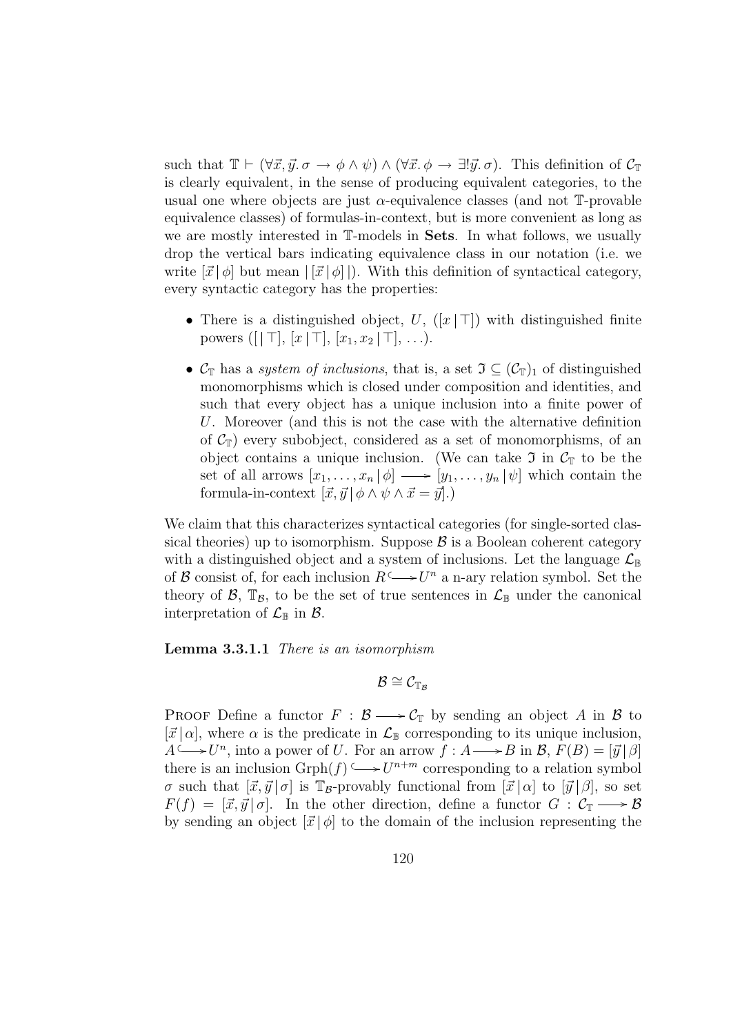such that $\mathbb{T} \vdash (\forall \vec{x}, \vec{y}. \sigma \to \phi \wedge \psi) \wedge (\forall \vec{x}. \phi \to \exists! \vec{y}. \sigma)$. This definition of $\mathcal{C}_\mathbb{T}$ is clearly equivalent, in the sense of producing equivalent categories, to the usual one where objects are just $\alpha$-equivalence classes (and not $\mathbb{T}$-provable equivalence classes) of formulas-in-context, but is more convenient as long as we are mostly interested in $\mathbb{T}$-models in **Sets**. In what follows, we usually drop the vertical bars indicating equivalence class in our notation (i.e. we write $[\vec{x} \,|\, \phi]$ but mean $|\,[\vec{x} \,|\, \phi]\,|$). With this definition of syntactical category, every syntactic category has the properties:

- There is a distinguished object, $U$, ($[x \,|\, \top]$) with distinguished finite powers ($[\,|\, \top]$, $[x \,|\, \top]$, $[x_1, x_2 \,|\, \top]$, ...).
- $\mathcal{C}_\mathbb{T}$ has a *system of inclusions*, that is, a set $\mathfrak{I} \subseteq (\mathcal{C}_\mathbb{T})_1$ of distinguished monomorphisms which is closed under composition and identities, and such that every object has a unique inclusion into a finite power of $U$. Moreover (and this is not the case with the alternative definition of $\mathcal{C}_\mathbb{T}$) every subobject, considered as a set of monomorphisms, of an object contains a unique inclusion. (We can take $\mathfrak{I}$ in $\mathcal{C}_\mathbb{T}$ to be the set of all arrows $[x_1, \ldots, x_n \,|\, \phi] \longrightarrow [y_1, \ldots, y_n \,|\, \psi]$ which contain the formula-in-context $[\vec{x}, \vec{y} \,|\, \phi \wedge \psi \wedge \vec{x} = \vec{y}]$.)

We claim that this characterizes syntactical categories (for single-sorted classical theories) up to isomorphism. Suppose $\mathcal{B}$ is a Boolean coherent category with a distinguished object and a system of inclusions. Let the language $\mathcal{L}_\mathbb{B}$ of $\mathcal{B}$ consist of, for each inclusion $R \hookrightarrow U^n$ a n-ary relation symbol. Set the theory of $\mathcal{B}$, $\mathbb{T}_\mathcal{B}$, to be the set of true sentences in $\mathcal{L}_\mathbb{B}$ under the canonical interpretation of $\mathcal{L}_\mathbb{B}$ in $\mathcal{B}$.

**Lemma 3.3.1.1** *There is an isomorphism*

$$\mathcal{B} \cong \mathcal{C}_{\mathbb{T}_\mathcal{B}}$$

Proof Define a functor $F : \mathcal{B} \longrightarrow \mathcal{C}_\mathbb{T}$ by sending an object $A$ in $\mathcal{B}$ to $[\vec{x} \,|\, \alpha]$, where $\alpha$ is the predicate in $\mathcal{L}_\mathbb{B}$ corresponding to its unique inclusion, $A \hookrightarrow U^n$, into a power of $U$. For an arrow $f : A \longrightarrow B$ in $\mathcal{B}$, $F(B) = [\vec{y} \,|\, \beta]$ there is an inclusion $\mathrm{Grph}(f) \hookrightarrow U^{n+m}$ corresponding to a relation symbol $\sigma$ such that $[\vec{x}, \vec{y} \,|\, \sigma]$ is $\mathbb{T}_\mathcal{B}$-provably functional from $[\vec{x} \,|\, \alpha]$ to $[\vec{y} \,|\, \beta]$, so set $F(f) = [\vec{x}, \vec{y} \,|\, \sigma]$. In the other direction, define a functor $G : \mathcal{C}_\mathbb{T} \longrightarrow \mathcal{B}$ by sending an object $[\vec{x} \,|\, \phi]$ to the domain of the inclusion representing the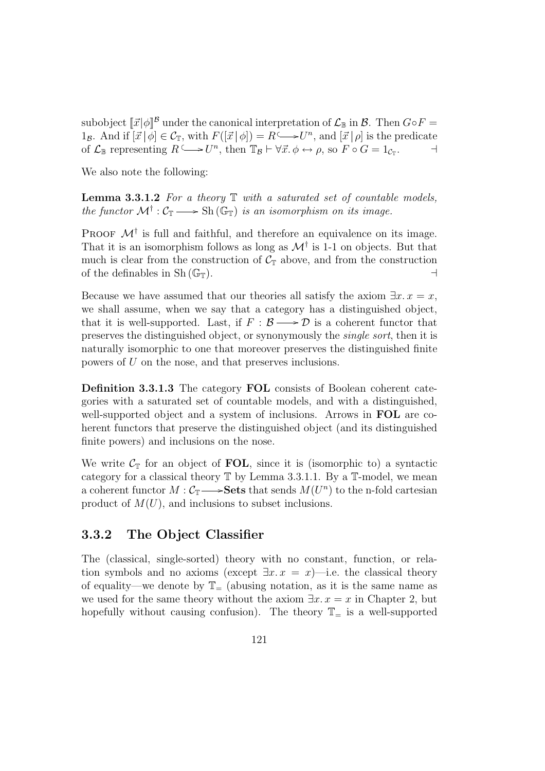subobject $[\![\vec{x}|\phi]\!]^{\mathcal{B}}$ under the canonical interpretation of $\mathcal{L}_{\mathbb{B}}$ in $\mathcal{B}$. Then $G \circ F = 1_{\mathcal{B}}$. And if $[\vec{x}\,|\,\phi] \in \mathcal{C}_{\mathbb{T}}$, with $F([\vec{x}\,|\,\phi]) = R \hookrightarrow U^n$, and $[\vec{x}\,|\,\rho]$ is the predicate of $\mathcal{L}_{\mathbb{B}}$ representing $R \hookrightarrow U^n$, then $\mathbb{T}_{\mathcal{B}} \vdash \forall \vec{x}.\, \phi \leftrightarrow \rho$, so $F \circ G = 1_{\mathcal{C}_{\mathbb{T}}}$. ⊣

We also note the following:

**Lemma 3.3.1.2** *For a theory* $\mathbb{T}$ *with a saturated set of countable models, the functor* $\mathcal{M}^{\dagger} : \mathcal{C}_{\mathbb{T}} \longrightarrow \mathrm{Sh}\,(\mathbb{G}_{\mathbb{T}})$ *is an isomorphism on its image.*

PROOF $\mathcal{M}^{\dagger}$ is full and faithful, and therefore an equivalence on its image. That it is an isomorphism follows as long as $\mathcal{M}^{\dagger}$ is 1-1 on objects. But that much is clear from the construction of $\mathcal{C}_{\mathbb{T}}$ above, and from the construction of the definables in $\mathrm{Sh}\,(\mathbb{G}_{\mathbb{T}})$. ⊣

Because we have assumed that our theories all satisfy the axiom $\exists x.\, x = x$, we shall assume, when we say that a category has a distinguished object, that it is well-supported. Last, if $F : \mathcal{B} \longrightarrow \mathcal{D}$ is a coherent functor that preserves the distinguished object, or synonymously the *single sort*, then it is naturally isomorphic to one that moreover preserves the distinguished finite powers of $U$ on the nose, and that preserves inclusions.

**Definition 3.3.1.3** The category **FOL** consists of Boolean coherent categories with a saturated set of countable models, and with a distinguished, well-supported object and a system of inclusions. Arrows in **FOL** are coherent functors that preserve the distinguished object (and its distinguished finite powers) and inclusions on the nose.

We write $\mathcal{C}_{\mathbb{T}}$ for an object of **FOL**, since it is (isomorphic to) a syntactic category for a classical theory $\mathbb{T}$ by Lemma 3.3.1.1. By a $\mathbb{T}$-model, we mean a coherent functor $M : \mathcal{C}_{\mathbb{T}} \longrightarrow \mathbf{Sets}$ that sends $M(U^n)$ to the n-fold cartesian product of $M(U)$, and inclusions to subset inclusions.

### 3.3.2 The Object Classifier

The (classical, single-sorted) theory with no constant, function, or relation symbols and no axioms (except $\exists x.\, x = x$)—i.e. the classical theory of equality—we denote by $\mathbb{T}_{=}$ (abusing notation, as it is the same name as we used for the same theory without the axiom $\exists x.\, x = x$ in Chapter 2, but hopefully without causing confusion). The theory $\mathbb{T}_{=}$ is a well-supported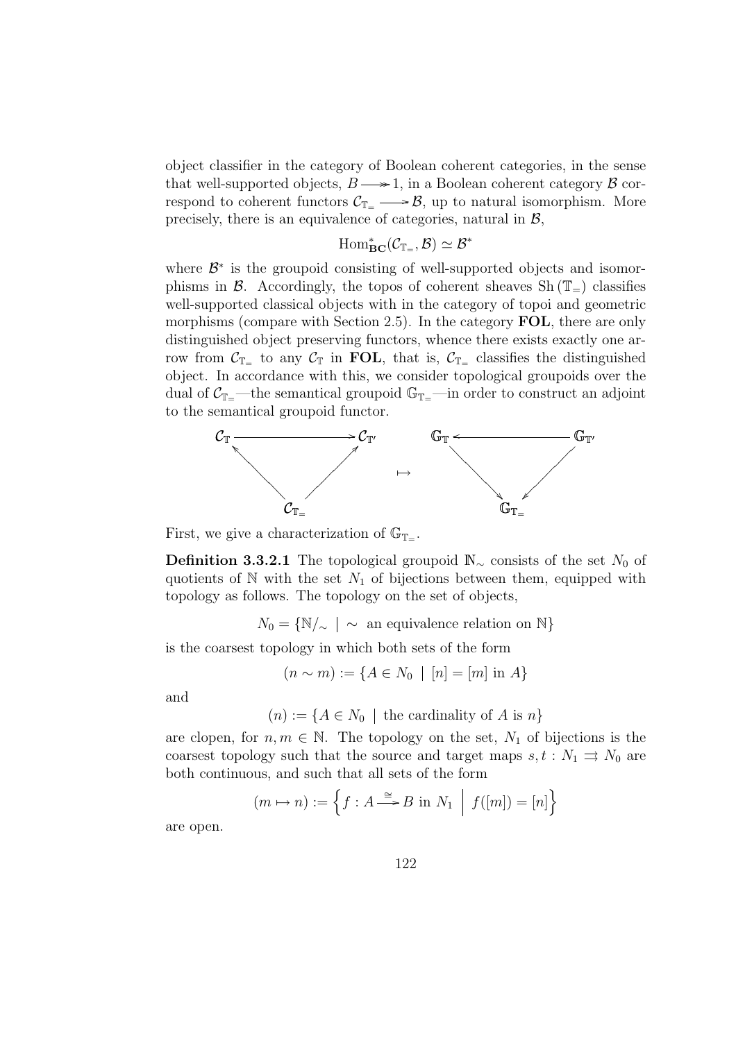object classifier in the category of Boolean coherent categories, in the sense that well-supported objects, $B \twoheadrightarrow 1$, in a Boolean coherent category $\mathcal{B}$ correspond to coherent functors $\mathcal{C}_{\mathbb{T}_=} \longrightarrow \mathcal{B}$, up to natural isomorphism. More precisely, there is an equivalence of categories, natural in $\mathcal{B}$,

$$\mathrm{Hom}^*_{\mathbf{BC}}(\mathcal{C}_{\mathbb{T}_=}, \mathcal{B}) \simeq \mathcal{B}^*$$

where $\mathcal{B}^*$ is the groupoid consisting of well-supported objects and isomorphisms in $\mathcal{B}$. Accordingly, the topos of coherent sheaves $\mathrm{Sh}(\mathbb{T}_=)$ classifies well-supported classical objects with in the category of topoi and geometric morphisms (compare with Section 2.5). In the category **FOL**, there are only distinguished object preserving functors, whence there exists exactly one arrow from $\mathcal{C}_{\mathbb{T}_=}$ to any $\mathcal{C}_{\mathbb{T}}$ in **FOL**, that is, $\mathcal{C}_{\mathbb{T}_=}$ classifies the distinguished object. In accordance with this, we consider topological groupoids over the dual of $\mathcal{C}_{\mathbb{T}_=}$—the semantical groupoid $\mathbb{G}_{\mathbb{T}_=}$—in order to construct an adjoint to the semantical groupoid functor.

$$\begin{array}{ccccccc}
\mathcal{C}_{\mathbb{T}} & \longrightarrow & \mathcal{C}_{\mathbb{T}'} & & \mathbb{G}_{\mathbb{T}} & \longleftarrow & \mathbb{G}_{\mathbb{T}'} \\
& \nwarrow \quad \nearrow & & \mapsto & & \searrow \quad \swarrow & \\
& \mathcal{C}_{\mathbb{T}_=} & & & & \mathbb{G}_{\mathbb{T}_=} &
\end{array}$$

First, we give a characterization of $\mathbb{G}_{\mathbb{T}_=}$.

**Definition 3.3.2.1** The topological groupoid $\mathbb{N}_\sim$ consists of the set $N_0$ of quotients of $\mathbb{N}$ with the set $N_1$ of bijections between them, equipped with topology as follows. The topology on the set of objects,

$$N_0 = \{\mathbb{N}/_\sim \mid \sim \text{ an equivalence relation on } \mathbb{N}\}$$

is the coarsest topology in which both sets of the form

$$(n \sim m) := \{A \in N_0 \mid [n] = [m] \text{ in } A\}$$

and

$$(n) := \{A \in N_0 \mid \text{the cardinality of } A \text{ is } n\}$$

are clopen, for $n, m \in \mathbb{N}$. The topology on the set, $N_1$ of bijections is the coarsest topology such that the source and target maps $s, t : N_1 \rightrightarrows N_0$ are both continuous, and such that all sets of the form

$$(m \mapsto n) := \left\{ f : A \xrightarrow{\cong} B \text{ in } N_1 \;\middle|\; f([m]) = [n] \right\}$$

are open.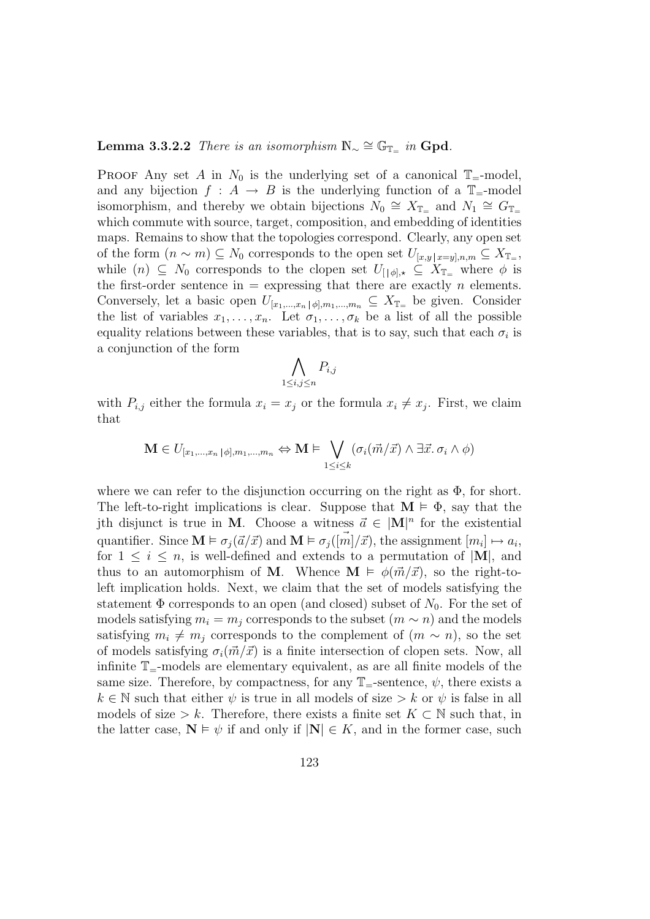**Lemma 3.3.2.2** *There is an isomorphism $\mathbb{N}_\sim \cong \mathbb{G}_{\mathbb{T}_=}$ in* **Gpd**.

Proof Any set $A$ in $N_0$ is the underlying set of a canonical $\mathbb{T}_=$-model, and any bijection $f : A \to B$ is the underlying function of a $\mathbb{T}_=$-model isomorphism, and thereby we obtain bijections $N_0 \cong X_{\mathbb{T}_=}$ and $N_1 \cong G_{\mathbb{T}_=}$ which commute with source, target, composition, and embedding of identities maps. Remains to show that the topologies correspond. Clearly, any open set of the form $(n \sim m) \subseteq N_0$ corresponds to the open set $U_{[x,y\,|\,x=y],n,m} \subseteq X_{\mathbb{T}_=}$, while $(n) \subseteq N_0$ corresponds to the clopen set $U_{[\,|\,\phi],\star} \subseteq X_{\mathbb{T}_=}$ where $\phi$ is the first-order sentence in $=$ expressing that there are exactly $n$ elements. Conversely, let a basic open $U_{[x_1,\ldots,x_n\,|\,\phi],m_1,\ldots,m_n} \subseteq X_{\mathbb{T}_=}$ be given. Consider the list of variables $x_1, \ldots, x_n$. Let $\sigma_1, \ldots, \sigma_k$ be a list of all the possible equality relations between these variables, that is to say, such that each $\sigma_i$ is a conjunction of the form

$$\bigwedge_{1 \le i,j \le n} P_{i,j}$$

with $P_{i,j}$ either the formula $x_i = x_j$ or the formula $x_i \neq x_j$. First, we claim that

$$\mathbf{M} \in U_{[x_1,\ldots,x_n\,|\,\phi],m_1,\ldots,m_n} \Leftrightarrow \mathbf{M} \vDash \bigvee_{1 \le i \le k} (\sigma_i(\vec{m}/\vec{x}) \wedge \exists \vec{x}.\, \sigma_i \wedge \phi)$$

where we can refer to the disjunction occurring on the right as $\Phi$, for short. The left-to-right implications is clear. Suppose that $\mathbf{M} \vDash \Phi$, say that the jth disjunct is true in $\mathbf{M}$. Choose a witness $\vec{a} \in |\mathbf{M}|^n$ for the existential quantifier. Since $\mathbf{M} \vDash \sigma_j(\vec{a}/\vec{x})$ and $\mathbf{M} \vDash \sigma_j(\vec{[m]}/\vec{x})$, the assignment $[m_i] \mapsto a_i$, for $1 \le i \le n$, is well-defined and extends to a permutation of $|\mathbf{M}|$, and thus to an automorphism of $\mathbf{M}$. Whence $\mathbf{M} \vDash \phi(\vec{m}/\vec{x})$, so the right-to-left implication holds. Next, we claim that the set of models satisfying the statement $\Phi$ corresponds to an open (and closed) subset of $N_0$. For the set of models satisfying $m_i = m_j$ corresponds to the subset $(m \sim n)$ and the models satisfying $m_i \neq m_j$ corresponds to the complement of $(m \sim n)$, so the set of models satisfying $\sigma_i(\vec{m}/\vec{x})$ is a finite intersection of clopen sets. Now, all infinite $\mathbb{T}_=$-models are elementary equivalent, as are all finite models of the same size. Therefore, by compactness, for any $\mathbb{T}_=$-sentence, $\psi$, there exists a $k \in \mathbb{N}$ such that either $\psi$ is true in all models of size $> k$ or $\psi$ is false in all models of size $> k$. Therefore, there exists a finite set $K \subset \mathbb{N}$ such that, in the latter case, $\mathbf{N} \vDash \psi$ if and only if $|\mathbf{N}| \in K$, and in the former case, such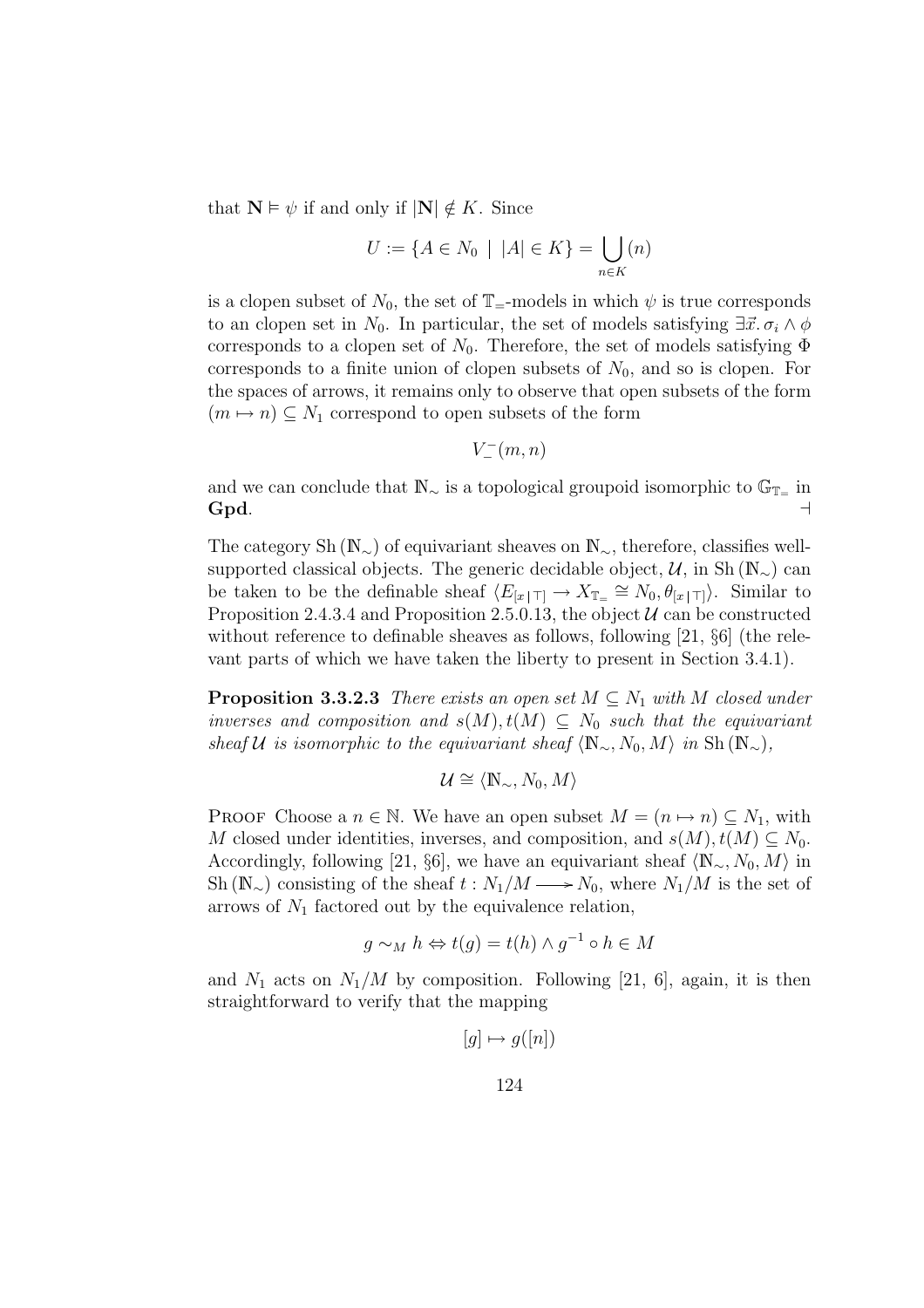that $\mathbf{N} \vDash \psi$ if and only if $|\mathbf{N}| \notin K$. Since

$$U := \{A \in N_0 \mid |A| \in K\} = \bigcup_{n \in K} (n)$$

is a clopen subset of $N_0$, the set of $\mathbb{T}_=$-models in which $\psi$ is true corresponds to an clopen set in $N_0$. In particular, the set of models satisfying $\exists \vec{x}.\, \sigma_i \wedge \phi$ corresponds to a clopen set of $N_0$. Therefore, the set of models satisfying $\Phi$ corresponds to a finite union of clopen subsets of $N_0$, and so is clopen. For the spaces of arrows, it remains only to observe that open subsets of the form $(m \mapsto n) \subseteq N_1$ correspond to open subsets of the form

$$V_=^-(m, n)$$

and we can conclude that $\mathbb{N}_\sim$ is a topological groupoid isomorphic to $\mathbb{G}_{\mathbb{T}_=}$ in **Gpd**. ⊣

The category $\mathrm{Sh}(\mathbb{N}_\sim)$ of equivariant sheaves on $\mathbb{N}_\sim$, therefore, classifies well-supported classical objects. The generic decidable object, $\mathcal{U}$, in $\mathrm{Sh}(\mathbb{N}_\sim)$ can be taken to be the definable sheaf $\langle E_{[x\,|\,\top]} \to X_{\mathbb{T}_=} \cong N_0, \theta_{[x\,|\,\top]}\rangle$. Similar to Proposition 2.4.3.4 and Proposition 2.5.0.13, the object $\mathcal{U}$ can be constructed without reference to definable sheaves as follows, following [21, §6] (the relevant parts of which we have taken the liberty to present in Section 3.4.1).

**Proposition 3.3.2.3** *There exists an open set $M \subseteq N_1$ with $M$ closed under inverses and composition and $s(M), t(M) \subseteq N_0$ such that the equivariant sheaf $\mathcal{U}$ is isomorphic to the equivariant sheaf $\langle \mathbb{N}_\sim, N_0, M\rangle$ in $\mathrm{Sh}(\mathbb{N}_\sim)$,*

$$\mathcal{U} \cong \langle \mathbb{N}_\sim, N_0, M\rangle$$

Proof Choose a $n \in \mathbb{N}$. We have an open subset $M = (n \mapsto n) \subseteq N_1$, with $M$ closed under identities, inverses, and composition, and $s(M), t(M) \subseteq N_0$. Accordingly, following [21, §6], we have an equivariant sheaf $\langle \mathbb{N}_\sim, N_0, M\rangle$ in $\mathrm{Sh}(\mathbb{N}_\sim)$ consisting of the sheaf $t : N_1/M \longrightarrow N_0$, where $N_1/M$ is the set of arrows of $N_1$ factored out by the equivalence relation,

$$g \sim_M h \Leftrightarrow t(g) = t(h) \wedge g^{-1} \circ h \in M$$

and $N_1$ acts on $N_1/M$ by composition. Following [21, 6], again, it is then straightforward to verify that the mapping

$$[g] \mapsto g([n])$$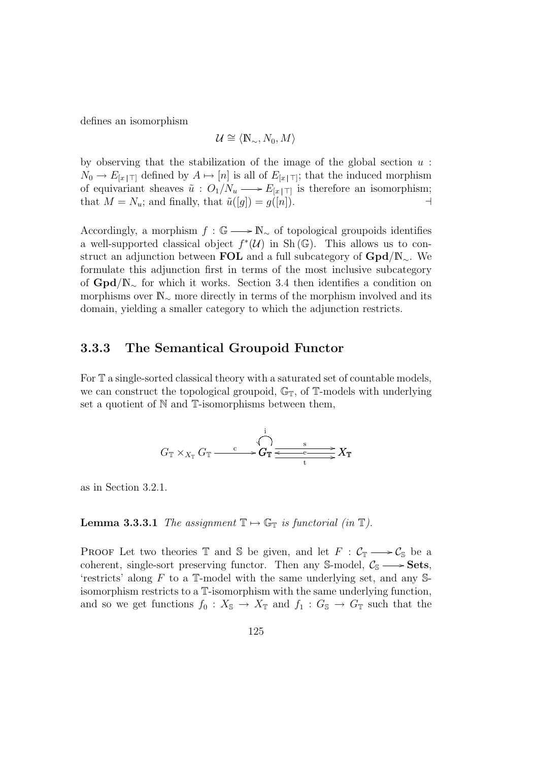defines an isomorphism

$$\mathcal{U} \cong \langle \mathbb{N}_{\sim}, N_0, M \rangle$$

by observing that the stabilization of the image of the global section $u : N_0 \to E_{[x\,|\,\top]}$ defined by $A \mapsto [n]$ is all of $E_{[x\,|\,\top]}$; that the induced morphism of equivariant sheaves $\tilde{u} : O_1/N_u \longrightarrow E_{[x\,|\,\top]}$ is therefore an isomorphism; that $M = N_u$; and finally, that $\tilde{u}([g]) = g([n])$. ⊣

Accordingly, a morphism $f : \mathbb{G} \longrightarrow \mathbb{N}_{\sim}$ of topological groupoids identifies a well-supported classical object $f^*(\mathcal{U})$ in $\mathrm{Sh}(\mathbb{G})$. This allows us to construct an adjunction between **FOL** and a full subcategory of $\mathbf{Gpd}/\mathbb{N}_{\sim}$. We formulate this adjunction first in terms of the most inclusive subcategory of $\mathbf{Gpd}/\mathbb{N}_{\sim}$ for which it works. Section 3.4 then identifies a condition on morphisms over $\mathbb{N}_{\sim}$ more directly in terms of the morphism involved and its domain, yielding a smaller category to which the adjunction restricts.

### 3.3.3 The Semantical Groupoid Functor

For $\mathbb{T}$ a single-sorted classical theory with a saturated set of countable models, we can construct the topological groupoid, $\mathbb{G}_{\mathbb{T}}$, of $\mathbb{T}$-models with underlying set a quotient of $\mathbb{N}$ and $\mathbb{T}$-isomorphisms between them,

$$G_{\mathbb{T}} \times_{X_{\mathbb{T}}} G_{\mathbb{T}} \xrightarrow{\ \mathrm{c}\ } G_{\mathbb{T}} \underset{\mathrm{t}}{\overset{\mathrm{s}}{\underset{\mathrm{e}}{\rightleftarrows}}} X_{\mathbb{T}} \qquad (\text{with } \mathrm{i} : G_{\mathbb{T}} \to G_{\mathbb{T}})$$

as in Section 3.2.1.

**Lemma 3.3.3.1** *The assignment $\mathbb{T} \mapsto \mathbb{G}_{\mathbb{T}}$ is functorial (in $\mathbb{T}$).*

Proof Let two theories $\mathbb{T}$ and $\mathbb{S}$ be given, and let $F : \mathcal{C}_{\mathbb{T}} \longrightarrow \mathcal{C}_{\mathbb{S}}$ be a coherent, single-sort preserving functor. Then any $\mathbb{S}$-model, $\mathcal{C}_{\mathbb{S}} \longrightarrow \mathbf{Sets}$, 'restricts' along $F$ to a $\mathbb{T}$-model with the same underlying set, and any $\mathbb{S}$-isomorphism restricts to a $\mathbb{T}$-isomorphism with the same underlying function, and so we get functions $f_0 : X_{\mathbb{S}} \to X_{\mathbb{T}}$ and $f_1 : G_{\mathbb{S}} \to G_{\mathbb{T}}$ such that the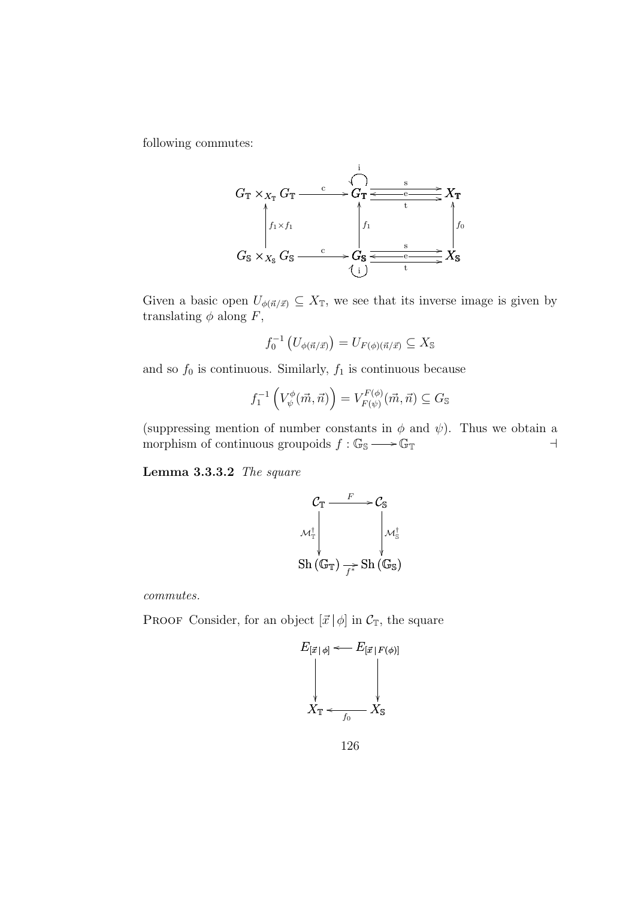following commutes:

$$\begin{array}{ccccc}
G_{\mathbb{T}} \times_{X_{\mathbb{T}}} G_{\mathbb{T}} & \xrightarrow{c} & G_{\mathbb{T}} \circlearrowleft^{i} & \overset{s}{\underset{t}{\rightrightarrows}} \ (e \leftarrow) & X_{\mathbb{T}} \\
\uparrow f_1 \times f_1 & & \uparrow f_1 & & \uparrow f_0 \\
G_{\mathbb{S}} \times_{X_{\mathbb{S}}} G_{\mathbb{S}} & \xrightarrow{c} & G_{\mathbb{S}} \circlearrowleft_{i} & \overset{s}{\underset{t}{\rightrightarrows}} \ (e \leftarrow) & X_{\mathbb{S}}
\end{array}$$

Given a basic open $U_{\phi(\vec{n}/\vec{x})} \subseteq X_{\mathbb{T}}$, we see that its inverse image is given by translating $\phi$ along $F$,

$$f_0^{-1}\left(U_{\phi(\vec{n}/\vec{x})}\right) = U_{F(\phi)(\vec{n}/\vec{x})} \subseteq X_{\mathbb{S}}$$

and so $f_0$ is continuous. Similarly, $f_1$ is continuous because

$$f_1^{-1}\left(V_{\psi}^{\phi}(\vec{m}, \vec{n})\right) = V_{F(\psi)}^{F(\phi)}(\vec{m}, \vec{n}) \subseteq G_{\mathbb{S}}$$

(suppressing mention of number constants in $\phi$ and $\psi$). Thus we obtain a morphism of continuous groupoids $f : \mathbb{G}_{\mathbb{S}} \longrightarrow \mathbb{G}_{\mathbb{T}}$ $\dashv$

**Lemma 3.3.3.2** *The square*

$$\begin{array}{ccc}
\mathcal{C}_{\mathbb{T}} & \xrightarrow{F} & \mathcal{C}_{\mathbb{S}} \\
\downarrow \mathcal{M}_{\mathbb{T}}^{\dagger} & & \downarrow \mathcal{M}_{\mathbb{S}}^{\dagger} \\
\mathrm{Sh}\left(\mathbb{G}_{\mathbb{T}}\right) & \xrightarrow[f^*]{} & \mathrm{Sh}\left(\mathbb{G}_{\mathbb{S}}\right)
\end{array}$$

*commutes.*

PROOF Consider, for an object $[\vec{x} \,|\, \phi]$ in $\mathcal{C}_{\mathbb{T}}$, the square

$$\begin{array}{ccc}
E_{[\vec{x} \,|\, \phi]} & \longleftarrow & E_{[\vec{x} \,|\, F(\phi)]} \\
\downarrow & & \downarrow \\
X_{\mathbb{T}} & \xleftarrow[f_0]{} & X_{\mathbb{S}}
\end{array}$$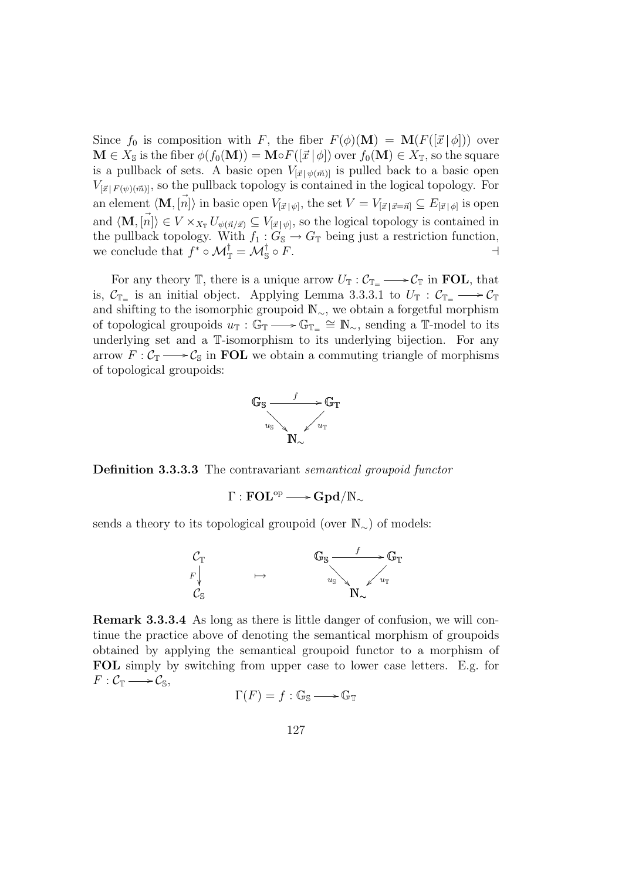Since $f_0$ is composition with $F$, the fiber $F(\phi)(\mathbf{M}) = \mathbf{M}(F([\vec{x}\,|\,\phi]))$ over $\mathbf{M} \in X_{\mathbb{S}}$ is the fiber $\phi(f_0(\mathbf{M})) = \mathbf{M} \circ F([\vec{x}\,|\,\phi])$ over $f_0(\mathbf{M}) \in X_{\mathbb{T}}$, so the square is a pullback of sets. A basic open $V_{[\vec{x}\,|\,\psi(\vec{m})]}$ is pulled back to a basic open $V_{[\vec{x}\,|\,F(\psi)(\vec{m})]}$, so the pullback topology is contained in the logical topology. For an element $\langle \mathbf{M}, [\vec{n}] \rangle$ in basic open $V_{[\vec{x}\,|\,\psi]}$, the set $V = V_{[\vec{x}\,|\,\vec{x}=\vec{n}]} \subseteq E_{[\vec{x}\,|\,\phi]}$ is open and $\langle \mathbf{M}, [\vec{n}] \rangle \in V \times_{X_{\mathbb{T}}} U_{\psi(\vec{n}/\vec{x})} \subseteq V_{[\vec{x}\,|\,\psi]}$, so the logical topology is contained in the pullback topology. With $f_1 : G_{\mathbb{S}} \to G_{\mathbb{T}}$ being just a restriction function, we conclude that $f^* \circ \mathcal{M}^{\dagger}_{\mathbb{T}} = \mathcal{M}^{\dagger}_{\mathbb{S}} \circ F$. $\dashv$

For any theory $\mathbb{T}$, there is a unique arrow $U_{\mathbb{T}} : \mathcal{C}_{\mathbb{T}_=} \longrightarrow \mathcal{C}_{\mathbb{T}}$ in **FOL**, that is, $\mathcal{C}_{\mathbb{T}_=}$ is an initial object. Applying Lemma 3.3.3.1 to $U_{\mathbb{T}} : \mathcal{C}_{\mathbb{T}_=} \longrightarrow \mathcal{C}_{\mathbb{T}}$ and shifting to the isomorphic groupoid $\mathbb{N}_{\sim}$, we obtain a forgetful morphism of topological groupoids $u_{\mathbb{T}} : \mathbb{G}_{\mathbb{T}} \longrightarrow \mathbb{G}_{\mathbb{T}_=} \cong \mathbb{N}_{\sim}$, sending a $\mathbb{T}$-model to its underlying set and a $\mathbb{T}$-isomorphism to its underlying bijection. For any arrow $F : \mathcal{C}_{\mathbb{T}} \longrightarrow \mathcal{C}_{\mathbb{S}}$ in **FOL** we obtain a commuting triangle of morphisms of topological groupoids:

$$\begin{array}{ccc} \mathbb{G}_{\mathbb{S}} & \xrightarrow{\;f\;} & \mathbb{G}_{\mathbb{T}} \\ & {\scriptstyle u_{\mathbb{S}}} \searrow \quad \swarrow {\scriptstyle u_{\mathbb{T}}} & \\ & \mathbb{N}_{\sim} & \end{array}$$

**Definition 3.3.3.3** The contravariant *semantical groupoid functor*

$$\Gamma : \mathbf{FOL}^{\mathrm{op}} \longrightarrow \mathbf{Gpd}/\mathbb{N}_{\sim}$$

sends a theory to its topological groupoid (over $\mathbb{N}_{\sim}$) of models:

$$\begin{array}{c} \mathcal{C}_{\mathbb{T}} \\ {\scriptstyle F}\big\downarrow \\ \mathcal{C}_{\mathbb{S}} \end{array} \qquad \mapsto \qquad \begin{array}{ccc} \mathbb{G}_{\mathbb{S}} & \xrightarrow{\;f\;} & \mathbb{G}_{\mathbb{T}} \\ & {\scriptstyle u_{\mathbb{S}}} \searrow \quad \swarrow {\scriptstyle u_{\mathbb{T}}} & \\ & \mathbb{N}_{\sim} & \end{array}$$

**Remark 3.3.3.4** As long as there is little danger of confusion, we will continue the practice above of denoting the semantical morphism of groupoids obtained by applying the semantical groupoid functor to a morphism of **FOL** simply by switching from upper case to lower case letters. E.g. for $F : \mathcal{C}_{\mathbb{T}} \longrightarrow \mathcal{C}_{\mathbb{S}}$,

$$\Gamma(F) = f : \mathbb{G}_{\mathbb{S}} \longrightarrow \mathbb{G}_{\mathbb{T}}$$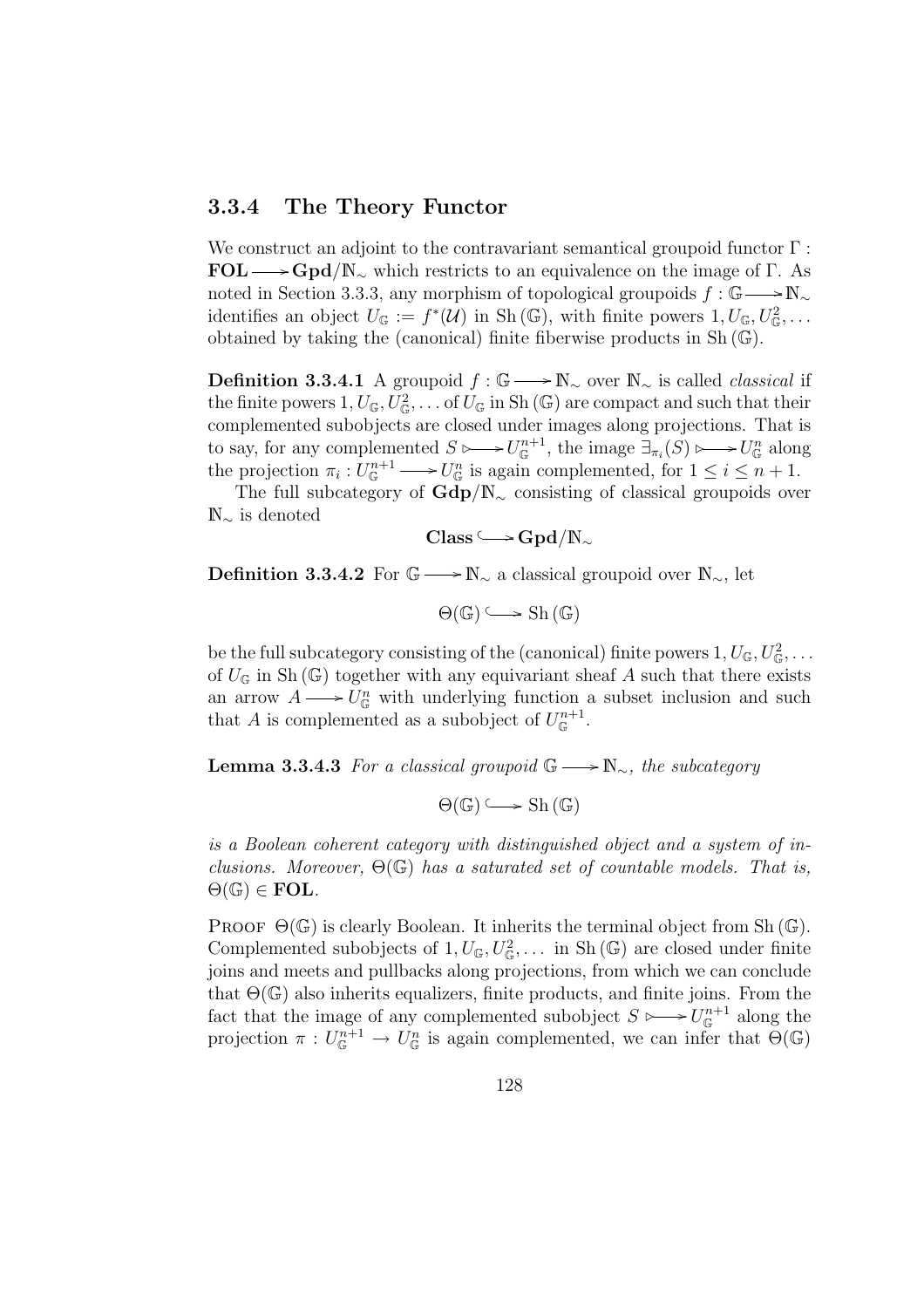### 3.3.4 The Theory Functor

We construct an adjoint to the contravariant semantical groupoid functor $\Gamma : \mathbf{FOL} \longrightarrow \mathbf{Gpd}/\mathbb{N}_\sim$ which restricts to an equivalence on the image of $\Gamma$. As noted in Section 3.3.3, any morphism of topological groupoids $f : \mathbb{G} \longrightarrow \mathbb{N}_\sim$ identifies an object $U_\mathbb{G} := f^*(\mathcal{U})$ in $\mathrm{Sh}(\mathbb{G})$, with finite powers $1, U_\mathbb{G}, U_\mathbb{G}^2, \ldots$ obtained by taking the (canonical) finite fiberwise products in $\mathrm{Sh}(\mathbb{G})$.

**Definition 3.3.4.1** A groupoid $f : \mathbb{G} \longrightarrow \mathbb{N}_\sim$ over $\mathbb{N}_\sim$ is called *classical* if the finite powers $1, U_\mathbb{G}, U_\mathbb{G}^2, \ldots$ of $U_\mathbb{G}$ in $\mathrm{Sh}(\mathbb{G})$ are compact and such that their complemented subobjects are closed under images along projections. That is to say, for any complemented $S \rightarrowtail U_\mathbb{G}^{n+1}$, the image $\exists_{\pi_i}(S) \rightarrowtail U_\mathbb{G}^n$ along the projection $\pi_i : U_\mathbb{G}^{n+1} \longrightarrow U_\mathbb{G}^n$ is again complemented, for $1 \leq i \leq n+1$.

The full subcategory of $\mathbf{Gdp}/\mathbb{N}_\sim$ consisting of classical groupoids over $\mathbb{N}_\sim$ is denoted

$$\mathbf{Class} \hookrightarrow \mathbf{Gpd}/\mathbb{N}_\sim$$

**Definition 3.3.4.2** For $\mathbb{G} \longrightarrow \mathbb{N}_\sim$ a classical groupoid over $\mathbb{N}_\sim$, let

$$\Theta(\mathbb{G}) \hookrightarrow \mathrm{Sh}(\mathbb{G})$$

be the full subcategory consisting of the (canonical) finite powers $1, U_\mathbb{G}, U_\mathbb{G}^2, \ldots$ of $U_\mathbb{G}$ in $\mathrm{Sh}(\mathbb{G})$ together with any equivariant sheaf $A$ such that there exists an arrow $A \longrightarrow U_\mathbb{G}^n$ with underlying function a subset inclusion and such that $A$ is complemented as a subobject of $U_\mathbb{G}^{n+1}$.

**Lemma 3.3.4.3** *For a classical groupoid $\mathbb{G} \longrightarrow \mathbb{N}_\sim$, the subcategory*

$$\Theta(\mathbb{G}) \hookrightarrow \mathrm{Sh}(\mathbb{G})$$

*is a Boolean coherent category with distinguished object and a system of inclusions. Moreover, $\Theta(\mathbb{G})$ has a saturated set of countable models. That is, $\Theta(\mathbb{G}) \in \mathbf{FOL}$.*

Proof $\Theta(\mathbb{G})$ is clearly Boolean. It inherits the terminal object from $\mathrm{Sh}(\mathbb{G})$. Complemented subobjects of $1, U_\mathbb{G}, U_\mathbb{G}^2, \ldots$ in $\mathrm{Sh}(\mathbb{G})$ are closed under finite joins and meets and pullbacks along projections, from which we can conclude that $\Theta(\mathbb{G})$ also inherits equalizers, finite products, and finite joins. From the fact that the image of any complemented subobject $S \rightarrowtail U_\mathbb{G}^{n+1}$ along the projection $\pi : U_\mathbb{G}^{n+1} \to U_\mathbb{G}^n$ is again complemented, we can infer that $\Theta(\mathbb{G})$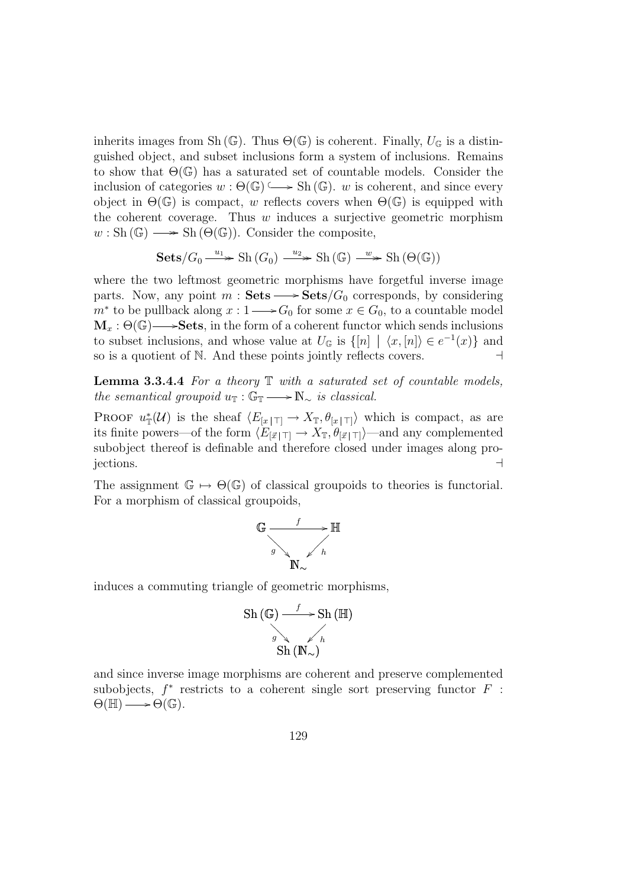inherits images from $\mathrm{Sh}(\mathbb{G})$. Thus $\Theta(\mathbb{G})$ is coherent. Finally, $U_{\mathbb{G}}$ is a distinguished object, and subset inclusions form a system of inclusions. Remains to show that $\Theta(\mathbb{G})$ has a saturated set of countable models. Consider the inclusion of categories $w : \Theta(\mathbb{G}) \hookrightarrow \mathrm{Sh}(\mathbb{G})$. $w$ is coherent, and since every object in $\Theta(\mathbb{G})$ is compact, $w$ reflects covers when $\Theta(\mathbb{G})$ is equipped with the coherent coverage. Thus $w$ induces a surjective geometric morphism $w : \mathrm{Sh}(\mathbb{G}) \twoheadrightarrow \mathrm{Sh}(\Theta(\mathbb{G}))$. Consider the composite,

$$\mathbf{Sets}/G_0 \xrightarrow{u_1} \mathrm{Sh}(G_0) \xrightarrow{u_2} \mathrm{Sh}(\mathbb{G}) \xrightarrow{w} \mathrm{Sh}(\Theta(\mathbb{G}))$$

where the two leftmost geometric morphisms have forgetful inverse image parts. Now, any point $m : \mathbf{Sets} \longrightarrow \mathbf{Sets}/G_0$ corresponds, by considering $m^*$ to be pullback along $x : 1 \longrightarrow G_0$ for some $x \in G_0$, to a countable model $\mathbf{M}_x : \Theta(\mathbb{G}) \longrightarrow \mathbf{Sets}$, in the form of a coherent functor which sends inclusions to subset inclusions, and whose value at $U_{\mathbb{G}}$ is $\{[n] \mid \langle x, [n] \rangle \in e^{-1}(x)\}$ and so is a quotient of $\mathbb{N}$. And these points jointly reflects covers. $\dashv$

**Lemma 3.3.4.4** *For a theory $\mathbb{T}$ with a saturated set of countable models, the semantical groupoid $u_{\mathbb{T}} : \mathbb{G}_{\mathbb{T}} \longrightarrow \mathbb{N}_{\sim}$ is classical.*

PROOF $u^*_{\mathbb{T}}(\mathcal{U})$ is the sheaf $\langle E_{[x\,|\,\top]} \to X_{\mathbb{T}}, \theta_{[x\,|\,\top]} \rangle$ which is compact, as are its finite powers—of the form $\langle E_{[\vec{x}\,|\,\top]} \to X_{\mathbb{T}}, \theta_{[\vec{x}\,|\,\top]} \rangle$—and any complemented subobject thereof is definable and therefore closed under images along projections. $\dashv$

The assignment $\mathbb{G} \mapsto \Theta(\mathbb{G})$ of classical groupoids to theories is functorial. For a morphism of classical groupoids,

$$\begin{array}{ccc} \mathbb{G} & \xrightarrow{f} & \mathbb{H} \\ & {\scriptstyle g}\searrow \quad \swarrow{\scriptstyle h} & \\ & \mathbb{N}_{\sim} & \end{array}$$

induces a commuting triangle of geometric morphisms,

$$\begin{array}{ccc} \mathrm{Sh}(\mathbb{G}) & \xrightarrow{f} & \mathrm{Sh}(\mathbb{H}) \\ & {\scriptstyle g}\searrow \quad \swarrow{\scriptstyle h} & \\ & \mathrm{Sh}(\mathbb{N}_{\sim}) & \end{array}$$

and since inverse image morphisms are coherent and preserve complemented subobjects, $f^*$ restricts to a coherent single sort preserving functor $F : \Theta(\mathbb{H}) \longrightarrow \Theta(\mathbb{G})$.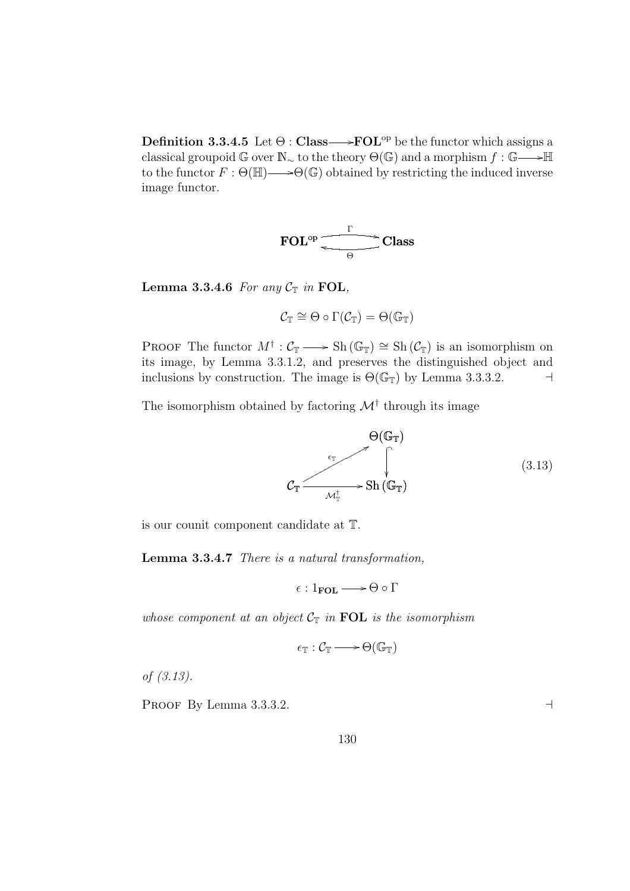**Definition 3.3.4.5** Let $\Theta : \mathbf{Class} \longrightarrow \mathbf{FOL}^{\mathrm{op}}$ be the functor which assigns a classical groupoid $\mathbb{G}$ over $\mathbb{N}_{\sim}$ to the theory $\Theta(\mathbb{G})$ and a morphism $f : \mathbb{G} \longrightarrow \mathbb{H}$ to the functor $F : \Theta(\mathbb{H}) \longrightarrow \Theta(\mathbb{G})$ obtained by restricting the induced inverse image functor.

$$\mathbf{FOL}^{\mathrm{op}} \underset{\Theta}{\overset{\Gamma}{\rightleftarrows}} \mathbf{Class}$$

**Lemma 3.3.4.6** *For any $\mathcal{C}_{\mathbb{T}}$ in* **FOL***,*

$$\mathcal{C}_{\mathbb{T}} \cong \Theta \circ \Gamma(\mathcal{C}_{\mathbb{T}}) = \Theta(\mathbb{G}_{\mathbb{T}})$$

Proof The functor $M^{\dagger} : \mathcal{C}_{\mathbb{T}} \longrightarrow \mathrm{Sh}\,(\mathbb{G}_{\mathbb{T}}) \cong \mathrm{Sh}\,(\mathcal{C}_{\mathbb{T}})$ is an isomorphism on its image, by Lemma 3.3.1.2, and preserves the distinguished object and inclusions by construction. The image is $\Theta(\mathbb{G}_{\mathbb{T}})$ by Lemma 3.3.3.2. $\dashv$

The isomorphism obtained by factoring $\mathcal{M}^{\dagger}$ through its image

$$\begin{array}{ccc} & & \Theta(\mathbb{G}_{\mathbb{T}}) \\ & \overset{\epsilon_{\mathbb{T}}}{\nearrow} & \downarrow \\ \mathcal{C}_{\mathbb{T}} & \xrightarrow[\mathcal{M}^{\dagger}_{\mathbb{T}}]{} & \mathrm{Sh}\,(\mathbb{G}_{\mathbb{T}}) \end{array} \tag{3.13}$$

is our counit component candidate at $\mathbb{T}$.

**Lemma 3.3.4.7** *There is a natural transformation,*

$$\epsilon : 1_{\mathbf{FOL}} \longrightarrow \Theta \circ \Gamma$$

*whose component at an object $\mathcal{C}_{\mathbb{T}}$ in* **FOL** *is the isomorphism*

$$\epsilon_{\mathbb{T}} : \mathcal{C}_{\mathbb{T}} \longrightarrow \Theta(\mathbb{G}_{\mathbb{T}})$$

*of (3.13).*

Proof By Lemma 3.3.3.2. $\dashv$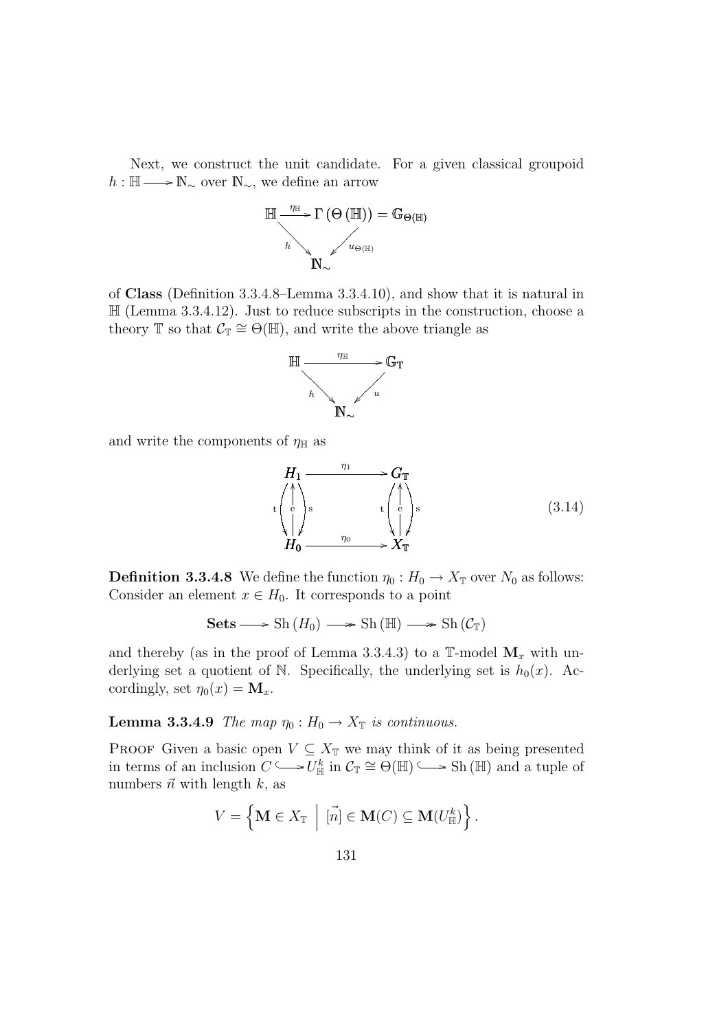Next, we construct the unit candidate. For a given classical groupoid $h : \mathbb{H} \longrightarrow \mathbb{N}_\sim$ over $\mathbb{N}_\sim$, we define an arrow

$$\begin{array}{ccc} \mathbb{H} & \xrightarrow{\eta_{\mathbb{H}}} & \Gamma(\Theta(\mathbb{H})) = \mathbb{G}_{\Theta(\mathbb{H})} \\ & {}_{h}\searrow \quad \swarrow_{u_{\Theta(\mathbb{H})}} & \\ & \mathbb{N}_\sim & \end{array}$$

of **Class** (Definition 3.3.4.8–Lemma 3.3.4.10), and show that it is natural in $\mathbb{H}$ (Lemma 3.3.4.12). Just to reduce subscripts in the construction, choose a theory $\mathbb{T}$ so that $\mathcal{C}_\mathbb{T} \cong \Theta(\mathbb{H})$, and write the above triangle as

$$\begin{array}{ccc} \mathbb{H} & \xrightarrow{\eta_{\mathbb{H}}} & \mathbb{G}_\mathbb{T} \\ & {}_{h}\searrow \quad \swarrow_{u} & \\ & \mathbb{N}_\sim & \end{array}$$

and write the components of $\eta_\mathbb{H}$ as

$$\begin{array}{ccc} H_1 & \xrightarrow{\eta_1} & G_\mathbb{T} \\ \mathrm{t}\downarrow \uparrow \mathrm{e} \downarrow \mathrm{s} & & \mathrm{t}\downarrow \uparrow \mathrm{e} \downarrow \mathrm{s} \\ H_0 & \xrightarrow{\eta_0} & X_\mathbb{T} \end{array} \tag{3.14}$$

**Definition 3.3.4.8** We define the function $\eta_0 : H_0 \to X_\mathbb{T}$ over $N_0$ as follows: Consider an element $x \in H_0$. It corresponds to a point

$$\mathbf{Sets} \longrightarrow \mathrm{Sh}(H_0) \longrightarrow \mathrm{Sh}(\mathbb{H}) \longrightarrow \mathrm{Sh}(\mathcal{C}_\mathbb{T})$$

and thereby (as in the proof of Lemma 3.3.4.3) to a $\mathbb{T}$-model $\mathbf{M}_x$ with underlying set a quotient of $\mathbb{N}$. Specifically, the underlying set is $h_0(x)$. Accordingly, set $\eta_0(x) = \mathbf{M}_x$.

**Lemma 3.3.4.9** *The map $\eta_0 : H_0 \to X_\mathbb{T}$ is continuous.*

Proof Given a basic open $V \subseteq X_\mathbb{T}$ we may think of it as being presented in terms of an inclusion $C \hookrightarrow U^k_\mathbb{H}$ in $\mathcal{C}_\mathbb{T} \cong \Theta(\mathbb{H}) \hookrightarrow \mathrm{Sh}(\mathbb{H})$ and a tuple of numbers $\vec{n}$ with length $k$, as

$$V = \left\{ \mathbf{M} \in X_\mathbb{T} \;\middle|\; [\vec{n}] \in \mathbf{M}(C) \subseteq \mathbf{M}(U^k_\mathbb{H}) \right\}.$$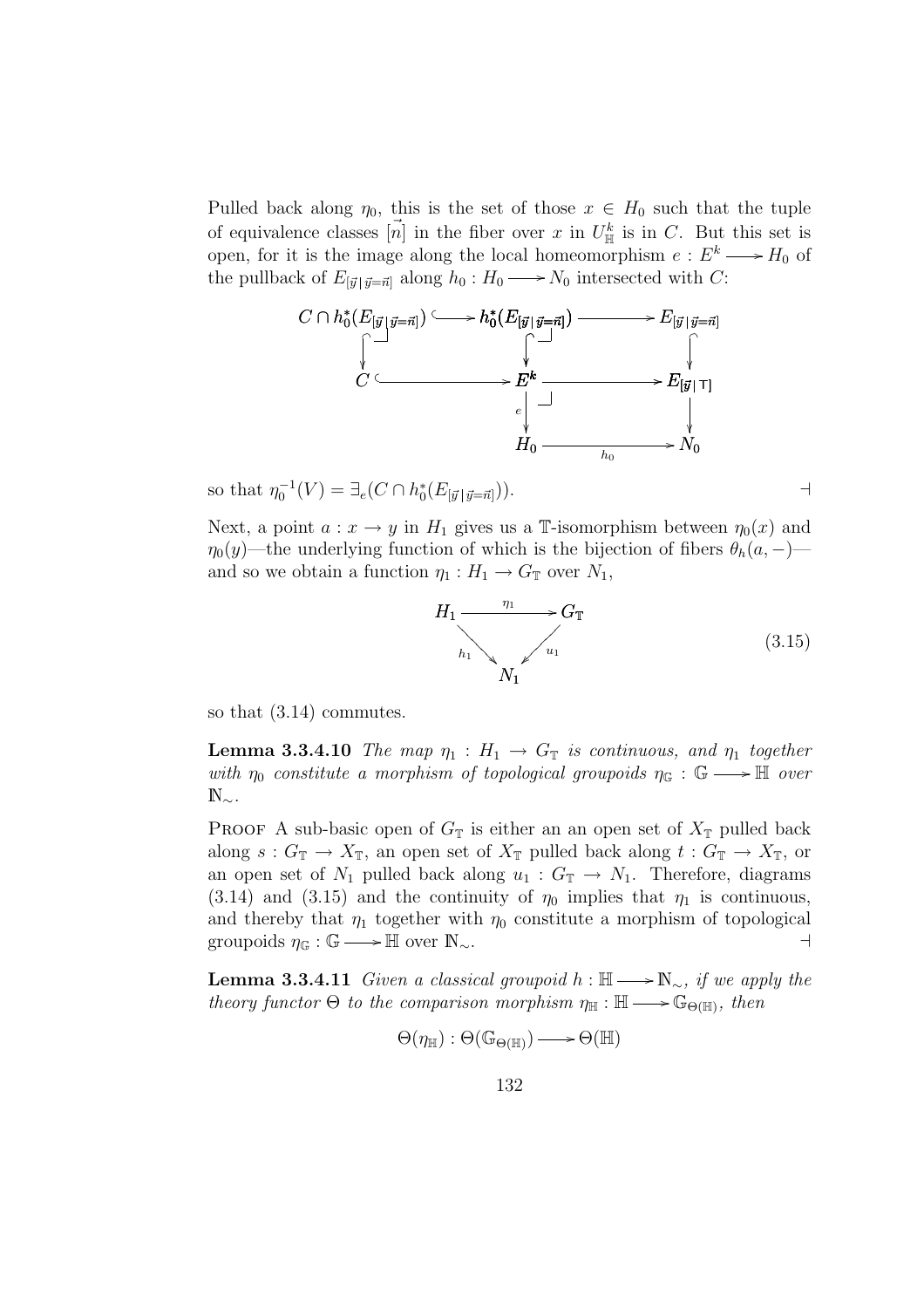Pulled back along $\eta_0$, this is the set of those $x \in H_0$ such that the tuple of equivalence classes $[\vec{n}]$ in the fiber over $x$ in $U^k_{\mathbb{H}}$ is in $C$. But this set is open, for it is the image along the local homeomorphism $e : E^k \longrightarrow H_0$ of the pullback of $E_{[\vec{y} \mid \vec{y}=\vec{n}]}$ along $h_0 : H_0 \longrightarrow N_0$ intersected with $C$:

$$
\begin{array}{ccccc}
C \cap h_0^*(E_{[\vec{y} \mid \vec{y}=\vec{n}]}) & \hookrightarrow & h_0^*(E_{[\vec{y} \mid \vec{y}=\vec{n}]}) & \longrightarrow & E_{[\vec{y} \mid \vec{y}=\vec{n}]} \\
\downarrow & & \downarrow & & \downarrow \\
C & \hookrightarrow & E^k & \longrightarrow & E_{[\vec{y} \mid \top]} \\
 & & \downarrow e & & \downarrow \\
 & & H_0 & \xrightarrow{h_0} & N_0
\end{array}
$$

so that $\eta_0^{-1}(V) = \exists_e(C \cap h_0^*(E_{[\vec{y} \mid \vec{y}=\vec{n}]}))$. ⊣

Next, a point $a : x \to y$ in $H_1$ gives us a $\mathbb{T}$-isomorphism between $\eta_0(x)$ and $\eta_0(y)$—the underlying function of which is the bijection of fibers $\theta_h(a, -)$—and so we obtain a function $\eta_1 : H_1 \to G_{\mathbb{T}}$ over $N_1$,

$$
\begin{array}{ccc}
H_1 & \xrightarrow{\eta_1} & G_{\mathbb{T}} \\
 & {\scriptstyle h_1} \searrow \quad \swarrow {\scriptstyle u_1} & \\
 & N_1 &
\end{array}
\tag{3.15}
$$

so that (3.14) commutes.

**Lemma 3.3.4.10** *The map $\eta_1 : H_1 \to G_{\mathbb{T}}$ is continuous, and $\eta_1$ together with $\eta_0$ constitute a morphism of topological groupoids $\eta_{\mathbb{G}} : \mathbb{G} \longrightarrow \mathbb{H}$ over $\mathbb{N}_\sim$.*

Proof A sub-basic open of $G_{\mathbb{T}}$ is either an an open set of $X_{\mathbb{T}}$ pulled back along $s : G_{\mathbb{T}} \to X_{\mathbb{T}}$, an open set of $X_{\mathbb{T}}$ pulled back along $t : G_{\mathbb{T}} \to X_{\mathbb{T}}$, or an open set of $N_1$ pulled back along $u_1 : G_{\mathbb{T}} \to N_1$. Therefore, diagrams (3.14) and (3.15) and the continuity of $\eta_0$ implies that $\eta_1$ is continuous, and thereby that $\eta_1$ together with $\eta_0$ constitute a morphism of topological groupoids $\eta_{\mathbb{G}} : \mathbb{G} \longrightarrow \mathbb{H}$ over $\mathbb{N}_\sim$. ⊣

**Lemma 3.3.4.11** *Given a classical groupoid $h : \mathbb{H} \longrightarrow \mathbb{N}_\sim$, if we apply the theory functor $\Theta$ to the comparison morphism $\eta_{\mathbb{H}} : \mathbb{H} \longrightarrow \mathbb{G}_{\Theta(\mathbb{H})}$, then*

$$\Theta(\eta_{\mathbb{H}}) : \Theta(\mathbb{G}_{\Theta(\mathbb{H})}) \longrightarrow \Theta(\mathbb{H})$$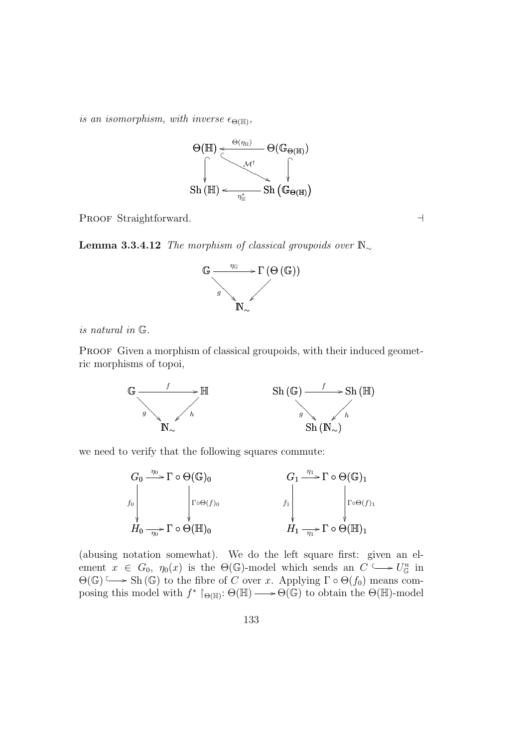*is an isomorphism, with inverse $\epsilon_{\Theta(\mathbb{H})}$,*

$$\begin{array}{ccc}
\Theta(\mathbb{H}) & \xleftarrow{\Theta(\eta_{\mathbb{H}})} & \Theta(\mathbb{G}_{\Theta(\mathbb{H})}) \\
\big\downarrow & \searrow^{\mathcal{M}^{\dagger}} & \big\downarrow \\
\mathrm{Sh}\,(\mathbb{H}) & \xleftarrow[\eta_{\mathbb{H}}^{*}]{} & \mathrm{Sh}\,(\mathbb{G}_{\Theta(\mathbb{H})})
\end{array}$$

Proof Straightforward. $\dashv$

**Lemma 3.3.4.12** *The morphism of classical groupoids over $\mathbb{N}_{\sim}$*

$$\begin{array}{ccc}
\mathbb{G} & \xrightarrow{\eta_{\mathbb{G}}} & \Gamma\,(\Theta\,(\mathbb{G})) \\
& {\scriptstyle g}\searrow \quad \swarrow & \\
& \mathbb{N}_{\sim} &
\end{array}$$

*is natural in $\mathbb{G}$.*

Proof Given a morphism of classical groupoids, with their induced geometric morphisms of topoi,

$$\begin{array}{ccc}
\mathbb{G} & \xrightarrow{f} & \mathbb{H} \\
& {\scriptstyle g}\searrow \quad \swarrow{\scriptstyle h} & \\
& \mathbb{N}_{\sim} &
\end{array}
\qquad\qquad
\begin{array}{ccc}
\mathrm{Sh}\,(\mathbb{G}) & \xrightarrow{f} & \mathrm{Sh}\,(\mathbb{H}) \\
& {\scriptstyle g}\searrow \quad \swarrow{\scriptstyle h} & \\
& \mathrm{Sh}\,(\mathbb{N}_{\sim}) &
\end{array}$$

we need to verify that the following squares commute:

$$\begin{array}{ccc}
G_0 & \xrightarrow{\eta_0} & \Gamma\circ\Theta(\mathbb{G})_0 \\
{\scriptstyle f_0}\big\downarrow & & \big\downarrow{\scriptstyle \Gamma\circ\Theta(f)_0} \\
H_0 & \xrightarrow[\eta_0]{} & \Gamma\circ\Theta(\mathbb{H})_0
\end{array}
\qquad\qquad
\begin{array}{ccc}
G_1 & \xrightarrow{\eta_1} & \Gamma\circ\Theta(\mathbb{G})_1 \\
{\scriptstyle f_1}\big\downarrow & & \big\downarrow{\scriptstyle \Gamma\circ\Theta(f)_1} \\
H_1 & \xrightarrow[\eta_1]{} & \Gamma\circ\Theta(\mathbb{H})_1
\end{array}$$

(abusing notation somewhat). We do the left square first: given an element $x \in G_0$, $\eta_0(x)$ is the $\Theta(\mathbb{G})$-model which sends an $C \hookrightarrow U^n_{\mathbb{G}}$ in $\Theta(\mathbb{G}) \hookrightarrow \mathrm{Sh}\,(\mathbb{G})$ to the fibre of $C$ over $x$. Applying $\Gamma\circ\Theta(f_0)$ means composing this model with $f^* \restriction_{\Theta(\mathbb{H})}\colon \Theta(\mathbb{H}) \longrightarrow \Theta(\mathbb{G})$ to obtain the $\Theta(\mathbb{H})$-model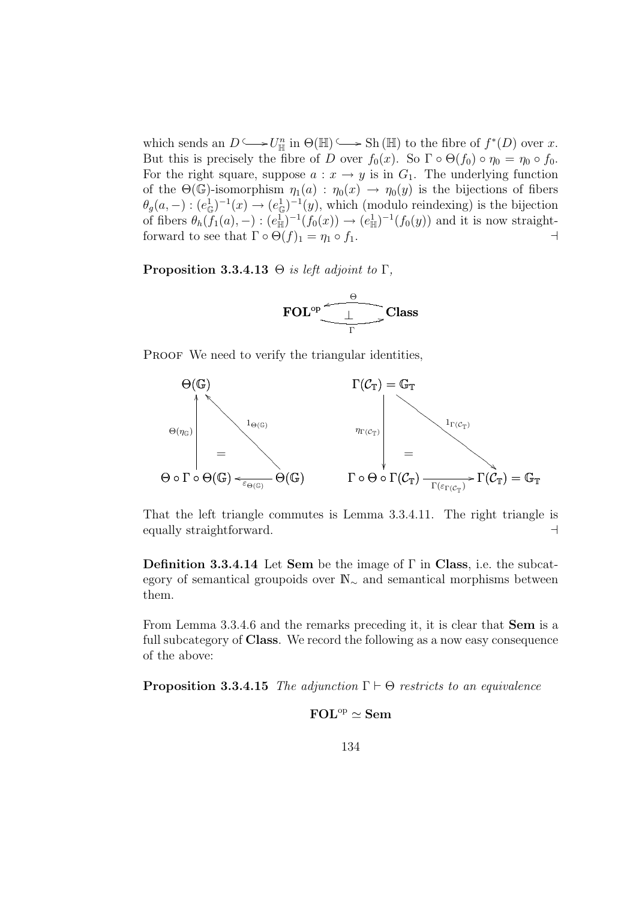which sends an $D \hookrightarrow U^n_{\mathbb{H}}$ in $\Theta(\mathbb{H}) \hookrightarrow \mathrm{Sh}(\mathbb{H})$ to the fibre of $f^*(D)$ over $x$. But this is precisely the fibre of $D$ over $f_0(x)$. So $\Gamma \circ \Theta(f_0) \circ \eta_0 = \eta_0 \circ f_0$. For the right square, suppose $a : x \to y$ is in $G_1$. The underlying function of the $\Theta(\mathbb{G})$-isomorphism $\eta_1(a) : \eta_0(x) \to \eta_0(y)$ is the bijections of fibers $\theta_g(a, -) : (e^1_{\mathbb{G}})^{-1}(x) \to (e^1_{\mathbb{G}})^{-1}(y)$, which (modulo reindexing) is the bijection of fibers $\theta_h(f_1(a), -) : (e^1_{\mathbb{H}})^{-1}(f_0(x)) \to (e^1_{\mathbb{H}})^{-1}(f_0(y))$ and it is now straightforward to see that $\Gamma \circ \Theta(f)_1 = \eta_1 \circ f_1$. ⊣

**Proposition 3.3.4.13** *$\Theta$ is left adjoint to $\Gamma$,*

$$\mathbf{FOL}^{\mathrm{op}} \underset{\Gamma}{\overset{\Theta}{\rightleftarrows}} \mathbf{Class} \qquad (\Theta \dashv \Gamma)$$

Proof We need to verify the triangular identities,

$$\begin{array}{ccc} \Theta(\mathbb{G}) & & \Gamma(\mathcal{C}_{\mathbb{T}}) = \mathbb{G}_{\mathbb{T}} \\ \Theta(\eta_{\mathbb{G}}) \uparrow \quad \nwarrow 1_{\Theta(\mathbb{G})} & & \eta_{\Gamma(\mathcal{C}_{\mathbb{T}})} \downarrow \quad \searrow 1_{\Gamma(\mathcal{C}_{\mathbb{T}})} \\ \Theta \circ \Gamma \circ \Theta(\mathbb{G}) \xleftarrow{\varepsilon_{\Theta(\mathbb{G})}} \Theta(\mathbb{G}) & & \Gamma \circ \Theta \circ \Gamma(\mathcal{C}_{\mathbb{T}}) \xrightarrow{\Gamma(\varepsilon_{\Gamma(\mathcal{C}_{\mathbb{T}})})} \Gamma(\mathcal{C}_{\mathbb{T}}) = \mathbb{G}_{\mathbb{T}} \end{array}$$

That the left triangle commutes is Lemma 3.3.4.11. The right triangle is equally straightforward. ⊣

**Definition 3.3.4.14** Let **Sem** be the image of $\Gamma$ in **Class**, i.e. the subcategory of semantical groupoids over $\mathbb{N}_\sim$ and semantical morphisms between them.

From Lemma 3.3.4.6 and the remarks preceding it, it is clear that **Sem** is a full subcategory of **Class**. We record the following as a now easy consequence of the above:

**Proposition 3.3.4.15** *The adjunction $\Gamma \vdash \Theta$ restricts to an equivalence*

$$\mathbf{FOL}^{\mathrm{op}} \simeq \mathbf{Sem}$$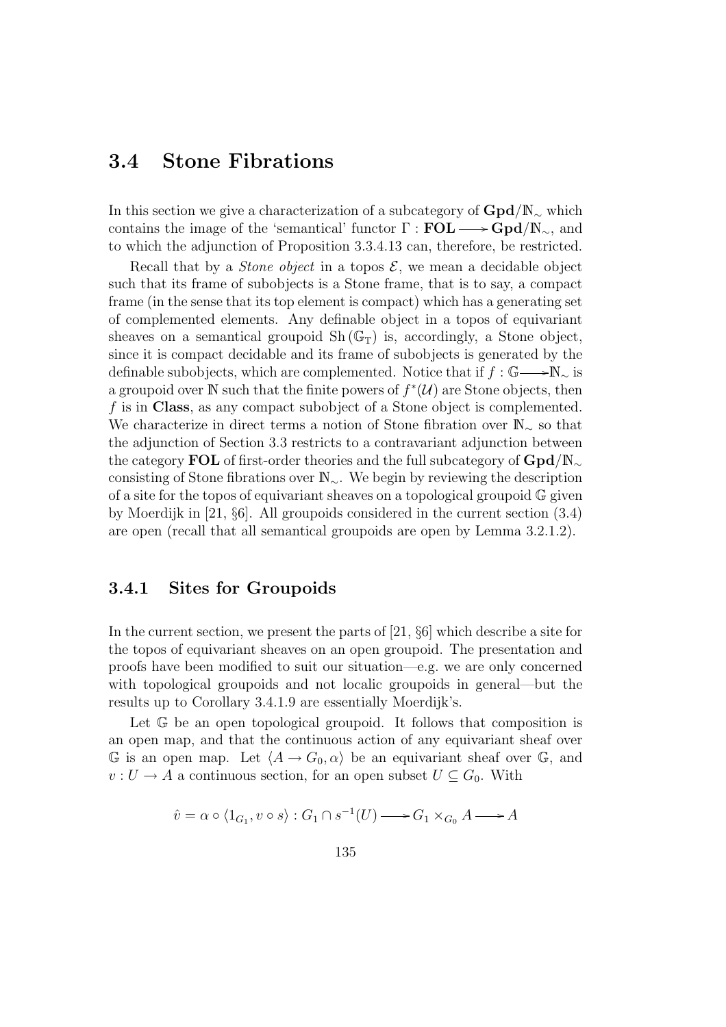## 3.4 Stone Fibrations

In this section we give a characterization of a subcategory of $\mathbf{Gpd}/\mathbb{N}_\sim$ which contains the image of the 'semantical' functor $\Gamma : \mathbf{FOL} \longrightarrow \mathbf{Gpd}/\mathbb{N}_\sim$, and to which the adjunction of Proposition 3.3.4.13 can, therefore, be restricted.

Recall that by a *Stone object* in a topos $\mathcal{E}$, we mean a decidable object such that its frame of subobjects is a Stone frame, that is to say, a compact frame (in the sense that its top element is compact) which has a generating set of complemented elements. Any definable object in a topos of equivariant sheaves on a semantical groupoid $\mathrm{Sh}(\mathbb{G}_\mathbb{T})$ is, accordingly, a Stone object, since it is compact decidable and its frame of subobjects is generated by the definable subobjects, which are complemented. Notice that if $f : \mathbb{G} \longrightarrow \mathbb{N}_\sim$ is a groupoid over $\mathbb{N}$ such that the finite powers of $f^*(\mathcal{U})$ are Stone objects, then $f$ is in **Class**, as any compact subobject of a Stone object is complemented. We characterize in direct terms a notion of Stone fibration over $\mathbb{N}_\sim$ so that the adjunction of Section 3.3 restricts to a contravariant adjunction between the category **FOL** of first-order theories and the full subcategory of $\mathbf{Gpd}/\mathbb{N}_\sim$ consisting of Stone fibrations over $\mathbb{N}_\sim$. We begin by reviewing the description of a site for the topos of equivariant sheaves on a topological groupoid $\mathbb{G}$ given by Moerdijk in [21, §6]. All groupoids considered in the current section (3.4) are open (recall that all semantical groupoids are open by Lemma 3.2.1.2).

### 3.4.1 Sites for Groupoids

In the current section, we present the parts of [21, §6] which describe a site for the topos of equivariant sheaves on an open groupoid. The presentation and proofs have been modified to suit our situation—e.g. we are only concerned with topological groupoids and not localic groupoids in general—but the results up to Corollary 3.4.1.9 are essentially Moerdijk's.

Let $\mathbb{G}$ be an open topological groupoid. It follows that composition is an open map, and that the continuous action of any equivariant sheaf over $\mathbb{G}$ is an open map. Let $\langle A \to G_0, \alpha \rangle$ be an equivariant sheaf over $\mathbb{G}$, and $v : U \to A$ a continuous section, for an open subset $U \subseteq G_0$. With

$$\hat{v} = \alpha \circ \langle 1_{G_1}, v \circ s \rangle : G_1 \cap s^{-1}(U) \longrightarrow G_1 \times_{G_0} A \longrightarrow A$$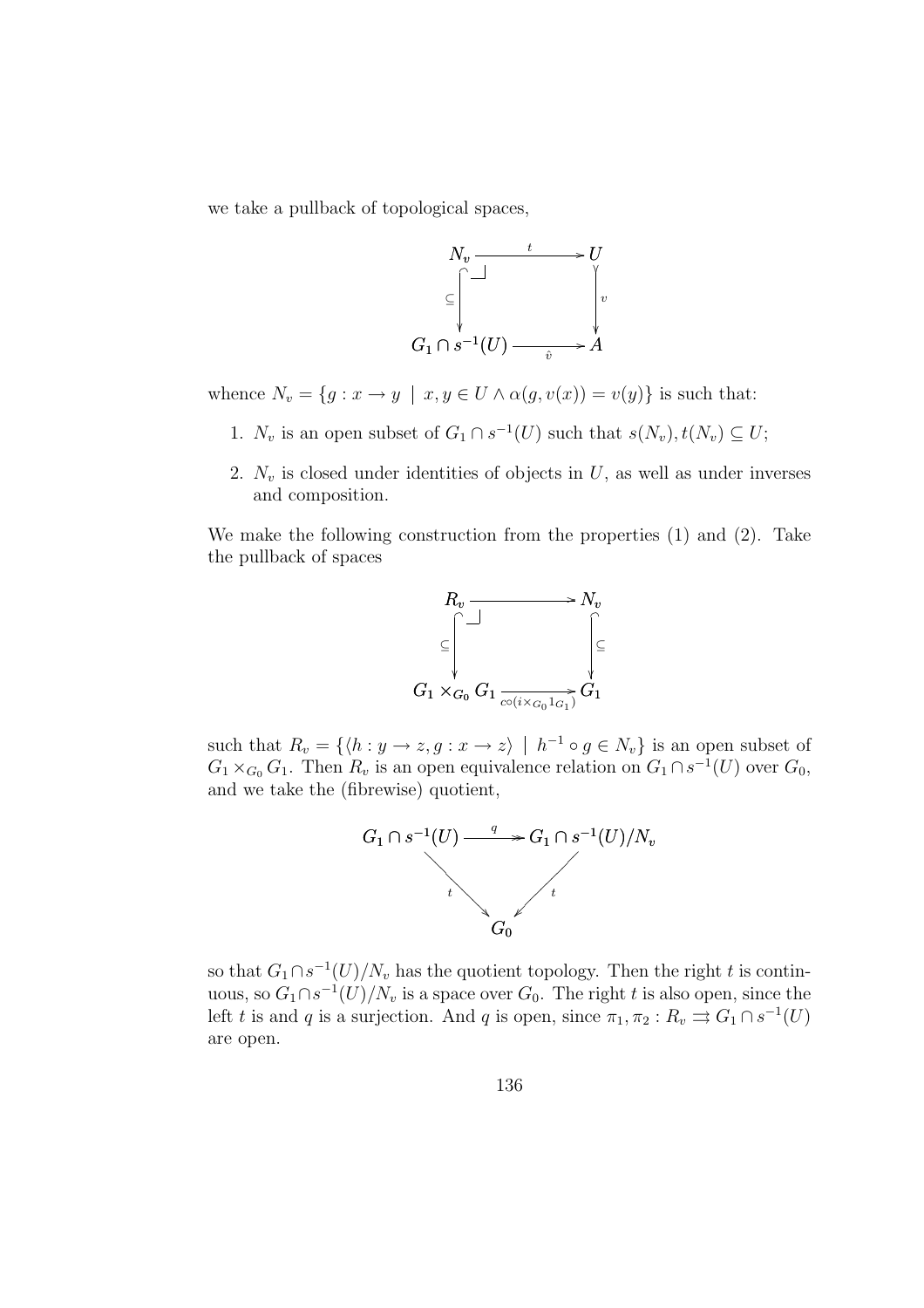we take a pullback of topological spaces,

$$\begin{array}{ccc} N_v & \xrightarrow{t} & U \\ {\scriptstyle\subseteq}\downarrow & \lrcorner & \downarrow{\scriptstyle v} \\ G_1 \cap s^{-1}(U) & \xrightarrow[\hat{v}]{} & A \end{array}$$

whence $N_v = \{g : x \to y \mid x, y \in U \wedge \alpha(g, v(x)) = v(y)\}$ is such that:

1. $N_v$ is an open subset of $G_1 \cap s^{-1}(U)$ such that $s(N_v), t(N_v) \subseteq U$;

2. $N_v$ is closed under identities of objects in $U$, as well as under inverses and composition.

We make the following construction from the properties (1) and (2). Take the pullback of spaces

$$\begin{array}{ccc} R_v & \longrightarrow & N_v \\ {\scriptstyle\subseteq}\downarrow & \lrcorner & \downarrow{\scriptstyle\subseteq} \\ G_1 \times_{G_0} G_1 & \xrightarrow[c\circ(i\times_{G_0} 1_{G_1})]{} & G_1 \end{array}$$

such that $R_v = \{\langle h : y \to z, g : x \to z\rangle \mid h^{-1} \circ g \in N_v\}$ is an open subset of $G_1 \times_{G_0} G_1$. Then $R_v$ is an open equivalence relation on $G_1 \cap s^{-1}(U)$ over $G_0$, and we take the (fibrewise) quotient,

$$\begin{array}{ccc} G_1 \cap s^{-1}(U) & \xrightarrow{q} & G_1 \cap s^{-1}(U)/N_v \\ & {\scriptstyle t}\searrow \quad \swarrow{\scriptstyle t} & \\ & G_0 & \end{array}$$

so that $G_1 \cap s^{-1}(U)/N_v$ has the quotient topology. Then the right $t$ is continuous, so $G_1 \cap s^{-1}(U)/N_v$ is a space over $G_0$. The right $t$ is also open, since the left $t$ is and $q$ is a surjection. And $q$ is open, since $\pi_1, \pi_2 : R_v \rightrightarrows G_1 \cap s^{-1}(U)$ are open.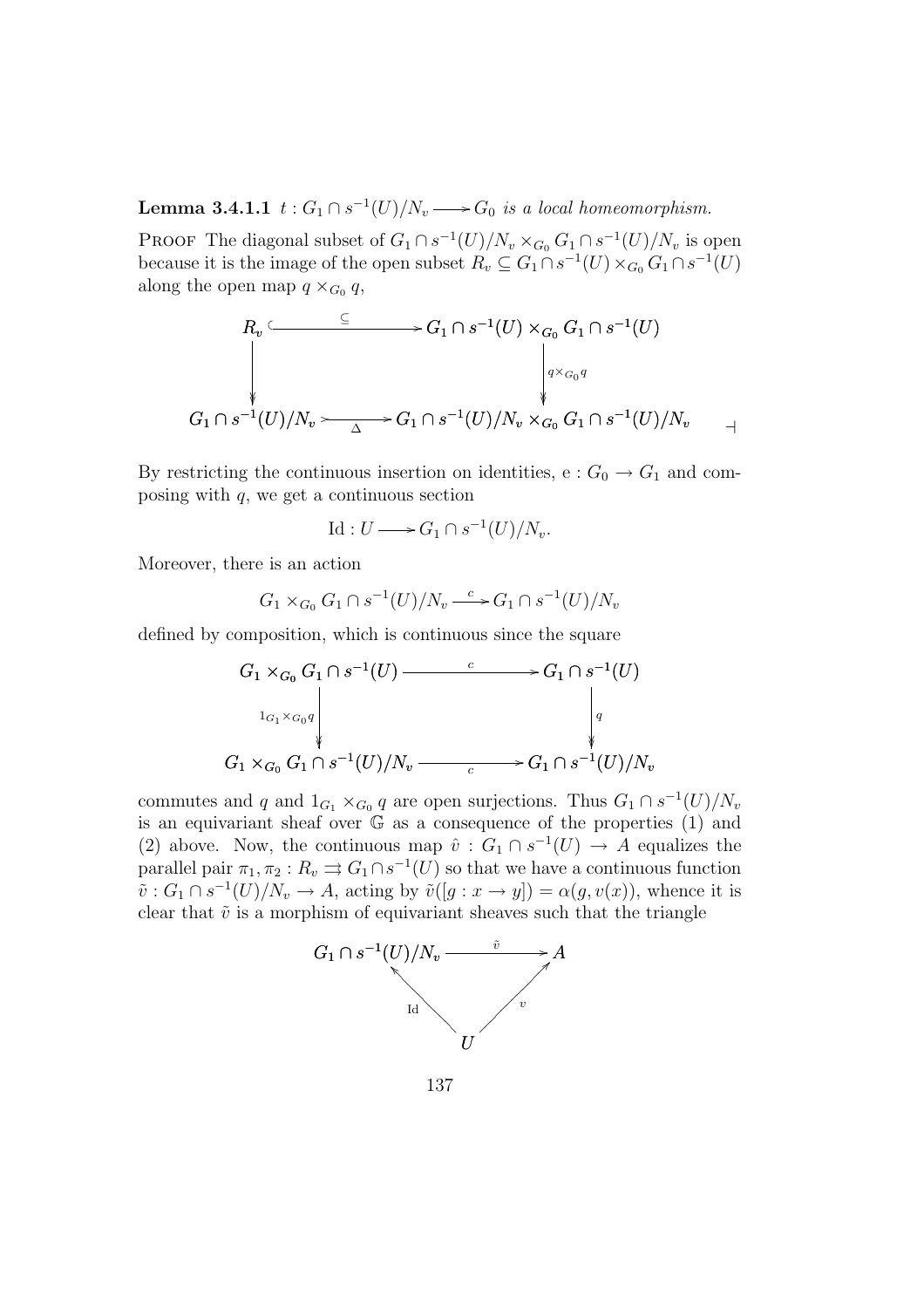**Lemma 3.4.1.1** *$t : G_1 \cap s^{-1}(U)/N_v \longrightarrow G_0$ is a local homeomorphism.*

PROOF The diagonal subset of $G_1 \cap s^{-1}(U)/N_v \times_{G_0} G_1 \cap s^{-1}(U)/N_v$ is open because it is the image of the open subset $R_v \subseteq G_1 \cap s^{-1}(U) \times_{G_0} G_1 \cap s^{-1}(U)$ along the open map $q \times_{G_0} q$,

$$\begin{array}{ccc}
R_v & \xrightarrow{\subseteq} & G_1 \cap s^{-1}(U) \times_{G_0} G_1 \cap s^{-1}(U) \\
\downarrow & & \downarrow {\scriptstyle q \times_{G_0} q} \\
G_1 \cap s^{-1}(U)/N_v & \xrightarrow[\Delta]{} & G_1 \cap s^{-1}(U)/N_v \times_{G_0} G_1 \cap s^{-1}(U)/N_v
\end{array}$$

⊣

By restricting the continuous insertion on identities, $\mathrm{e} : G_0 \to G_1$ and composing with $q$, we get a continuous section

$$\mathrm{Id} : U \longrightarrow G_1 \cap s^{-1}(U)/N_v.$$

Moreover, there is an action

$$G_1 \times_{G_0} G_1 \cap s^{-1}(U)/N_v \xrightarrow{c} G_1 \cap s^{-1}(U)/N_v$$

defined by composition, which is continuous since the square

$$\begin{array}{ccc}
G_1 \times_{G_0} G_1 \cap s^{-1}(U) & \xrightarrow{c} & G_1 \cap s^{-1}(U) \\
{\scriptstyle 1_{G_1} \times_{G_0} q} \downarrow & & \downarrow {\scriptstyle q} \\
G_1 \times_{G_0} G_1 \cap s^{-1}(U)/N_v & \xrightarrow[c]{} & G_1 \cap s^{-1}(U)/N_v
\end{array}$$

commutes and $q$ and $1_{G_1} \times_{G_0} q$ are open surjections. Thus $G_1 \cap s^{-1}(U)/N_v$ is an equivariant sheaf over $\mathbb{G}$ as a consequence of the properties (1) and (2) above. Now, the continuous map $\hat{v} : G_1 \cap s^{-1}(U) \to A$ equalizes the parallel pair $\pi_1, \pi_2 : R_v \rightrightarrows G_1 \cap s^{-1}(U)$ so that we have a continuous function $\tilde{v} : G_1 \cap s^{-1}(U)/N_v \to A$, acting by $\tilde{v}([g : x \to y]) = \alpha(g, v(x))$, whence it is clear that $\tilde{v}$ is a morphism of equivariant sheaves such that the triangle

$$\begin{array}{ccc}
G_1 \cap s^{-1}(U)/N_v & \xrightarrow{\tilde{v}} & A \\
{\scriptstyle \mathrm{Id}} \nwarrow & & \nearrow {\scriptstyle v} \\
& U &
\end{array}$$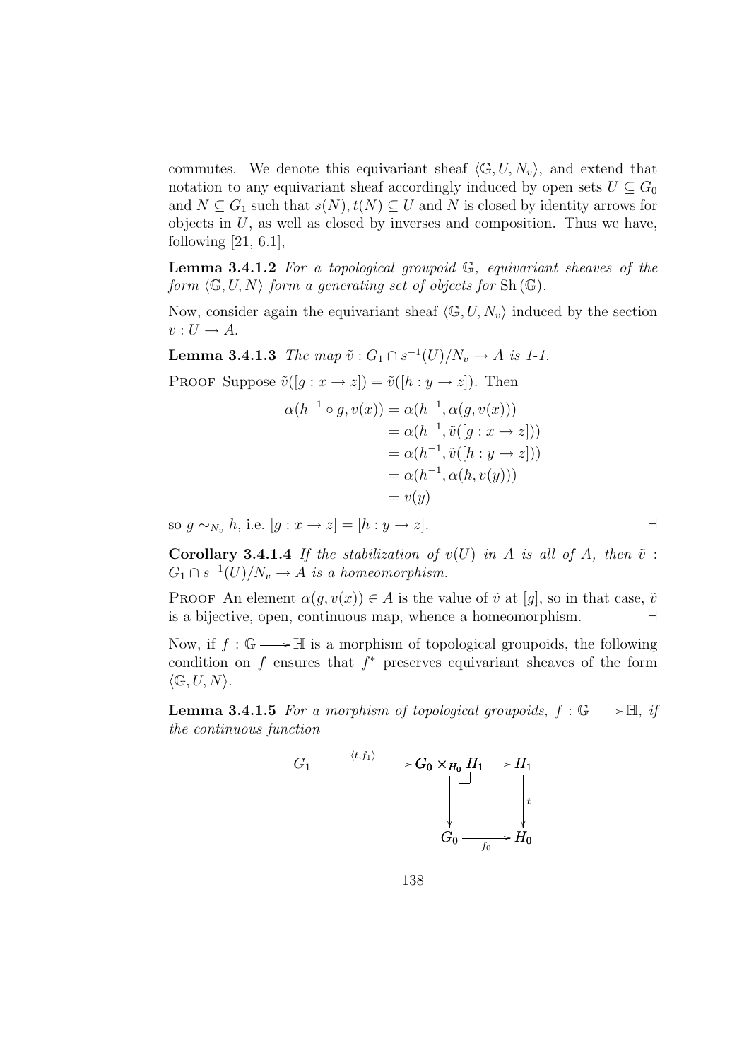commutes. We denote this equivariant sheaf $\langle \mathbb{G}, U, N_v \rangle$, and extend that notation to any equivariant sheaf accordingly induced by open sets $U \subseteq G_0$ and $N \subseteq G_1$ such that $s(N), t(N) \subseteq U$ and $N$ is closed by identity arrows for objects in $U$, as well as closed by inverses and composition. Thus we have, following [21, 6.1],

**Lemma 3.4.1.2** *For a topological groupoid $\mathbb{G}$, equivariant sheaves of the form $\langle \mathbb{G}, U, N \rangle$ form a generating set of objects for $\mathrm{Sh}(\mathbb{G})$.*

Now, consider again the equivariant sheaf $\langle \mathbb{G}, U, N_v \rangle$ induced by the section $v : U \to A$.

**Lemma 3.4.1.3** *The map $\tilde{v} : G_1 \cap s^{-1}(U)/N_v \to A$ is 1-1.*

Proof Suppose $\tilde{v}([g : x \to z]) = \tilde{v}([h : y \to z])$. Then

$$
\begin{aligned}
\alpha(h^{-1} \circ g, v(x)) &= \alpha(h^{-1}, \alpha(g, v(x))) \\
&= \alpha(h^{-1}, \tilde{v}([g : x \to z])) \\
&= \alpha(h^{-1}, \tilde{v}([h : y \to z])) \\
&= \alpha(h^{-1}, \alpha(h, v(y))) \\
&= v(y)
\end{aligned}
$$

so $g \sim_{N_v} h$, i.e. $[g : x \to z] = [h : y \to z]$. $\dashv$

**Corollary 3.4.1.4** *If the stabilization of $v(U)$ in $A$ is all of $A$, then $\tilde{v} : G_1 \cap s^{-1}(U)/N_v \to A$ is a homeomorphism.*

Proof An element $\alpha(g, v(x)) \in A$ is the value of $\tilde{v}$ at $[g]$, so in that case, $\tilde{v}$ is a bijective, open, continuous map, whence a homeomorphism. $\dashv$

Now, if $f : \mathbb{G} \longrightarrow \mathbb{H}$ is a morphism of topological groupoids, the following condition on $f$ ensures that $f^*$ preserves equivariant sheaves of the form $\langle \mathbb{G}, U, N \rangle$.

**Lemma 3.4.1.5** *For a morphism of topological groupoids, $f : \mathbb{G} \longrightarrow \mathbb{H}$, if the continuous function*

$$
\begin{array}{ccccc}
G_1 & \xrightarrow{\langle t, f_1 \rangle} & G_0 \times_{H_0} H_1 & \longrightarrow & H_1 \\
 & & \downarrow & & \downarrow t \\
 & & G_0 & \xrightarrow[f_0]{} & H_0
\end{array}
$$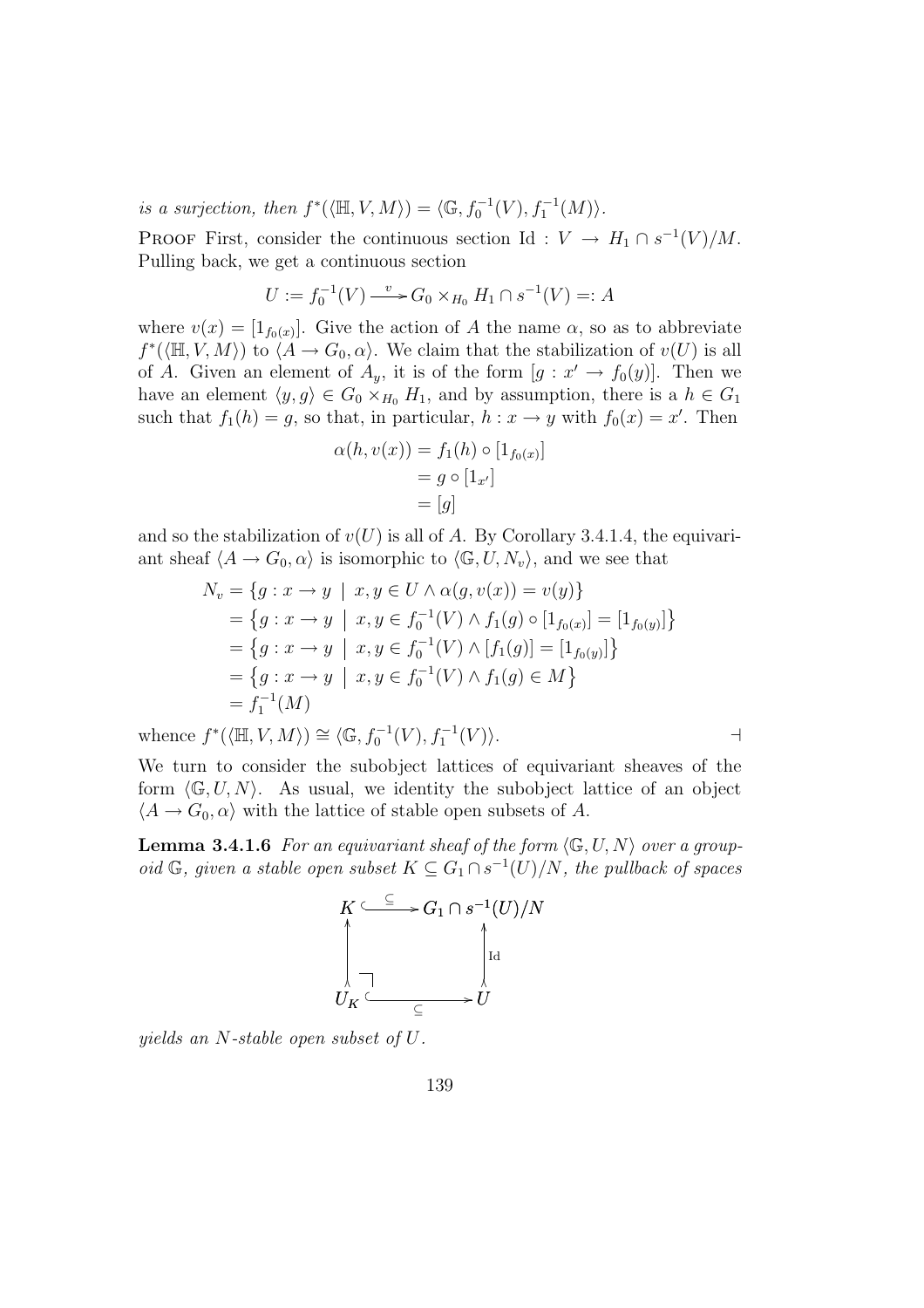*is a surjection, then* $f^*(\langle \mathbb{H}, V, M\rangle) = \langle \mathbb{G}, f_0^{-1}(V), f_1^{-1}(M)\rangle$.

Proof First, consider the continuous section $\mathrm{Id} : V \to H_1 \cap s^{-1}(V)/M$. Pulling back, we get a continuous section

$$U := f_0^{-1}(V) \xrightarrow{\ v\ } G_0 \times_{H_0} H_1 \cap s^{-1}(V) =: A$$

where $v(x) = [1_{f_0(x)}]$. Give the action of $A$ the name $\alpha$, so as to abbreviate $f^*(\langle \mathbb{H}, V, M\rangle)$ to $\langle A \to G_0, \alpha\rangle$. We claim that the stabilization of $v(U)$ is all of $A$. Given an element of $A_y$, it is of the form $[g : x' \to f_0(y)]$. Then we have an element $\langle y, g\rangle \in G_0 \times_{H_0} H_1$, and by assumption, there is a $h \in G_1$ such that $f_1(h) = g$, so that, in particular, $h : x \to y$ with $f_0(x) = x'$. Then

$$\begin{aligned}
\alpha(h, v(x)) &= f_1(h) \circ [1_{f_0(x)}] \\
&= g \circ [1_{x'}] \\
&= [g]
\end{aligned}$$

and so the stabilization of $v(U)$ is all of $A$. By Corollary 3.4.1.4, the equivariant sheaf $\langle A \to G_0, \alpha\rangle$ is isomorphic to $\langle \mathbb{G}, U, N_v\rangle$, and we see that

$$\begin{aligned}
N_v &= \{g : x \to y \mid x, y \in U \wedge \alpha(g, v(x)) = v(y)\} \\
&= \left\{g : x \to y \mid x, y \in f_0^{-1}(V) \wedge f_1(g) \circ [1_{f_0(x)}] = [1_{f_0(y)}]\right\} \\
&= \left\{g : x \to y \mid x, y \in f_0^{-1}(V) \wedge [f_1(g)] = [1_{f_0(y)}]\right\} \\
&= \left\{g : x \to y \mid x, y \in f_0^{-1}(V) \wedge f_1(g) \in M\right\} \\
&= f_1^{-1}(M)
\end{aligned}$$

whence $f^*(\langle \mathbb{H}, V, M\rangle) \cong \langle \mathbb{G}, f_0^{-1}(V), f_1^{-1}(V)\rangle$. ⊣

We turn to consider the subobject lattices of equivariant sheaves of the form $\langle \mathbb{G}, U, N\rangle$. As usual, we identity the subobject lattice of an object $\langle A \to G_0, \alpha\rangle$ with the lattice of stable open subsets of $A$.

**Lemma 3.4.1.6** *For an equivariant sheaf of the form* $\langle \mathbb{G}, U, N\rangle$ *over a groupoid* $\mathbb{G}$*, given a stable open subset* $K \subseteq G_1 \cap s^{-1}(U)/N$*, the pullback of spaces*

$$\begin{array}{ccc}
K & \xhookrightarrow{\subseteq} & G_1 \cap s^{-1}(U)/N \\
\uparrow & & \uparrow \mathrm{Id} \\
U_K & \xhookrightarrow[\subseteq]{} & U
\end{array}$$

*yields an* $N$*-stable open subset of* $U$.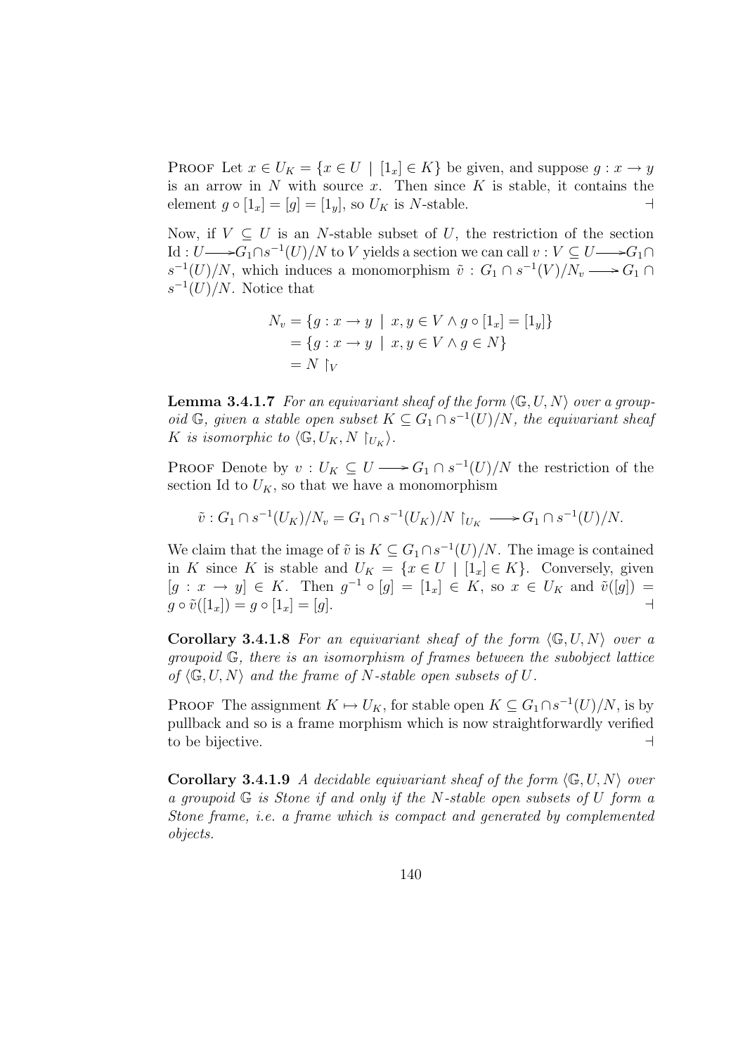**Proof** Let $x \in U_K = \{x \in U \mid [1_x] \in K\}$ be given, and suppose $g : x \to y$ is an arrow in $N$ with source $x$. Then since $K$ is stable, it contains the element $g \circ [1_x] = [g] = [1_y]$, so $U_K$ is $N$-stable. $\dashv$

Now, if $V \subseteq U$ is an $N$-stable subset of $U$, the restriction of the section $\mathrm{Id} : U \longrightarrow G_1 \cap s^{-1}(U)/N$ to $V$ yields a section we can call $v : V \subseteq U \longrightarrow G_1 \cap s^{-1}(U)/N$, which induces a monomorphism $\tilde{v} : G_1 \cap s^{-1}(V)/N_v \longrightarrow G_1 \cap s^{-1}(U)/N$. Notice that

$$\begin{aligned} N_v &= \{g : x \to y \mid x, y \in V \wedge g \circ [1_x] = [1_y]\} \\ &= \{g : x \to y \mid x, y \in V \wedge g \in N\} \\ &= N \restriction_V \end{aligned}$$

**Lemma 3.4.1.7** *For an equivariant sheaf of the form $\langle \mathbb{G}, U, N \rangle$ over a groupoid $\mathbb{G}$, given a stable open subset $K \subseteq G_1 \cap s^{-1}(U)/N$, the equivariant sheaf $K$ is isomorphic to $\langle \mathbb{G}, U_K, N \restriction_{U_K} \rangle$.*

**Proof** Denote by $v : U_K \subseteq U \longrightarrow G_1 \cap s^{-1}(U)/N$ the restriction of the section Id to $U_K$, so that we have a monomorphism

$$\tilde{v} : G_1 \cap s^{-1}(U_K)/N_v = G_1 \cap s^{-1}(U_K)/N \restriction_{U_K} \longrightarrow G_1 \cap s^{-1}(U)/N.$$

We claim that the image of $\tilde{v}$ is $K \subseteq G_1 \cap s^{-1}(U)/N$. The image is contained in $K$ since $K$ is stable and $U_K = \{x \in U \mid [1_x] \in K\}$. Conversely, given $[g : x \to y] \in K$. Then $g^{-1} \circ [g] = [1_x] \in K$, so $x \in U_K$ and $\tilde{v}([g]) = g \circ \tilde{v}([1_x]) = g \circ [1_x] = [g]$. $\dashv$

**Corollary 3.4.1.8** *For an equivariant sheaf of the form $\langle \mathbb{G}, U, N \rangle$ over a groupoid $\mathbb{G}$, there is an isomorphism of frames between the subobject lattice of $\langle \mathbb{G}, U, N \rangle$ and the frame of $N$-stable open subsets of $U$.*

**Proof** The assignment $K \mapsto U_K$, for stable open $K \subseteq G_1 \cap s^{-1}(U)/N$, is by pullback and so is a frame morphism which is now straightforwardly verified to be bijective. $\dashv$

**Corollary 3.4.1.9** *A decidable equivariant sheaf of the form $\langle \mathbb{G}, U, N \rangle$ over a groupoid $\mathbb{G}$ is Stone if and only if the $N$-stable open subsets of $U$ form a Stone frame, i.e. a frame which is compact and generated by complemented objects.*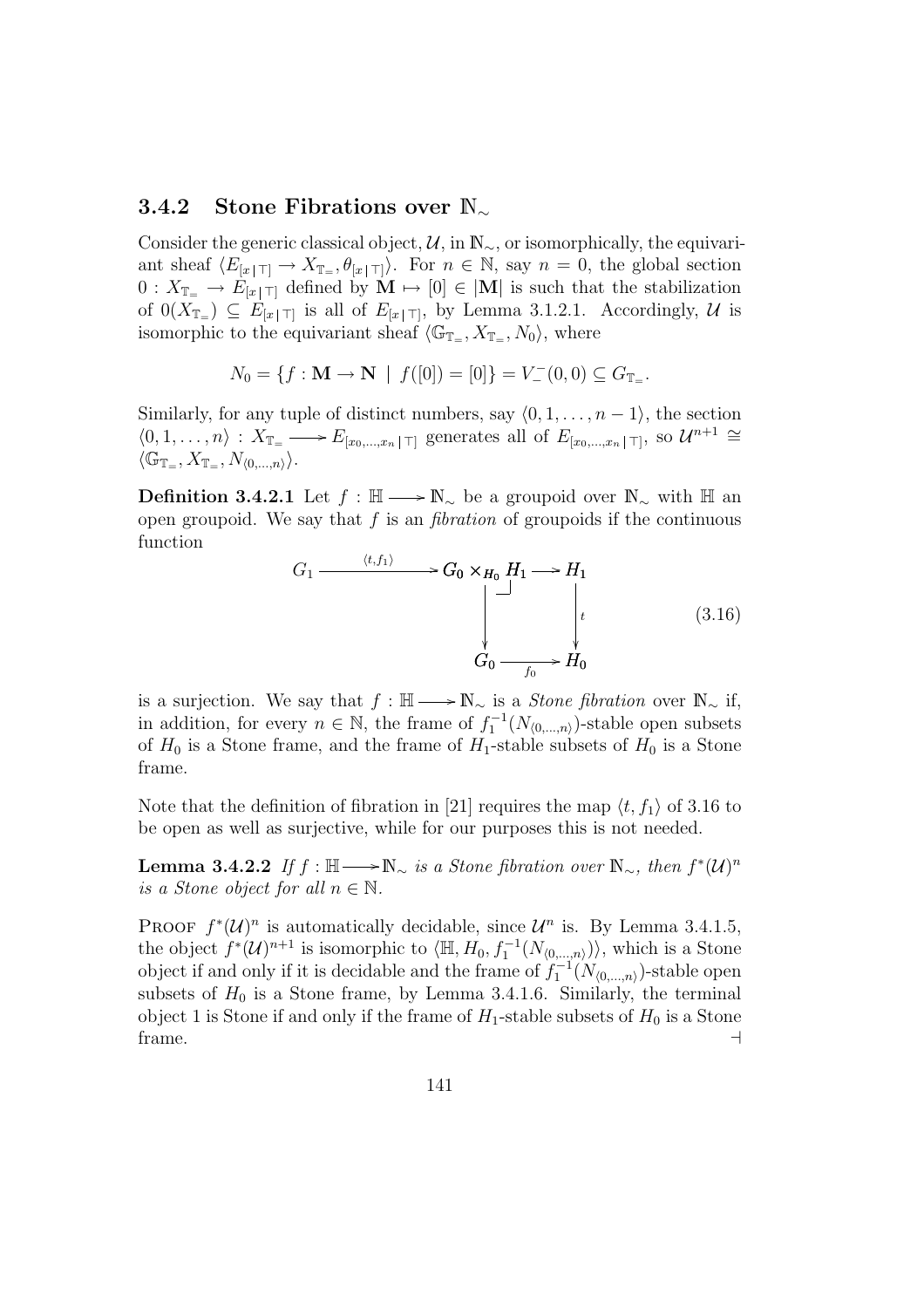### 3.4.2 Stone Fibrations over $\mathbb{N}_\sim$

Consider the generic classical object, $\mathcal{U}$, in $\mathbb{N}_\sim$, or isomorphically, the equivariant sheaf $\langle E_{[x\,|\,\top]} \to X_{\mathbb{T}_=}, \theta_{[x\,|\,\top]}\rangle$. For $n \in \mathbb{N}$, say $n = 0$, the global section $0 : X_{\mathbb{T}_=} \to E_{[x\,|\,\top]}$ defined by $\mathbf{M} \mapsto [0] \in |\mathbf{M}|$ is such that the stabilization of $0(X_{\mathbb{T}_=}) \subseteq E_{[x\,|\,\top]}$ is all of $E_{[x\,|\,\top]}$, by Lemma 3.1.2.1. Accordingly, $\mathcal{U}$ is isomorphic to the equivariant sheaf $\langle \mathbb{G}_{\mathbb{T}_=}, X_{\mathbb{T}_=}, N_0\rangle$, where

$$N_0 = \{f : \mathbf{M} \to \mathbf{N} \mid f([0]) = [0]\} = V_-^-(0,0) \subseteq G_{\mathbb{T}_=}.$$

Similarly, for any tuple of distinct numbers, say $\langle 0, 1, \ldots, n-1\rangle$, the section $\langle 0, 1, \ldots, n\rangle : X_{\mathbb{T}_=} \longrightarrow E_{[x_0,\ldots,x_n\,|\,\top]}$ generates all of $E_{[x_0,\ldots,x_n\,|\,\top]}$, so $\mathcal{U}^{n+1} \cong \langle \mathbb{G}_{\mathbb{T}_=}, X_{\mathbb{T}_=}, N_{\langle 0,\ldots,n\rangle}\rangle$.

**Definition 3.4.2.1** Let $f : \mathbb{H} \longrightarrow \mathbb{N}_\sim$ be a groupoid over $\mathbb{N}_\sim$ with $\mathbb{H}$ an open groupoid. We say that $f$ is an *fibration* of groupoids if the continuous function

$$\begin{array}{ccccc} G_1 & \xrightarrow{\langle t, f_1\rangle} & G_0 \times_{H_0} H_1 & \longrightarrow & H_1 \\ & & \Big\downarrow & & \Big\downarrow t \\ & & G_0 & \xrightarrow[f_0]{} & H_0 \end{array} \tag{3.16}$$

is a surjection. We say that $f : \mathbb{H} \longrightarrow \mathbb{N}_\sim$ is a *Stone fibration* over $\mathbb{N}_\sim$ if, in addition, for every $n \in \mathbb{N}$, the frame of $f_1^{-1}(N_{\langle 0,\ldots,n\rangle})$-stable open subsets of $H_0$ is a Stone frame, and the frame of $H_1$-stable subsets of $H_0$ is a Stone frame.

Note that the definition of fibration in [21] requires the map $\langle t, f_1\rangle$ of 3.16 to be open as well as surjective, while for our purposes this is not needed.

**Lemma 3.4.2.2** *If $f : \mathbb{H} \longrightarrow \mathbb{N}_\sim$ is a Stone fibration over $\mathbb{N}_\sim$, then $f^*(\mathcal{U})^n$ is a Stone object for all $n \in \mathbb{N}$.*

Proof $f^*(\mathcal{U})^n$ is automatically decidable, since $\mathcal{U}^n$ is. By Lemma 3.4.1.5, the object $f^*(\mathcal{U})^{n+1}$ is isomorphic to $\langle \mathbb{H}, H_0, f_1^{-1}(N_{\langle 0,\ldots,n\rangle})\rangle$, which is a Stone object if and only if it is decidable and the frame of $f_1^{-1}(N_{\langle 0,\ldots,n\rangle})$-stable open subsets of $H_0$ is a Stone frame, by Lemma 3.4.1.6. Similarly, the terminal object 1 is Stone if and only if the frame of $H_1$-stable subsets of $H_0$ is a Stone frame. $\dashv$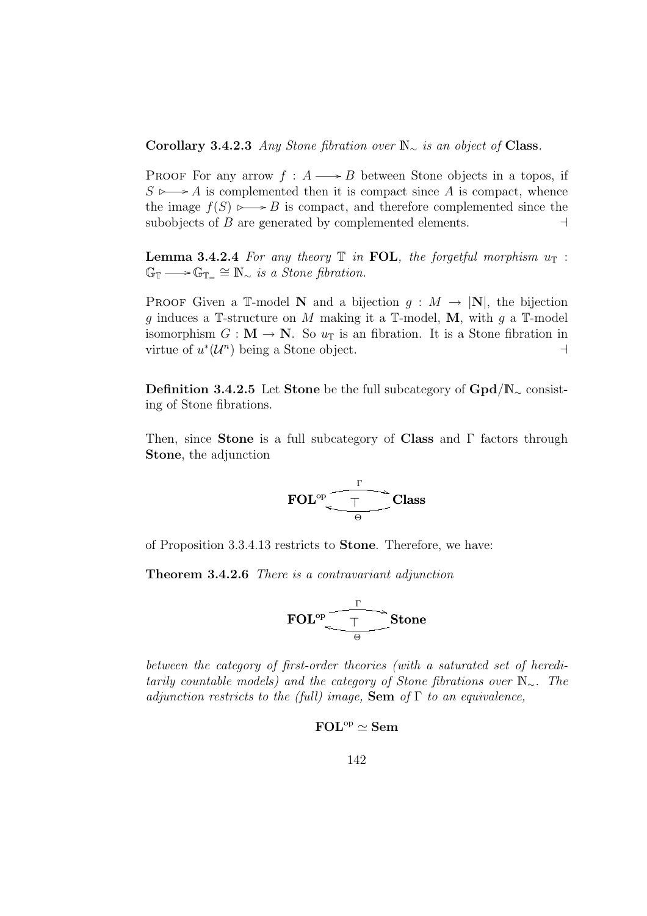**Corollary 3.4.2.3** *Any Stone fibration over $\mathbb{N}_\sim$ is an object of* **Class**.

Proof For any arrow $f : A \longrightarrow B$ between Stone objects in a topos, if $S \rightarrowtail A$ is complemented then it is compact since $A$ is compact, whence the image $f(S) \rightarrowtail B$ is compact, and therefore complemented since the subobjects of $B$ are generated by complemented elements. $\dashv$

**Lemma 3.4.2.4** *For any theory $\mathbb{T}$ in* **FOL**, *the forgetful morphism $u_{\mathbb{T}} : \mathbb{G}_{\mathbb{T}} \longrightarrow \mathbb{G}_{\mathbb{T}_=} \cong \mathbb{N}_\sim$ is a Stone fibration.*

Proof Given a $\mathbb{T}$-model $\mathbf{N}$ and a bijection $g : M \to |\mathbf{N}|$, the bijection $g$ induces a $\mathbb{T}$-structure on $M$ making it a $\mathbb{T}$-model, $\mathbf{M}$, with $g$ a $\mathbb{T}$-model isomorphism $G : \mathbf{M} \to \mathbf{N}$. So $u_{\mathbb{T}}$ is an fibration. It is a Stone fibration in virtue of $u^*(\mathcal{U}^n)$ being a Stone object. $\dashv$

**Definition 3.4.2.5** Let **Stone** be the full subcategory of $\mathbf{Gpd}/\mathbb{N}_\sim$ consisting of Stone fibrations.

Then, since **Stone** is a full subcategory of **Class** and $\Gamma$ factors through **Stone**, the adjunction

$$\mathbf{FOL}^{\text{op}} \underset{\Theta}{\overset{\Gamma}{\rightleftarrows}} \mathbf{Class} \quad (\top)$$

of Proposition 3.3.4.13 restricts to **Stone**. Therefore, we have:

**Theorem 3.4.2.6** *There is a contravariant adjunction*

$$\mathbf{FOL}^{\text{op}} \underset{\Theta}{\overset{\Gamma}{\rightleftarrows}} \mathbf{Stone} \quad (\top)$$

*between the category of first-order theories (with a saturated set of hereditarily countable models) and the category of Stone fibrations over $\mathbb{N}_\sim$. The adjunction restricts to the (full) image,* **Sem** *of $\Gamma$ to an equivalence,*

$$\mathbf{FOL}^{\text{op}} \simeq \mathbf{Sem}$$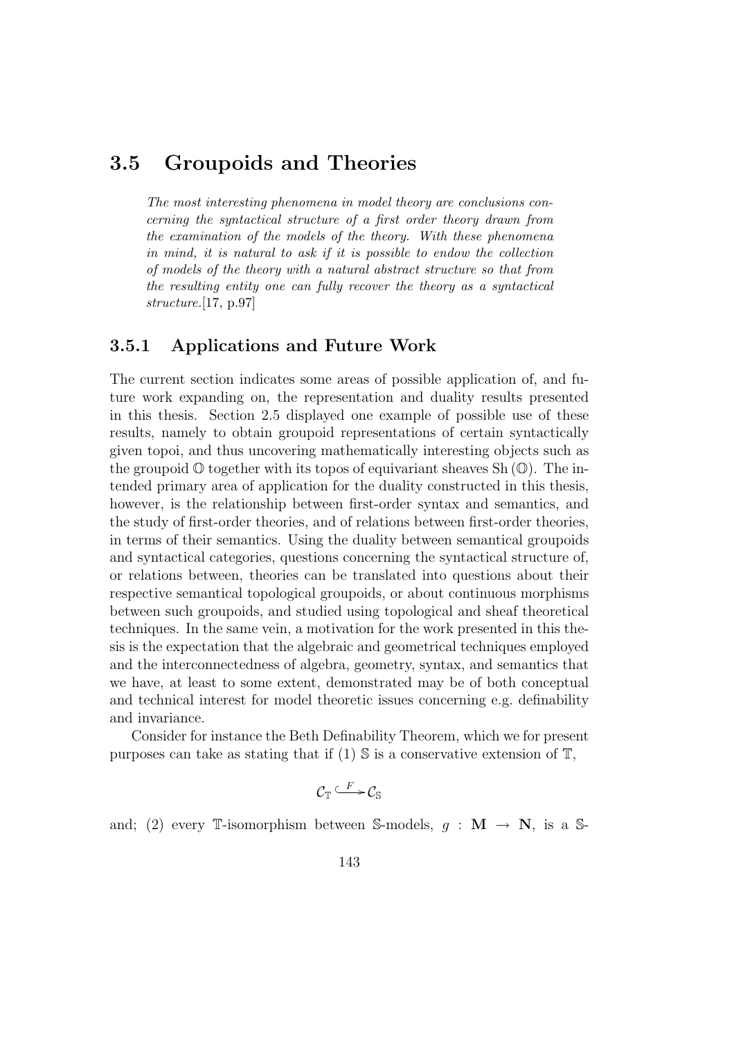## 3.5 Groupoids and Theories

> *The most interesting phenomena in model theory are conclusions concerning the syntactical structure of a first order theory drawn from the examination of the models of the theory. With these phenomena in mind, it is natural to ask if it is possible to endow the collection of models of the theory with a natural abstract structure so that from the resulting entity one can fully recover the theory as a syntactical structure.*[17, p.97]

### 3.5.1 Applications and Future Work

The current section indicates some areas of possible application of, and future work expanding on, the representation and duality results presented in this thesis. Section 2.5 displayed one example of possible use of these results, namely to obtain groupoid representations of certain syntactically given topoi, and thus uncovering mathematically interesting objects such as the groupoid $\mathbb{O}$ together with its topos of equivariant sheaves $\mathrm{Sh}(\mathbb{O})$. The intended primary area of application for the duality constructed in this thesis, however, is the relationship between first-order syntax and semantics, and the study of first-order theories, and of relations between first-order theories, in terms of their semantics. Using the duality between semantical groupoids and syntactical categories, questions concerning the syntactical structure of, or relations between, theories can be translated into questions about their respective semantical topological groupoids, or about continuous morphisms between such groupoids, and studied using topological and sheaf theoretical techniques. In the same vein, a motivation for the work presented in this thesis is the expectation that the algebraic and geometrical techniques employed and the interconnectedness of algebra, geometry, syntax, and semantics that we have, at least to some extent, demonstrated may be of both conceptual and technical interest for model theoretic issues concerning e.g. definability and invariance.

Consider for instance the Beth Definability Theorem, which we for present purposes can take as stating that if (1) $\mathbb{S}$ is a conservative extension of $\mathbb{T}$,

$$\mathcal{C}_{\mathbb{T}} \xhookrightarrow{F} \mathcal{C}_{\mathbb{S}}$$

and; (2) every $\mathbb{T}$-isomorphism between $\mathbb{S}$-models, $g : \mathbf{M} \to \mathbf{N}$, is a $\mathbb{S}$-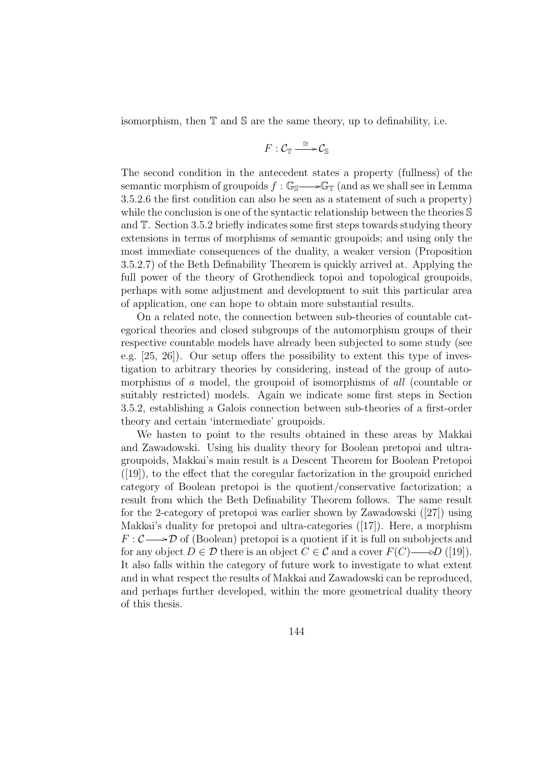isomorphism, then $\mathbb{T}$ and $\mathbb{S}$ are the same theory, up to definability, i.e.

$$F : \mathcal{C}_{\mathbb{T}} \xrightarrow{\cong} \mathcal{C}_{\mathbb{S}}$$

The second condition in the antecedent states a property (fullness) of the semantic morphism of groupoids $f : \mathbb{G}_{\mathbb{S}} \longrightarrow \mathbb{G}_{\mathbb{T}}$ (and as we shall see in Lemma 3.5.2.6 the first condition can also be seen as a statement of such a property) while the conclusion is one of the syntactic relationship between the theories $\mathbb{S}$ and $\mathbb{T}$. Section 3.5.2 briefly indicates some first steps towards studying theory extensions in terms of morphisms of semantic groupoids; and using only the most immediate consequences of the duality, a weaker version (Proposition 3.5.2.7) of the Beth Definability Theorem is quickly arrived at. Applying the full power of the theory of Grothendieck topoi and topological groupoids, perhaps with some adjustment and development to suit this particular area of application, one can hope to obtain more substantial results.

On a related note, the connection between sub-theories of countable categorical theories and closed subgroups of the automorphism groups of their respective countable models have already been subjected to some study (see e.g. [25, 26]). Our setup offers the possibility to extent this type of investigation to arbitrary theories by considering, instead of the group of automorphisms of *a* model, the groupoid of isomorphisms of *all* (countable or suitably restricted) models. Again we indicate some first steps in Section 3.5.2, establishing a Galois connection between sub-theories of a first-order theory and certain 'intermediate' groupoids.

We hasten to point to the results obtained in these areas by Makkai and Zawadowski. Using his duality theory for Boolean pretopoi and ultragroupoids, Makkai's main result is a Descent Theorem for Boolean Pretopoi ([19]), to the effect that the coregular factorization in the groupoid enriched category of Boolean pretopoi is the quotient/conservative factorization; a result from which the Beth Definability Theorem follows. The same result for the 2-category of pretopoi was earlier shown by Zawadowski ([27]) using Makkai's duality for pretopoi and ultra-categories ([17]). Here, a morphism $F : \mathcal{C} \longrightarrow \mathcal{D}$ of (Boolean) pretopoi is a quotient if it is full on subobjects and for any object $D \in \mathcal{D}$ there is an object $C \in \mathcal{C}$ and a cover $F(C) \longrightarrow D$ ([19]). It also falls within the category of future work to investigate to what extent and in what respect the results of Makkai and Zawadowski can be reproduced, and perhaps further developed, within the more geometrical duality theory of this thesis.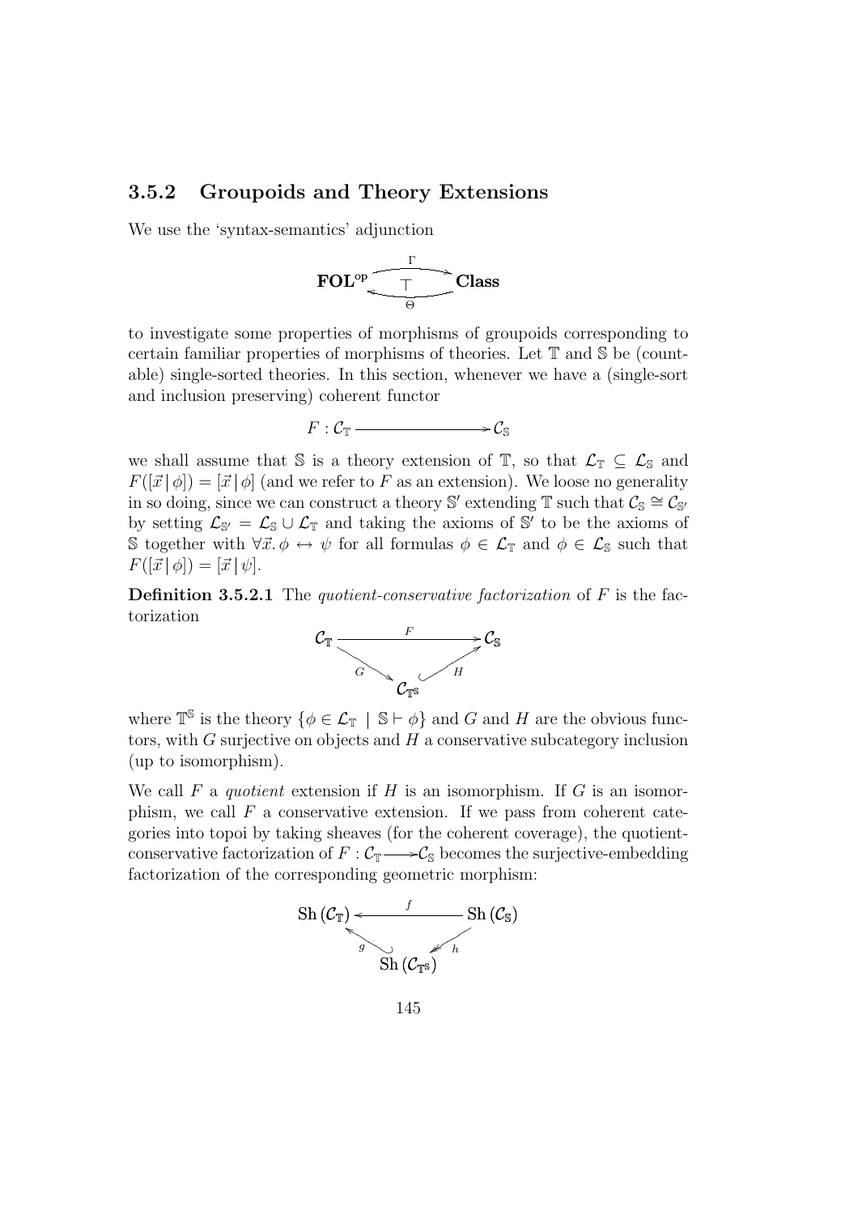### 3.5.2 Groupoids and Theory Extensions

We use the 'syntax-semantics' adjunction

$$\mathbf{FOL}^{\mathrm{op}} \underset{\Theta}{\overset{\Gamma}{\rightleftarrows}} \mathbf{Class} \quad (\Theta \dashv \Gamma)$$

to investigate some properties of morphisms of groupoids corresponding to certain familiar properties of morphisms of theories. Let $\mathbb{T}$ and $\mathbb{S}$ be (countable) single-sorted theories. In this section, whenever we have a (single-sort and inclusion preserving) coherent functor

$$F : \mathcal{C}_{\mathbb{T}} \longrightarrow \mathcal{C}_{\mathbb{S}}$$

we shall assume that $\mathbb{S}$ is a theory extension of $\mathbb{T}$, so that $\mathcal{L}_{\mathbb{T}} \subseteq \mathcal{L}_{\mathbb{S}}$ and $F([\vec{x} \,|\, \phi]) = [\vec{x} \,|\, \phi]$ (and we refer to $F$ as an extension). We loose no generality in so doing, since we can construct a theory $\mathbb{S}'$ extending $\mathbb{T}$ such that $\mathcal{C}_{\mathbb{S}} \cong \mathcal{C}_{\mathbb{S}'}$ by setting $\mathcal{L}_{\mathbb{S}'} = \mathcal{L}_{\mathbb{S}} \cup \mathcal{L}_{\mathbb{T}}$ and taking the axioms of $\mathbb{S}'$ to be the axioms of $\mathbb{S}$ together with $\forall \vec{x}.\, \phi \leftrightarrow \psi$ for all formulas $\phi \in \mathcal{L}_{\mathbb{T}}$ and $\phi \in \mathcal{L}_{\mathbb{S}}$ such that $F([\vec{x} \,|\, \phi]) = [\vec{x} \,|\, \psi]$.

**Definition 3.5.2.1** The *quotient-conservative factorization* of $F$ is the factorization

$$\begin{array}{ccc} \mathcal{C}_{\mathbb{T}} & \xrightarrow{\quad F \quad} & \mathcal{C}_{\mathbb{S}} \\ & {\scriptstyle G} \searrow \quad \nearrow {\scriptstyle H} & \\ & \mathcal{C}_{\mathbb{T}^{\mathbb{S}}} & \end{array}$$

where $\mathbb{T}^{\mathbb{S}}$ is the theory $\{\phi \in \mathcal{L}_{\mathbb{T}} \mid \mathbb{S} \vdash \phi\}$ and $G$ and $H$ are the obvious functors, with $G$ surjective on objects and $H$ a conservative subcategory inclusion (up to isomorphism).

We call $F$ a *quotient* extension if $H$ is an isomorphism. If $G$ is an isomorphism, we call $F$ a conservative extension. If we pass from coherent categories into topoi by taking sheaves (for the coherent coverage), the quotient-conservative factorization of $F : \mathcal{C}_{\mathbb{T}} \longrightarrow \mathcal{C}_{\mathbb{S}}$ becomes the surjective-embedding factorization of the corresponding geometric morphism:

$$\begin{array}{ccc} \mathrm{Sh}\,(\mathcal{C}_{\mathbb{T}}) & \xleftarrow{\quad f \quad} & \mathrm{Sh}\,(\mathcal{C}_{\mathbb{S}}) \\ & {\scriptstyle g} \nwarrow \quad \swarrow {\scriptstyle h} & \\ & \mathrm{Sh}\,(\mathcal{C}_{\mathbb{T}^{\mathbb{S}}}) & \end{array}$$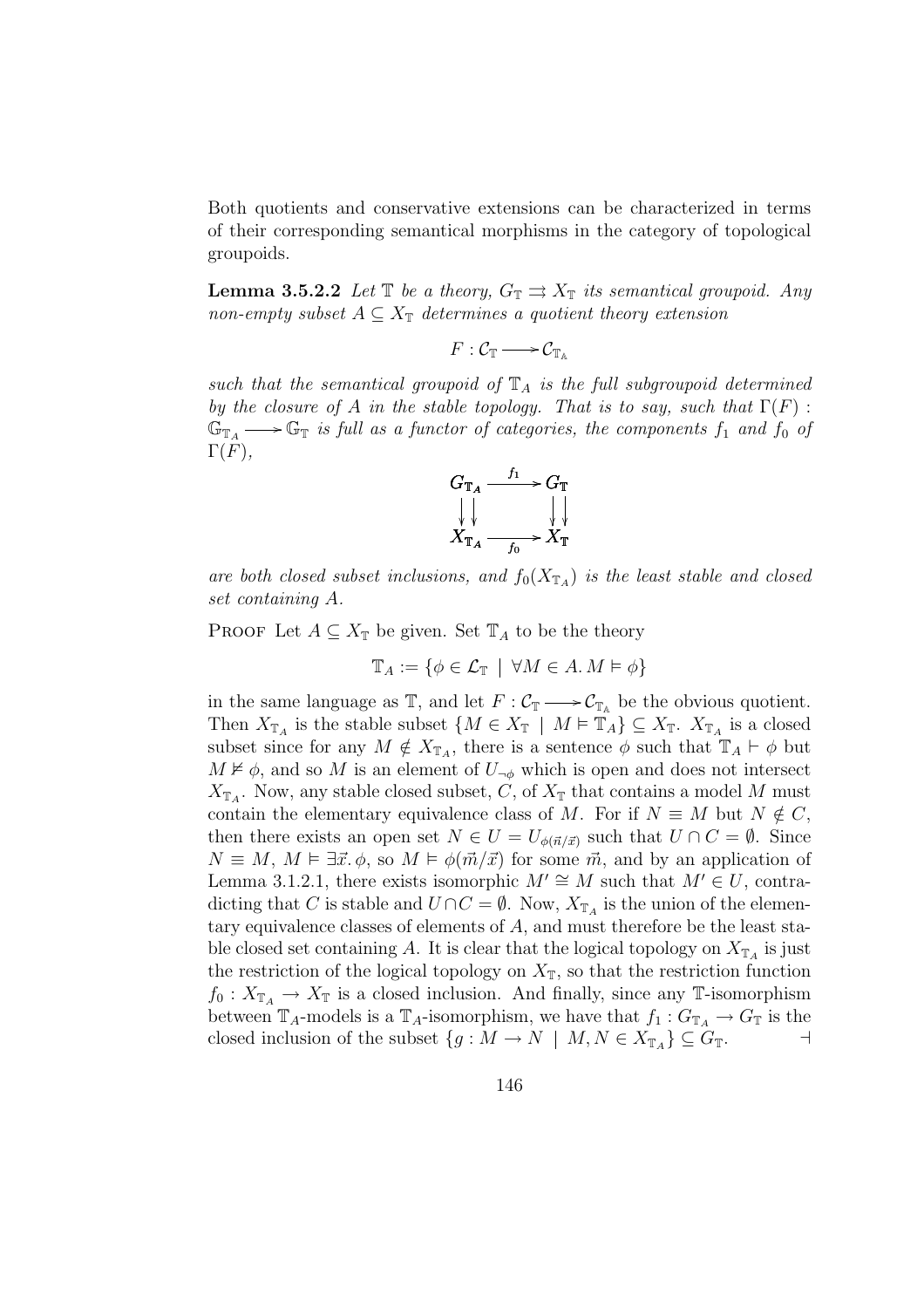Both quotients and conservative extensions can be characterized in terms of their corresponding semantical morphisms in the category of topological groupoids.

**Lemma 3.5.2.2** *Let $\mathbb{T}$ be a theory, $G_{\mathbb{T}} \rightrightarrows X_{\mathbb{T}}$ its semantical groupoid. Any non-empty subset $A \subseteq X_{\mathbb{T}}$ determines a quotient theory extension*

$$F : \mathcal{C}_{\mathbb{T}} \longrightarrow \mathcal{C}_{\mathbb{T}_A}$$

*such that the semantical groupoid of $\mathbb{T}_A$ is the full subgroupoid determined by the closure of $A$ in the stable topology. That is to say, such that $\Gamma(F) : \mathbb{G}_{\mathbb{T}_A} \longrightarrow \mathbb{G}_{\mathbb{T}}$ is full as a functor of categories, the components $f_1$ and $f_0$ of $\Gamma(F)$,*

$$\begin{array}{ccc} G_{\mathbb{T}_A} & \xrightarrow{f_1} & G_{\mathbb{T}} \\ \downarrow\downarrow & & \downarrow\downarrow \\ X_{\mathbb{T}_A} & \xrightarrow[f_0]{} & X_{\mathbb{T}} \end{array}$$

*are both closed subset inclusions, and $f_0(X_{\mathbb{T}_A})$ is the least stable and closed set containing $A$.*

Proof Let $A \subseteq X_{\mathbb{T}}$ be given. Set $\mathbb{T}_A$ to be the theory

$$\mathbb{T}_A := \{\phi \in \mathcal{L}_{\mathbb{T}} \mid \forall M \in A.\, M \vDash \phi\}$$

in the same language as $\mathbb{T}$, and let $F : \mathcal{C}_{\mathbb{T}} \longrightarrow \mathcal{C}_{\mathbb{T}_A}$ be the obvious quotient. Then $X_{\mathbb{T}_A}$ is the stable subset $\{M \in X_{\mathbb{T}} \mid M \vDash \mathbb{T}_A\} \subseteq X_{\mathbb{T}}$. $X_{\mathbb{T}_A}$ is a closed subset since for any $M \notin X_{\mathbb{T}_A}$, there is a sentence $\phi$ such that $\mathbb{T}_A \vdash \phi$ but $M \nvDash \phi$, and so $M$ is an element of $U_{\neg\phi}$ which is open and does not intersect $X_{\mathbb{T}_A}$. Now, any stable closed subset, $C$, of $X_{\mathbb{T}}$ that contains a model $M$ must contain the elementary equivalence class of $M$. For if $N \equiv M$ but $N \notin C$, then there exists an open set $N \in U = U_{\phi(\vec{n}/\vec{x})}$ such that $U \cap C = \emptyset$. Since $N \equiv M$, $M \vDash \exists \vec{x}.\, \phi$, so $M \vDash \phi(\vec{m}/\vec{x})$ for some $\vec{m}$, and by an application of Lemma 3.1.2.1, there exists isomorphic $M' \cong M$ such that $M' \in U$, contradicting that $C$ is stable and $U \cap C = \emptyset$. Now, $X_{\mathbb{T}_A}$ is the union of the elementary equivalence classes of elements of $A$, and must therefore be the least stable closed set containing $A$. It is clear that the logical topology on $X_{\mathbb{T}_A}$ is just the restriction of the logical topology on $X_{\mathbb{T}}$, so that the restriction function $f_0 : X_{\mathbb{T}_A} \to X_{\mathbb{T}}$ is a closed inclusion. And finally, since any $\mathbb{T}$-isomorphism between $\mathbb{T}_A$-models is a $\mathbb{T}_A$-isomorphism, we have that $f_1 : G_{\mathbb{T}_A} \to G_{\mathbb{T}}$ is the closed inclusion of the subset $\{g : M \to N \mid M, N \in X_{\mathbb{T}_A}\} \subseteq G_{\mathbb{T}}$. $\dashv$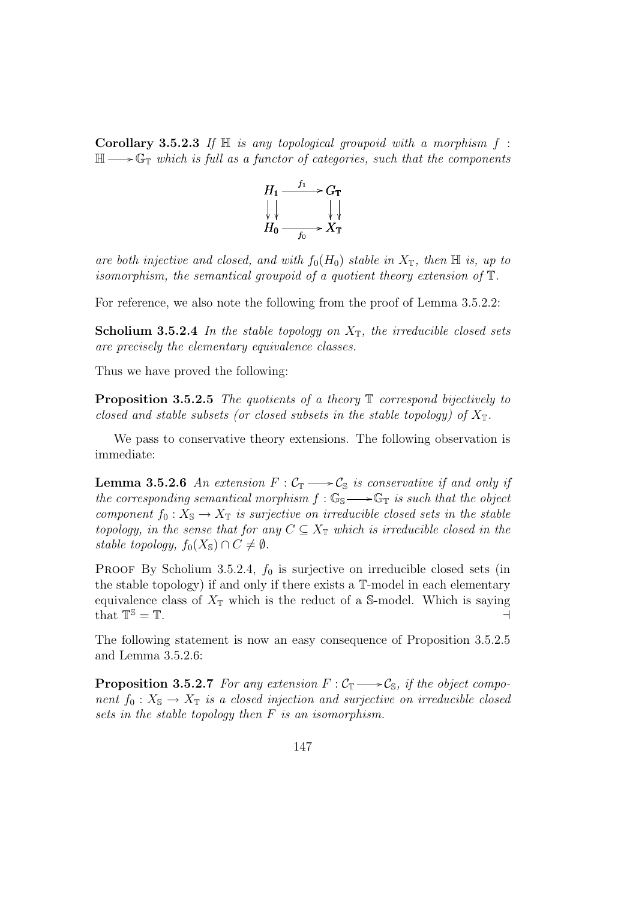**Corollary 3.5.2.3** *If $\mathbb{H}$ is any topological groupoid with a morphism $f : \mathbb{H} \longrightarrow \mathbb{G}_{\mathbb{T}}$ which is full as a functor of categories, such that the components*

$$\begin{array}{ccc} H_1 & \xrightarrow{f_1} & G_{\mathbb{T}} \\ \downarrow\downarrow & & \downarrow\downarrow \\ H_0 & \xrightarrow[f_0]{} & X_{\mathbb{T}} \end{array}$$

*are both injective and closed, and with $f_0(H_0)$ stable in $X_{\mathbb{T}}$, then $\mathbb{H}$ is, up to isomorphism, the semantical groupoid of a quotient theory extension of $\mathbb{T}$.*

For reference, we also note the following from the proof of Lemma 3.5.2.2:

**Scholium 3.5.2.4** *In the stable topology on $X_{\mathbb{T}}$, the irreducible closed sets are precisely the elementary equivalence classes.*

Thus we have proved the following:

**Proposition 3.5.2.5** *The quotients of a theory $\mathbb{T}$ correspond bijectively to closed and stable subsets (or closed subsets in the stable topology) of $X_{\mathbb{T}}$.*

We pass to conservative theory extensions. The following observation is immediate:

**Lemma 3.5.2.6** *An extension $F : \mathcal{C}_{\mathbb{T}} \longrightarrow \mathcal{C}_{\mathbb{S}}$ is conservative if and only if the corresponding semantical morphism $f : \mathbb{G}_{\mathbb{S}} \longrightarrow \mathbb{G}_{\mathbb{T}}$ is such that the object component $f_0 : X_{\mathbb{S}} \to X_{\mathbb{T}}$ is surjective on irreducible closed sets in the stable topology, in the sense that for any $C \subseteq X_{\mathbb{T}}$ which is irreducible closed in the stable topology, $f_0(X_{\mathbb{S}}) \cap C \neq \emptyset$.*

Proof By Scholium 3.5.2.4, $f_0$ is surjective on irreducible closed sets (in the stable topology) if and only if there exists a $\mathbb{T}$-model in each elementary equivalence class of $X_{\mathbb{T}}$ which is the reduct of a $\mathbb{S}$-model. Which is saying that $\mathbb{T}^{\mathbb{S}} = \mathbb{T}$. ⊣

The following statement is now an easy consequence of Proposition 3.5.2.5 and Lemma 3.5.2.6:

**Proposition 3.5.2.7** *For any extension $F : \mathcal{C}_{\mathbb{T}} \longrightarrow \mathcal{C}_{\mathbb{S}}$, if the object component $f_0 : X_{\mathbb{S}} \to X_{\mathbb{T}}$ is a closed injection and surjective on irreducible closed sets in the stable topology then $F$ is an isomorphism.*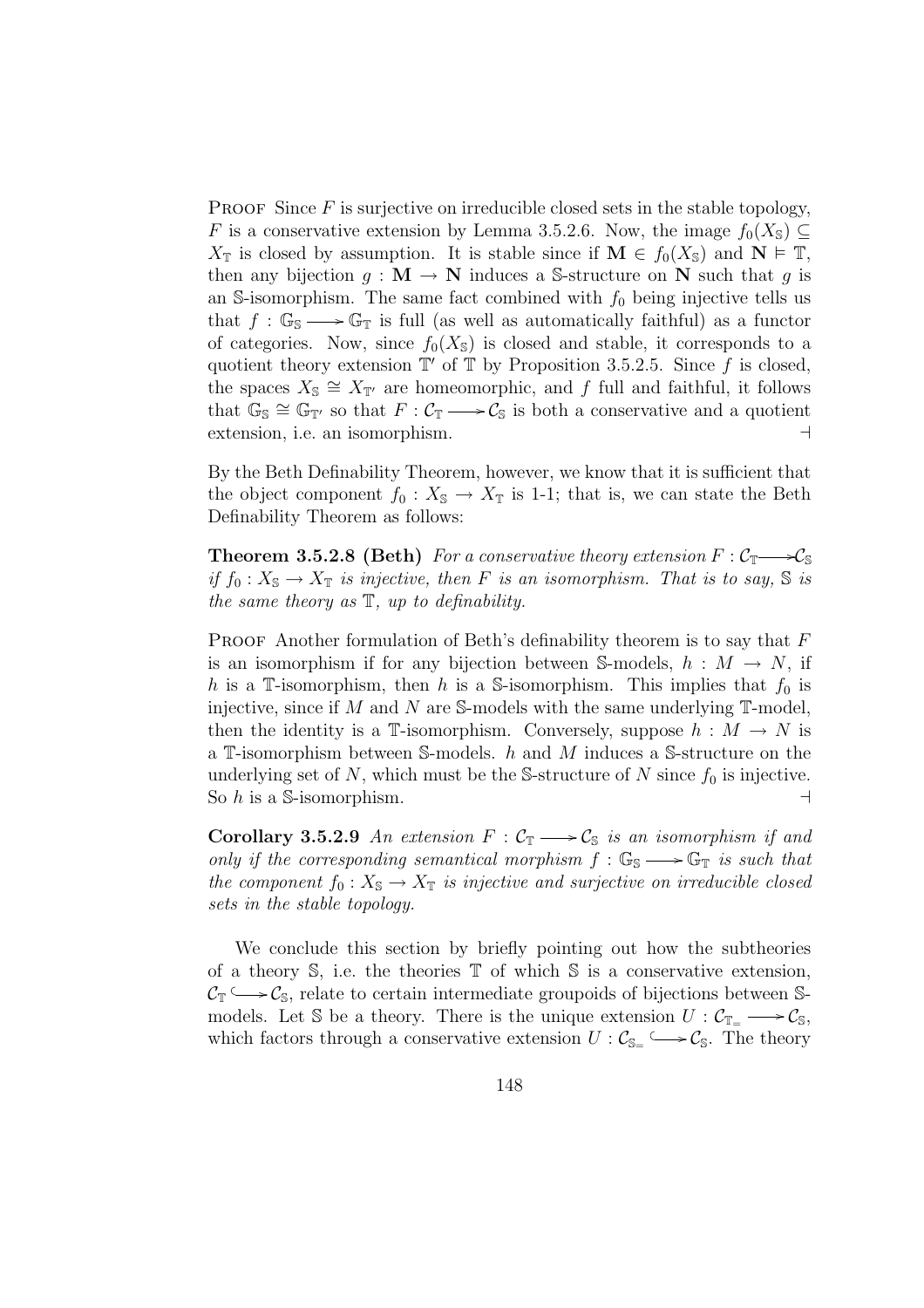Proof Since $F$ is surjective on irreducible closed sets in the stable topology, $F$ is a conservative extension by Lemma 3.5.2.6. Now, the image $f_0(X_{\mathbb{S}}) \subseteq X_{\mathbb{T}}$ is closed by assumption. It is stable since if $\mathbf{M} \in f_0(X_{\mathbb{S}})$ and $\mathbf{N} \vDash \mathbb{T}$, then any bijection $g : \mathbf{M} \to \mathbf{N}$ induces a $\mathbb{S}$-structure on $\mathbf{N}$ such that $g$ is an $\mathbb{S}$-isomorphism. The same fact combined with $f_0$ being injective tells us that $f : \mathbb{G}_{\mathbb{S}} \longrightarrow \mathbb{G}_{\mathbb{T}}$ is full (as well as automatically faithful) as a functor of categories. Now, since $f_0(X_{\mathbb{S}})$ is closed and stable, it corresponds to a quotient theory extension $\mathbb{T}'$ of $\mathbb{T}$ by Proposition 3.5.2.5. Since $f$ is closed, the spaces $X_{\mathbb{S}} \cong X_{\mathbb{T}'}$ are homeomorphic, and $f$ full and faithful, it follows that $\mathbb{G}_{\mathbb{S}} \cong \mathbb{G}_{\mathbb{T}'}$ so that $F : \mathcal{C}_{\mathbb{T}} \longrightarrow \mathcal{C}_{\mathbb{S}}$ is both a conservative and a quotient extension, i.e. an isomorphism. ⊣

By the Beth Definability Theorem, however, we know that it is sufficient that the object component $f_0 : X_{\mathbb{S}} \to X_{\mathbb{T}}$ is 1-1; that is, we can state the Beth Definability Theorem as follows:

**Theorem 3.5.2.8 (Beth)** *For a conservative theory extension $F : \mathcal{C}_{\mathbb{T}} \longrightarrow \mathcal{C}_{\mathbb{S}}$ if $f_0 : X_{\mathbb{S}} \to X_{\mathbb{T}}$ is injective, then $F$ is an isomorphism. That is to say, $\mathbb{S}$ is the same theory as $\mathbb{T}$, up to definability.*

Proof Another formulation of Beth's definability theorem is to say that $F$ is an isomorphism if for any bijection between $\mathbb{S}$-models, $h : M \to N$, if $h$ is a $\mathbb{T}$-isomorphism, then $h$ is a $\mathbb{S}$-isomorphism. This implies that $f_0$ is injective, since if $M$ and $N$ are $\mathbb{S}$-models with the same underlying $\mathbb{T}$-model, then the identity is a $\mathbb{T}$-isomorphism. Conversely, suppose $h : M \to N$ is a $\mathbb{T}$-isomorphism between $\mathbb{S}$-models. $h$ and $M$ induces a $\mathbb{S}$-structure on the underlying set of $N$, which must be the $\mathbb{S}$-structure of $N$ since $f_0$ is injective. So $h$ is a $\mathbb{S}$-isomorphism. ⊣

**Corollary 3.5.2.9** *An extension $F : \mathcal{C}_{\mathbb{T}} \longrightarrow \mathcal{C}_{\mathbb{S}}$ is an isomorphism if and only if the corresponding semantical morphism $f : \mathbb{G}_{\mathbb{S}} \longrightarrow \mathbb{G}_{\mathbb{T}}$ is such that the component $f_0 : X_{\mathbb{S}} \to X_{\mathbb{T}}$ is injective and surjective on irreducible closed sets in the stable topology.*

We conclude this section by briefly pointing out how the subtheories of a theory $\mathbb{S}$, i.e. the theories $\mathbb{T}$ of which $\mathbb{S}$ is a conservative extension, $\mathcal{C}_{\mathbb{T}} \hookrightarrow \mathcal{C}_{\mathbb{S}}$, relate to certain intermediate groupoids of bijections between $\mathbb{S}$-models. Let $\mathbb{S}$ be a theory. There is the unique extension $U : \mathcal{C}_{\mathbb{T}_=} \longrightarrow \mathcal{C}_{\mathbb{S}}$, which factors through a conservative extension $U : \mathcal{C}_{\mathbb{S}_=} \hookrightarrow \mathcal{C}_{\mathbb{S}}$. The theory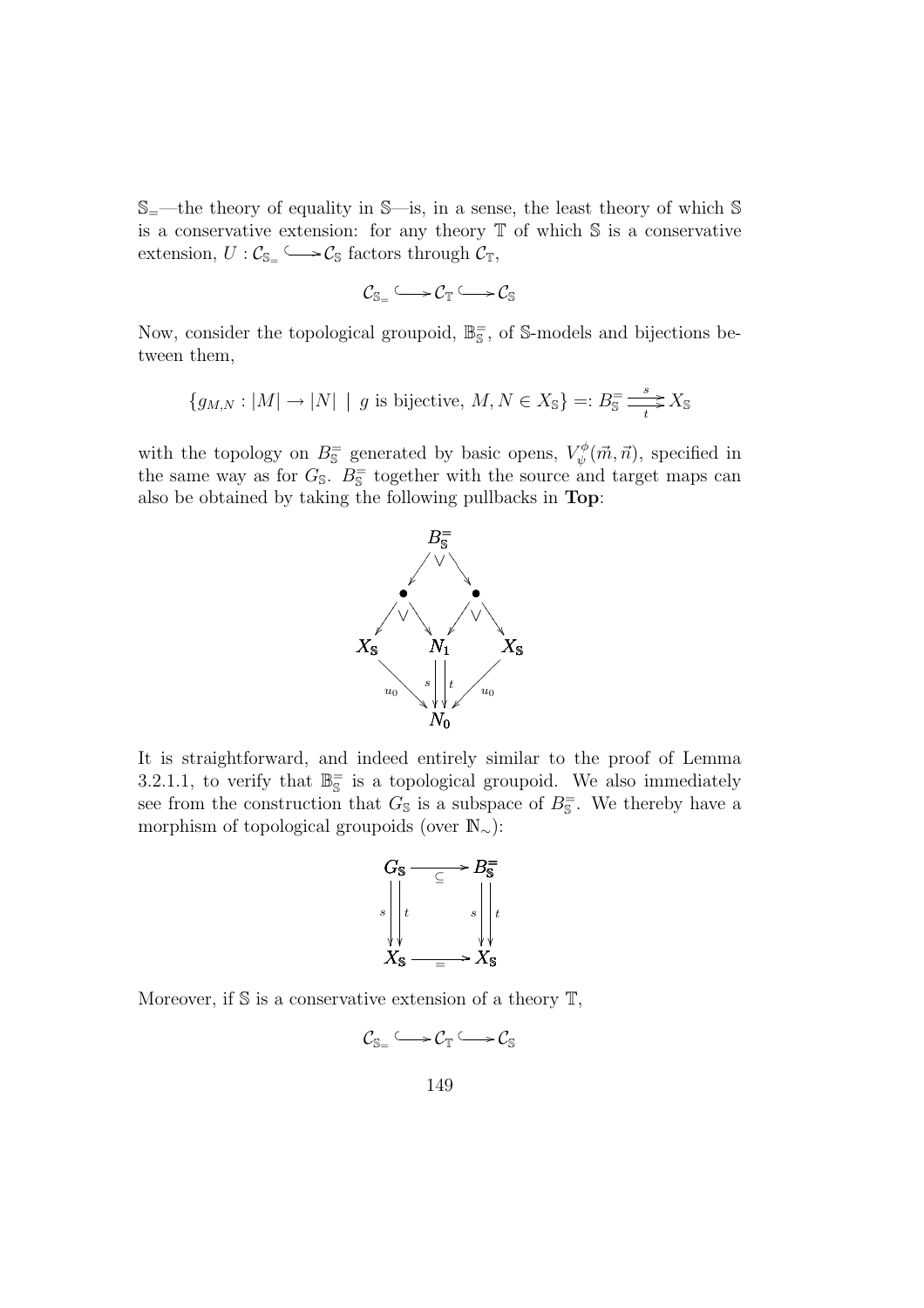$\mathbb{S}_{=}$—the theory of equality in $\mathbb{S}$—is, in a sense, the least theory of which $\mathbb{S}$ is a conservative extension: for any theory $\mathbb{T}$ of which $\mathbb{S}$ is a conservative extension, $U : \mathcal{C}_{\mathbb{S}_{=}} \hookrightarrow \mathcal{C}_{\mathbb{S}}$ factors through $\mathcal{C}_{\mathbb{T}}$,

$$\mathcal{C}_{\mathbb{S}_{=}} \hookrightarrow \mathcal{C}_{\mathbb{T}} \hookrightarrow \mathcal{C}_{\mathbb{S}}$$

Now, consider the topological groupoid, $\mathbb{B}_{\mathbb{S}}^{=}$, of $\mathbb{S}$-models and bijections between them,

$$\{g_{M,N} : |M| \to |N| \mid g \text{ is bijective, } M, N \in X_{\mathbb{S}}\} =: B_{\mathbb{S}}^{=} \overset{s}{\underset{t}{\rightrightarrows}} X_{\mathbb{S}}$$

with the topology on $B_{\mathbb{S}}^{=}$ generated by basic opens, $V_{\psi}^{\phi}(\vec{m}, \vec{n})$, specified in the same way as for $G_{\mathbb{S}}$. $B_{\mathbb{S}}^{=}$ together with the source and target maps can also be obtained by taking the following pullbacks in **Top**:

$$\begin{array}{ccccc} & & B_{\mathbb{S}}^{=} & & \\ & \swarrow & & \searrow & \\ & \bullet & & \bullet & \\ \swarrow & & \searrow \quad \swarrow & & \searrow \\ X_{\mathbb{S}} & & N_1 & & X_{\mathbb{S}} \\ & {\scriptstyle u_0} \searrow & {\scriptstyle s} \downdownarrows {\scriptstyle t} & \swarrow {\scriptstyle u_0} & \\ & & N_0 & & \end{array}$$

It is straightforward, and indeed entirely similar to the proof of Lemma 3.2.1.1, to verify that $\mathbb{B}_{\mathbb{S}}^{=}$ is a topological groupoid. We also immediately see from the construction that $G_{\mathbb{S}}$ is a subspace of $B_{\mathbb{S}}^{=}$. We thereby have a morphism of topological groupoids (over $\mathbb{N}_{\sim}$):

$$\begin{array}{ccc} G_{\mathbb{S}} & \xrightarrow{\subseteq} & B_{\mathbb{S}}^{=} \\ {\scriptstyle s} \downdownarrows {\scriptstyle t} & & {\scriptstyle s} \downdownarrows {\scriptstyle t} \\ X_{\mathbb{S}} & \xrightarrow{=} & X_{\mathbb{S}} \end{array}$$

Moreover, if $\mathbb{S}$ is a conservative extension of a theory $\mathbb{T}$,

$$\mathcal{C}_{\mathbb{S}_{=}} \hookrightarrow \mathcal{C}_{\mathbb{T}} \hookrightarrow \mathcal{C}_{\mathbb{S}}$$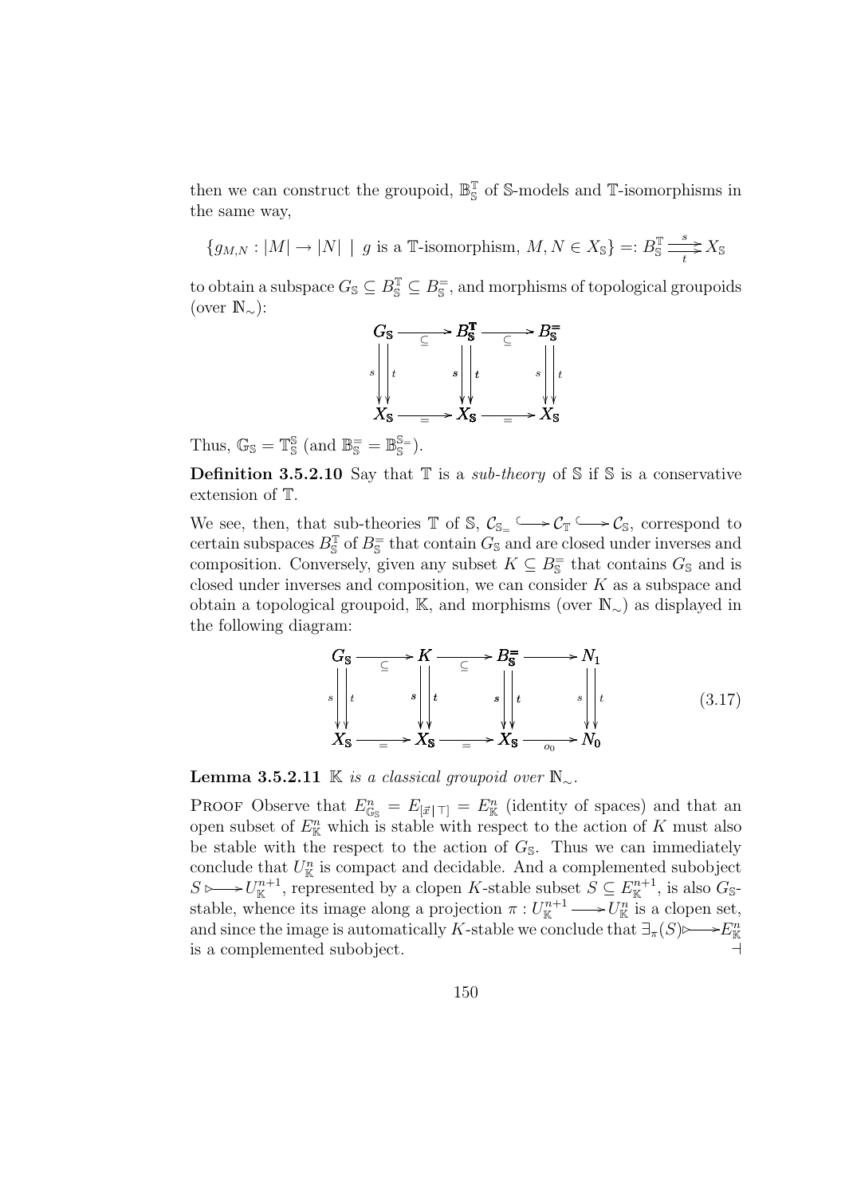then we can construct the groupoid, $\mathbb{B}_{\mathbb{S}}^{\mathbb{T}}$ of $\mathbb{S}$-models and $\mathbb{T}$-isomorphisms in the same way,

$$\{g_{M,N} : |M| \to |N| \mid g \text{ is a } \mathbb{T}\text{-isomorphism, } M, N \in X_{\mathbb{S}}\} =: B_{\mathbb{S}}^{\mathbb{T}} \overset{s}{\underset{t}{\rightrightarrows}} X_{\mathbb{S}}$$

to obtain a subspace $G_{\mathbb{S}} \subseteq B_{\mathbb{S}}^{\mathbb{T}} \subseteq B_{\mathbb{S}}^{=}$, and morphisms of topological groupoids (over $\mathbb{N}_{\sim}$):

$$\begin{array}{ccccc}
G_{\mathbb{S}} & \xrightarrow{\subseteq} & B_{\mathbb{S}}^{\mathbb{T}} & \xrightarrow{\subseteq} & B_{\mathbb{S}}^{=} \\
s \downarrow\downarrow t & & s \downarrow\downarrow t & & s \downarrow\downarrow t \\
X_{\mathbb{S}} & \xrightarrow{=} & X_{\mathbb{S}} & \xrightarrow{=} & X_{\mathbb{S}}
\end{array}$$

Thus, $\mathbb{G}_{\mathbb{S}} = \mathbb{T}_{\mathbb{S}}^{\mathbb{S}}$ (and $\mathbb{B}_{\mathbb{S}}^{=} = \mathbb{B}_{\mathbb{S}}^{\mathbb{S}_{=}}$).

**Definition 3.5.2.10** Say that $\mathbb{T}$ is a *sub-theory* of $\mathbb{S}$ if $\mathbb{S}$ is a conservative extension of $\mathbb{T}$.

We see, then, that sub-theories $\mathbb{T}$ of $\mathbb{S}$, $\mathcal{C}_{\mathbb{S}_{=}} \hookrightarrow \mathcal{C}_{\mathbb{T}} \hookrightarrow \mathcal{C}_{\mathbb{S}}$, correspond to certain subspaces $B_{\mathbb{S}}^{\mathbb{T}}$ of $B_{\mathbb{S}}^{=}$ that contain $G_{\mathbb{S}}$ and are closed under inverses and composition. Conversely, given any subset $K \subseteq B_{\mathbb{S}}^{=}$ that contains $G_{\mathbb{S}}$ and is closed under inverses and composition, we can consider $K$ as a subspace and obtain a topological groupoid, $\mathbb{K}$, and morphisms (over $\mathbb{N}_{\sim}$) as displayed in the following diagram:

$$\begin{array}{ccccccc}
G_{\mathbb{S}} & \xrightarrow{\subseteq} & K & \xrightarrow{\subseteq} & B_{\mathbb{S}}^{=} & \longrightarrow & N_1 \\
s \downarrow\downarrow t & & s \downarrow\downarrow t & & s \downarrow\downarrow t & & s \downarrow\downarrow t \\
X_{\mathbb{S}} & \xrightarrow{=} & X_{\mathbb{S}} & \xrightarrow{=} & X_{\mathbb{S}} & \xrightarrow{o_0} & N_0
\end{array} \tag{3.17}$$

**Lemma 3.5.2.11** *$\mathbb{K}$ is a classical groupoid over $\mathbb{N}_{\sim}$.*

Proof Observe that $E_{\mathbb{G}_{\mathbb{S}}}^{n} = E_{[\vec{x} \mid \top]} = E_{\mathbb{K}}^{n}$ (identity of spaces) and that an open subset of $E_{\mathbb{K}}^{n}$ which is stable with respect to the action of $K$ must also be stable with the respect to the action of $G_{\mathbb{S}}$. Thus we can immediately conclude that $U_{\mathbb{K}}^{n}$ is compact and decidable. And a complemented subobject $S \rightarrowtail U_{\mathbb{K}}^{n+1}$, represented by a clopen $K$-stable subset $S \subseteq E_{\mathbb{K}}^{n+1}$, is also $G_{\mathbb{S}}$-stable, whence its image along a projection $\pi : U_{\mathbb{K}}^{n+1} \longrightarrow U_{\mathbb{K}}^{n}$ is a clopen set, and since the image is automatically $K$-stable we conclude that $\exists_{\pi}(S) \rightarrowtail E_{\mathbb{K}}^{n}$ is a complemented subobject. $\dashv$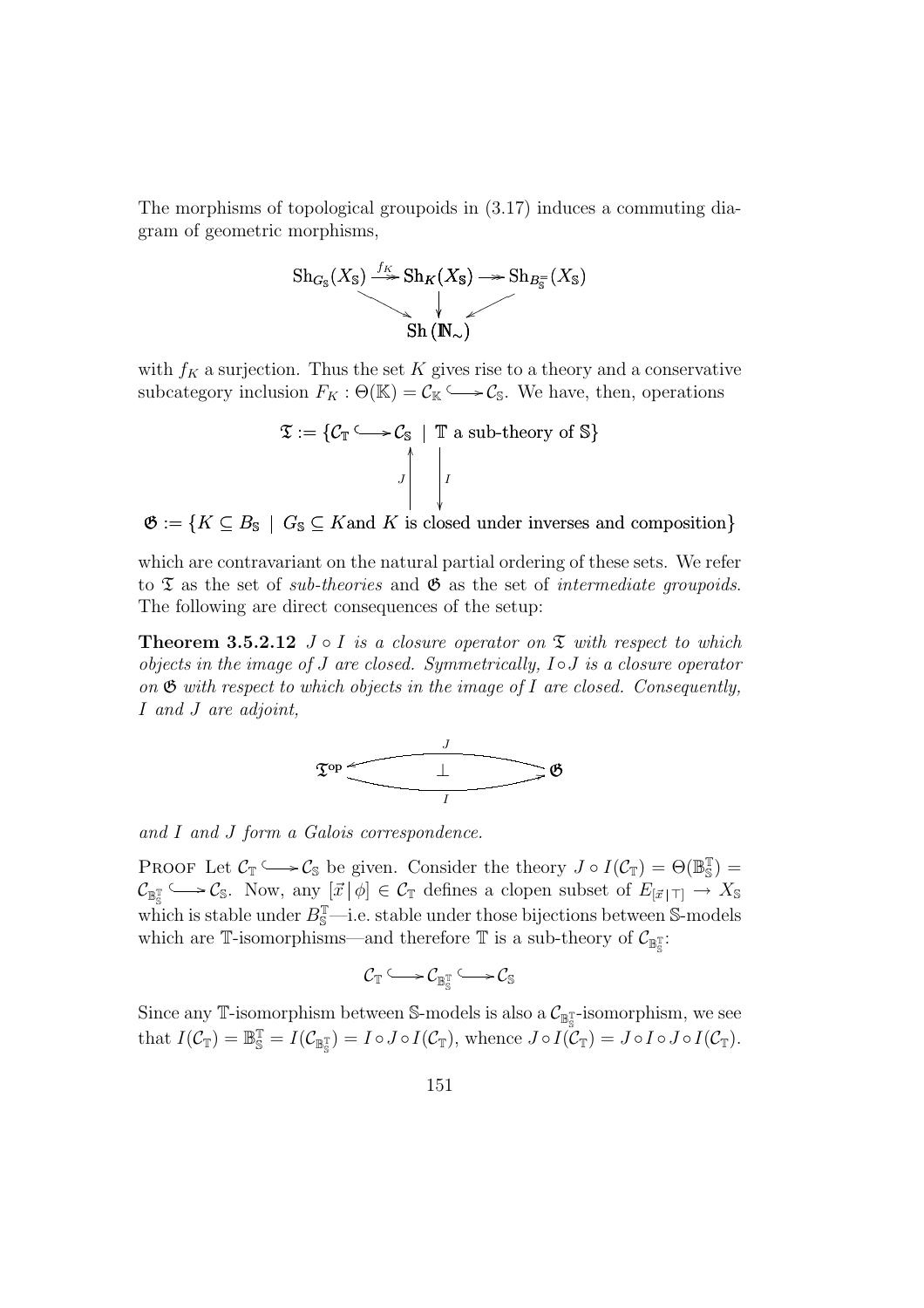The morphisms of topological groupoids in (3.17) induces a commuting diagram of geometric morphisms,

$$\begin{array}{ccccc} \mathrm{Sh}_{G_{\mathbb{S}}}(X_{\mathbb{S}}) & \xrightarrow{f_K} & \mathrm{Sh}_K(X_{\mathbb{S}}) & \twoheadrightarrow & \mathrm{Sh}_{B_{\mathbb{S}}^{=}}(X_{\mathbb{S}}) \\ & \searrow & \downarrow & \swarrow & \\ & & \mathrm{Sh}\,(\mathbb{N}_{\sim}) & & \end{array}$$

with $f_K$ a surjection. Thus the set $K$ gives rise to a theory and a conservative subcategory inclusion $F_K : \Theta(\mathbb{K}) = \mathcal{C}_{\mathbb{K}} \hookrightarrow \mathcal{C}_{\mathbb{S}}$. We have, then, operations

$$\begin{array}{c} \mathfrak{T} := \{\mathcal{C}_{\mathbb{T}} \hookrightarrow \mathcal{C}_{\mathbb{S}} \mid \mathbb{T} \text{ a sub-theory of } \mathbb{S}\} \\ J \uparrow \quad \downarrow I \\ \mathfrak{G} := \{K \subseteq B_{\mathbb{S}} \mid G_{\mathbb{S}} \subseteq K \text{and } K \text{ is closed under inverses and composition}\} \end{array}$$

which are contravariant on the natural partial ordering of these sets. We refer to $\mathfrak{T}$ as the set of *sub-theories* and $\mathfrak{G}$ as the set of *intermediate groupoids*. The following are direct consequences of the setup:

**Theorem 3.5.2.12** *$J \circ I$ is a closure operator on $\mathfrak{T}$ with respect to which objects in the image of $J$ are closed. Symmetrically, $I \circ J$ is a closure operator on $\mathfrak{G}$ with respect to which objects in the image of $I$ are closed. Consequently, $I$ and $J$ are adjoint,*

$$\mathfrak{T}^{\mathrm{op}} \underset{I}{\overset{J}{\leftrightarrows}} \mathfrak{G} \qquad (J \dashv I)$$

*and $I$ and $J$ form a Galois correspondence.*

Proof Let $\mathcal{C}_{\mathbb{T}} \hookrightarrow \mathcal{C}_{\mathbb{S}}$ be given. Consider the theory $J \circ I(\mathcal{C}_{\mathbb{T}}) = \Theta(\mathbb{B}_{\mathbb{S}}^{\mathbb{T}}) = \mathcal{C}_{\mathbb{B}_{\mathbb{S}}^{\mathbb{T}}} \hookrightarrow \mathcal{C}_{\mathbb{S}}$. Now, any $[\vec{x} \,|\, \phi] \in \mathcal{C}_{\mathbb{T}}$ defines a clopen subset of $E_{[\vec{x} \,|\, \top]} \to X_{\mathbb{S}}$ which is stable under $B_{\mathbb{S}}^{\mathbb{T}}$—i.e. stable under those bijections between $\mathbb{S}$-models which are $\mathbb{T}$-isomorphisms—and therefore $\mathbb{T}$ is a sub-theory of $\mathcal{C}_{\mathbb{B}_{\mathbb{S}}^{\mathbb{T}}}$:

$$\mathcal{C}_{\mathbb{T}} \hookrightarrow \mathcal{C}_{\mathbb{B}_{\mathbb{S}}^{\mathbb{T}}} \hookrightarrow \mathcal{C}_{\mathbb{S}}$$

Since any $\mathbb{T}$-isomorphism between $\mathbb{S}$-models is also a $\mathcal{C}_{\mathbb{B}_{\mathbb{S}}^{\mathbb{T}}}$-isomorphism, we see that $I(\mathcal{C}_{\mathbb{T}}) = \mathbb{B}_{\mathbb{S}}^{\mathbb{T}} = I(\mathcal{C}_{\mathbb{B}_{\mathbb{S}}^{\mathbb{T}}}) = I \circ J \circ I(\mathcal{C}_{\mathbb{T}})$, whence $J \circ I(\mathcal{C}_{\mathbb{T}}) = J \circ I \circ J \circ I(\mathcal{C}_{\mathbb{T}})$.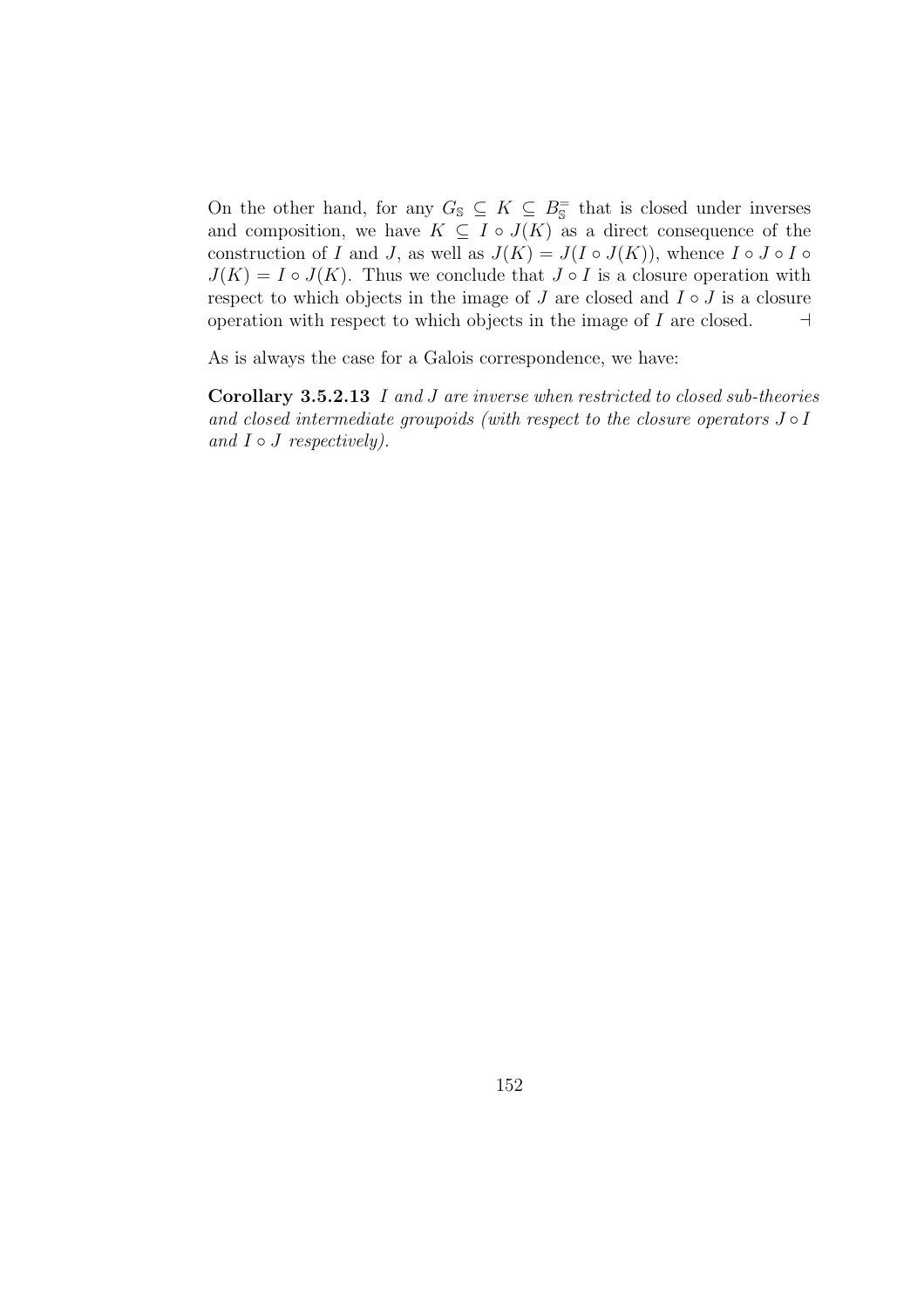On the other hand, for any $G_{\mathbb{S}} \subseteq K \subseteq B_{\mathbb{S}}^{=}$ that is closed under inverses and composition, we have $K \subseteq I \circ J(K)$ as a direct consequence of the construction of $I$ and $J$, as well as $J(K) = J(I \circ J(K))$, whence $I \circ J \circ I \circ J(K) = I \circ J(K)$. Thus we conclude that $J \circ I$ is a closure operation with respect to which objects in the image of $J$ are closed and $I \circ J$ is a closure operation with respect to which objects in the image of $I$ are closed. $\dashv$

As is always the case for a Galois correspondence, we have:

**Corollary 3.5.2.13** *$I$ and $J$ are inverse when restricted to closed sub-theories and closed intermediate groupoids (with respect to the closure operators $J \circ I$ and $I \circ J$ respectively).*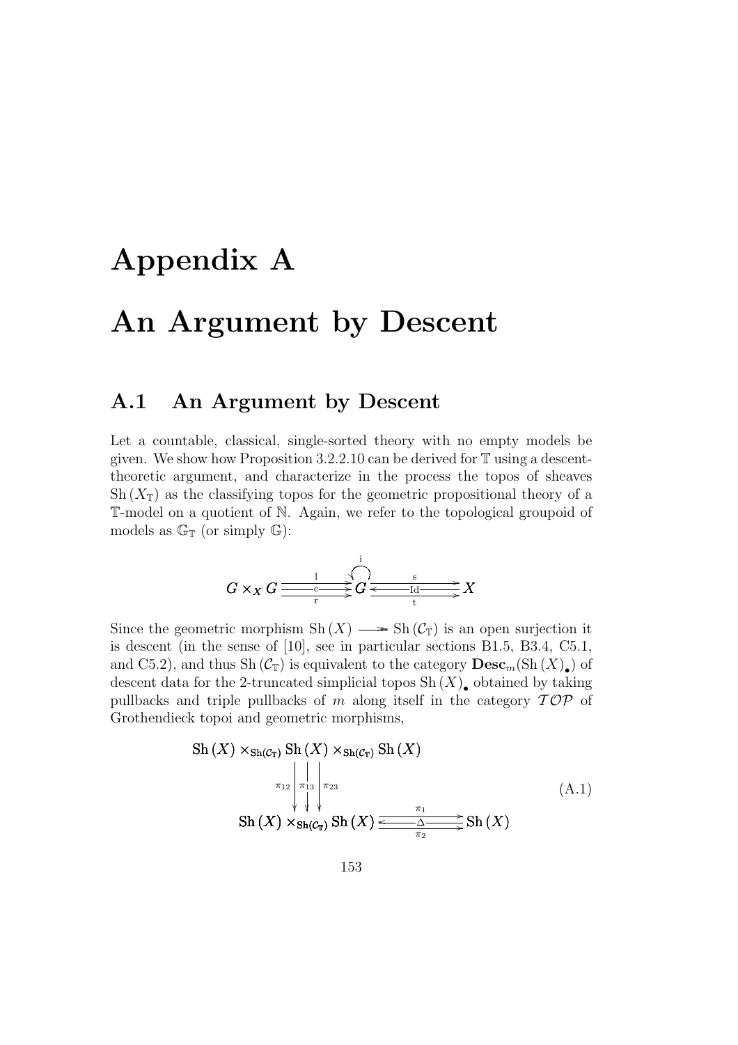# Appendix A

# An Argument by Descent

## A.1 An Argument by Descent

Let a countable, classical, single-sorted theory with no empty models be given. We show how Proposition 3.2.2.10 can be derived for $\mathbb{T}$ using a descent-theoretic argument, and characterize in the process the topos of sheaves $\mathrm{Sh}(X_{\mathbb{T}})$ as the classifying topos for the geometric propositional theory of a $\mathbb{T}$-model on a quotient of $\mathbb{N}$. Again, we refer to the topological groupoid of models as $\mathbb{G}_{\mathbb{T}}$ (or simply $\mathbb{G}$):

$$
G \times_X G \underset{\mathrm{r}}{\overset{\mathrm{l}}{\underset{\mathrm{c}}{\rightrightarrows}}} G \overset{\mathrm{i}}{\circlearrowleft} \underset{\mathrm{t}}{\overset{\mathrm{s}}{\underset{\mathrm{Id}}{\leftrightarrows}}} X
$$

Since the geometric morphism $\mathrm{Sh}(X) \twoheadrightarrow \mathrm{Sh}(\mathcal{C}_{\mathbb{T}})$ is an open surjection it is descent (in the sense of [10], see in particular sections B1.5, B3.4, C5.1, and C5.2), and thus $\mathrm{Sh}(\mathcal{C}_{\mathbb{T}})$ is equivalent to the category $\mathbf{Desc}_m(\mathrm{Sh}(X)_\bullet)$ of descent data for the 2-truncated simplicial topos $\mathrm{Sh}(X)_\bullet$ obtained by taking pullbacks and triple pullbacks of $m$ along itself in the category $\mathcal{TOP}$ of Grothendieck topoi and geometric morphisms,

$$
\begin{array}{c}
\mathrm{Sh}(X) \times_{\mathrm{Sh}(\mathcal{C}_{\mathbb{T}})} \mathrm{Sh}(X) \times_{\mathrm{Sh}(\mathcal{C}_{\mathbb{T}})} \mathrm{Sh}(X) \\
\pi_{12} \downarrow \; \downarrow \pi_{13} \; \downarrow \pi_{23} \\
\mathrm{Sh}(X) \times_{\mathrm{Sh}(\mathcal{C}_{\mathbb{T}})} \mathrm{Sh}(X) \underset{\pi_2}{\overset{\pi_1}{\underset{\Delta}{\leftrightarrows}}} \mathrm{Sh}(X)
\end{array}
\tag{A.1}
$$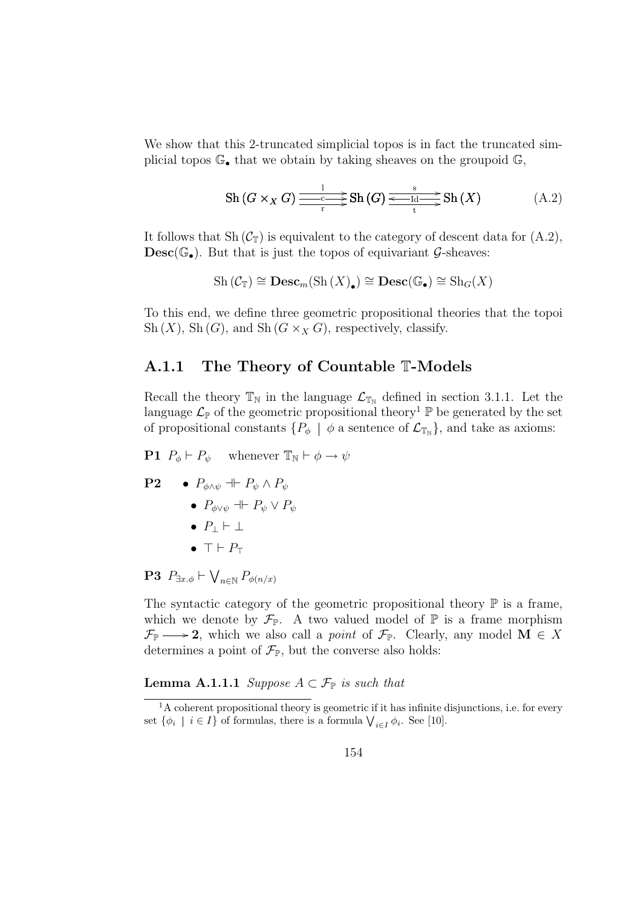We show that this 2-truncated simplicial topos is in fact the truncated simplicial topos $\mathbb{G}_\bullet$ that we obtain by taking sheaves on the groupoid $\mathbb{G}$,

$$\mathrm{Sh}\,(G \times_X G) \underset{\mathrm{r}}{\overset{\mathrm{l}}{\underset{\mathrm{c}}{\Rrightarrow}}} \mathrm{Sh}\,(G) \underset{\mathrm{t}}{\overset{\mathrm{s}}{\underset{\mathrm{Id}}{\leftrightarrows}}} \mathrm{Sh}\,(X) \tag{A.2}$$

It follows that $\mathrm{Sh}\,(\mathcal{C}_{\mathbb{T}})$ is equivalent to the category of descent data for (A.2), $\mathbf{Desc}(\mathbb{G}_\bullet)$. But that is just the topos of equivariant $\mathcal{G}$-sheaves:

$$\mathrm{Sh}\,(\mathcal{C}_{\mathbb{T}}) \cong \mathbf{Desc}_m(\mathrm{Sh}\,(X)_\bullet) \cong \mathbf{Desc}(\mathbb{G}_\bullet) \cong \mathrm{Sh}_G(X)$$

To this end, we define three geometric propositional theories that the topoi $\mathrm{Sh}\,(X)$, $\mathrm{Sh}\,(G)$, and $\mathrm{Sh}\,(G \times_X G)$, respectively, classify.

### A.1.1 The Theory of Countable $\mathbb{T}$-Models

Recall the theory $\mathbb{T}_{\mathbb{N}}$ in the language $\mathcal{L}_{\mathbb{T}_{\mathbb{N}}}$ defined in section 3.1.1. Let the language $\mathcal{L}_{\mathbb{P}}$ of the geometric propositional theory[1] $\mathbb{P}$ be generated by the set of propositional constants $\{P_\phi \mid \phi \text{ a sentence of } \mathcal{L}_{\mathbb{T}_{\mathbb{N}}}\}$, and take as axioms:

**P1** $P_\phi \vdash P_\psi$ whenever $\mathbb{T}_{\mathbb{N}} \vdash \phi \to \psi$

**P2**
- $P_{\phi\wedge\psi} \dashv\vdash P_\psi \wedge P_\psi$
- $P_{\phi\vee\psi} \dashv\vdash P_\psi \vee P_\psi$
- $P_\bot \vdash \bot$
- $\top \vdash P_\top$

**P3** $P_{\exists x.\phi} \vdash \bigvee_{n\in\mathbb{N}} P_{\phi(n/x)}$

The syntactic category of the geometric propositional theory $\mathbb{P}$ is a frame, which we denote by $\mathcal{F}_{\mathbb{P}}$. A two valued model of $\mathbb{P}$ is a frame morphism $\mathcal{F}_{\mathbb{P}} \longrightarrow \mathbf{2}$, which we also call a *point* of $\mathcal{F}_{\mathbb{P}}$. Clearly, any model $\mathbf{M} \in X$ determines a point of $\mathcal{F}_{\mathbb{P}}$, but the converse also holds:

**Lemma A.1.1.1** *Suppose $A \subset \mathcal{F}_{\mathbb{P}}$ is such that*

[1] A coherent propositional theory is geometric if it has infinite disjunctions, i.e. for every set $\{\phi_i \mid i \in I\}$ of formulas, there is a formula $\bigvee_{i\in I} \phi_i$. See [10].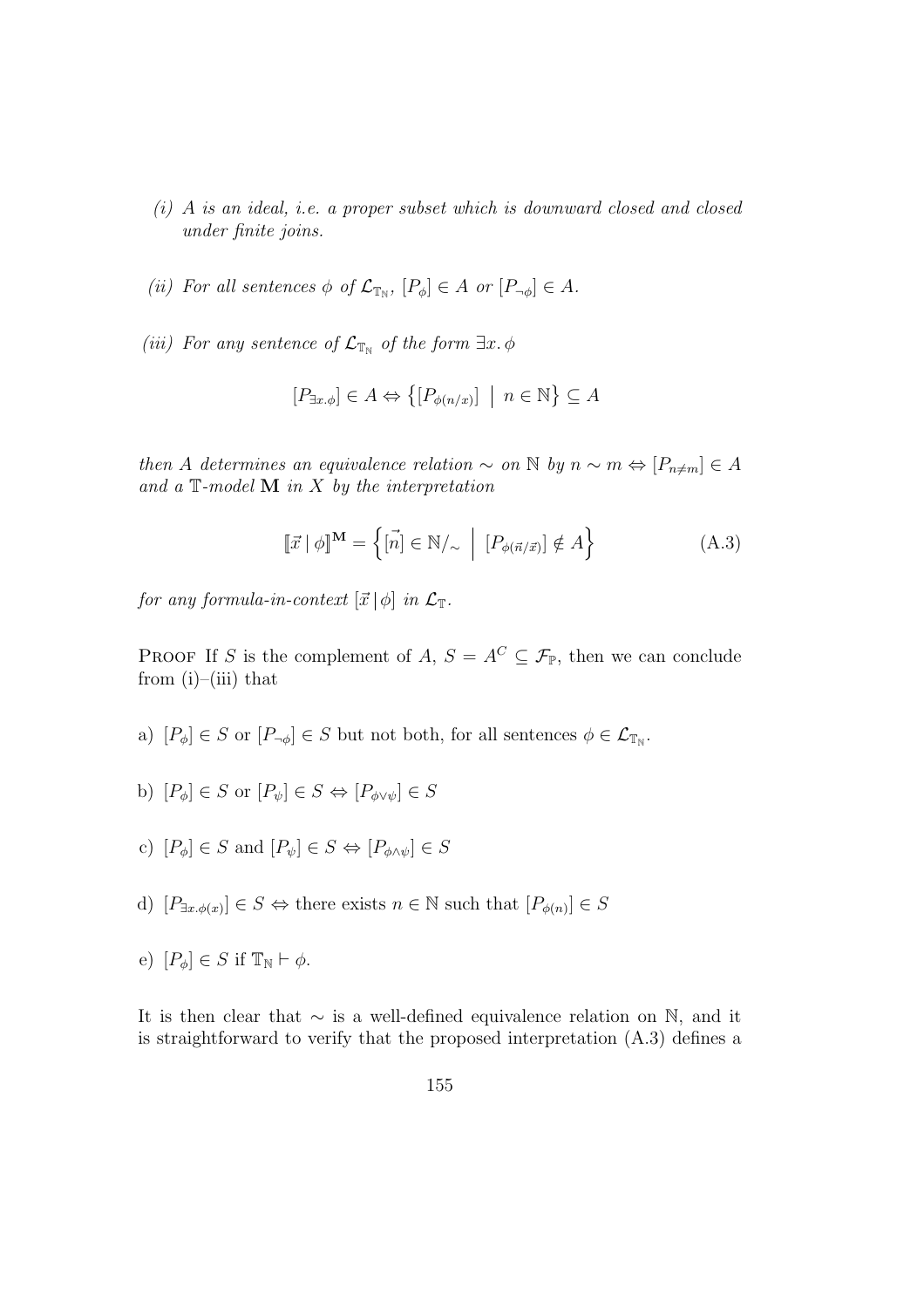*(i) A is an ideal, i.e. a proper subset which is downward closed and closed under finite joins.*

*(ii) For all sentences $\phi$ of $\mathcal{L}_{\mathbb{T}_\mathbb{N}}$, $[P_\phi] \in A$ or $[P_{\neg\phi}] \in A$.*

*(iii) For any sentence of $\mathcal{L}_{\mathbb{T}_\mathbb{N}}$ of the form $\exists x.\, \phi$*

$$[P_{\exists x.\phi}] \in A \Leftrightarrow \left\{ [P_{\phi(n/x)}] \;\middle|\; n \in \mathbb{N} \right\} \subseteq A$$

*then $A$ determines an equivalence relation $\sim$ on $\mathbb{N}$ by $n \sim m \Leftrightarrow [P_{n \neq m}] \in A$ and a $\mathbb{T}$-model $\mathbf{M}$ in $X$ by the interpretation*

$$[\![\vec{x} \mid \phi]\!]^{\mathbf{M}} = \left\{ [\vec{n}] \in \mathbb{N}/_\sim \;\middle|\; [P_{\phi(\vec{n}/\vec{x})}] \notin A \right\} \tag{A.3}$$

*for any formula-in-context $[\vec{x} \,|\, \phi]$ in $\mathcal{L}_\mathbb{T}$.*

Proof If $S$ is the complement of $A$, $S = A^C \subseteq \mathcal{F}_\mathbb{P}$, then we can conclude from (i)–(iii) that

a) $[P_\phi] \in S$ or $[P_{\neg\phi}] \in S$ but not both, for all sentences $\phi \in \mathcal{L}_{\mathbb{T}_\mathbb{N}}$.

b) $[P_\phi] \in S$ or $[P_\psi] \in S \Leftrightarrow [P_{\phi \vee \psi}] \in S$

c) $[P_\phi] \in S$ and $[P_\psi] \in S \Leftrightarrow [P_{\phi \wedge \psi}] \in S$

d) $[P_{\exists x.\phi(x)}] \in S \Leftrightarrow$ there exists $n \in \mathbb{N}$ such that $[P_{\phi(n)}] \in S$

e) $[P_\phi] \in S$ if $\mathbb{T}_\mathbb{N} \vdash \phi$.

It is then clear that $\sim$ is a well-defined equivalence relation on $\mathbb{N}$, and it is straightforward to verify that the proposed interpretation (A.3) defines a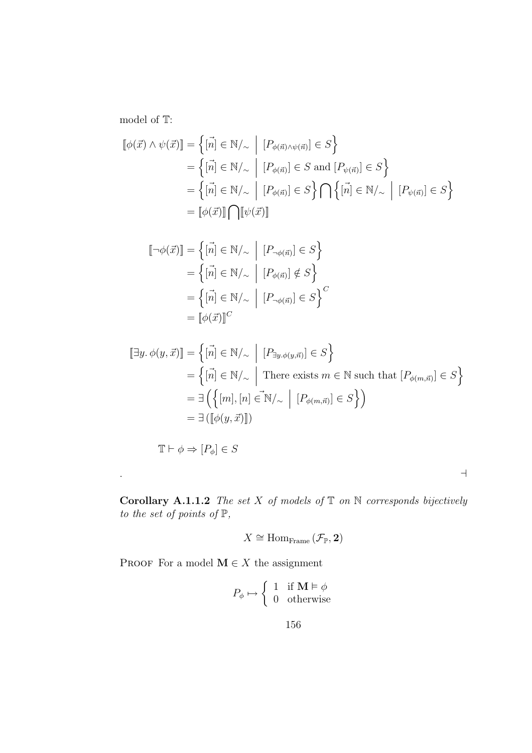model of $\mathbb{T}$:

$$
\begin{aligned}
[\![\phi(\vec{x}) \wedge \psi(\vec{x})]\!] &= \left\{ [\vec{n}] \in \mathbb{N}/_{\sim} \;\middle|\; [P_{\phi(\vec{n}) \wedge \psi(\vec{n})}] \in S \right\} \\
&= \left\{ [\vec{n}] \in \mathbb{N}/_{\sim} \;\middle|\; [P_{\phi(\vec{n})}] \in S \text{ and } [P_{\psi(\vec{n})}] \in S \right\} \\
&= \left\{ [\vec{n}] \in \mathbb{N}/_{\sim} \;\middle|\; [P_{\phi(\vec{n})}] \in S \right\} \bigcap \left\{ [\vec{n}] \in \mathbb{N}/_{\sim} \;\middle|\; [P_{\psi(\vec{n})}] \in S \right\} \\
&= [\![\phi(\vec{x})]\!] \bigcap [\![\psi(\vec{x})]\!]
\end{aligned}
$$

$$
\begin{aligned}
[\![\neg\phi(\vec{x})]\!] &= \left\{ [\vec{n}] \in \mathbb{N}/_{\sim} \;\middle|\; [P_{\neg\phi(\vec{n})}] \in S \right\} \\
&= \left\{ [\vec{n}] \in \mathbb{N}/_{\sim} \;\middle|\; [P_{\phi(\vec{n})}] \notin S \right\} \\
&= \left\{ [\vec{n}] \in \mathbb{N}/_{\sim} \;\middle|\; [P_{\neg\phi(\vec{n})}] \in S \right\}^{C} \\
&= [\![\phi(\vec{x})]\!]^{C}
\end{aligned}
$$

$$
\begin{aligned}
[\![\exists y.\, \phi(y, \vec{x})]\!] &= \left\{ [\vec{n}] \in \mathbb{N}/_{\sim} \;\middle|\; [P_{\exists y. \phi(y, \vec{n})}] \in S \right\} \\
&= \left\{ [\vec{n}] \in \mathbb{N}/_{\sim} \;\middle|\; \text{There exists } m \in \mathbb{N} \text{ such that } [P_{\phi(m, \vec{n})}] \in S \right\} \\
&= \exists \left( \left\{ [m], [n] \vec{\in} \mathbb{N}/_{\sim} \;\middle|\; [P_{\phi(m, \vec{n})}] \in S \right\} \right) \\
&= \exists \left( [\![\phi(y, \vec{x})]\!] \right)
\end{aligned}
$$

$$
\mathbb{T} \vdash \phi \Rightarrow [P_{\phi}] \in S
$$

. $\dashv$

**Corollary A.1.1.2** *The set $X$ of models of $\mathbb{T}$ on $\mathbb{N}$ corresponds bijectively to the set of points of $\mathbb{P}$,*

$$
X \cong \mathrm{Hom}_{\mathrm{Frame}}\left(\mathcal{F}_{\mathbb{P}}, \mathbf{2}\right)
$$

PROOF For a model $\mathbf{M} \in X$ the assignment

$$
P_{\phi} \mapsto \begin{cases} 1 & \text{if } \mathbf{M} \vDash \phi \\ 0 & \text{otherwise} \end{cases}
$$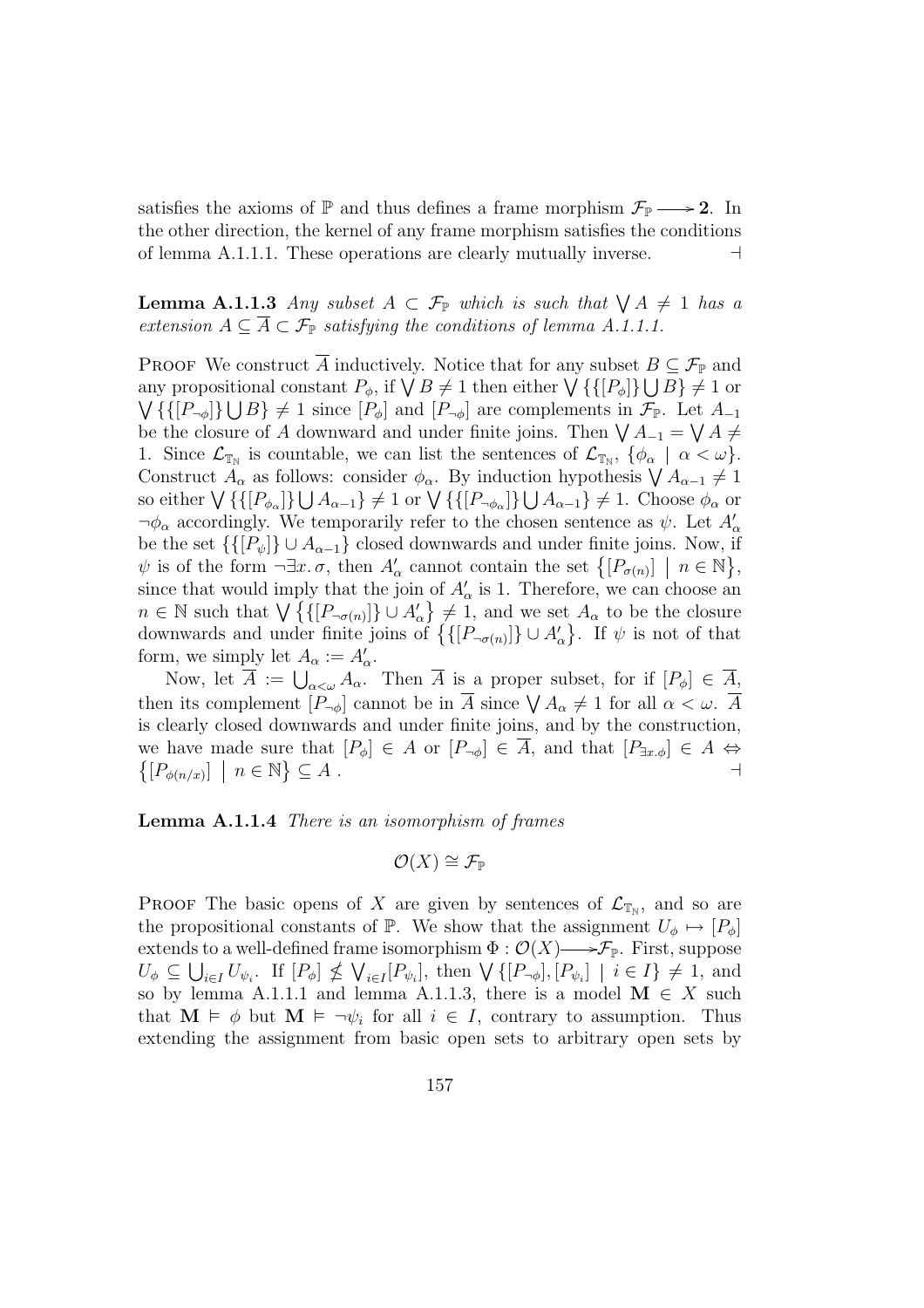satisfies the axioms of $\mathbb{P}$ and thus defines a frame morphism $\mathcal{F}_{\mathbb{P}} \longrightarrow \mathbf{2}$. In the other direction, the kernel of any frame morphism satisfies the conditions of lemma A.1.1.1. These operations are clearly mutually inverse. $\dashv$

**Lemma A.1.1.3** *Any subset $A \subset \mathcal{F}_{\mathbb{P}}$ which is such that $\bigvee A \neq 1$ has a extension $A \subseteq \overline{A} \subset \mathcal{F}_{\mathbb{P}}$ satisfying the conditions of lemma A.1.1.1.*

Proof We construct $\overline{A}$ inductively. Notice that for any subset $B \subseteq \mathcal{F}_{\mathbb{P}}$ and any propositional constant $P_\phi$, if $\bigvee B \neq 1$ then either $\bigvee \{\{[P_\phi]\} \bigcup B\} \neq 1$ or $\bigvee \{\{[P_{\neg\phi}]\} \bigcup B\} \neq 1$ since $[P_\phi]$ and $[P_{\neg\phi}]$ are complements in $\mathcal{F}_{\mathbb{P}}$. Let $A_{-1}$ be the closure of $A$ downward and under finite joins. Then $\bigvee A_{-1} = \bigvee A \neq 1$. Since $\mathcal{L}_{\mathbb{T}_{\mathbb{N}}}$ is countable, we can list the sentences of $\mathcal{L}_{\mathbb{T}_{\mathbb{N}}}$, $\{\phi_\alpha \mid \alpha < \omega\}$. Construct $A_\alpha$ as follows: consider $\phi_\alpha$. By induction hypothesis $\bigvee A_{\alpha-1} \neq 1$ so either $\bigvee \{\{[P_{\phi_\alpha}]\} \bigcup A_{\alpha-1}\} \neq 1$ or $\bigvee \{\{[P_{\neg\phi_\alpha}]\} \bigcup A_{\alpha-1}\} \neq 1$. Choose $\phi_\alpha$ or $\neg\phi_\alpha$ accordingly. We temporarily refer to the chosen sentence as $\psi$. Let $A'_\alpha$ be the set $\{\{[P_\psi]\} \cup A_{\alpha-1}\}$ closed downwards and under finite joins. Now, if $\psi$ is of the form $\neg\exists x.\, \sigma$, then $A'_\alpha$ cannot contain the set $\{[P_{\sigma(n)}] \mid n \in \mathbb{N}\}$, since that would imply that the join of $A'_\alpha$ is 1. Therefore, we can choose an $n \in \mathbb{N}$ such that $\bigvee \{\{[P_{\neg\sigma(n)}]\} \cup A'_\alpha\} \neq 1$, and we set $A_\alpha$ to be the closure downwards and under finite joins of $\{\{[P_{\neg\sigma(n)}]\} \cup A'_\alpha\}$. If $\psi$ is not of that form, we simply let $A_\alpha := A'_\alpha$.

Now, let $\overline{A} := \bigcup_{\alpha<\omega} A_\alpha$. Then $\overline{A}$ is a proper subset, for if $[P_\phi] \in \overline{A}$, then its complement $[P_{\neg\phi}]$ cannot be in $\overline{A}$ since $\bigvee A_\alpha \neq 1$ for all $\alpha < \omega$. $\overline{A}$ is clearly closed downwards and under finite joins, and by the construction, we have made sure that $[P_\phi] \in A$ or $[P_{\neg\phi}] \in \overline{A}$, and that $[P_{\exists x.\phi}] \in A \Leftrightarrow \{[P_{\phi(n/x)}] \mid n \in \mathbb{N}\} \subseteq A$ . $\dashv$

**Lemma A.1.1.4** *There is an isomorphism of frames*

$$\mathcal{O}(X) \cong \mathcal{F}_{\mathbb{P}}$$

Proof The basic opens of $X$ are given by sentences of $\mathcal{L}_{\mathbb{T}_{\mathbb{N}}}$, and so are the propositional constants of $\mathbb{P}$. We show that the assignment $U_\phi \mapsto [P_\phi]$ extends to a well-defined frame isomorphism $\Phi : \mathcal{O}(X) \longrightarrow \mathcal{F}_{\mathbb{P}}$. First, suppose $U_\phi \subseteq \bigcup_{i\in I} U_{\psi_i}$. If $[P_\phi] \nleq \bigvee_{i\in I}[P_{\psi_i}]$, then $\bigvee \{[P_{\neg\phi}], [P_{\psi_i}] \mid i \in I\} \neq 1$, and so by lemma A.1.1.1 and lemma A.1.1.3, there is a model $\mathbf{M} \in X$ such that $\mathbf{M} \vDash \phi$ but $\mathbf{M} \vDash \neg\psi_i$ for all $i \in I$, contrary to assumption. Thus extending the assignment from basic open sets to arbitrary open sets by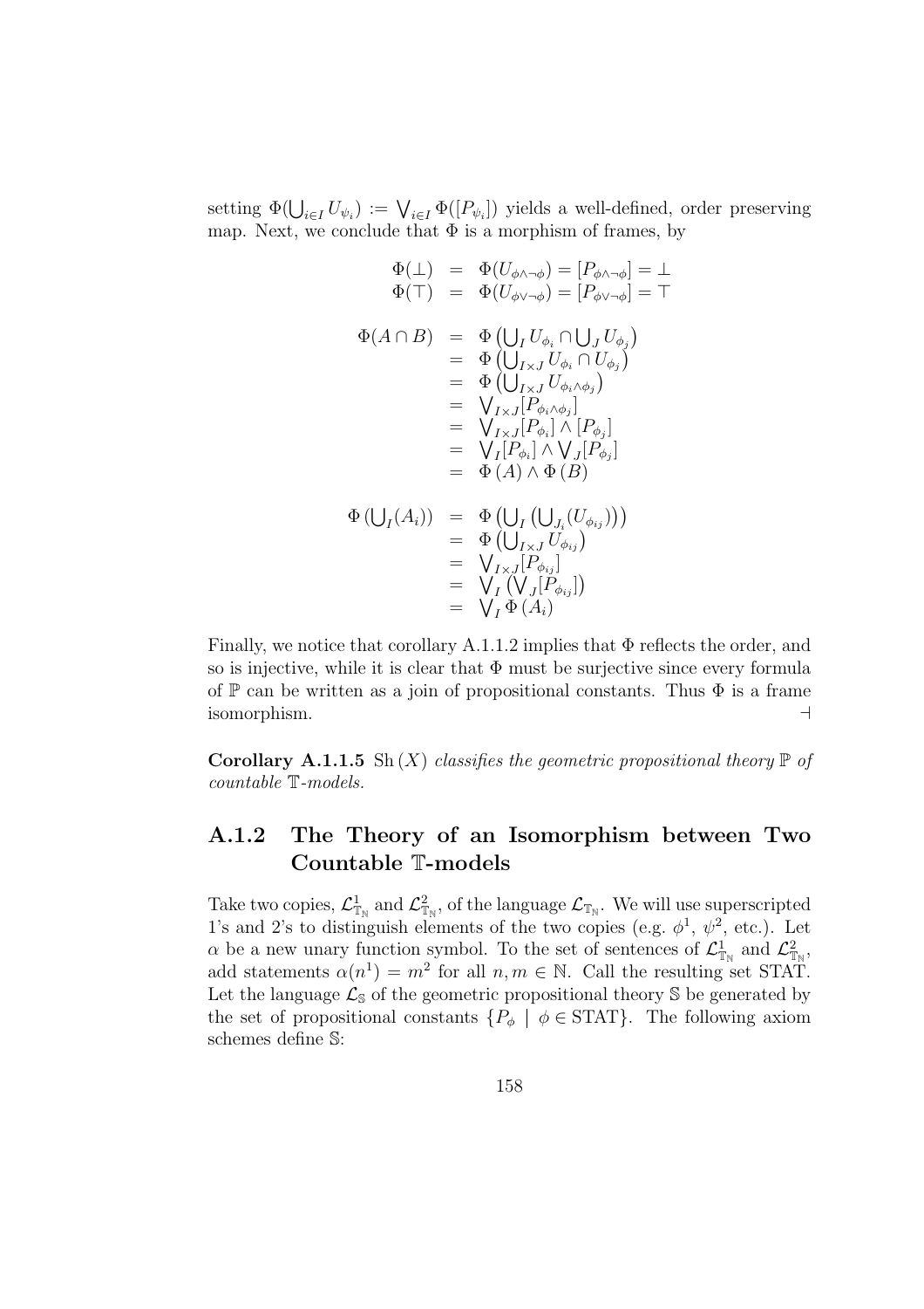setting $\Phi(\bigcup_{i\in I} U_{\psi_i}) := \bigvee_{i\in I} \Phi([P_{\psi_i}])$ yields a well-defined, order preserving map. Next, we conclude that $\Phi$ is a morphism of frames, by

$$
\begin{array}{rcl}
\Phi(\bot) & = & \Phi(U_{\phi\wedge\neg\phi}) = [P_{\phi\wedge\neg\phi}] = \bot \\
\Phi(\top) & = & \Phi(U_{\phi\vee\neg\phi}) = [P_{\phi\vee\neg\phi}] = \top
\end{array}
$$

$$
\begin{array}{rcl}
\Phi(A\cap B) & = & \Phi\left(\bigcup_I U_{\phi_i} \cap \bigcup_J U_{\phi_j}\right) \\
& = & \Phi\left(\bigcup_{I\times J} U_{\phi_i} \cap U_{\phi_j}\right) \\
& = & \Phi\left(\bigcup_{I\times J} U_{\phi_i\wedge\phi_j}\right) \\
& = & \bigvee_{I\times J}[P_{\phi_i\wedge\phi_j}] \\
& = & \bigvee_{I\times J}[P_{\phi_i}] \wedge [P_{\phi_j}] \\
& = & \bigvee_I [P_{\phi_i}] \wedge \bigvee_J [P_{\phi_j}] \\
& = & \Phi(A) \wedge \Phi(B)
\end{array}
$$

$$
\begin{array}{rcl}
\Phi\left(\bigcup_I (A_i)\right) & = & \Phi\left(\bigcup_I \left(\bigcup_{J_i}(U_{\phi_{ij}})\right)\right) \\
& = & \Phi\left(\bigcup_{I\times J} U_{\phi_{ij}}\right) \\
& = & \bigvee_{I\times J}[P_{\phi_{ij}}] \\
& = & \bigvee_I \left(\bigvee_J [P_{\phi_{ij}}]\right) \\
& = & \bigvee_I \Phi(A_i)
\end{array}
$$

Finally, we notice that corollary A.1.1.2 implies that $\Phi$ reflects the order, and so is injective, while it is clear that $\Phi$ must be surjective since every formula of $\mathbb{P}$ can be written as a join of propositional constants. Thus $\Phi$ is a frame isomorphism. $\dashv$

**Corollary A.1.1.5** $\mathrm{Sh}(X)$ *classifies the geometric propositional theory* $\mathbb{P}$ *of countable* $\mathbb{T}$*-models.*

### A.1.2 The Theory of an Isomorphism between Two Countable $\mathbb{T}$-models

Take two copies, $\mathcal{L}^1_{\mathbb{T}_\mathbb{N}}$ and $\mathcal{L}^2_{\mathbb{T}_\mathbb{N}}$, of the language $\mathcal{L}_{\mathbb{T}_\mathbb{N}}$. We will use superscripted 1's and 2's to distinguish elements of the two copies (e.g. $\phi^1$, $\psi^2$, etc.). Let $\alpha$ be a new unary function symbol. To the set of sentences of $\mathcal{L}^1_{\mathbb{T}_\mathbb{N}}$ and $\mathcal{L}^2_{\mathbb{T}_\mathbb{N}}$, add statements $\alpha(n^1) = m^2$ for all $n, m \in \mathbb{N}$. Call the resulting set STAT. Let the language $\mathcal{L}_\mathbb{S}$ of the geometric propositional theory $\mathbb{S}$ be generated by the set of propositional constants $\{P_\phi \mid \phi \in \mathrm{STAT}\}$. The following axiom schemes define $\mathbb{S}$: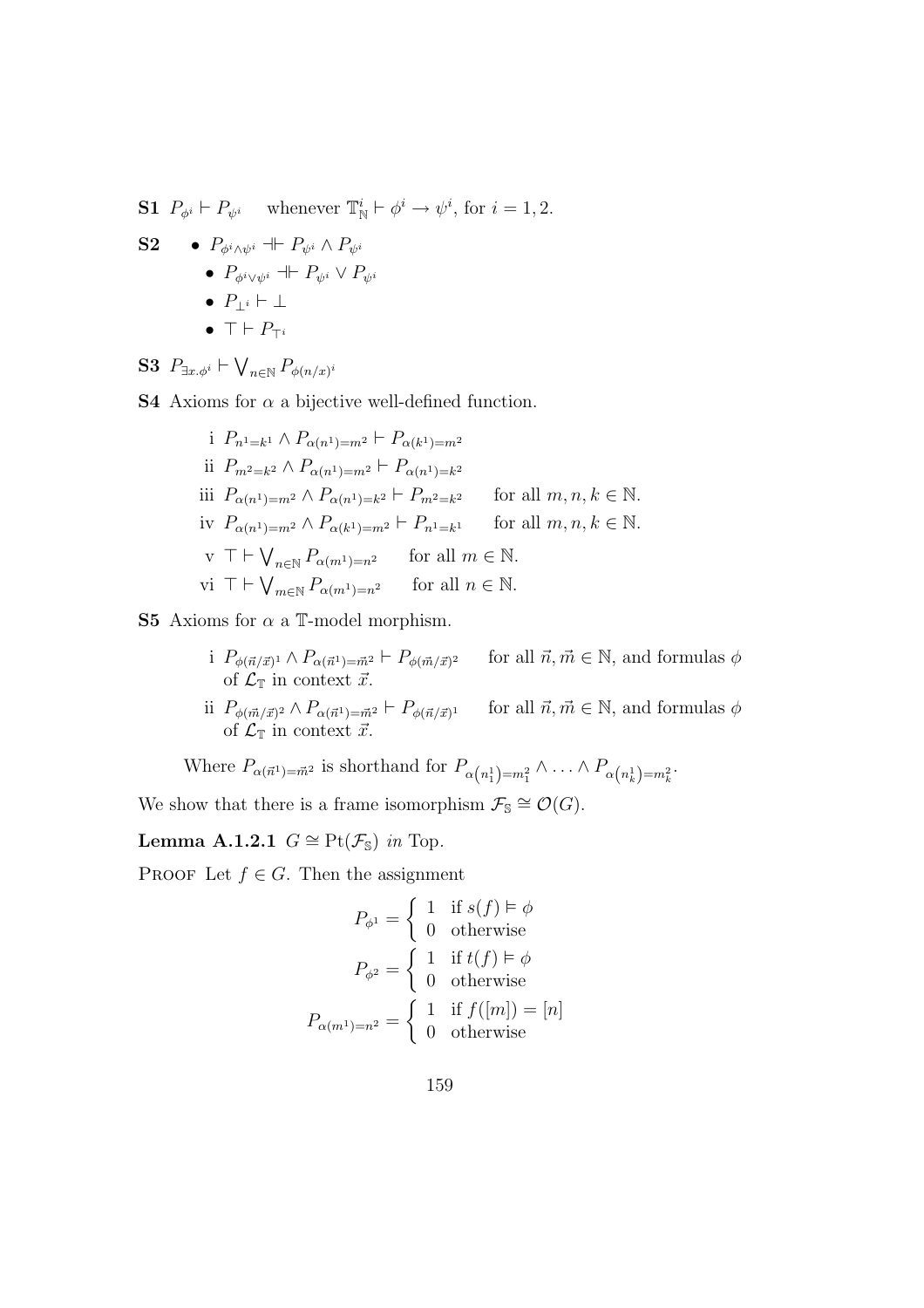**S1** $P_{\phi^i} \vdash P_{\psi^i}$ whenever $\mathbb{T}^i_{\mathbb{N}} \vdash \phi^i \to \psi^i$, for $i = 1, 2$.

**S2**

- $P_{\phi^i \wedge \psi^i} \dashv\vdash P_{\psi^i} \wedge P_{\psi^i}$
- $P_{\phi^i \vee \psi^i} \dashv\vdash P_{\psi^i} \vee P_{\psi^i}$
- $P_{\perp^i} \vdash \perp$
- $\top \vdash P_{\top^i}$

**S3** $P_{\exists x.\phi^i} \vdash \bigvee_{n \in \mathbb{N}} P_{\phi(n/x)^i}$

**S4** Axioms for $\alpha$ a bijective well-defined function.

i $P_{n^1 = k^1} \wedge P_{\alpha(n^1) = m^2} \vdash P_{\alpha(k^1) = m^2}$

ii $P_{m^2 = k^2} \wedge P_{\alpha(n^1) = m^2} \vdash P_{\alpha(n^1) = k^2}$

iii $P_{\alpha(n^1) = m^2} \wedge P_{\alpha(n^1) = k^2} \vdash P_{m^2 = k^2}$ for all $m, n, k \in \mathbb{N}$.

iv $P_{\alpha(n^1) = m^2} \wedge P_{\alpha(k^1) = m^2} \vdash P_{n^1 = k^1}$ for all $m, n, k \in \mathbb{N}$.

v $\top \vdash \bigvee_{n \in \mathbb{N}} P_{\alpha(m^1) = n^2}$ for all $m \in \mathbb{N}$.

vi $\top \vdash \bigvee_{m \in \mathbb{N}} P_{\alpha(m^1) = n^2}$ for all $n \in \mathbb{N}$.

**S5** Axioms for $\alpha$ a $\mathbb{T}$-model morphism.

i $P_{\phi(\vec{n}/\vec{x})^1} \wedge P_{\alpha(\vec{n}^1) = \vec{m}^2} \vdash P_{\phi(\vec{m}/\vec{x})^2}$ for all $\vec{n}, \vec{m} \in \mathbb{N}$, and formulas $\phi$ of $\mathcal{L}_{\mathbb{T}}$ in context $\vec{x}$.

ii $P_{\phi(\vec{m}/\vec{x})^2} \wedge P_{\alpha(\vec{n}^1) = \vec{m}^2} \vdash P_{\phi(\vec{n}/\vec{x})^1}$ for all $\vec{n}, \vec{m} \in \mathbb{N}$, and formulas $\phi$ of $\mathcal{L}_{\mathbb{T}}$ in context $\vec{x}$.

Where $P_{\alpha(\vec{n}^1) = \vec{m}^2}$ is shorthand for $P_{\alpha\left(n^1_1\right) = m^2_1} \wedge \ldots \wedge P_{\alpha\left(n^1_k\right) = m^2_k}$.

We show that there is a frame isomorphism $\mathcal{F}_{\mathbb{S}} \cong \mathcal{O}(G)$.

**Lemma A.1.2.1** *$G \cong \mathrm{Pt}(\mathcal{F}_{\mathbb{S}})$ in* Top.

Proof Let $f \in G$. Then the assignment

$$P_{\phi^1} = \begin{cases} 1 & \text{if } s(f) \vDash \phi \\ 0 & \text{otherwise} \end{cases}$$

$$P_{\phi^2} = \begin{cases} 1 & \text{if } t(f) \vDash \phi \\ 0 & \text{otherwise} \end{cases}$$

$$P_{\alpha(m^1) = n^2} = \begin{cases} 1 & \text{if } f([m]) = [n] \\ 0 & \text{otherwise} \end{cases}$$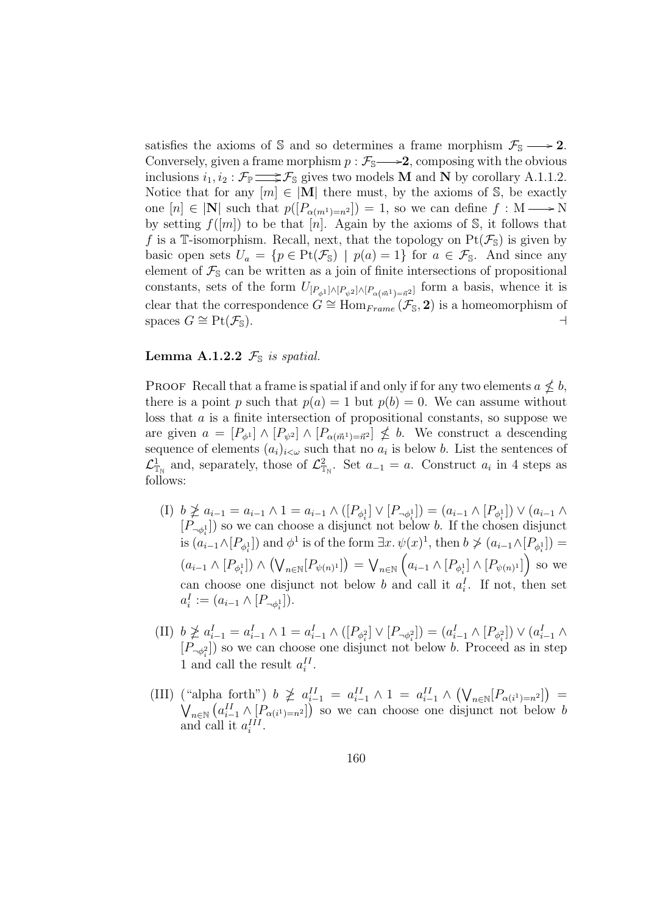satisfies the axioms of $\mathbb{S}$ and so determines a frame morphism $\mathcal{F}_{\mathbb{S}} \longrightarrow \mathbf{2}$. Conversely, given a frame morphism $p : \mathcal{F}_{\mathbb{S}} \longrightarrow \mathbf{2}$, composing with the obvious inclusions $i_1, i_2 : \mathcal{F}_{\mathbb{P}} \rightrightarrows \mathcal{F}_{\mathbb{S}}$ gives two models $\mathbf{M}$ and $\mathbf{N}$ by corollary A.1.1.2. Notice that for any $[m] \in |\mathbf{M}|$ there must, by the axioms of $\mathbb{S}$, be exactly one $[n] \in |\mathbf{N}|$ such that $p([P_{\alpha(m^1)=n^2}]) = 1$, so we can define $f : \mathrm{M} \longrightarrow \mathrm{N}$ by setting $f([m])$ to be that $[n]$. Again by the axioms of $\mathbb{S}$, it follows that $f$ is a $\mathbb{T}$-isomorphism. Recall, next, that the topology on $\mathrm{Pt}(\mathcal{F}_{\mathbb{S}})$ is given by basic open sets $U_a = \{p \in \mathrm{Pt}(\mathcal{F}_{\mathbb{S}}) \mid p(a) = 1\}$ for $a \in \mathcal{F}_{\mathbb{S}}$. And since any element of $\mathcal{F}_{\mathbb{S}}$ can be written as a join of finite intersections of propositional constants, sets of the form $U_{[P_{\phi^1}] \wedge [P_{\psi^2}] \wedge [P_{\alpha(\vec{m}^1)=\vec{n}^2}]}$ form a basis, whence it is clear that the correspondence $G \cong \mathrm{Hom}_{Frame}(\mathcal{F}_{\mathbb{S}}, \mathbf{2})$ is a homeomorphism of spaces $G \cong \mathrm{Pt}(\mathcal{F}_{\mathbb{S}})$. $\dashv$

**Lemma A.1.2.2** *$\mathcal{F}_{\mathbb{S}}$ is spatial.*

Proof Recall that a frame is spatial if and only if for any two elements $a \nleq b$, there is a point $p$ such that $p(a) = 1$ but $p(b) = 0$. We can assume without loss that $a$ is a finite intersection of propositional constants, so suppose we are given $a = [P_{\phi^1}] \wedge [P_{\psi^2}] \wedge [P_{\alpha(\vec{m}^1)=\vec{n}^2}] \nleq b$. We construct a descending sequence of elements $(a_i)_{i<\omega}$ such that no $a_i$ is below $b$. List the sentences of $\mathcal{L}^1_{\mathbb{T}_{\mathbb{N}}}$ and, separately, those of $\mathcal{L}^2_{\mathbb{T}_{\mathbb{N}}}$. Set $a_{-1} = a$. Construct $a_i$ in 4 steps as follows:

(I) $b \ngeq a_{i-1} = a_{i-1} \wedge 1 = a_{i-1} \wedge ([P_{\phi^1_i}] \vee [P_{\neg\phi^1_i}]) = (a_{i-1} \wedge [P_{\phi^1_i}]) \vee (a_{i-1} \wedge [P_{\neg\phi^1_i}])$ so we can choose a disjunct not below $b$. If the chosen disjunct is $(a_{i-1} \wedge [P_{\phi^1_i}])$ and $\phi^1$ is of the form $\exists x.\, \psi(x)^1$, then $b \ngeq (a_{i-1} \wedge [P_{\phi^1_i}]) = (a_{i-1} \wedge [P_{\phi^1_i}]) \wedge \left(\bigvee_{n\in\mathbb{N}} [P_{\psi(n)^1}]\right) = \bigvee_{n\in\mathbb{N}} \left(a_{i-1} \wedge [P_{\phi^1_i}] \wedge [P_{\psi(n)^1}]\right)$ so we can choose one disjunct not below $b$ and call it $a^I_i$. If not, then set $a^I_i := (a_{i-1} \wedge [P_{\neg\phi^1_i}])$.

(II) $b \ngeq a^I_{i-1} = a^I_{i-1} \wedge 1 = a^I_{i-1} \wedge ([P_{\phi^2_i}] \vee [P_{\neg\phi^2_i}]) = (a^I_{i-1} \wedge [P_{\phi^2_i}]) \vee (a^I_{i-1} \wedge [P_{\neg\phi^2_i}])$ so we can choose one disjunct not below $b$. Proceed as in step 1 and call the result $a^{II}_i$.

(III) ("alpha forth") $b \ngeq a^{II}_{i-1} = a^{II}_{i-1} \wedge 1 = a^{II}_{i-1} \wedge \left(\bigvee_{n\in\mathbb{N}} [P_{\alpha(i^1)=n^2}]\right) = \bigvee_{n\in\mathbb{N}} \left(a^{II}_{i-1} \wedge [P_{\alpha(i^1)=n^2}]\right)$ so we can choose one disjunct not below $b$ and call it $a^{III}_i$.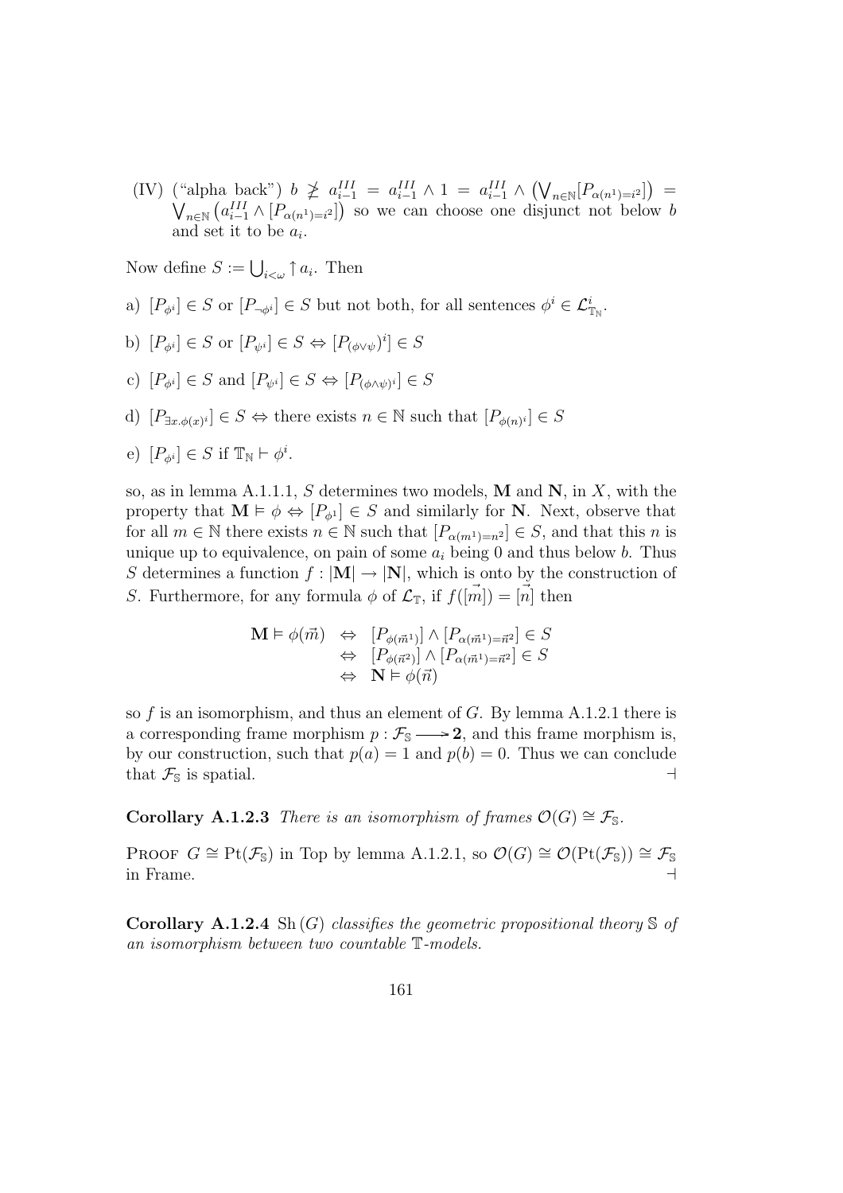(IV) ("alpha back") $b \not\geq a_{i-1}^{III} = a_{i-1}^{III} \wedge 1 = a_{i-1}^{III} \wedge \left(\bigvee_{n \in \mathbb{N}} [P_{\alpha(n^1)=i^2}]\right) = \bigvee_{n \in \mathbb{N}} \left(a_{i-1}^{III} \wedge [P_{\alpha(n^1)=i^2}]\right)$ so we can choose one disjunct not below $b$ and set it to be $a_i$.

Now define $S := \bigcup_{i<\omega} \uparrow a_i$. Then

a) $[P_{\phi^i}] \in S$ or $[P_{\neg\phi^i}] \in S$ but not both, for all sentences $\phi^i \in \mathcal{L}^i_{\mathbb{T}_\mathbb{N}}$.

b) $[P_{\phi^i}] \in S$ or $[P_{\psi^i}] \in S \Leftrightarrow [P_{(\phi\vee\psi)}{}^i] \in S$

c) $[P_{\phi^i}] \in S$ and $[P_{\psi^i}] \in S \Leftrightarrow [P_{(\phi\wedge\psi)^i}] \in S$

d) $[P_{\exists x.\phi(x)^i}] \in S \Leftrightarrow$ there exists $n \in \mathbb{N}$ such that $[P_{\phi(n)^i}] \in S$

e) $[P_{\phi^i}] \in S$ if $\mathbb{T}_\mathbb{N} \vdash \phi^i$.

so, as in lemma A.1.1.1, $S$ determines two models, $\mathbf{M}$ and $\mathbf{N}$, in $X$, with the property that $\mathbf{M} \vDash \phi \Leftrightarrow [P_{\phi^1}] \in S$ and similarly for $\mathbf{N}$. Next, observe that for all $m \in \mathbb{N}$ there exists $n \in \mathbb{N}$ such that $[P_{\alpha(m^1)=n^2}] \in S$, and that this $n$ is unique up to equivalence, on pain of some $a_i$ being 0 and thus below $b$. Thus $S$ determines a function $f : |\mathbf{M}| \to |\mathbf{N}|$, which is onto by the construction of $S$. Furthermore, for any formula $\phi$ of $\mathcal{L}_\mathbb{T}$, if $f([\vec{m}]) = [\vec{n}]$ then

$$\begin{array}{rcl} \mathbf{M} \vDash \phi(\vec{m}) & \Leftrightarrow & [P_{\phi(\vec{m}^1)}] \wedge [P_{\alpha(\vec{m}^1)=\vec{n}^2}] \in S \\ & \Leftrightarrow & [P_{\phi(\vec{n}^2)}] \wedge [P_{\alpha(\vec{m}^1)=\vec{n}^2}] \in S \\ & \Leftrightarrow & \mathbf{N} \vDash \phi(\vec{n}) \end{array}$$

so $f$ is an isomorphism, and thus an element of $G$. By lemma A.1.2.1 there is a corresponding frame morphism $p : \mathcal{F}_\mathbb{S} \longrightarrow \mathbf{2}$, and this frame morphism is, by our construction, such that $p(a) = 1$ and $p(b) = 0$. Thus we can conclude that $\mathcal{F}_\mathbb{S}$ is spatial. $\dashv$

**Corollary A.1.2.3** *There is an isomorphism of frames $\mathcal{O}(G) \cong \mathcal{F}_\mathbb{S}$.*

Proof $G \cong \mathrm{Pt}(\mathcal{F}_\mathbb{S})$ in Top by lemma A.1.2.1, so $\mathcal{O}(G) \cong \mathcal{O}(\mathrm{Pt}(\mathcal{F}_\mathbb{S})) \cong \mathcal{F}_\mathbb{S}$ in Frame. $\dashv$

**Corollary A.1.2.4** $\mathrm{Sh}\,(G)$ *classifies the geometric propositional theory $\mathbb{S}$ of an isomorphism between two countable $\mathbb{T}$-models.*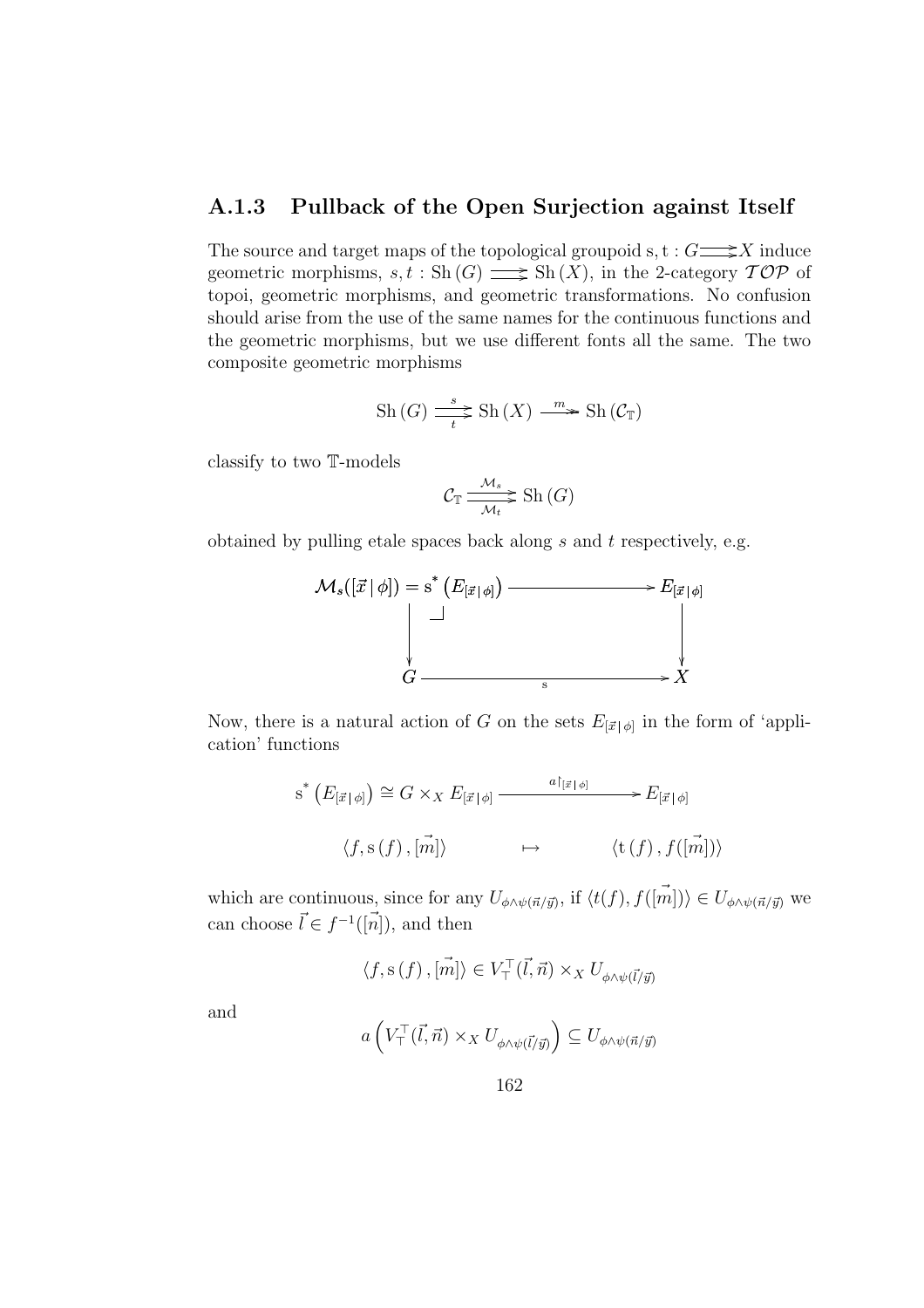### A.1.3 Pullback of the Open Surjection against Itself

The source and target maps of the topological groupoid $\mathrm{s}, \mathrm{t} : G \rightrightarrows X$ induce geometric morphisms, $s, t : \mathrm{Sh}(G) \rightrightarrows \mathrm{Sh}(X)$, in the 2-category $\mathcal{TOP}$ of topoi, geometric morphisms, and geometric transformations. No confusion should arise from the use of the same names for the continuous functions and the geometric morphisms, but we use different fonts all the same. The two composite geometric morphisms

$$\mathrm{Sh}(G) \underset{t}{\overset{s}{\rightrightarrows}} \mathrm{Sh}(X) \xrightarrow{m} \mathrm{Sh}(\mathcal{C}_{\mathbb{T}})$$

classify to two $\mathbb{T}$-models

$$\mathcal{C}_{\mathbb{T}} \underset{\mathcal{M}_t}{\overset{\mathcal{M}_s}{\rightrightarrows}} \mathrm{Sh}(G)$$

obtained by pulling etale spaces back along $s$ and $t$ respectively, e.g.

$$\begin{array}{ccc}
\mathcal{M}_s([\vec{x} \,|\, \phi]) = \mathrm{s}^*\left(E_{[\vec{x}\,|\,\phi]}\right) & \longrightarrow & E_{[\vec{x}\,|\,\phi]} \\
\downarrow & \lrcorner & \downarrow \\
G & \xrightarrow{\quad \mathrm{s} \quad} & X
\end{array}$$

Now, there is a natural action of $G$ on the sets $E_{[\vec{x}\,|\,\phi]}$ in the form of 'application' functions

$$\begin{array}{ccc}
\mathrm{s}^*\left(E_{[\vec{x}\,|\,\phi]}\right) \cong G \times_X E_{[\vec{x}\,|\,\phi]} & \xrightarrow{a\restriction_{[\vec{x}\,|\,\phi]}} & E_{[\vec{x}\,|\,\phi]} \\
\langle f, \mathrm{s}(f), [\vec{m}] \rangle & \mapsto & \langle \mathrm{t}(f), f([\vec{m}]) \rangle
\end{array}$$

which are continuous, since for any $U_{\phi\wedge\psi(\vec{n}/\vec{y})}$, if $\langle t(f), f([\vec{m}])\rangle \in U_{\phi\wedge\psi(\vec{n}/\vec{y})}$ we can choose $\vec{l} \in f^{-1}([\vec{n}])$, and then

$$\langle f, \mathrm{s}(f), [\vec{m}] \rangle \in V^{\top}_{\top}(\vec{l}, \vec{n}) \times_X U_{\phi\wedge\psi(\vec{l}/\vec{y})}$$

and

$$a\left(V^{\top}_{\top}(\vec{l}, \vec{n}) \times_X U_{\phi\wedge\psi(\vec{l}/\vec{y})}\right) \subseteq U_{\phi\wedge\psi(\vec{n}/\vec{y})}$$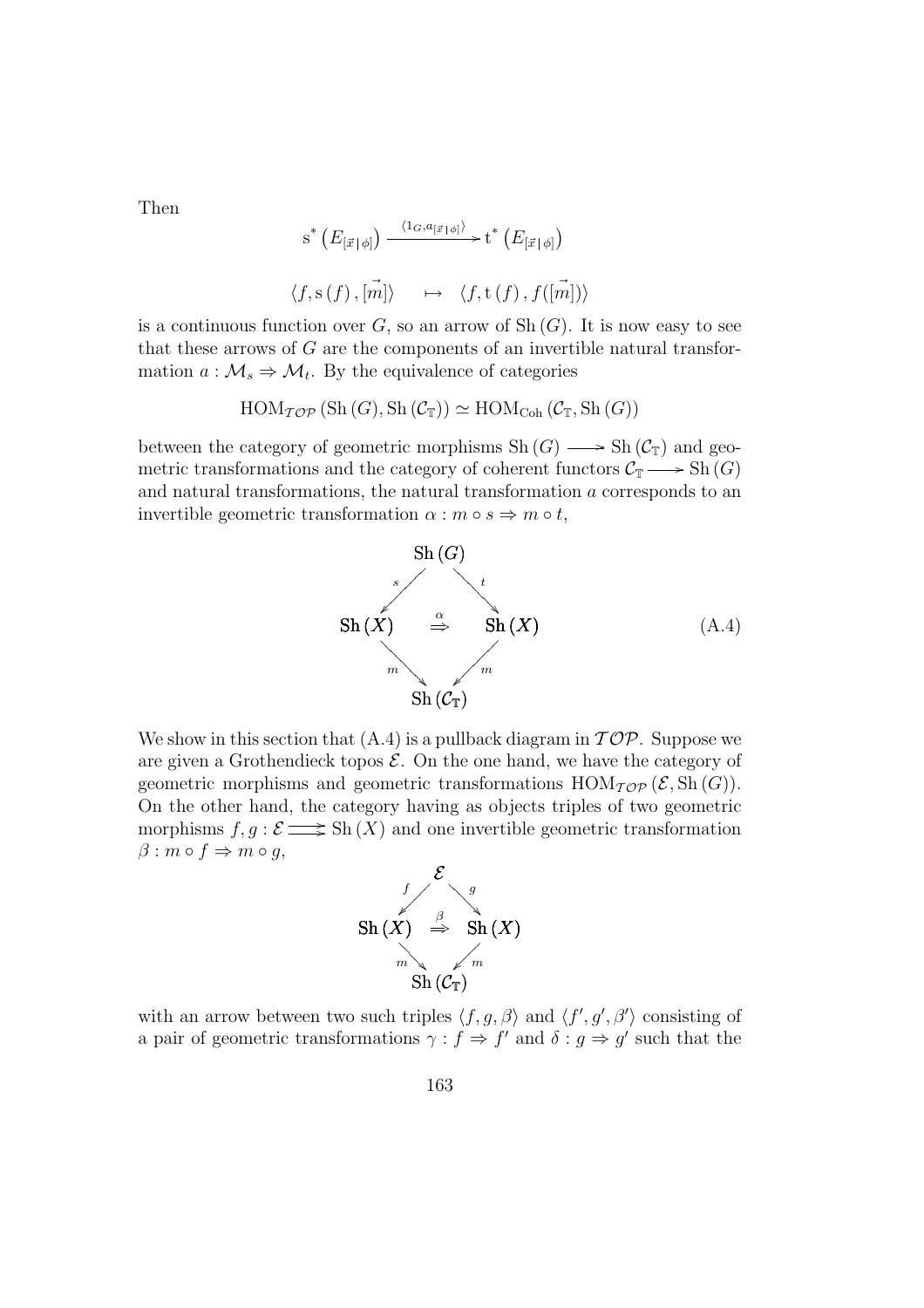Then

$$\mathrm{s}^*\left(E_{[\vec{x}\,|\,\phi]}\right) \xrightarrow{\langle 1_G, a_{[\vec{x}\,|\,\phi]}\rangle} \mathrm{t}^*\left(E_{[\vec{x}\,|\,\phi]}\right)$$

$$\langle f, \mathrm{s}(f), [\vec{m}]\rangle \quad \mapsto \quad \langle f, \mathrm{t}(f), f([\vec{m}])\rangle$$

is a continuous function over $G$, so an arrow of $\mathrm{Sh}(G)$. It is now easy to see that these arrows of $G$ are the components of an invertible natural transformation $a : \mathcal{M}_s \Rightarrow \mathcal{M}_t$. By the equivalence of categories

$$\mathrm{HOM}_{\mathcal{TOP}}(\mathrm{Sh}(G), \mathrm{Sh}(\mathcal{C}_{\mathbb{T}})) \simeq \mathrm{HOM}_{\mathrm{Coh}}(\mathcal{C}_{\mathbb{T}}, \mathrm{Sh}(G))$$

between the category of geometric morphisms $\mathrm{Sh}(G) \longrightarrow \mathrm{Sh}(\mathcal{C}_{\mathbb{T}})$ and geometric transformations and the category of coherent functors $\mathcal{C}_{\mathbb{T}} \longrightarrow \mathrm{Sh}(G)$ and natural transformations, the natural transformation $a$ corresponds to an invertible geometric transformation $\alpha : m \circ s \Rightarrow m \circ t$,

$$\begin{array}{ccccc} & & \mathrm{Sh}(G) & & \\ & \swarrow^{s} & & \searrow^{t} & \\ \mathrm{Sh}(X) & & \overset{\alpha}{\Rightarrow} & & \mathrm{Sh}(X) \\ & \searrow_{m} & & \swarrow_{m} & \\ & & \mathrm{Sh}(\mathcal{C}_{\mathbb{T}}) & & \end{array} \tag{A.4}$$

We show in this section that (A.4) is a pullback diagram in $\mathcal{TOP}$. Suppose we are given a Grothendieck topos $\mathcal{E}$. On the one hand, we have the category of geometric morphisms and geometric transformations $\mathrm{HOM}_{\mathcal{TOP}}(\mathcal{E}, \mathrm{Sh}(G))$. On the other hand, the category having as objects triples of two geometric morphisms $f, g : \mathcal{E} \rightrightarrows \mathrm{Sh}(X)$ and one invertible geometric transformation $\beta : m \circ f \Rightarrow m \circ g$,

$$\begin{array}{ccccc} & & \mathcal{E} & & \\ & \swarrow^{f} & & \searrow^{g} & \\ \mathrm{Sh}(X) & & \overset{\beta}{\Rightarrow} & & \mathrm{Sh}(X) \\ & \searrow_{m} & & \swarrow_{m} & \\ & & \mathrm{Sh}(\mathcal{C}_{\mathbb{T}}) & & \end{array}$$

with an arrow between two such triples $\langle f, g, \beta\rangle$ and $\langle f', g', \beta'\rangle$ consisting of a pair of geometric transformations $\gamma : f \Rightarrow f'$ and $\delta : g \Rightarrow g'$ such that the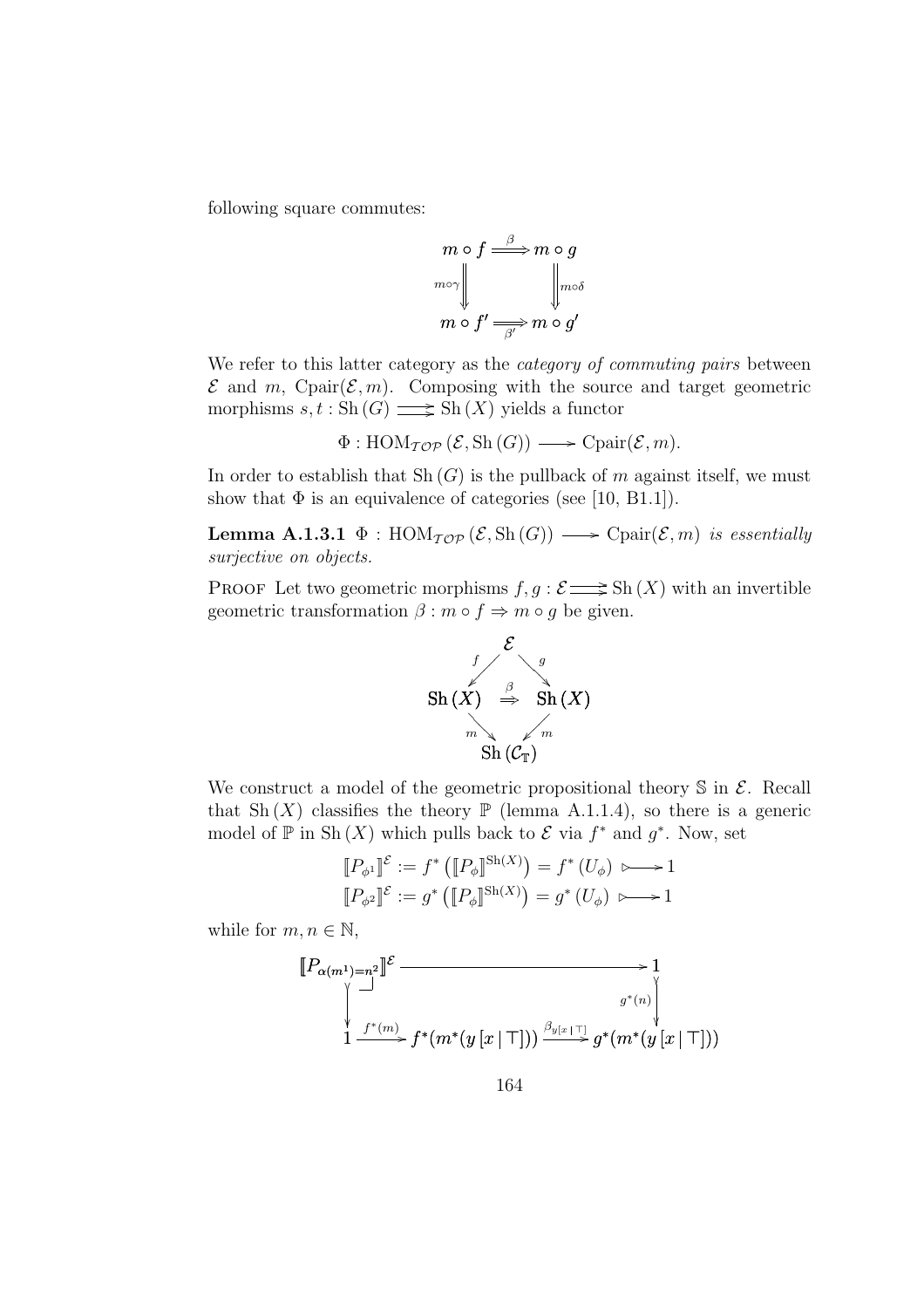following square commutes:

$$\begin{array}{ccc} m \circ f & \overset{\beta}{\Longrightarrow} & m \circ g \\ {\scriptstyle m\circ\gamma}\Big\Downarrow & & \Big\Downarrow{\scriptstyle m\circ\delta} \\ m \circ f' & \underset{\beta'}{\Longrightarrow} & m \circ g' \end{array}$$

We refer to this latter category as the *category of commuting pairs* between $\mathcal{E}$ and $m$, $\mathrm{Cpair}(\mathcal{E}, m)$. Composing with the source and target geometric morphisms $s, t : \mathrm{Sh}\,(G) \rightrightarrows \mathrm{Sh}\,(X)$ yields a functor

$$\Phi : \mathrm{HOM}_{\mathcal{TOP}}\,(\mathcal{E}, \mathrm{Sh}\,(G)) \longrightarrow \mathrm{Cpair}(\mathcal{E}, m).$$

In order to establish that $\mathrm{Sh}\,(G)$ is the pullback of $m$ against itself, we must show that $\Phi$ is an equivalence of categories (see [10, B1.1]).

**Lemma A.1.3.1** *$\Phi : \mathrm{HOM}_{\mathcal{TOP}}\,(\mathcal{E}, \mathrm{Sh}\,(G)) \longrightarrow \mathrm{Cpair}(\mathcal{E}, m)$ is essentially surjective on objects.*

Proof Let two geometric morphisms $f, g : \mathcal{E} \rightrightarrows \mathrm{Sh}\,(X)$ with an invertible geometric transformation $\beta : m \circ f \Rightarrow m \circ g$ be given.

$$\begin{array}{ccccc} & & \mathcal{E} & & \\ & {\scriptstyle f}\swarrow & & \searrow{\scriptstyle g} & \\ \mathrm{Sh}\,(X) & & \overset{\beta}{\Rightarrow} & & \mathrm{Sh}\,(X) \\ & {\scriptstyle m}\searrow & & \swarrow{\scriptstyle m} & \\ & & \mathrm{Sh}\,(\mathcal{C}_{\mathbb{T}}) & & \end{array}$$

We construct a model of the geometric propositional theory $\mathbb{S}$ in $\mathcal{E}$. Recall that $\mathrm{Sh}\,(X)$ classifies the theory $\mathbb{P}$ (lemma A.1.1.4), so there is a generic model of $\mathbb{P}$ in $\mathrm{Sh}\,(X)$ which pulls back to $\mathcal{E}$ via $f^*$ and $g^*$. Now, set

$$[\![P_{\phi^1}]\!]^{\mathcal{E}} := f^*\left([\![P_\phi]\!]^{\mathrm{Sh}(X)}\right) = f^*\left(U_\phi\right) \rightarrowtail 1$$
$$[\![P_{\phi^2}]\!]^{\mathcal{E}} := g^*\left([\![P_\phi]\!]^{\mathrm{Sh}(X)}\right) = g^*\left(U_\phi\right) \rightarrowtail 1$$

while for $m, n \in \mathbb{N}$,

$$\begin{array}{ccccc} [\![P_{\alpha(m^1)=n^2}]\!]^{\mathcal{E}} & \longrightarrow & & & 1 \\ \Big\downarrow & & & & \Big\downarrow{\scriptstyle g^*(n)} \\ 1 & \xrightarrow{f^*(m)} & f^*(m^*(y\,[x\,|\,\top])) & \xrightarrow{\beta_{y[x\,|\,\top]}} & g^*(m^*(y\,[x\,|\,\top])) \end{array}$$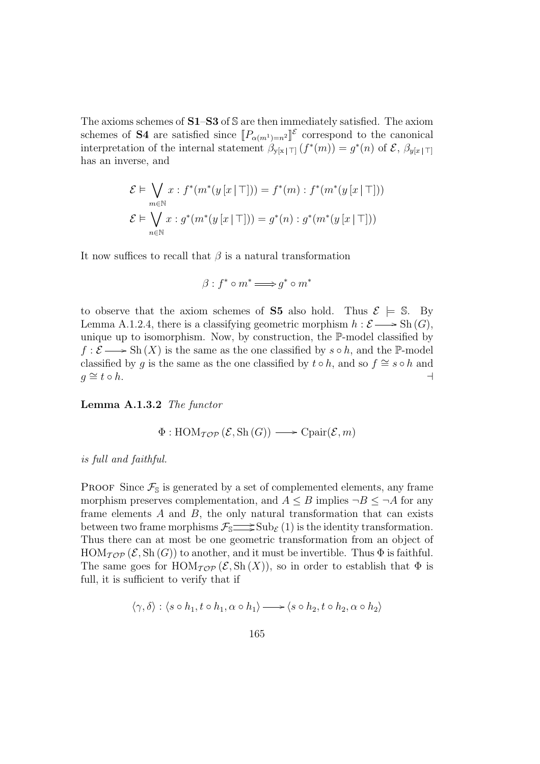The axioms schemes of **S1**–**S3** of $\mathbb{S}$ are then immediately satisfied. The axiom schemes of **S4** are satisfied since $[\![P_{\alpha(m^1)=n^2}]\!]^{\mathcal{E}}$ correspond to the canonical interpretation of the internal statement $\beta_{y[x\,|\,\top]}(f^*(m)) = g^*(n)$ of $\mathcal{E}$, $\beta_{y[x\,|\,\top]}$ has an inverse, and

$$\mathcal{E} \vDash \bigvee_{m\in\mathbb{N}} x : f^*(m^*(y\,[x\,|\,\top])) = f^*(m) : f^*(m^*(y\,[x\,|\,\top]))$$

$$\mathcal{E} \vDash \bigvee_{n\in\mathbb{N}} x : g^*(m^*(y\,[x\,|\,\top])) = g^*(n) : g^*(m^*(y\,[x\,|\,\top]))$$

It now suffices to recall that $\beta$ is a natural transformation

$$\beta : f^* \circ m^* \Longrightarrow g^* \circ m^*$$

to observe that the axiom schemes of **S5** also hold. Thus $\mathcal{E} \models \mathbb{S}$. By Lemma A.1.2.4, there is a classifying geometric morphism $h : \mathcal{E} \longrightarrow \mathrm{Sh}\,(G)$, unique up to isomorphism. Now, by construction, the $\mathbb{P}$-model classified by $f : \mathcal{E} \longrightarrow \mathrm{Sh}\,(X)$ is the same as the one classified by $s \circ h$, and the $\mathbb{P}$-model classified by $g$ is the same as the one classified by $t \circ h$, and so $f \cong s \circ h$ and $g \cong t \circ h$. $\dashv$

**Lemma A.1.3.2** *The functor*

$$\Phi : \mathrm{HOM}_{\mathcal{TOP}}\,(\mathcal{E}, \mathrm{Sh}\,(G)) \longrightarrow \mathrm{Cpair}(\mathcal{E}, m)$$

*is full and faithful.*

Proof Since $\mathcal{F}_{\mathbb{S}}$ is generated by a set of complemented elements, any frame morphism preserves complementation, and $A \leq B$ implies $\neg B \leq \neg A$ for any frame elements $A$ and $B$, the only natural transformation that can exists between two frame morphisms $\mathcal{F}_{\mathbb{S}} \rightrightarrows \mathrm{Sub}_{\mathcal{E}}\,(1)$ is the identity transformation. Thus there can at most be one geometric transformation from an object of $\mathrm{HOM}_{\mathcal{TOP}}\,(\mathcal{E}, \mathrm{Sh}\,(G))$ to another, and it must be invertible. Thus $\Phi$ is faithful. The same goes for $\mathrm{HOM}_{\mathcal{TOP}}\,(\mathcal{E}, \mathrm{Sh}\,(X))$, so in order to establish that $\Phi$ is full, it is sufficient to verify that if

$$\langle \gamma, \delta \rangle : \langle s \circ h_1, t \circ h_1, \alpha \circ h_1 \rangle \longrightarrow \langle s \circ h_2, t \circ h_2, \alpha \circ h_2 \rangle$$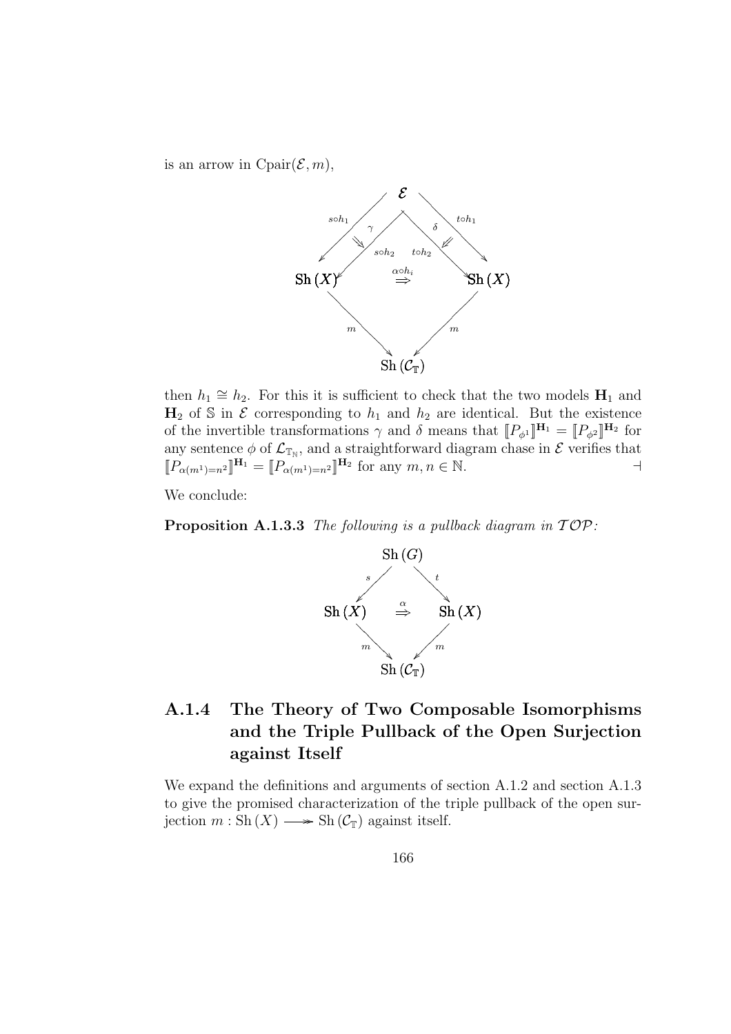is an arrow in $\mathrm{Cpair}(\mathcal{E}, m)$,

$$
\begin{array}{ccccc}
 & & \mathcal{E} & & \\
 & \swarrow^{s \circ h_1} \; \swarrow^{s \circ h_2} & \gamma \Downarrow \quad \delta \Downarrow & \searrow^{t \circ h_2} \; \searrow^{t \circ h_1} & \\
\mathrm{Sh}\,(X) & & \overset{\alpha \circ h_i}{\Rightarrow} & & \mathrm{Sh}\,(X) \\
 & \searrow_{m} & & \swarrow_{m} & \\
 & & \mathrm{Sh}\,(\mathcal{C}_{\mathbb{T}}) & &
\end{array}
$$

then $h_1 \cong h_2$. For this it is sufficient to check that the two models $\mathbf{H}_1$ and $\mathbf{H}_2$ of $\mathbb{S}$ in $\mathcal{E}$ corresponding to $h_1$ and $h_2$ are identical. But the existence of the invertible transformations $\gamma$ and $\delta$ means that $[\![P_{\phi^1}]\!]^{\mathbf{H}_1} = [\![P_{\phi^2}]\!]^{\mathbf{H}_2}$ for any sentence $\phi$ of $\mathcal{L}_{\mathbb{T}_{\mathbb{N}}}$, and a straightforward diagram chase in $\mathcal{E}$ verifies that $[\![P_{\alpha(m^1)=n^2}]\!]^{\mathbf{H}_1} = [\![P_{\alpha(m^1)=n^2}]\!]^{\mathbf{H}_2}$ for any $m, n \in \mathbb{N}$. $\dashv$

We conclude:

**Proposition A.1.3.3** *The following is a pullback diagram in $\mathcal{TOP}$:*

$$
\begin{array}{ccccc}
 & & \mathrm{Sh}\,(G) & & \\
 & \swarrow^{s} & & \searrow^{t} & \\
\mathrm{Sh}\,(X) & & \overset{\alpha}{\Rightarrow} & & \mathrm{Sh}\,(X) \\
 & \searrow_{m} & & \swarrow_{m} & \\
 & & \mathrm{Sh}\,(\mathcal{C}_{\mathbb{T}}) & &
\end{array}
$$

## A.1.4 The Theory of Two Composable Isomorphisms and the Triple Pullback of the Open Surjection against Itself

We expand the definitions and arguments of section A.1.2 and section A.1.3 to give the promised characterization of the triple pullback of the open surjection $m : \mathrm{Sh}\,(X) \twoheadrightarrow \mathrm{Sh}\,(\mathcal{C}_{\mathbb{T}})$ against itself.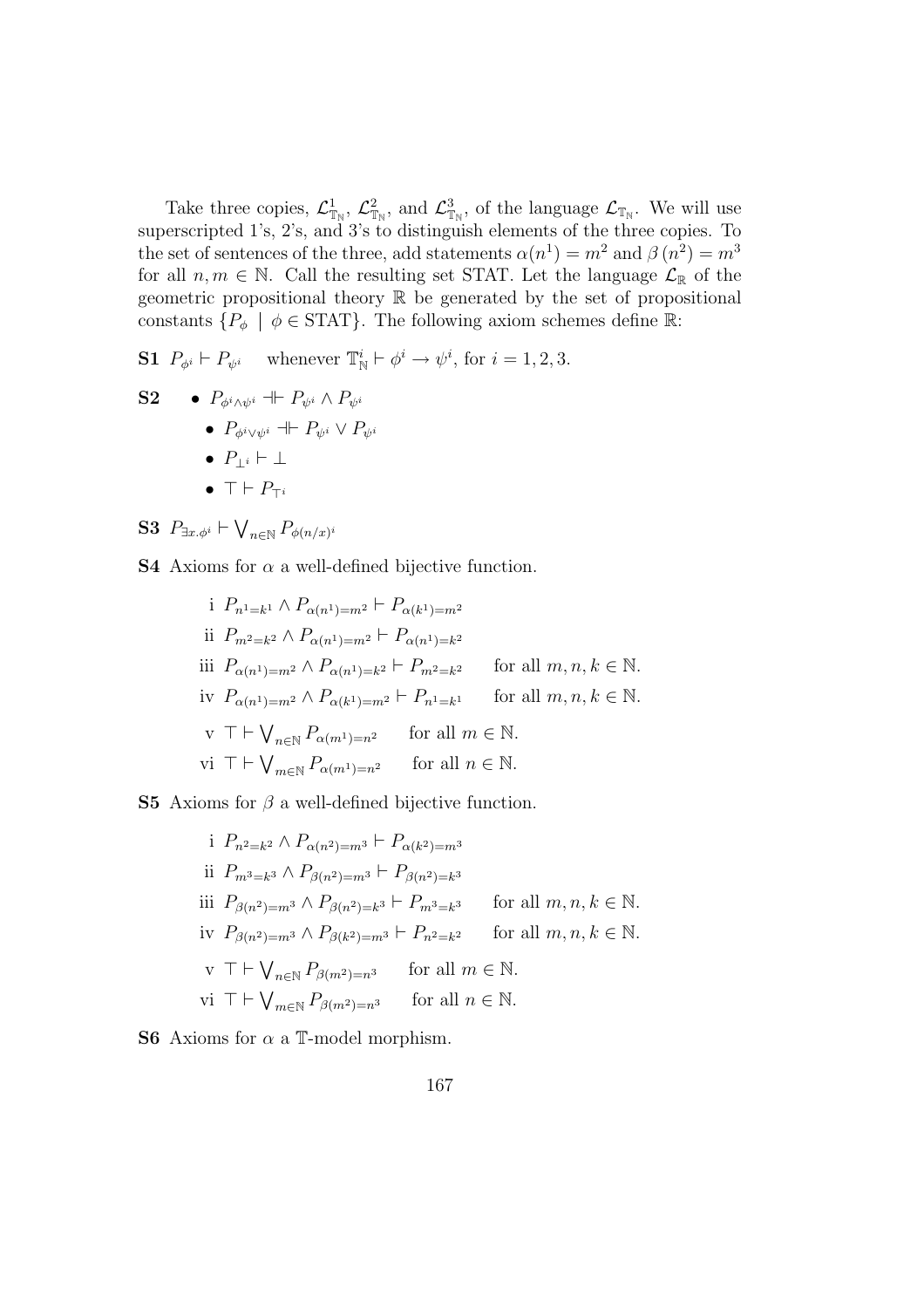Take three copies, $\mathcal{L}^1_{\mathbb{T}_\mathbb{N}}$, $\mathcal{L}^2_{\mathbb{T}_\mathbb{N}}$, and $\mathcal{L}^3_{\mathbb{T}_\mathbb{N}}$, of the language $\mathcal{L}_{\mathbb{T}_\mathbb{N}}$. We will use superscripted 1's, 2's, and 3's to distinguish elements of the three copies. To the set of sentences of the three, add statements $\alpha(n^1) = m^2$ and $\beta(n^2) = m^3$ for all $n, m \in \mathbb{N}$. Call the resulting set STAT. Let the language $\mathcal{L}_\mathbb{R}$ of the geometric propositional theory $\mathbb{R}$ be generated by the set of propositional constants $\{P_\phi \mid \phi \in \text{STAT}\}$. The following axiom schemes define $\mathbb{R}$:

**S1** $P_{\phi^i} \vdash P_{\psi^i}$ whenever $\mathbb{T}^i_\mathbb{N} \vdash \phi^i \to \psi^i$, for $i = 1, 2, 3$.

**S2**

- $P_{\phi^i \wedge \psi^i} \dashv\vdash P_{\psi^i} \wedge P_{\psi^i}$
- $P_{\phi^i \vee \psi^i} \dashv\vdash P_{\psi^i} \vee P_{\psi^i}$
- $P_{\perp^i} \vdash \perp$
- $\top \vdash P_{\top^i}$

**S3** $P_{\exists x.\phi^i} \vdash \bigvee_{n\in\mathbb{N}} P_{\phi(n/x)^i}$

**S4** Axioms for $\alpha$ a well-defined bijective function.

i $P_{n^1=k^1} \wedge P_{\alpha(n^1)=m^2} \vdash P_{\alpha(k^1)=m^2}$

ii $P_{m^2=k^2} \wedge P_{\alpha(n^1)=m^2} \vdash P_{\alpha(n^1)=k^2}$

iii $P_{\alpha(n^1)=m^2} \wedge P_{\alpha(n^1)=k^2} \vdash P_{m^2=k^2}$ for all $m, n, k \in \mathbb{N}$.

iv $P_{\alpha(n^1)=m^2} \wedge P_{\alpha(k^1)=m^2} \vdash P_{n^1=k^1}$ for all $m, n, k \in \mathbb{N}$.

v $\top \vdash \bigvee_{n\in\mathbb{N}} P_{\alpha(m^1)=n^2}$ for all $m \in \mathbb{N}$.

vi $\top \vdash \bigvee_{m\in\mathbb{N}} P_{\alpha(m^1)=n^2}$ for all $n \in \mathbb{N}$.

**S5** Axioms for $\beta$ a well-defined bijective function.

i $P_{n^2=k^2} \wedge P_{\alpha(n^2)=m^3} \vdash P_{\alpha(k^2)=m^3}$

ii $P_{m^3=k^3} \wedge P_{\beta(n^2)=m^3} \vdash P_{\beta(n^2)=k^3}$

iii $P_{\beta(n^2)=m^3} \wedge P_{\beta(n^2)=k^3} \vdash P_{m^3=k^3}$ for all $m, n, k \in \mathbb{N}$.

iv $P_{\beta(n^2)=m^3} \wedge P_{\beta(k^2)=m^3} \vdash P_{n^2=k^2}$ for all $m, n, k \in \mathbb{N}$.

v $\top \vdash \bigvee_{n\in\mathbb{N}} P_{\beta(m^2)=n^3}$ for all $m \in \mathbb{N}$.

vi $\top \vdash \bigvee_{m\in\mathbb{N}} P_{\beta(m^2)=n^3}$ for all $n \in \mathbb{N}$.

**S6** Axioms for $\alpha$ a $\mathbb{T}$-model morphism.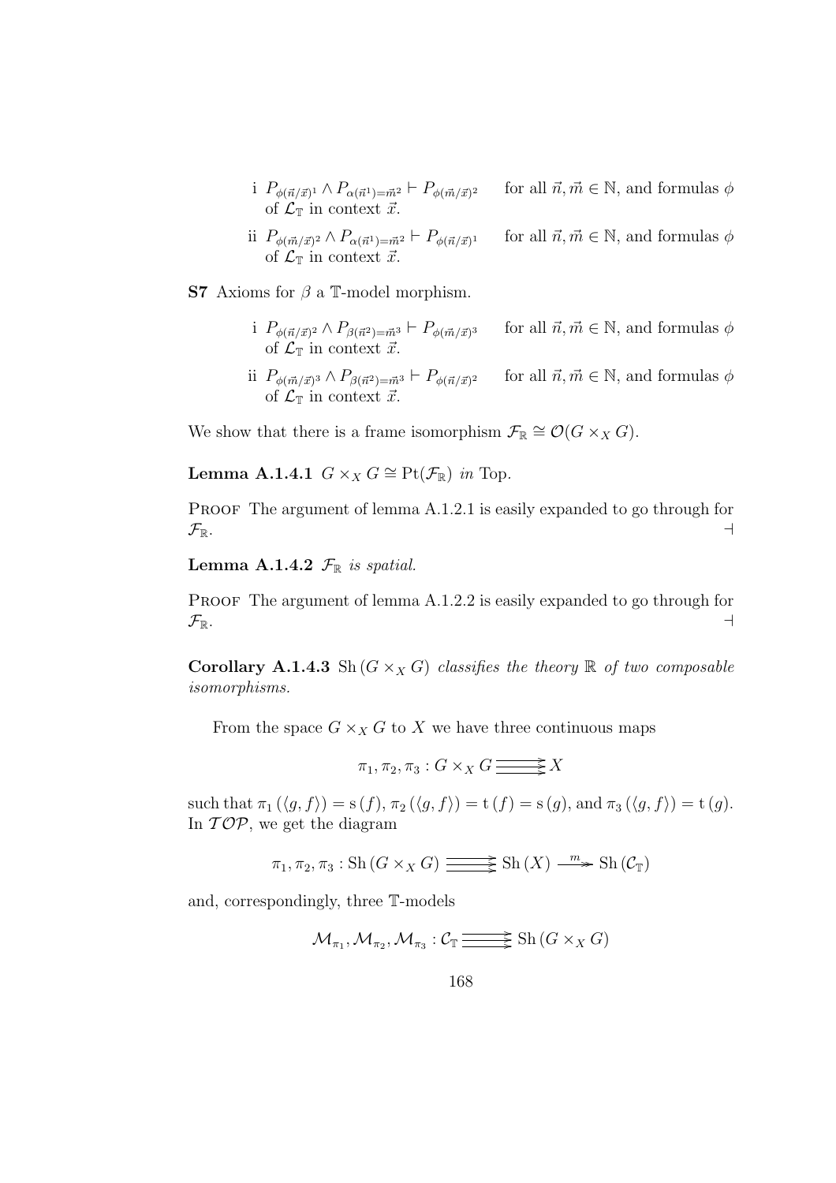i $P_{\phi(\vec{n}/\vec{x})^1} \wedge P_{\alpha(\vec{n}^1)=\vec{m}^2} \vdash P_{\phi(\vec{m}/\vec{x})^2}$ for all $\vec{n}, \vec{m} \in \mathbb{N}$, and formulas $\phi$ of $\mathcal{L}_{\mathbb{T}}$ in context $\vec{x}$.

ii $P_{\phi(\vec{m}/\vec{x})^2} \wedge P_{\alpha(\vec{n}^1)=\vec{m}^2} \vdash P_{\phi(\vec{n}/\vec{x})^1}$ for all $\vec{n}, \vec{m} \in \mathbb{N}$, and formulas $\phi$ of $\mathcal{L}_{\mathbb{T}}$ in context $\vec{x}$.

**S7** Axioms for $\beta$ a $\mathbb{T}$-model morphism.

i $P_{\phi(\vec{n}/\vec{x})^2} \wedge P_{\beta(\vec{n}^2)=\vec{m}^3} \vdash P_{\phi(\vec{m}/\vec{x})^3}$ for all $\vec{n}, \vec{m} \in \mathbb{N}$, and formulas $\phi$ of $\mathcal{L}_{\mathbb{T}}$ in context $\vec{x}$.

ii $P_{\phi(\vec{m}/\vec{x})^3} \wedge P_{\beta(\vec{n}^2)=\vec{m}^3} \vdash P_{\phi(\vec{n}/\vec{x})^2}$ for all $\vec{n}, \vec{m} \in \mathbb{N}$, and formulas $\phi$ of $\mathcal{L}_{\mathbb{T}}$ in context $\vec{x}$.

We show that there is a frame isomorphism $\mathcal{F}_{\mathbb{R}} \cong \mathcal{O}(G \times_X G)$.

**Lemma A.1.4.1** *$G \times_X G \cong \mathrm{Pt}(\mathcal{F}_{\mathbb{R}})$ in* Top.

Proof The argument of lemma A.1.2.1 is easily expanded to go through for $\mathcal{F}_{\mathbb{R}}$. ⊣

**Lemma A.1.4.2** *$\mathcal{F}_{\mathbb{R}}$ is spatial.*

Proof The argument of lemma A.1.2.2 is easily expanded to go through for $\mathcal{F}_{\mathbb{R}}$. ⊣

**Corollary A.1.4.3** *$\mathrm{Sh}(G \times_X G)$ classifies the theory $\mathbb{R}$ of two composable isomorphisms.*

From the space $G \times_X G$ to $X$ we have three continuous maps

$$\pi_1, \pi_2, \pi_3 : G \times_X G \rightrightarrows X$$

such that $\pi_1(\langle g, f\rangle) = \mathrm{s}(f)$, $\pi_2(\langle g, f\rangle) = \mathrm{t}(f) = \mathrm{s}(g)$, and $\pi_3(\langle g, f\rangle) = \mathrm{t}(g)$. In $\mathcal{TOP}$, we get the diagram

$$\pi_1, \pi_2, \pi_3 : \mathrm{Sh}(G \times_X G) \rightrightarrows \mathrm{Sh}(X) \xrightarrow{m} \mathrm{Sh}(\mathcal{C}_{\mathbb{T}})$$

and, correspondingly, three $\mathbb{T}$-models

$$\mathcal{M}_{\pi_1}, \mathcal{M}_{\pi_2}, \mathcal{M}_{\pi_3} : \mathcal{C}_{\mathbb{T}} \rightrightarrows \mathrm{Sh}(G \times_X G)$$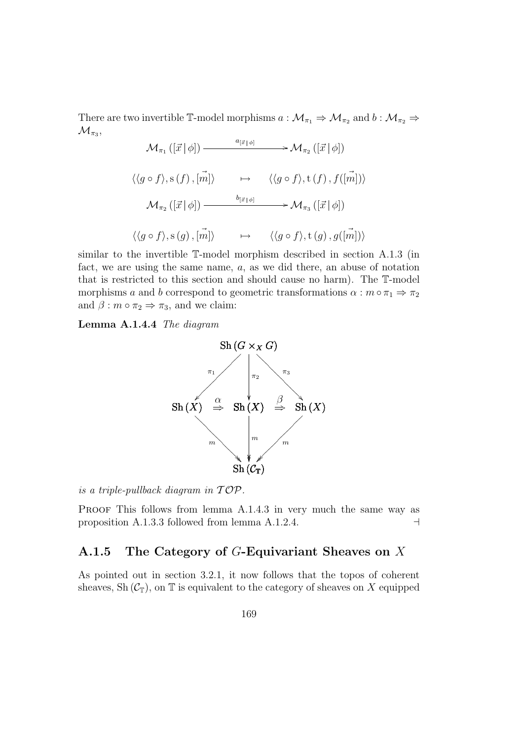There are two invertible $\mathbb{T}$-model morphisms $a : \mathcal{M}_{\pi_1} \Rightarrow \mathcal{M}_{\pi_2}$ and $b : \mathcal{M}_{\pi_2} \Rightarrow \mathcal{M}_{\pi_3}$,

$$\mathcal{M}_{\pi_1}([\vec{x} \,|\, \phi]) \xrightarrow{\quad a_{[\vec{x} \,|\, \phi]} \quad} \mathcal{M}_{\pi_2}([\vec{x} \,|\, \phi])$$

$$\langle \langle g \circ f \rangle, \mathrm{s}(f), \vec{[m]} \rangle \qquad \mapsto \qquad \langle \langle g \circ f \rangle, \mathrm{t}(f), f(\vec{[m]}) \rangle$$

$$\mathcal{M}_{\pi_2}([\vec{x} \,|\, \phi]) \xrightarrow{\quad b_{[\vec{x} \,|\, \phi]} \quad} \mathcal{M}_{\pi_3}([\vec{x} \,|\, \phi])$$

$$\langle \langle g \circ f \rangle, \mathrm{s}(g), \vec{[m]} \rangle \qquad \mapsto \qquad \langle \langle g \circ f \rangle, \mathrm{t}(g), g(\vec{[m]}) \rangle$$

similar to the invertible $\mathbb{T}$-model morphism described in section A.1.3 (in fact, we are using the same name, $a$, as we did there, an abuse of notation that is restricted to this section and should cause no harm). The $\mathbb{T}$-model morphisms $a$ and $b$ correspond to geometric transformations $\alpha : m \circ \pi_1 \Rightarrow \pi_2$ and $\beta : m \circ \pi_2 \Rightarrow \pi_3$, and we claim:

**Lemma A.1.4.4** *The diagram*

$$\begin{array}{ccccc}
 & & \mathrm{Sh}(G \times_X G) & & \\
 & \swarrow^{\pi_1} & \downarrow^{\pi_2} & \searrow^{\pi_3} & \\
\mathrm{Sh}(X) & \overset{\alpha}{\Rightarrow} & \mathrm{Sh}(X) & \overset{\beta}{\Rightarrow} & \mathrm{Sh}(X) \\
 & \searrow_{m} & \downarrow^{m} & \swarrow_{m} & \\
 & & \mathrm{Sh}(\mathcal{C}_{\mathbb{T}}) & &
\end{array}$$

*is a triple-pullback diagram in $\mathcal{TOP}$.*

Proof This follows from lemma A.1.4.3 in very much the same way as proposition A.1.3.3 followed from lemma A.1.2.4. ⊣

## A.1.5 The Category of $G$-Equivariant Sheaves on $X$

As pointed out in section 3.2.1, it now follows that the topos of coherent sheaves, $\mathrm{Sh}(\mathcal{C}_{\mathbb{T}})$, on $\mathbb{T}$ is equivalent to the category of sheaves on $X$ equipped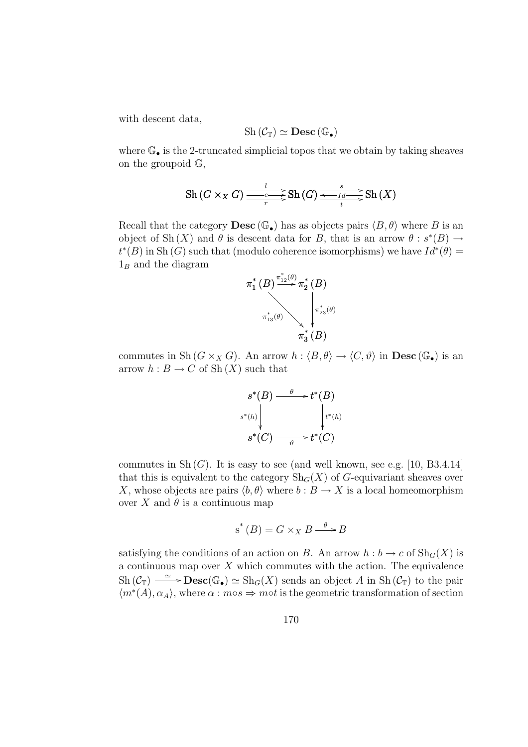with descent data,

$$\mathrm{Sh}\left(\mathcal{C}_{\mathbb{T}}\right) \simeq \mathbf{Desc}\left(\mathbb{G}_{\bullet}\right)$$

where $\mathbb{G}_{\bullet}$ is the 2-truncated simplicial topos that we obtain by taking sheaves on the groupoid $\mathbb{G}$,

$$\mathrm{Sh}\left(G \times_X G\right) \overset{l}{\underset{r}{\overset{c}{\rightrightarrows}}} \mathrm{Sh}\left(G\right) \overset{s}{\underset{t}{\overset{Id}{\leftrightarrows}}} \mathrm{Sh}\left(X\right)$$

Recall that the category $\mathbf{Desc}\left(\mathbb{G}_{\bullet}\right)$ has as objects pairs $\langle B, \theta \rangle$ where $B$ is an object of $\mathrm{Sh}\left(X\right)$ and $\theta$ is descent data for $B$, that is an arrow $\theta : s^*(B) \to t^*(B)$ in $\mathrm{Sh}\left(G\right)$ such that (modulo coherence isomorphisms) we have $Id^*(\theta) = 1_B$ and the diagram

$$\begin{array}{ccc} \pi_1^*(B) & \xrightarrow{\pi_{12}^*(\theta)} & \pi_2^*(B) \\ & \searrow^{\pi_{13}^*(\theta)} & \downarrow{\scriptstyle \pi_{23}^*(\theta)} \\ & & \pi_3^*(B) \end{array}$$

commutes in $\mathrm{Sh}\left(G \times_X G\right)$. An arrow $h : \langle B, \theta \rangle \to \langle C, \vartheta \rangle$ in $\mathbf{Desc}\left(\mathbb{G}_{\bullet}\right)$ is an arrow $h : B \to C$ of $\mathrm{Sh}\left(X\right)$ such that

$$\begin{array}{ccc} s^*(B) & \xrightarrow{\theta} & t^*(B) \\ {\scriptstyle s^*(h)}\downarrow & & \downarrow{\scriptstyle t^*(h)} \\ s^*(C) & \xrightarrow[\vartheta]{} & t^*(C) \end{array}$$

commutes in $\mathrm{Sh}\left(G\right)$. It is easy to see (and well known, see e.g. [10, B3.4.14] that this is equivalent to the category $\mathrm{Sh}_G(X)$ of $G$-equivariant sheaves over $X$, whose objects are pairs $\langle b, \theta \rangle$ where $b : B \to X$ is a local homeomorphism over $X$ and $\theta$ is a continuous map

$$\mathrm{s}^*\left(B\right) = G \times_X B \xrightarrow{\theta} B$$

satisfying the conditions of an action on $B$. An arrow $h : b \to c$ of $\mathrm{Sh}_G(X)$ is a continuous map over $X$ which commutes with the action. The equivalence $\mathrm{Sh}\left(\mathcal{C}_{\mathbb{T}}\right) \xrightarrow{\simeq} \mathbf{Desc}(\mathbb{G}_{\bullet}) \simeq \mathrm{Sh}_G(X)$ sends an object $A$ in $\mathrm{Sh}\left(\mathcal{C}_{\mathbb{T}}\right)$ to the pair $\langle m^*(A), \alpha_A \rangle$, where $\alpha : m \circ s \Rightarrow m \circ t$ is the geometric transformation of section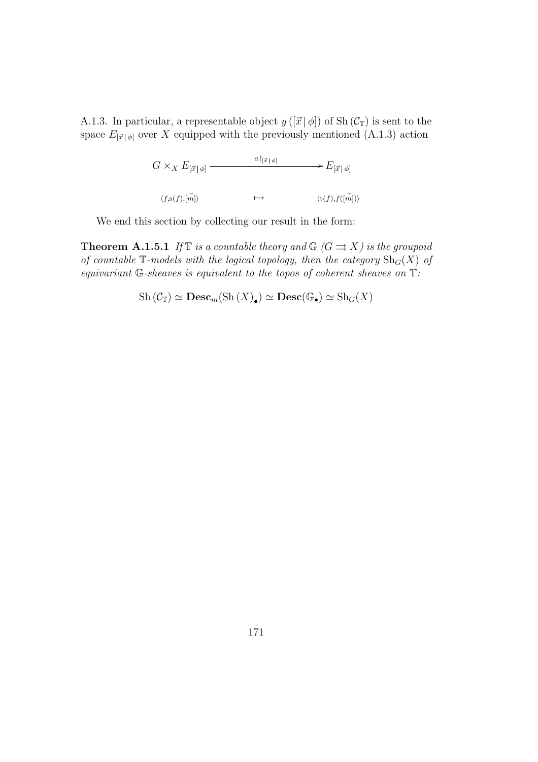A.1.3. In particular, a representable object $y([\vec{x} \mid \phi])$ of $\mathrm{Sh}(\mathcal{C}_{\mathbb{T}})$ is sent to the space $E_{[\vec{x} \mid \phi]}$ over $X$ equipped with the previously mentioned (A.1.3) action

$$\begin{array}{ccc} G \times_X E_{[\vec{x} \mid \phi]} & \xrightarrow{\quad a\upharpoonright_{[\vec{x} \mid \phi]} \quad} & E_{[\vec{x} \mid \phi]} \\ \langle f, \mathrm{s}(f), [\vec{m}] \rangle & \mapsto & \langle \mathrm{t}(f), f([\vec{m}]) \rangle \end{array}$$

We end this section by collecting our result in the form:

**Theorem A.1.5.1** *If $\mathbb{T}$ is a countable theory and $\mathbb{G}$ ($G \rightrightarrows X$) is the groupoid of countable $\mathbb{T}$-models with the logical topology, then the category $\mathrm{Sh}_G(X)$ of equivariant $\mathbb{G}$-sheaves is equivalent to the topos of coherent sheaves on $\mathbb{T}$:*

$$\mathrm{Sh}(\mathcal{C}_{\mathbb{T}}) \simeq \mathbf{Desc}_m(\mathrm{Sh}(X)_\bullet) \simeq \mathbf{Desc}(\mathbb{G}_\bullet) \simeq \mathrm{Sh}_G(X)$$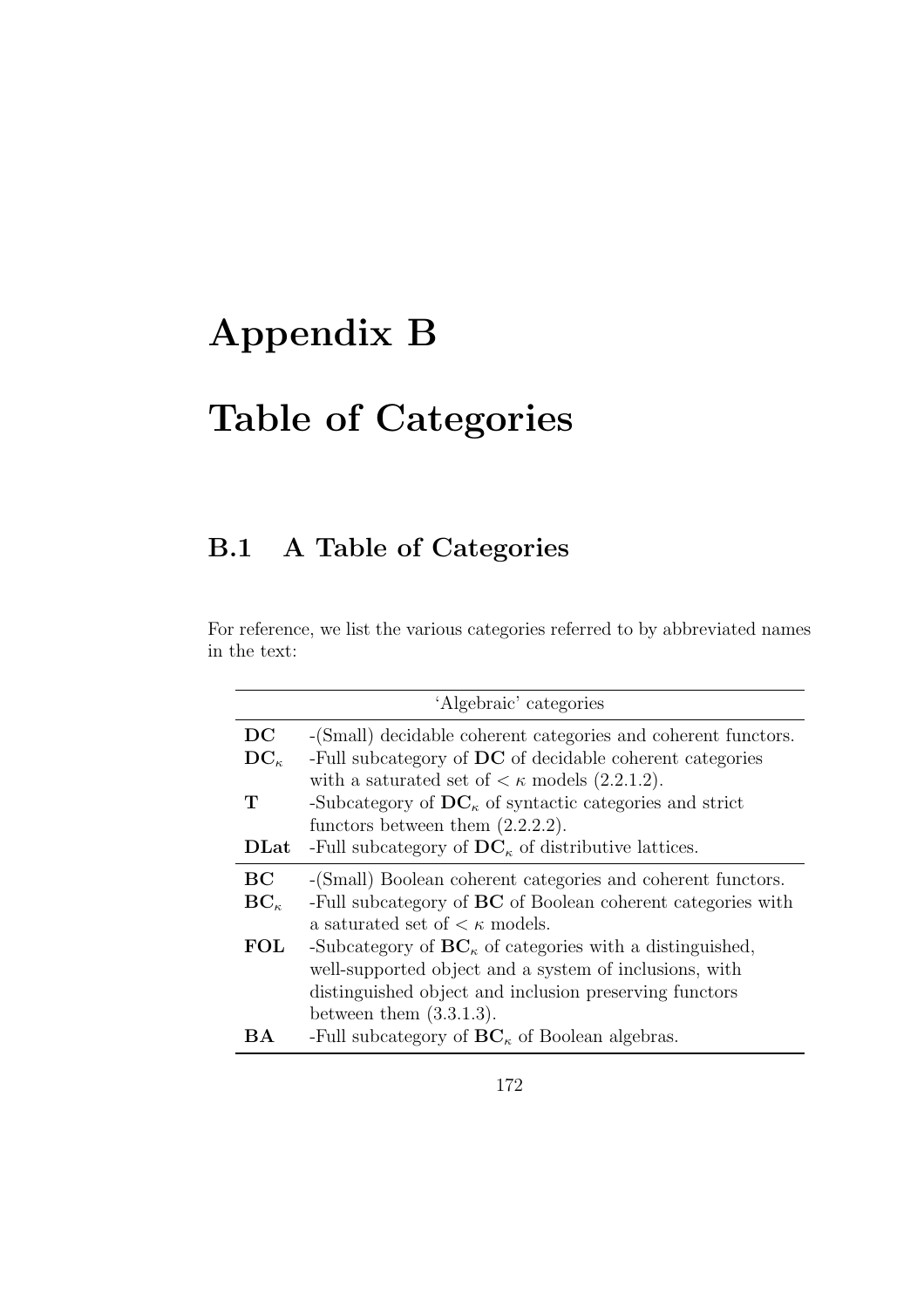# Appendix B

# Table of Categories

## B.1 A Table of Categories

For reference, we list the various categories referred to by abbreviated names in the text:

| 'Algebraic' categories | |
|---|---|
| **DC** | -(Small) decidable coherent categories and coherent functors. |
| $\mathbf{DC}_\kappa$ | -Full subcategory of **DC** of decidable coherent categories with a saturated set of $< \kappa$ models (2.2.1.2). |
| **T** | -Subcategory of $\mathbf{DC}_\kappa$ of syntactic categories and strict functors between them (2.2.2.2). |
| **DLat** | -Full subcategory of $\mathbf{DC}_\kappa$ of distributive lattices. |
| **BC** | -(Small) Boolean coherent categories and coherent functors. |
| $\mathbf{BC}_\kappa$ | -Full subcategory of **BC** of Boolean coherent categories with a saturated set of $< \kappa$ models. |
| **FOL** | -Subcategory of $\mathbf{BC}_\kappa$ of categories with a distinguished, well-supported object and a system of inclusions, with distinguished object and inclusion preserving functors between them (3.3.1.3). |
| **BA** | -Full subcategory of $\mathbf{BC}_\kappa$ of Boolean algebras. |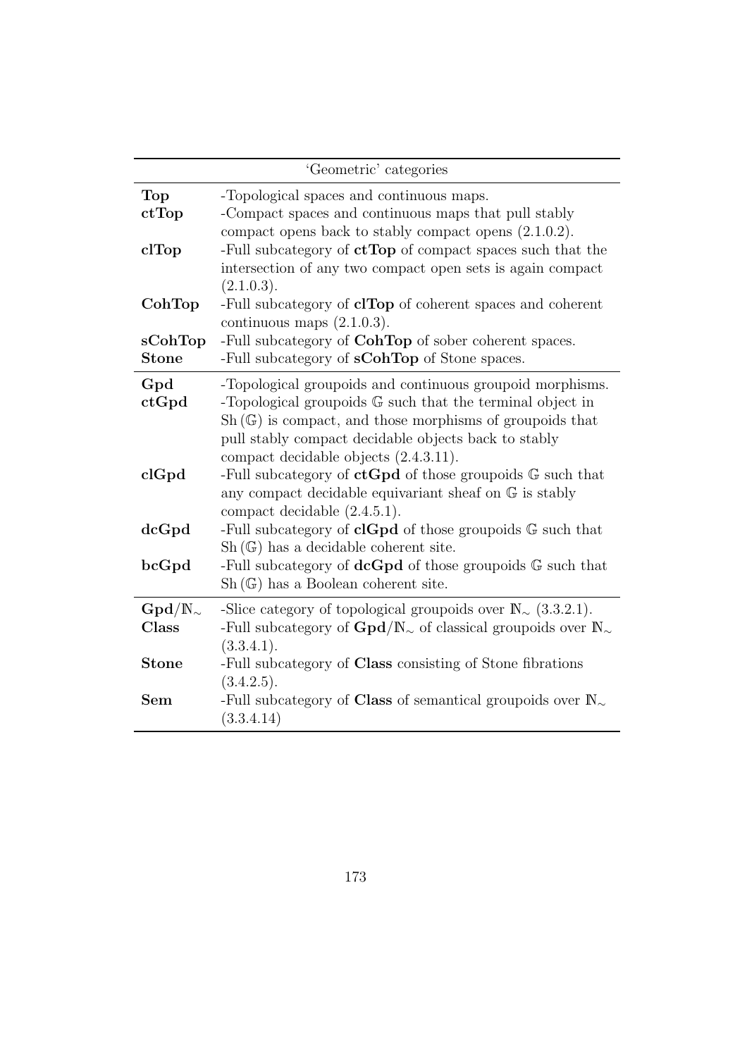| 'Geometric' categories | |
|---|---|
| **Top** | -Topological spaces and continuous maps. |
| **ctTop** | -Compact spaces and continuous maps that pull stably compact opens back to stably compact opens (2.1.0.2). |
| **clTop** | -Full subcategory of **ctTop** of compact spaces such that the intersection of any two compact open sets is again compact (2.1.0.3). |
| **CohTop** | -Full subcategory of **clTop** of coherent spaces and coherent continuous maps (2.1.0.3). |
| **sCohTop** | -Full subcategory of **CohTop** of sober coherent spaces. |
| **Stone** | -Full subcategory of **sCohTop** of Stone spaces. |
| **Gpd** | -Topological groupoids and continuous groupoid morphisms. |
| **ctGpd** | -Topological groupoids $\mathbb{G}$ such that the terminal object in $\mathrm{Sh}(\mathbb{G})$ is compact, and those morphisms of groupoids that pull stably compact decidable objects back to stably compact decidable objects (2.4.3.11). |
| **clGpd** | -Full subcategory of **ctGpd** of those groupoids $\mathbb{G}$ such that any compact decidable equivariant sheaf on $\mathbb{G}$ is stably compact decidable (2.4.5.1). |
| **dcGpd** | -Full subcategory of **clGpd** of those groupoids $\mathbb{G}$ such that $\mathrm{Sh}(\mathbb{G})$ has a decidable coherent site. |
| **bcGpd** | -Full subcategory of **dcGpd** of those groupoids $\mathbb{G}$ such that $\mathrm{Sh}(\mathbb{G})$ has a Boolean coherent site. |
| $\mathbf{Gpd}/\mathbb{N}_\sim$ | -Slice category of topological groupoids over $\mathbb{N}_\sim$ (3.3.2.1). |
| **Class** | -Full subcategory of $\mathbf{Gpd}/\mathbb{N}_\sim$ of classical groupoids over $\mathbb{N}_\sim$ (3.3.4.1). |
| **Stone** | -Full subcategory of **Class** consisting of Stone fibrations (3.4.2.5). |
| **Sem** | -Full subcategory of **Class** of semantical groupoids over $\mathbb{N}_\sim$ (3.3.4.14) |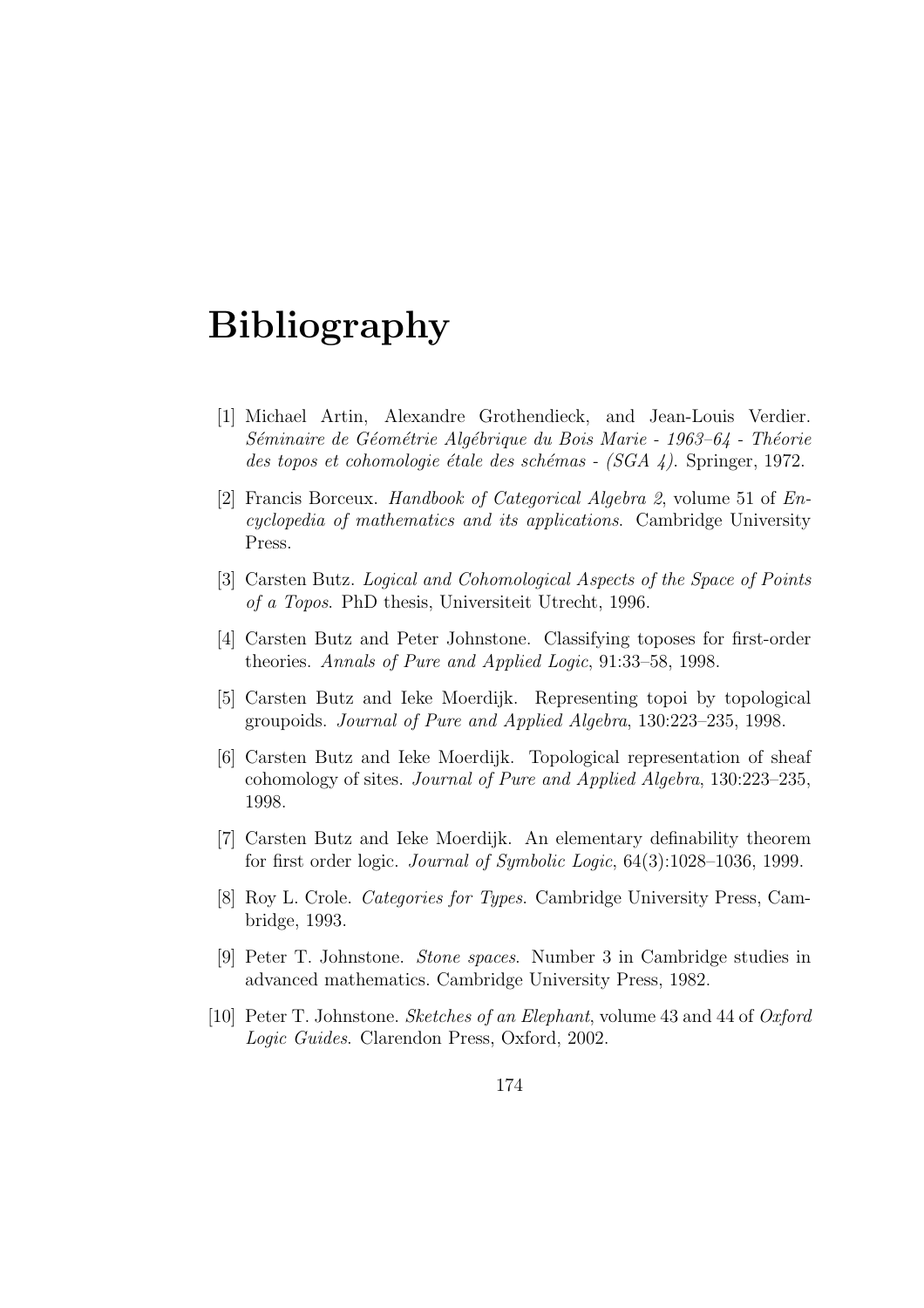# Bibliography

[1] Michael Artin, Alexandre Grothendieck, and Jean-Louis Verdier. *Séminaire de Géométrie Algébrique du Bois Marie - 1963–64 - Théorie des topos et cohomologie étale des schémas - (SGA 4)*. Springer, 1972.

[2] Francis Borceux. *Handbook of Categorical Algebra 2*, volume 51 of *Encyclopedia of mathematics and its applications*. Cambridge University Press.

[3] Carsten Butz. *Logical and Cohomological Aspects of the Space of Points of a Topos*. PhD thesis, Universiteit Utrecht, 1996.

[4] Carsten Butz and Peter Johnstone. Classifying toposes for first-order theories. *Annals of Pure and Applied Logic*, 91:33–58, 1998.

[5] Carsten Butz and Ieke Moerdijk. Representing topoi by topological groupoids. *Journal of Pure and Applied Algebra*, 130:223–235, 1998.

[6] Carsten Butz and Ieke Moerdijk. Topological representation of sheaf cohomology of sites. *Journal of Pure and Applied Algebra*, 130:223–235, 1998.

[7] Carsten Butz and Ieke Moerdijk. An elementary definability theorem for first order logic. *Journal of Symbolic Logic*, 64(3):1028–1036, 1999.

[8] Roy L. Crole. *Categories for Types*. Cambridge University Press, Cambridge, 1993.

[9] Peter T. Johnstone. *Stone spaces*. Number 3 in Cambridge studies in advanced mathematics. Cambridge University Press, 1982.

[10] Peter T. Johnstone. *Sketches of an Elephant*, volume 43 and 44 of *Oxford Logic Guides*. Clarendon Press, Oxford, 2002.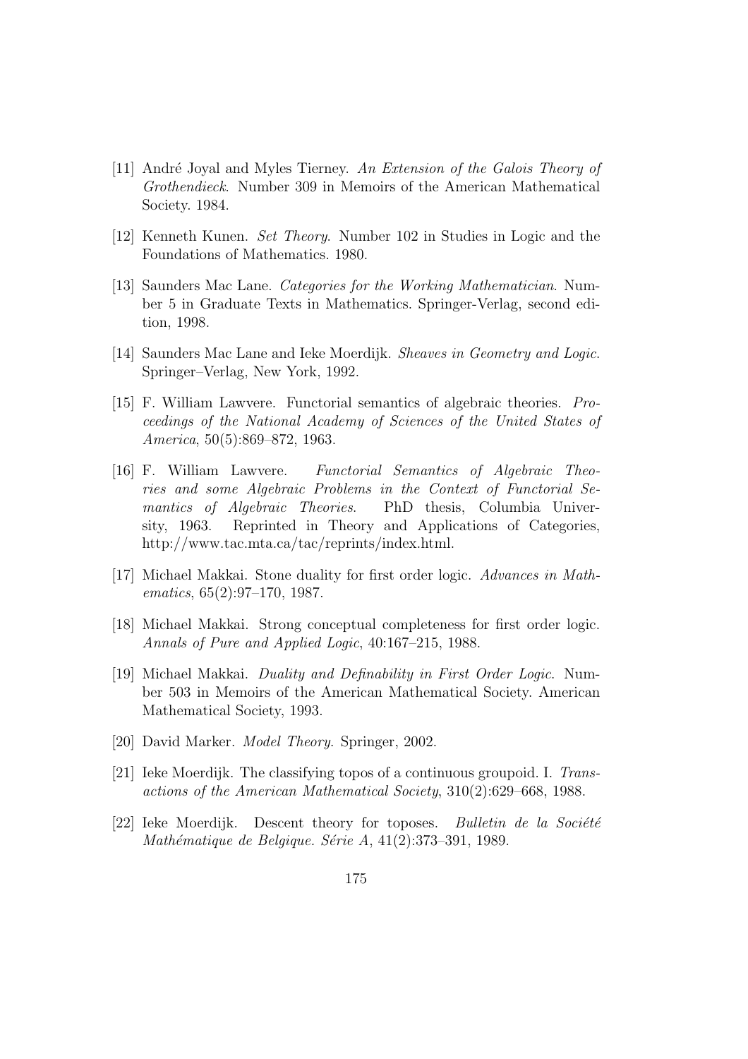[11] André Joyal and Myles Tierney. *An Extension of the Galois Theory of Grothendieck*. Number 309 in Memoirs of the American Mathematical Society. 1984.

[12] Kenneth Kunen. *Set Theory*. Number 102 in Studies in Logic and the Foundations of Mathematics. 1980.

[13] Saunders Mac Lane. *Categories for the Working Mathematician*. Number 5 in Graduate Texts in Mathematics. Springer-Verlag, second edition, 1998.

[14] Saunders Mac Lane and Ieke Moerdijk. *Sheaves in Geometry and Logic*. Springer–Verlag, New York, 1992.

[15] F. William Lawvere. Functorial semantics of algebraic theories. *Proceedings of the National Academy of Sciences of the United States of America*, 50(5):869–872, 1963.

[16] F. William Lawvere. *Functorial Semantics of Algebraic Theories and some Algebraic Problems in the Context of Functorial Semantics of Algebraic Theories*. PhD thesis, Columbia University, 1963. Reprinted in Theory and Applications of Categories, http://www.tac.mta.ca/tac/reprints/index.html.

[17] Michael Makkai. Stone duality for first order logic. *Advances in Mathematics*, 65(2):97–170, 1987.

[18] Michael Makkai. Strong conceptual completeness for first order logic. *Annals of Pure and Applied Logic*, 40:167–215, 1988.

[19] Michael Makkai. *Duality and Definability in First Order Logic*. Number 503 in Memoirs of the American Mathematical Society. American Mathematical Society, 1993.

[20] David Marker. *Model Theory*. Springer, 2002.

[21] Ieke Moerdijk. The classifying topos of a continuous groupoid. I. *Transactions of the American Mathematical Society*, 310(2):629–668, 1988.

[22] Ieke Moerdijk. Descent theory for toposes. *Bulletin de la Société Mathématique de Belgique. Série A*, 41(2):373–391, 1989.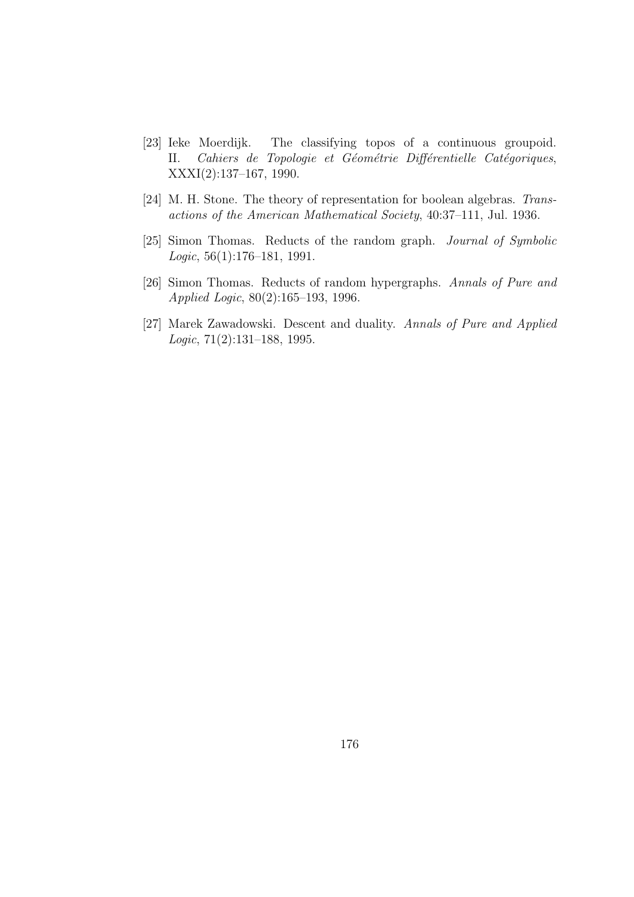[23] Ieke Moerdijk. The classifying topos of a continuous groupoid. II. *Cahiers de Topologie et Géométrie Différentielle Catégoriques*, XXXI(2):137–167, 1990.

[24] M. H. Stone. The theory of representation for boolean algebras. *Transactions of the American Mathematical Society*, 40:37–111, Jul. 1936.

[25] Simon Thomas. Reducts of the random graph. *Journal of Symbolic Logic*, 56(1):176–181, 1991.

[26] Simon Thomas. Reducts of random hypergraphs. *Annals of Pure and Applied Logic*, 80(2):165–193, 1996.

[27] Marek Zawadowski. Descent and duality. *Annals of Pure and Applied Logic*, 71(2):131–188, 1995.